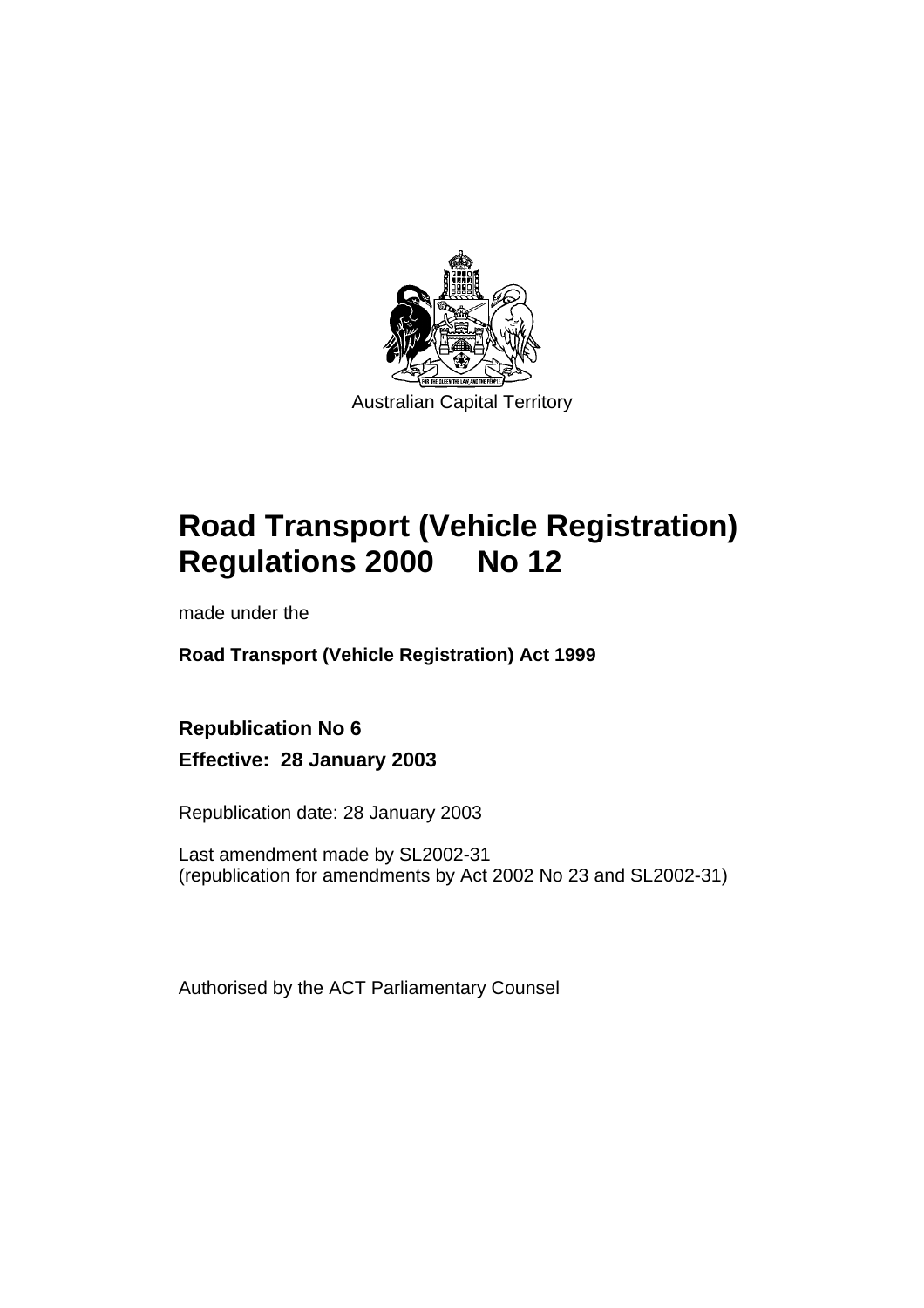Australian Capital Territory

# Road Transport (Vehicle Registration) Regulations 2000 No 12

made under the

**Road Transport (Vehicle Registration) Act 1999**

**Republication No 6**

**Effective: 28 January 2003**

Republication date: 28 January 2003

Last amendment made by SL2002-31
(republication for amendments by Act 2002 No 23 and SL2002-31)

Authorised by the ACT Parliamentary Counsel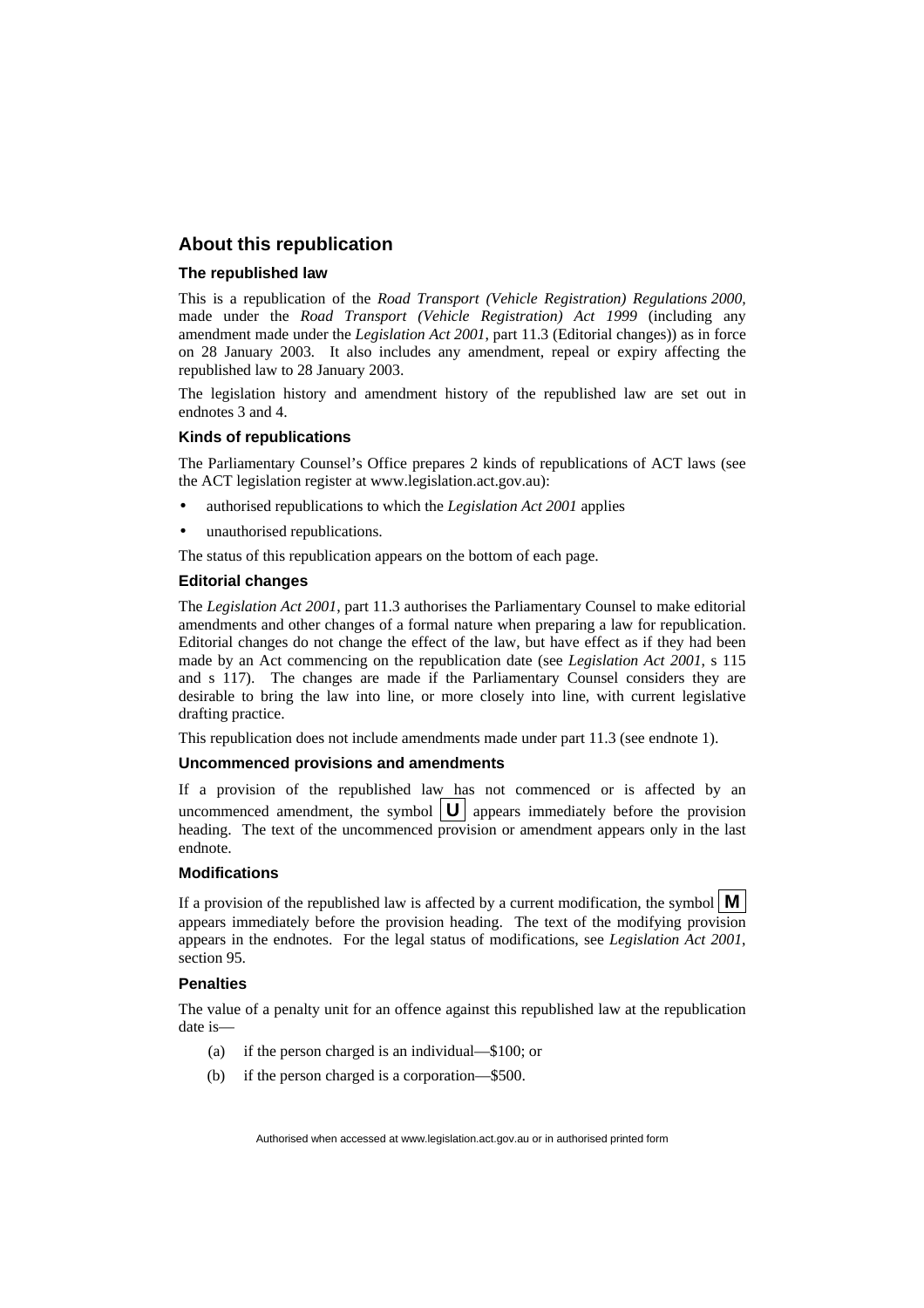## About this republication

### The republished law

This is a republication of the *Road Transport (Vehicle Registration) Regulations 2000*, made under the *Road Transport (Vehicle Registration) Act 1999* (including any amendment made under the *Legislation Act 2001*, part 11.3 (Editorial changes)) as in force on 28 January 2003. It also includes any amendment, repeal or expiry affecting the republished law to 28 January 2003.

The legislation history and amendment history of the republished law are set out in endnotes 3 and 4.

### Kinds of republications

The Parliamentary Counsel's Office prepares 2 kinds of republications of ACT laws (see the ACT legislation register at www.legislation.act.gov.au):

- authorised republications to which the *Legislation Act 2001* applies
- unauthorised republications.

The status of this republication appears on the bottom of each page.

### Editorial changes

The *Legislation Act 2001*, part 11.3 authorises the Parliamentary Counsel to make editorial amendments and other changes of a formal nature when preparing a law for republication. Editorial changes do not change the effect of the law, but have effect as if they had been made by an Act commencing on the republication date (see *Legislation Act 2001*, s 115 and s 117). The changes are made if the Parliamentary Counsel considers they are desirable to bring the law into line, or more closely into line, with current legislative drafting practice.

This republication does not include amendments made under part 11.3 (see endnote 1).

### Uncommenced provisions and amendments

If a provision of the republished law has not commenced or is affected by an uncommenced amendment, the symbol **U** appears immediately before the provision heading. The text of the uncommenced provision or amendment appears only in the last endnote.

### Modifications

If a provision of the republished law is affected by a current modification, the symbol **M** appears immediately before the provision heading. The text of the modifying provision appears in the endnotes. For the legal status of modifications, see *Legislation Act 2001*, section 95.

### Penalties

The value of a penalty unit for an offence against this republished law at the republication date is—

(a) if the person charged is an individual—$100; or

(b) if the person charged is a corporation—$500.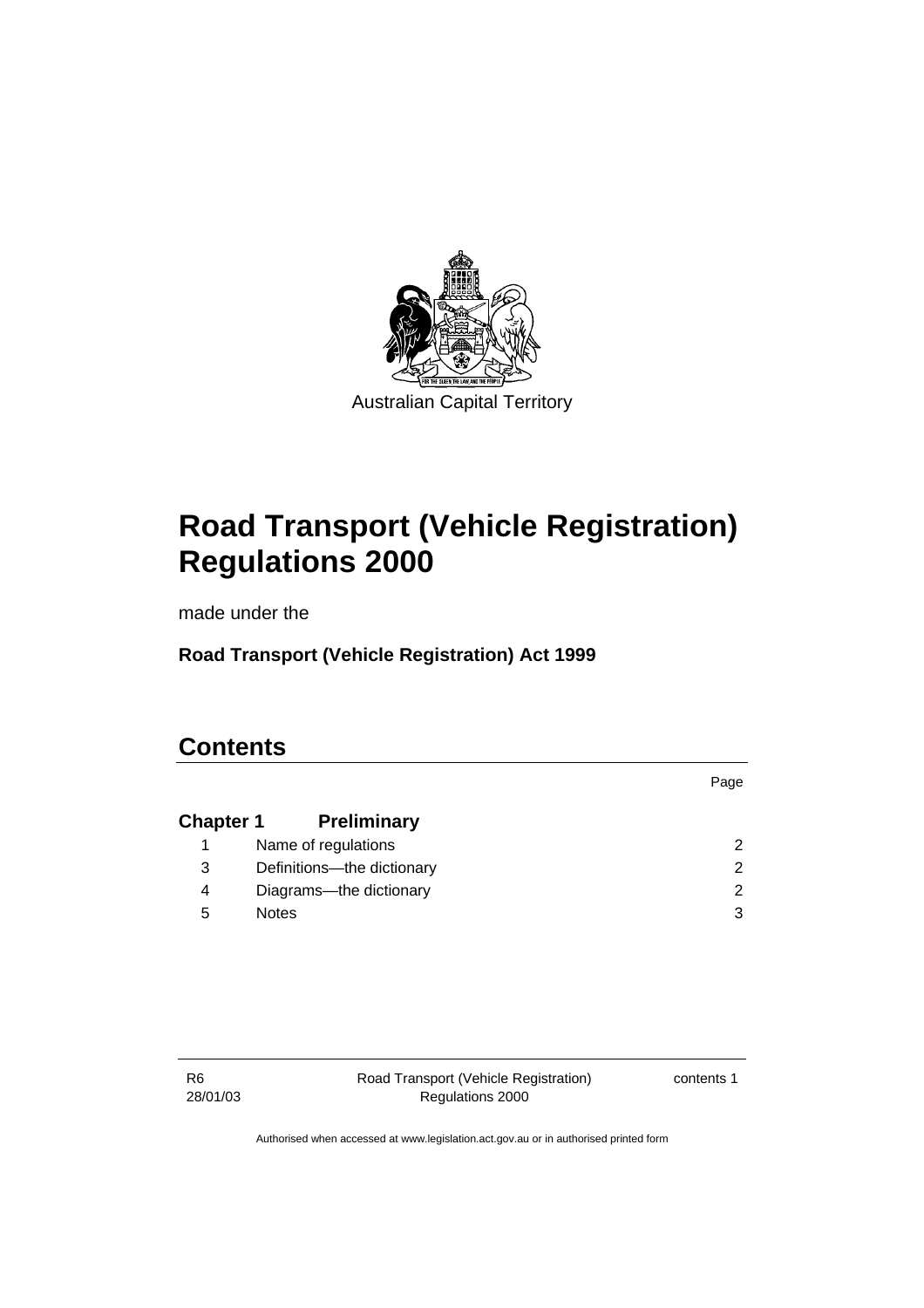Australian Capital Territory

# Road Transport (Vehicle Registration) Regulations 2000

made under the

**Road Transport (Vehicle Registration) Act 1999**

## Contents

| | | Page |
|---|---|---|
| **Chapter 1** | **Preliminary** | |
| 1 | Name of regulations | 2 |
| 3 | Definitions—the dictionary | 2 |
| 4 | Diagrams—the dictionary | 2 |
| 5 | Notes | 3 |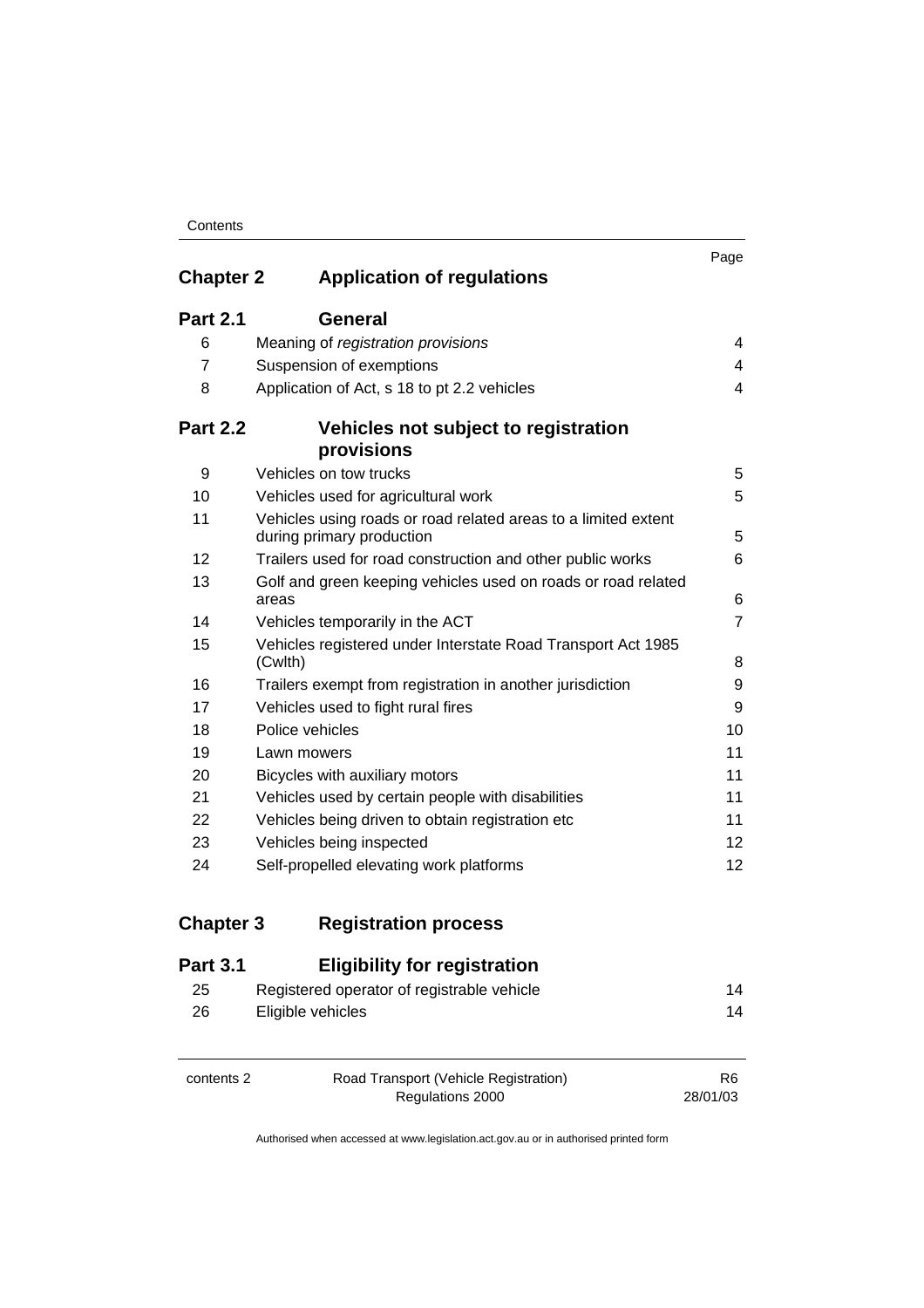| | | Page |
|---|---|---|
| **Chapter 2** | **Application of regulations** | |
| **Part 2.1** | **General** | |
| 6 | Meaning of *registration provisions* | 4 |
| 7 | Suspension of exemptions | 4 |
| 8 | Application of Act, s 18 to pt 2.2 vehicles | 4 |
| **Part 2.2** | **Vehicles not subject to registration provisions** | |
| 9 | Vehicles on tow trucks | 5 |
| 10 | Vehicles used for agricultural work | 5 |
| 11 | Vehicles using roads or road related areas to a limited extent during primary production | 5 |
| 12 | Trailers used for road construction and other public works | 6 |
| 13 | Golf and green keeping vehicles used on roads or road related areas | 6 |
| 14 | Vehicles temporarily in the ACT | 7 |
| 15 | Vehicles registered under Interstate Road Transport Act 1985 (Cwlth) | 8 |
| 16 | Trailers exempt from registration in another jurisdiction | 9 |
| 17 | Vehicles used to fight rural fires | 9 |
| 18 | Police vehicles | 10 |
| 19 | Lawn mowers | 11 |
| 20 | Bicycles with auxiliary motors | 11 |
| 21 | Vehicles used by certain people with disabilities | 11 |
| 22 | Vehicles being driven to obtain registration etc | 11 |
| 23 | Vehicles being inspected | 12 |
| 24 | Self-propelled elevating work platforms | 12 |
| **Chapter 3** | **Registration process** | |
| **Part 3.1** | **Eligibility for registration** | |
| 25 | Registered operator of registrable vehicle | 14 |
| 26 | Eligible vehicles | 14 |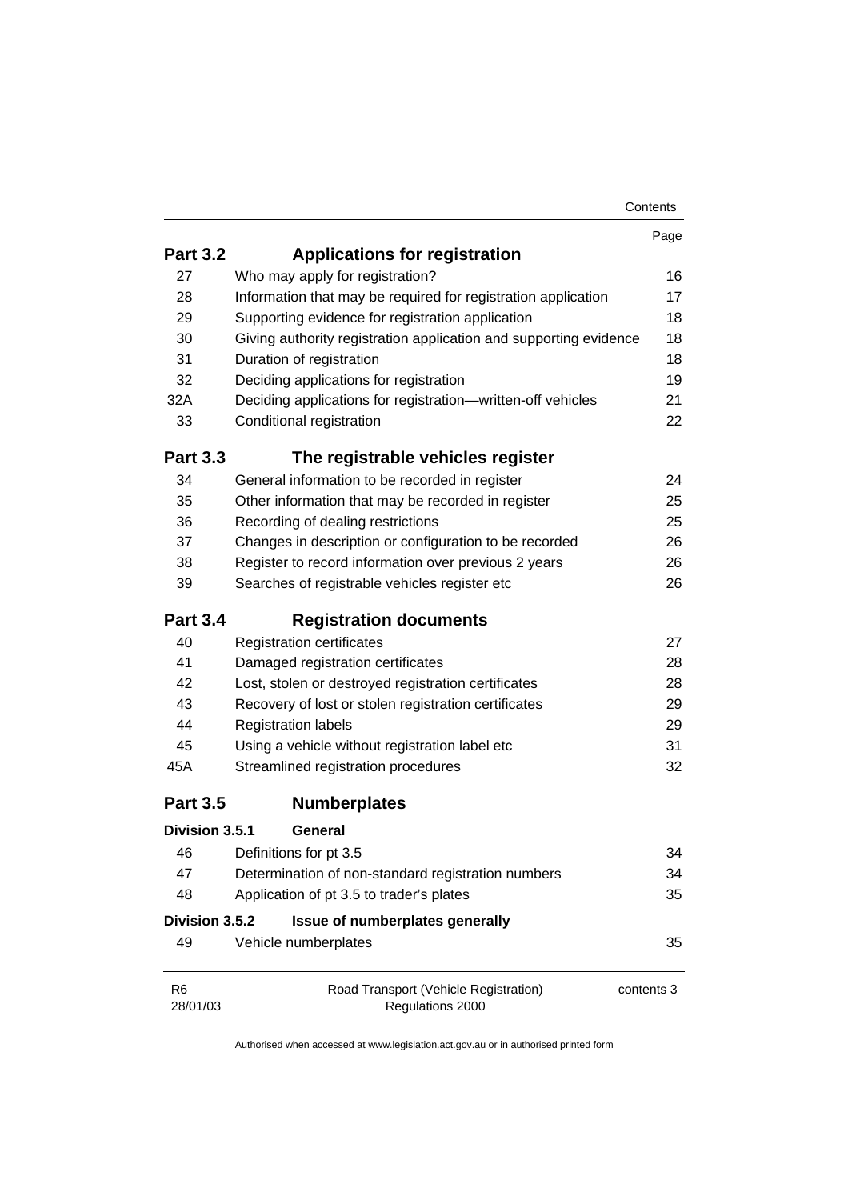| | | Page |
|---|---|---|
| **Part 3.2** | **Applications for registration** | |
| 27 | Who may apply for registration? | 16 |
| 28 | Information that may be required for registration application | 17 |
| 29 | Supporting evidence for registration application | 18 |
| 30 | Giving authority registration application and supporting evidence | 18 |
| 31 | Duration of registration | 18 |
| 32 | Deciding applications for registration | 19 |
| 32A | Deciding applications for registration—written-off vehicles | 21 |
| 33 | Conditional registration | 22 |
| **Part 3.3** | **The registrable vehicles register** | |
| 34 | General information to be recorded in register | 24 |
| 35 | Other information that may be recorded in register | 25 |
| 36 | Recording of dealing restrictions | 25 |
| 37 | Changes in description or configuration to be recorded | 26 |
| 38 | Register to record information over previous 2 years | 26 |
| 39 | Searches of registrable vehicles register etc | 26 |
| **Part 3.4** | **Registration documents** | |
| 40 | Registration certificates | 27 |
| 41 | Damaged registration certificates | 28 |
| 42 | Lost, stolen or destroyed registration certificates | 28 |
| 43 | Recovery of lost or stolen registration certificates | 29 |
| 44 | Registration labels | 29 |
| 45 | Using a vehicle without registration label etc | 31 |
| 45A | Streamlined registration procedures | 32 |
| **Part 3.5** | **Numberplates** | |
| **Division 3.5.1** | **General** | |
| 46 | Definitions for pt 3.5 | 34 |
| 47 | Determination of non-standard registration numbers | 34 |
| 48 | Application of pt 3.5 to trader's plates | 35 |
| **Division 3.5.2** | **Issue of numberplates generally** | |
| 49 | Vehicle numberplates | 35 |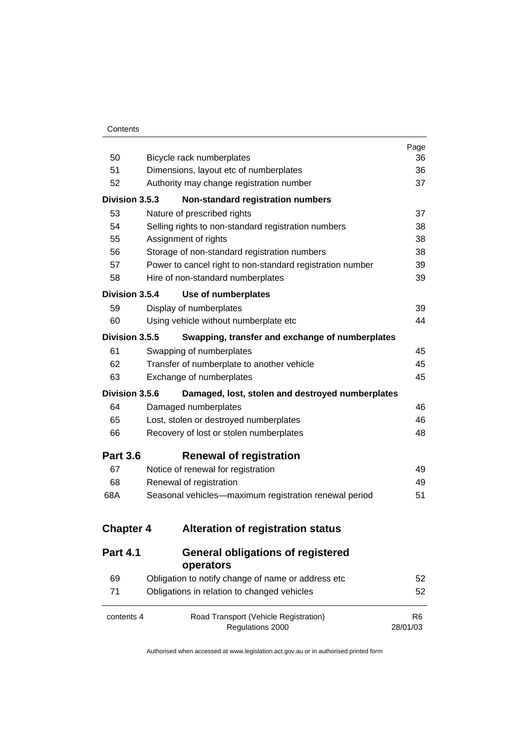| | | Page |
|---|---|---|
| 50 | Bicycle rack numberplates | 36 |
| 51 | Dimensions, layout etc of numberplates | 36 |
| 52 | Authority may change registration number | 37 |
| **Division 3.5.3** | **Non-standard registration numbers** | |
| 53 | Nature of prescribed rights | 37 |
| 54 | Selling rights to non-standard registration numbers | 38 |
| 55 | Assignment of rights | 38 |
| 56 | Storage of non-standard registration numbers | 38 |
| 57 | Power to cancel right to non-standard registration number | 39 |
| 58 | Hire of non-standard numberplates | 39 |
| **Division 3.5.4** | **Use of numberplates** | |
| 59 | Display of numberplates | 39 |
| 60 | Using vehicle without numberplate etc | 44 |
| **Division 3.5.5** | **Swapping, transfer and exchange of numberplates** | |
| 61 | Swapping of numberplates | 45 |
| 62 | Transfer of numberplate to another vehicle | 45 |
| 63 | Exchange of numberplates | 45 |
| **Division 3.5.6** | **Damaged, lost, stolen and destroyed numberplates** | |
| 64 | Damaged numberplates | 46 |
| 65 | Lost, stolen or destroyed numberplates | 46 |
| 66 | Recovery of lost or stolen numberplates | 48 |
| **Part 3.6** | **Renewal of registration** | |
| 67 | Notice of renewal for registration | 49 |
| 68 | Renewal of registration | 49 |
| 68A | Seasonal vehicles—maximum registration renewal period | 51 |
| **Chapter 4** | **Alteration of registration status** | |
| **Part 4.1** | **General obligations of registered operators** | |
| 69 | Obligation to notify change of name or address etc | 52 |
| 71 | Obligations in relation to changed vehicles | 52 |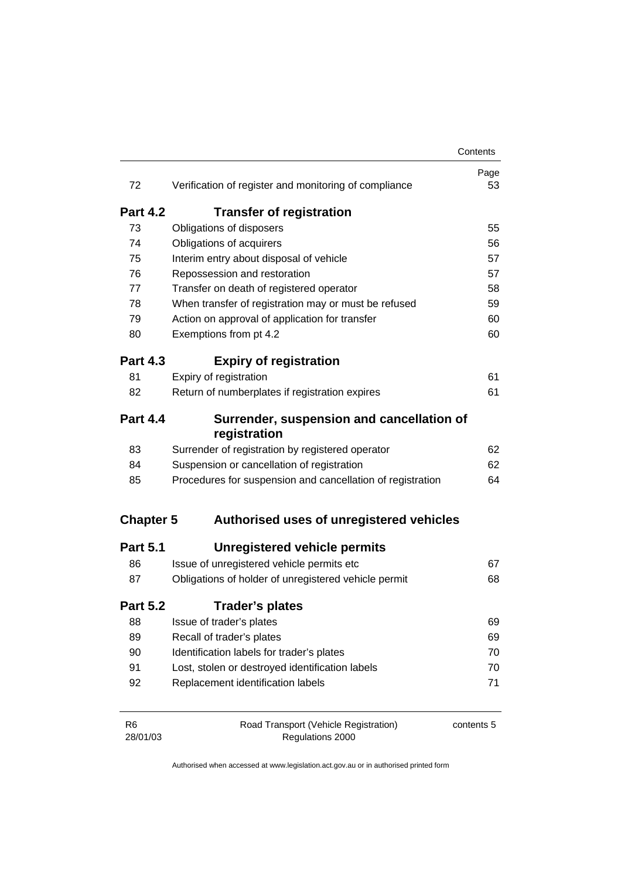| | | Page |
|---|---|---|
| 72 | Verification of register and monitoring of compliance | 53 |
| **Part 4.2** | **Transfer of registration** | |
| 73 | Obligations of disposers | 55 |
| 74 | Obligations of acquirers | 56 |
| 75 | Interim entry about disposal of vehicle | 57 |
| 76 | Repossession and restoration | 57 |
| 77 | Transfer on death of registered operator | 58 |
| 78 | When transfer of registration may or must be refused | 59 |
| 79 | Action on approval of application for transfer | 60 |
| 80 | Exemptions from pt 4.2 | 60 |
| **Part 4.3** | **Expiry of registration** | |
| 81 | Expiry of registration | 61 |
| 82 | Return of numberplates if registration expires | 61 |
| **Part 4.4** | **Surrender, suspension and cancellation of registration** | |
| 83 | Surrender of registration by registered operator | 62 |
| 84 | Suspension or cancellation of registration | 62 |
| 85 | Procedures for suspension and cancellation of registration | 64 |
| **Chapter 5** | **Authorised uses of unregistered vehicles** | |
| **Part 5.1** | **Unregistered vehicle permits** | |
| 86 | Issue of unregistered vehicle permits etc | 67 |
| 87 | Obligations of holder of unregistered vehicle permit | 68 |
| **Part 5.2** | **Trader's plates** | |
| 88 | Issue of trader's plates | 69 |
| 89 | Recall of trader's plates | 69 |
| 90 | Identification labels for trader's plates | 70 |
| 91 | Lost, stolen or destroyed identification labels | 70 |
| 92 | Replacement identification labels | 71 |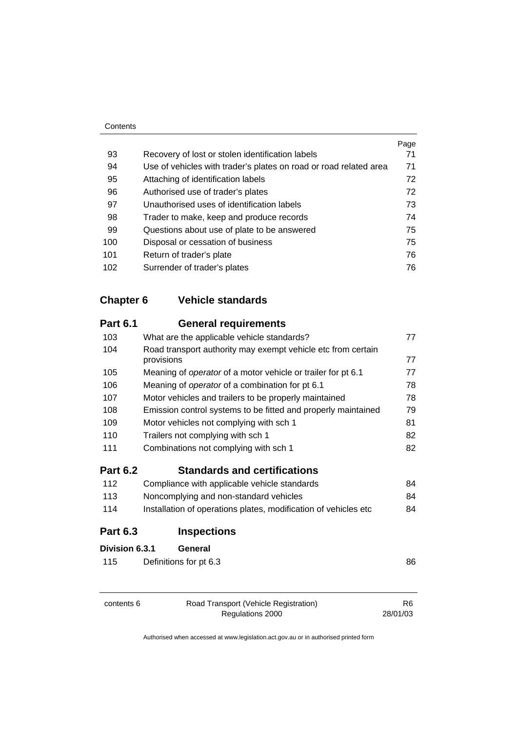| | | Page |
|---|---|---|
| 93 | Recovery of lost or stolen identification labels | 71 |
| 94 | Use of vehicles with trader's plates on road or road related area | 71 |
| 95 | Attaching of identification labels | 72 |
| 96 | Authorised use of trader's plates | 72 |
| 97 | Unauthorised uses of identification labels | 73 |
| 98 | Trader to make, keep and produce records | 74 |
| 99 | Questions about use of plate to be answered | 75 |
| 100 | Disposal or cessation of business | 75 |
| 101 | Return of trader's plate | 76 |
| 102 | Surrender of trader's plates | 76 |

## Chapter 6 Vehicle standards

### Part 6.1 General requirements

| | | |
|---|---|---|
| 103 | What are the applicable vehicle standards? | 77 |
| 104 | Road transport authority may exempt vehicle etc from certain provisions | 77 |
| 105 | Meaning of *operator* of a motor vehicle or trailer for pt 6.1 | 77 |
| 106 | Meaning of *operator* of a combination for pt 6.1 | 78 |
| 107 | Motor vehicles and trailers to be properly maintained | 78 |
| 108 | Emission control systems to be fitted and properly maintained | 79 |
| 109 | Motor vehicles not complying with sch 1 | 81 |
| 110 | Trailers not complying with sch 1 | 82 |
| 111 | Combinations not complying with sch 1 | 82 |

### Part 6.2 Standards and certifications

| | | |
|---|---|---|
| 112 | Compliance with applicable vehicle standards | 84 |
| 113 | Noncomplying and non-standard vehicles | 84 |
| 114 | Installation of operations plates, modification of vehicles etc | 84 |

### Part 6.3 Inspections

#### Division 6.3.1 General

| | | |
|---|---|---|
| 115 | Definitions for pt 6.3 | 86 |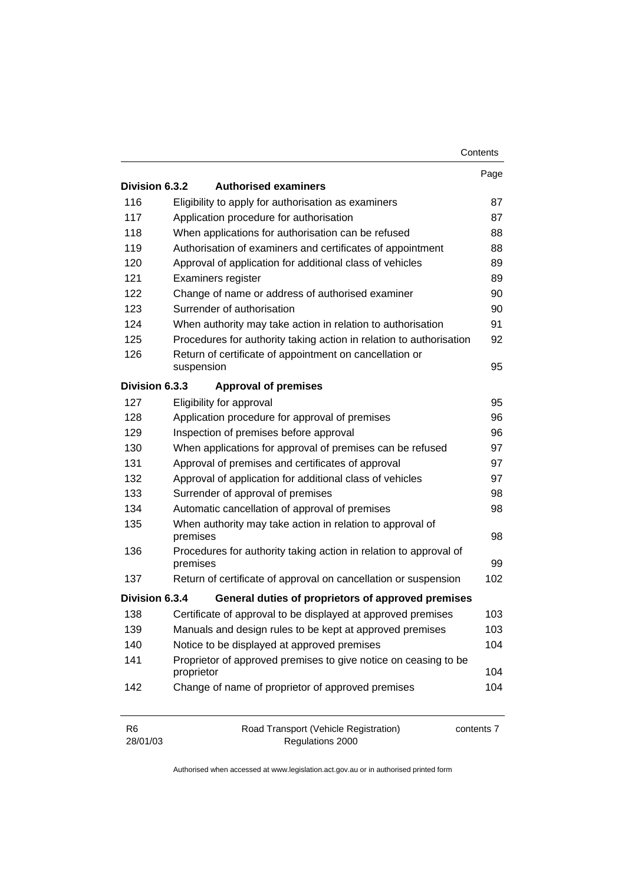| | | Page |
|---|---|---|
| **Division 6.3.2** | **Authorised examiners** | |
| 116 | Eligibility to apply for authorisation as examiners | 87 |
| 117 | Application procedure for authorisation | 87 |
| 118 | When applications for authorisation can be refused | 88 |
| 119 | Authorisation of examiners and certificates of appointment | 88 |
| 120 | Approval of application for additional class of vehicles | 89 |
| 121 | Examiners register | 89 |
| 122 | Change of name or address of authorised examiner | 90 |
| 123 | Surrender of authorisation | 90 |
| 124 | When authority may take action in relation to authorisation | 91 |
| 125 | Procedures for authority taking action in relation to authorisation | 92 |
| 126 | Return of certificate of appointment on cancellation or suspension | 95 |
| **Division 6.3.3** | **Approval of premises** | |
| 127 | Eligibility for approval | 95 |
| 128 | Application procedure for approval of premises | 96 |
| 129 | Inspection of premises before approval | 96 |
| 130 | When applications for approval of premises can be refused | 97 |
| 131 | Approval of premises and certificates of approval | 97 |
| 132 | Approval of application for additional class of vehicles | 97 |
| 133 | Surrender of approval of premises | 98 |
| 134 | Automatic cancellation of approval of premises | 98 |
| 135 | When authority may take action in relation to approval of premises | 98 |
| 136 | Procedures for authority taking action in relation to approval of premises | 99 |
| 137 | Return of certificate of approval on cancellation or suspension | 102 |
| **Division 6.3.4** | **General duties of proprietors of approved premises** | |
| 138 | Certificate of approval to be displayed at approved premises | 103 |
| 139 | Manuals and design rules to be kept at approved premises | 103 |
| 140 | Notice to be displayed at approved premises | 104 |
| 141 | Proprietor of approved premises to give notice on ceasing to be proprietor | 104 |
| 142 | Change of name of proprietor of approved premises | 104 |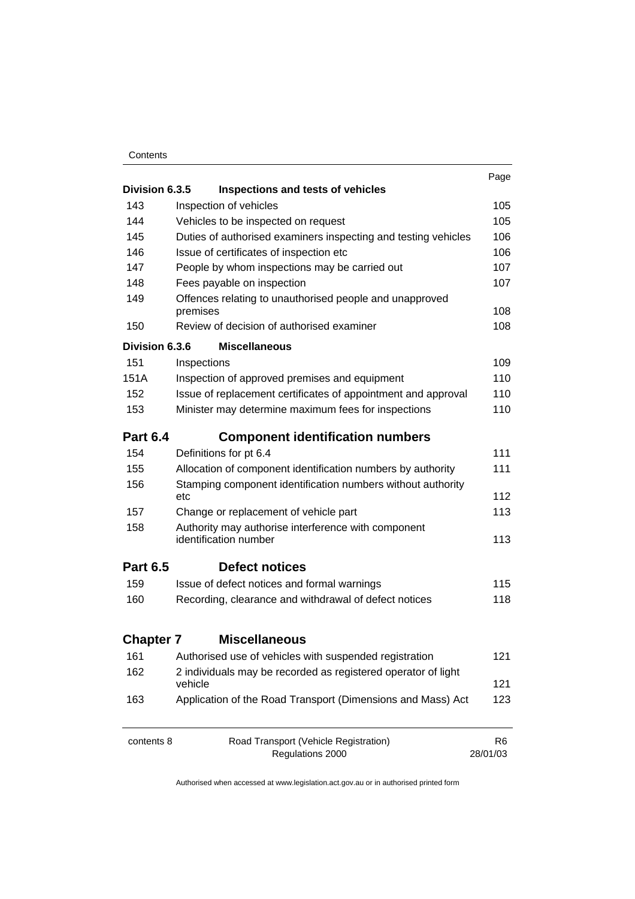| | | Page |
|---|---|---|
| **Division 6.3.5** | **Inspections and tests of vehicles** | |
| 143 | Inspection of vehicles | 105 |
| 144 | Vehicles to be inspected on request | 105 |
| 145 | Duties of authorised examiners inspecting and testing vehicles | 106 |
| 146 | Issue of certificates of inspection etc | 106 |
| 147 | People by whom inspections may be carried out | 107 |
| 148 | Fees payable on inspection | 107 |
| 149 | Offences relating to unauthorised people and unapproved premises | 108 |
| 150 | Review of decision of authorised examiner | 108 |
| **Division 6.3.6** | **Miscellaneous** | |
| 151 | Inspections | 109 |
| 151A | Inspection of approved premises and equipment | 110 |
| 152 | Issue of replacement certificates of appointment and approval | 110 |
| 153 | Minister may determine maximum fees for inspections | 110 |
| **Part 6.4** | **Component identification numbers** | |
| 154 | Definitions for pt 6.4 | 111 |
| 155 | Allocation of component identification numbers by authority | 111 |
| 156 | Stamping component identification numbers without authority etc | 112 |
| 157 | Change or replacement of vehicle part | 113 |
| 158 | Authority may authorise interference with component identification number | 113 |
| **Part 6.5** | **Defect notices** | |
| 159 | Issue of defect notices and formal warnings | 115 |
| 160 | Recording, clearance and withdrawal of defect notices | 118 |
| **Chapter 7** | **Miscellaneous** | |
| 161 | Authorised use of vehicles with suspended registration | 121 |
| 162 | 2 individuals may be recorded as registered operator of light vehicle | 121 |
| 163 | Application of the Road Transport (Dimensions and Mass) Act | 123 |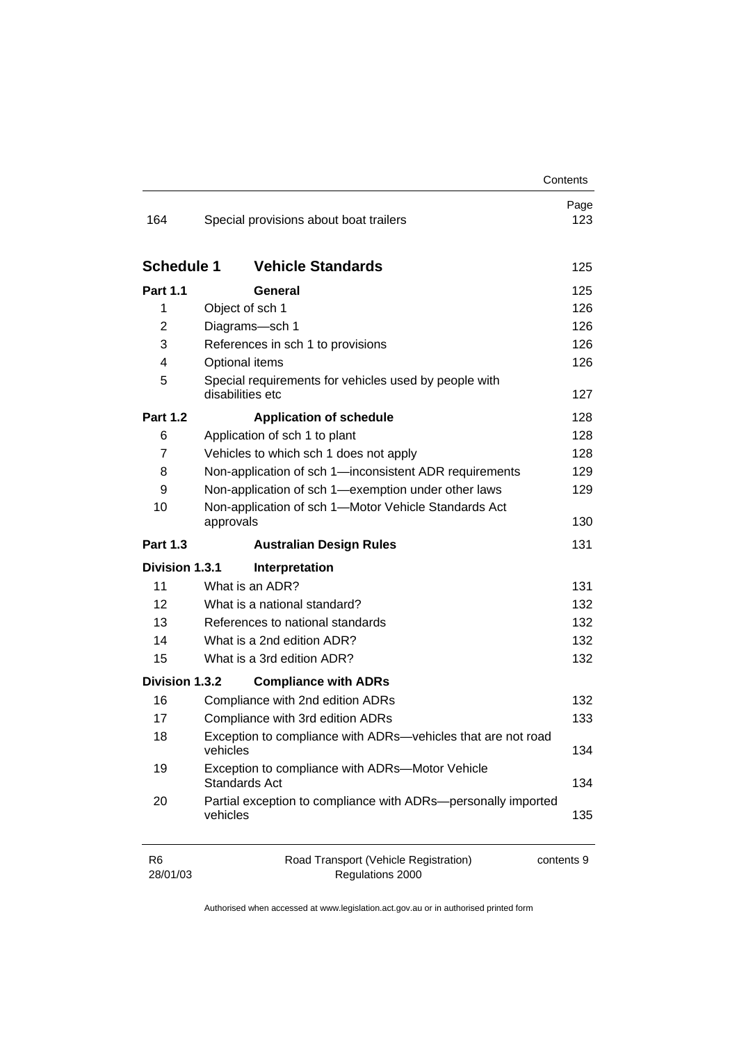| | | Page |
|---|---|---|
| 164 | Special provisions about boat trailers | 123 |
| **Schedule 1** | **Vehicle Standards** | 125 |
| **Part 1.1** | **General** | 125 |
| 1 | Object of sch 1 | 126 |
| 2 | Diagrams—sch 1 | 126 |
| 3 | References in sch 1 to provisions | 126 |
| 4 | Optional items | 126 |
| 5 | Special requirements for vehicles used by people with disabilities etc | 127 |
| **Part 1.2** | **Application of schedule** | 128 |
| 6 | Application of sch 1 to plant | 128 |
| 7 | Vehicles to which sch 1 does not apply | 128 |
| 8 | Non-application of sch 1—inconsistent ADR requirements | 129 |
| 9 | Non-application of sch 1—exemption under other laws | 129 |
| 10 | Non-application of sch 1—Motor Vehicle Standards Act approvals | 130 |
| **Part 1.3** | **Australian Design Rules** | 131 |
| **Division 1.3.1** | **Interpretation** | |
| 11 | What is an ADR? | 131 |
| 12 | What is a national standard? | 132 |
| 13 | References to national standards | 132 |
| 14 | What is a 2nd edition ADR? | 132 |
| 15 | What is a 3rd edition ADR? | 132 |
| **Division 1.3.2** | **Compliance with ADRs** | |
| 16 | Compliance with 2nd edition ADRs | 132 |
| 17 | Compliance with 3rd edition ADRs | 133 |
| 18 | Exception to compliance with ADRs—vehicles that are not road vehicles | 134 |
| 19 | Exception to compliance with ADRs—Motor Vehicle Standards Act | 134 |
| 20 | Partial exception to compliance with ADRs—personally imported vehicles | 135 |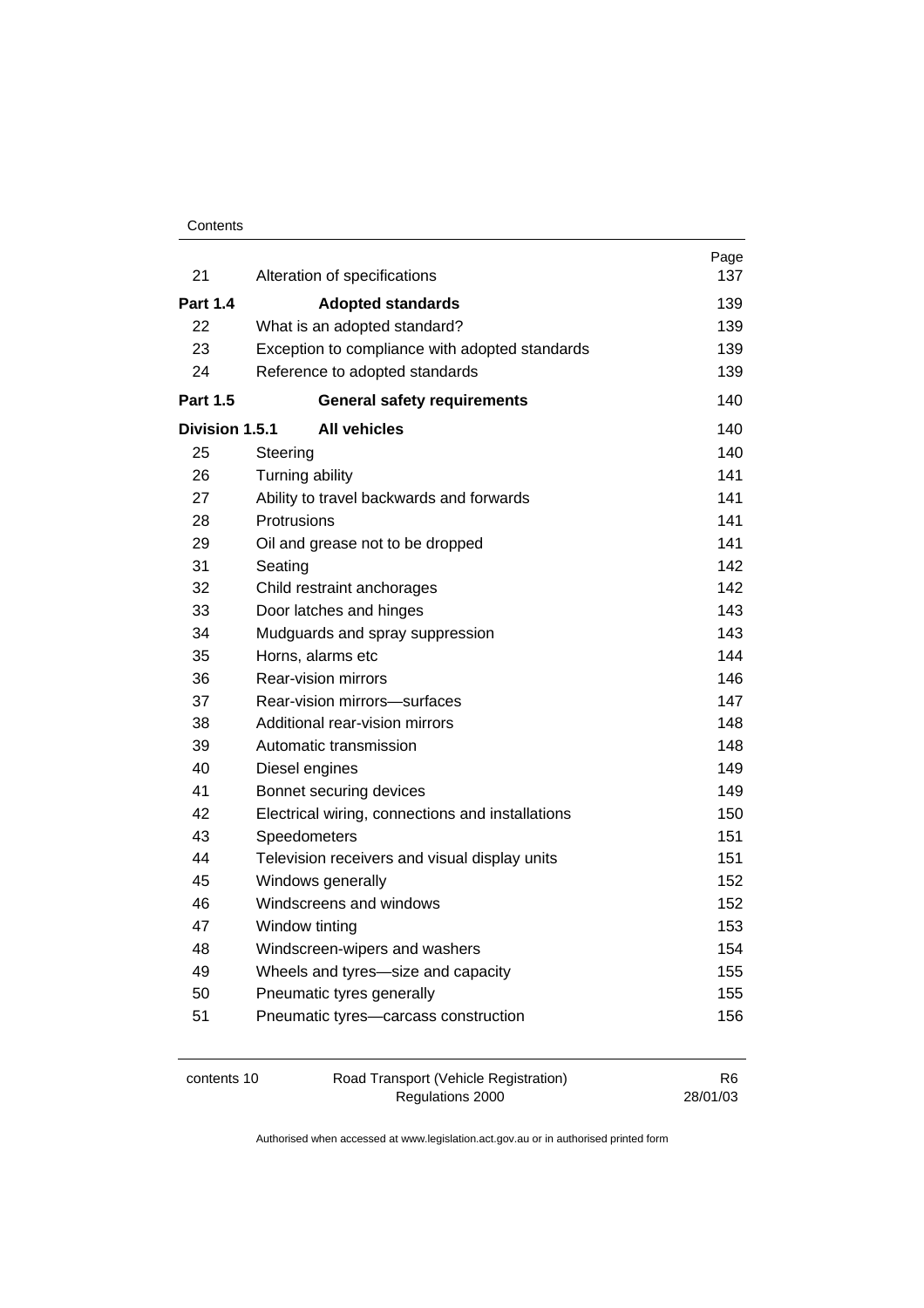| | | Page |
|---|---|---|
| 21 | Alteration of specifications | 137 |
| **Part 1.4** | **Adopted standards** | 139 |
| 22 | What is an adopted standard? | 139 |
| 23 | Exception to compliance with adopted standards | 139 |
| 24 | Reference to adopted standards | 139 |
| **Part 1.5** | **General safety requirements** | 140 |
| **Division 1.5.1** | **All vehicles** | 140 |
| 25 | Steering | 140 |
| 26 | Turning ability | 141 |
| 27 | Ability to travel backwards and forwards | 141 |
| 28 | Protrusions | 141 |
| 29 | Oil and grease not to be dropped | 141 |
| 31 | Seating | 142 |
| 32 | Child restraint anchorages | 142 |
| 33 | Door latches and hinges | 143 |
| 34 | Mudguards and spray suppression | 143 |
| 35 | Horns, alarms etc | 144 |
| 36 | Rear-vision mirrors | 146 |
| 37 | Rear-vision mirrors—surfaces | 147 |
| 38 | Additional rear-vision mirrors | 148 |
| 39 | Automatic transmission | 148 |
| 40 | Diesel engines | 149 |
| 41 | Bonnet securing devices | 149 |
| 42 | Electrical wiring, connections and installations | 150 |
| 43 | Speedometers | 151 |
| 44 | Television receivers and visual display units | 151 |
| 45 | Windows generally | 152 |
| 46 | Windscreens and windows | 152 |
| 47 | Window tinting | 153 |
| 48 | Windscreen-wipers and washers | 154 |
| 49 | Wheels and tyres—size and capacity | 155 |
| 50 | Pneumatic tyres generally | 155 |
| 51 | Pneumatic tyres—carcass construction | 156 |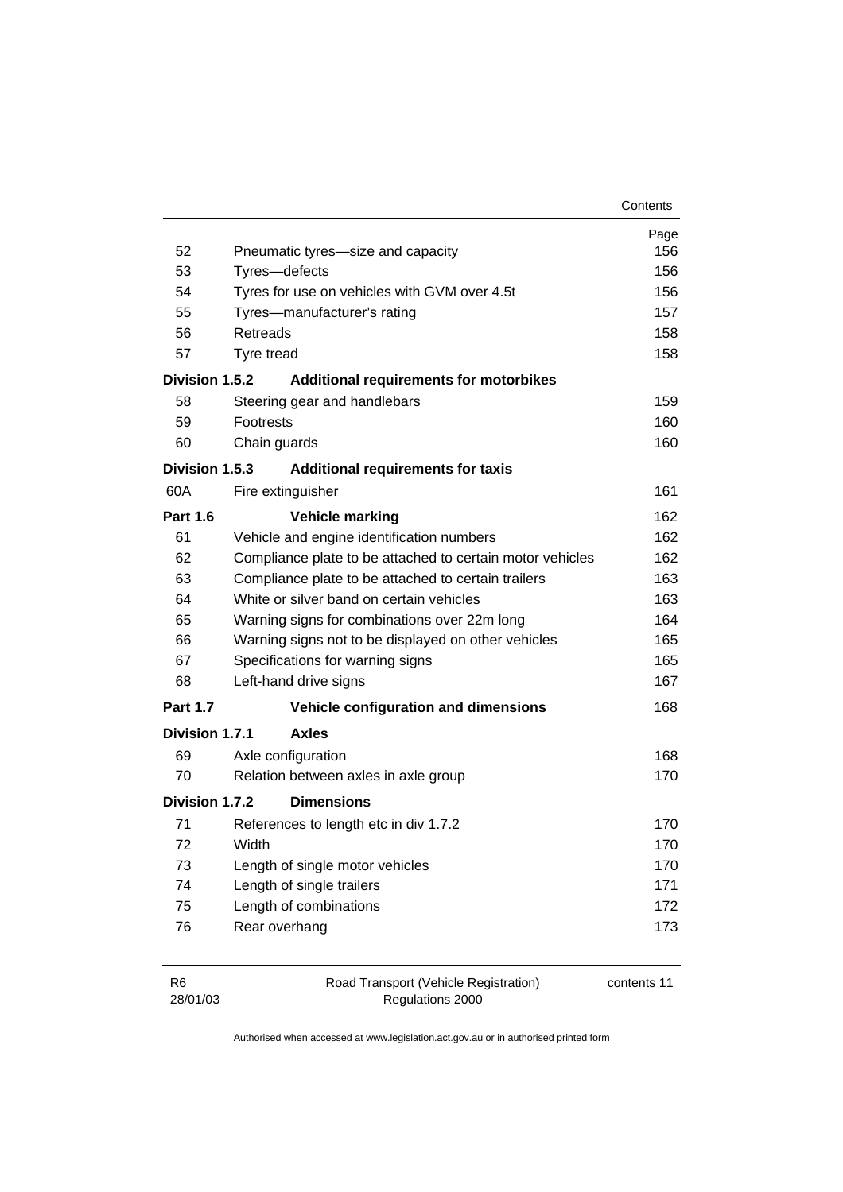| | | Page |
|---|---|---|
| 52 | Pneumatic tyres—size and capacity | 156 |
| 53 | Tyres—defects | 156 |
| 54 | Tyres for use on vehicles with GVM over 4.5t | 156 |
| 55 | Tyres—manufacturer's rating | 157 |
| 56 | Retreads | 158 |
| 57 | Tyre tread | 158 |
| **Division 1.5.2** | **Additional requirements for motorbikes** | |
| 58 | Steering gear and handlebars | 159 |
| 59 | Footrests | 160 |
| 60 | Chain guards | 160 |
| **Division 1.5.3** | **Additional requirements for taxis** | |
| 60A | Fire extinguisher | 161 |
| **Part 1.6** | **Vehicle marking** | 162 |
| 61 | Vehicle and engine identification numbers | 162 |
| 62 | Compliance plate to be attached to certain motor vehicles | 162 |
| 63 | Compliance plate to be attached to certain trailers | 163 |
| 64 | White or silver band on certain vehicles | 163 |
| 65 | Warning signs for combinations over 22m long | 164 |
| 66 | Warning signs not to be displayed on other vehicles | 165 |
| 67 | Specifications for warning signs | 165 |
| 68 | Left-hand drive signs | 167 |
| **Part 1.7** | **Vehicle configuration and dimensions** | 168 |
| **Division 1.7.1** | **Axles** | |
| 69 | Axle configuration | 168 |
| 70 | Relation between axles in axle group | 170 |
| **Division 1.7.2** | **Dimensions** | |
| 71 | References to length etc in div 1.7.2 | 170 |
| 72 | Width | 170 |
| 73 | Length of single motor vehicles | 170 |
| 74 | Length of single trailers | 171 |
| 75 | Length of combinations | 172 |
| 76 | Rear overhang | 173 |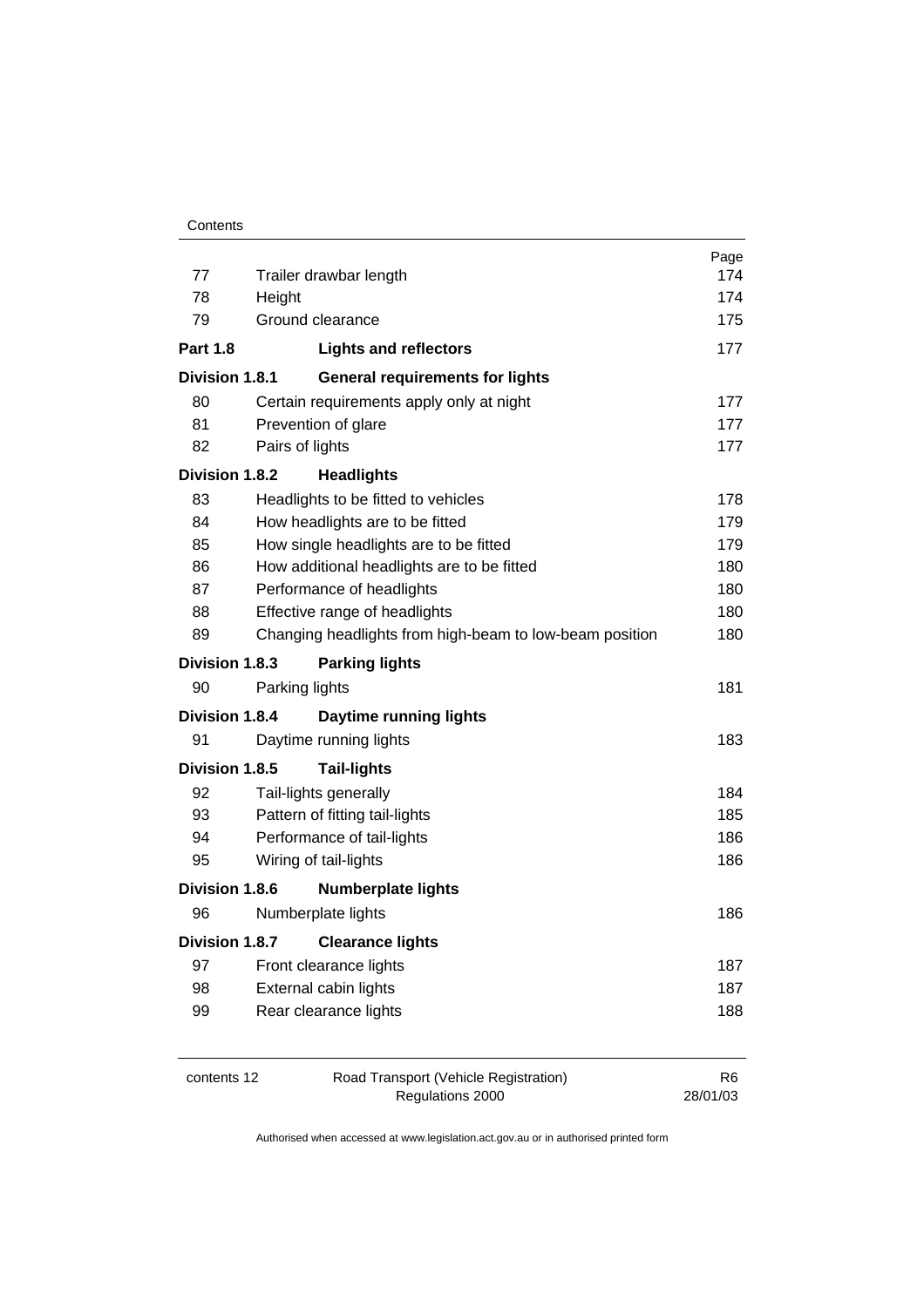| | | Page |
|---|---|---|
| 77 | Trailer drawbar length | 174 |
| 78 | Height | 174 |
| 79 | Ground clearance | 175 |
| **Part 1.8** | **Lights and reflectors** | 177 |
| **Division 1.8.1** | **General requirements for lights** | |
| 80 | Certain requirements apply only at night | 177 |
| 81 | Prevention of glare | 177 |
| 82 | Pairs of lights | 177 |
| **Division 1.8.2** | **Headlights** | |
| 83 | Headlights to be fitted to vehicles | 178 |
| 84 | How headlights are to be fitted | 179 |
| 85 | How single headlights are to be fitted | 179 |
| 86 | How additional headlights are to be fitted | 180 |
| 87 | Performance of headlights | 180 |
| 88 | Effective range of headlights | 180 |
| 89 | Changing headlights from high-beam to low-beam position | 180 |
| **Division 1.8.3** | **Parking lights** | |
| 90 | Parking lights | 181 |
| **Division 1.8.4** | **Daytime running lights** | |
| 91 | Daytime running lights | 183 |
| **Division 1.8.5** | **Tail-lights** | |
| 92 | Tail-lights generally | 184 |
| 93 | Pattern of fitting tail-lights | 185 |
| 94 | Performance of tail-lights | 186 |
| 95 | Wiring of tail-lights | 186 |
| **Division 1.8.6** | **Numberplate lights** | |
| 96 | Numberplate lights | 186 |
| **Division 1.8.7** | **Clearance lights** | |
| 97 | Front clearance lights | 187 |
| 98 | External cabin lights | 187 |
| 99 | Rear clearance lights | 188 |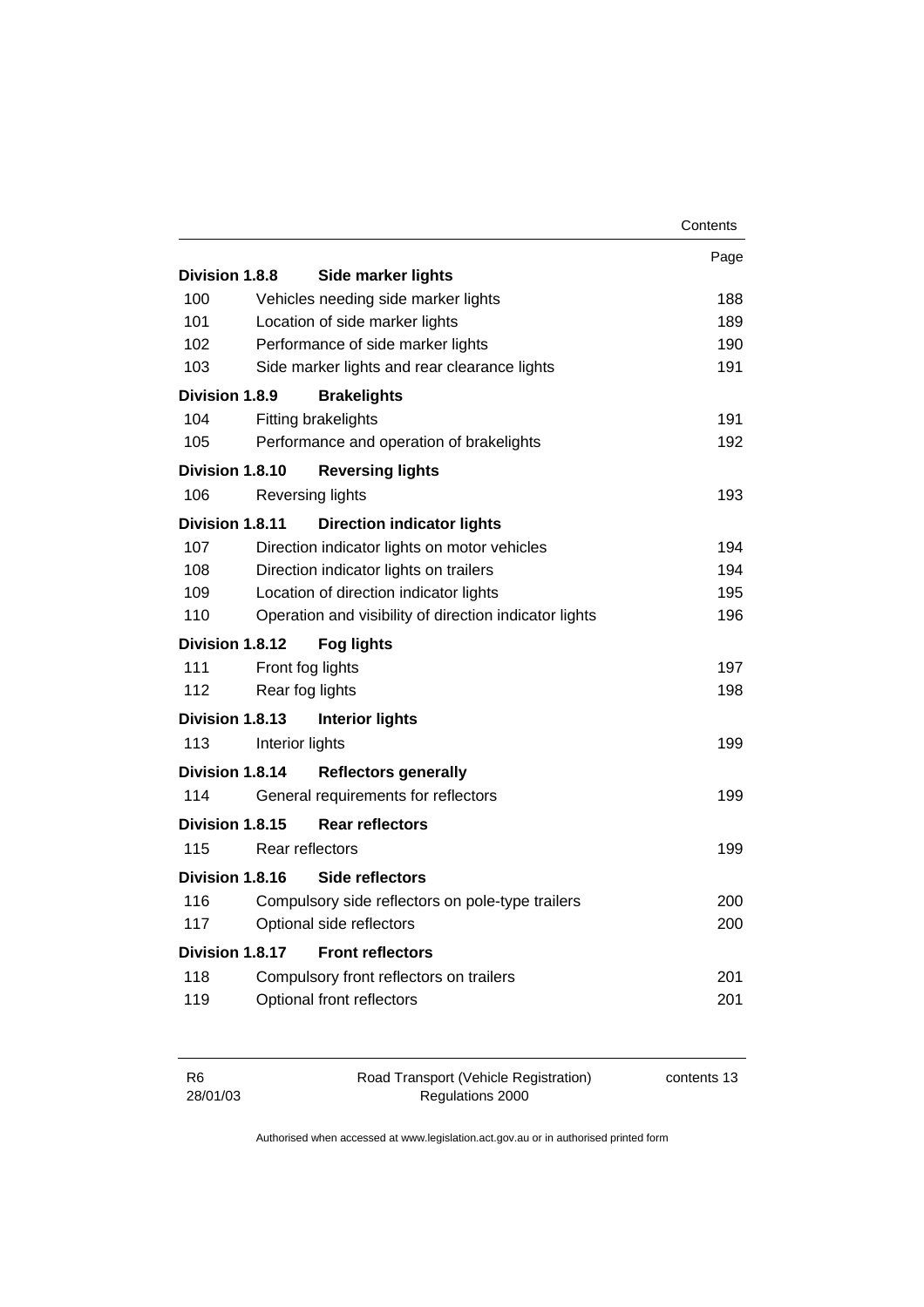| | | Page |
|---|---|---|
| **Division 1.8.8** | **Side marker lights** | |
| 100 | Vehicles needing side marker lights | 188 |
| 101 | Location of side marker lights | 189 |
| 102 | Performance of side marker lights | 190 |
| 103 | Side marker lights and rear clearance lights | 191 |
| **Division 1.8.9** | **Brakelights** | |
| 104 | Fitting brakelights | 191 |
| 105 | Performance and operation of brakelights | 192 |
| **Division 1.8.10** | **Reversing lights** | |
| 106 | Reversing lights | 193 |
| **Division 1.8.11** | **Direction indicator lights** | |
| 107 | Direction indicator lights on motor vehicles | 194 |
| 108 | Direction indicator lights on trailers | 194 |
| 109 | Location of direction indicator lights | 195 |
| 110 | Operation and visibility of direction indicator lights | 196 |
| **Division 1.8.12** | **Fog lights** | |
| 111 | Front fog lights | 197 |
| 112 | Rear fog lights | 198 |
| **Division 1.8.13** | **Interior lights** | |
| 113 | Interior lights | 199 |
| **Division 1.8.14** | **Reflectors generally** | |
| 114 | General requirements for reflectors | 199 |
| **Division 1.8.15** | **Rear reflectors** | |
| 115 | Rear reflectors | 199 |
| **Division 1.8.16** | **Side reflectors** | |
| 116 | Compulsory side reflectors on pole-type trailers | 200 |
| 117 | Optional side reflectors | 200 |
| **Division 1.8.17** | **Front reflectors** | |
| 118 | Compulsory front reflectors on trailers | 201 |
| 119 | Optional front reflectors | 201 |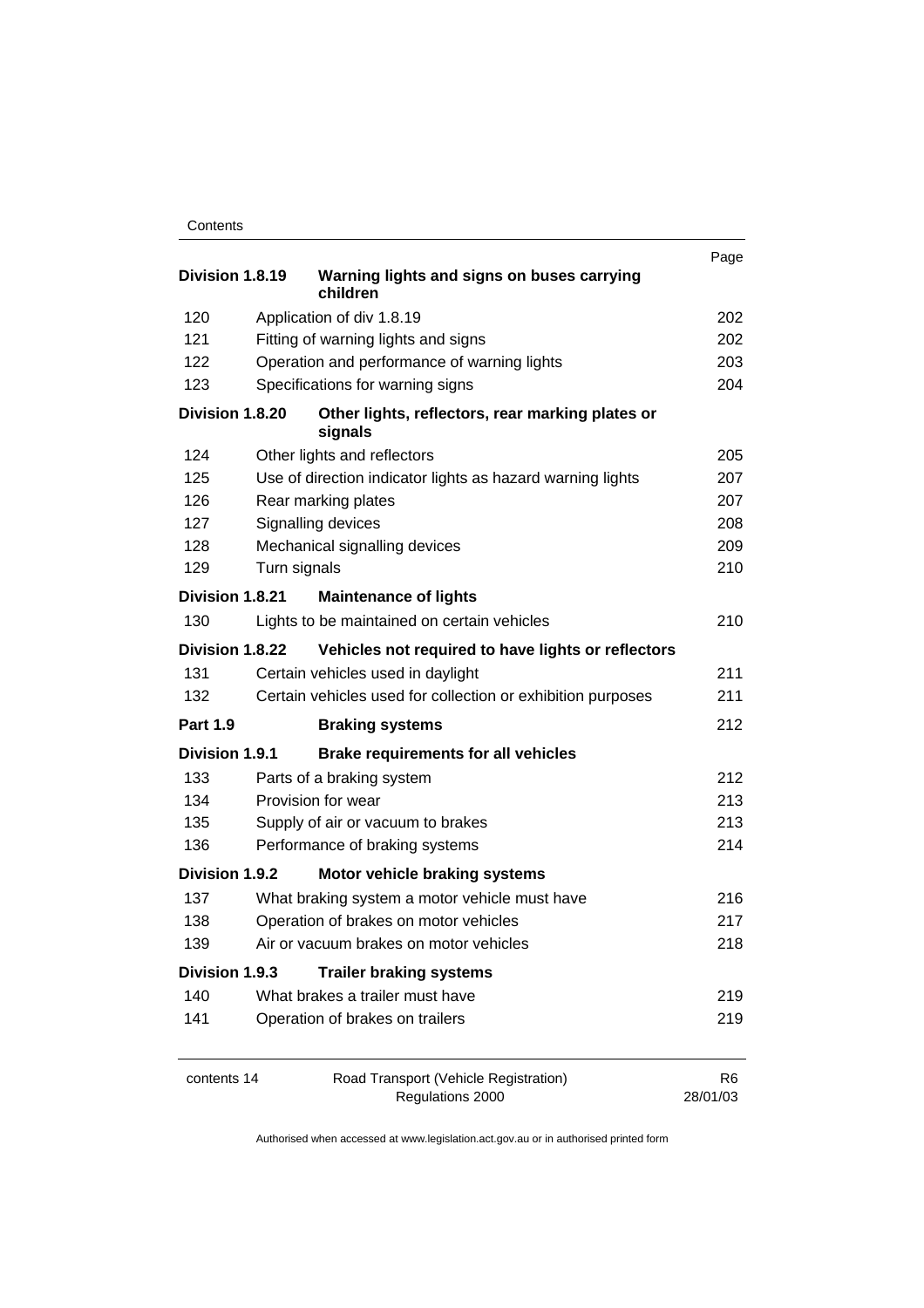| | | Page |
|---|---|---|
| **Division 1.8.19** | **Warning lights and signs on buses carrying children** | |
| 120 | Application of div 1.8.19 | 202 |
| 121 | Fitting of warning lights and signs | 202 |
| 122 | Operation and performance of warning lights | 203 |
| 123 | Specifications for warning signs | 204 |
| **Division 1.8.20** | **Other lights, reflectors, rear marking plates or signals** | |
| 124 | Other lights and reflectors | 205 |
| 125 | Use of direction indicator lights as hazard warning lights | 207 |
| 126 | Rear marking plates | 207 |
| 127 | Signalling devices | 208 |
| 128 | Mechanical signalling devices | 209 |
| 129 | Turn signals | 210 |
| **Division 1.8.21** | **Maintenance of lights** | |
| 130 | Lights to be maintained on certain vehicles | 210 |
| **Division 1.8.22** | **Vehicles not required to have lights or reflectors** | |
| 131 | Certain vehicles used in daylight | 211 |
| 132 | Certain vehicles used for collection or exhibition purposes | 211 |
| **Part 1.9** | **Braking systems** | 212 |
| **Division 1.9.1** | **Brake requirements for all vehicles** | |
| 133 | Parts of a braking system | 212 |
| 134 | Provision for wear | 213 |
| 135 | Supply of air or vacuum to brakes | 213 |
| 136 | Performance of braking systems | 214 |
| **Division 1.9.2** | **Motor vehicle braking systems** | |
| 137 | What braking system a motor vehicle must have | 216 |
| 138 | Operation of brakes on motor vehicles | 217 |
| 139 | Air or vacuum brakes on motor vehicles | 218 |
| **Division 1.9.3** | **Trailer braking systems** | |
| 140 | What brakes a trailer must have | 219 |
| 141 | Operation of brakes on trailers | 219 |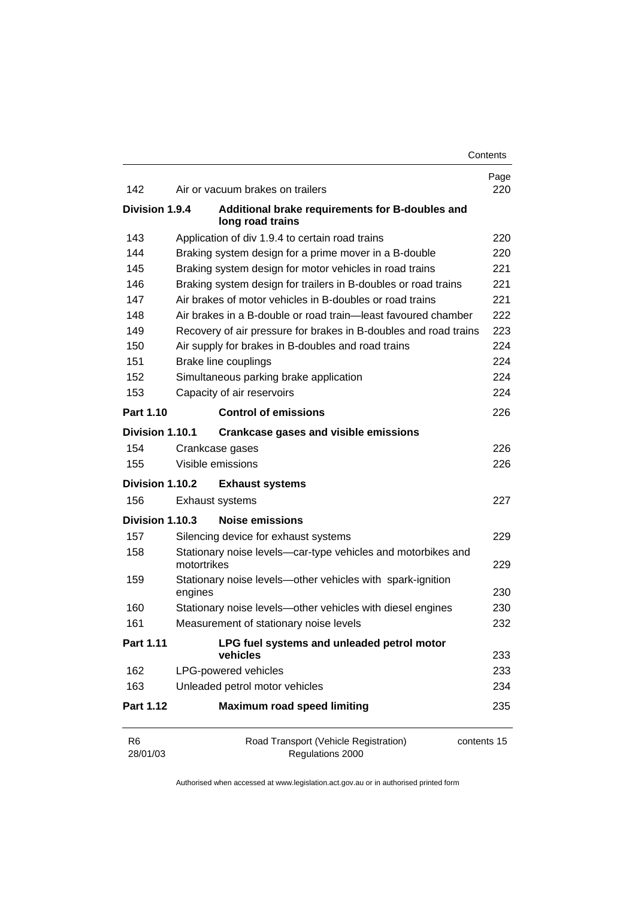| | | Page |
|---|---|---|
| 142 | Air or vacuum brakes on trailers | 220 |
| **Division 1.9.4** | **Additional brake requirements for B-doubles and long road trains** | |
| 143 | Application of div 1.9.4 to certain road trains | 220 |
| 144 | Braking system design for a prime mover in a B-double | 220 |
| 145 | Braking system design for motor vehicles in road trains | 221 |
| 146 | Braking system design for trailers in B-doubles or road trains | 221 |
| 147 | Air brakes of motor vehicles in B-doubles or road trains | 221 |
| 148 | Air brakes in a B-double or road train—least favoured chamber | 222 |
| 149 | Recovery of air pressure for brakes in B-doubles and road trains | 223 |
| 150 | Air supply for brakes in B-doubles and road trains | 224 |
| 151 | Brake line couplings | 224 |
| 152 | Simultaneous parking brake application | 224 |
| 153 | Capacity of air reservoirs | 224 |
| **Part 1.10** | **Control of emissions** | 226 |
| **Division 1.10.1** | **Crankcase gases and visible emissions** | |
| 154 | Crankcase gases | 226 |
| 155 | Visible emissions | 226 |
| **Division 1.10.2** | **Exhaust systems** | |
| 156 | Exhaust systems | 227 |
| **Division 1.10.3** | **Noise emissions** | |
| 157 | Silencing device for exhaust systems | 229 |
| 158 | Stationary noise levels—car-type vehicles and motorbikes and motortrikes | 229 |
| 159 | Stationary noise levels—other vehicles with spark-ignition engines | 230 |
| 160 | Stationary noise levels—other vehicles with diesel engines | 230 |
| 161 | Measurement of stationary noise levels | 232 |
| **Part 1.11** | **LPG fuel systems and unleaded petrol motor vehicles** | 233 |
| 162 | LPG-powered vehicles | 233 |
| 163 | Unleaded petrol motor vehicles | 234 |
| **Part 1.12** | **Maximum road speed limiting** | 235 |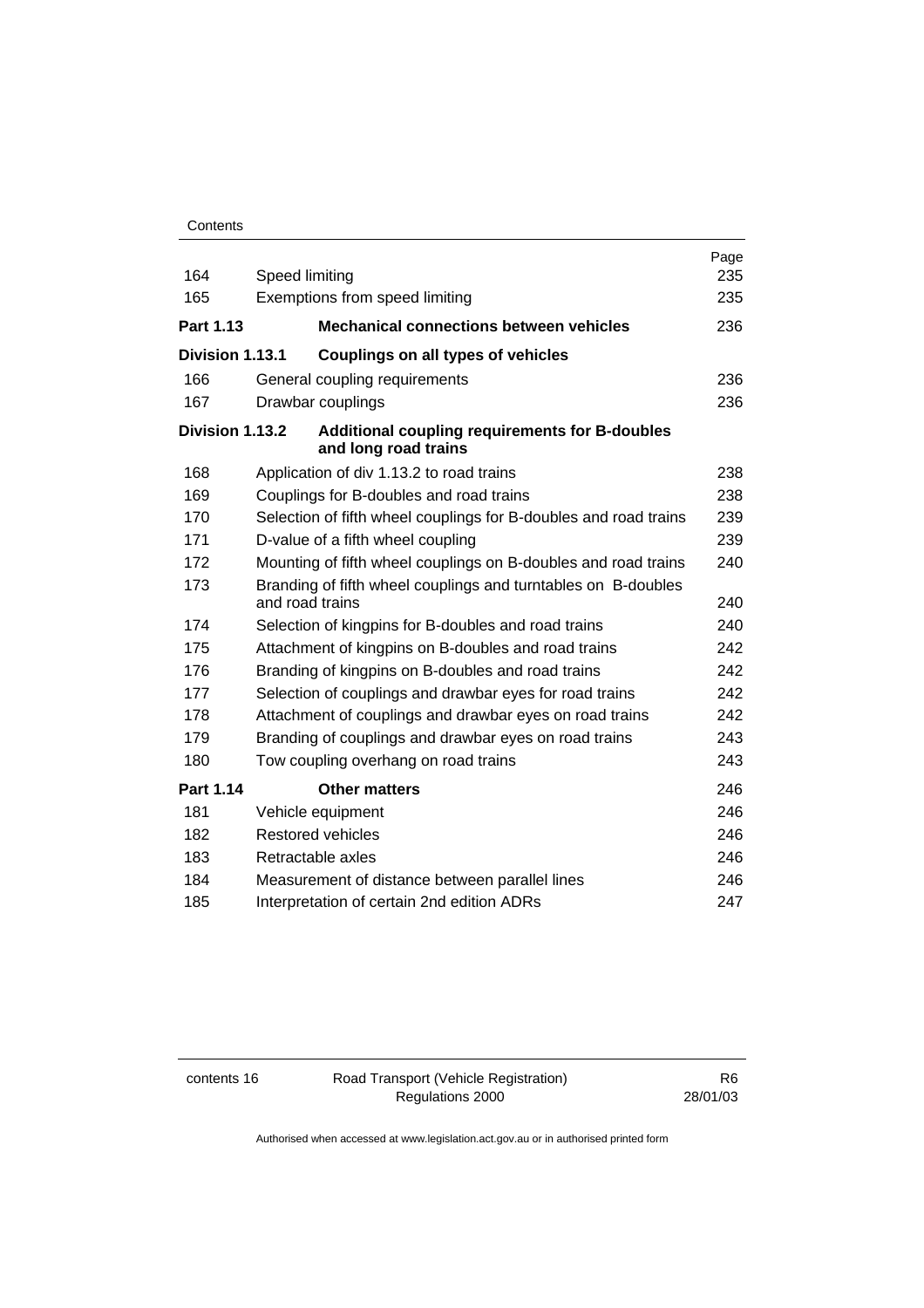| | | Page |
|---|---|---|
| 164 | Speed limiting | 235 |
| 165 | Exemptions from speed limiting | 235 |
| **Part 1.13** | **Mechanical connections between vehicles** | 236 |
| **Division 1.13.1** | **Couplings on all types of vehicles** | |
| 166 | General coupling requirements | 236 |
| 167 | Drawbar couplings | 236 |
| **Division 1.13.2** | **Additional coupling requirements for B-doubles and long road trains** | |
| 168 | Application of div 1.13.2 to road trains | 238 |
| 169 | Couplings for B-doubles and road trains | 238 |
| 170 | Selection of fifth wheel couplings for B-doubles and road trains | 239 |
| 171 | D-value of a fifth wheel coupling | 239 |
| 172 | Mounting of fifth wheel couplings on B-doubles and road trains | 240 |
| 173 | Branding of fifth wheel couplings and turntables on B-doubles and road trains | 240 |
| 174 | Selection of kingpins for B-doubles and road trains | 240 |
| 175 | Attachment of kingpins on B-doubles and road trains | 242 |
| 176 | Branding of kingpins on B-doubles and road trains | 242 |
| 177 | Selection of couplings and drawbar eyes for road trains | 242 |
| 178 | Attachment of couplings and drawbar eyes on road trains | 242 |
| 179 | Branding of couplings and drawbar eyes on road trains | 243 |
| 180 | Tow coupling overhang on road trains | 243 |
| **Part 1.14** | **Other matters** | 246 |
| 181 | Vehicle equipment | 246 |
| 182 | Restored vehicles | 246 |
| 183 | Retractable axles | 246 |
| 184 | Measurement of distance between parallel lines | 246 |
| 185 | Interpretation of certain 2nd edition ADRs | 247 |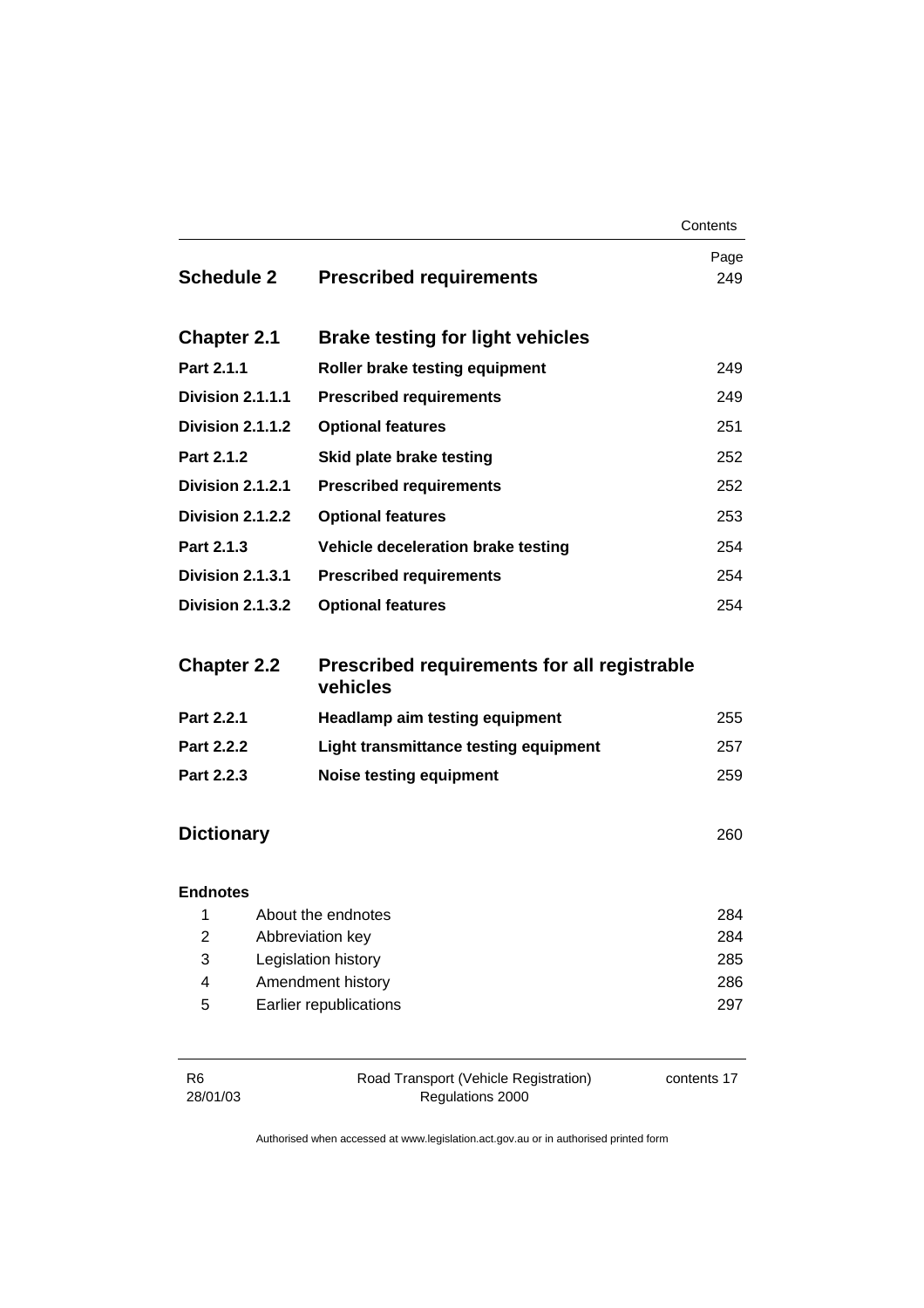| | | Page |
|---|---|---|
| **Schedule 2** | **Prescribed requirements** | 249 |
| **Chapter 2.1** | **Brake testing for light vehicles** | |
| **Part 2.1.1** | **Roller brake testing equipment** | 249 |
| **Division 2.1.1.1** | **Prescribed requirements** | 249 |
| **Division 2.1.1.2** | **Optional features** | 251 |
| **Part 2.1.2** | **Skid plate brake testing** | 252 |
| **Division 2.1.2.1** | **Prescribed requirements** | 252 |
| **Division 2.1.2.2** | **Optional features** | 253 |
| **Part 2.1.3** | **Vehicle deceleration brake testing** | 254 |
| **Division 2.1.3.1** | **Prescribed requirements** | 254 |
| **Division 2.1.3.2** | **Optional features** | 254 |
| **Chapter 2.2** | **Prescribed requirements for all registrable vehicles** | |
| **Part 2.2.1** | **Headlamp aim testing equipment** | 255 |
| **Part 2.2.2** | **Light transmittance testing equipment** | 257 |
| **Part 2.2.3** | **Noise testing equipment** | 259 |
| **Dictionary** | | 260 |

**Endnotes**

| | | |
|---|---|---|
| 1 | About the endnotes | 284 |
| 2 | Abbreviation key | 284 |
| 3 | Legislation history | 285 |
| 4 | Amendment history | 286 |
| 5 | Earlier republications | 297 |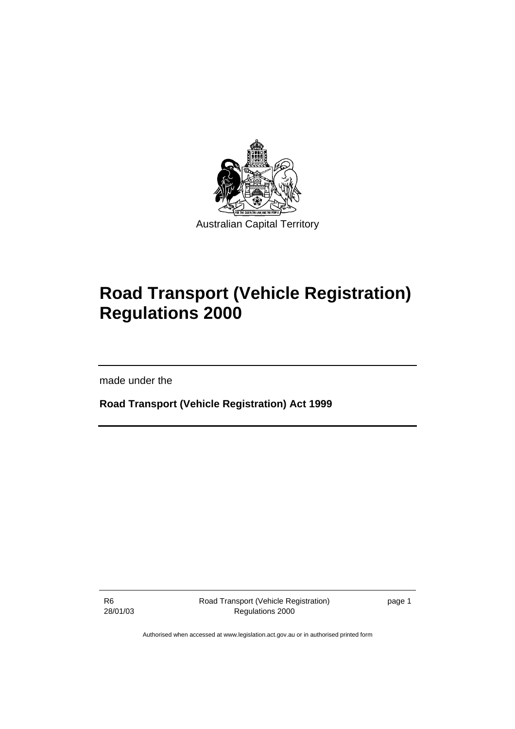Australian Capital Territory

# Road Transport (Vehicle Registration) Regulations 2000

made under the

**Road Transport (Vehicle Registration) Act 1999**

Authorised when accessed at www.legislation.act.gov.au or in authorised printed form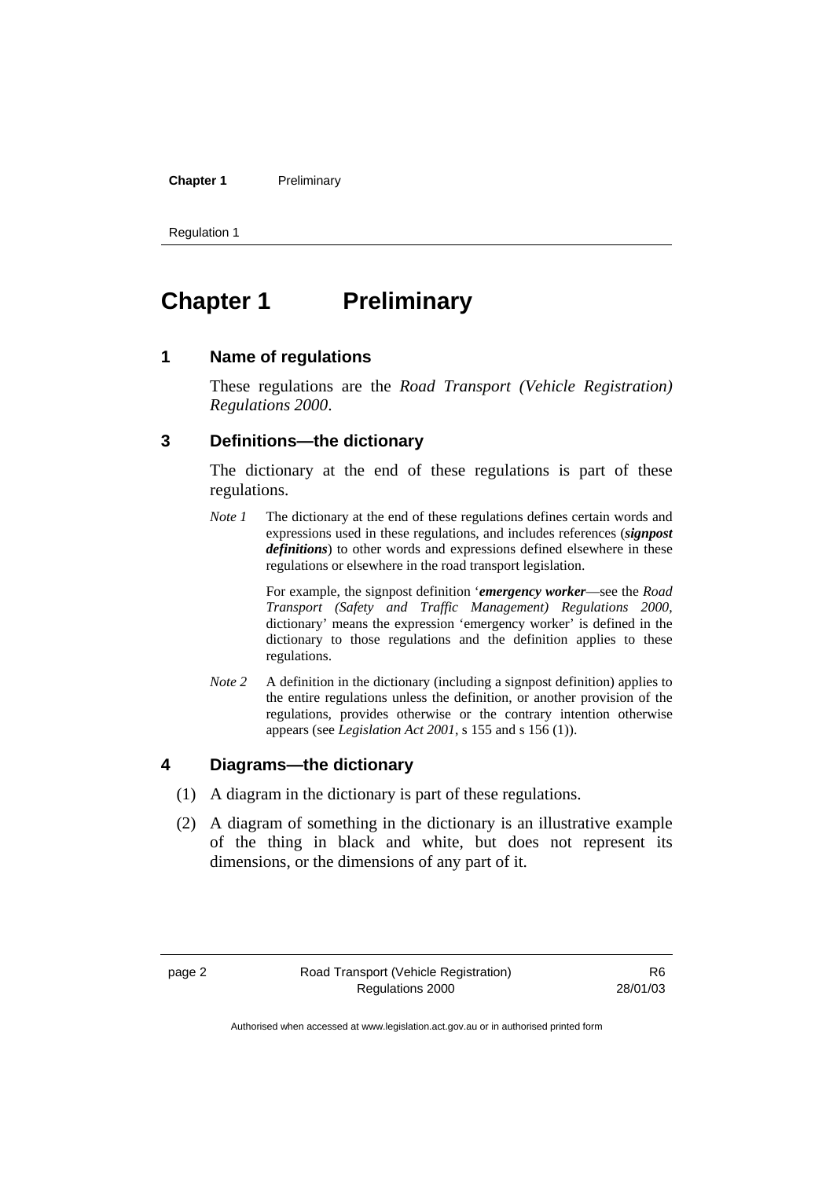# Chapter 1 Preliminary

## 1 Name of regulations

These regulations are the *Road Transport (Vehicle Registration) Regulations 2000*.

## 3 Definitions—the dictionary

The dictionary at the end of these regulations is part of these regulations.

*Note 1* The dictionary at the end of these regulations defines certain words and expressions used in these regulations, and includes references (***signpost definitions***) to other words and expressions defined elsewhere in these regulations or elsewhere in the road transport legislation.

For example, the signpost definition '***emergency worker***—see the *Road Transport (Safety and Traffic Management) Regulations 2000*, dictionary' means the expression 'emergency worker' is defined in the dictionary to those regulations and the definition applies to these regulations.

*Note 2* A definition in the dictionary (including a signpost definition) applies to the entire regulations unless the definition, or another provision of the regulations, provides otherwise or the contrary intention otherwise appears (see *Legislation Act 2001*, s 155 and s 156 (1)).

## 4 Diagrams—the dictionary

(1) A diagram in the dictionary is part of these regulations.

(2) A diagram of something in the dictionary is an illustrative example of the thing in black and white, but does not represent its dimensions, or the dimensions of any part of it.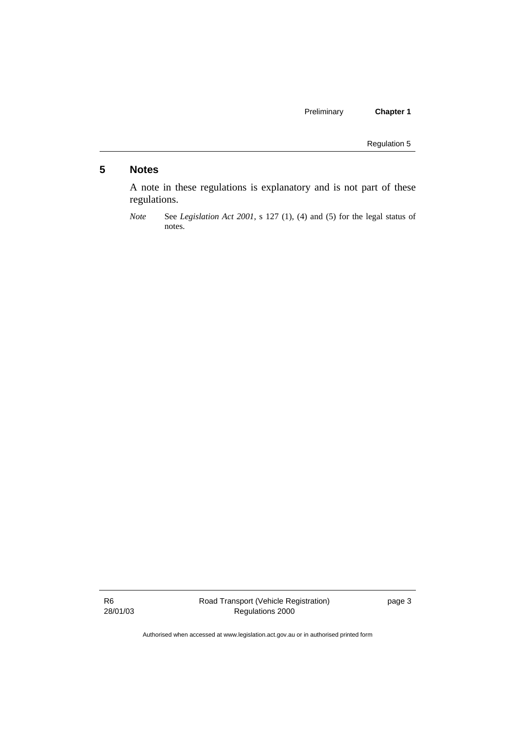## 5 Notes

A note in these regulations is explanatory and is not part of these regulations.

*Note* See *Legislation Act 2001*, s 127 (1), (4) and (5) for the legal status of notes.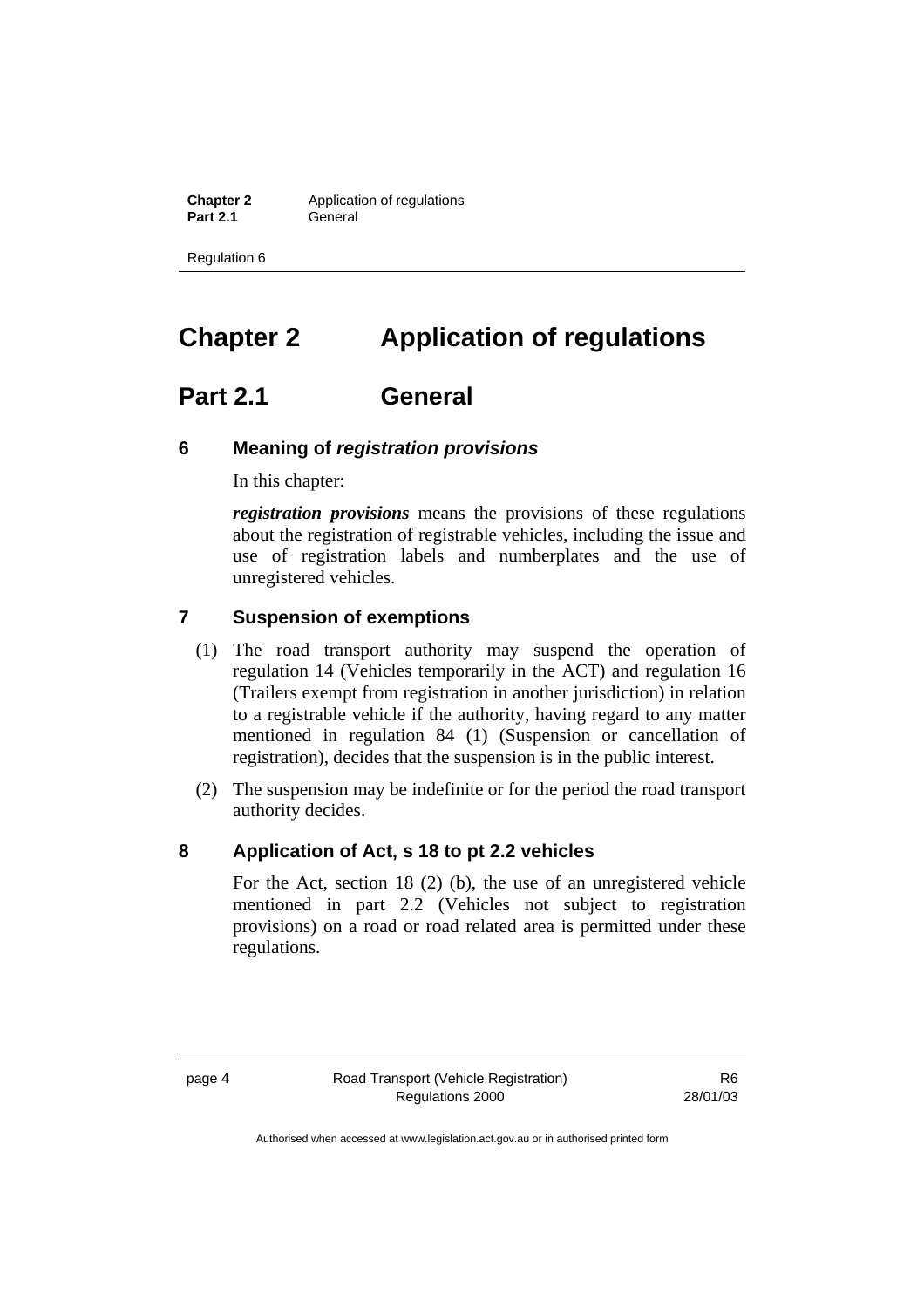# Chapter 2 Application of regulations

## Part 2.1 General

### 6 Meaning of *registration provisions*

In this chapter:

***registration provisions*** means the provisions of these regulations about the registration of registrable vehicles, including the issue and use of registration labels and numberplates and the use of unregistered vehicles.

### 7 Suspension of exemptions

(1) The road transport authority may suspend the operation of regulation 14 (Vehicles temporarily in the ACT) and regulation 16 (Trailers exempt from registration in another jurisdiction) in relation to a registrable vehicle if the authority, having regard to any matter mentioned in regulation 84 (1) (Suspension or cancellation of registration), decides that the suspension is in the public interest.

(2) The suspension may be indefinite or for the period the road transport authority decides.

### 8 Application of Act, s 18 to pt 2.2 vehicles

For the Act, section 18 (2) (b), the use of an unregistered vehicle mentioned in part 2.2 (Vehicles not subject to registration provisions) on a road or road related area is permitted under these regulations.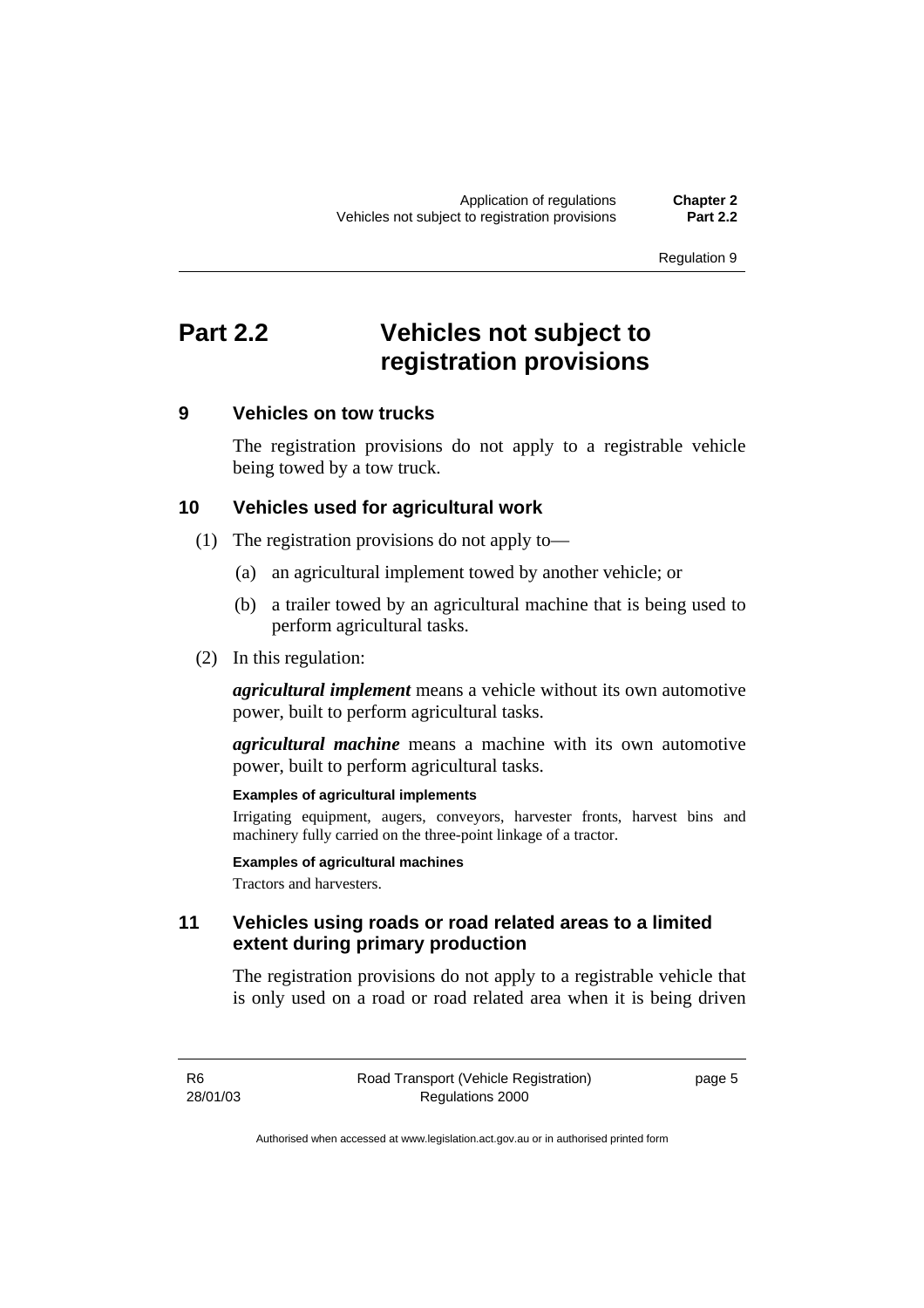# Part 2.2 Vehicles not subject to registration provisions

## 9 Vehicles on tow trucks

The registration provisions do not apply to a registrable vehicle being towed by a tow truck.

## 10 Vehicles used for agricultural work

(1) The registration provisions do not apply to—

(a) an agricultural implement towed by another vehicle; or

(b) a trailer towed by an agricultural machine that is being used to perform agricultural tasks.

(2) In this regulation:

***agricultural implement*** means a vehicle without its own automotive power, built to perform agricultural tasks.

***agricultural machine*** means a machine with its own automotive power, built to perform agricultural tasks.

**Examples of agricultural implements**

Irrigating equipment, augers, conveyors, harvester fronts, harvest bins and machinery fully carried on the three-point linkage of a tractor.

**Examples of agricultural machines**

Tractors and harvesters.

## 11 Vehicles using roads or road related areas to a limited extent during primary production

The registration provisions do not apply to a registrable vehicle that is only used on a road or road related area when it is being driven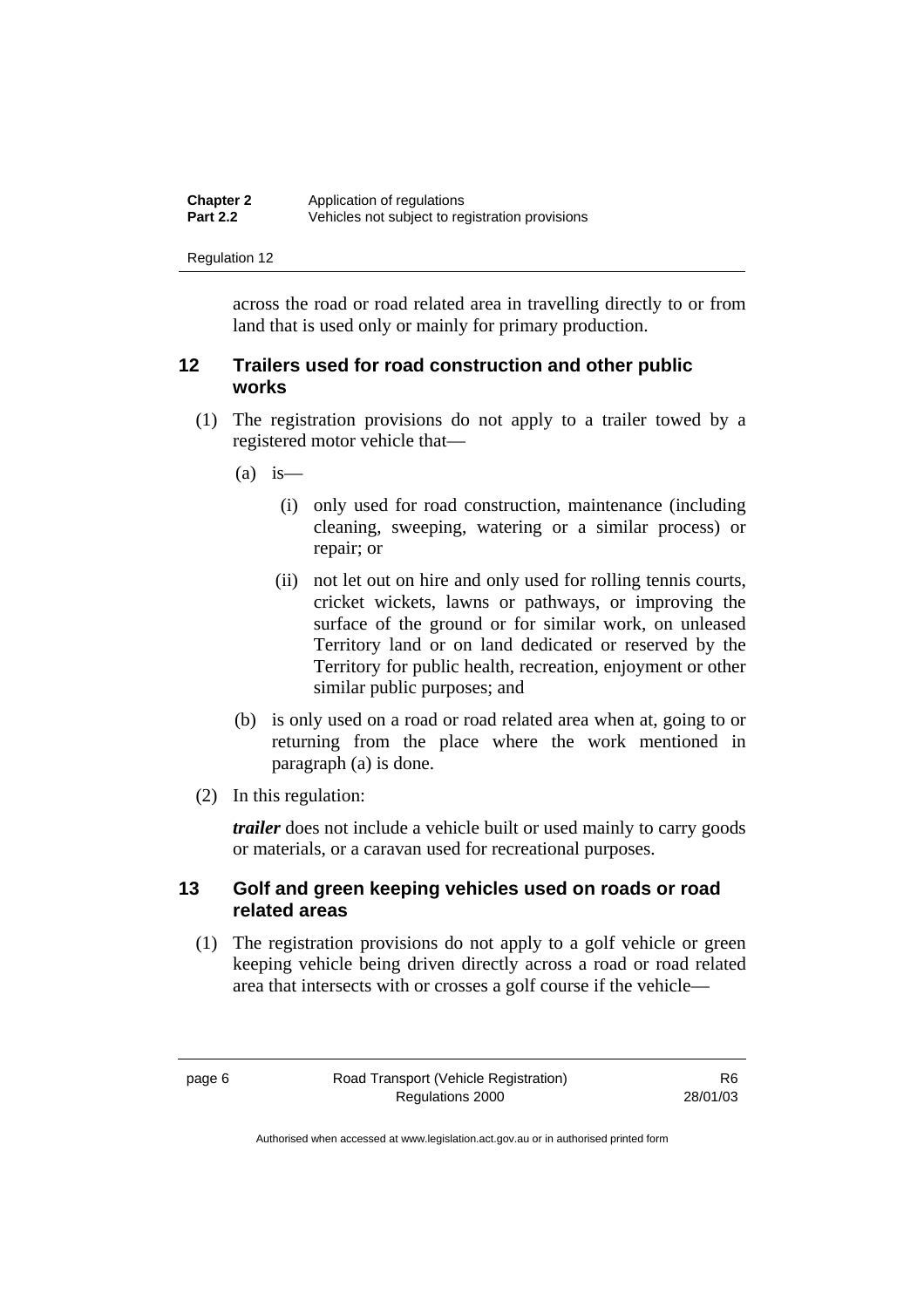across the road or road related area in travelling directly to or from land that is used only or mainly for primary production.

## 12 Trailers used for road construction and other public works

(1) The registration provisions do not apply to a trailer towed by a registered motor vehicle that—

(a) is—

(i) only used for road construction, maintenance (including cleaning, sweeping, watering or a similar process) or repair; or

(ii) not let out on hire and only used for rolling tennis courts, cricket wickets, lawns or pathways, or improving the surface of the ground or for similar work, on unleased Territory land or on land dedicated or reserved by the Territory for public health, recreation, enjoyment or other similar public purposes; and

(b) is only used on a road or road related area when at, going to or returning from the place where the work mentioned in paragraph (a) is done.

(2) In this regulation:

***trailer*** does not include a vehicle built or used mainly to carry goods or materials, or a caravan used for recreational purposes.

## 13 Golf and green keeping vehicles used on roads or road related areas

(1) The registration provisions do not apply to a golf vehicle or green keeping vehicle being driven directly across a road or road related area that intersects with or crosses a golf course if the vehicle—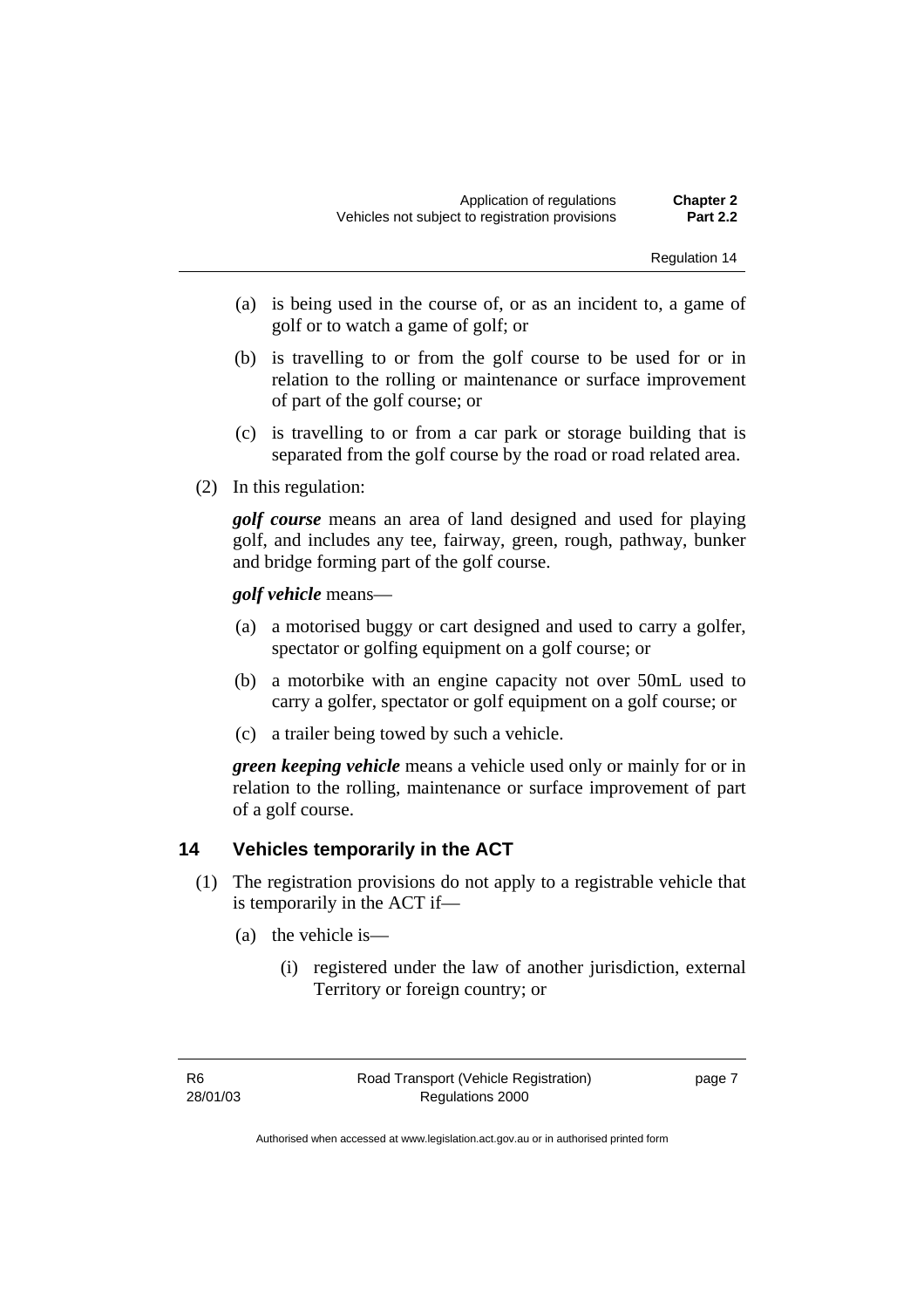(a) is being used in the course of, or as an incident to, a game of golf or to watch a game of golf; or

(b) is travelling to or from the golf course to be used for or in relation to the rolling or maintenance or surface improvement of part of the golf course; or

(c) is travelling to or from a car park or storage building that is separated from the golf course by the road or road related area.

(2) In this regulation:

***golf course*** means an area of land designed and used for playing golf, and includes any tee, fairway, green, rough, pathway, bunker and bridge forming part of the golf course.

***golf vehicle*** means—

(a) a motorised buggy or cart designed and used to carry a golfer, spectator or golfing equipment on a golf course; or

(b) a motorbike with an engine capacity not over 50mL used to carry a golfer, spectator or golf equipment on a golf course; or

(c) a trailer being towed by such a vehicle.

***green keeping vehicle*** means a vehicle used only or mainly for or in relation to the rolling, maintenance or surface improvement of part of a golf course.

## 14 Vehicles temporarily in the ACT

(1) The registration provisions do not apply to a registrable vehicle that is temporarily in the ACT if—

(a) the vehicle is—

(i) registered under the law of another jurisdiction, external Territory or foreign country; or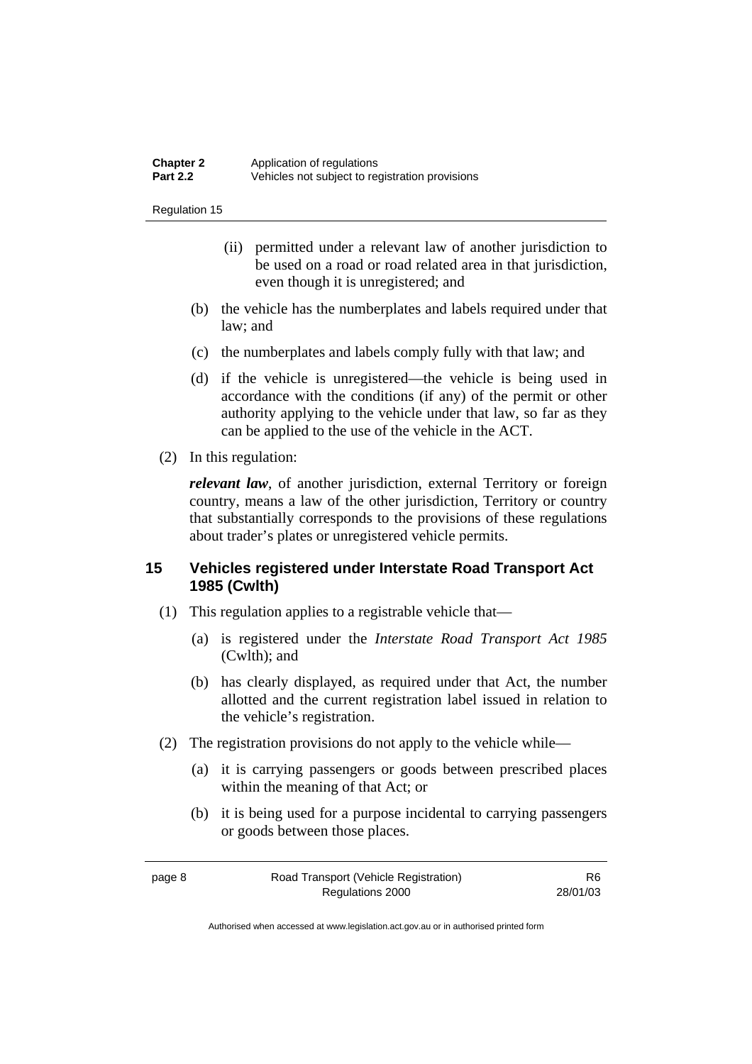(ii) permitted under a relevant law of another jurisdiction to be used on a road or road related area in that jurisdiction, even though it is unregistered; and

(b) the vehicle has the numberplates and labels required under that law; and

(c) the numberplates and labels comply fully with that law; and

(d) if the vehicle is unregistered—the vehicle is being used in accordance with the conditions (if any) of the permit or other authority applying to the vehicle under that law, so far as they can be applied to the use of the vehicle in the ACT.

(2) In this regulation:

***relevant law***, of another jurisdiction, external Territory or foreign country, means a law of the other jurisdiction, Territory or country that substantially corresponds to the provisions of these regulations about trader's plates or unregistered vehicle permits.

## 15 Vehicles registered under Interstate Road Transport Act 1985 (Cwlth)

(1) This regulation applies to a registrable vehicle that—

(a) is registered under the *Interstate Road Transport Act 1985* (Cwlth); and

(b) has clearly displayed, as required under that Act, the number allotted and the current registration label issued in relation to the vehicle's registration.

(2) The registration provisions do not apply to the vehicle while—

(a) it is carrying passengers or goods between prescribed places within the meaning of that Act; or

(b) it is being used for a purpose incidental to carrying passengers or goods between those places.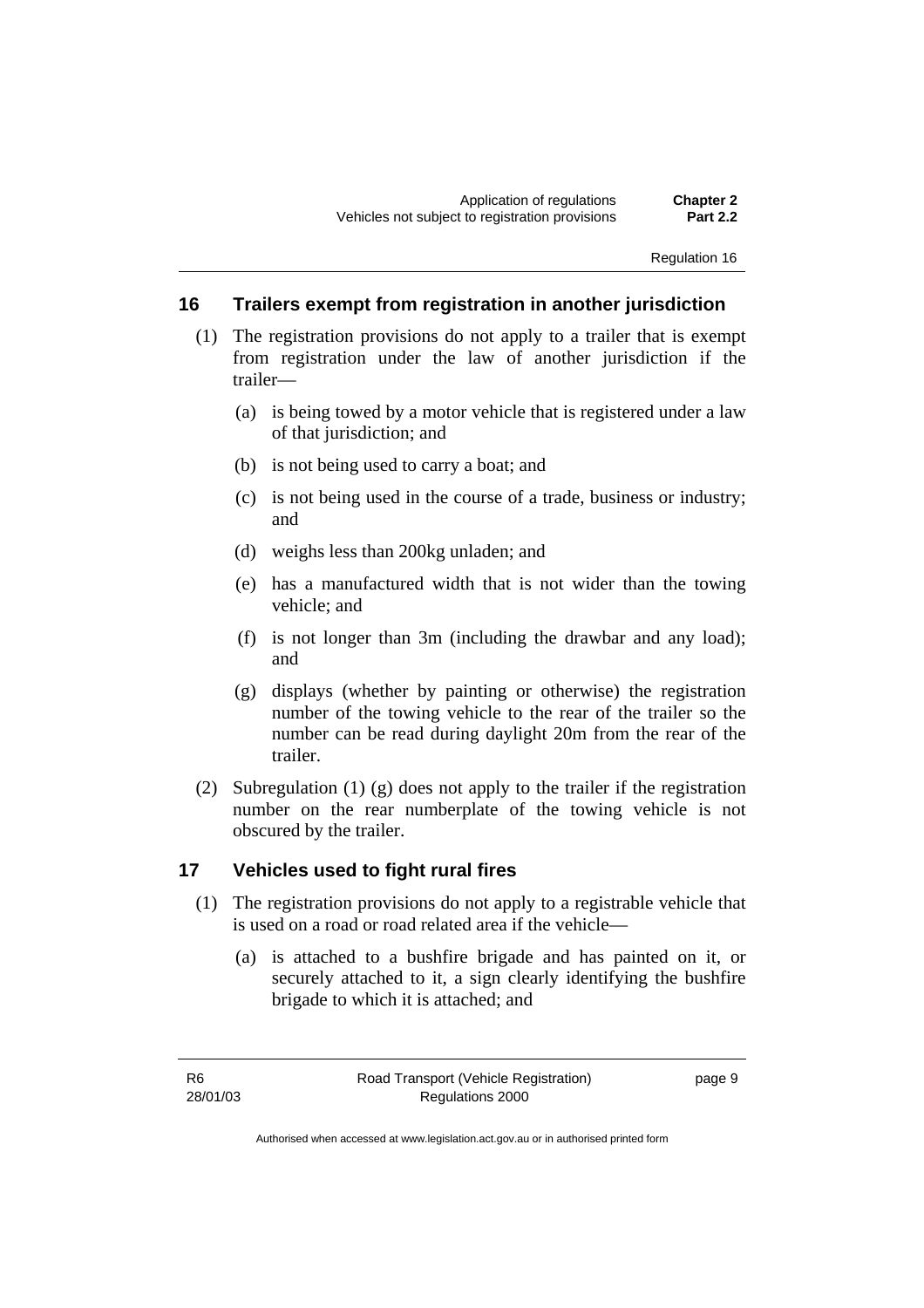## 16 Trailers exempt from registration in another jurisdiction

(1) The registration provisions do not apply to a trailer that is exempt from registration under the law of another jurisdiction if the trailer—

(a) is being towed by a motor vehicle that is registered under a law of that jurisdiction; and

(b) is not being used to carry a boat; and

(c) is not being used in the course of a trade, business or industry; and

(d) weighs less than 200kg unladen; and

(e) has a manufactured width that is not wider than the towing vehicle; and

(f) is not longer than 3m (including the drawbar and any load); and

(g) displays (whether by painting or otherwise) the registration number of the towing vehicle to the rear of the trailer so the number can be read during daylight 20m from the rear of the trailer.

(2) Subregulation (1) (g) does not apply to the trailer if the registration number on the rear numberplate of the towing vehicle is not obscured by the trailer.

## 17 Vehicles used to fight rural fires

(1) The registration provisions do not apply to a registrable vehicle that is used on a road or road related area if the vehicle—

(a) is attached to a bushfire brigade and has painted on it, or securely attached to it, a sign clearly identifying the bushfire brigade to which it is attached; and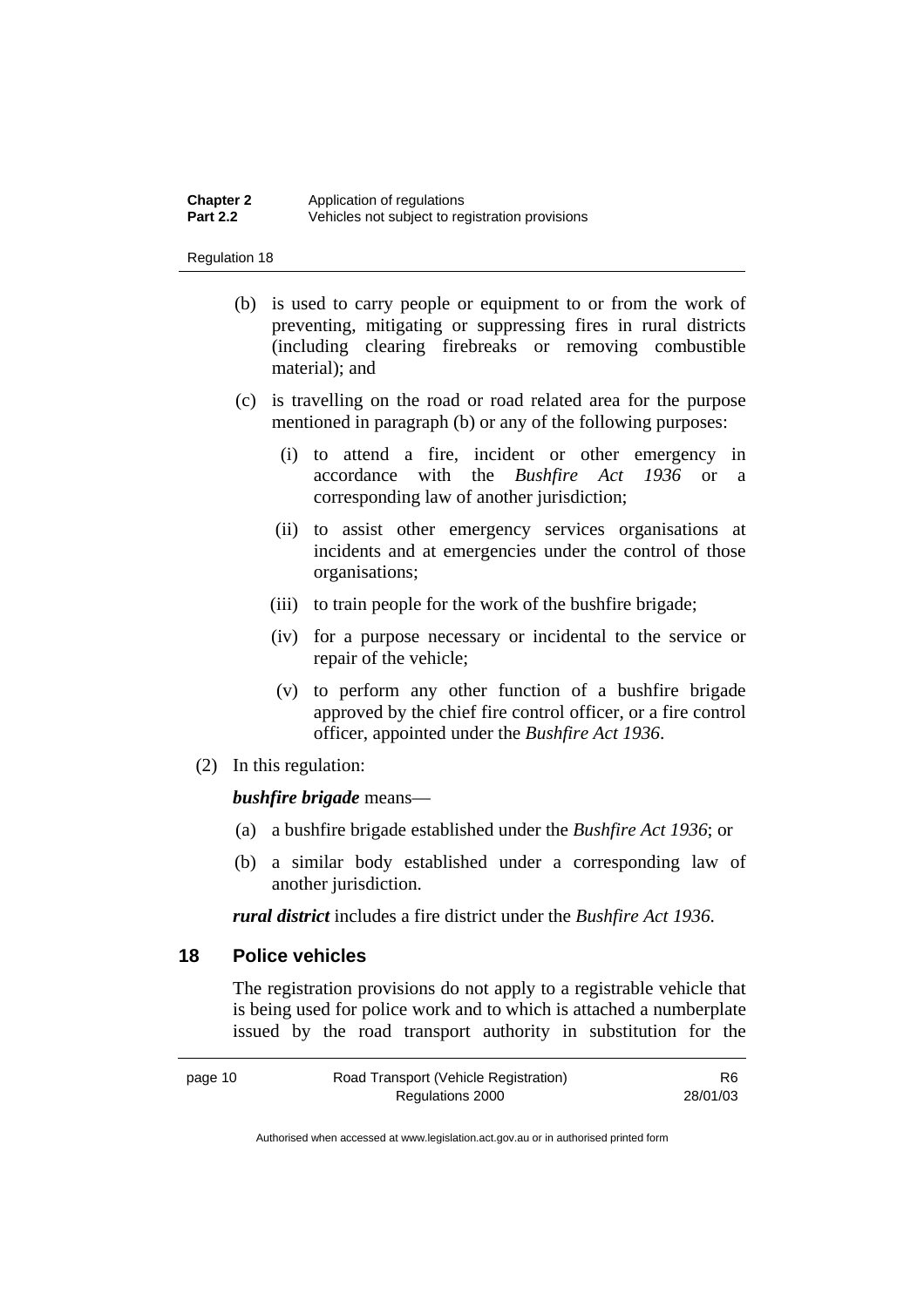(b) is used to carry people or equipment to or from the work of preventing, mitigating or suppressing fires in rural districts (including clearing firebreaks or removing combustible material); and

(c) is travelling on the road or road related area for the purpose mentioned in paragraph (b) or any of the following purposes:

  (i) to attend a fire, incident or other emergency in accordance with the *Bushfire Act 1936* or a corresponding law of another jurisdiction;

  (ii) to assist other emergency services organisations at incidents and at emergencies under the control of those organisations;

  (iii) to train people for the work of the bushfire brigade;

  (iv) for a purpose necessary or incidental to the service or repair of the vehicle;

  (v) to perform any other function of a bushfire brigade approved by the chief fire control officer, or a fire control officer, appointed under the *Bushfire Act 1936*.

(2) In this regulation:

***bushfire brigade*** means—

(a) a bushfire brigade established under the *Bushfire Act 1936*; or

(b) a similar body established under a corresponding law of another jurisdiction.

***rural district*** includes a fire district under the *Bushfire Act 1936*.

## 18 Police vehicles

The registration provisions do not apply to a registrable vehicle that is being used for police work and to which is attached a numberplate issued by the road transport authority in substitution for the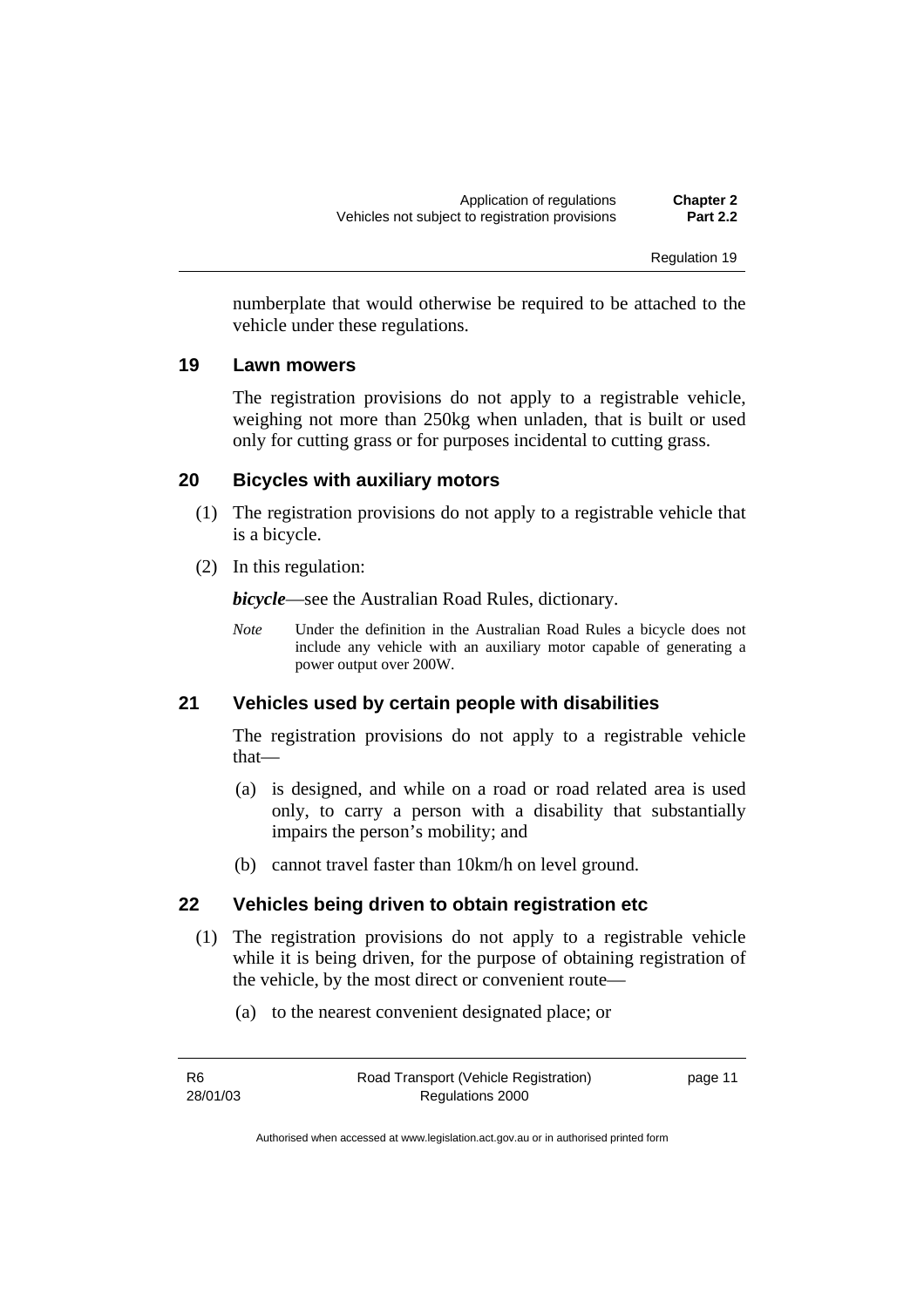numberplate that would otherwise be required to be attached to the vehicle under these regulations.

## 19 Lawn mowers

The registration provisions do not apply to a registrable vehicle, weighing not more than 250kg when unladen, that is built or used only for cutting grass or for purposes incidental to cutting grass.

## 20 Bicycles with auxiliary motors

(1) The registration provisions do not apply to a registrable vehicle that is a bicycle.

(2) In this regulation:

***bicycle***—see the Australian Road Rules, dictionary.

*Note* Under the definition in the Australian Road Rules a bicycle does not include any vehicle with an auxiliary motor capable of generating a power output over 200W.

## 21 Vehicles used by certain people with disabilities

The registration provisions do not apply to a registrable vehicle that—

(a) is designed, and while on a road or road related area is used only, to carry a person with a disability that substantially impairs the person's mobility; and

(b) cannot travel faster than 10km/h on level ground.

## 22 Vehicles being driven to obtain registration etc

(1) The registration provisions do not apply to a registrable vehicle while it is being driven, for the purpose of obtaining registration of the vehicle, by the most direct or convenient route—

(a) to the nearest convenient designated place; or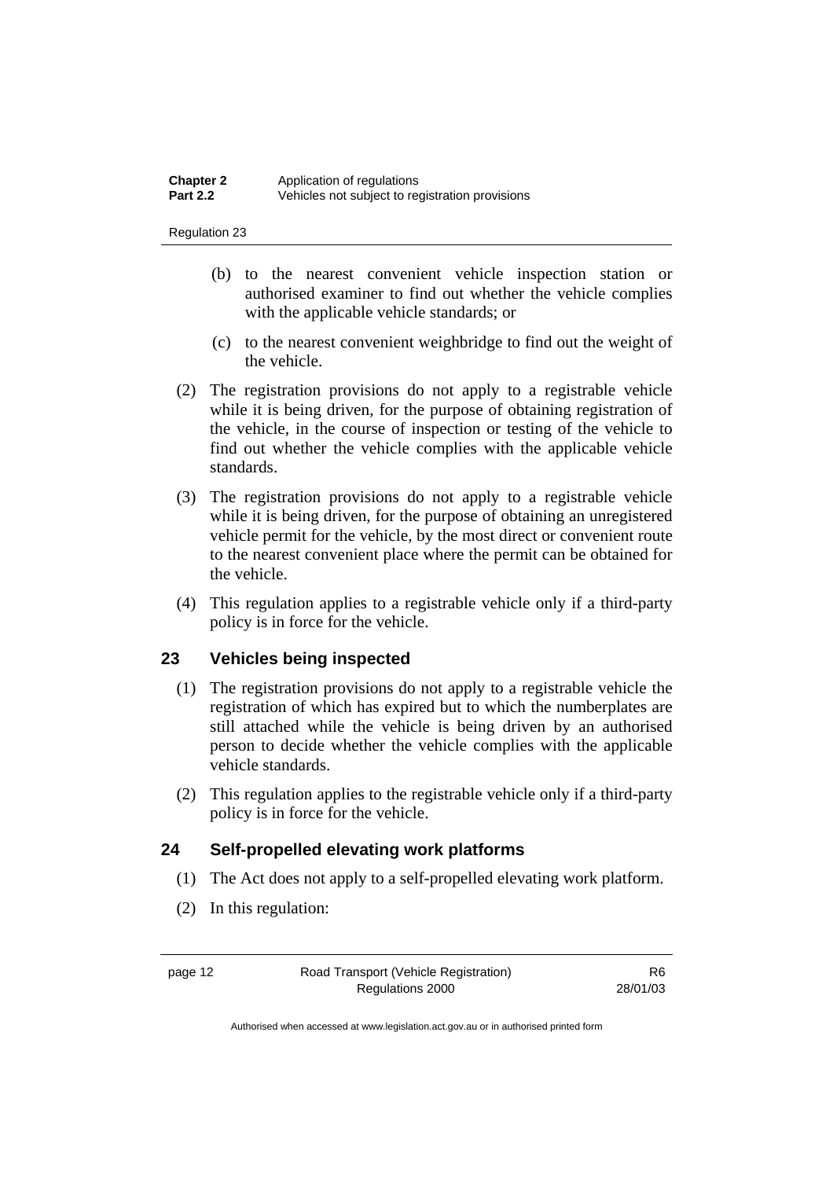(b) to the nearest convenient vehicle inspection station or authorised examiner to find out whether the vehicle complies with the applicable vehicle standards; or

(c) to the nearest convenient weighbridge to find out the weight of the vehicle.

(2) The registration provisions do not apply to a registrable vehicle while it is being driven, for the purpose of obtaining registration of the vehicle, in the course of inspection or testing of the vehicle to find out whether the vehicle complies with the applicable vehicle standards.

(3) The registration provisions do not apply to a registrable vehicle while it is being driven, for the purpose of obtaining an unregistered vehicle permit for the vehicle, by the most direct or convenient route to the nearest convenient place where the permit can be obtained for the vehicle.

(4) This regulation applies to a registrable vehicle only if a third-party policy is in force for the vehicle.

## 23 Vehicles being inspected

(1) The registration provisions do not apply to a registrable vehicle the registration of which has expired but to which the numberplates are still attached while the vehicle is being driven by an authorised person to decide whether the vehicle complies with the applicable vehicle standards.

(2) This regulation applies to the registrable vehicle only if a third-party policy is in force for the vehicle.

## 24 Self-propelled elevating work platforms

(1) The Act does not apply to a self-propelled elevating work platform.

(2) In this regulation: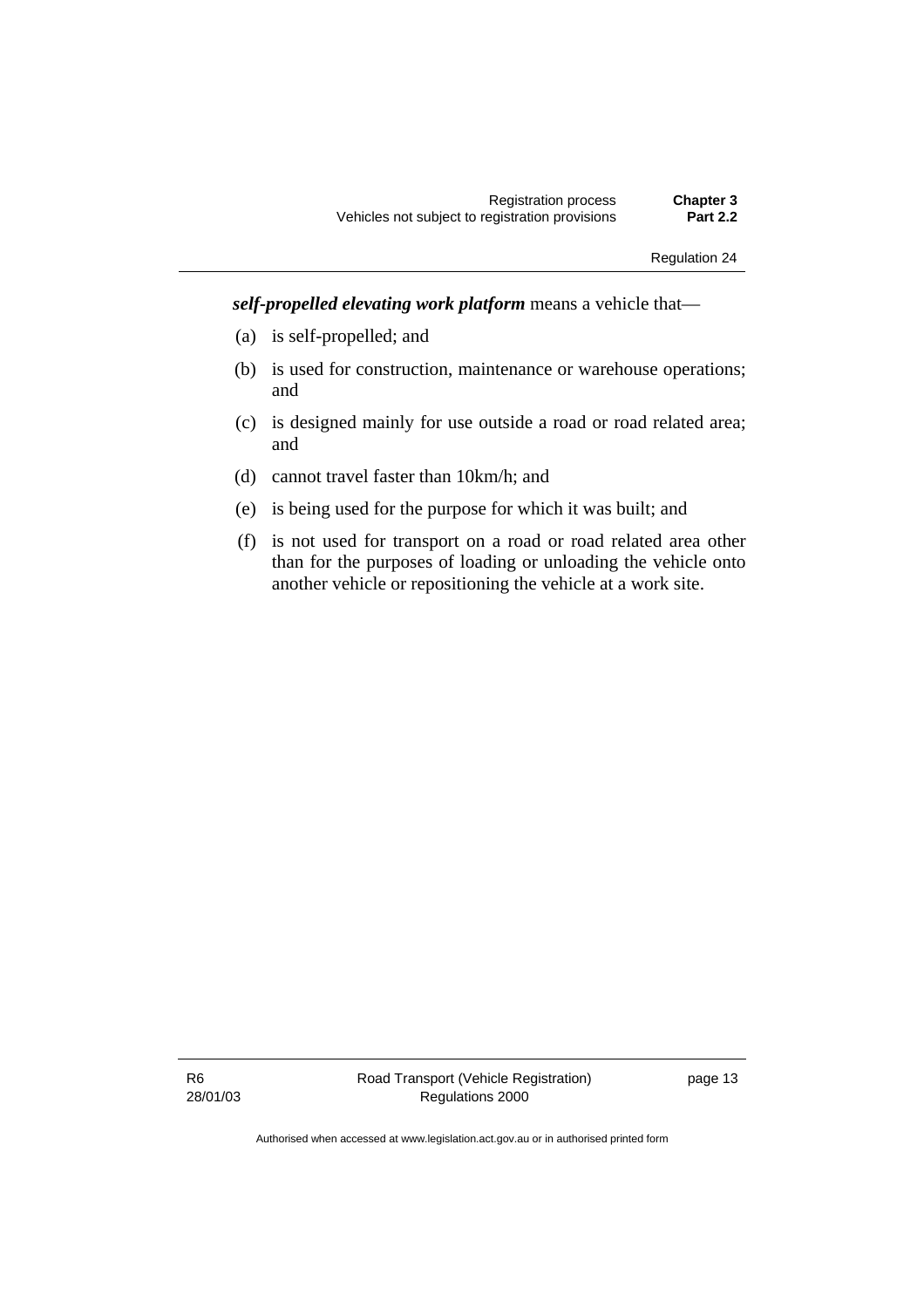***self-propelled elevating work platform*** means a vehicle that—

(a) is self-propelled; and

(b) is used for construction, maintenance or warehouse operations; and

(c) is designed mainly for use outside a road or road related area; and

(d) cannot travel faster than 10km/h; and

(e) is being used for the purpose for which it was built; and

(f) is not used for transport on a road or road related area other than for the purposes of loading or unloading the vehicle onto another vehicle or repositioning the vehicle at a work site.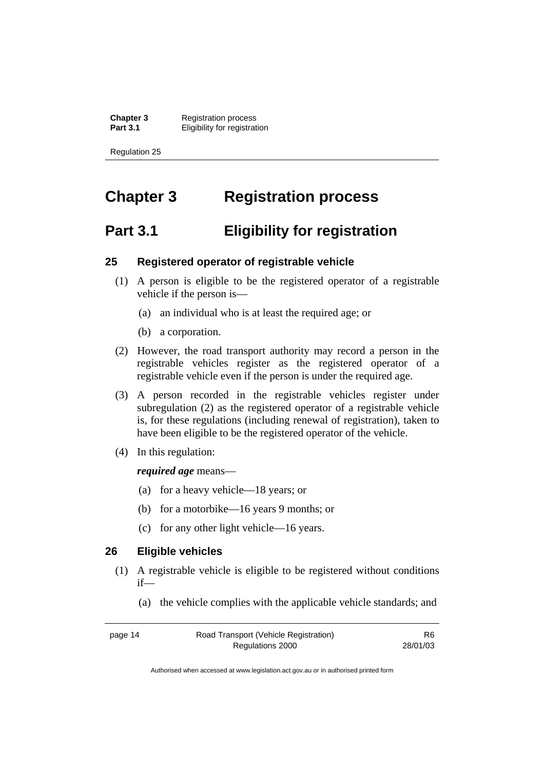# Chapter 3 Registration process

## Part 3.1 Eligibility for registration

### 25 Registered operator of registrable vehicle

(1) A person is eligible to be the registered operator of a registrable vehicle if the person is—

(a) an individual who is at least the required age; or

(b) a corporation.

(2) However, the road transport authority may record a person in the registrable vehicles register as the registered operator of a registrable vehicle even if the person is under the required age.

(3) A person recorded in the registrable vehicles register under subregulation (2) as the registered operator of a registrable vehicle is, for these regulations (including renewal of registration), taken to have been eligible to be the registered operator of the vehicle.

(4) In this regulation:

***required age*** means—

(a) for a heavy vehicle—18 years; or

(b) for a motorbike—16 years 9 months; or

(c) for any other light vehicle—16 years.

### 26 Eligible vehicles

(1) A registrable vehicle is eligible to be registered without conditions if—

(a) the vehicle complies with the applicable vehicle standards; and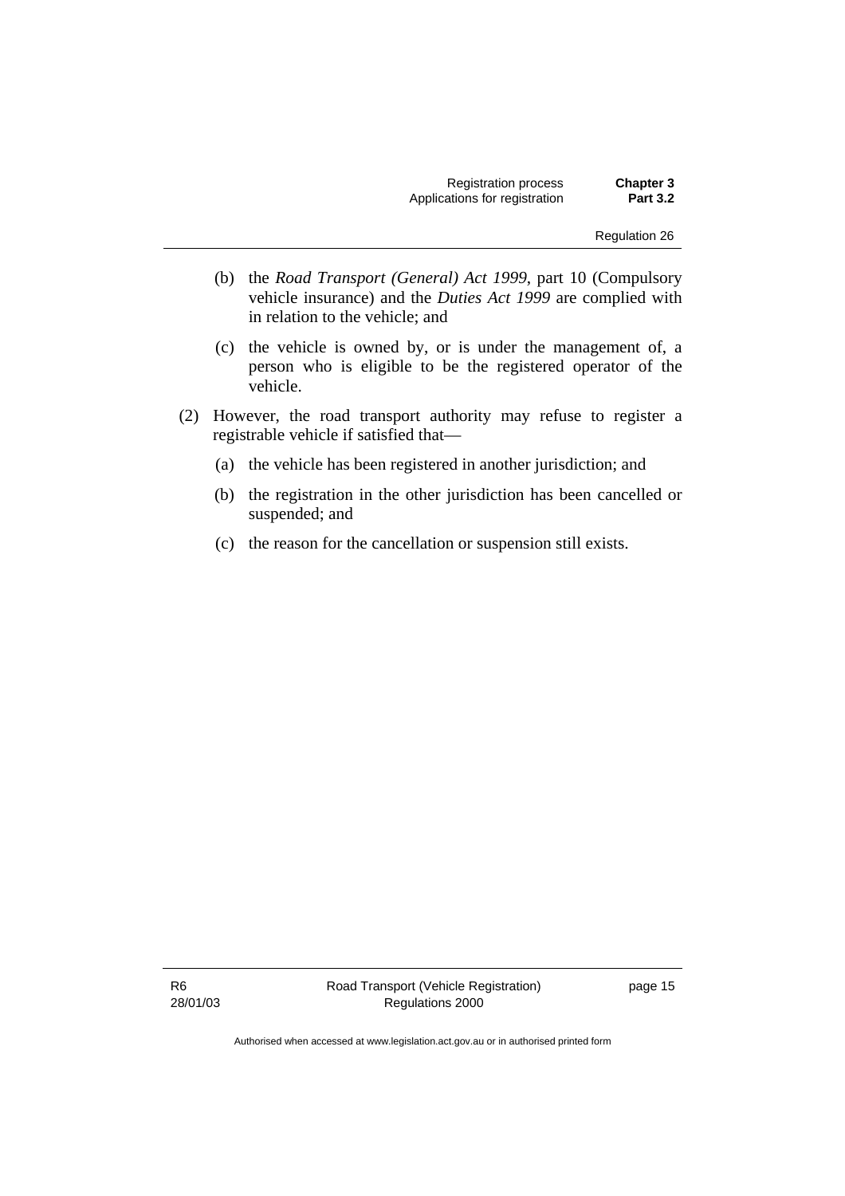(b) the *Road Transport (General) Act 1999*, part 10 (Compulsory vehicle insurance) and the *Duties Act 1999* are complied with in relation to the vehicle; and

(c) the vehicle is owned by, or is under the management of, a person who is eligible to be the registered operator of the vehicle.

(2) However, the road transport authority may refuse to register a registrable vehicle if satisfied that—

(a) the vehicle has been registered in another jurisdiction; and

(b) the registration in the other jurisdiction has been cancelled or suspended; and

(c) the reason for the cancellation or suspension still exists.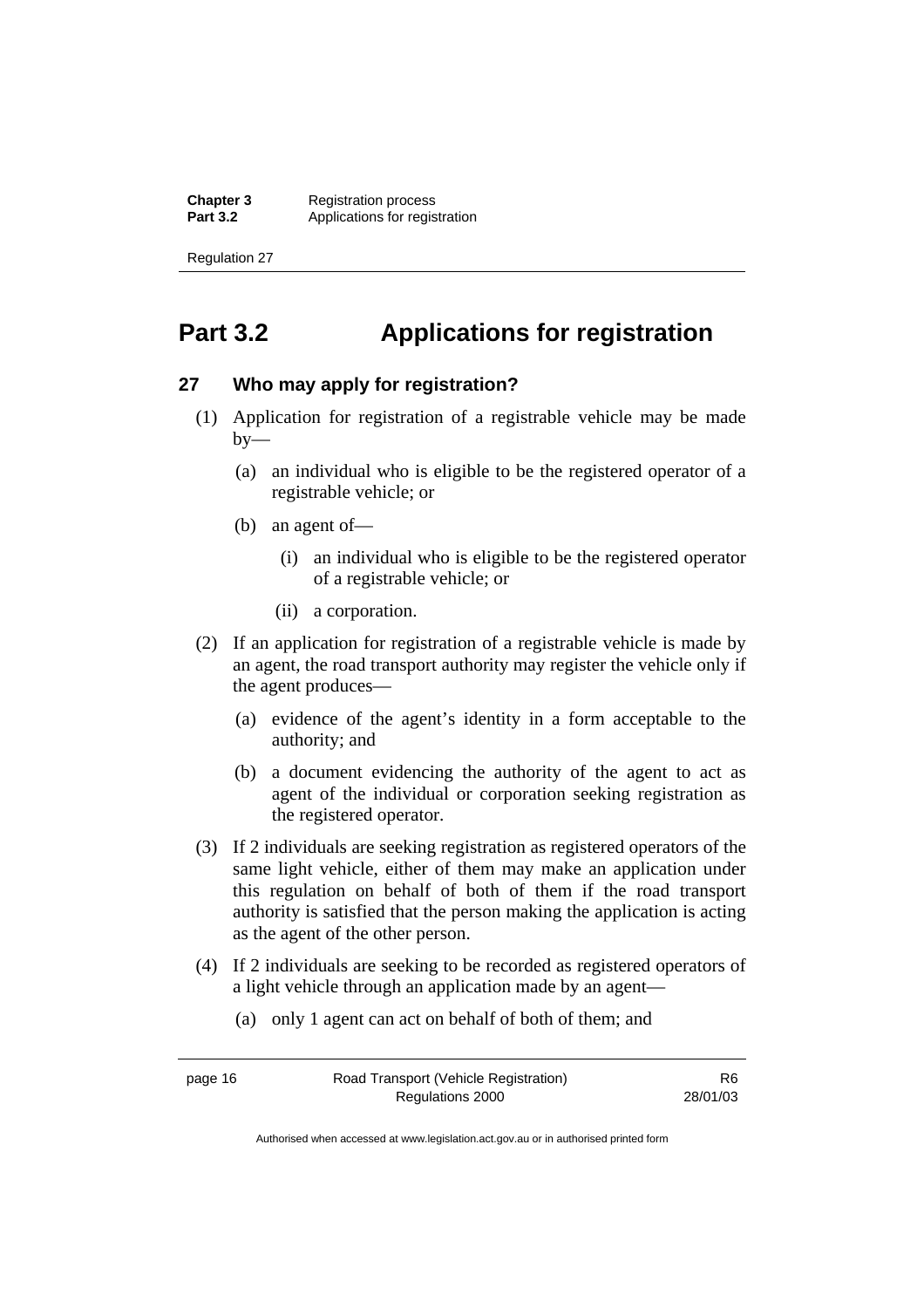# Part 3.2 Applications for registration

### 27 Who may apply for registration?

(1) Application for registration of a registrable vehicle may be made by—

(a) an individual who is eligible to be the registered operator of a registrable vehicle; or

(b) an agent of—

(i) an individual who is eligible to be the registered operator of a registrable vehicle; or

(ii) a corporation.

(2) If an application for registration of a registrable vehicle is made by an agent, the road transport authority may register the vehicle only if the agent produces—

(a) evidence of the agent's identity in a form acceptable to the authority; and

(b) a document evidencing the authority of the agent to act as agent of the individual or corporation seeking registration as the registered operator.

(3) If 2 individuals are seeking registration as registered operators of the same light vehicle, either of them may make an application under this regulation on behalf of both of them if the road transport authority is satisfied that the person making the application is acting as the agent of the other person.

(4) If 2 individuals are seeking to be recorded as registered operators of a light vehicle through an application made by an agent—

(a) only 1 agent can act on behalf of both of them; and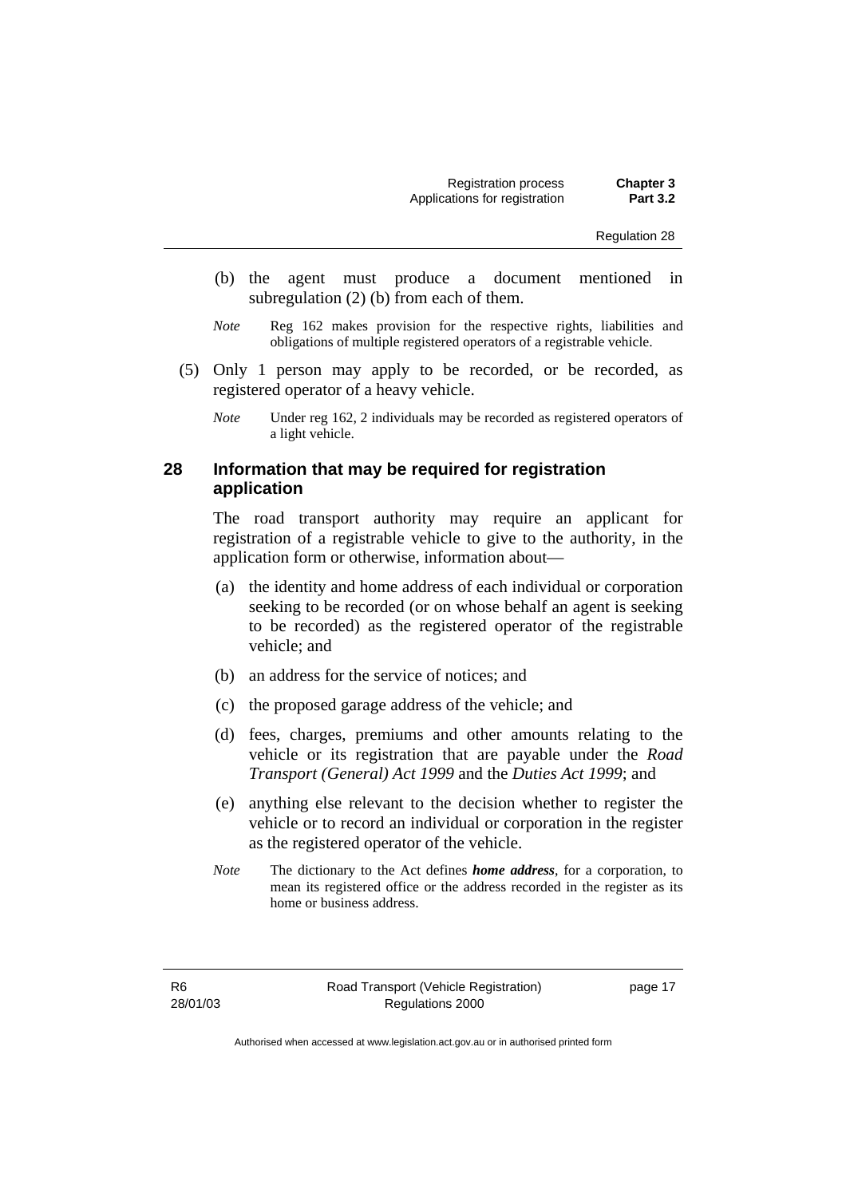(b) the agent must produce a document mentioned in subregulation (2) (b) from each of them.

*Note* Reg 162 makes provision for the respective rights, liabilities and obligations of multiple registered operators of a registrable vehicle.

(5) Only 1 person may apply to be recorded, or be recorded, as registered operator of a heavy vehicle.

*Note* Under reg 162, 2 individuals may be recorded as registered operators of a light vehicle.

### 28 Information that may be required for registration application

The road transport authority may require an applicant for registration of a registrable vehicle to give to the authority, in the application form or otherwise, information about—

(a) the identity and home address of each individual or corporation seeking to be recorded (or on whose behalf an agent is seeking to be recorded) as the registered operator of the registrable vehicle; and

(b) an address for the service of notices; and

(c) the proposed garage address of the vehicle; and

(d) fees, charges, premiums and other amounts relating to the vehicle or its registration that are payable under the *Road Transport (General) Act 1999* and the *Duties Act 1999*; and

(e) anything else relevant to the decision whether to register the vehicle or to record an individual or corporation in the register as the registered operator of the vehicle.

*Note* The dictionary to the Act defines ***home address***, for a corporation, to mean its registered office or the address recorded in the register as its home or business address.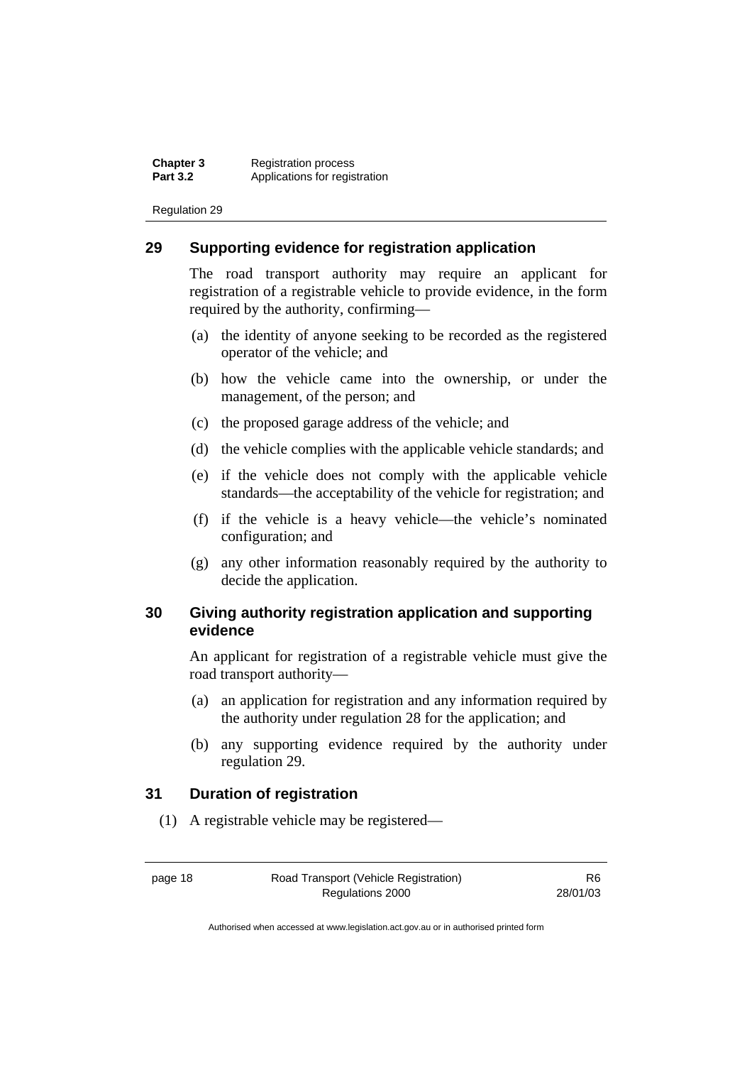## 29 Supporting evidence for registration application

The road transport authority may require an applicant for registration of a registrable vehicle to provide evidence, in the form required by the authority, confirming—

(a) the identity of anyone seeking to be recorded as the registered operator of the vehicle; and

(b) how the vehicle came into the ownership, or under the management, of the person; and

(c) the proposed garage address of the vehicle; and

(d) the vehicle complies with the applicable vehicle standards; and

(e) if the vehicle does not comply with the applicable vehicle standards—the acceptability of the vehicle for registration; and

(f) if the vehicle is a heavy vehicle—the vehicle's nominated configuration; and

(g) any other information reasonably required by the authority to decide the application.

## 30 Giving authority registration application and supporting evidence

An applicant for registration of a registrable vehicle must give the road transport authority—

(a) an application for registration and any information required by the authority under regulation 28 for the application; and

(b) any supporting evidence required by the authority under regulation 29.

## 31 Duration of registration

(1) A registrable vehicle may be registered—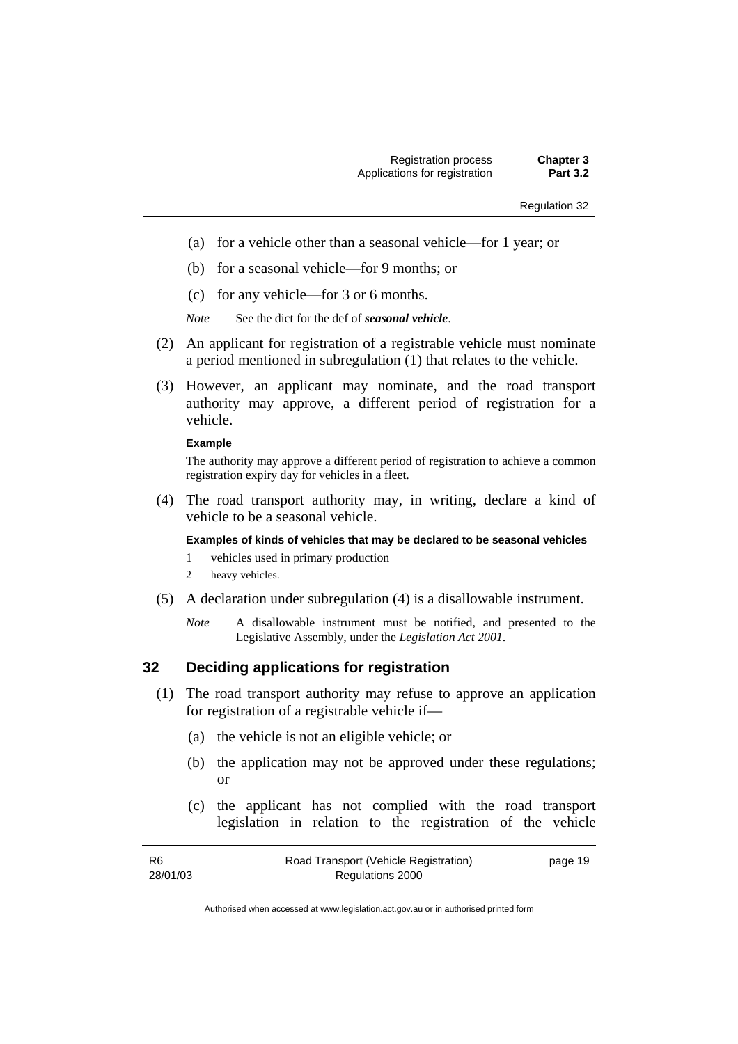(a) for a vehicle other than a seasonal vehicle—for 1 year; or

(b) for a seasonal vehicle—for 9 months; or

(c) for any vehicle—for 3 or 6 months.

*Note* See the dict for the def of ***seasonal vehicle***.

(2) An applicant for registration of a registrable vehicle must nominate a period mentioned in subregulation (1) that relates to the vehicle.

(3) However, an applicant may nominate, and the road transport authority may approve, a different period of registration for a vehicle.

**Example**

The authority may approve a different period of registration to achieve a common registration expiry day for vehicles in a fleet.

(4) The road transport authority may, in writing, declare a kind of vehicle to be a seasonal vehicle.

**Examples of kinds of vehicles that may be declared to be seasonal vehicles**

1 vehicles used in primary production

2 heavy vehicles.

(5) A declaration under subregulation (4) is a disallowable instrument.

*Note* A disallowable instrument must be notified, and presented to the Legislative Assembly, under the *Legislation Act 2001*.

## 32 Deciding applications for registration

(1) The road transport authority may refuse to approve an application for registration of a registrable vehicle if—

(a) the vehicle is not an eligible vehicle; or

(b) the application may not be approved under these regulations; or

(c) the applicant has not complied with the road transport legislation in relation to the registration of the vehicle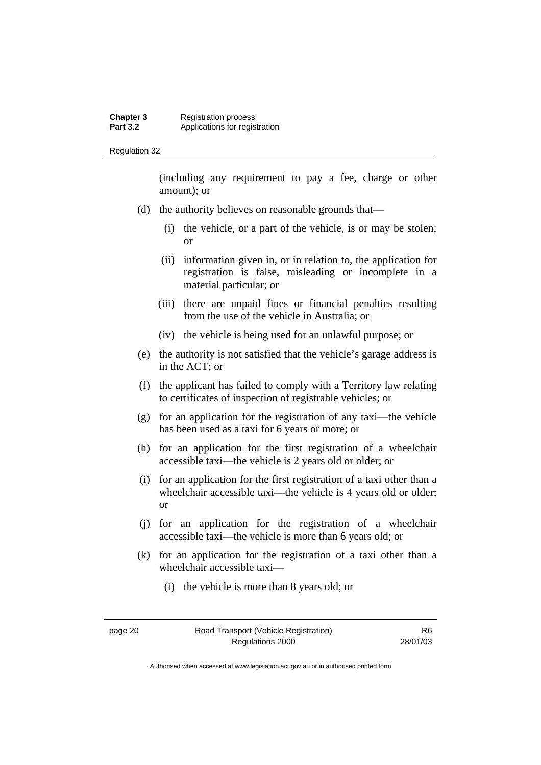(including any requirement to pay a fee, charge or other amount); or

(d) the authority believes on reasonable grounds that—

  (i) the vehicle, or a part of the vehicle, is or may be stolen; or

  (ii) information given in, or in relation to, the application for registration is false, misleading or incomplete in a material particular; or

  (iii) there are unpaid fines or financial penalties resulting from the use of the vehicle in Australia; or

  (iv) the vehicle is being used for an unlawful purpose; or

(e) the authority is not satisfied that the vehicle's garage address is in the ACT; or

(f) the applicant has failed to comply with a Territory law relating to certificates of inspection of registrable vehicles; or

(g) for an application for the registration of any taxi—the vehicle has been used as a taxi for 6 years or more; or

(h) for an application for the first registration of a wheelchair accessible taxi—the vehicle is 2 years old or older; or

(i) for an application for the first registration of a taxi other than a wheelchair accessible taxi—the vehicle is 4 years old or older; or

(j) for an application for the registration of a wheelchair accessible taxi—the vehicle is more than 6 years old; or

(k) for an application for the registration of a taxi other than a wheelchair accessible taxi—

  (i) the vehicle is more than 8 years old; or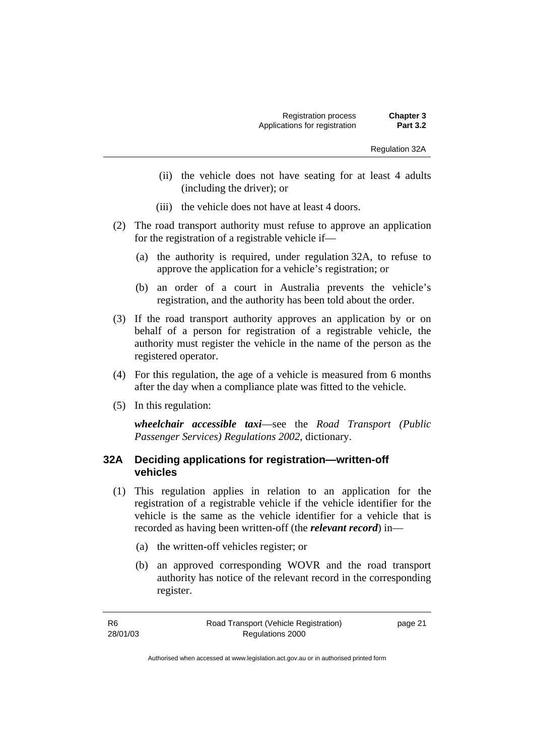(ii) the vehicle does not have seating for at least 4 adults (including the driver); or

(iii) the vehicle does not have at least 4 doors.

(2) The road transport authority must refuse to approve an application for the registration of a registrable vehicle if—

(a) the authority is required, under regulation 32A, to refuse to approve the application for a vehicle's registration; or

(b) an order of a court in Australia prevents the vehicle's registration, and the authority has been told about the order.

(3) If the road transport authority approves an application by or on behalf of a person for registration of a registrable vehicle, the authority must register the vehicle in the name of the person as the registered operator.

(4) For this regulation, the age of a vehicle is measured from 6 months after the day when a compliance plate was fitted to the vehicle.

(5) In this regulation:

***wheelchair accessible taxi***—see the *Road Transport (Public Passenger Services) Regulations 2002*, dictionary.

## 32A Deciding applications for registration—written-off vehicles

(1) This regulation applies in relation to an application for the registration of a registrable vehicle if the vehicle identifier for the vehicle is the same as the vehicle identifier for a vehicle that is recorded as having been written-off (the ***relevant record***) in—

(a) the written-off vehicles register; or

(b) an approved corresponding WOVR and the road transport authority has notice of the relevant record in the corresponding register.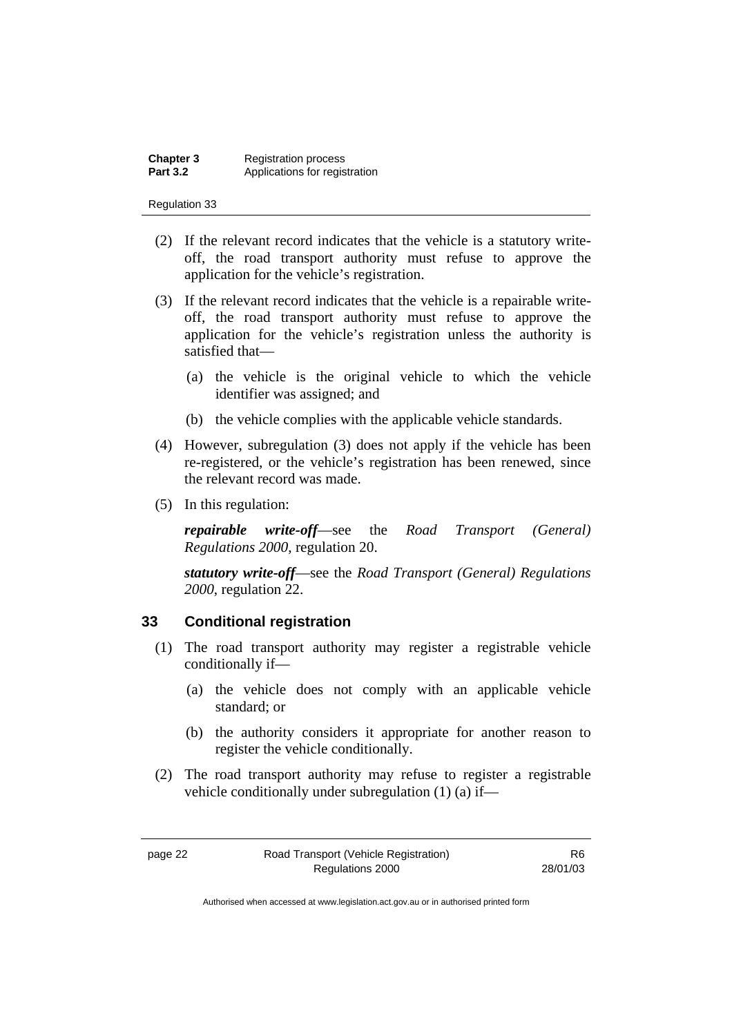(2) If the relevant record indicates that the vehicle is a statutory write-off, the road transport authority must refuse to approve the application for the vehicle's registration.

(3) If the relevant record indicates that the vehicle is a repairable write-off, the road transport authority must refuse to approve the application for the vehicle's registration unless the authority is satisfied that—

(a) the vehicle is the original vehicle to which the vehicle identifier was assigned; and

(b) the vehicle complies with the applicable vehicle standards.

(4) However, subregulation (3) does not apply if the vehicle has been re-registered, or the vehicle's registration has been renewed, since the relevant record was made.

(5) In this regulation:

***repairable write-off***—see the *Road Transport (General) Regulations 2000*, regulation 20.

***statutory write-off***—see the *Road Transport (General) Regulations 2000*, regulation 22.

## 33 Conditional registration

(1) The road transport authority may register a registrable vehicle conditionally if—

(a) the vehicle does not comply with an applicable vehicle standard; or

(b) the authority considers it appropriate for another reason to register the vehicle conditionally.

(2) The road transport authority may refuse to register a registrable vehicle conditionally under subregulation (1) (a) if—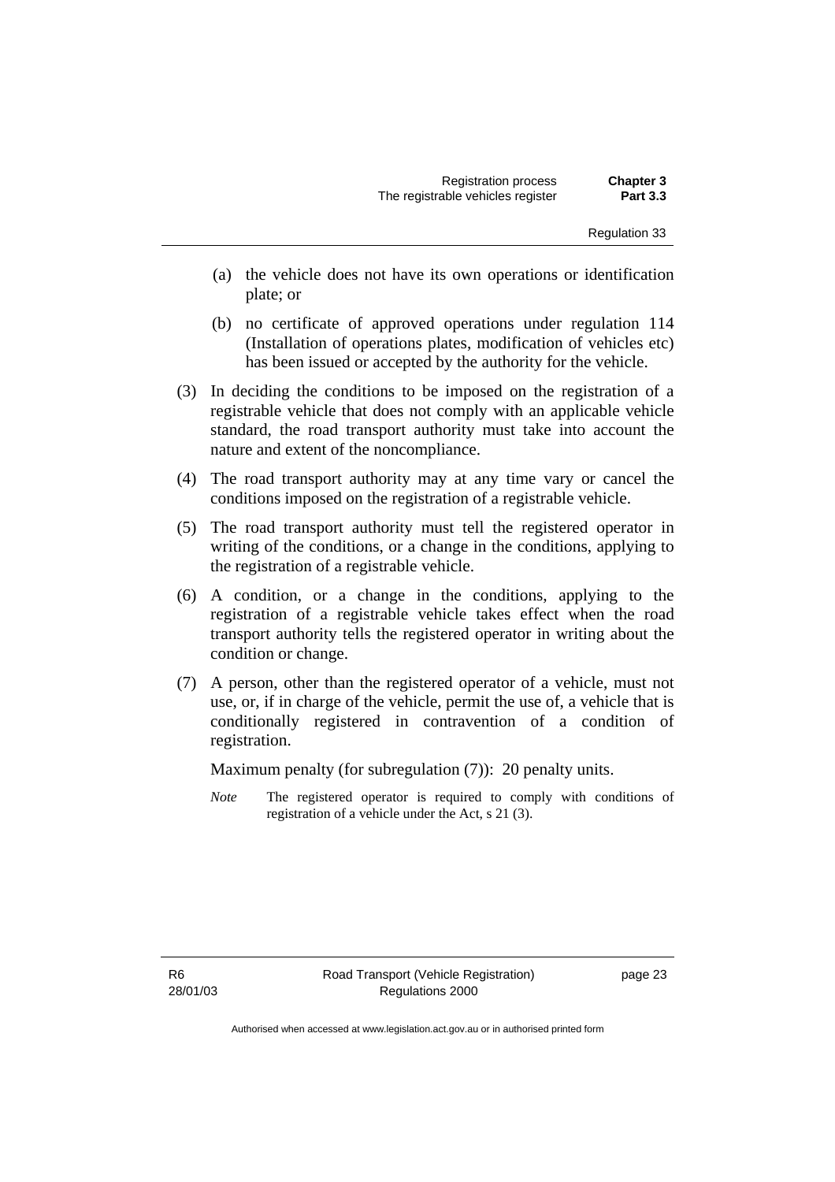(a) the vehicle does not have its own operations or identification plate; or

(b) no certificate of approved operations under regulation 114 (Installation of operations plates, modification of vehicles etc) has been issued or accepted by the authority for the vehicle.

(3) In deciding the conditions to be imposed on the registration of a registrable vehicle that does not comply with an applicable vehicle standard, the road transport authority must take into account the nature and extent of the noncompliance.

(4) The road transport authority may at any time vary or cancel the conditions imposed on the registration of a registrable vehicle.

(5) The road transport authority must tell the registered operator in writing of the conditions, or a change in the conditions, applying to the registration of a registrable vehicle.

(6) A condition, or a change in the conditions, applying to the registration of a registrable vehicle takes effect when the road transport authority tells the registered operator in writing about the condition or change.

(7) A person, other than the registered operator of a vehicle, must not use, or, if in charge of the vehicle, permit the use of, a vehicle that is conditionally registered in contravention of a condition of registration.

Maximum penalty (for subregulation (7)): 20 penalty units.

*Note* The registered operator is required to comply with conditions of registration of a vehicle under the Act, s 21 (3).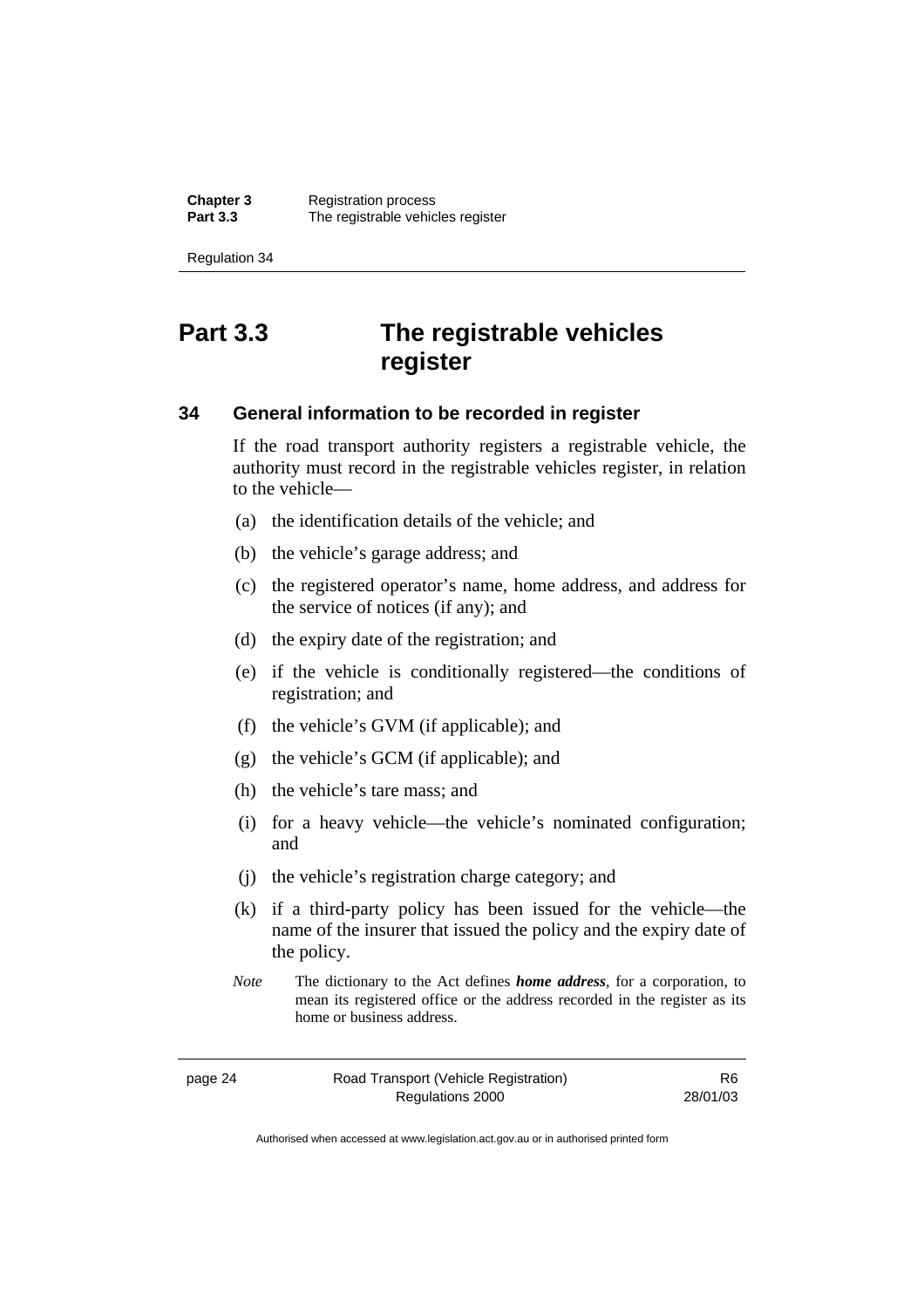# Part 3.3 The registrable vehicles register

## 34 General information to be recorded in register

If the road transport authority registers a registrable vehicle, the authority must record in the registrable vehicles register, in relation to the vehicle—

(a) the identification details of the vehicle; and

(b) the vehicle's garage address; and

(c) the registered operator's name, home address, and address for the service of notices (if any); and

(d) the expiry date of the registration; and

(e) if the vehicle is conditionally registered—the conditions of registration; and

(f) the vehicle's GVM (if applicable); and

(g) the vehicle's GCM (if applicable); and

(h) the vehicle's tare mass; and

(i) for a heavy vehicle—the vehicle's nominated configuration; and

(j) the vehicle's registration charge category; and

(k) if a third-party policy has been issued for the vehicle—the name of the insurer that issued the policy and the expiry date of the policy.

*Note* The dictionary to the Act defines ***home address***, for a corporation, to mean its registered office or the address recorded in the register as its home or business address.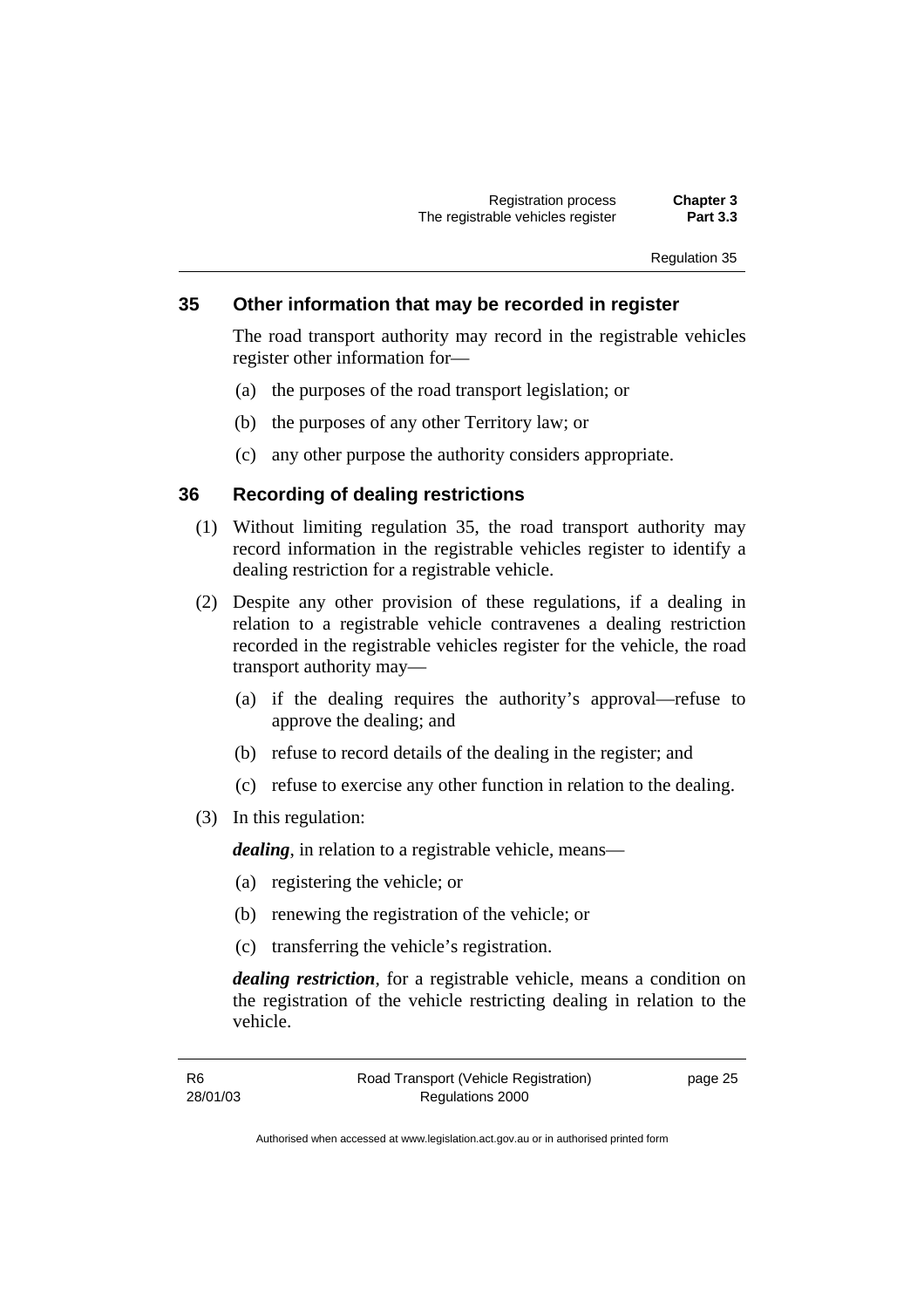## 35 Other information that may be recorded in register

The road transport authority may record in the registrable vehicles register other information for—

(a) the purposes of the road transport legislation; or

(b) the purposes of any other Territory law; or

(c) any other purpose the authority considers appropriate.

## 36 Recording of dealing restrictions

(1) Without limiting regulation 35, the road transport authority may record information in the registrable vehicles register to identify a dealing restriction for a registrable vehicle.

(2) Despite any other provision of these regulations, if a dealing in relation to a registrable vehicle contravenes a dealing restriction recorded in the registrable vehicles register for the vehicle, the road transport authority may—

(a) if the dealing requires the authority's approval—refuse to approve the dealing; and

(b) refuse to record details of the dealing in the register; and

(c) refuse to exercise any other function in relation to the dealing.

(3) In this regulation:

***dealing***, in relation to a registrable vehicle, means—

(a) registering the vehicle; or

(b) renewing the registration of the vehicle; or

(c) transferring the vehicle's registration.

***dealing restriction***, for a registrable vehicle, means a condition on the registration of the vehicle restricting dealing in relation to the vehicle.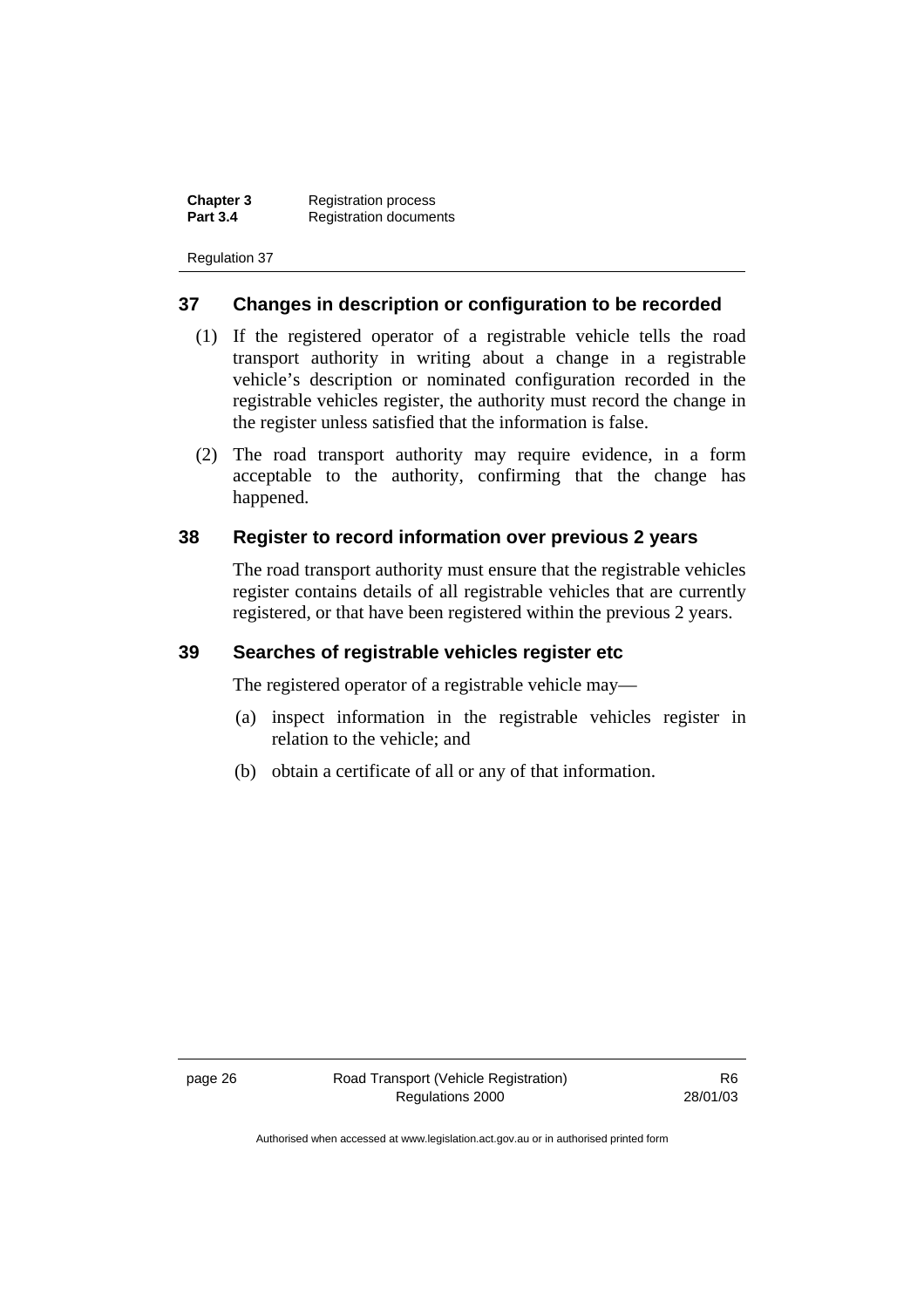## 37 Changes in description or configuration to be recorded

(1) If the registered operator of a registrable vehicle tells the road transport authority in writing about a change in a registrable vehicle's description or nominated configuration recorded in the registrable vehicles register, the authority must record the change in the register unless satisfied that the information is false.

(2) The road transport authority may require evidence, in a form acceptable to the authority, confirming that the change has happened.

## 38 Register to record information over previous 2 years

The road transport authority must ensure that the registrable vehicles register contains details of all registrable vehicles that are currently registered, or that have been registered within the previous 2 years.

## 39 Searches of registrable vehicles register etc

The registered operator of a registrable vehicle may—

(a) inspect information in the registrable vehicles register in relation to the vehicle; and

(b) obtain a certificate of all or any of that information.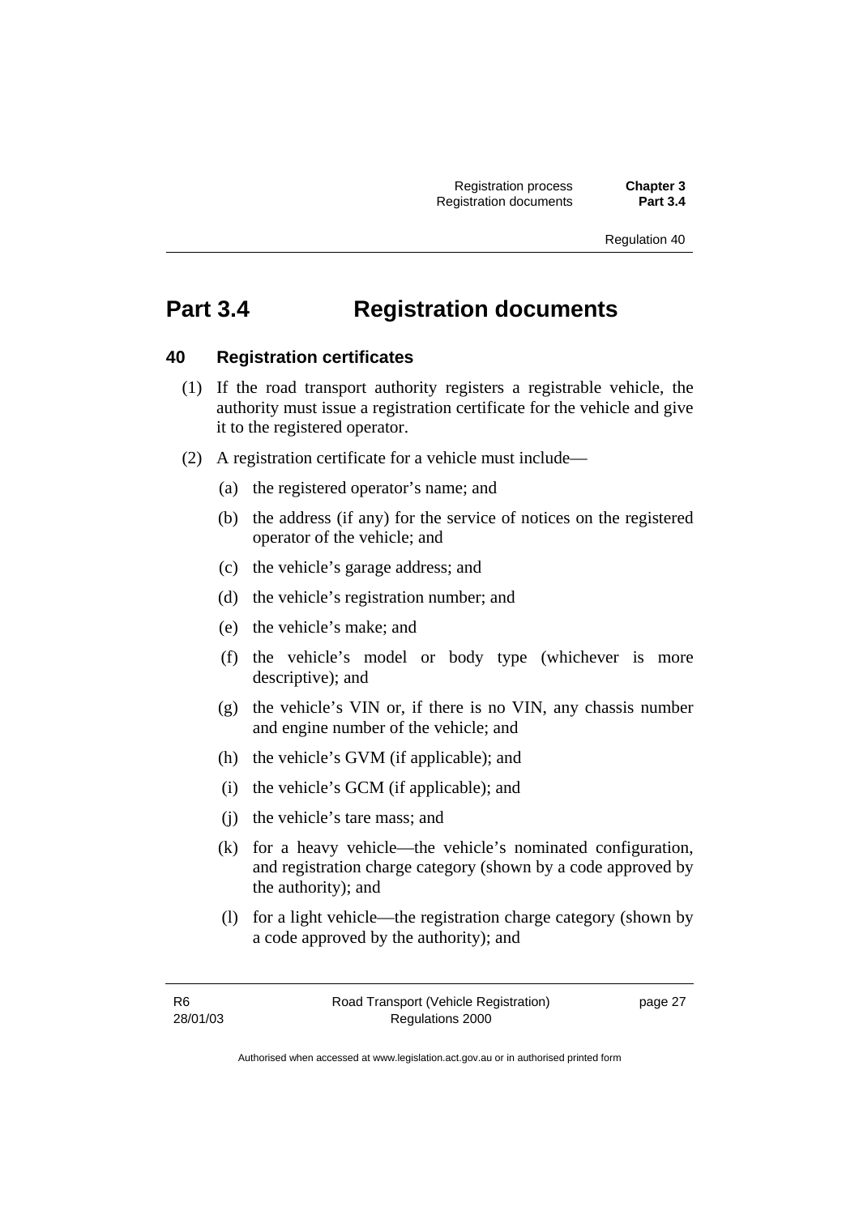# Part 3.4 Registration documents

## 40 Registration certificates

(1) If the road transport authority registers a registrable vehicle, the authority must issue a registration certificate for the vehicle and give it to the registered operator.

(2) A registration certificate for a vehicle must include—

(a) the registered operator's name; and

(b) the address (if any) for the service of notices on the registered operator of the vehicle; and

(c) the vehicle's garage address; and

(d) the vehicle's registration number; and

(e) the vehicle's make; and

(f) the vehicle's model or body type (whichever is more descriptive); and

(g) the vehicle's VIN or, if there is no VIN, any chassis number and engine number of the vehicle; and

(h) the vehicle's GVM (if applicable); and

(i) the vehicle's GCM (if applicable); and

(j) the vehicle's tare mass; and

(k) for a heavy vehicle—the vehicle's nominated configuration, and registration charge category (shown by a code approved by the authority); and

(l) for a light vehicle—the registration charge category (shown by a code approved by the authority); and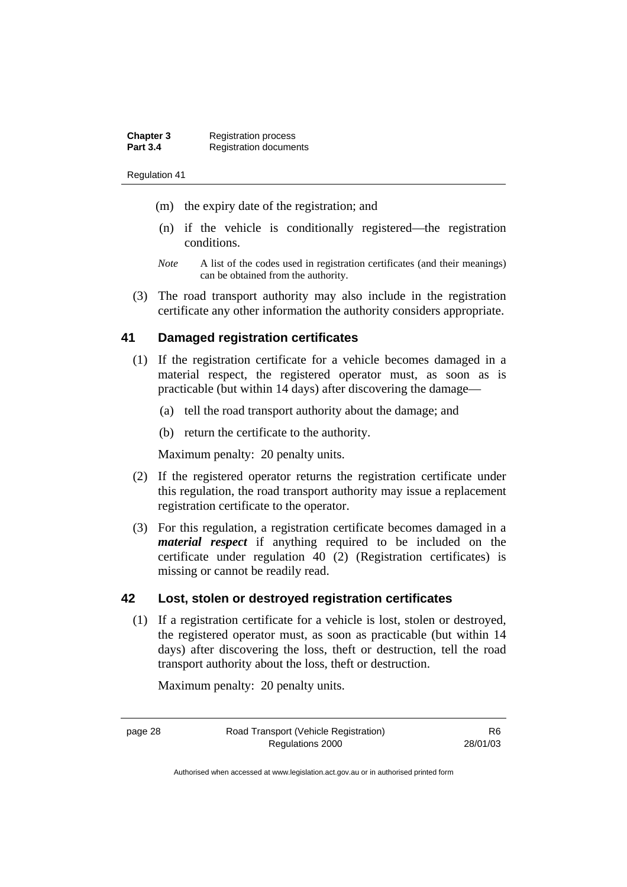(m) the expiry date of the registration; and

(n) if the vehicle is conditionally registered—the registration conditions.

*Note* A list of the codes used in registration certificates (and their meanings) can be obtained from the authority.

(3) The road transport authority may also include in the registration certificate any other information the authority considers appropriate.

## 41 Damaged registration certificates

(1) If the registration certificate for a vehicle becomes damaged in a material respect, the registered operator must, as soon as is practicable (but within 14 days) after discovering the damage—

(a) tell the road transport authority about the damage; and

(b) return the certificate to the authority.

Maximum penalty: 20 penalty units.

(2) If the registered operator returns the registration certificate under this regulation, the road transport authority may issue a replacement registration certificate to the operator.

(3) For this regulation, a registration certificate becomes damaged in a ***material respect*** if anything required to be included on the certificate under regulation 40 (2) (Registration certificates) is missing or cannot be readily read.

## 42 Lost, stolen or destroyed registration certificates

(1) If a registration certificate for a vehicle is lost, stolen or destroyed, the registered operator must, as soon as practicable (but within 14 days) after discovering the loss, theft or destruction, tell the road transport authority about the loss, theft or destruction.

Maximum penalty: 20 penalty units.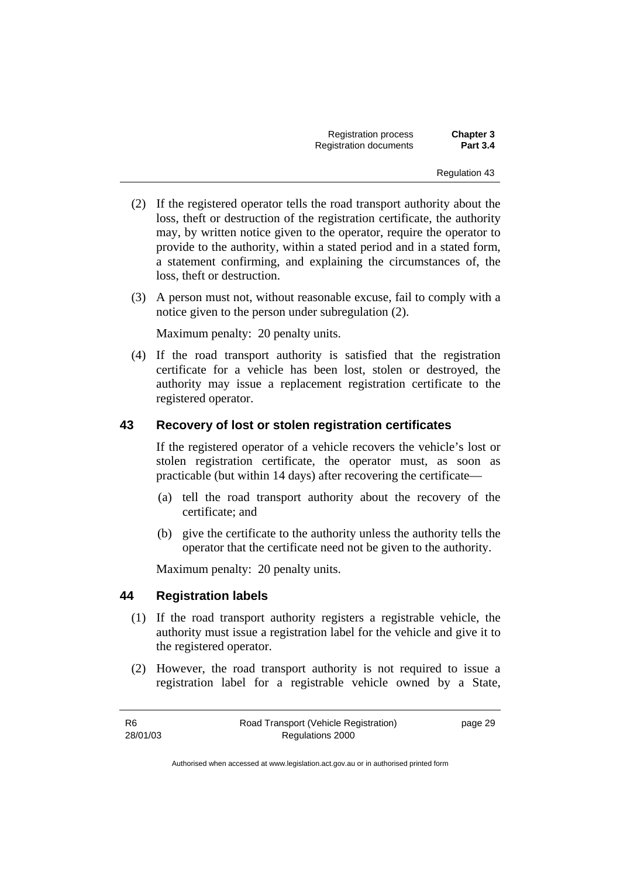(2) If the registered operator tells the road transport authority about the loss, theft or destruction of the registration certificate, the authority may, by written notice given to the operator, require the operator to provide to the authority, within a stated period and in a stated form, a statement confirming, and explaining the circumstances of, the loss, theft or destruction.

(3) A person must not, without reasonable excuse, fail to comply with a notice given to the person under subregulation (2).

Maximum penalty: 20 penalty units.

(4) If the road transport authority is satisfied that the registration certificate for a vehicle has been lost, stolen or destroyed, the authority may issue a replacement registration certificate to the registered operator.

## 43 Recovery of lost or stolen registration certificates

If the registered operator of a vehicle recovers the vehicle's lost or stolen registration certificate, the operator must, as soon as practicable (but within 14 days) after recovering the certificate—

(a) tell the road transport authority about the recovery of the certificate; and

(b) give the certificate to the authority unless the authority tells the operator that the certificate need not be given to the authority.

Maximum penalty: 20 penalty units.

## 44 Registration labels

(1) If the road transport authority registers a registrable vehicle, the authority must issue a registration label for the vehicle and give it to the registered operator.

(2) However, the road transport authority is not required to issue a registration label for a registrable vehicle owned by a State,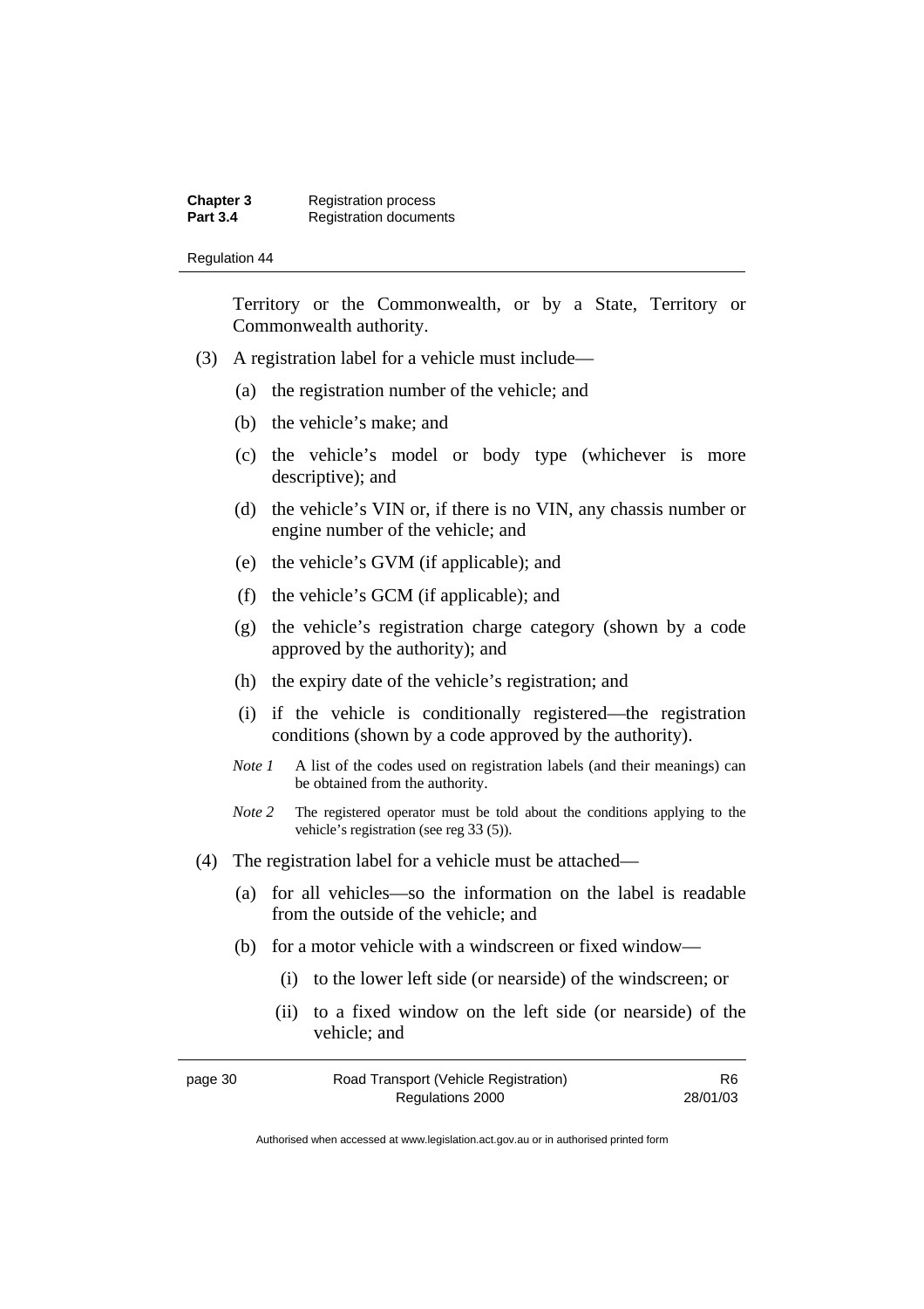Territory or the Commonwealth, or by a State, Territory or Commonwealth authority.

(3) A registration label for a vehicle must include—

(a) the registration number of the vehicle; and

(b) the vehicle's make; and

(c) the vehicle's model or body type (whichever is more descriptive); and

(d) the vehicle's VIN or, if there is no VIN, any chassis number or engine number of the vehicle; and

(e) the vehicle's GVM (if applicable); and

(f) the vehicle's GCM (if applicable); and

(g) the vehicle's registration charge category (shown by a code approved by the authority); and

(h) the expiry date of the vehicle's registration; and

(i) if the vehicle is conditionally registered—the registration conditions (shown by a code approved by the authority).

*Note 1* A list of the codes used on registration labels (and their meanings) can be obtained from the authority.

*Note 2* The registered operator must be told about the conditions applying to the vehicle's registration (see reg 33 (5)).

(4) The registration label for a vehicle must be attached—

(a) for all vehicles—so the information on the label is readable from the outside of the vehicle; and

(b) for a motor vehicle with a windscreen or fixed window—

(i) to the lower left side (or nearside) of the windscreen; or

(ii) to a fixed window on the left side (or nearside) of the vehicle; and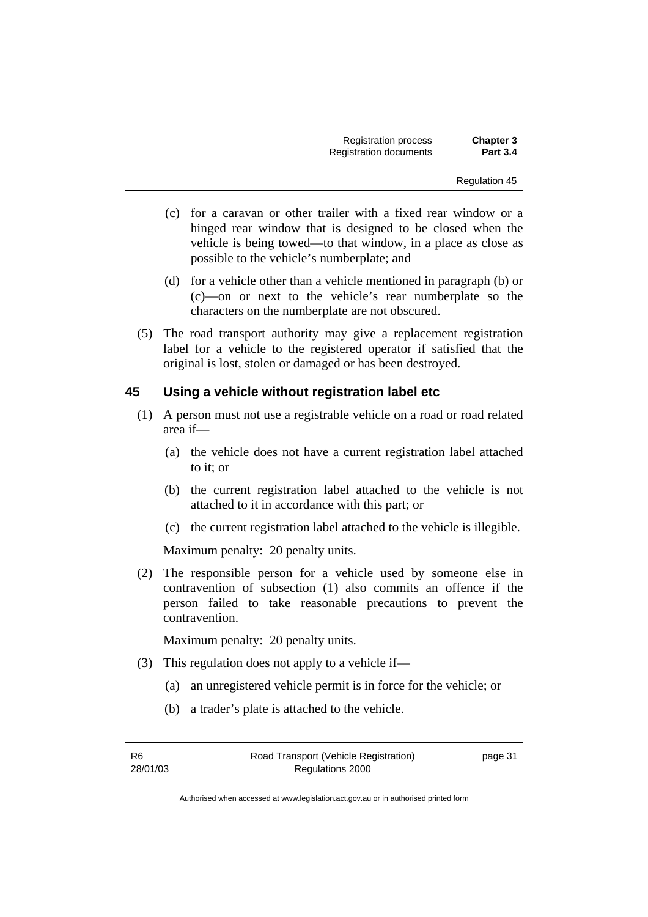(c) for a caravan or other trailer with a fixed rear window or a hinged rear window that is designed to be closed when the vehicle is being towed—to that window, in a place as close as possible to the vehicle's numberplate; and

(d) for a vehicle other than a vehicle mentioned in paragraph (b) or (c)—on or next to the vehicle's rear numberplate so the characters on the numberplate are not obscured.

(5) The road transport authority may give a replacement registration label for a vehicle to the registered operator if satisfied that the original is lost, stolen or damaged or has been destroyed.

## 45 Using a vehicle without registration label etc

(1) A person must not use a registrable vehicle on a road or road related area if—

(a) the vehicle does not have a current registration label attached to it; or

(b) the current registration label attached to the vehicle is not attached to it in accordance with this part; or

(c) the current registration label attached to the vehicle is illegible.

Maximum penalty: 20 penalty units.

(2) The responsible person for a vehicle used by someone else in contravention of subsection (1) also commits an offence if the person failed to take reasonable precautions to prevent the contravention.

Maximum penalty: 20 penalty units.

(3) This regulation does not apply to a vehicle if—

(a) an unregistered vehicle permit is in force for the vehicle; or

(b) a trader's plate is attached to the vehicle.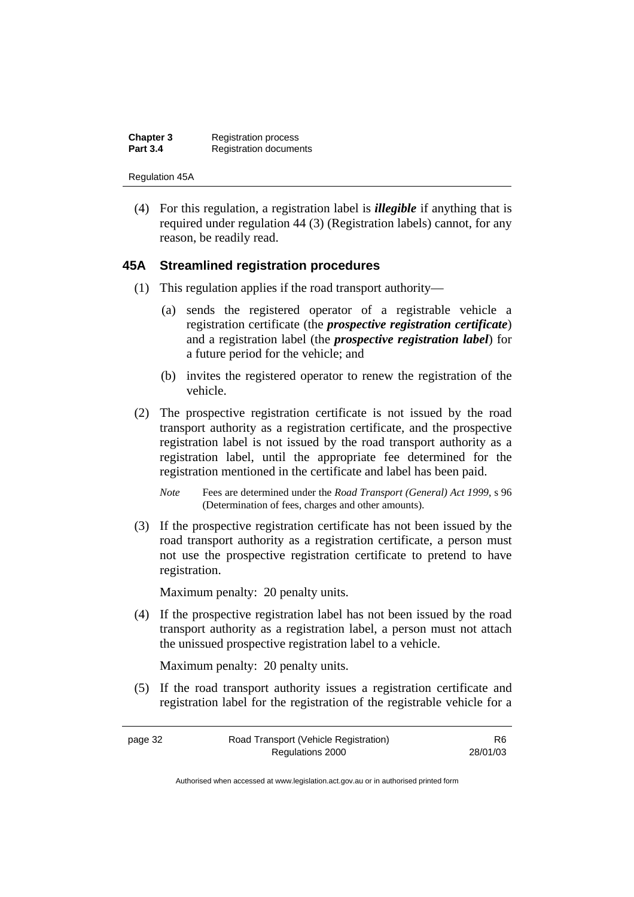(4) For this regulation, a registration label is ***illegible*** if anything that is required under regulation 44 (3) (Registration labels) cannot, for any reason, be readily read.

### 45A Streamlined registration procedures

(1) This regulation applies if the road transport authority—

(a) sends the registered operator of a registrable vehicle a registration certificate (the ***prospective registration certificate***) and a registration label (the ***prospective registration label***) for a future period for the vehicle; and

(b) invites the registered operator to renew the registration of the vehicle.

(2) The prospective registration certificate is not issued by the road transport authority as a registration certificate, and the prospective registration label is not issued by the road transport authority as a registration label, until the appropriate fee determined for the registration mentioned in the certificate and label has been paid.

*Note* Fees are determined under the *Road Transport (General) Act 1999*, s 96 (Determination of fees, charges and other amounts).

(3) If the prospective registration certificate has not been issued by the road transport authority as a registration certificate, a person must not use the prospective registration certificate to pretend to have registration.

Maximum penalty: 20 penalty units.

(4) If the prospective registration label has not been issued by the road transport authority as a registration label, a person must not attach the unissued prospective registration label to a vehicle.

Maximum penalty: 20 penalty units.

(5) If the road transport authority issues a registration certificate and registration label for the registration of the registrable vehicle for a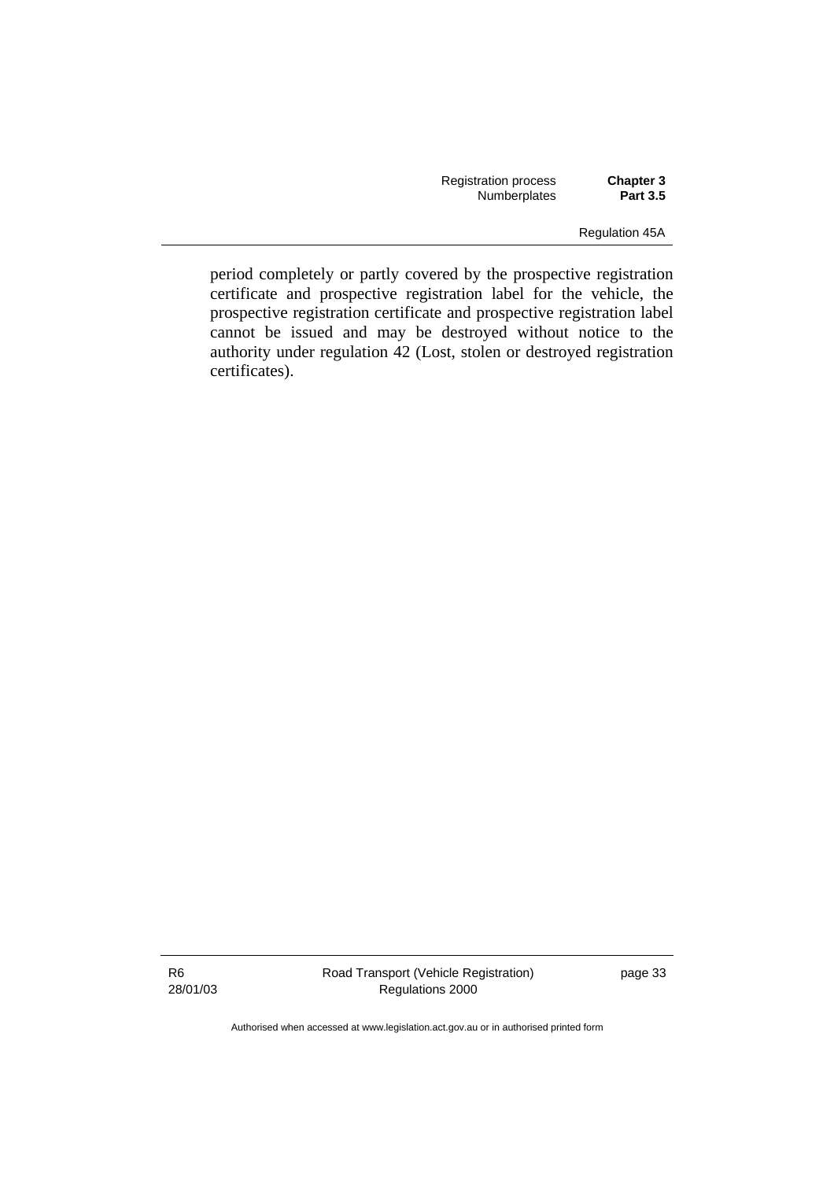period completely or partly covered by the prospective registration certificate and prospective registration label for the vehicle, the prospective registration certificate and prospective registration label cannot be issued and may be destroyed without notice to the authority under regulation 42 (Lost, stolen or destroyed registration certificates).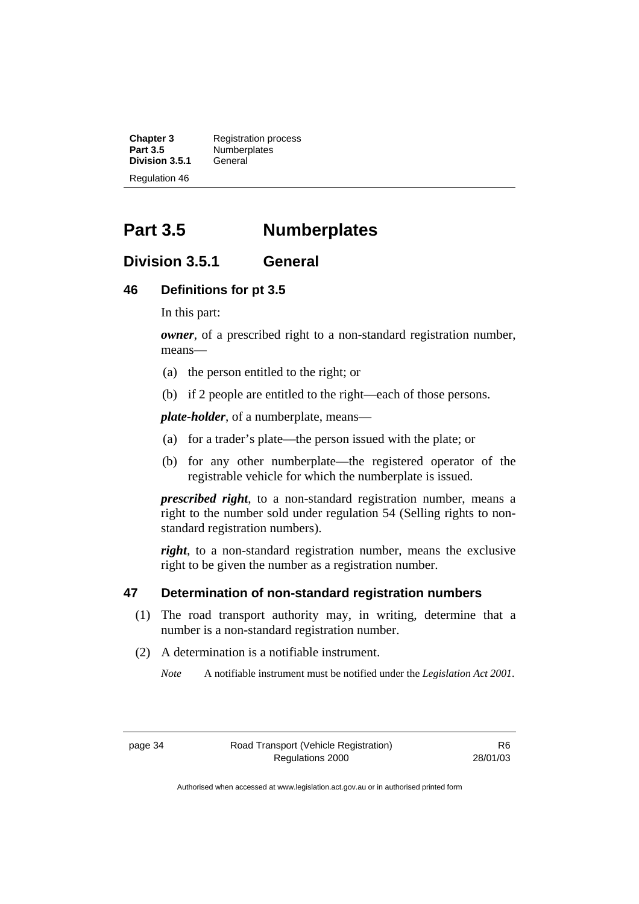# Part 3.5 Numberplates

## Division 3.5.1 General

### 46 Definitions for pt 3.5

In this part:

***owner***, of a prescribed right to a non-standard registration number, means—

(a) the person entitled to the right; or

(b) if 2 people are entitled to the right—each of those persons.

***plate-holder***, of a numberplate, means—

(a) for a trader's plate—the person issued with the plate; or

(b) for any other numberplate—the registered operator of the registrable vehicle for which the numberplate is issued.

***prescribed right***, to a non-standard registration number, means a right to the number sold under regulation 54 (Selling rights to non-standard registration numbers).

***right***, to a non-standard registration number, means the exclusive right to be given the number as a registration number.

### 47 Determination of non-standard registration numbers

(1) The road transport authority may, in writing, determine that a number is a non-standard registration number.

(2) A determination is a notifiable instrument.

*Note* A notifiable instrument must be notified under the *Legislation Act 2001*.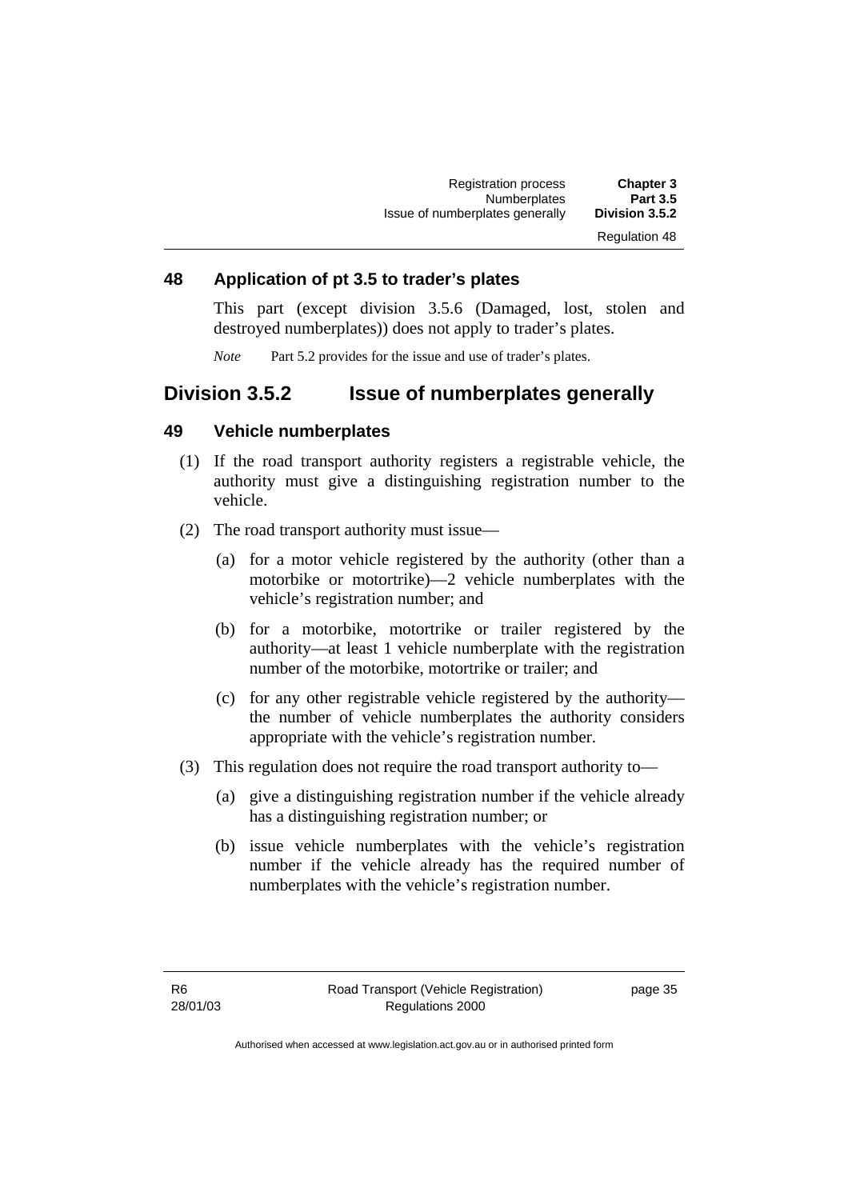### 48 Application of pt 3.5 to trader's plates

This part (except division 3.5.6 (Damaged, lost, stolen and destroyed numberplates)) does not apply to trader's plates.

*Note* Part 5.2 provides for the issue and use of trader's plates.

## Division 3.5.2 Issue of numberplates generally

### 49 Vehicle numberplates

(1) If the road transport authority registers a registrable vehicle, the authority must give a distinguishing registration number to the vehicle.

(2) The road transport authority must issue—

(a) for a motor vehicle registered by the authority (other than a motorbike or motortrike)—2 vehicle numberplates with the vehicle's registration number; and

(b) for a motorbike, motortrike or trailer registered by the authority—at least 1 vehicle numberplate with the registration number of the motorbike, motortrike or trailer; and

(c) for any other registrable vehicle registered by the authority—the number of vehicle numberplates the authority considers appropriate with the vehicle's registration number.

(3) This regulation does not require the road transport authority to—

(a) give a distinguishing registration number if the vehicle already has a distinguishing registration number; or

(b) issue vehicle numberplates with the vehicle's registration number if the vehicle already has the required number of numberplates with the vehicle's registration number.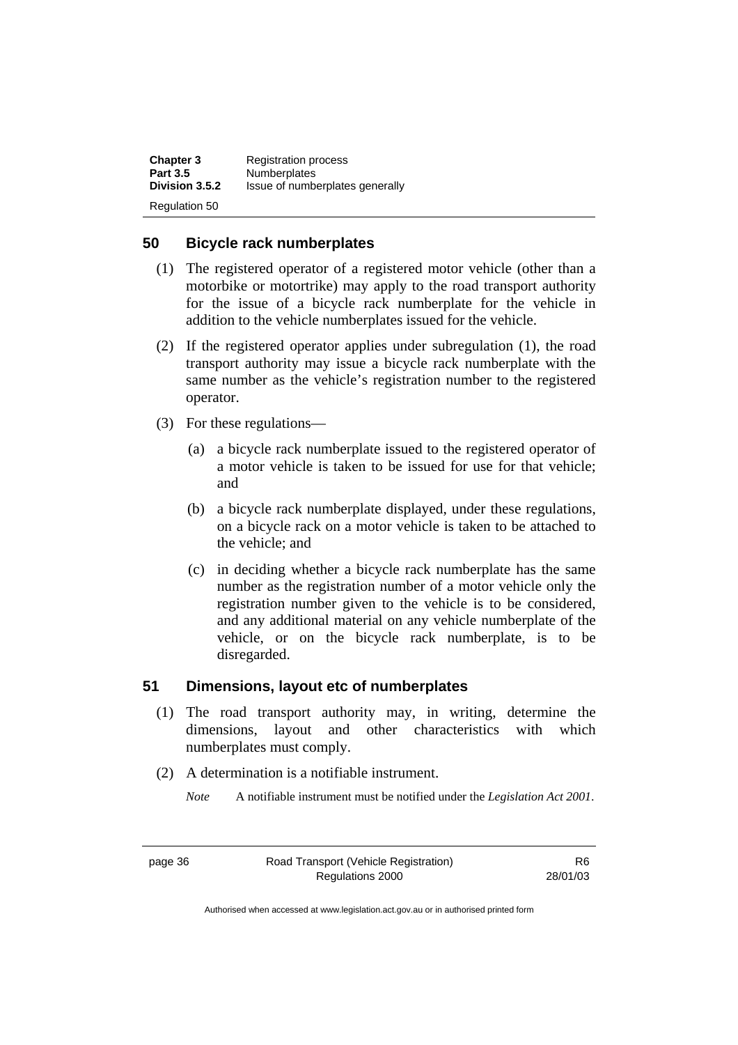## 50 Bicycle rack numberplates

(1) The registered operator of a registered motor vehicle (other than a motorbike or motortrike) may apply to the road transport authority for the issue of a bicycle rack numberplate for the vehicle in addition to the vehicle numberplates issued for the vehicle.

(2) If the registered operator applies under subregulation (1), the road transport authority may issue a bicycle rack numberplate with the same number as the vehicle's registration number to the registered operator.

(3) For these regulations—

(a) a bicycle rack numberplate issued to the registered operator of a motor vehicle is taken to be issued for use for that vehicle; and

(b) a bicycle rack numberplate displayed, under these regulations, on a bicycle rack on a motor vehicle is taken to be attached to the vehicle; and

(c) in deciding whether a bicycle rack numberplate has the same number as the registration number of a motor vehicle only the registration number given to the vehicle is to be considered, and any additional material on any vehicle numberplate of the vehicle, or on the bicycle rack numberplate, is to be disregarded.

## 51 Dimensions, layout etc of numberplates

(1) The road transport authority may, in writing, determine the dimensions, layout and other characteristics with which numberplates must comply.

(2) A determination is a notifiable instrument.

*Note* A notifiable instrument must be notified under the *Legislation Act 2001*.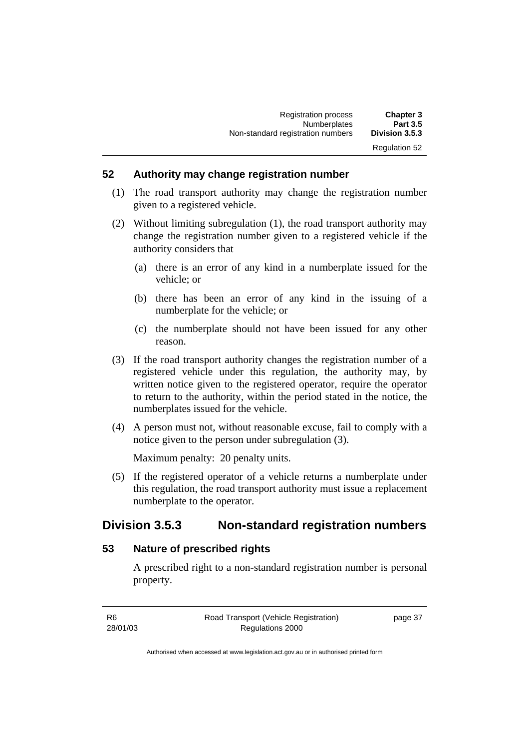## 52 Authority may change registration number

(1) The road transport authority may change the registration number given to a registered vehicle.

(2) Without limiting subregulation (1), the road transport authority may change the registration number given to a registered vehicle if the authority considers that

(a) there is an error of any kind in a numberplate issued for the vehicle; or

(b) there has been an error of any kind in the issuing of a numberplate for the vehicle; or

(c) the numberplate should not have been issued for any other reason.

(3) If the road transport authority changes the registration number of a registered vehicle under this regulation, the authority may, by written notice given to the registered operator, require the operator to return to the authority, within the period stated in the notice, the numberplates issued for the vehicle.

(4) A person must not, without reasonable excuse, fail to comply with a notice given to the person under subregulation (3).

Maximum penalty: 20 penalty units.

(5) If the registered operator of a vehicle returns a numberplate under this regulation, the road transport authority must issue a replacement numberplate to the operator.

# Division 3.5.3 Non-standard registration numbers

## 53 Nature of prescribed rights

A prescribed right to a non-standard registration number is personal property.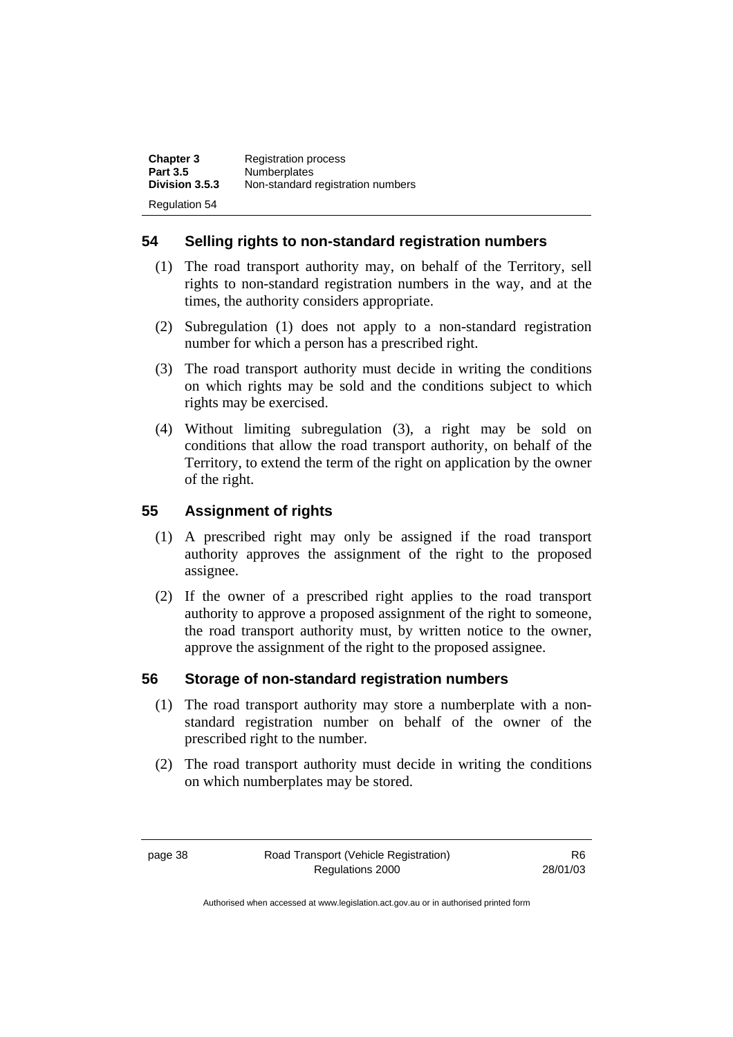## 54 Selling rights to non-standard registration numbers

(1) The road transport authority may, on behalf of the Territory, sell rights to non-standard registration numbers in the way, and at the times, the authority considers appropriate.

(2) Subregulation (1) does not apply to a non-standard registration number for which a person has a prescribed right.

(3) The road transport authority must decide in writing the conditions on which rights may be sold and the conditions subject to which rights may be exercised.

(4) Without limiting subregulation (3), a right may be sold on conditions that allow the road transport authority, on behalf of the Territory, to extend the term of the right on application by the owner of the right.

## 55 Assignment of rights

(1) A prescribed right may only be assigned if the road transport authority approves the assignment of the right to the proposed assignee.

(2) If the owner of a prescribed right applies to the road transport authority to approve a proposed assignment of the right to someone, the road transport authority must, by written notice to the owner, approve the assignment of the right to the proposed assignee.

## 56 Storage of non-standard registration numbers

(1) The road transport authority may store a numberplate with a non-standard registration number on behalf of the owner of the prescribed right to the number.

(2) The road transport authority must decide in writing the conditions on which numberplates may be stored.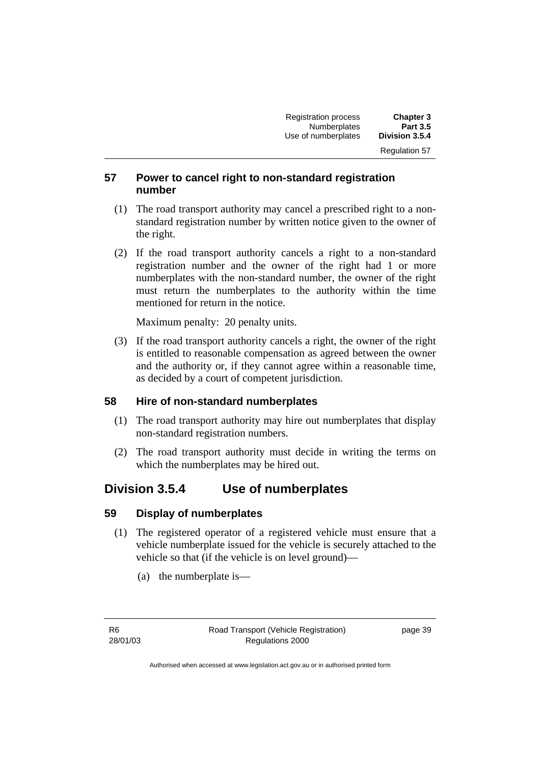### 57 Power to cancel right to non-standard registration number

(1) The road transport authority may cancel a prescribed right to a non-standard registration number by written notice given to the owner of the right.

(2) If the road transport authority cancels a right to a non-standard registration number and the owner of the right had 1 or more numberplates with the non-standard number, the owner of the right must return the numberplates to the authority within the time mentioned for return in the notice.

Maximum penalty: 20 penalty units.

(3) If the road transport authority cancels a right, the owner of the right is entitled to reasonable compensation as agreed between the owner and the authority or, if they cannot agree within a reasonable time, as decided by a court of competent jurisdiction.

### 58 Hire of non-standard numberplates

(1) The road transport authority may hire out numberplates that display non-standard registration numbers.

(2) The road transport authority must decide in writing the terms on which the numberplates may be hired out.

## Division 3.5.4 Use of numberplates

### 59 Display of numberplates

(1) The registered operator of a registered vehicle must ensure that a vehicle numberplate issued for the vehicle is securely attached to the vehicle so that (if the vehicle is on level ground)—

(a) the numberplate is—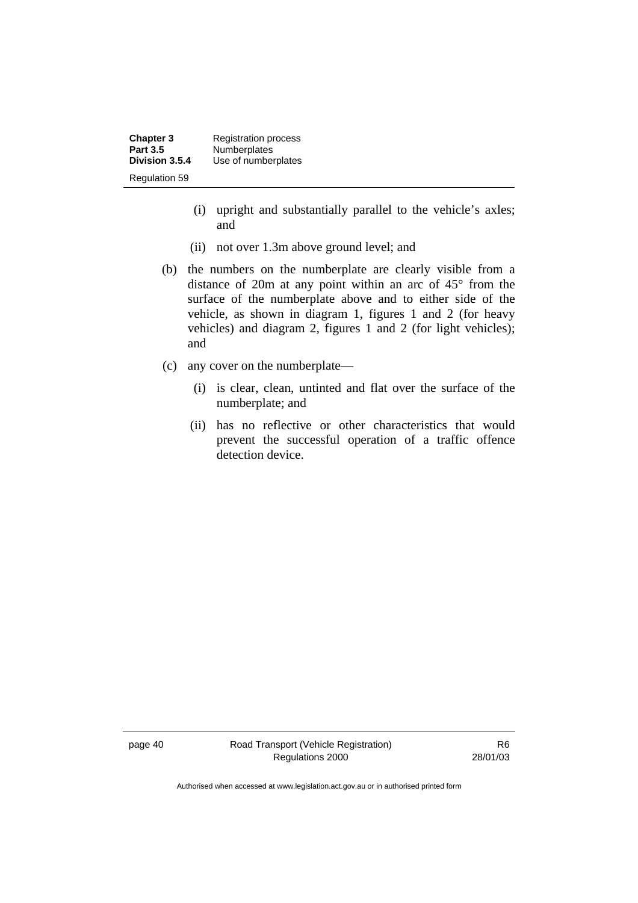(i) upright and substantially parallel to the vehicle's axles; and

(ii) not over 1.3m above ground level; and

(b) the numbers on the numberplate are clearly visible from a distance of 20m at any point within an arc of 45° from the surface of the numberplate above and to either side of the vehicle, as shown in diagram 1, figures 1 and 2 (for heavy vehicles) and diagram 2, figures 1 and 2 (for light vehicles); and

(c) any cover on the numberplate—

(i) is clear, clean, untinted and flat over the surface of the numberplate; and

(ii) has no reflective or other characteristics that would prevent the successful operation of a traffic offence detection device.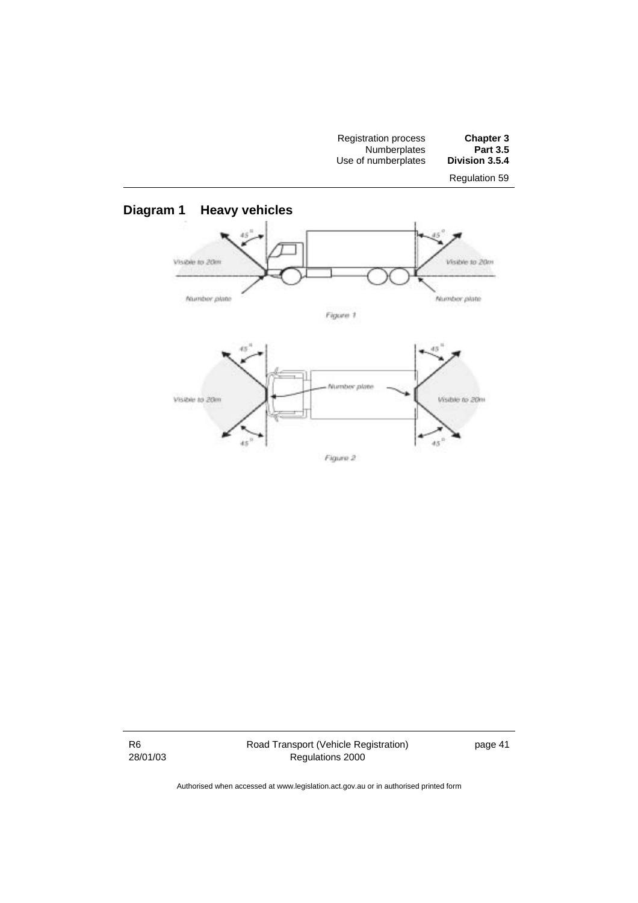## Diagram 1 Heavy vehicles

45°

Visible to 20m

Number plate

Figure 1

45°

Number plate

Visible to 20m

Figure 2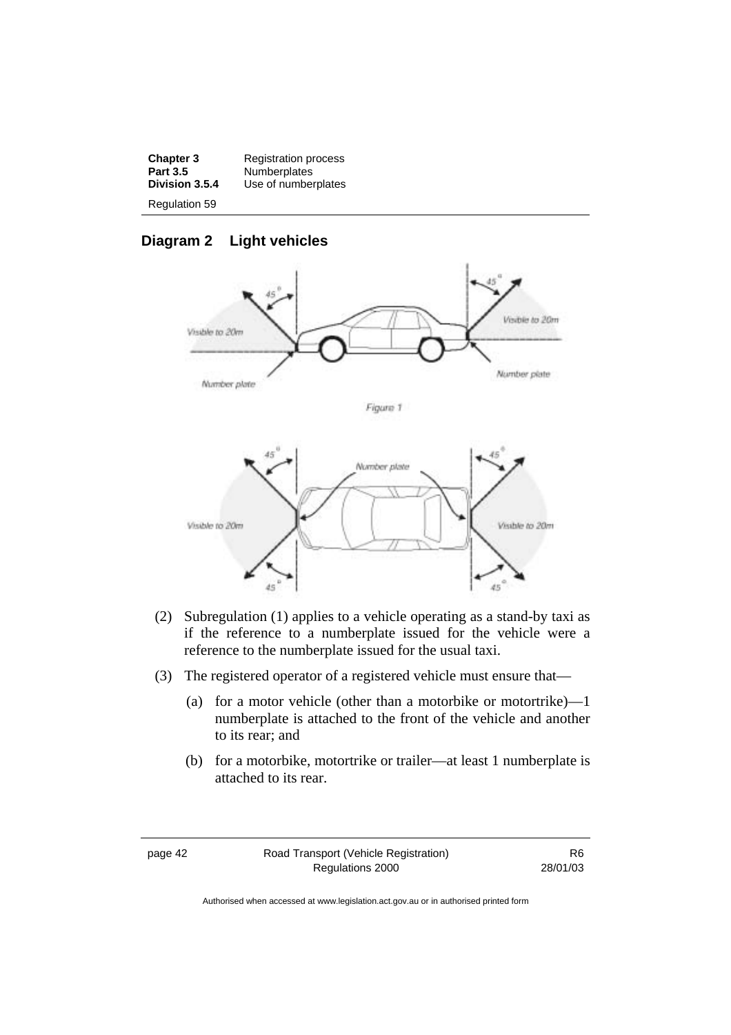## Diagram 2 Light vehicles

Figure 1

(2) Subregulation (1) applies to a vehicle operating as a stand-by taxi as if the reference to a numberplate issued for the vehicle were a reference to the numberplate issued for the usual taxi.

(3) The registered operator of a registered vehicle must ensure that—

(a) for a motor vehicle (other than a motorbike or motortrike)—1 numberplate is attached to the front of the vehicle and another to its rear; and

(b) for a motorbike, motortrike or trailer—at least 1 numberplate is attached to its rear.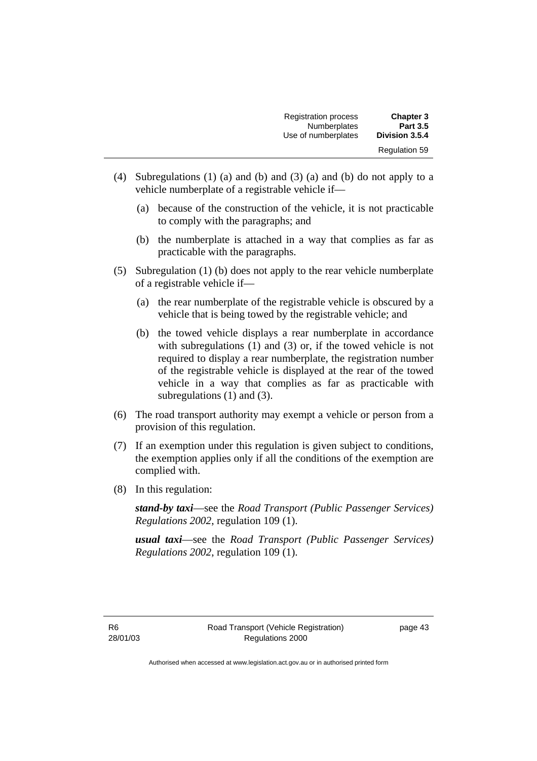(4) Subregulations (1) (a) and (b) and (3) (a) and (b) do not apply to a vehicle numberplate of a registrable vehicle if—

   (a) because of the construction of the vehicle, it is not practicable to comply with the paragraphs; and

   (b) the numberplate is attached in a way that complies as far as practicable with the paragraphs.

(5) Subregulation (1) (b) does not apply to the rear vehicle numberplate of a registrable vehicle if—

   (a) the rear numberplate of the registrable vehicle is obscured by a vehicle that is being towed by the registrable vehicle; and

   (b) the towed vehicle displays a rear numberplate in accordance with subregulations (1) and (3) or, if the towed vehicle is not required to display a rear numberplate, the registration number of the registrable vehicle is displayed at the rear of the towed vehicle in a way that complies as far as practicable with subregulations (1) and (3).

(6) The road transport authority may exempt a vehicle or person from a provision of this regulation.

(7) If an exemption under this regulation is given subject to conditions, the exemption applies only if all the conditions of the exemption are complied with.

(8) In this regulation:

***stand-by taxi***—see the *Road Transport (Public Passenger Services) Regulations 2002*, regulation 109 (1).

***usual taxi***—see the *Road Transport (Public Passenger Services) Regulations 2002*, regulation 109 (1).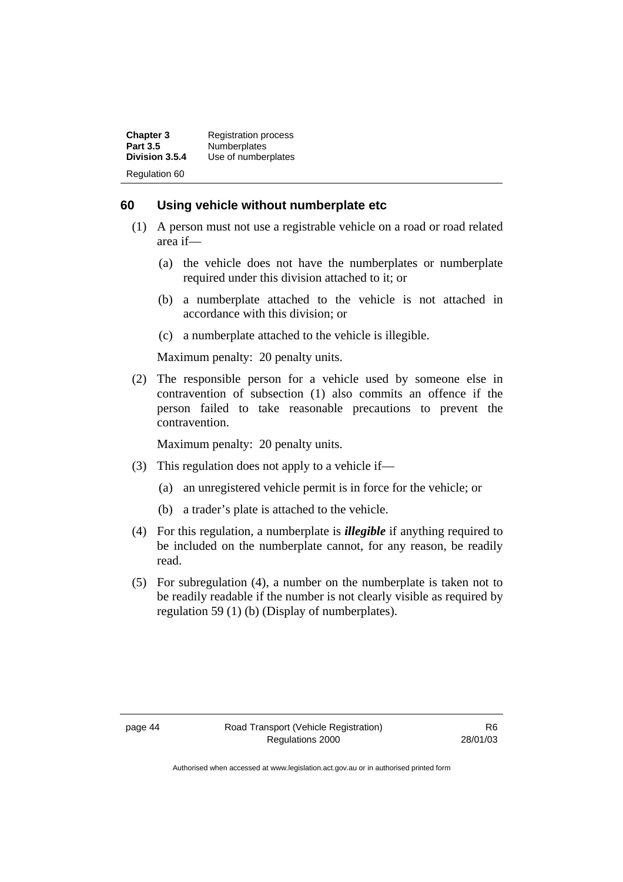## 60 Using vehicle without numberplate etc

(1) A person must not use a registrable vehicle on a road or road related area if—

(a) the vehicle does not have the numberplates or numberplate required under this division attached to it; or

(b) a numberplate attached to the vehicle is not attached in accordance with this division; or

(c) a numberplate attached to the vehicle is illegible.

Maximum penalty: 20 penalty units.

(2) The responsible person for a vehicle used by someone else in contravention of subsection (1) also commits an offence if the person failed to take reasonable precautions to prevent the contravention.

Maximum penalty: 20 penalty units.

(3) This regulation does not apply to a vehicle if—

(a) an unregistered vehicle permit is in force for the vehicle; or

(b) a trader's plate is attached to the vehicle.

(4) For this regulation, a numberplate is ***illegible*** if anything required to be included on the numberplate cannot, for any reason, be readily read.

(5) For subregulation (4), a number on the numberplate is taken not to be readily readable if the number is not clearly visible as required by regulation 59 (1) (b) (Display of numberplates).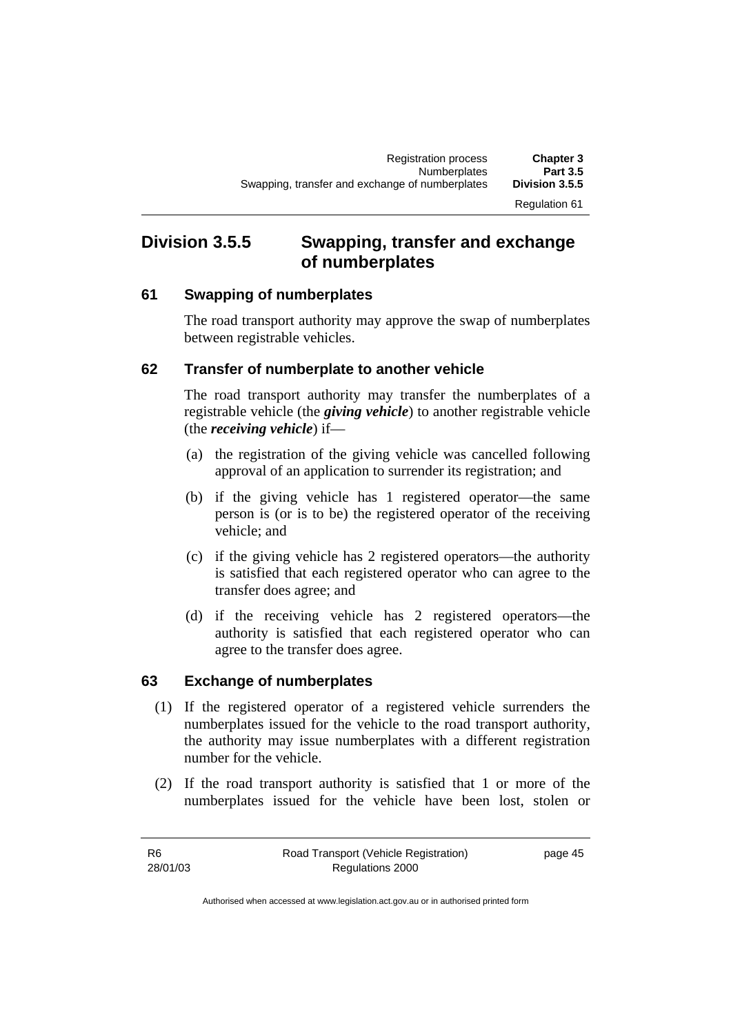## Division 3.5.5 Swapping, transfer and exchange of numberplates

### 61 Swapping of numberplates

The road transport authority may approve the swap of numberplates between registrable vehicles.

### 62 Transfer of numberplate to another vehicle

The road transport authority may transfer the numberplates of a registrable vehicle (the ***giving vehicle***) to another registrable vehicle (the ***receiving vehicle***) if—

(a) the registration of the giving vehicle was cancelled following approval of an application to surrender its registration; and

(b) if the giving vehicle has 1 registered operator—the same person is (or is to be) the registered operator of the receiving vehicle; and

(c) if the giving vehicle has 2 registered operators—the authority is satisfied that each registered operator who can agree to the transfer does agree; and

(d) if the receiving vehicle has 2 registered operators—the authority is satisfied that each registered operator who can agree to the transfer does agree.

### 63 Exchange of numberplates

(1) If the registered operator of a registered vehicle surrenders the numberplates issued for the vehicle to the road transport authority, the authority may issue numberplates with a different registration number for the vehicle.

(2) If the road transport authority is satisfied that 1 or more of the numberplates issued for the vehicle have been lost, stolen or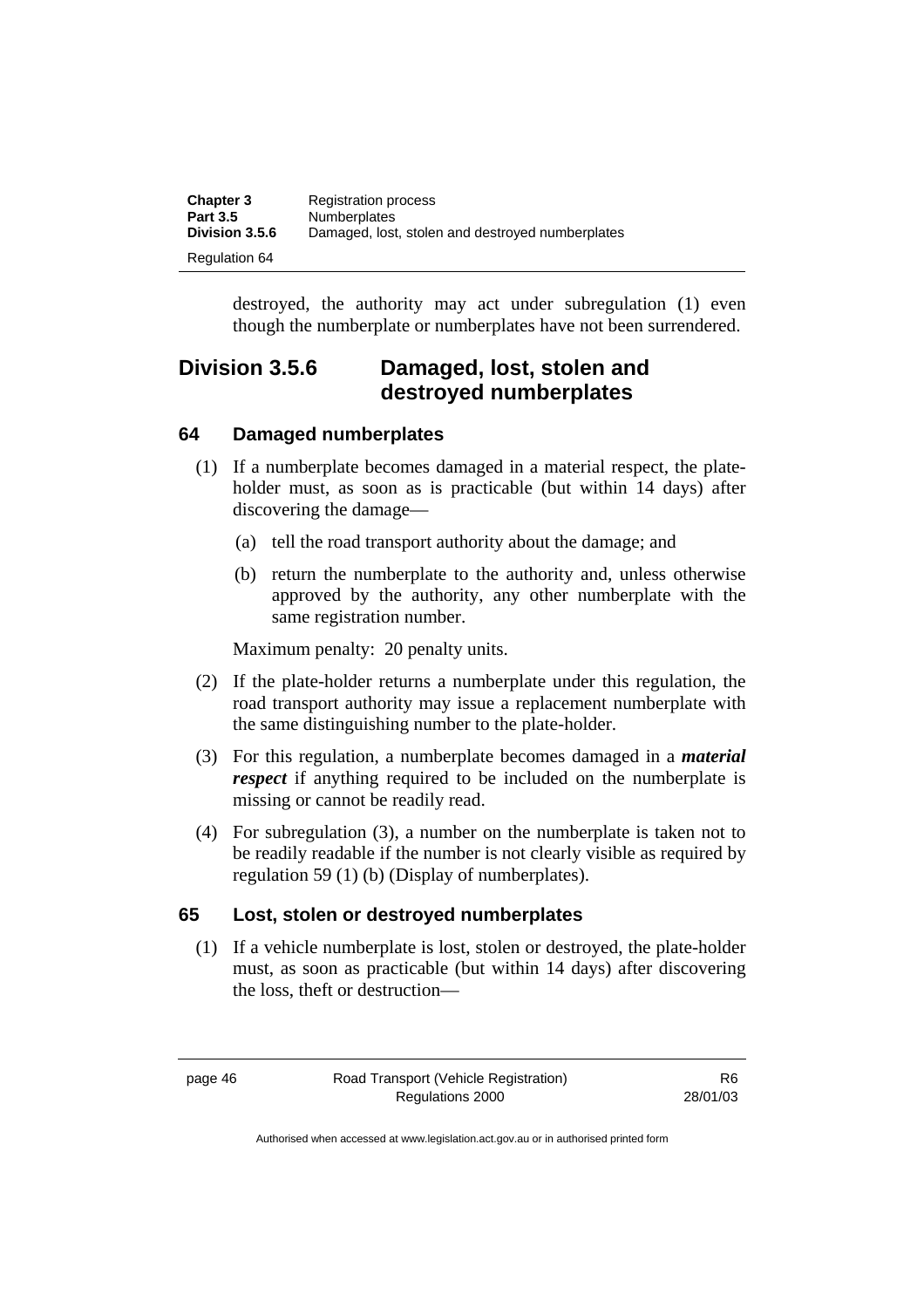destroyed, the authority may act under subregulation (1) even though the numberplate or numberplates have not been surrendered.

## Division 3.5.6 Damaged, lost, stolen and destroyed numberplates

### 64 Damaged numberplates

(1) If a numberplate becomes damaged in a material respect, the plate-holder must, as soon as is practicable (but within 14 days) after discovering the damage—

(a) tell the road transport authority about the damage; and

(b) return the numberplate to the authority and, unless otherwise approved by the authority, any other numberplate with the same registration number.

Maximum penalty: 20 penalty units.

(2) If the plate-holder returns a numberplate under this regulation, the road transport authority may issue a replacement numberplate with the same distinguishing number to the plate-holder.

(3) For this regulation, a numberplate becomes damaged in a ***material respect*** if anything required to be included on the numberplate is missing or cannot be readily read.

(4) For subregulation (3), a number on the numberplate is taken not to be readily readable if the number is not clearly visible as required by regulation 59 (1) (b) (Display of numberplates).

### 65 Lost, stolen or destroyed numberplates

(1) If a vehicle numberplate is lost, stolen or destroyed, the plate-holder must, as soon as practicable (but within 14 days) after discovering the loss, theft or destruction—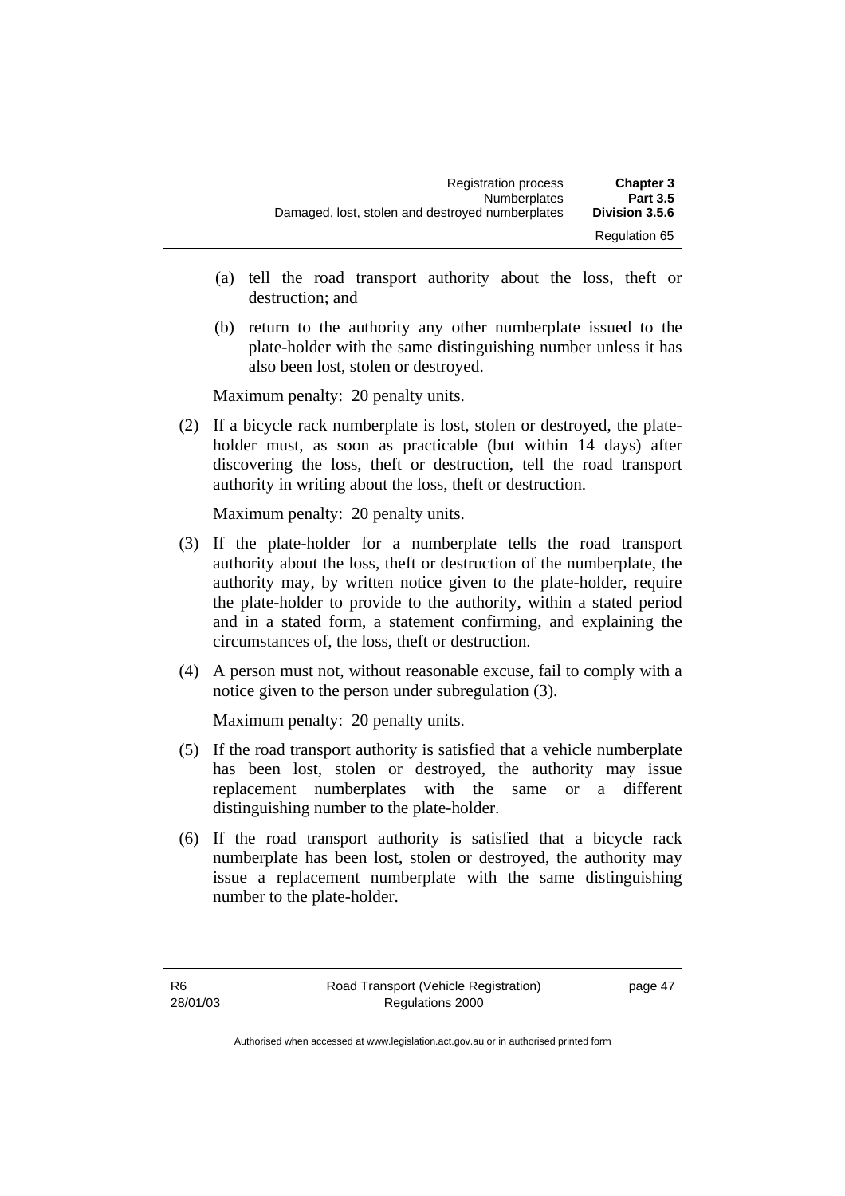(a) tell the road transport authority about the loss, theft or destruction; and

(b) return to the authority any other numberplate issued to the plate-holder with the same distinguishing number unless it has also been lost, stolen or destroyed.

Maximum penalty: 20 penalty units.

(2) If a bicycle rack numberplate is lost, stolen or destroyed, the plate-holder must, as soon as practicable (but within 14 days) after discovering the loss, theft or destruction, tell the road transport authority in writing about the loss, theft or destruction.

Maximum penalty: 20 penalty units.

(3) If the plate-holder for a numberplate tells the road transport authority about the loss, theft or destruction of the numberplate, the authority may, by written notice given to the plate-holder, require the plate-holder to provide to the authority, within a stated period and in a stated form, a statement confirming, and explaining the circumstances of, the loss, theft or destruction.

(4) A person must not, without reasonable excuse, fail to comply with a notice given to the person under subregulation (3).

Maximum penalty: 20 penalty units.

(5) If the road transport authority is satisfied that a vehicle numberplate has been lost, stolen or destroyed, the authority may issue replacement numberplates with the same or a different distinguishing number to the plate-holder.

(6) If the road transport authority is satisfied that a bicycle rack numberplate has been lost, stolen or destroyed, the authority may issue a replacement numberplate with the same distinguishing number to the plate-holder.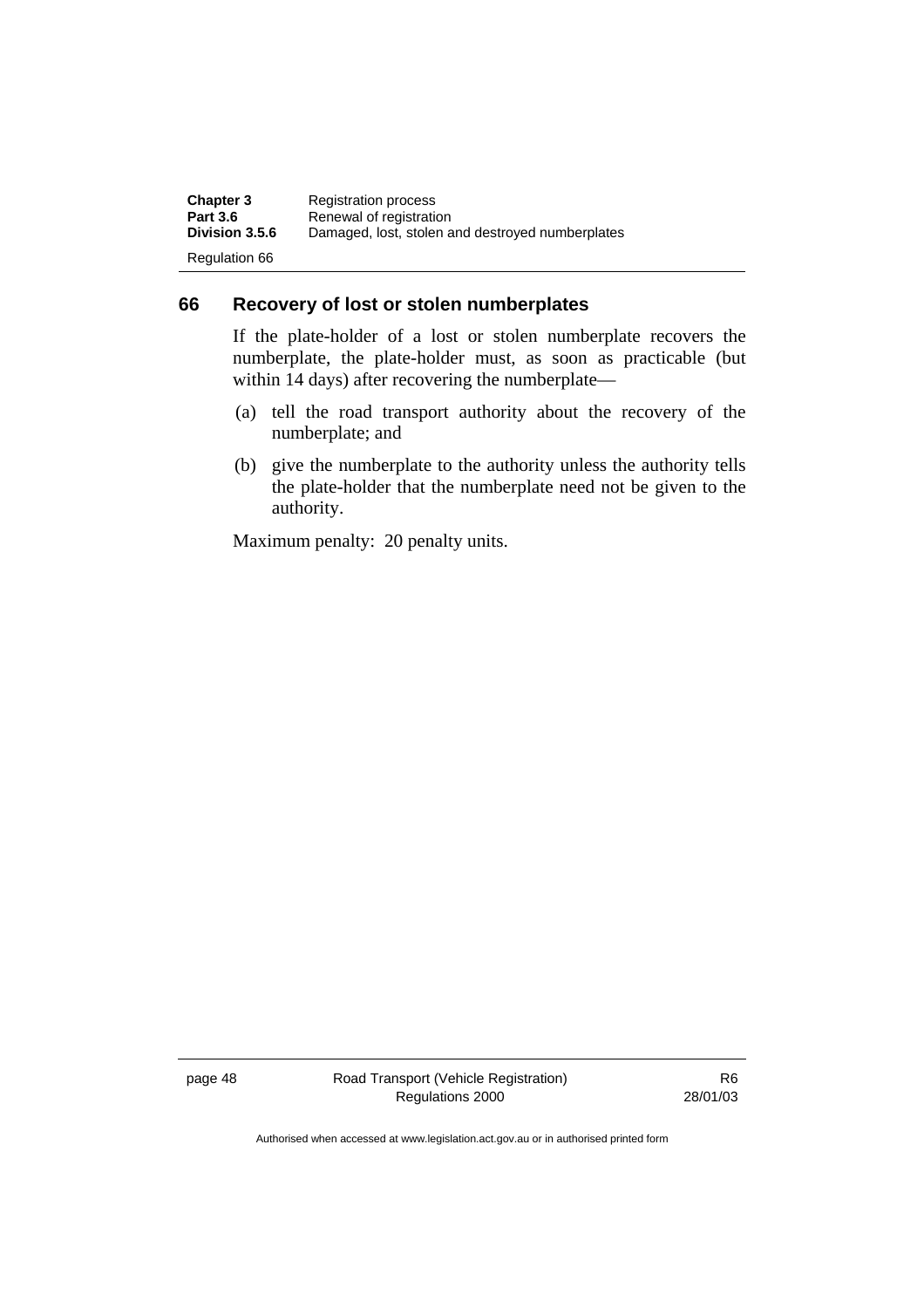## 66 Recovery of lost or stolen numberplates

If the plate-holder of a lost or stolen numberplate recovers the numberplate, the plate-holder must, as soon as practicable (but within 14 days) after recovering the numberplate—

(a) tell the road transport authority about the recovery of the numberplate; and

(b) give the numberplate to the authority unless the authority tells the plate-holder that the numberplate need not be given to the authority.

Maximum penalty: 20 penalty units.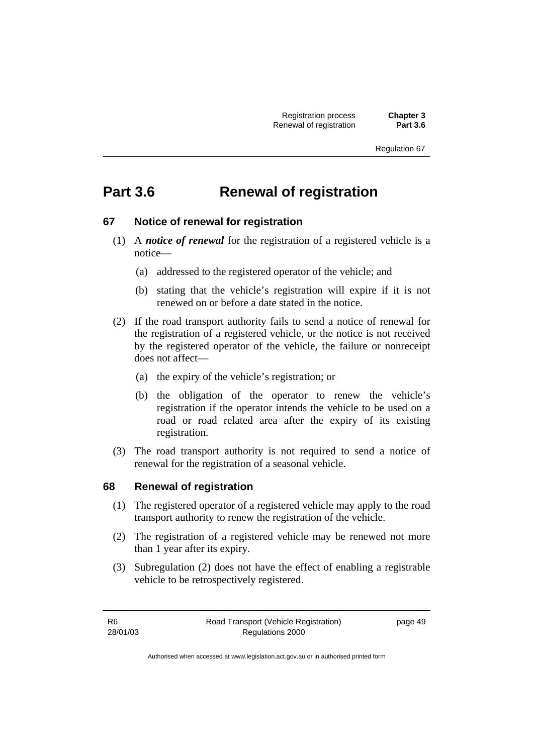# Part 3.6 Renewal of registration

## 67 Notice of renewal for registration

(1) A ***notice of renewal*** for the registration of a registered vehicle is a notice—

(a) addressed to the registered operator of the vehicle; and

(b) stating that the vehicle's registration will expire if it is not renewed on or before a date stated in the notice.

(2) If the road transport authority fails to send a notice of renewal for the registration of a registered vehicle, or the notice is not received by the registered operator of the vehicle, the failure or nonreceipt does not affect—

(a) the expiry of the vehicle's registration; or

(b) the obligation of the operator to renew the vehicle's registration if the operator intends the vehicle to be used on a road or road related area after the expiry of its existing registration.

(3) The road transport authority is not required to send a notice of renewal for the registration of a seasonal vehicle.

## 68 Renewal of registration

(1) The registered operator of a registered vehicle may apply to the road transport authority to renew the registration of the vehicle.

(2) The registration of a registered vehicle may be renewed not more than 1 year after its expiry.

(3) Subregulation (2) does not have the effect of enabling a registrable vehicle to be retrospectively registered.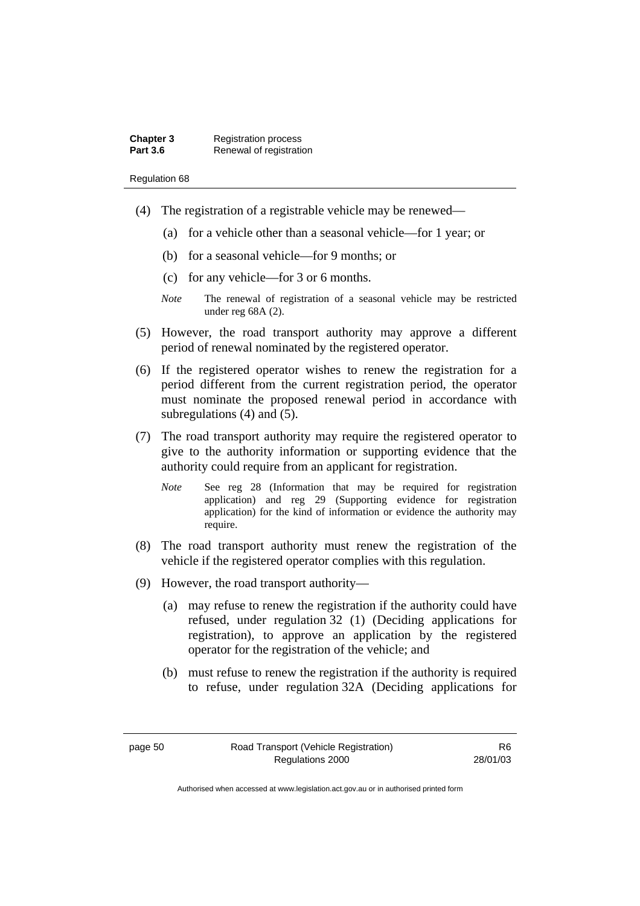(4) The registration of a registrable vehicle may be renewed—

(a) for a vehicle other than a seasonal vehicle—for 1 year; or

(b) for a seasonal vehicle—for 9 months; or

(c) for any vehicle—for 3 or 6 months.

*Note* The renewal of registration of a seasonal vehicle may be restricted under reg 68A (2).

(5) However, the road transport authority may approve a different period of renewal nominated by the registered operator.

(6) If the registered operator wishes to renew the registration for a period different from the current registration period, the operator must nominate the proposed renewal period in accordance with subregulations (4) and (5).

(7) The road transport authority may require the registered operator to give to the authority information or supporting evidence that the authority could require from an applicant for registration.

*Note* See reg 28 (Information that may be required for registration application) and reg 29 (Supporting evidence for registration application) for the kind of information or evidence the authority may require.

(8) The road transport authority must renew the registration of the vehicle if the registered operator complies with this regulation.

(9) However, the road transport authority—

(a) may refuse to renew the registration if the authority could have refused, under regulation 32 (1) (Deciding applications for registration), to approve an application by the registered operator for the registration of the vehicle; and

(b) must refuse to renew the registration if the authority is required to refuse, under regulation 32A (Deciding applications for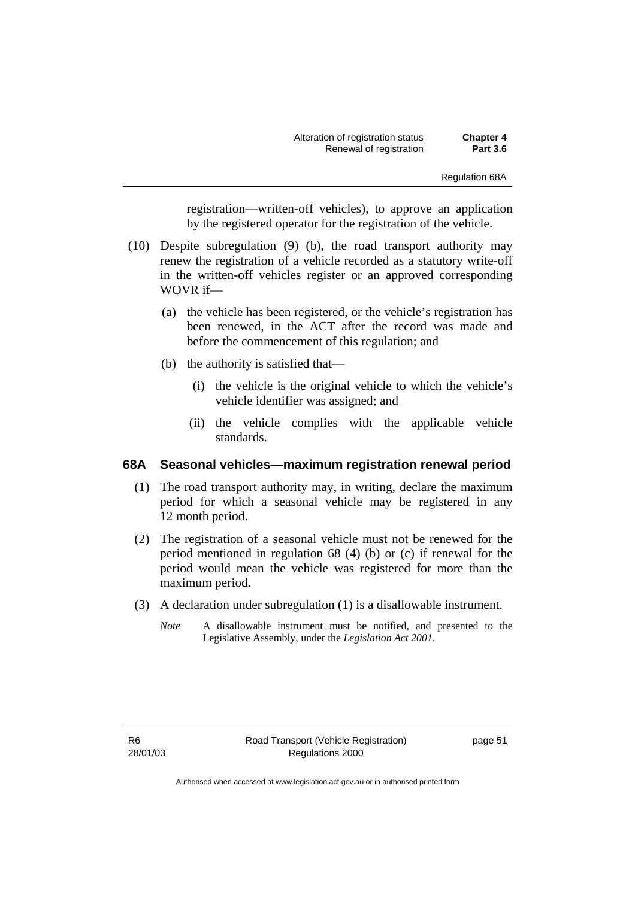registration—written-off vehicles), to approve an application by the registered operator for the registration of the vehicle.

(10) Despite subregulation (9) (b), the road transport authority may renew the registration of a vehicle recorded as a statutory write-off in the written-off vehicles register or an approved corresponding WOVR if—

(a) the vehicle has been registered, or the vehicle's registration has been renewed, in the ACT after the record was made and before the commencement of this regulation; and

(b) the authority is satisfied that—

(i) the vehicle is the original vehicle to which the vehicle's vehicle identifier was assigned; and

(ii) the vehicle complies with the applicable vehicle standards.

### 68A Seasonal vehicles—maximum registration renewal period

(1) The road transport authority may, in writing, declare the maximum period for which a seasonal vehicle may be registered in any 12 month period.

(2) The registration of a seasonal vehicle must not be renewed for the period mentioned in regulation 68 (4) (b) or (c) if renewal for the period would mean the vehicle was registered for more than the maximum period.

(3) A declaration under subregulation (1) is a disallowable instrument.

*Note* A disallowable instrument must be notified, and presented to the Legislative Assembly, under the *Legislation Act 2001*.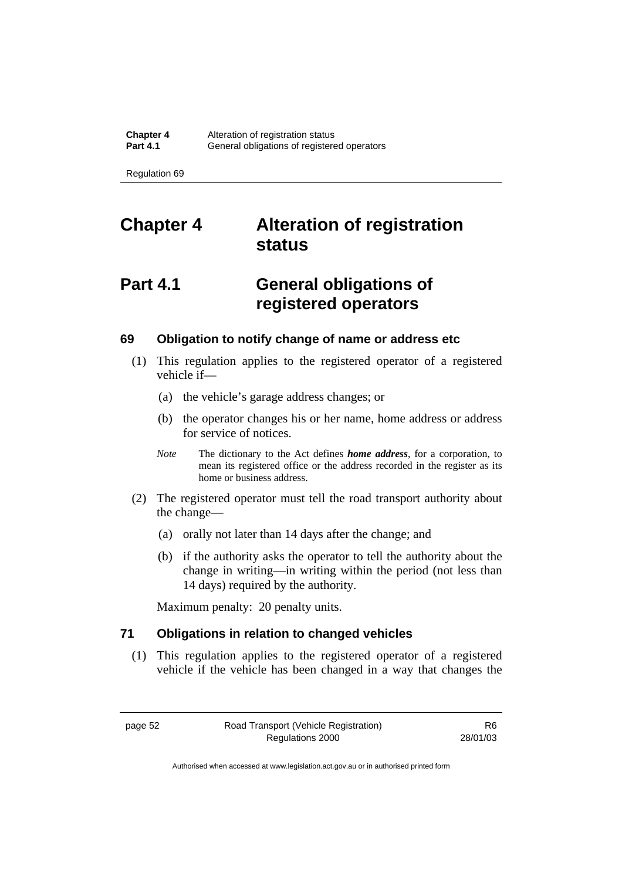# Chapter 4 Alteration of registration status

## Part 4.1 General obligations of registered operators

### 69 Obligation to notify change of name or address etc

(1) This regulation applies to the registered operator of a registered vehicle if—

(a) the vehicle's garage address changes; or

(b) the operator changes his or her name, home address or address for service of notices.

*Note* The dictionary to the Act defines ***home address***, for a corporation, to mean its registered office or the address recorded in the register as its home or business address.

(2) The registered operator must tell the road transport authority about the change—

(a) orally not later than 14 days after the change; and

(b) if the authority asks the operator to tell the authority about the change in writing—in writing within the period (not less than 14 days) required by the authority.

Maximum penalty: 20 penalty units.

### 71 Obligations in relation to changed vehicles

(1) This regulation applies to the registered operator of a registered vehicle if the vehicle has been changed in a way that changes the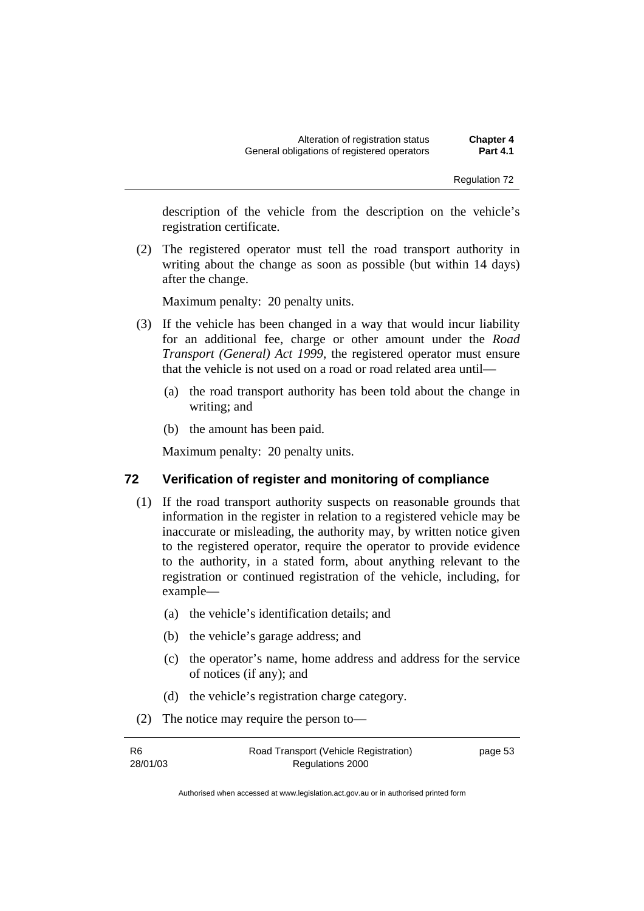description of the vehicle from the description on the vehicle's registration certificate.

(2) The registered operator must tell the road transport authority in writing about the change as soon as possible (but within 14 days) after the change.

Maximum penalty: 20 penalty units.

(3) If the vehicle has been changed in a way that would incur liability for an additional fee, charge or other amount under the *Road Transport (General) Act 1999*, the registered operator must ensure that the vehicle is not used on a road or road related area until—

(a) the road transport authority has been told about the change in writing; and

(b) the amount has been paid.

Maximum penalty: 20 penalty units.

## 72 Verification of register and monitoring of compliance

(1) If the road transport authority suspects on reasonable grounds that information in the register in relation to a registered vehicle may be inaccurate or misleading, the authority may, by written notice given to the registered operator, require the operator to provide evidence to the authority, in a stated form, about anything relevant to the registration or continued registration of the vehicle, including, for example—

(a) the vehicle's identification details; and

(b) the vehicle's garage address; and

(c) the operator's name, home address and address for the service of notices (if any); and

(d) the vehicle's registration charge category.

(2) The notice may require the person to—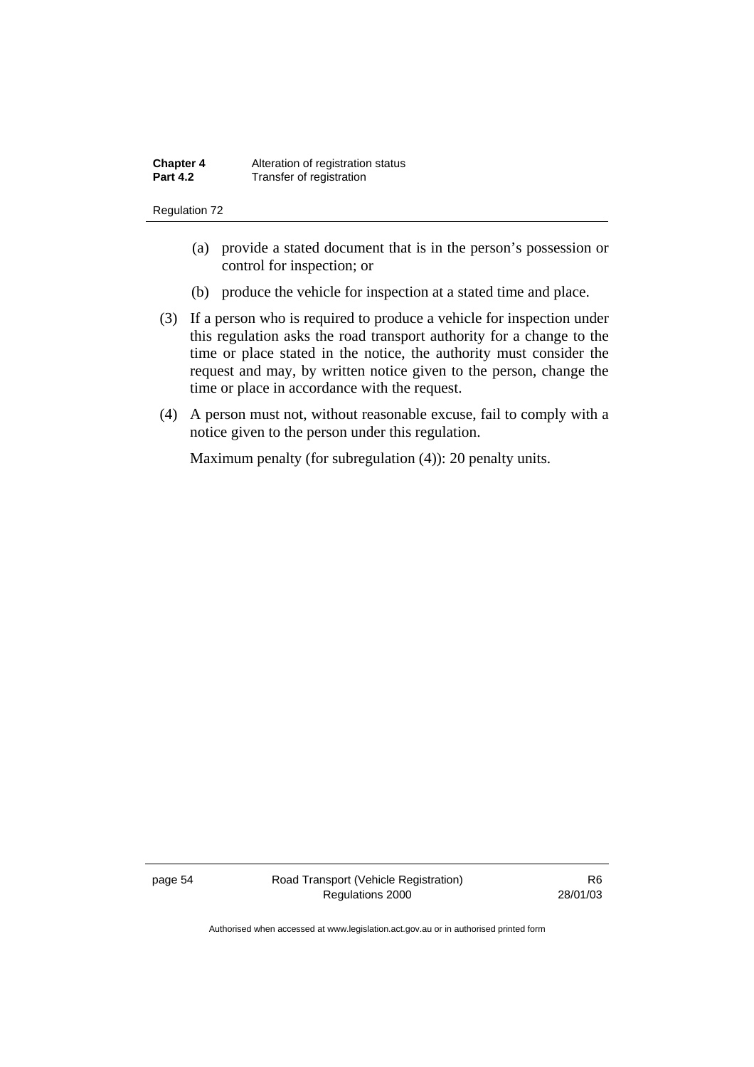(a) provide a stated document that is in the person's possession or control for inspection; or

(b) produce the vehicle for inspection at a stated time and place.

(3) If a person who is required to produce a vehicle for inspection under this regulation asks the road transport authority for a change to the time or place stated in the notice, the authority must consider the request and may, by written notice given to the person, change the time or place in accordance with the request.

(4) A person must not, without reasonable excuse, fail to comply with a notice given to the person under this regulation.

Maximum penalty (for subregulation (4)): 20 penalty units.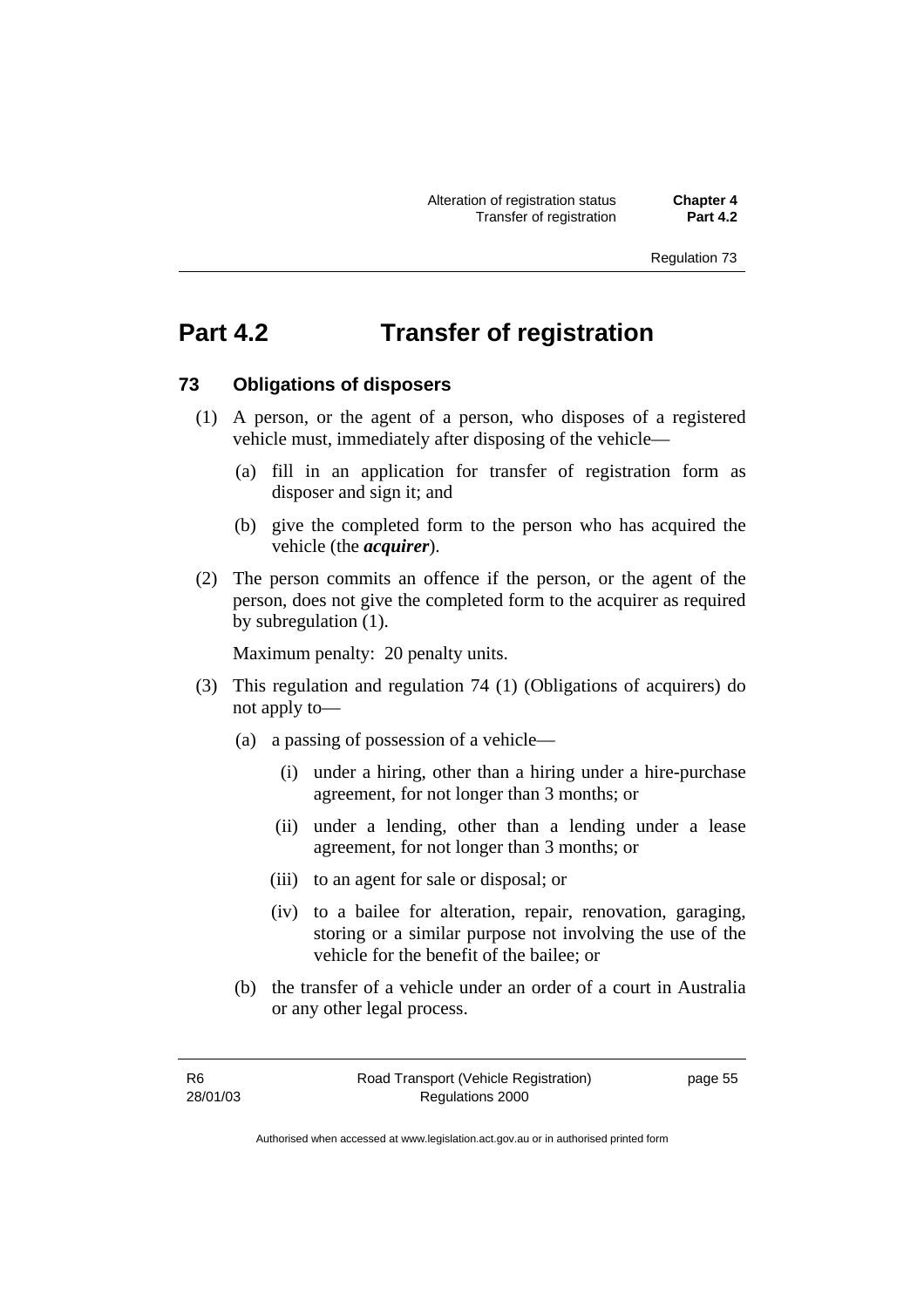# Part 4.2 Transfer of registration

### 73 Obligations of disposers

(1) A person, or the agent of a person, who disposes of a registered vehicle must, immediately after disposing of the vehicle—

(a) fill in an application for transfer of registration form as disposer and sign it; and

(b) give the completed form to the person who has acquired the vehicle (the ***acquirer***).

(2) The person commits an offence if the person, or the agent of the person, does not give the completed form to the acquirer as required by subregulation (1).

Maximum penalty: 20 penalty units.

(3) This regulation and regulation 74 (1) (Obligations of acquirers) do not apply to—

(a) a passing of possession of a vehicle—

(i) under a hiring, other than a hiring under a hire-purchase agreement, for not longer than 3 months; or

(ii) under a lending, other than a lending under a lease agreement, for not longer than 3 months; or

(iii) to an agent for sale or disposal; or

(iv) to a bailee for alteration, repair, renovation, garaging, storing or a similar purpose not involving the use of the vehicle for the benefit of the bailee; or

(b) the transfer of a vehicle under an order of a court in Australia or any other legal process.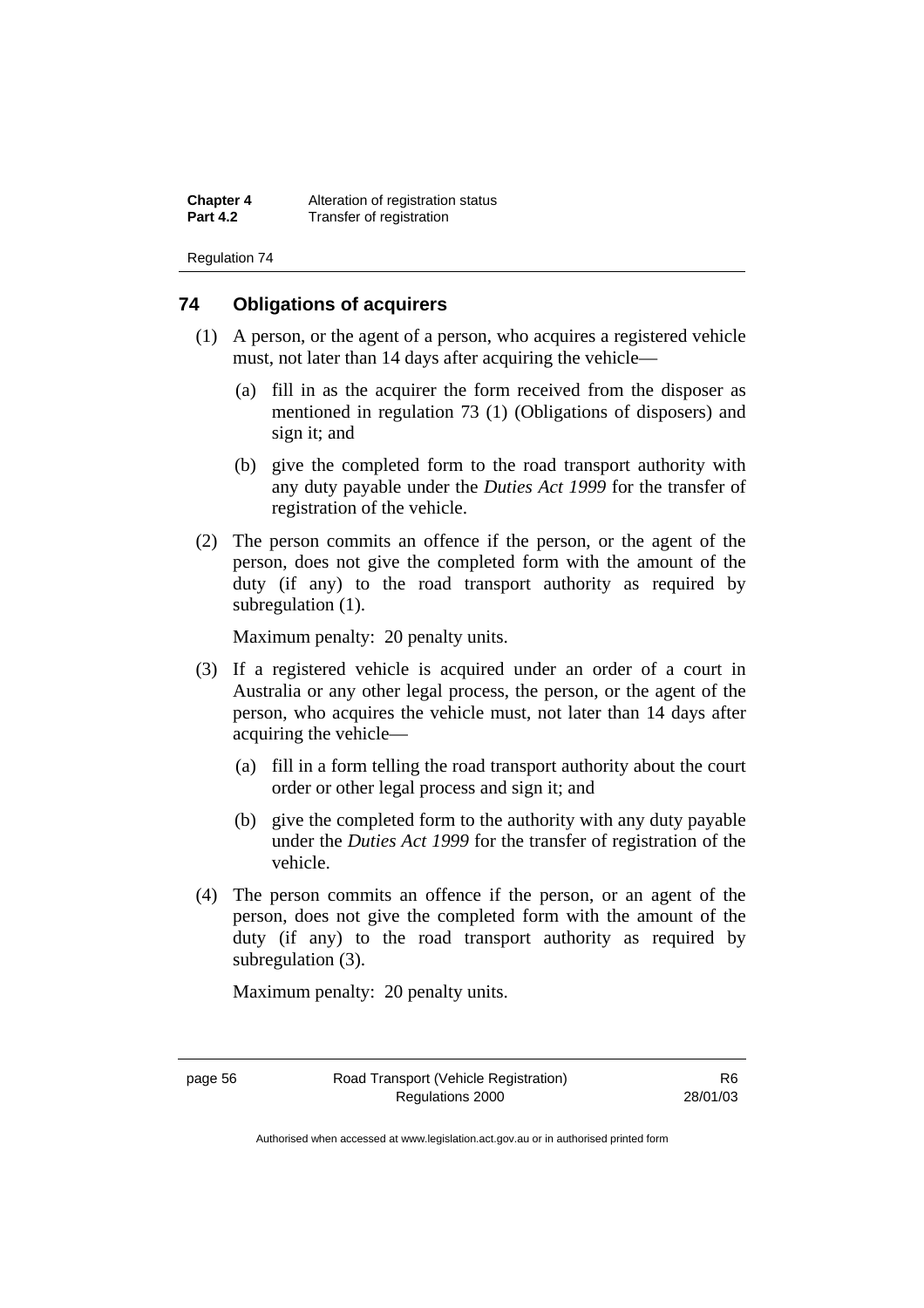## 74 Obligations of acquirers

(1) A person, or the agent of a person, who acquires a registered vehicle must, not later than 14 days after acquiring the vehicle—

(a) fill in as the acquirer the form received from the disposer as mentioned in regulation 73 (1) (Obligations of disposers) and sign it; and

(b) give the completed form to the road transport authority with any duty payable under the *Duties Act 1999* for the transfer of registration of the vehicle.

(2) The person commits an offence if the person, or the agent of the person, does not give the completed form with the amount of the duty (if any) to the road transport authority as required by subregulation (1).

Maximum penalty: 20 penalty units.

(3) If a registered vehicle is acquired under an order of a court in Australia or any other legal process, the person, or the agent of the person, who acquires the vehicle must, not later than 14 days after acquiring the vehicle—

(a) fill in a form telling the road transport authority about the court order or other legal process and sign it; and

(b) give the completed form to the authority with any duty payable under the *Duties Act 1999* for the transfer of registration of the vehicle.

(4) The person commits an offence if the person, or an agent of the person, does not give the completed form with the amount of the duty (if any) to the road transport authority as required by subregulation (3).

Maximum penalty: 20 penalty units.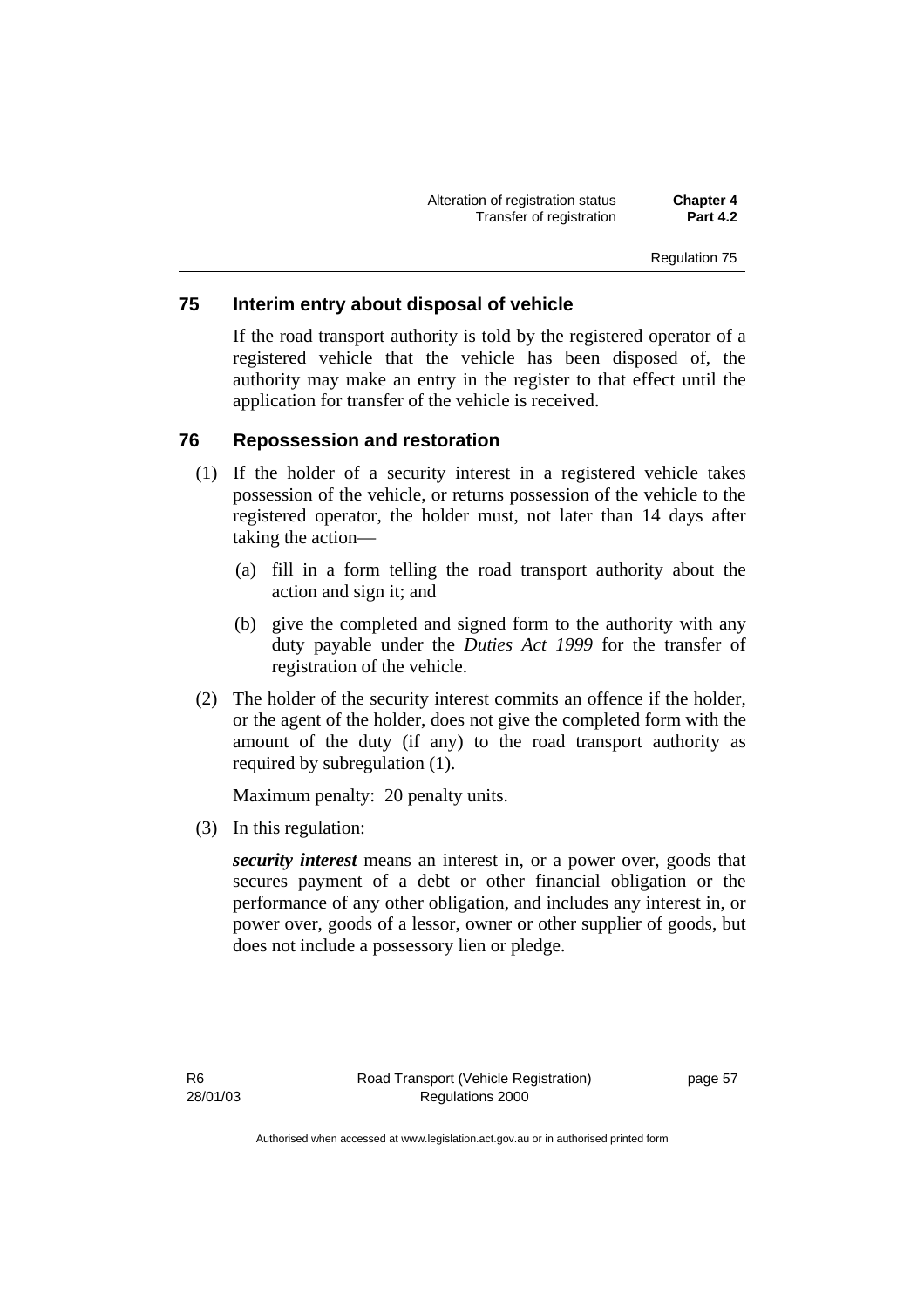## 75 Interim entry about disposal of vehicle

If the road transport authority is told by the registered operator of a registered vehicle that the vehicle has been disposed of, the authority may make an entry in the register to that effect until the application for transfer of the vehicle is received.

## 76 Repossession and restoration

(1) If the holder of a security interest in a registered vehicle takes possession of the vehicle, or returns possession of the vehicle to the registered operator, the holder must, not later than 14 days after taking the action—

(a) fill in a form telling the road transport authority about the action and sign it; and

(b) give the completed and signed form to the authority with any duty payable under the *Duties Act 1999* for the transfer of registration of the vehicle.

(2) The holder of the security interest commits an offence if the holder, or the agent of the holder, does not give the completed form with the amount of the duty (if any) to the road transport authority as required by subregulation (1).

Maximum penalty: 20 penalty units.

(3) In this regulation:

***security interest*** means an interest in, or a power over, goods that secures payment of a debt or other financial obligation or the performance of any other obligation, and includes any interest in, or power over, goods of a lessor, owner or other supplier of goods, but does not include a possessory lien or pledge.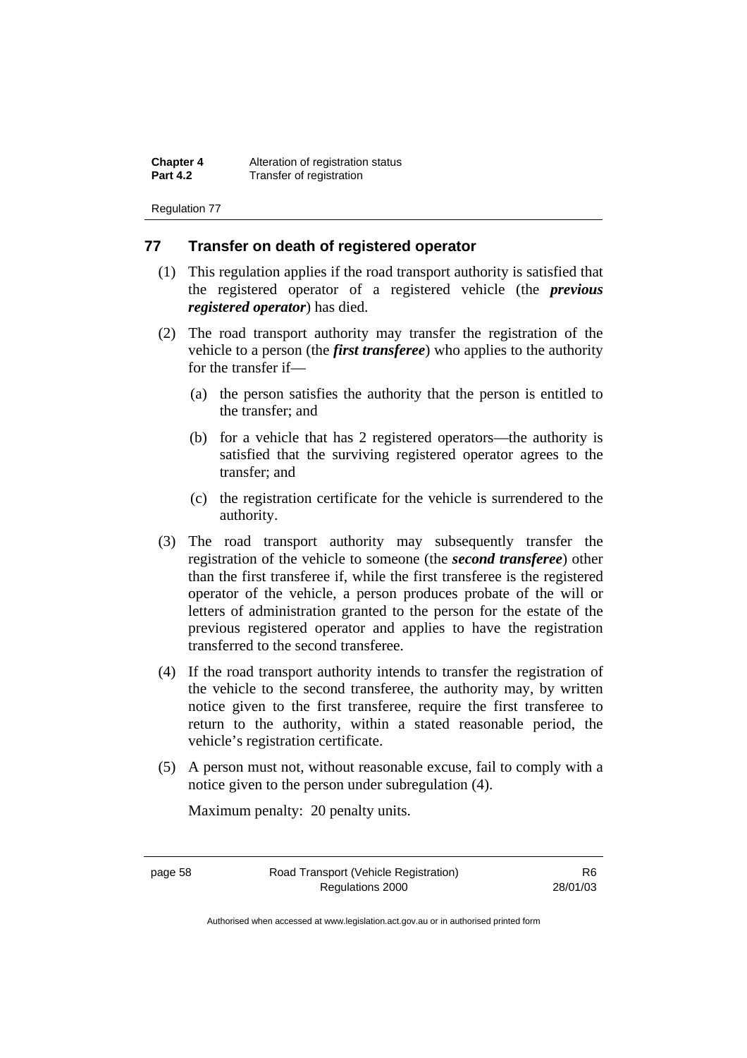## 77 Transfer on death of registered operator

(1) This regulation applies if the road transport authority is satisfied that the registered operator of a registered vehicle (the ***previous registered operator***) has died.

(2) The road transport authority may transfer the registration of the vehicle to a person (the ***first transferee***) who applies to the authority for the transfer if—

(a) the person satisfies the authority that the person is entitled to the transfer; and

(b) for a vehicle that has 2 registered operators—the authority is satisfied that the surviving registered operator agrees to the transfer; and

(c) the registration certificate for the vehicle is surrendered to the authority.

(3) The road transport authority may subsequently transfer the registration of the vehicle to someone (the ***second transferee***) other than the first transferee if, while the first transferee is the registered operator of the vehicle, a person produces probate of the will or letters of administration granted to the person for the estate of the previous registered operator and applies to have the registration transferred to the second transferee.

(4) If the road transport authority intends to transfer the registration of the vehicle to the second transferee, the authority may, by written notice given to the first transferee, require the first transferee to return to the authority, within a stated reasonable period, the vehicle's registration certificate.

(5) A person must not, without reasonable excuse, fail to comply with a notice given to the person under subregulation (4).

Maximum penalty: 20 penalty units.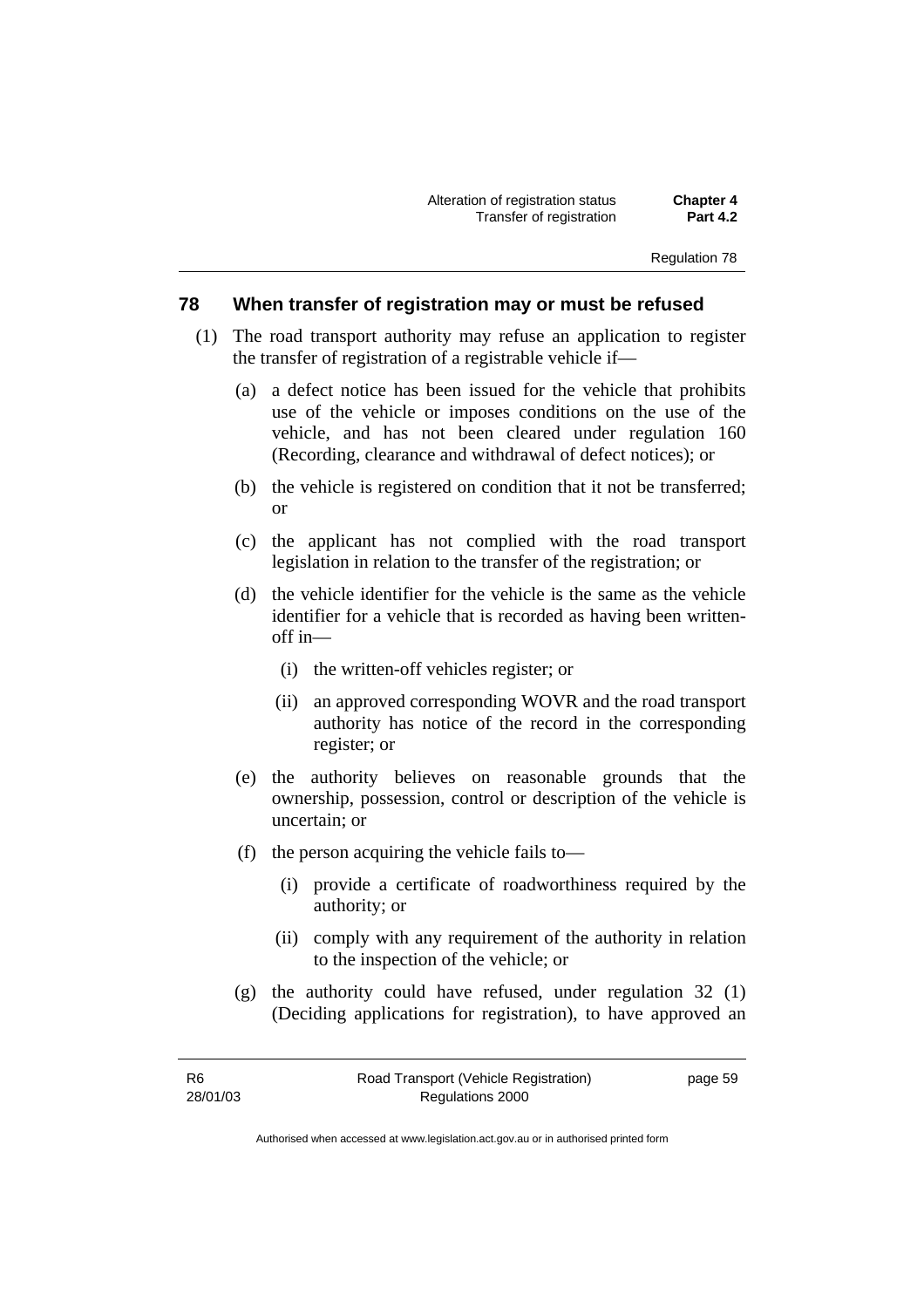## 78 When transfer of registration may or must be refused

(1) The road transport authority may refuse an application to register the transfer of registration of a registrable vehicle if—

(a) a defect notice has been issued for the vehicle that prohibits use of the vehicle or imposes conditions on the use of the vehicle, and has not been cleared under regulation 160 (Recording, clearance and withdrawal of defect notices); or

(b) the vehicle is registered on condition that it not be transferred; or

(c) the applicant has not complied with the road transport legislation in relation to the transfer of the registration; or

(d) the vehicle identifier for the vehicle is the same as the vehicle identifier for a vehicle that is recorded as having been written-off in—

(i) the written-off vehicles register; or

(ii) an approved corresponding WOVR and the road transport authority has notice of the record in the corresponding register; or

(e) the authority believes on reasonable grounds that the ownership, possession, control or description of the vehicle is uncertain; or

(f) the person acquiring the vehicle fails to—

(i) provide a certificate of roadworthiness required by the authority; or

(ii) comply with any requirement of the authority in relation to the inspection of the vehicle; or

(g) the authority could have refused, under regulation 32 (1) (Deciding applications for registration), to have approved an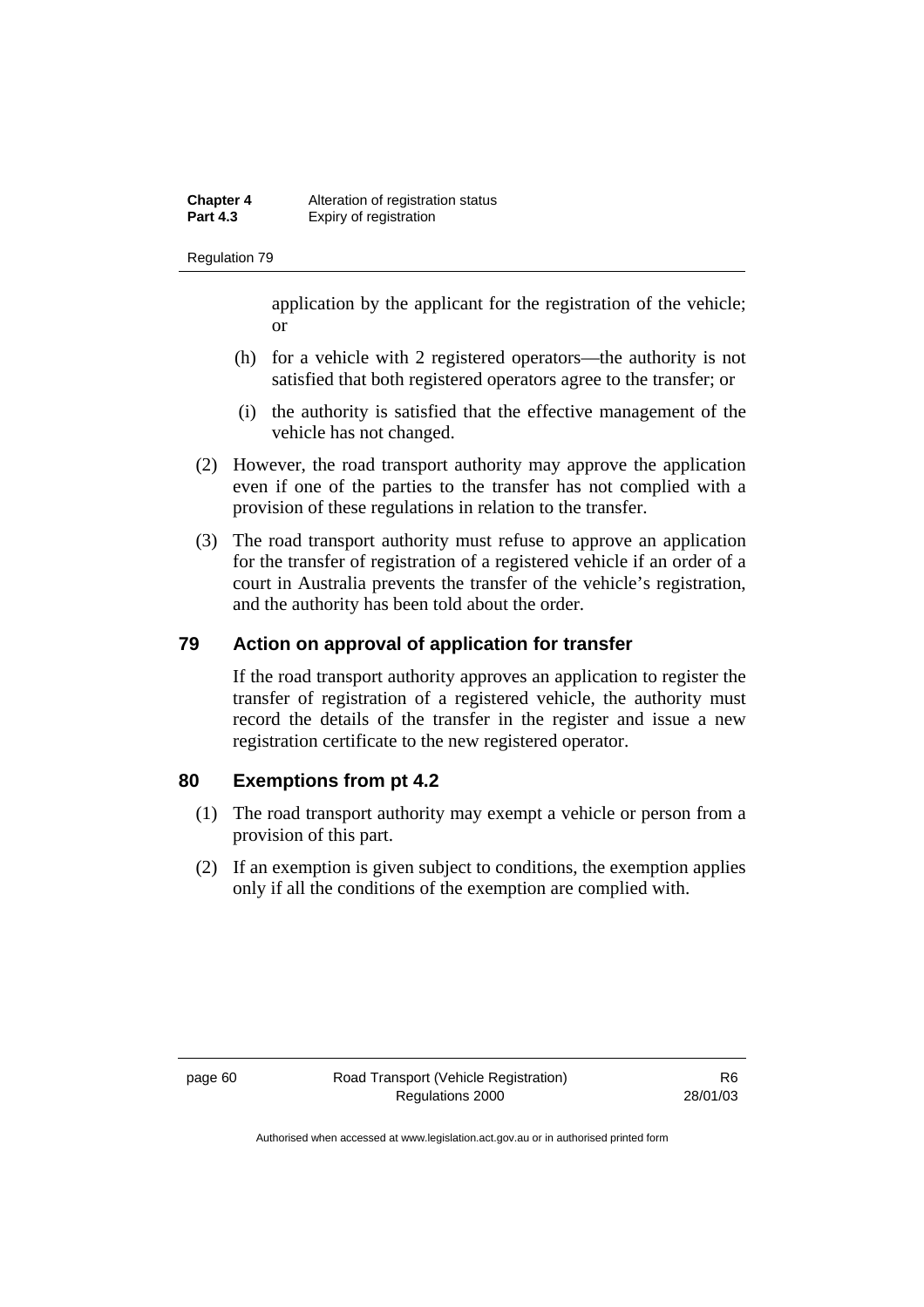application by the applicant for the registration of the vehicle; or

(h) for a vehicle with 2 registered operators—the authority is not satisfied that both registered operators agree to the transfer; or

(i) the authority is satisfied that the effective management of the vehicle has not changed.

(2) However, the road transport authority may approve the application even if one of the parties to the transfer has not complied with a provision of these regulations in relation to the transfer.

(3) The road transport authority must refuse to approve an application for the transfer of registration of a registered vehicle if an order of a court in Australia prevents the transfer of the vehicle's registration, and the authority has been told about the order.

## 79 Action on approval of application for transfer

If the road transport authority approves an application to register the transfer of registration of a registered vehicle, the authority must record the details of the transfer in the register and issue a new registration certificate to the new registered operator.

## 80 Exemptions from pt 4.2

(1) The road transport authority may exempt a vehicle or person from a provision of this part.

(2) If an exemption is given subject to conditions, the exemption applies only if all the conditions of the exemption are complied with.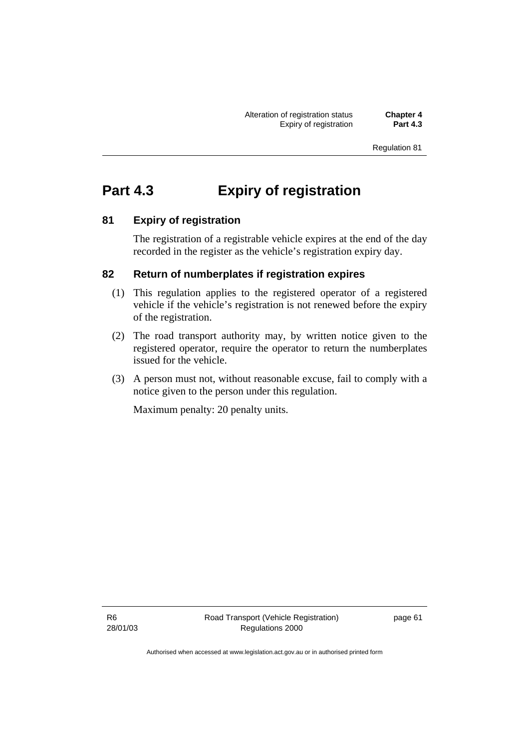# Part 4.3 Expiry of registration

## 81 Expiry of registration

The registration of a registrable vehicle expires at the end of the day recorded in the register as the vehicle's registration expiry day.

## 82 Return of numberplates if registration expires

(1) This regulation applies to the registered operator of a registered vehicle if the vehicle's registration is not renewed before the expiry of the registration.

(2) The road transport authority may, by written notice given to the registered operator, require the operator to return the numberplates issued for the vehicle.

(3) A person must not, without reasonable excuse, fail to comply with a notice given to the person under this regulation.

Maximum penalty: 20 penalty units.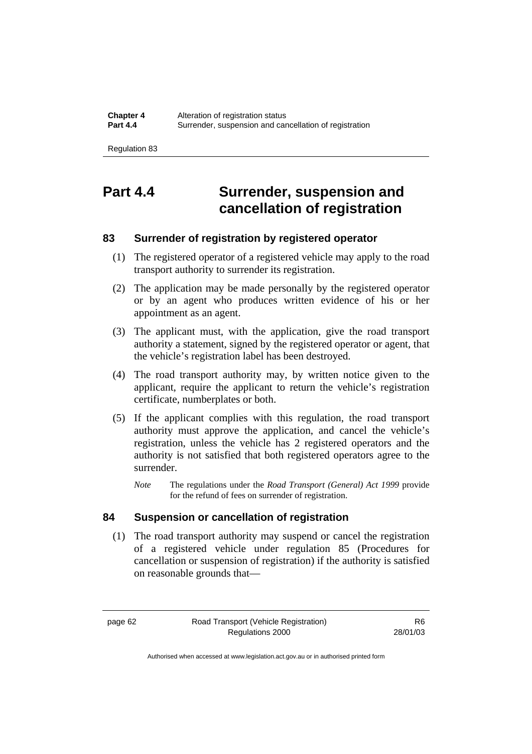# Part 4.4 Surrender, suspension and cancellation of registration

## 83 Surrender of registration by registered operator

(1) The registered operator of a registered vehicle may apply to the road transport authority to surrender its registration.

(2) The application may be made personally by the registered operator or by an agent who produces written evidence of his or her appointment as an agent.

(3) The applicant must, with the application, give the road transport authority a statement, signed by the registered operator or agent, that the vehicle's registration label has been destroyed.

(4) The road transport authority may, by written notice given to the applicant, require the applicant to return the vehicle's registration certificate, numberplates or both.

(5) If the applicant complies with this regulation, the road transport authority must approve the application, and cancel the vehicle's registration, unless the vehicle has 2 registered operators and the authority is not satisfied that both registered operators agree to the surrender.

*Note* The regulations under the *Road Transport (General) Act 1999* provide for the refund of fees on surrender of registration.

## 84 Suspension or cancellation of registration

(1) The road transport authority may suspend or cancel the registration of a registered vehicle under regulation 85 (Procedures for cancellation or suspension of registration) if the authority is satisfied on reasonable grounds that—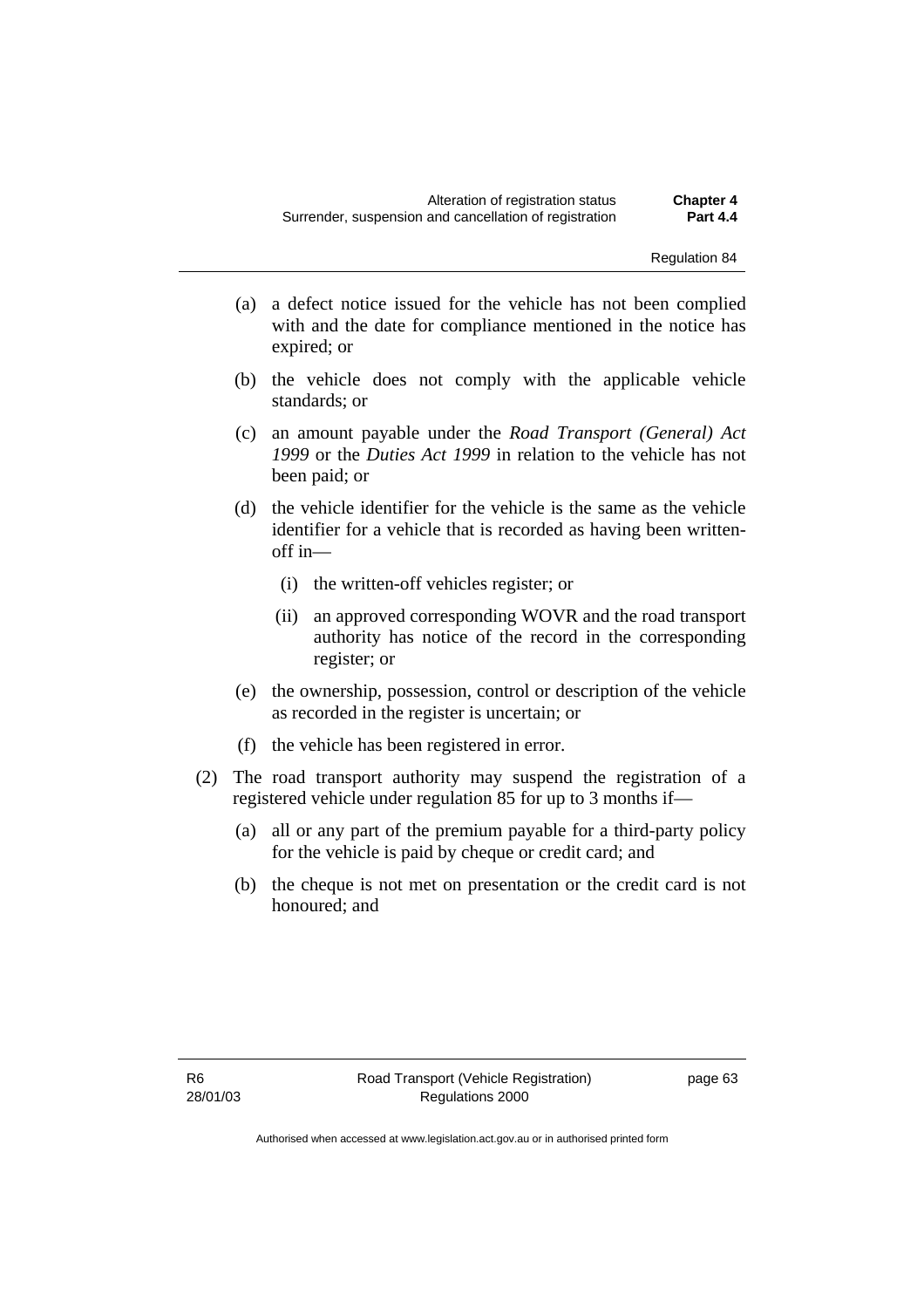(a) a defect notice issued for the vehicle has not been complied with and the date for compliance mentioned in the notice has expired; or

(b) the vehicle does not comply with the applicable vehicle standards; or

(c) an amount payable under the *Road Transport (General) Act 1999* or the *Duties Act 1999* in relation to the vehicle has not been paid; or

(d) the vehicle identifier for the vehicle is the same as the vehicle identifier for a vehicle that is recorded as having been written-off in—

   (i) the written-off vehicles register; or

   (ii) an approved corresponding WOVR and the road transport authority has notice of the record in the corresponding register; or

(e) the ownership, possession, control or description of the vehicle as recorded in the register is uncertain; or

(f) the vehicle has been registered in error.

(2) The road transport authority may suspend the registration of a registered vehicle under regulation 85 for up to 3 months if—

(a) all or any part of the premium payable for a third-party policy for the vehicle is paid by cheque or credit card; and

(b) the cheque is not met on presentation or the credit card is not honoured; and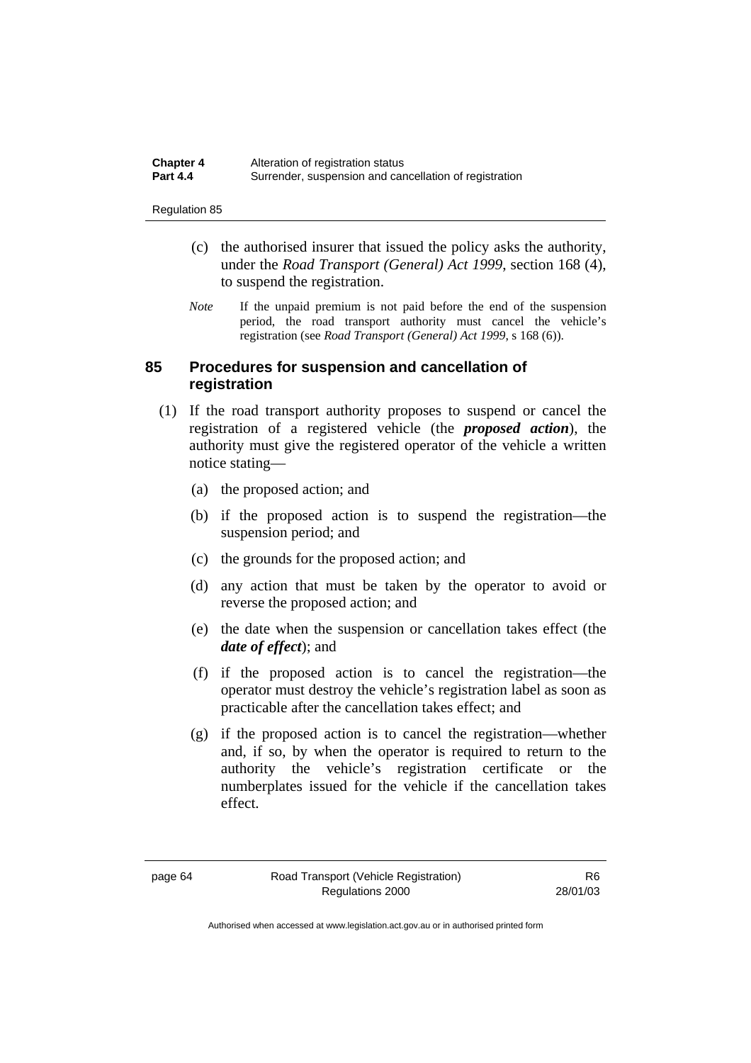(c) the authorised insurer that issued the policy asks the authority, under the *Road Transport (General) Act 1999*, section 168 (4), to suspend the registration.

*Note* If the unpaid premium is not paid before the end of the suspension period, the road transport authority must cancel the vehicle's registration (see *Road Transport (General) Act 1999*, s 168 (6)).

## 85 Procedures for suspension and cancellation of registration

(1) If the road transport authority proposes to suspend or cancel the registration of a registered vehicle (the ***proposed action***), the authority must give the registered operator of the vehicle a written notice stating—

(a) the proposed action; and

(b) if the proposed action is to suspend the registration—the suspension period; and

(c) the grounds for the proposed action; and

(d) any action that must be taken by the operator to avoid or reverse the proposed action; and

(e) the date when the suspension or cancellation takes effect (the ***date of effect***); and

(f) if the proposed action is to cancel the registration—the operator must destroy the vehicle's registration label as soon as practicable after the cancellation takes effect; and

(g) if the proposed action is to cancel the registration—whether and, if so, by when the operator is required to return to the authority the vehicle's registration certificate or the numberplates issued for the vehicle if the cancellation takes effect.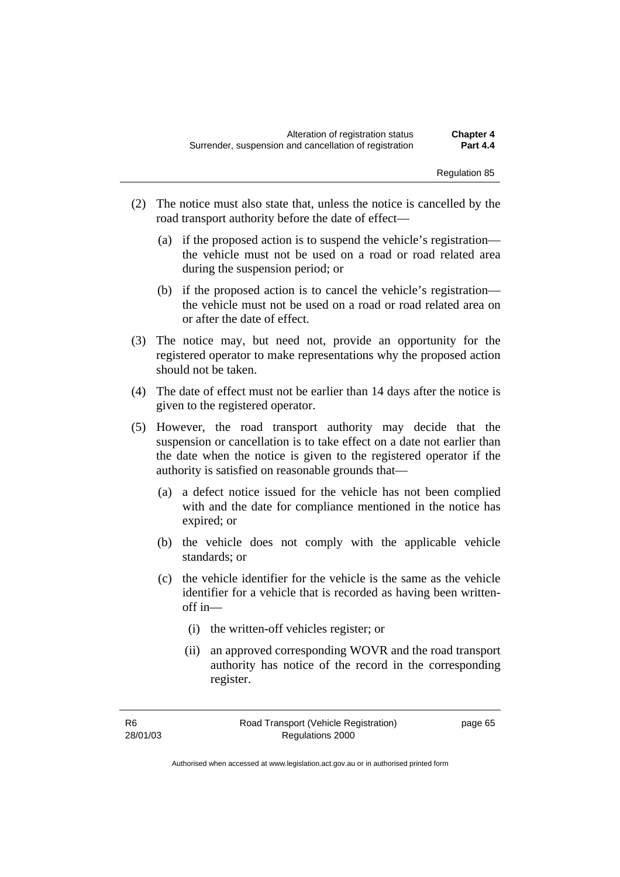(2) The notice must also state that, unless the notice is cancelled by the road transport authority before the date of effect—

  (a) if the proposed action is to suspend the vehicle's registration—the vehicle must not be used on a road or road related area during the suspension period; or

  (b) if the proposed action is to cancel the vehicle's registration—the vehicle must not be used on a road or road related area on or after the date of effect.

(3) The notice may, but need not, provide an opportunity for the registered operator to make representations why the proposed action should not be taken.

(4) The date of effect must not be earlier than 14 days after the notice is given to the registered operator.

(5) However, the road transport authority may decide that the suspension or cancellation is to take effect on a date not earlier than the date when the notice is given to the registered operator if the authority is satisfied on reasonable grounds that—

  (a) a defect notice issued for the vehicle has not been complied with and the date for compliance mentioned in the notice has expired; or

  (b) the vehicle does not comply with the applicable vehicle standards; or

  (c) the vehicle identifier for the vehicle is the same as the vehicle identifier for a vehicle that is recorded as having been written-off in—

    (i) the written-off vehicles register; or

    (ii) an approved corresponding WOVR and the road transport authority has notice of the record in the corresponding register.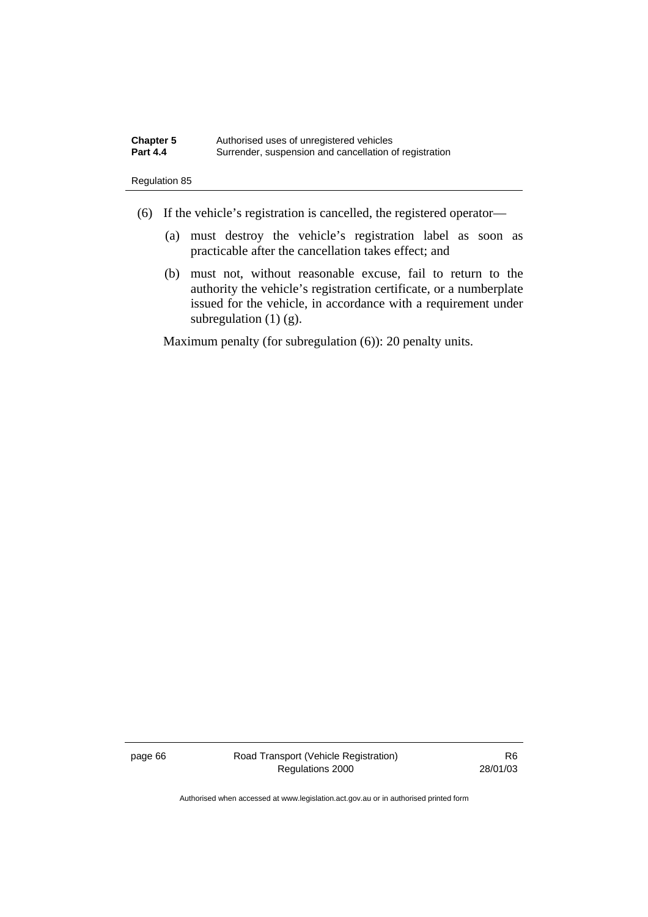(6) If the vehicle's registration is cancelled, the registered operator—

  (a) must destroy the vehicle's registration label as soon as practicable after the cancellation takes effect; and

  (b) must not, without reasonable excuse, fail to return to the authority the vehicle's registration certificate, or a numberplate issued for the vehicle, in accordance with a requirement under subregulation (1) (g).

Maximum penalty (for subregulation (6)): 20 penalty units.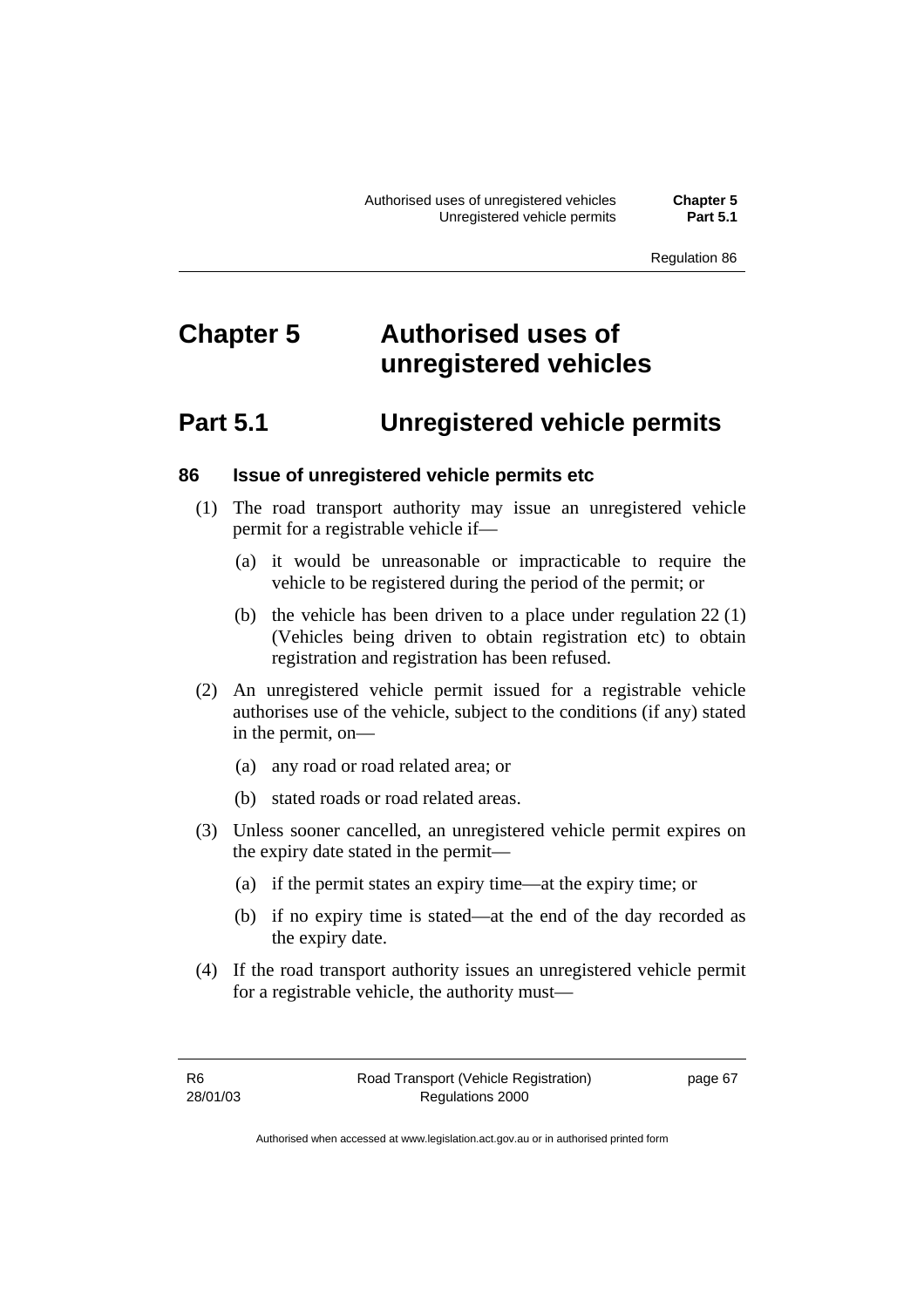# Chapter 5 Authorised uses of unregistered vehicles

## Part 5.1 Unregistered vehicle permits

### 86 Issue of unregistered vehicle permits etc

(1) The road transport authority may issue an unregistered vehicle permit for a registrable vehicle if—

(a) it would be unreasonable or impracticable to require the vehicle to be registered during the period of the permit; or

(b) the vehicle has been driven to a place under regulation 22 (1) (Vehicles being driven to obtain registration etc) to obtain registration and registration has been refused.

(2) An unregistered vehicle permit issued for a registrable vehicle authorises use of the vehicle, subject to the conditions (if any) stated in the permit, on—

(a) any road or road related area; or

(b) stated roads or road related areas.

(3) Unless sooner cancelled, an unregistered vehicle permit expires on the expiry date stated in the permit—

(a) if the permit states an expiry time—at the expiry time; or

(b) if no expiry time is stated—at the end of the day recorded as the expiry date.

(4) If the road transport authority issues an unregistered vehicle permit for a registrable vehicle, the authority must—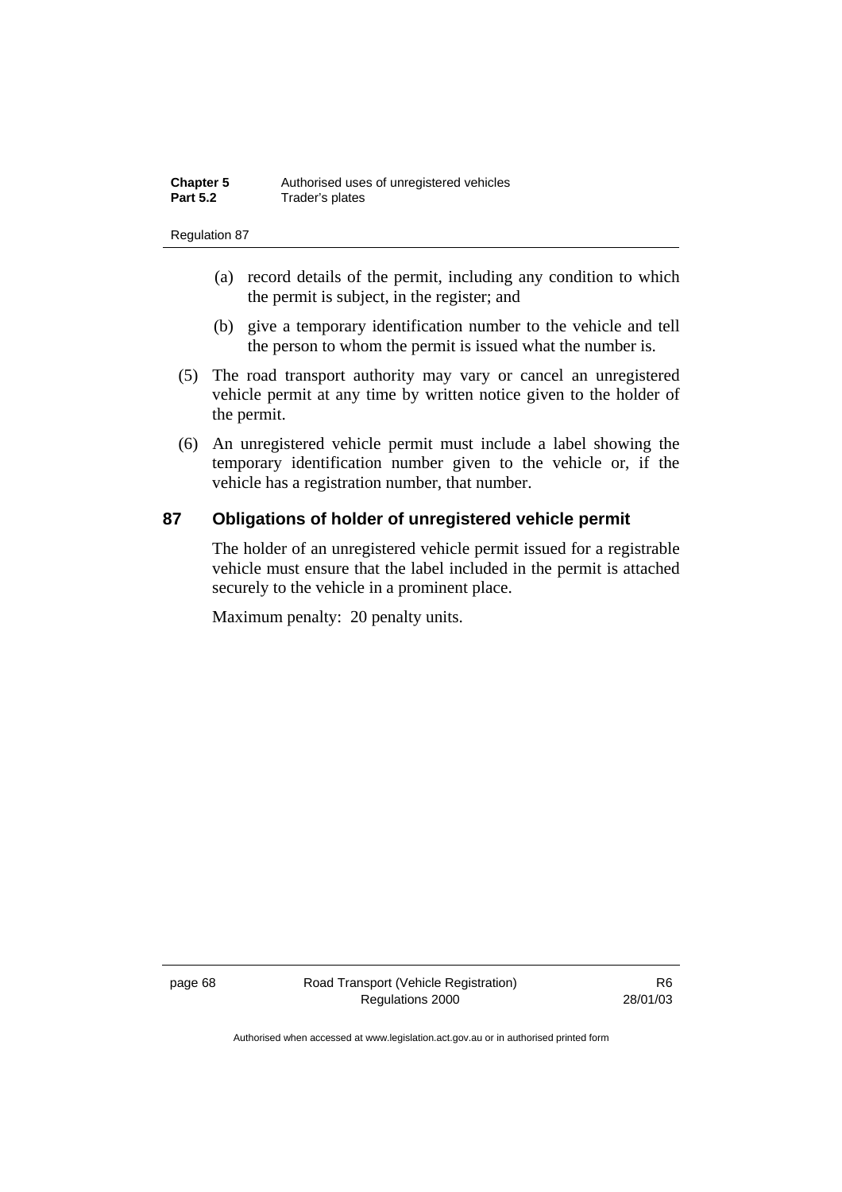(a) record details of the permit, including any condition to which the permit is subject, in the register; and

(b) give a temporary identification number to the vehicle and tell the person to whom the permit is issued what the number is.

(5) The road transport authority may vary or cancel an unregistered vehicle permit at any time by written notice given to the holder of the permit.

(6) An unregistered vehicle permit must include a label showing the temporary identification number given to the vehicle or, if the vehicle has a registration number, that number.

## 87 Obligations of holder of unregistered vehicle permit

The holder of an unregistered vehicle permit issued for a registrable vehicle must ensure that the label included in the permit is attached securely to the vehicle in a prominent place.

Maximum penalty: 20 penalty units.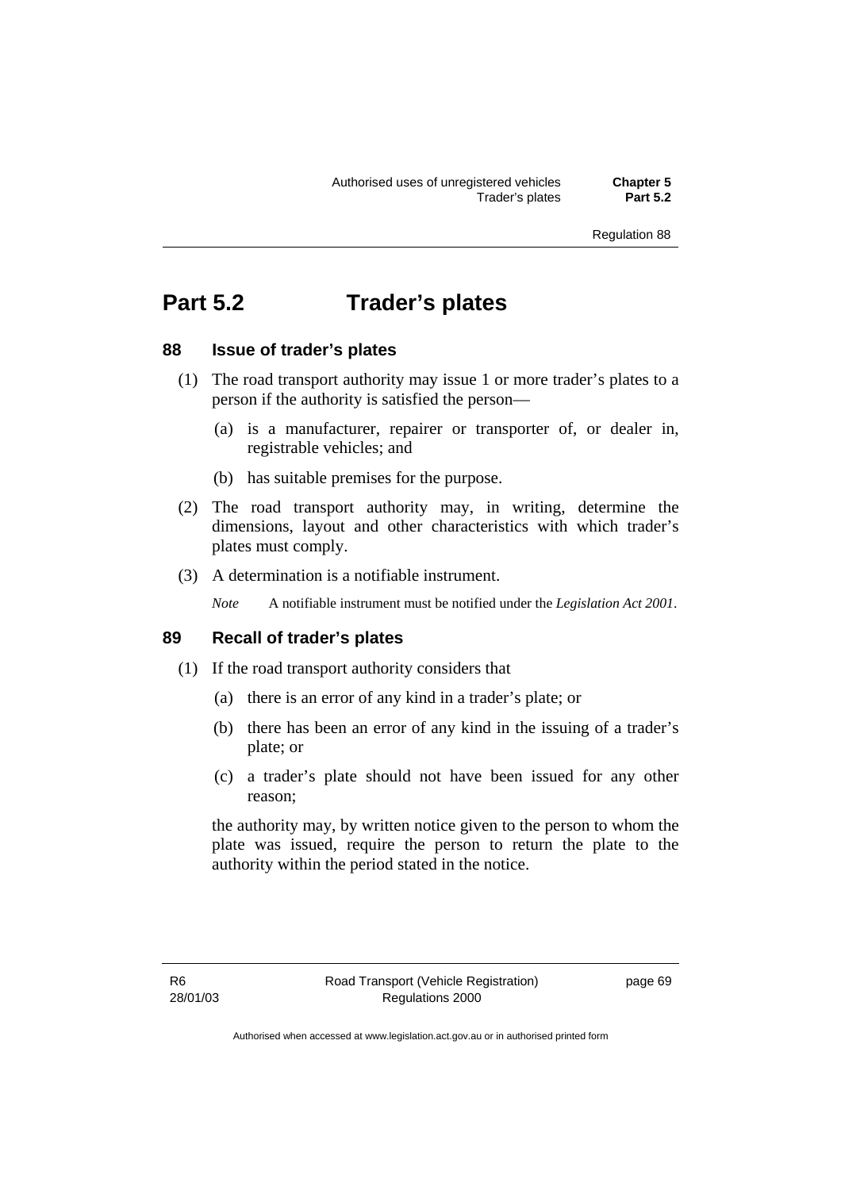# Part 5.2 Trader's plates

## 88 Issue of trader's plates

(1) The road transport authority may issue 1 or more trader's plates to a person if the authority is satisfied the person—

(a) is a manufacturer, repairer or transporter of, or dealer in, registrable vehicles; and

(b) has suitable premises for the purpose.

(2) The road transport authority may, in writing, determine the dimensions, layout and other characteristics with which trader's plates must comply.

(3) A determination is a notifiable instrument.

*Note* A notifiable instrument must be notified under the *Legislation Act 2001*.

## 89 Recall of trader's plates

(1) If the road transport authority considers that

(a) there is an error of any kind in a trader's plate; or

(b) there has been an error of any kind in the issuing of a trader's plate; or

(c) a trader's plate should not have been issued for any other reason;

the authority may, by written notice given to the person to whom the plate was issued, require the person to return the plate to the authority within the period stated in the notice.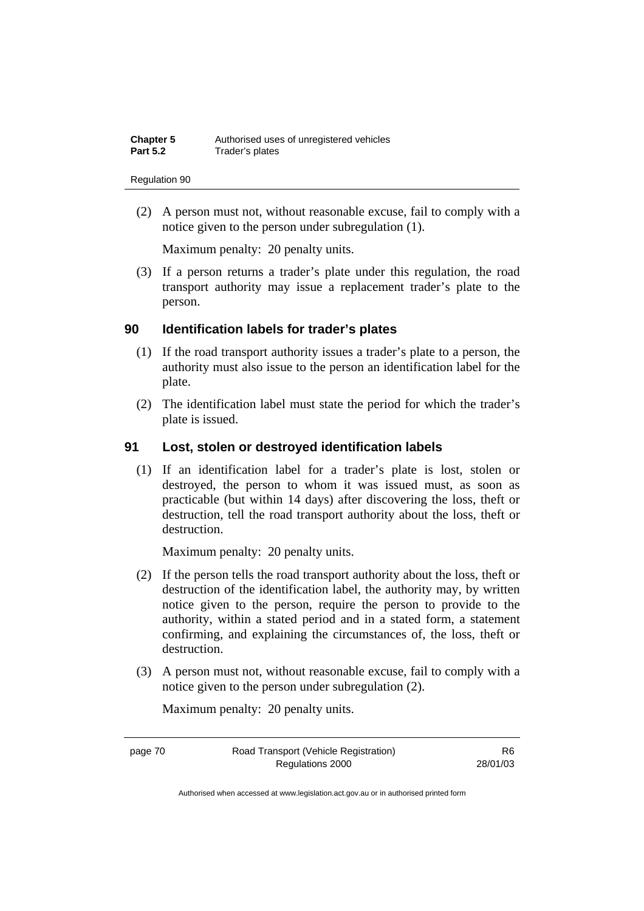(2) A person must not, without reasonable excuse, fail to comply with a notice given to the person under subregulation (1).

Maximum penalty: 20 penalty units.

(3) If a person returns a trader's plate under this regulation, the road transport authority may issue a replacement trader's plate to the person.

## 90 Identification labels for trader's plates

(1) If the road transport authority issues a trader's plate to a person, the authority must also issue to the person an identification label for the plate.

(2) The identification label must state the period for which the trader's plate is issued.

## 91 Lost, stolen or destroyed identification labels

(1) If an identification label for a trader's plate is lost, stolen or destroyed, the person to whom it was issued must, as soon as practicable (but within 14 days) after discovering the loss, theft or destruction, tell the road transport authority about the loss, theft or destruction.

Maximum penalty: 20 penalty units.

(2) If the person tells the road transport authority about the loss, theft or destruction of the identification label, the authority may, by written notice given to the person, require the person to provide to the authority, within a stated period and in a stated form, a statement confirming, and explaining the circumstances of, the loss, theft or destruction.

(3) A person must not, without reasonable excuse, fail to comply with a notice given to the person under subregulation (2).

Maximum penalty: 20 penalty units.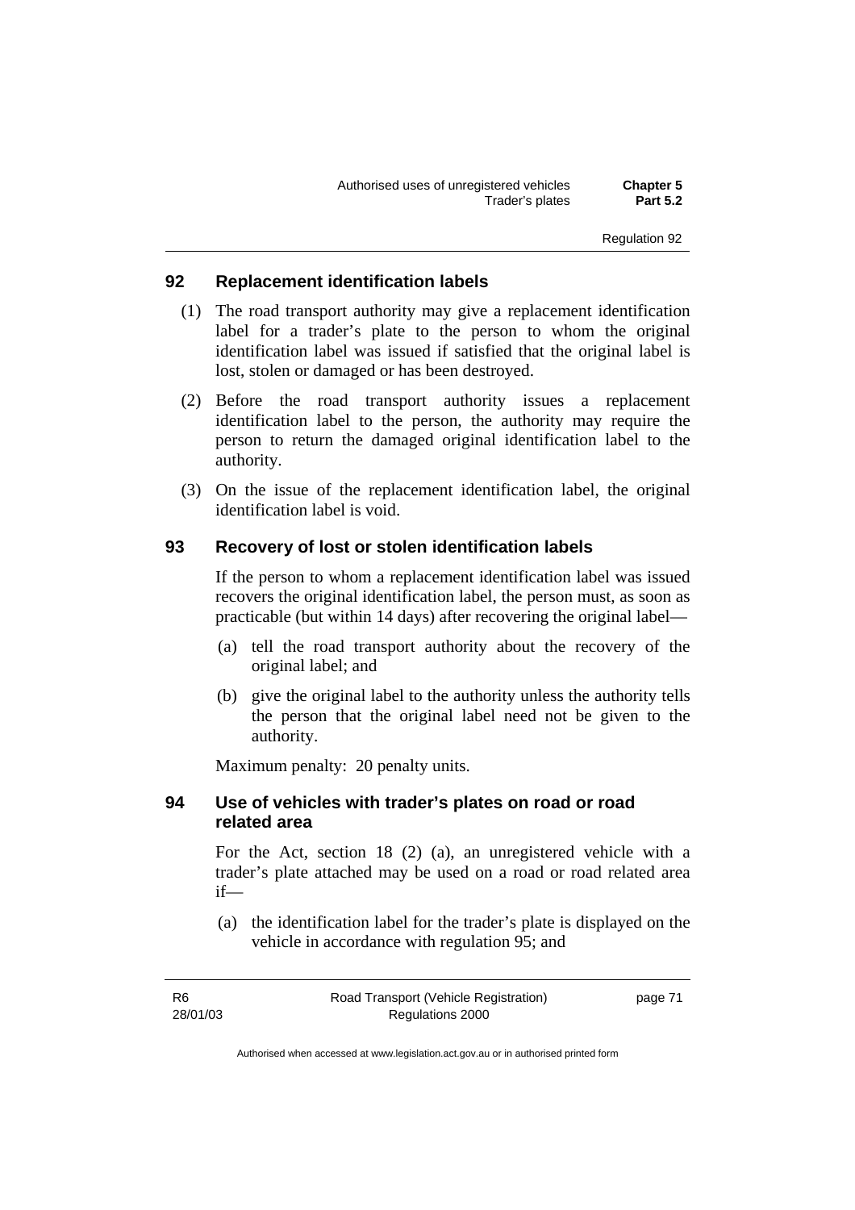## 92 Replacement identification labels

(1) The road transport authority may give a replacement identification label for a trader's plate to the person to whom the original identification label was issued if satisfied that the original label is lost, stolen or damaged or has been destroyed.

(2) Before the road transport authority issues a replacement identification label to the person, the authority may require the person to return the damaged original identification label to the authority.

(3) On the issue of the replacement identification label, the original identification label is void.

## 93 Recovery of lost or stolen identification labels

If the person to whom a replacement identification label was issued recovers the original identification label, the person must, as soon as practicable (but within 14 days) after recovering the original label—

(a) tell the road transport authority about the recovery of the original label; and

(b) give the original label to the authority unless the authority tells the person that the original label need not be given to the authority.

Maximum penalty: 20 penalty units.

## 94 Use of vehicles with trader's plates on road or road related area

For the Act, section 18 (2) (a), an unregistered vehicle with a trader's plate attached may be used on a road or road related area if—

(a) the identification label for the trader's plate is displayed on the vehicle in accordance with regulation 95; and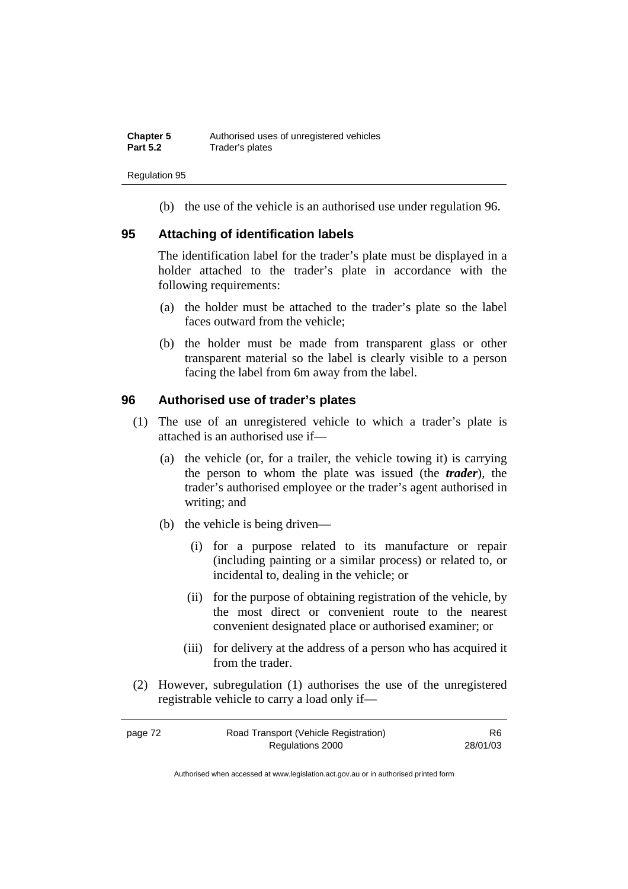(b) the use of the vehicle is an authorised use under regulation 96.

## 95 Attaching of identification labels

The identification label for the trader's plate must be displayed in a holder attached to the trader's plate in accordance with the following requirements:

(a) the holder must be attached to the trader's plate so the label faces outward from the vehicle;

(b) the holder must be made from transparent glass or other transparent material so the label is clearly visible to a person facing the label from 6m away from the label.

## 96 Authorised use of trader's plates

(1) The use of an unregistered vehicle to which a trader's plate is attached is an authorised use if—

(a) the vehicle (or, for a trailer, the vehicle towing it) is carrying the person to whom the plate was issued (the ***trader***), the trader's authorised employee or the trader's agent authorised in writing; and

(b) the vehicle is being driven—

(i) for a purpose related to its manufacture or repair (including painting or a similar process) or related to, or incidental to, dealing in the vehicle; or

(ii) for the purpose of obtaining registration of the vehicle, by the most direct or convenient route to the nearest convenient designated place or authorised examiner; or

(iii) for delivery at the address of a person who has acquired it from the trader.

(2) However, subregulation (1) authorises the use of the unregistered registrable vehicle to carry a load only if—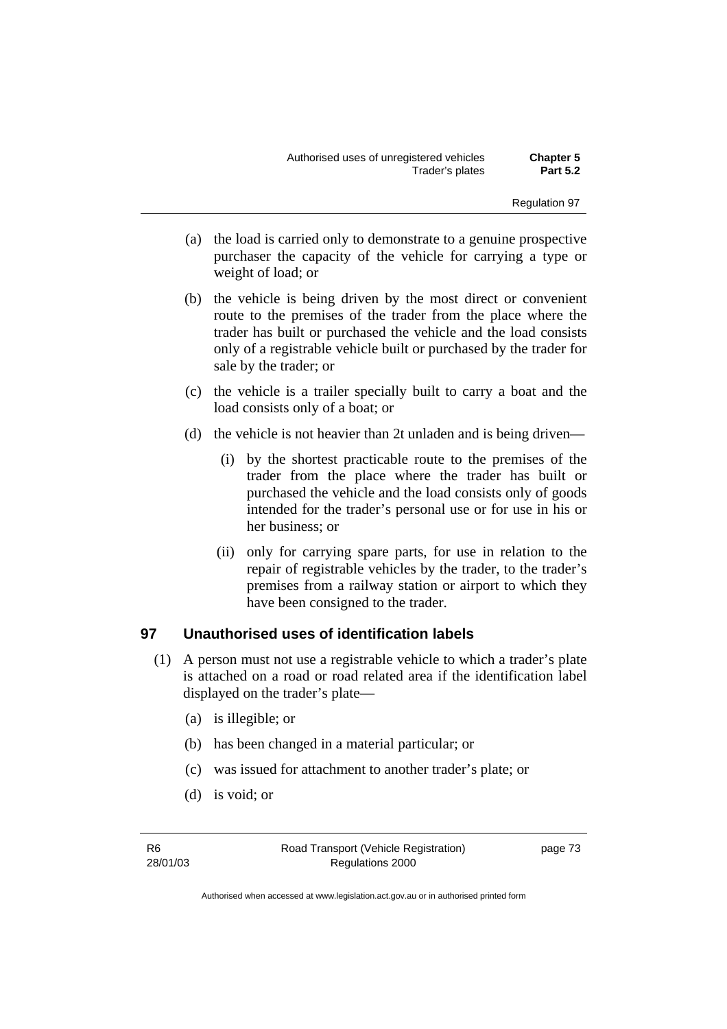(a) the load is carried only to demonstrate to a genuine prospective purchaser the capacity of the vehicle for carrying a type or weight of load; or

(b) the vehicle is being driven by the most direct or convenient route to the premises of the trader from the place where the trader has built or purchased the vehicle and the load consists only of a registrable vehicle built or purchased by the trader for sale by the trader; or

(c) the vehicle is a trailer specially built to carry a boat and the load consists only of a boat; or

(d) the vehicle is not heavier than 2t unladen and is being driven—

(i) by the shortest practicable route to the premises of the trader from the place where the trader has built or purchased the vehicle and the load consists only of goods intended for the trader's personal use or for use in his or her business; or

(ii) only for carrying spare parts, for use in relation to the repair of registrable vehicles by the trader, to the trader's premises from a railway station or airport to which they have been consigned to the trader.

## 97 Unauthorised uses of identification labels

(1) A person must not use a registrable vehicle to which a trader's plate is attached on a road or road related area if the identification label displayed on the trader's plate—

(a) is illegible; or

(b) has been changed in a material particular; or

(c) was issued for attachment to another trader's plate; or

(d) is void; or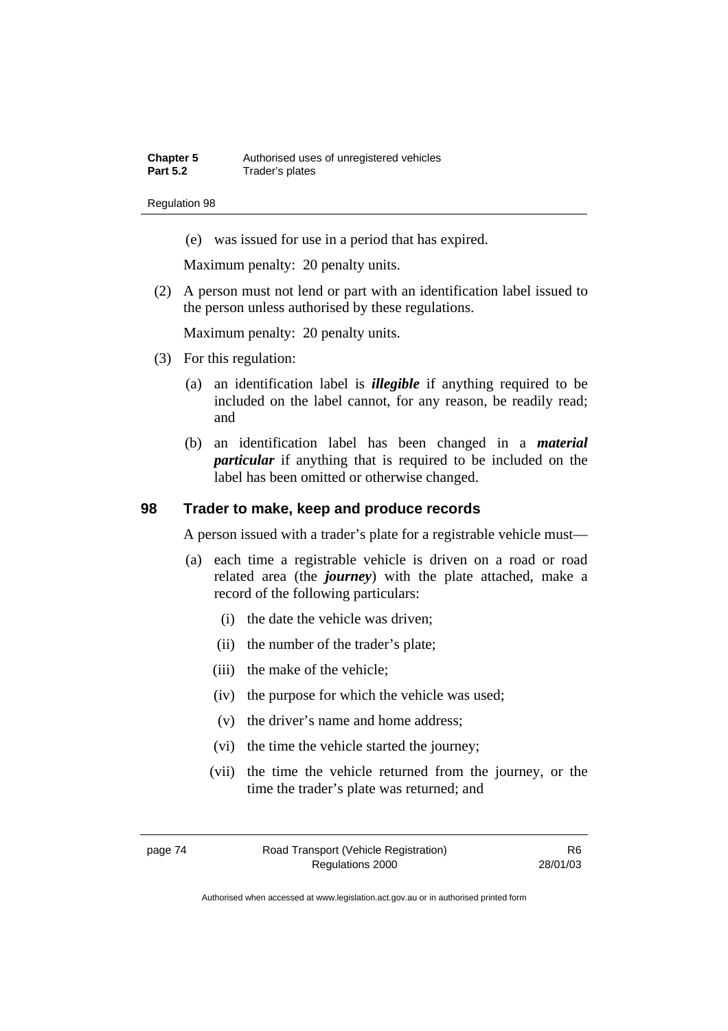(e) was issued for use in a period that has expired.

Maximum penalty: 20 penalty units.

(2) A person must not lend or part with an identification label issued to the person unless authorised by these regulations.

Maximum penalty: 20 penalty units.

(3) For this regulation:

(a) an identification label is ***illegible*** if anything required to be included on the label cannot, for any reason, be readily read; and

(b) an identification label has been changed in a ***material particular*** if anything that is required to be included on the label has been omitted or otherwise changed.

## 98 Trader to make, keep and produce records

A person issued with a trader's plate for a registrable vehicle must—

(a) each time a registrable vehicle is driven on a road or road related area (the ***journey***) with the plate attached, make a record of the following particulars:

(i) the date the vehicle was driven;

(ii) the number of the trader's plate;

(iii) the make of the vehicle;

(iv) the purpose for which the vehicle was used;

(v) the driver's name and home address;

(vi) the time the vehicle started the journey;

(vii) the time the vehicle returned from the journey, or the time the trader's plate was returned; and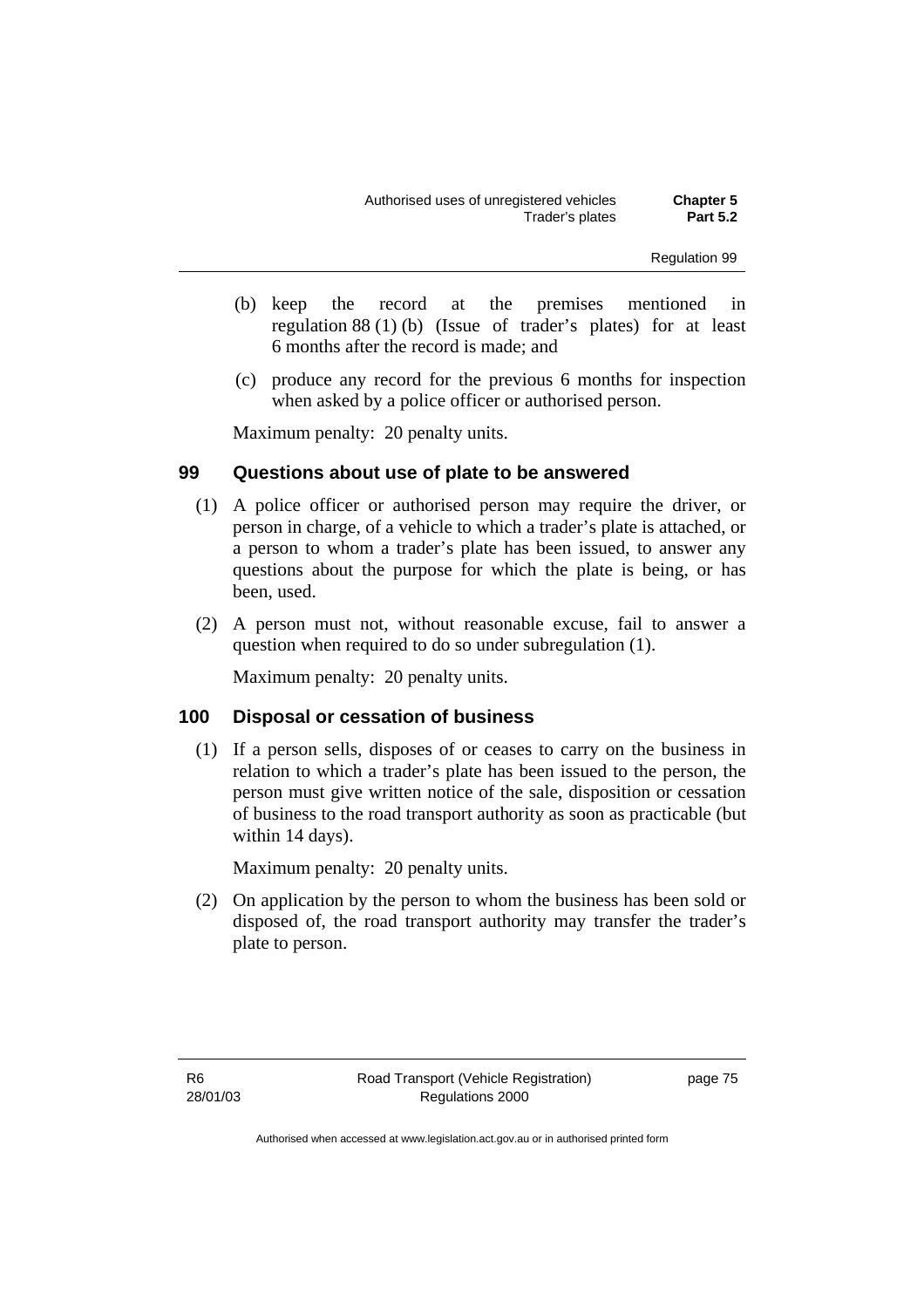(b) keep the record at the premises mentioned in regulation 88 (1) (b) (Issue of trader's plates) for at least 6 months after the record is made; and

(c) produce any record for the previous 6 months for inspection when asked by a police officer or authorised person.

Maximum penalty: 20 penalty units.

### 99 Questions about use of plate to be answered

(1) A police officer or authorised person may require the driver, or person in charge, of a vehicle to which a trader's plate is attached, or a person to whom a trader's plate has been issued, to answer any questions about the purpose for which the plate is being, or has been, used.

(2) A person must not, without reasonable excuse, fail to answer a question when required to do so under subregulation (1).

Maximum penalty: 20 penalty units.

### 100 Disposal or cessation of business

(1) If a person sells, disposes of or ceases to carry on the business in relation to which a trader's plate has been issued to the person, the person must give written notice of the sale, disposition or cessation of business to the road transport authority as soon as practicable (but within 14 days).

Maximum penalty: 20 penalty units.

(2) On application by the person to whom the business has been sold or disposed of, the road transport authority may transfer the trader's plate to person.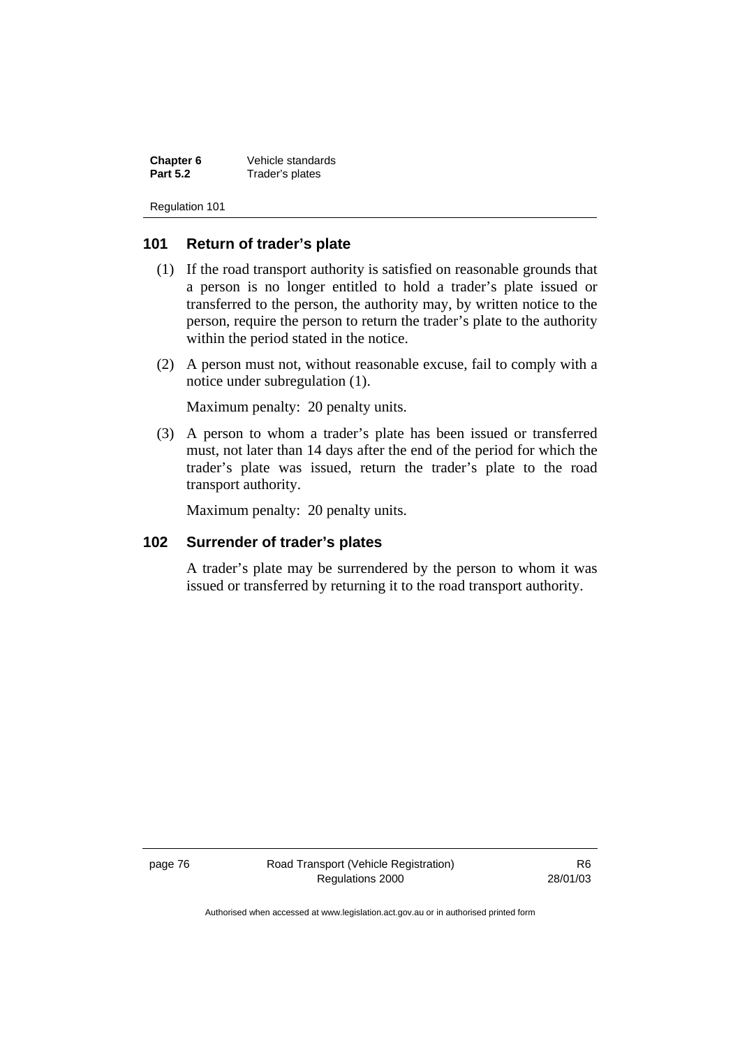## 101 Return of trader's plate

(1) If the road transport authority is satisfied on reasonable grounds that a person is no longer entitled to hold a trader's plate issued or transferred to the person, the authority may, by written notice to the person, require the person to return the trader's plate to the authority within the period stated in the notice.

(2) A person must not, without reasonable excuse, fail to comply with a notice under subregulation (1).

Maximum penalty: 20 penalty units.

(3) A person to whom a trader's plate has been issued or transferred must, not later than 14 days after the end of the period for which the trader's plate was issued, return the trader's plate to the road transport authority.

Maximum penalty: 20 penalty units.

## 102 Surrender of trader's plates

A trader's plate may be surrendered by the person to whom it was issued or transferred by returning it to the road transport authority.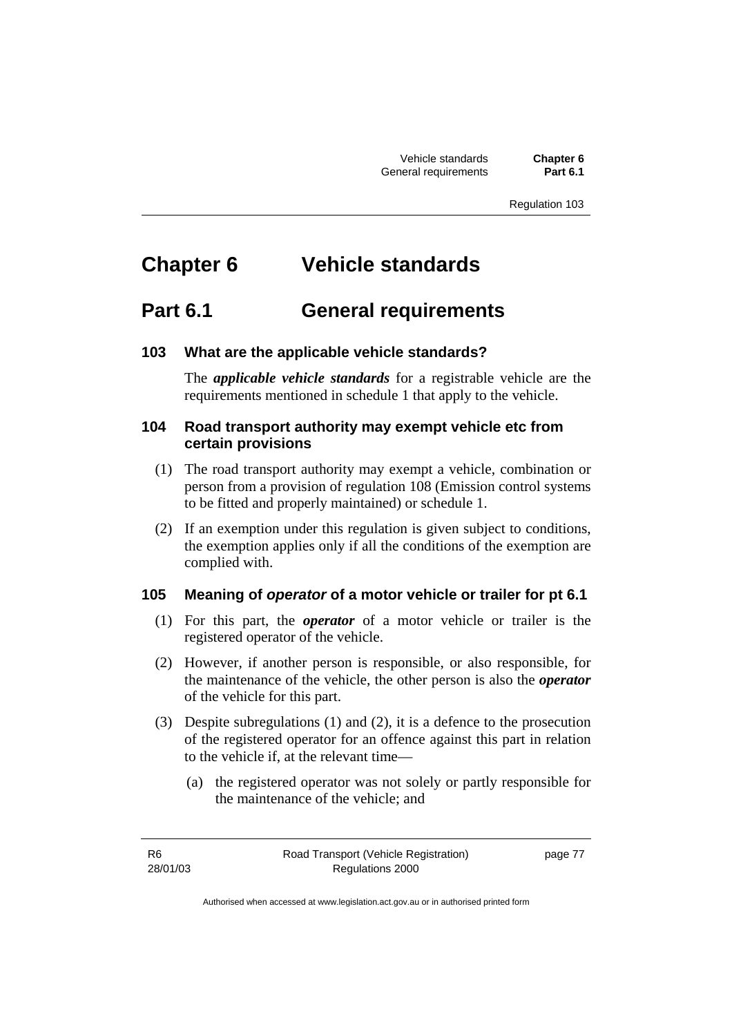# Chapter 6 Vehicle standards

## Part 6.1 General requirements

### 103 What are the applicable vehicle standards?

The ***applicable vehicle standards*** for a registrable vehicle are the requirements mentioned in schedule 1 that apply to the vehicle.

### 104 Road transport authority may exempt vehicle etc from certain provisions

(1) The road transport authority may exempt a vehicle, combination or person from a provision of regulation 108 (Emission control systems to be fitted and properly maintained) or schedule 1.

(2) If an exemption under this regulation is given subject to conditions, the exemption applies only if all the conditions of the exemption are complied with.

### 105 Meaning of *operator* of a motor vehicle or trailer for pt 6.1

(1) For this part, the ***operator*** of a motor vehicle or trailer is the registered operator of the vehicle.

(2) However, if another person is responsible, or also responsible, for the maintenance of the vehicle, the other person is also the ***operator*** of the vehicle for this part.

(3) Despite subregulations (1) and (2), it is a defence to the prosecution of the registered operator for an offence against this part in relation to the vehicle if, at the relevant time—

(a) the registered operator was not solely or partly responsible for the maintenance of the vehicle; and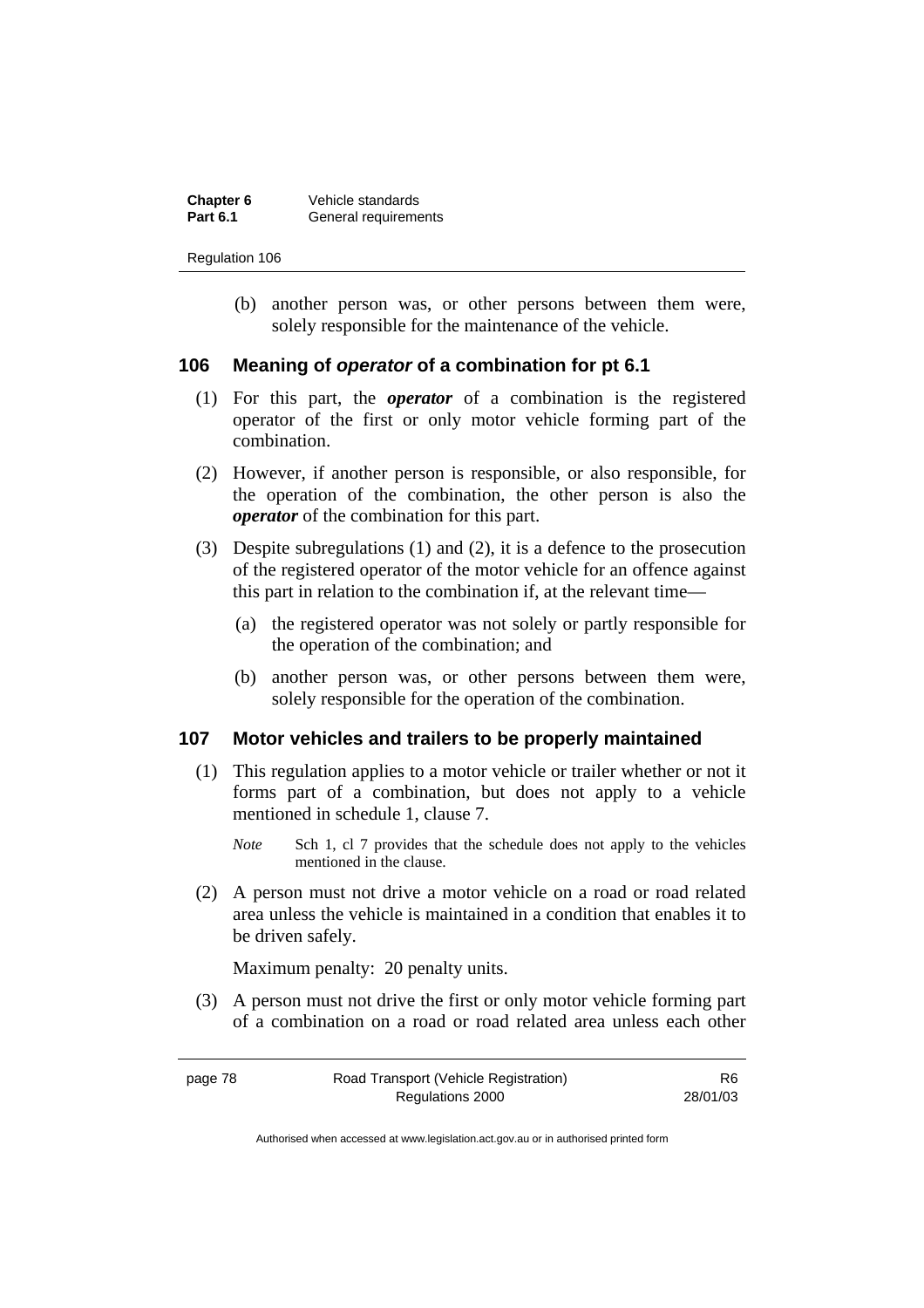(b) another person was, or other persons between them were, solely responsible for the maintenance of the vehicle.

### 106 Meaning of ***operator*** of a combination for pt 6.1

(1) For this part, the ***operator*** of a combination is the registered operator of the first or only motor vehicle forming part of the combination.

(2) However, if another person is responsible, or also responsible, for the operation of the combination, the other person is also the ***operator*** of the combination for this part.

(3) Despite subregulations (1) and (2), it is a defence to the prosecution of the registered operator of the motor vehicle for an offence against this part in relation to the combination if, at the relevant time—

(a) the registered operator was not solely or partly responsible for the operation of the combination; and

(b) another person was, or other persons between them were, solely responsible for the operation of the combination.

### 107 Motor vehicles and trailers to be properly maintained

(1) This regulation applies to a motor vehicle or trailer whether or not it forms part of a combination, but does not apply to a vehicle mentioned in schedule 1, clause 7.

*Note* Sch 1, cl 7 provides that the schedule does not apply to the vehicles mentioned in the clause.

(2) A person must not drive a motor vehicle on a road or road related area unless the vehicle is maintained in a condition that enables it to be driven safely.

Maximum penalty: 20 penalty units.

(3) A person must not drive the first or only motor vehicle forming part of a combination on a road or road related area unless each other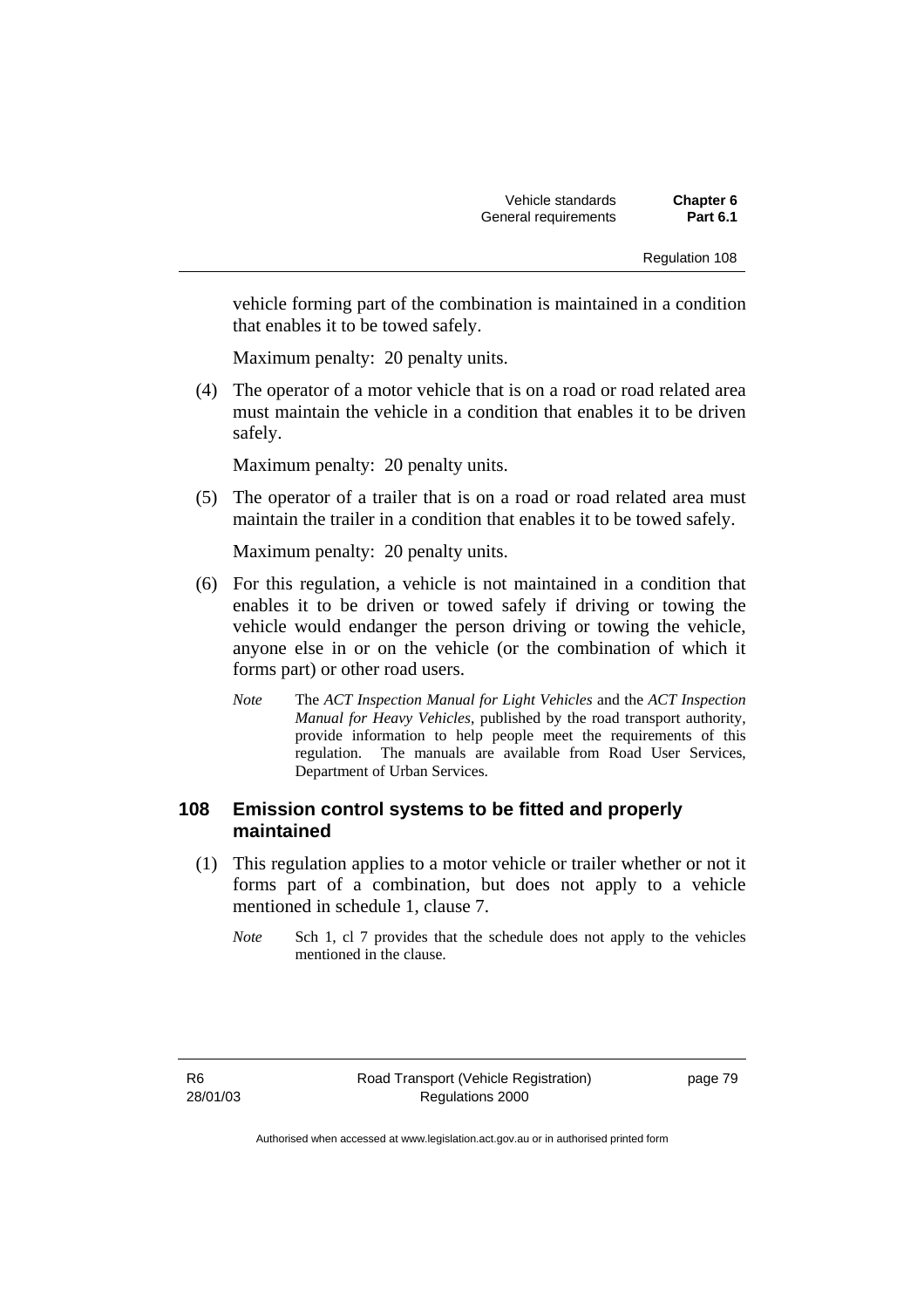vehicle forming part of the combination is maintained in a condition that enables it to be towed safely.

Maximum penalty: 20 penalty units.

(4) The operator of a motor vehicle that is on a road or road related area must maintain the vehicle in a condition that enables it to be driven safely.

Maximum penalty: 20 penalty units.

(5) The operator of a trailer that is on a road or road related area must maintain the trailer in a condition that enables it to be towed safely.

Maximum penalty: 20 penalty units.

(6) For this regulation, a vehicle is not maintained in a condition that enables it to be driven or towed safely if driving or towing the vehicle would endanger the person driving or towing the vehicle, anyone else in or on the vehicle (or the combination of which it forms part) or other road users.

*Note* The *ACT Inspection Manual for Light Vehicles* and the *ACT Inspection Manual for Heavy Vehicles*, published by the road transport authority, provide information to help people meet the requirements of this regulation. The manuals are available from Road User Services, Department of Urban Services.

## 108 Emission control systems to be fitted and properly maintained

(1) This regulation applies to a motor vehicle or trailer whether or not it forms part of a combination, but does not apply to a vehicle mentioned in schedule 1, clause 7.

*Note* Sch 1, cl 7 provides that the schedule does not apply to the vehicles mentioned in the clause.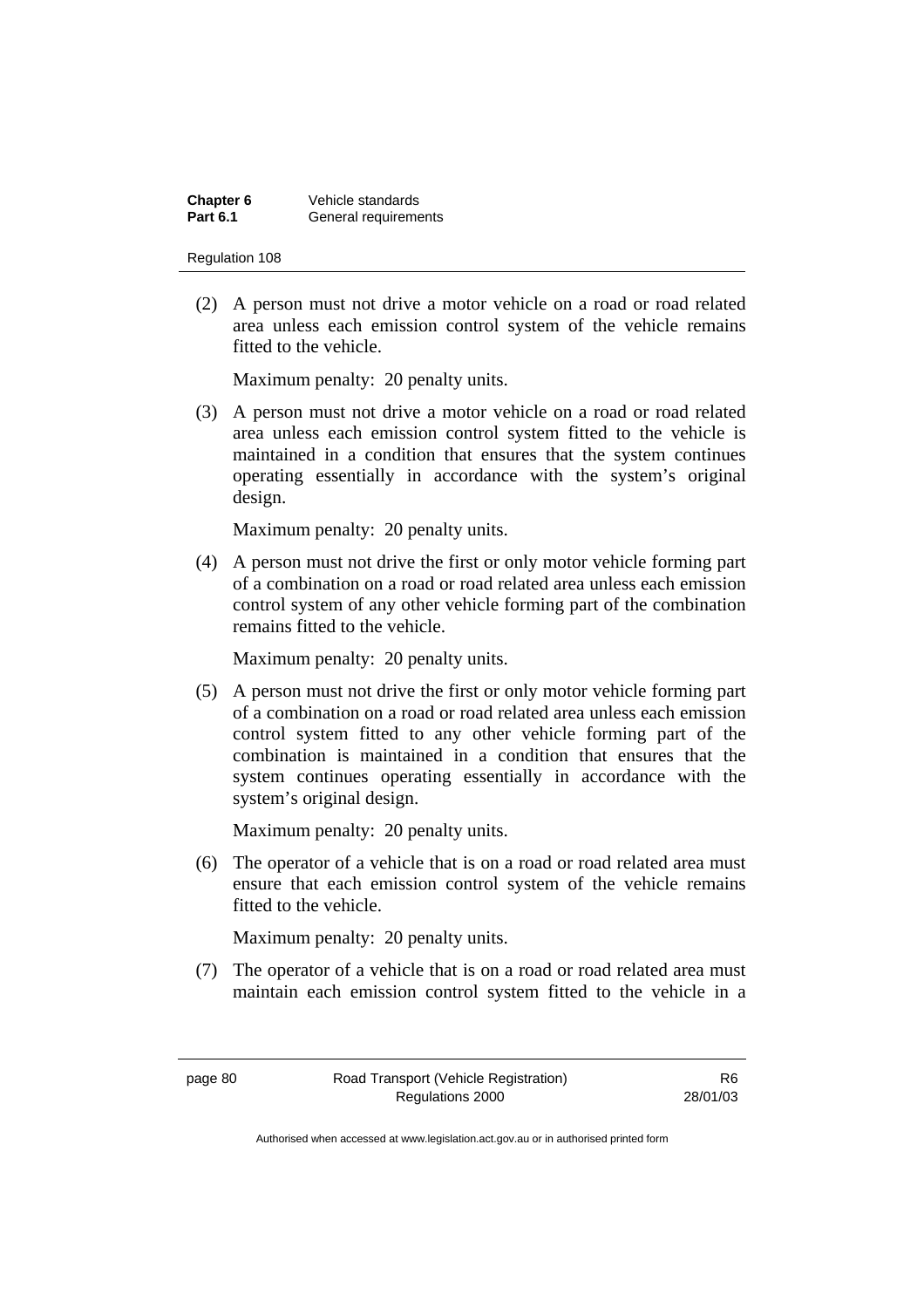(2) A person must not drive a motor vehicle on a road or road related area unless each emission control system of the vehicle remains fitted to the vehicle.

Maximum penalty: 20 penalty units.

(3) A person must not drive a motor vehicle on a road or road related area unless each emission control system fitted to the vehicle is maintained in a condition that ensures that the system continues operating essentially in accordance with the system's original design.

Maximum penalty: 20 penalty units.

(4) A person must not drive the first or only motor vehicle forming part of a combination on a road or road related area unless each emission control system of any other vehicle forming part of the combination remains fitted to the vehicle.

Maximum penalty: 20 penalty units.

(5) A person must not drive the first or only motor vehicle forming part of a combination on a road or road related area unless each emission control system fitted to any other vehicle forming part of the combination is maintained in a condition that ensures that the system continues operating essentially in accordance with the system's original design.

Maximum penalty: 20 penalty units.

(6) The operator of a vehicle that is on a road or road related area must ensure that each emission control system of the vehicle remains fitted to the vehicle.

Maximum penalty: 20 penalty units.

(7) The operator of a vehicle that is on a road or road related area must maintain each emission control system fitted to the vehicle in a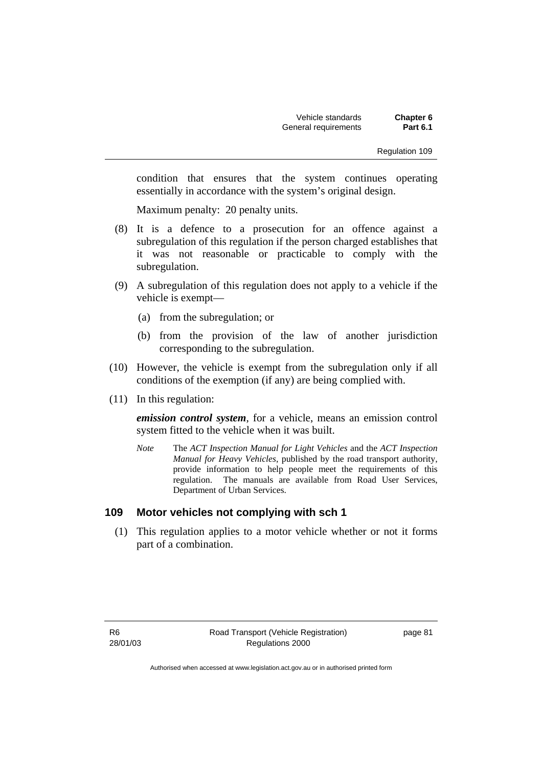condition that ensures that the system continues operating essentially in accordance with the system's original design.

Maximum penalty: 20 penalty units.

(8) It is a defence to a prosecution for an offence against a subregulation of this regulation if the person charged establishes that it was not reasonable or practicable to comply with the subregulation.

(9) A subregulation of this regulation does not apply to a vehicle if the vehicle is exempt—

(a) from the subregulation; or

(b) from the provision of the law of another jurisdiction corresponding to the subregulation.

(10) However, the vehicle is exempt from the subregulation only if all conditions of the exemption (if any) are being complied with.

(11) In this regulation:

***emission control system***, for a vehicle, means an emission control system fitted to the vehicle when it was built.

*Note* The *ACT Inspection Manual for Light Vehicles* and the *ACT Inspection Manual for Heavy Vehicles*, published by the road transport authority, provide information to help people meet the requirements of this regulation. The manuals are available from Road User Services, Department of Urban Services.

### 109 Motor vehicles not complying with sch 1

(1) This regulation applies to a motor vehicle whether or not it forms part of a combination.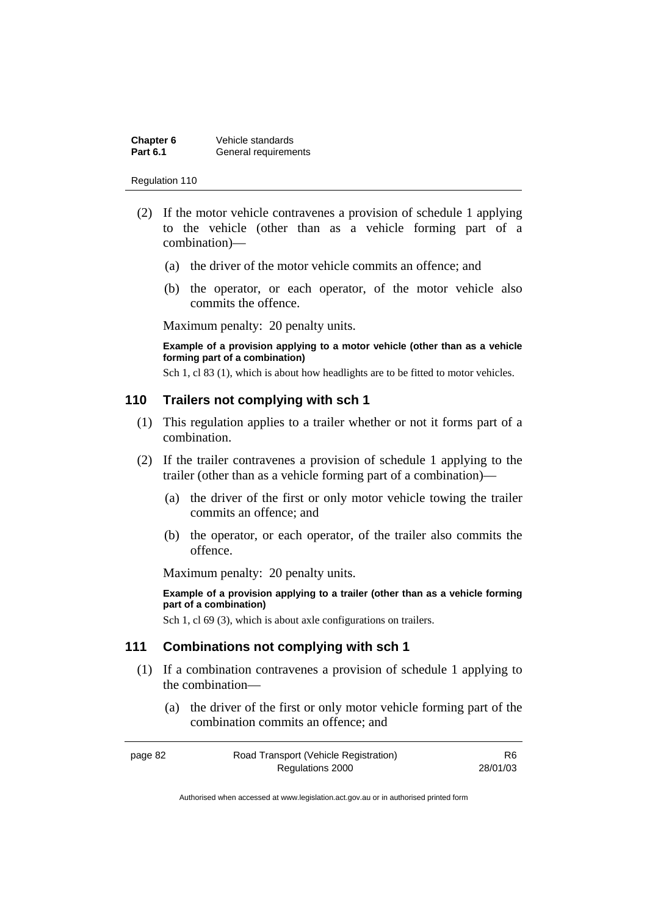(2) If the motor vehicle contravenes a provision of schedule 1 applying to the vehicle (other than as a vehicle forming part of a combination)—

(a) the driver of the motor vehicle commits an offence; and

(b) the operator, or each operator, of the motor vehicle also commits the offence.

Maximum penalty: 20 penalty units.

**Example of a provision applying to a motor vehicle (other than as a vehicle forming part of a combination)**

Sch 1, cl 83 (1), which is about how headlights are to be fitted to motor vehicles.

### 110 Trailers not complying with sch 1

(1) This regulation applies to a trailer whether or not it forms part of a combination.

(2) If the trailer contravenes a provision of schedule 1 applying to the trailer (other than as a vehicle forming part of a combination)—

(a) the driver of the first or only motor vehicle towing the trailer commits an offence; and

(b) the operator, or each operator, of the trailer also commits the offence.

Maximum penalty: 20 penalty units.

**Example of a provision applying to a trailer (other than as a vehicle forming part of a combination)**

Sch 1, cl 69 (3), which is about axle configurations on trailers.

### 111 Combinations not complying with sch 1

(1) If a combination contravenes a provision of schedule 1 applying to the combination—

(a) the driver of the first or only motor vehicle forming part of the combination commits an offence; and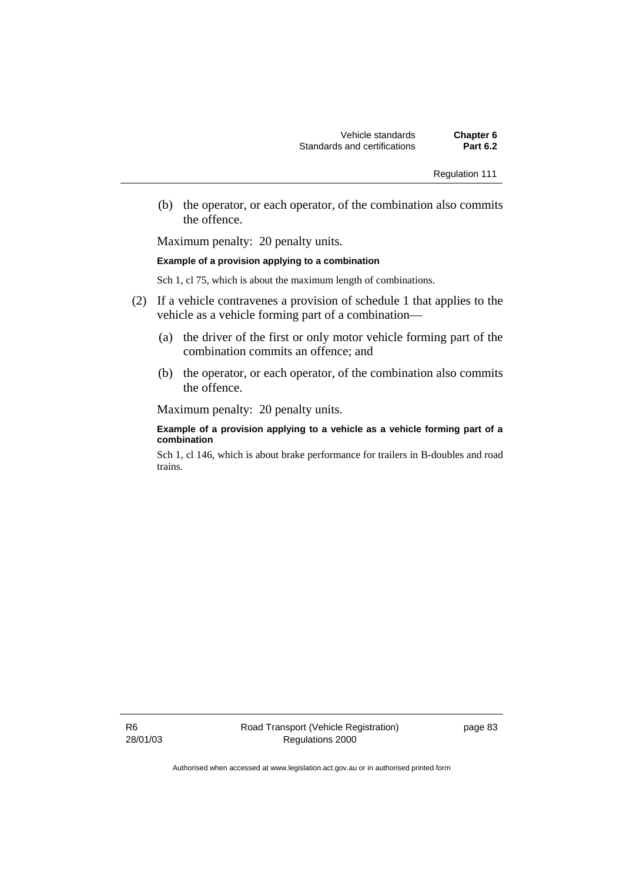(b) the operator, or each operator, of the combination also commits the offence.

Maximum penalty: 20 penalty units.

**Example of a provision applying to a combination**

Sch 1, cl 75, which is about the maximum length of combinations.

(2) If a vehicle contravenes a provision of schedule 1 that applies to the vehicle as a vehicle forming part of a combination—

(a) the driver of the first or only motor vehicle forming part of the combination commits an offence; and

(b) the operator, or each operator, of the combination also commits the offence.

Maximum penalty: 20 penalty units.

**Example of a provision applying to a vehicle as a vehicle forming part of a combination**

Sch 1, cl 146, which is about brake performance for trailers in B-doubles and road trains.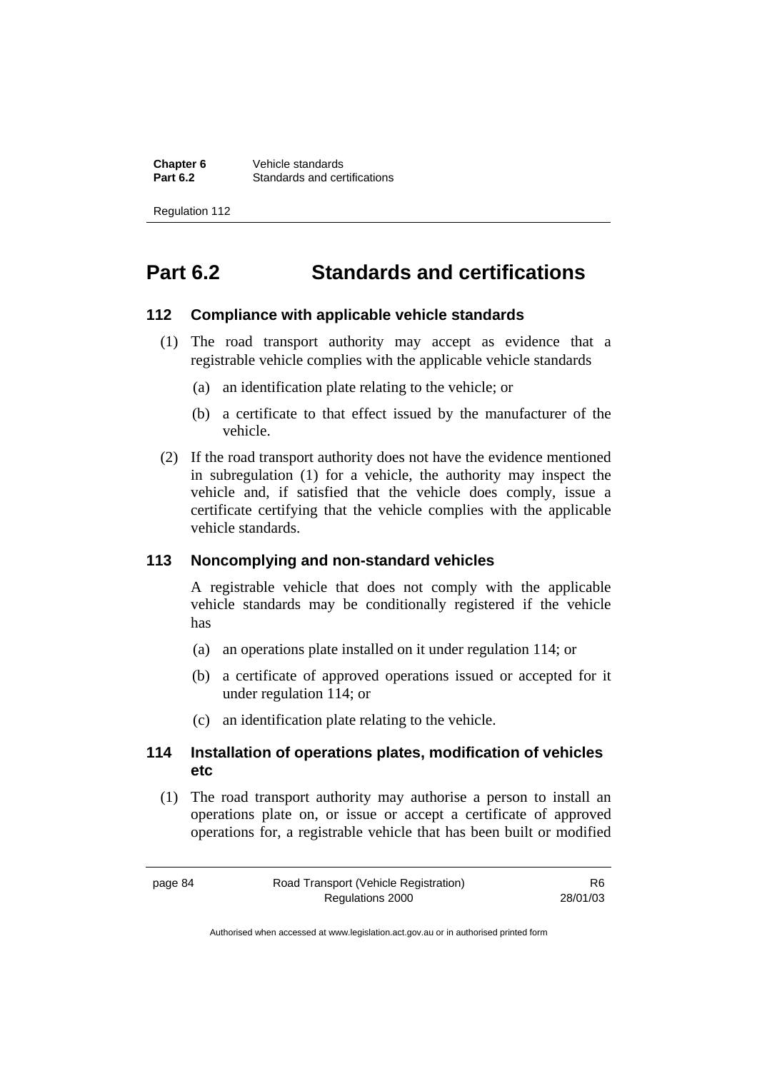# Part 6.2 Standards and certifications

### 112 Compliance with applicable vehicle standards

(1) The road transport authority may accept as evidence that a registrable vehicle complies with the applicable vehicle standards

(a) an identification plate relating to the vehicle; or

(b) a certificate to that effect issued by the manufacturer of the vehicle.

(2) If the road transport authority does not have the evidence mentioned in subregulation (1) for a vehicle, the authority may inspect the vehicle and, if satisfied that the vehicle does comply, issue a certificate certifying that the vehicle complies with the applicable vehicle standards.

### 113 Noncomplying and non-standard vehicles

A registrable vehicle that does not comply with the applicable vehicle standards may be conditionally registered if the vehicle has

(a) an operations plate installed on it under regulation 114; or

(b) a certificate of approved operations issued or accepted for it under regulation 114; or

(c) an identification plate relating to the vehicle.

### 114 Installation of operations plates, modification of vehicles etc

(1) The road transport authority may authorise a person to install an operations plate on, or issue or accept a certificate of approved operations for, a registrable vehicle that has been built or modified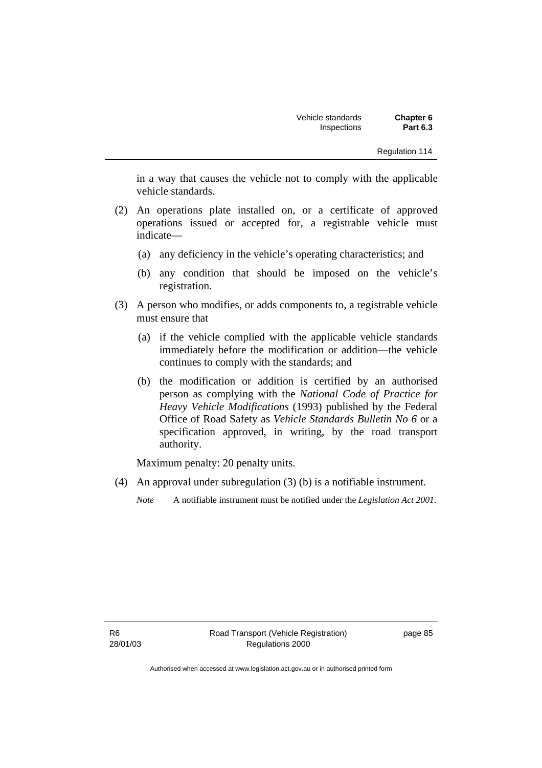in a way that causes the vehicle not to comply with the applicable vehicle standards.

(2) An operations plate installed on, or a certificate of approved operations issued or accepted for, a registrable vehicle must indicate—

(a) any deficiency in the vehicle's operating characteristics; and

(b) any condition that should be imposed on the vehicle's registration.

(3) A person who modifies, or adds components to, a registrable vehicle must ensure that

(a) if the vehicle complied with the applicable vehicle standards immediately before the modification or addition—the vehicle continues to comply with the standards; and

(b) the modification or addition is certified by an authorised person as complying with the *National Code of Practice for Heavy Vehicle Modifications* (1993) published by the Federal Office of Road Safety as *Vehicle Standards Bulletin No 6* or a specification approved, in writing, by the road transport authority.

Maximum penalty: 20 penalty units.

(4) An approval under subregulation (3) (b) is a notifiable instrument.

*Note* A notifiable instrument must be notified under the *Legislation Act 2001*.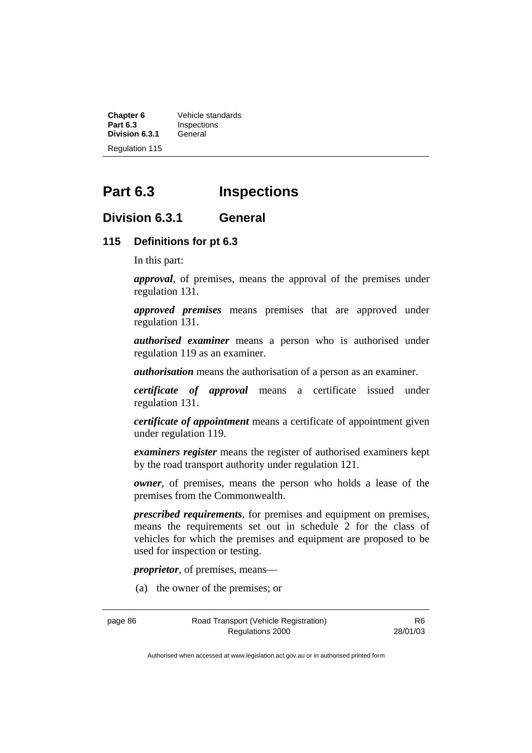# Part 6.3 Inspections

## Division 6.3.1 General

### 115 Definitions for pt 6.3

In this part:

***approval***, of premises, means the approval of the premises under regulation 131.

***approved premises*** means premises that are approved under regulation 131.

***authorised examiner*** means a person who is authorised under regulation 119 as an examiner.

***authorisation*** means the authorisation of a person as an examiner.

***certificate of approval*** means a certificate issued under regulation 131.

***certificate of appointment*** means a certificate of appointment given under regulation 119.

***examiners register*** means the register of authorised examiners kept by the road transport authority under regulation 121.

***owner***, of premises, means the person who holds a lease of the premises from the Commonwealth.

***prescribed requirements***, for premises and equipment on premises, means the requirements set out in schedule 2 for the class of vehicles for which the premises and equipment are proposed to be used for inspection or testing.

***proprietor***, of premises, means—

(a) the owner of the premises; or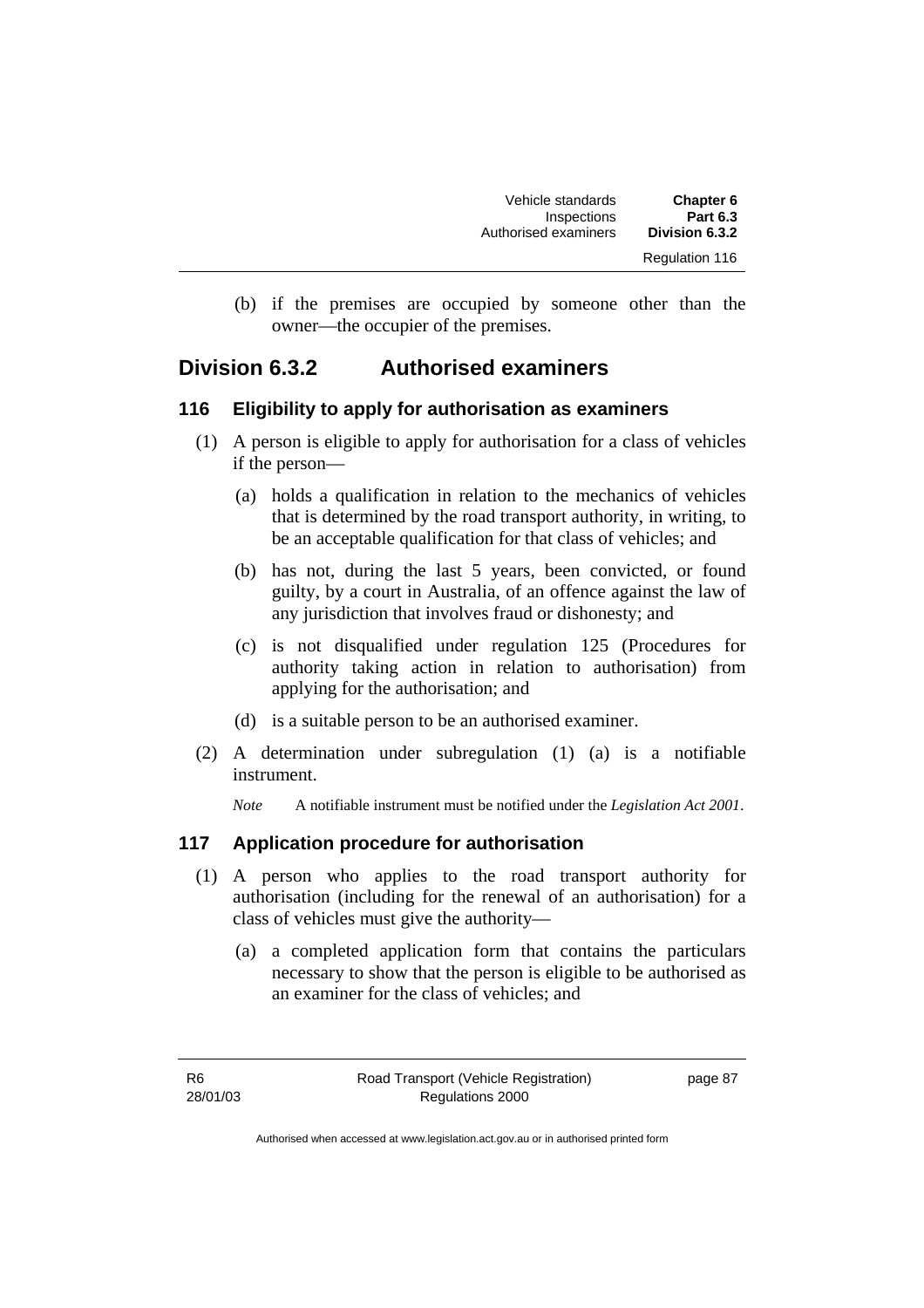(b) if the premises are occupied by someone other than the owner—the occupier of the premises.

## Division 6.3.2 Authorised examiners

### 116 Eligibility to apply for authorisation as examiners

(1) A person is eligible to apply for authorisation for a class of vehicles if the person—

(a) holds a qualification in relation to the mechanics of vehicles that is determined by the road transport authority, in writing, to be an acceptable qualification for that class of vehicles; and

(b) has not, during the last 5 years, been convicted, or found guilty, by a court in Australia, of an offence against the law of any jurisdiction that involves fraud or dishonesty; and

(c) is not disqualified under regulation 125 (Procedures for authority taking action in relation to authorisation) from applying for the authorisation; and

(d) is a suitable person to be an authorised examiner.

(2) A determination under subregulation (1) (a) is a notifiable instrument.

*Note* A notifiable instrument must be notified under the *Legislation Act 2001*.

### 117 Application procedure for authorisation

(1) A person who applies to the road transport authority for authorisation (including for the renewal of an authorisation) for a class of vehicles must give the authority—

(a) a completed application form that contains the particulars necessary to show that the person is eligible to be authorised as an examiner for the class of vehicles; and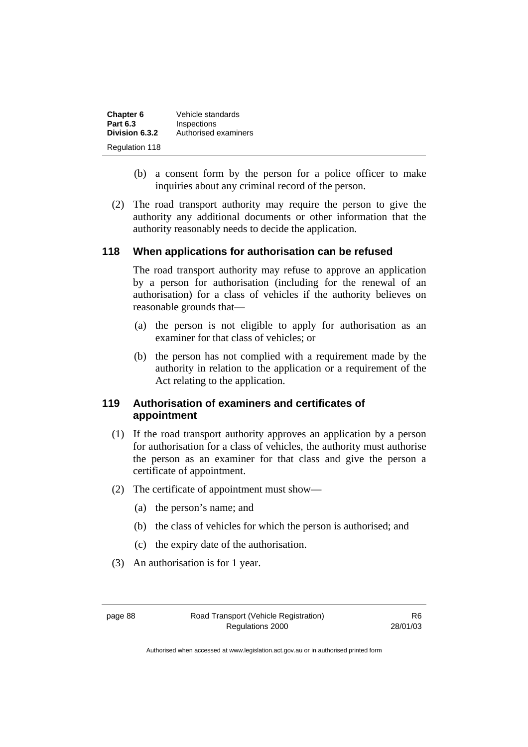(b) a consent form by the person for a police officer to make inquiries about any criminal record of the person.

(2) The road transport authority may require the person to give the authority any additional documents or other information that the authority reasonably needs to decide the application.

### 118 When applications for authorisation can be refused

The road transport authority may refuse to approve an application by a person for authorisation (including for the renewal of an authorisation) for a class of vehicles if the authority believes on reasonable grounds that—

(a) the person is not eligible to apply for authorisation as an examiner for that class of vehicles; or

(b) the person has not complied with a requirement made by the authority in relation to the application or a requirement of the Act relating to the application.

### 119 Authorisation of examiners and certificates of appointment

(1) If the road transport authority approves an application by a person for authorisation for a class of vehicles, the authority must authorise the person as an examiner for that class and give the person a certificate of appointment.

(2) The certificate of appointment must show—

(a) the person's name; and

(b) the class of vehicles for which the person is authorised; and

(c) the expiry date of the authorisation.

(3) An authorisation is for 1 year.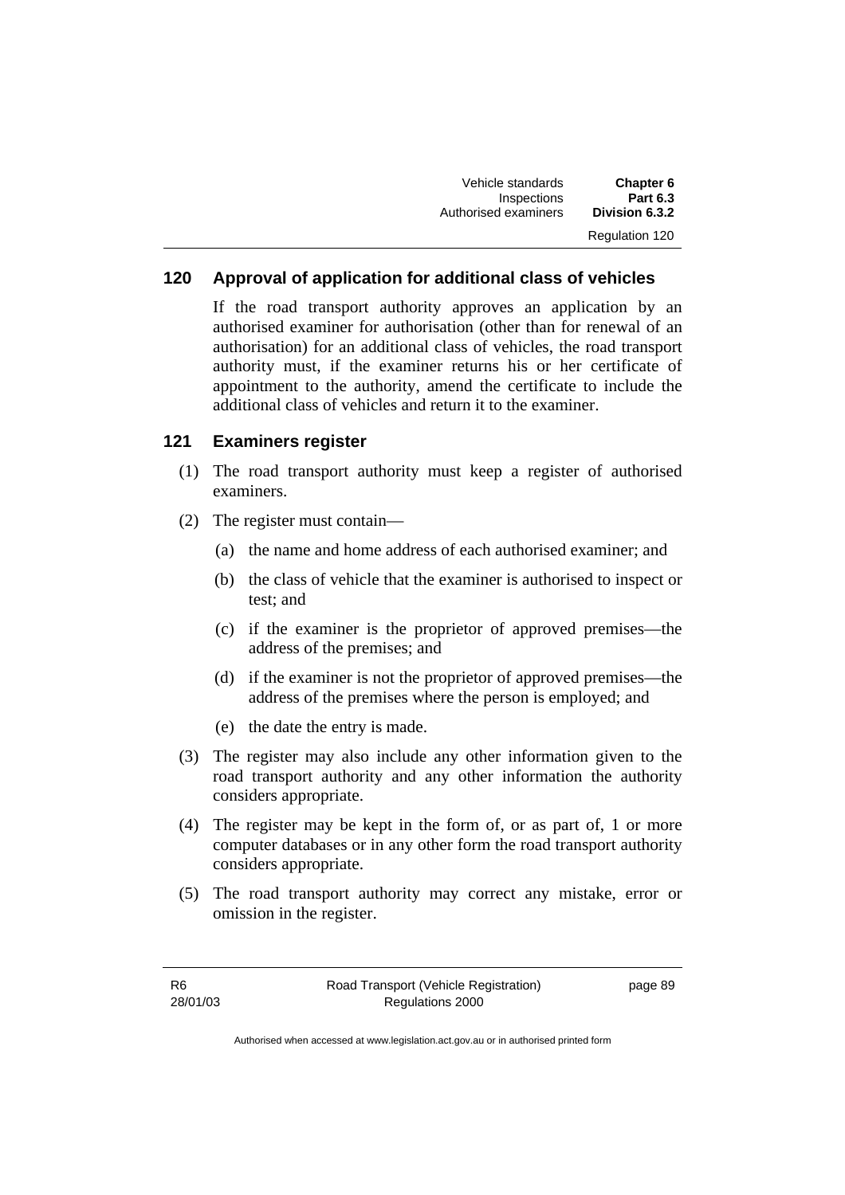## 120 Approval of application for additional class of vehicles

If the road transport authority approves an application by an authorised examiner for authorisation (other than for renewal of an authorisation) for an additional class of vehicles, the road transport authority must, if the examiner returns his or her certificate of appointment to the authority, amend the certificate to include the additional class of vehicles and return it to the examiner.

## 121 Examiners register

(1) The road transport authority must keep a register of authorised examiners.

(2) The register must contain—

(a) the name and home address of each authorised examiner; and

(b) the class of vehicle that the examiner is authorised to inspect or test; and

(c) if the examiner is the proprietor of approved premises—the address of the premises; and

(d) if the examiner is not the proprietor of approved premises—the address of the premises where the person is employed; and

(e) the date the entry is made.

(3) The register may also include any other information given to the road transport authority and any other information the authority considers appropriate.

(4) The register may be kept in the form of, or as part of, 1 or more computer databases or in any other form the road transport authority considers appropriate.

(5) The road transport authority may correct any mistake, error or omission in the register.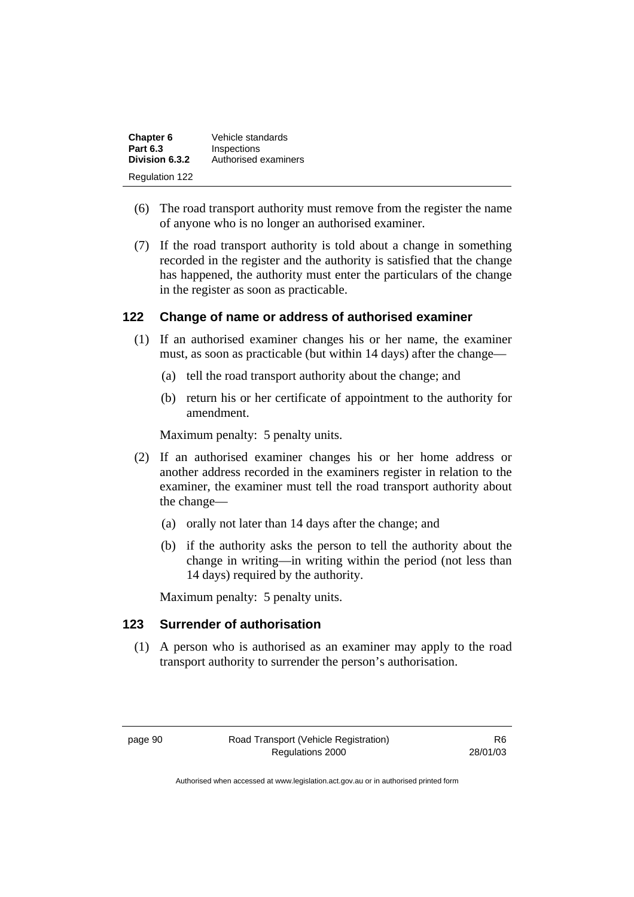(6) The road transport authority must remove from the register the name of anyone who is no longer an authorised examiner.

(7) If the road transport authority is told about a change in something recorded in the register and the authority is satisfied that the change has happened, the authority must enter the particulars of the change in the register as soon as practicable.

### 122 Change of name or address of authorised examiner

(1) If an authorised examiner changes his or her name, the examiner must, as soon as practicable (but within 14 days) after the change—

(a) tell the road transport authority about the change; and

(b) return his or her certificate of appointment to the authority for amendment.

Maximum penalty: 5 penalty units.

(2) If an authorised examiner changes his or her home address or another address recorded in the examiners register in relation to the examiner, the examiner must tell the road transport authority about the change—

(a) orally not later than 14 days after the change; and

(b) if the authority asks the person to tell the authority about the change in writing—in writing within the period (not less than 14 days) required by the authority.

Maximum penalty: 5 penalty units.

### 123 Surrender of authorisation

(1) A person who is authorised as an examiner may apply to the road transport authority to surrender the person's authorisation.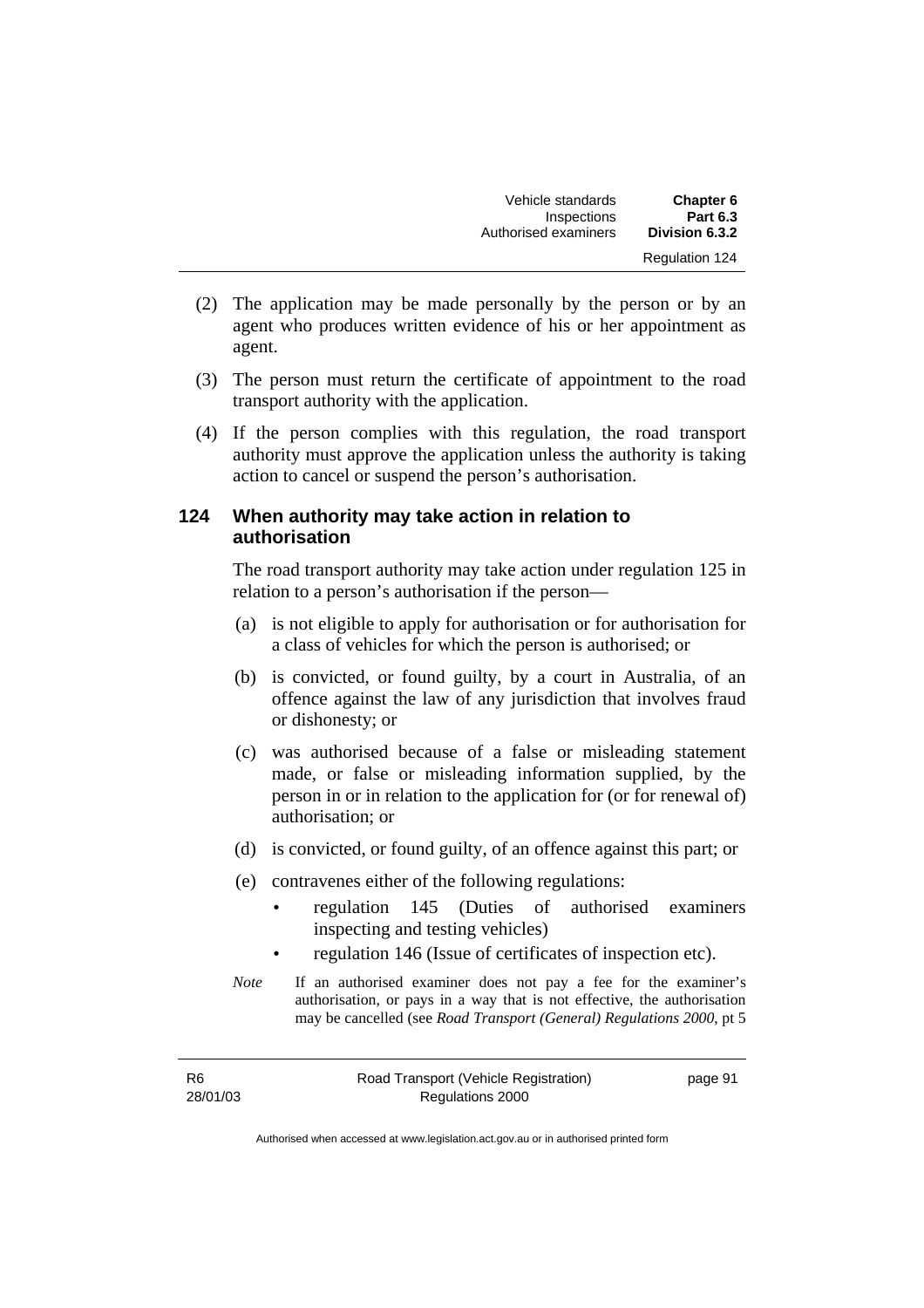(2) The application may be made personally by the person or by an agent who produces written evidence of his or her appointment as agent.

(3) The person must return the certificate of appointment to the road transport authority with the application.

(4) If the person complies with this regulation, the road transport authority must approve the application unless the authority is taking action to cancel or suspend the person's authorisation.

### 124 When authority may take action in relation to authorisation

The road transport authority may take action under regulation 125 in relation to a person's authorisation if the person—

(a) is not eligible to apply for authorisation or for authorisation for a class of vehicles for which the person is authorised; or

(b) is convicted, or found guilty, by a court in Australia, of an offence against the law of any jurisdiction that involves fraud or dishonesty; or

(c) was authorised because of a false or misleading statement made, or false or misleading information supplied, by the person in or in relation to the application for (or for renewal of) authorisation; or

(d) is convicted, or found guilty, of an offence against this part; or

(e) contravenes either of the following regulations:

- regulation 145 (Duties of authorised examiners inspecting and testing vehicles)
- regulation 146 (Issue of certificates of inspection etc).

*Note* If an authorised examiner does not pay a fee for the examiner's authorisation, or pays in a way that is not effective, the authorisation may be cancelled (see *Road Transport (General) Regulations 2000*, pt 5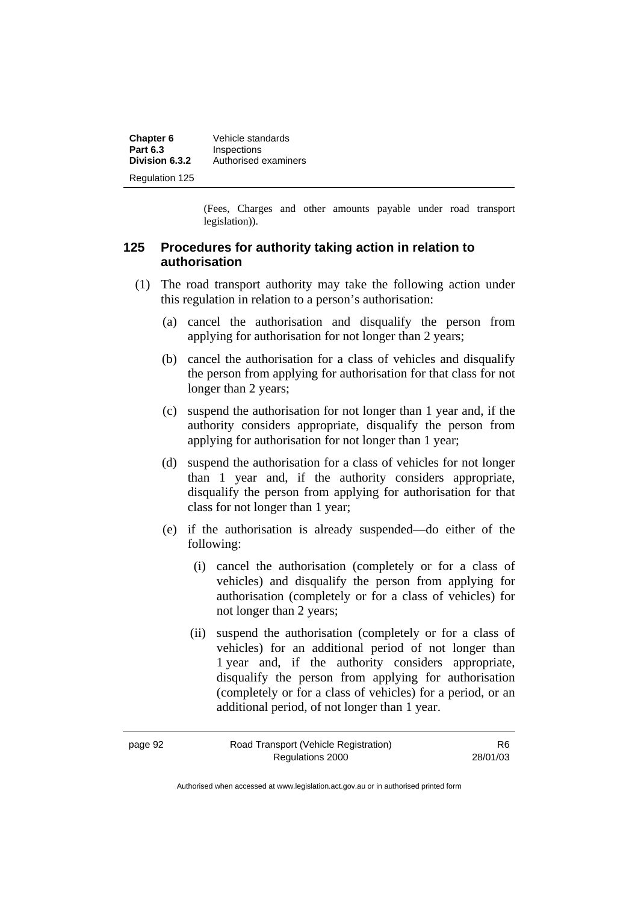(Fees, Charges and other amounts payable under road transport legislation)).

## 125 Procedures for authority taking action in relation to authorisation

(1) The road transport authority may take the following action under this regulation in relation to a person's authorisation:

(a) cancel the authorisation and disqualify the person from applying for authorisation for not longer than 2 years;

(b) cancel the authorisation for a class of vehicles and disqualify the person from applying for authorisation for that class for not longer than 2 years;

(c) suspend the authorisation for not longer than 1 year and, if the authority considers appropriate, disqualify the person from applying for authorisation for not longer than 1 year;

(d) suspend the authorisation for a class of vehicles for not longer than 1 year and, if the authority considers appropriate, disqualify the person from applying for authorisation for that class for not longer than 1 year;

(e) if the authorisation is already suspended—do either of the following:

(i) cancel the authorisation (completely or for a class of vehicles) and disqualify the person from applying for authorisation (completely or for a class of vehicles) for not longer than 2 years;

(ii) suspend the authorisation (completely or for a class of vehicles) for an additional period of not longer than 1 year and, if the authority considers appropriate, disqualify the person from applying for authorisation (completely or for a class of vehicles) for a period, or an additional period, of not longer than 1 year.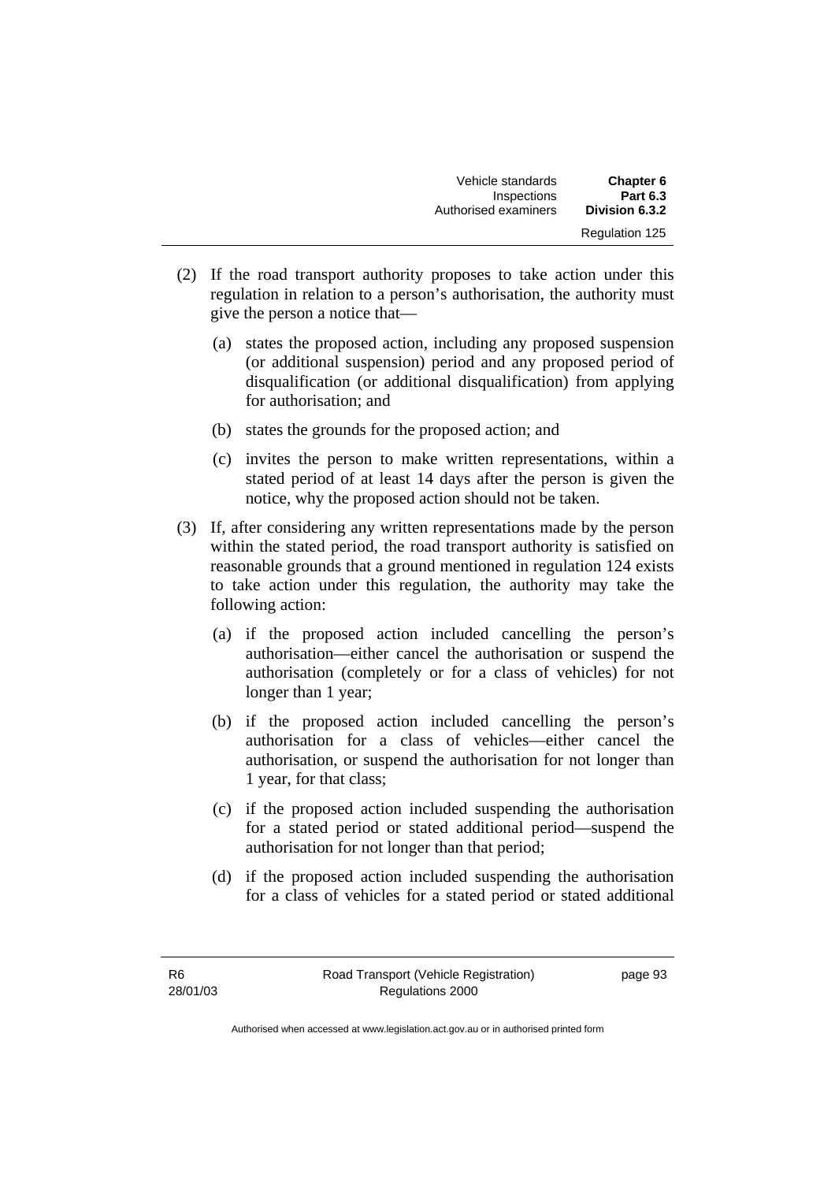(2) If the road transport authority proposes to take action under this regulation in relation to a person's authorisation, the authority must give the person a notice that—

   (a) states the proposed action, including any proposed suspension (or additional suspension) period and any proposed period of disqualification (or additional disqualification) from applying for authorisation; and

   (b) states the grounds for the proposed action; and

   (c) invites the person to make written representations, within a stated period of at least 14 days after the person is given the notice, why the proposed action should not be taken.

(3) If, after considering any written representations made by the person within the stated period, the road transport authority is satisfied on reasonable grounds that a ground mentioned in regulation 124 exists to take action under this regulation, the authority may take the following action:

   (a) if the proposed action included cancelling the person's authorisation—either cancel the authorisation or suspend the authorisation (completely or for a class of vehicles) for not longer than 1 year;

   (b) if the proposed action included cancelling the person's authorisation for a class of vehicles—either cancel the authorisation, or suspend the authorisation for not longer than 1 year, for that class;

   (c) if the proposed action included suspending the authorisation for a stated period or stated additional period—suspend the authorisation for not longer than that period;

   (d) if the proposed action included suspending the authorisation for a class of vehicles for a stated period or stated additional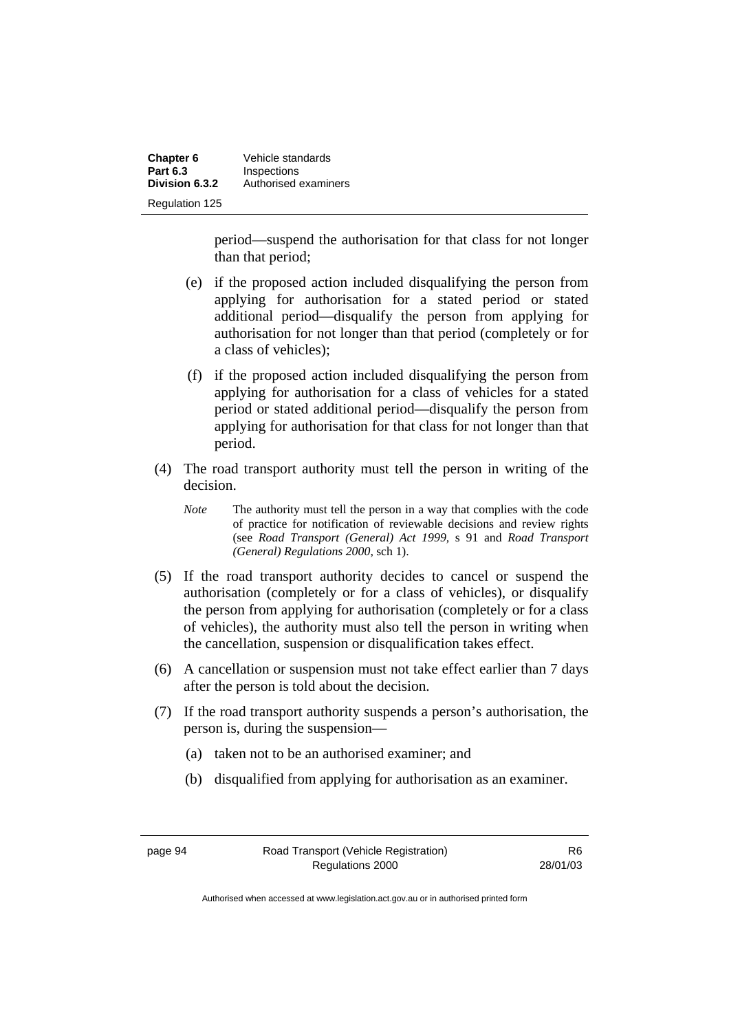period—suspend the authorisation for that class for not longer than that period;

(e) if the proposed action included disqualifying the person from applying for authorisation for a stated period or stated additional period—disqualify the person from applying for authorisation for not longer than that period (completely or for a class of vehicles);

(f) if the proposed action included disqualifying the person from applying for authorisation for a class of vehicles for a stated period or stated additional period—disqualify the person from applying for authorisation for that class for not longer than that period.

(4) The road transport authority must tell the person in writing of the decision.

*Note* The authority must tell the person in a way that complies with the code of practice for notification of reviewable decisions and review rights (see *Road Transport (General) Act 1999*, s 91 and *Road Transport (General) Regulations 2000*, sch 1).

(5) If the road transport authority decides to cancel or suspend the authorisation (completely or for a class of vehicles), or disqualify the person from applying for authorisation (completely or for a class of vehicles), the authority must also tell the person in writing when the cancellation, suspension or disqualification takes effect.

(6) A cancellation or suspension must not take effect earlier than 7 days after the person is told about the decision.

(7) If the road transport authority suspends a person's authorisation, the person is, during the suspension—

(a) taken not to be an authorised examiner; and

(b) disqualified from applying for authorisation as an examiner.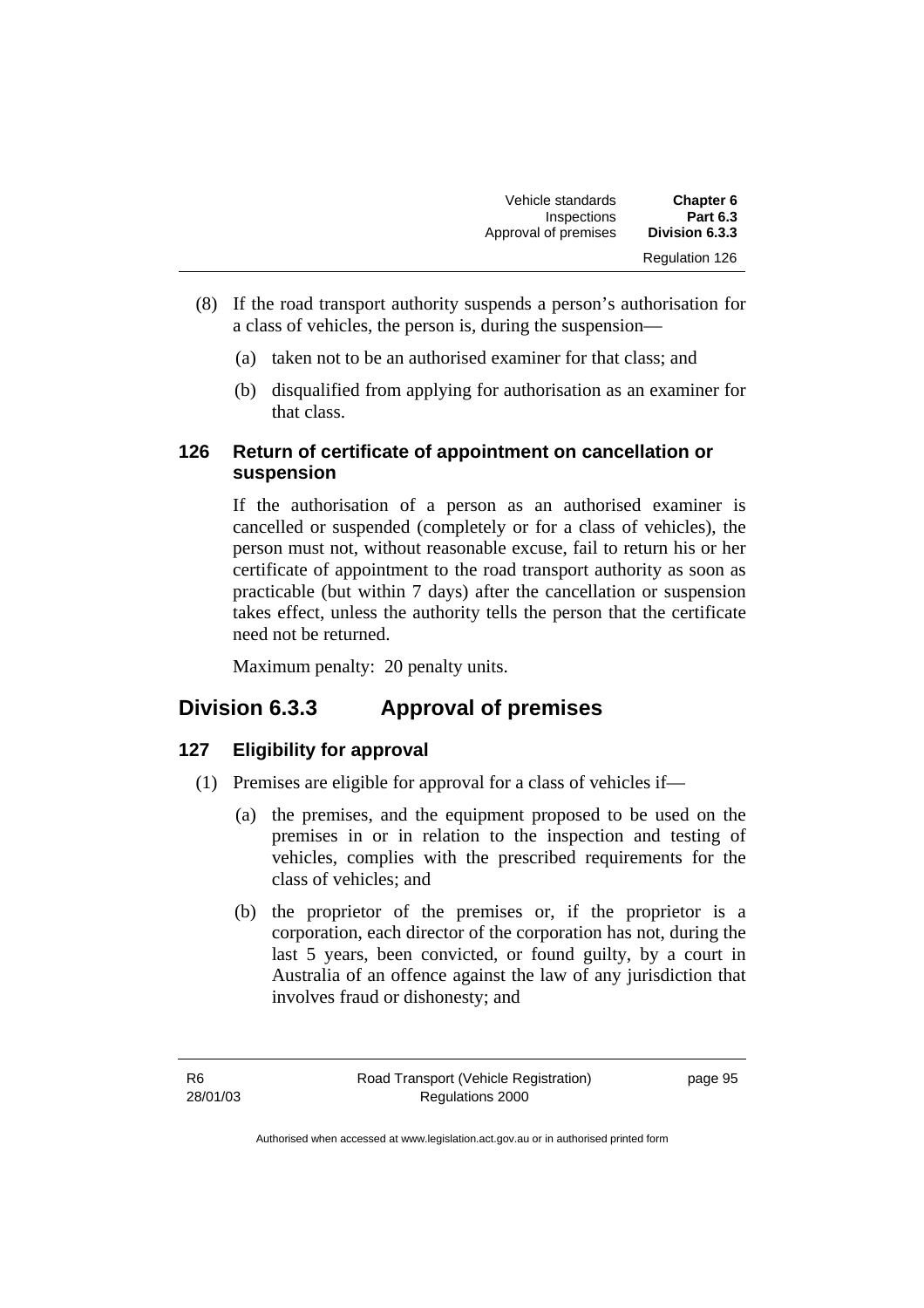(8) If the road transport authority suspends a person's authorisation for a class of vehicles, the person is, during the suspension—

(a) taken not to be an authorised examiner for that class; and

(b) disqualified from applying for authorisation as an examiner for that class.

### 126 Return of certificate of appointment on cancellation or suspension

If the authorisation of a person as an authorised examiner is cancelled or suspended (completely or for a class of vehicles), the person must not, without reasonable excuse, fail to return his or her certificate of appointment to the road transport authority as soon as practicable (but within 7 days) after the cancellation or suspension takes effect, unless the authority tells the person that the certificate need not be returned.

Maximum penalty: 20 penalty units.

## Division 6.3.3 Approval of premises

### 127 Eligibility for approval

(1) Premises are eligible for approval for a class of vehicles if—

(a) the premises, and the equipment proposed to be used on the premises in or in relation to the inspection and testing of vehicles, complies with the prescribed requirements for the class of vehicles; and

(b) the proprietor of the premises or, if the proprietor is a corporation, each director of the corporation has not, during the last 5 years, been convicted, or found guilty, by a court in Australia of an offence against the law of any jurisdiction that involves fraud or dishonesty; and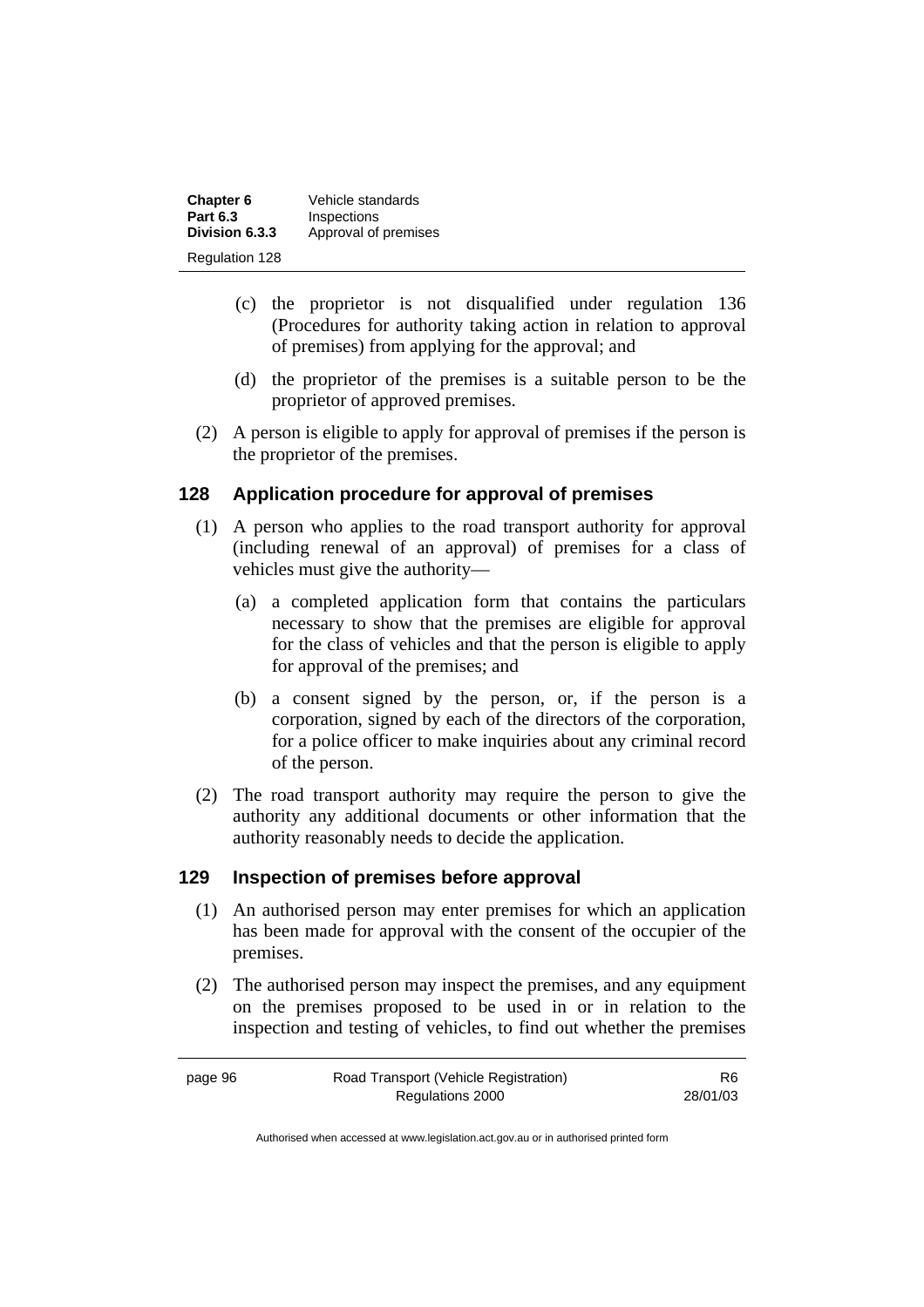(c) the proprietor is not disqualified under regulation 136 (Procedures for authority taking action in relation to approval of premises) from applying for the approval; and

(d) the proprietor of the premises is a suitable person to be the proprietor of approved premises.

(2) A person is eligible to apply for approval of premises if the person is the proprietor of the premises.

## 128 Application procedure for approval of premises

(1) A person who applies to the road transport authority for approval (including renewal of an approval) of premises for a class of vehicles must give the authority—

(a) a completed application form that contains the particulars necessary to show that the premises are eligible for approval for the class of vehicles and that the person is eligible to apply for approval of the premises; and

(b) a consent signed by the person, or, if the person is a corporation, signed by each of the directors of the corporation, for a police officer to make inquiries about any criminal record of the person.

(2) The road transport authority may require the person to give the authority any additional documents or other information that the authority reasonably needs to decide the application.

## 129 Inspection of premises before approval

(1) An authorised person may enter premises for which an application has been made for approval with the consent of the occupier of the premises.

(2) The authorised person may inspect the premises, and any equipment on the premises proposed to be used in or in relation to the inspection and testing of vehicles, to find out whether the premises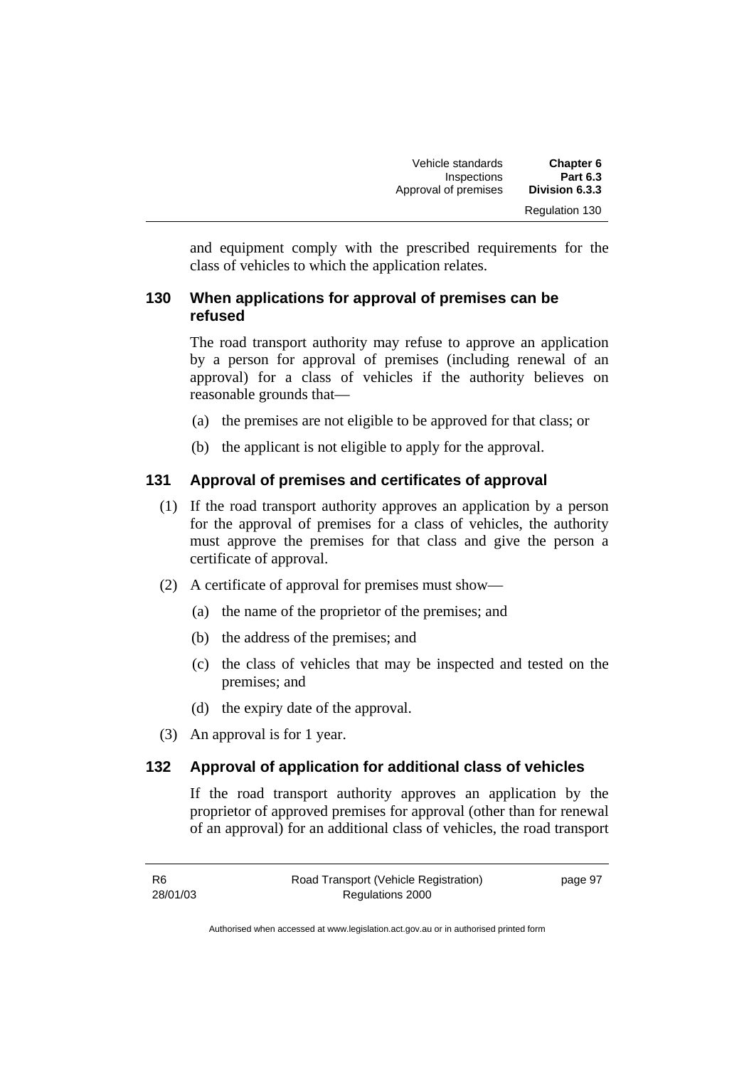and equipment comply with the prescribed requirements for the class of vehicles to which the application relates.

## 130 When applications for approval of premises can be refused

The road transport authority may refuse to approve an application by a person for approval of premises (including renewal of an approval) for a class of vehicles if the authority believes on reasonable grounds that—

(a) the premises are not eligible to be approved for that class; or

(b) the applicant is not eligible to apply for the approval.

## 131 Approval of premises and certificates of approval

(1) If the road transport authority approves an application by a person for the approval of premises for a class of vehicles, the authority must approve the premises for that class and give the person a certificate of approval.

(2) A certificate of approval for premises must show—

(a) the name of the proprietor of the premises; and

(b) the address of the premises; and

(c) the class of vehicles that may be inspected and tested on the premises; and

(d) the expiry date of the approval.

(3) An approval is for 1 year.

## 132 Approval of application for additional class of vehicles

If the road transport authority approves an application by the proprietor of approved premises for approval (other than for renewal of an approval) for an additional class of vehicles, the road transport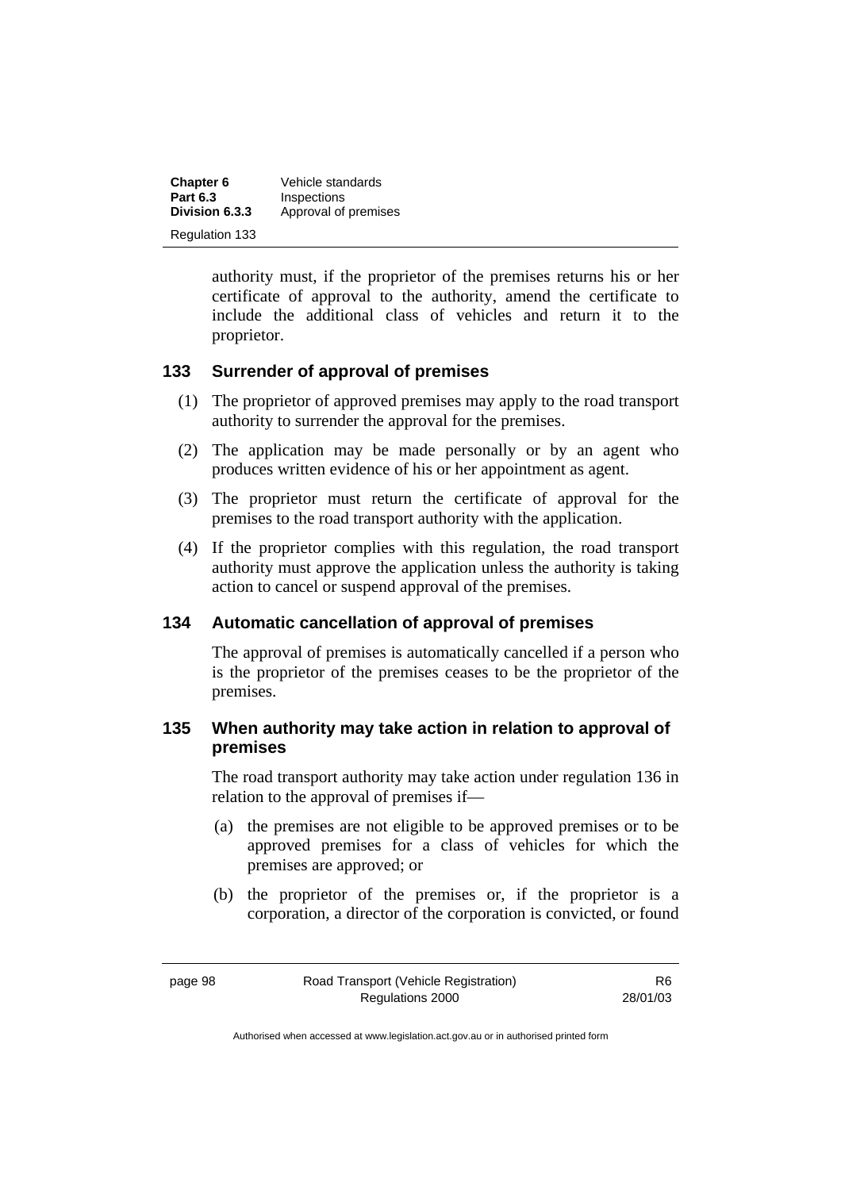authority must, if the proprietor of the premises returns his or her certificate of approval to the authority, amend the certificate to include the additional class of vehicles and return it to the proprietor.

### 133 Surrender of approval of premises

(1) The proprietor of approved premises may apply to the road transport authority to surrender the approval for the premises.

(2) The application may be made personally or by an agent who produces written evidence of his or her appointment as agent.

(3) The proprietor must return the certificate of approval for the premises to the road transport authority with the application.

(4) If the proprietor complies with this regulation, the road transport authority must approve the application unless the authority is taking action to cancel or suspend approval of the premises.

### 134 Automatic cancellation of approval of premises

The approval of premises is automatically cancelled if a person who is the proprietor of the premises ceases to be the proprietor of the premises.

### 135 When authority may take action in relation to approval of premises

The road transport authority may take action under regulation 136 in relation to the approval of premises if—

(a) the premises are not eligible to be approved premises or to be approved premises for a class of vehicles for which the premises are approved; or

(b) the proprietor of the premises or, if the proprietor is a corporation, a director of the corporation is convicted, or found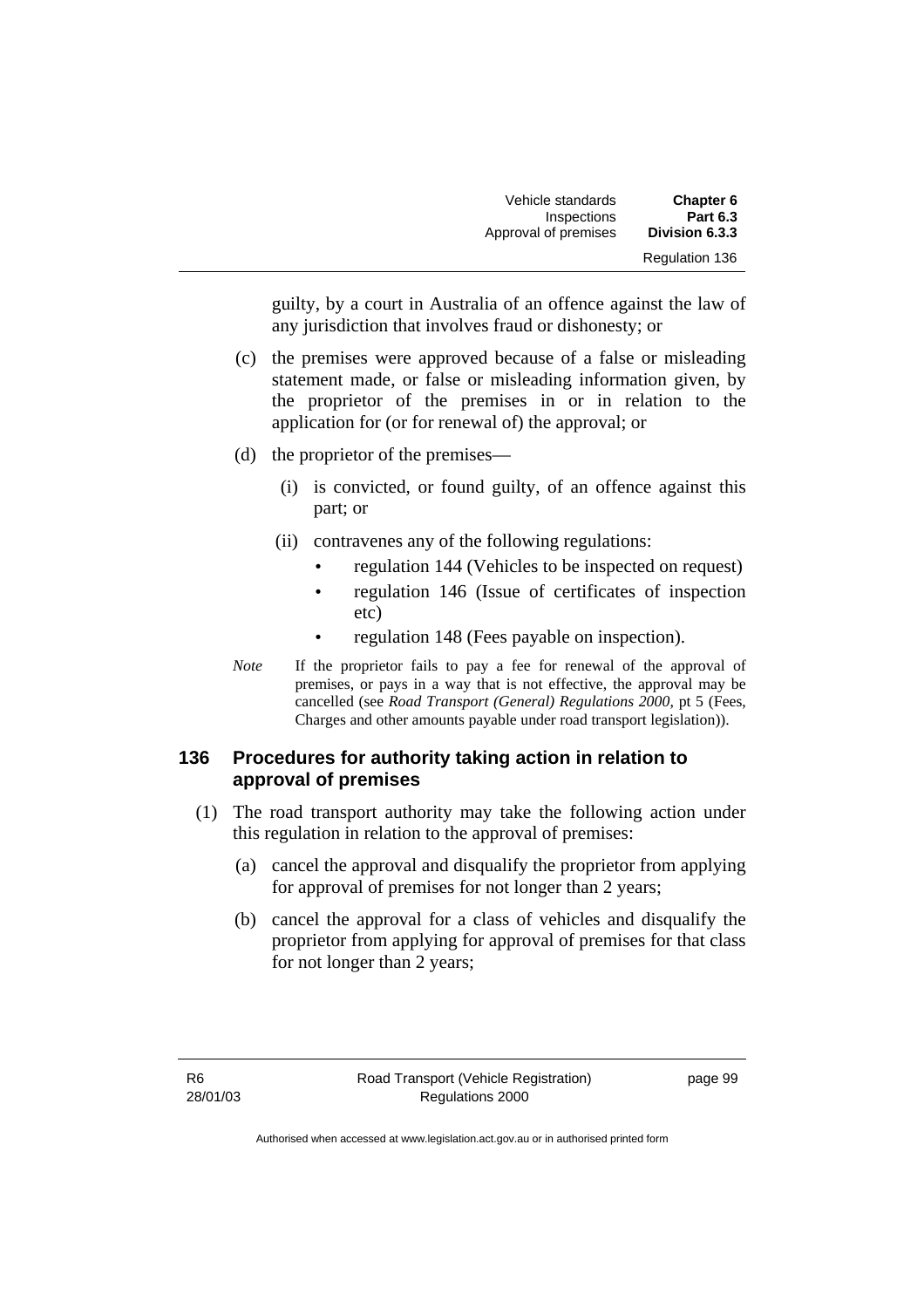guilty, by a court in Australia of an offence against the law of any jurisdiction that involves fraud or dishonesty; or

(c) the premises were approved because of a false or misleading statement made, or false or misleading information given, by the proprietor of the premises in or in relation to the application for (or for renewal of) the approval; or

(d) the proprietor of the premises—

(i) is convicted, or found guilty, of an offence against this part; or

(ii) contravenes any of the following regulations:

- regulation 144 (Vehicles to be inspected on request)
- regulation 146 (Issue of certificates of inspection etc)
- regulation 148 (Fees payable on inspection).

*Note* If the proprietor fails to pay a fee for renewal of the approval of premises, or pays in a way that is not effective, the approval may be cancelled (see *Road Transport (General) Regulations 2000*, pt 5 (Fees, Charges and other amounts payable under road transport legislation)).

### 136 Procedures for authority taking action in relation to approval of premises

(1) The road transport authority may take the following action under this regulation in relation to the approval of premises:

(a) cancel the approval and disqualify the proprietor from applying for approval of premises for not longer than 2 years;

(b) cancel the approval for a class of vehicles and disqualify the proprietor from applying for approval of premises for that class for not longer than 2 years;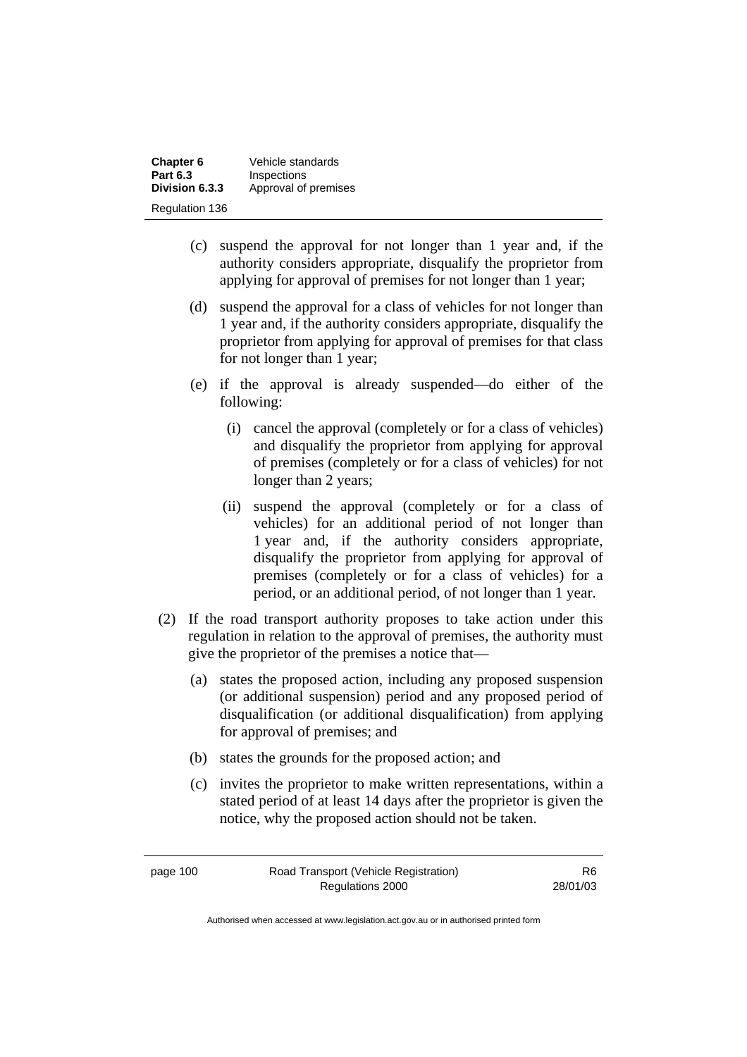(c) suspend the approval for not longer than 1 year and, if the authority considers appropriate, disqualify the proprietor from applying for approval of premises for not longer than 1 year;

(d) suspend the approval for a class of vehicles for not longer than 1 year and, if the authority considers appropriate, disqualify the proprietor from applying for approval of premises for that class for not longer than 1 year;

(e) if the approval is already suspended—do either of the following:

(i) cancel the approval (completely or for a class of vehicles) and disqualify the proprietor from applying for approval of premises (completely or for a class of vehicles) for not longer than 2 years;

(ii) suspend the approval (completely or for a class of vehicles) for an additional period of not longer than 1 year and, if the authority considers appropriate, disqualify the proprietor from applying for approval of premises (completely or for a class of vehicles) for a period, or an additional period, of not longer than 1 year.

(2) If the road transport authority proposes to take action under this regulation in relation to the approval of premises, the authority must give the proprietor of the premises a notice that—

(a) states the proposed action, including any proposed suspension (or additional suspension) period and any proposed period of disqualification (or additional disqualification) from applying for approval of premises; and

(b) states the grounds for the proposed action; and

(c) invites the proprietor to make written representations, within a stated period of at least 14 days after the proprietor is given the notice, why the proposed action should not be taken.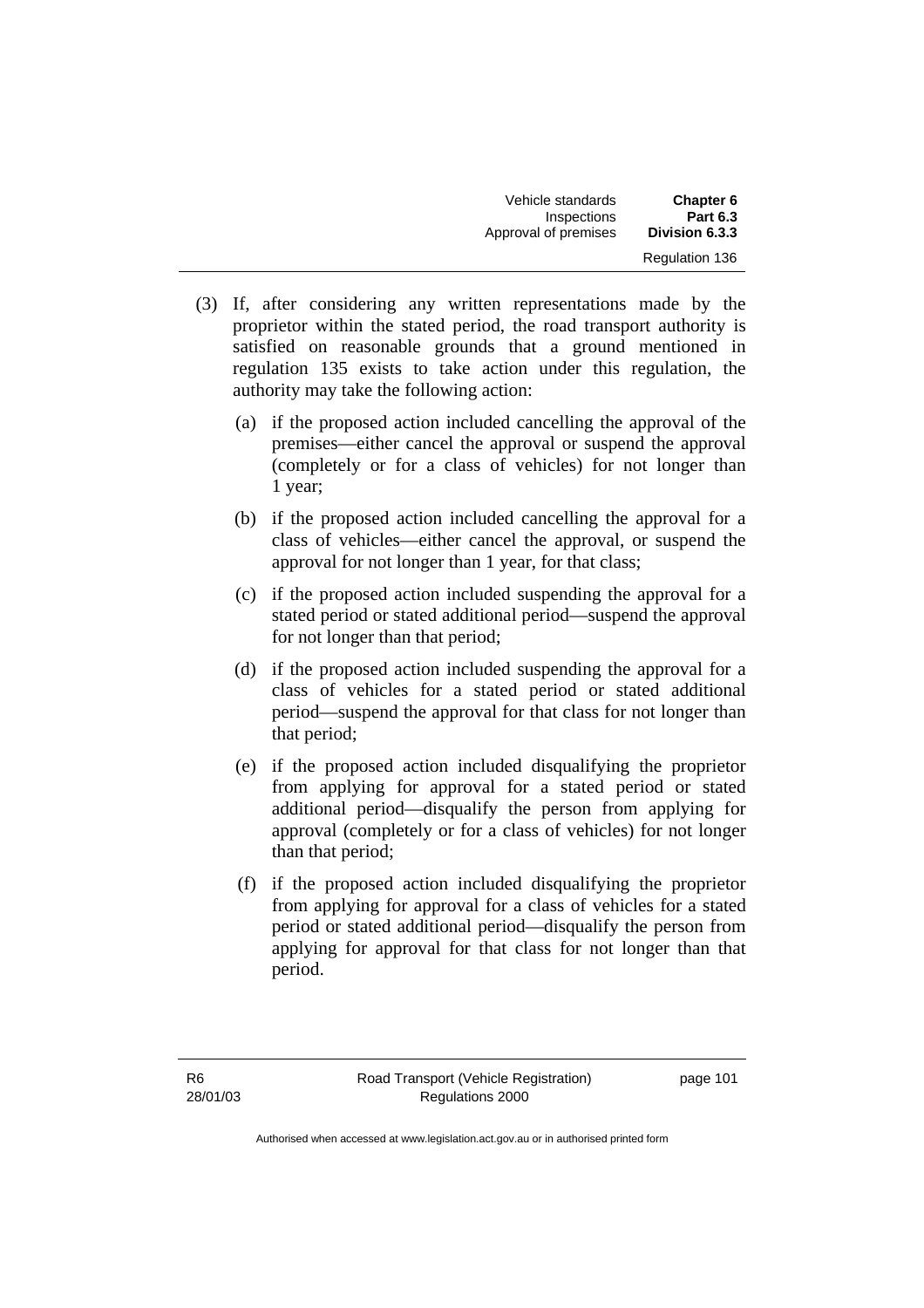(3) If, after considering any written representations made by the proprietor within the stated period, the road transport authority is satisfied on reasonable grounds that a ground mentioned in regulation 135 exists to take action under this regulation, the authority may take the following action:

  (a) if the proposed action included cancelling the approval of the premises—either cancel the approval or suspend the approval (completely or for a class of vehicles) for not longer than 1 year;

  (b) if the proposed action included cancelling the approval for a class of vehicles—either cancel the approval, or suspend the approval for not longer than 1 year, for that class;

  (c) if the proposed action included suspending the approval for a stated period or stated additional period—suspend the approval for not longer than that period;

  (d) if the proposed action included suspending the approval for a class of vehicles for a stated period or stated additional period—suspend the approval for that class for not longer than that period;

  (e) if the proposed action included disqualifying the proprietor from applying for approval for a stated period or stated additional period—disqualify the person from applying for approval (completely or for a class of vehicles) for not longer than that period;

  (f) if the proposed action included disqualifying the proprietor from applying for approval for a class of vehicles for a stated period or stated additional period—disqualify the person from applying for approval for that class for not longer than that period.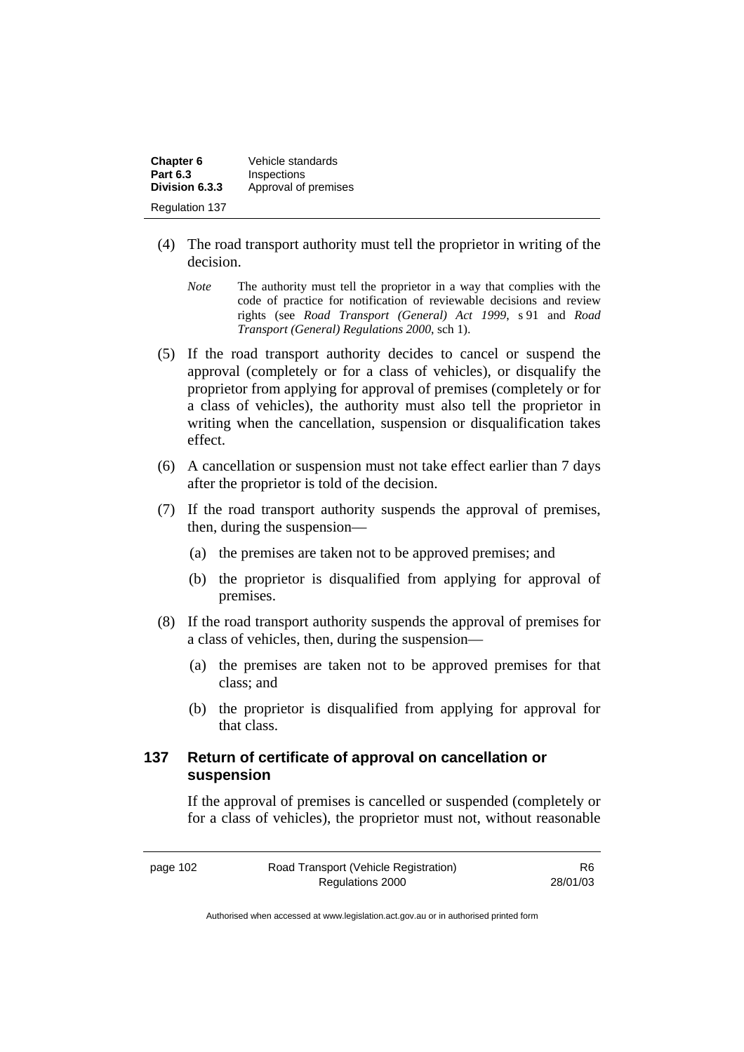(4) The road transport authority must tell the proprietor in writing of the decision.

*Note* The authority must tell the proprietor in a way that complies with the code of practice for notification of reviewable decisions and review rights (see *Road Transport (General) Act 1999*, s 91 and *Road Transport (General) Regulations 2000*, sch 1).

(5) If the road transport authority decides to cancel or suspend the approval (completely or for a class of vehicles), or disqualify the proprietor from applying for approval of premises (completely or for a class of vehicles), the authority must also tell the proprietor in writing when the cancellation, suspension or disqualification takes effect.

(6) A cancellation or suspension must not take effect earlier than 7 days after the proprietor is told of the decision.

(7) If the road transport authority suspends the approval of premises, then, during the suspension—

(a) the premises are taken not to be approved premises; and

(b) the proprietor is disqualified from applying for approval of premises.

(8) If the road transport authority suspends the approval of premises for a class of vehicles, then, during the suspension—

(a) the premises are taken not to be approved premises for that class; and

(b) the proprietor is disqualified from applying for approval for that class.

### 137 Return of certificate of approval on cancellation or suspension

If the approval of premises is cancelled or suspended (completely or for a class of vehicles), the proprietor must not, without reasonable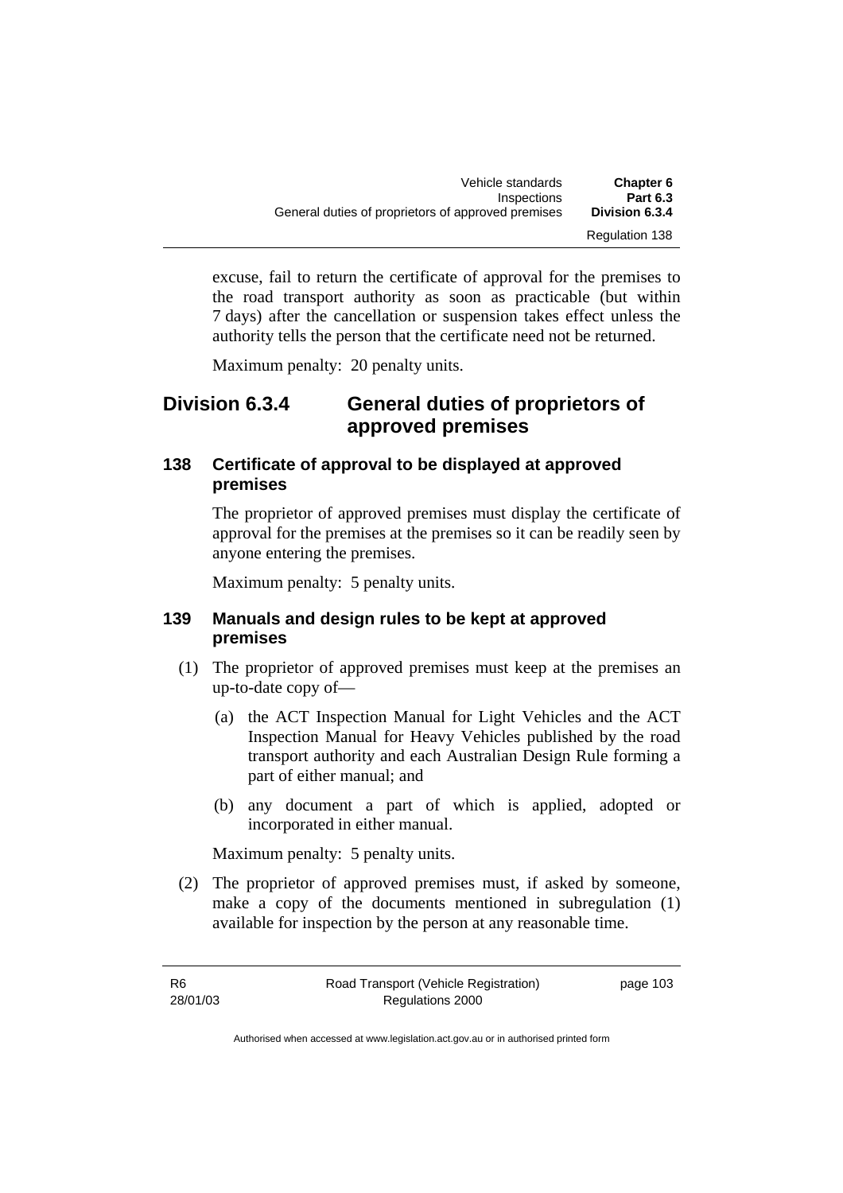excuse, fail to return the certificate of approval for the premises to the road transport authority as soon as practicable (but within 7 days) after the cancellation or suspension takes effect unless the authority tells the person that the certificate need not be returned.

Maximum penalty: 20 penalty units.

## Division 6.3.4 General duties of proprietors of approved premises

### 138 Certificate of approval to be displayed at approved premises

The proprietor of approved premises must display the certificate of approval for the premises at the premises so it can be readily seen by anyone entering the premises.

Maximum penalty: 5 penalty units.

### 139 Manuals and design rules to be kept at approved premises

(1) The proprietor of approved premises must keep at the premises an up-to-date copy of—

(a) the ACT Inspection Manual for Light Vehicles and the ACT Inspection Manual for Heavy Vehicles published by the road transport authority and each Australian Design Rule forming a part of either manual; and

(b) any document a part of which is applied, adopted or incorporated in either manual.

Maximum penalty: 5 penalty units.

(2) The proprietor of approved premises must, if asked by someone, make a copy of the documents mentioned in subregulation (1) available for inspection by the person at any reasonable time.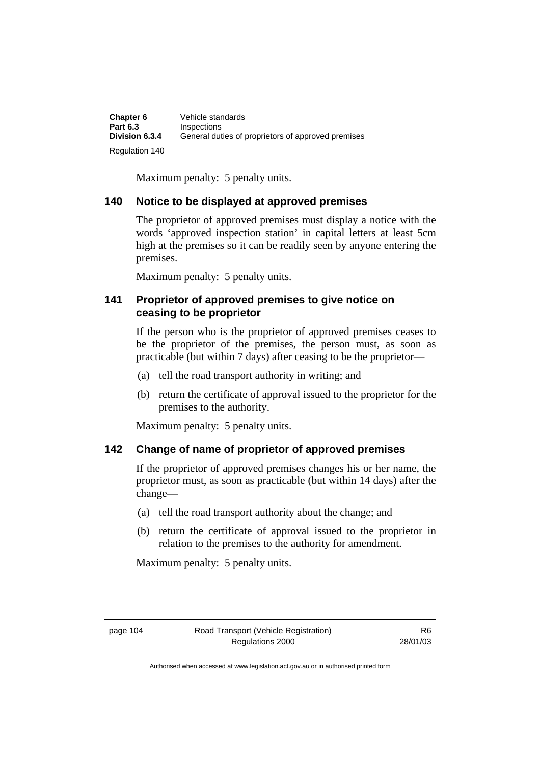Maximum penalty: 5 penalty units.

### 140 Notice to be displayed at approved premises

The proprietor of approved premises must display a notice with the words 'approved inspection station' in capital letters at least 5cm high at the premises so it can be readily seen by anyone entering the premises.

Maximum penalty: 5 penalty units.

### 141 Proprietor of approved premises to give notice on ceasing to be proprietor

If the person who is the proprietor of approved premises ceases to be the proprietor of the premises, the person must, as soon as practicable (but within 7 days) after ceasing to be the proprietor—

(a) tell the road transport authority in writing; and

(b) return the certificate of approval issued to the proprietor for the premises to the authority.

Maximum penalty: 5 penalty units.

### 142 Change of name of proprietor of approved premises

If the proprietor of approved premises changes his or her name, the proprietor must, as soon as practicable (but within 14 days) after the change—

(a) tell the road transport authority about the change; and

(b) return the certificate of approval issued to the proprietor in relation to the premises to the authority for amendment.

Maximum penalty: 5 penalty units.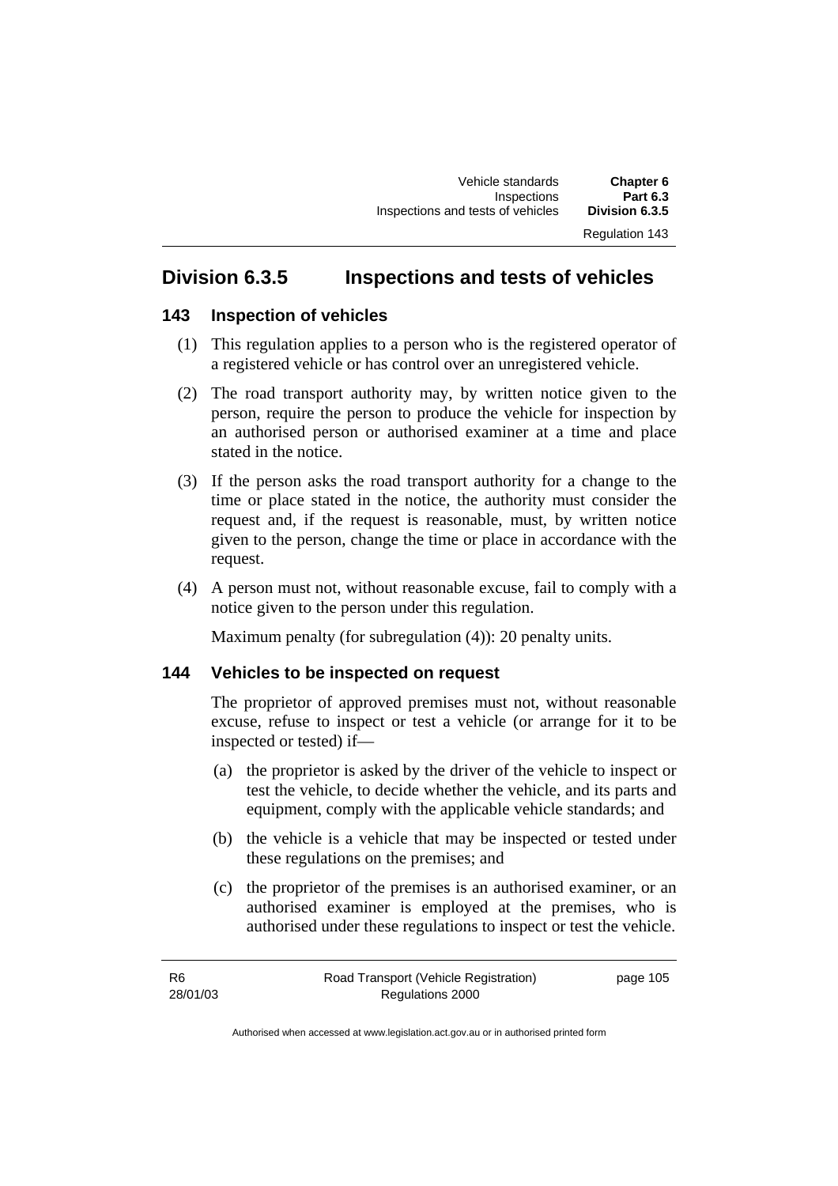## Division 6.3.5 Inspections and tests of vehicles

### 143 Inspection of vehicles

(1) This regulation applies to a person who is the registered operator of a registered vehicle or has control over an unregistered vehicle.

(2) The road transport authority may, by written notice given to the person, require the person to produce the vehicle for inspection by an authorised person or authorised examiner at a time and place stated in the notice.

(3) If the person asks the road transport authority for a change to the time or place stated in the notice, the authority must consider the request and, if the request is reasonable, must, by written notice given to the person, change the time or place in accordance with the request.

(4) A person must not, without reasonable excuse, fail to comply with a notice given to the person under this regulation.

Maximum penalty (for subregulation (4)): 20 penalty units.

### 144 Vehicles to be inspected on request

The proprietor of approved premises must not, without reasonable excuse, refuse to inspect or test a vehicle (or arrange for it to be inspected or tested) if—

(a) the proprietor is asked by the driver of the vehicle to inspect or test the vehicle, to decide whether the vehicle, and its parts and equipment, comply with the applicable vehicle standards; and

(b) the vehicle is a vehicle that may be inspected or tested under these regulations on the premises; and

(c) the proprietor of the premises is an authorised examiner, or an authorised examiner is employed at the premises, who is authorised under these regulations to inspect or test the vehicle.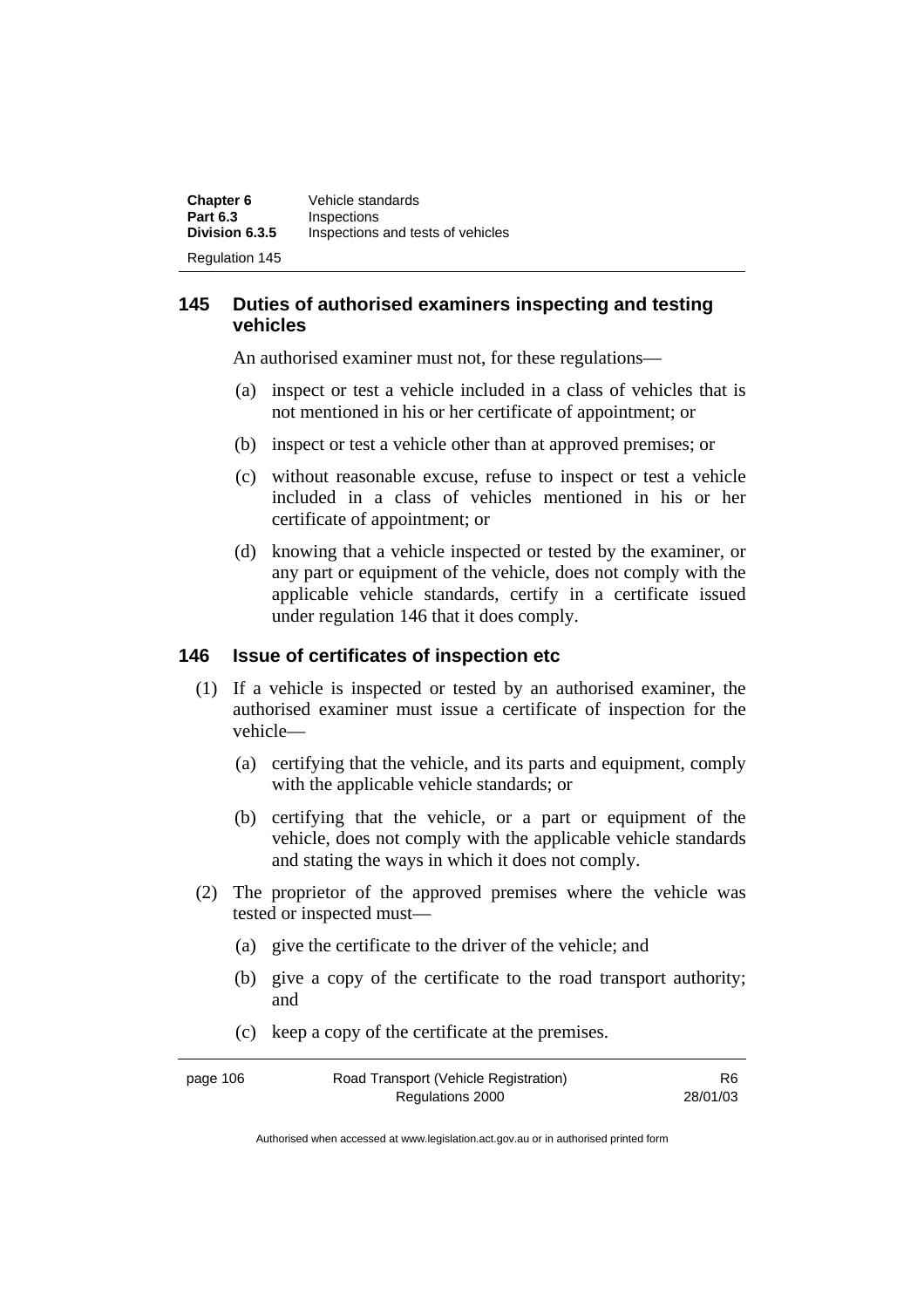## 145 Duties of authorised examiners inspecting and testing vehicles

An authorised examiner must not, for these regulations—

(a) inspect or test a vehicle included in a class of vehicles that is not mentioned in his or her certificate of appointment; or

(b) inspect or test a vehicle other than at approved premises; or

(c) without reasonable excuse, refuse to inspect or test a vehicle included in a class of vehicles mentioned in his or her certificate of appointment; or

(d) knowing that a vehicle inspected or tested by the examiner, or any part or equipment of the vehicle, does not comply with the applicable vehicle standards, certify in a certificate issued under regulation 146 that it does comply.

## 146 Issue of certificates of inspection etc

(1) If a vehicle is inspected or tested by an authorised examiner, the authorised examiner must issue a certificate of inspection for the vehicle—

(a) certifying that the vehicle, and its parts and equipment, comply with the applicable vehicle standards; or

(b) certifying that the vehicle, or a part or equipment of the vehicle, does not comply with the applicable vehicle standards and stating the ways in which it does not comply.

(2) The proprietor of the approved premises where the vehicle was tested or inspected must—

(a) give the certificate to the driver of the vehicle; and

(b) give a copy of the certificate to the road transport authority; and

(c) keep a copy of the certificate at the premises.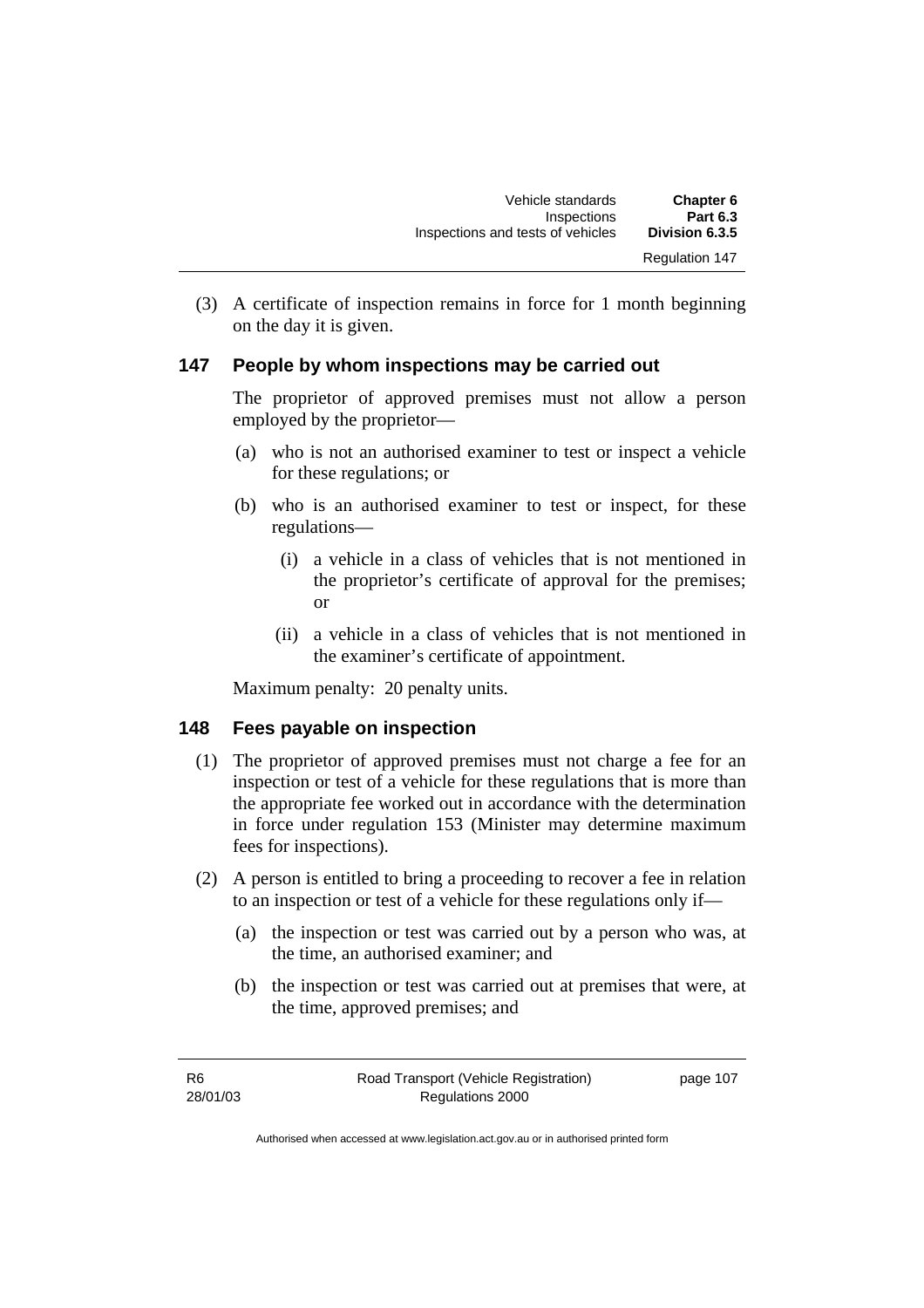(3) A certificate of inspection remains in force for 1 month beginning on the day it is given.

## 147 People by whom inspections may be carried out

The proprietor of approved premises must not allow a person employed by the proprietor—

(a) who is not an authorised examiner to test or inspect a vehicle for these regulations; or

(b) who is an authorised examiner to test or inspect, for these regulations—

(i) a vehicle in a class of vehicles that is not mentioned in the proprietor's certificate of approval for the premises; or

(ii) a vehicle in a class of vehicles that is not mentioned in the examiner's certificate of appointment.

Maximum penalty: 20 penalty units.

## 148 Fees payable on inspection

(1) The proprietor of approved premises must not charge a fee for an inspection or test of a vehicle for these regulations that is more than the appropriate fee worked out in accordance with the determination in force under regulation 153 (Minister may determine maximum fees for inspections).

(2) A person is entitled to bring a proceeding to recover a fee in relation to an inspection or test of a vehicle for these regulations only if—

(a) the inspection or test was carried out by a person who was, at the time, an authorised examiner; and

(b) the inspection or test was carried out at premises that were, at the time, approved premises; and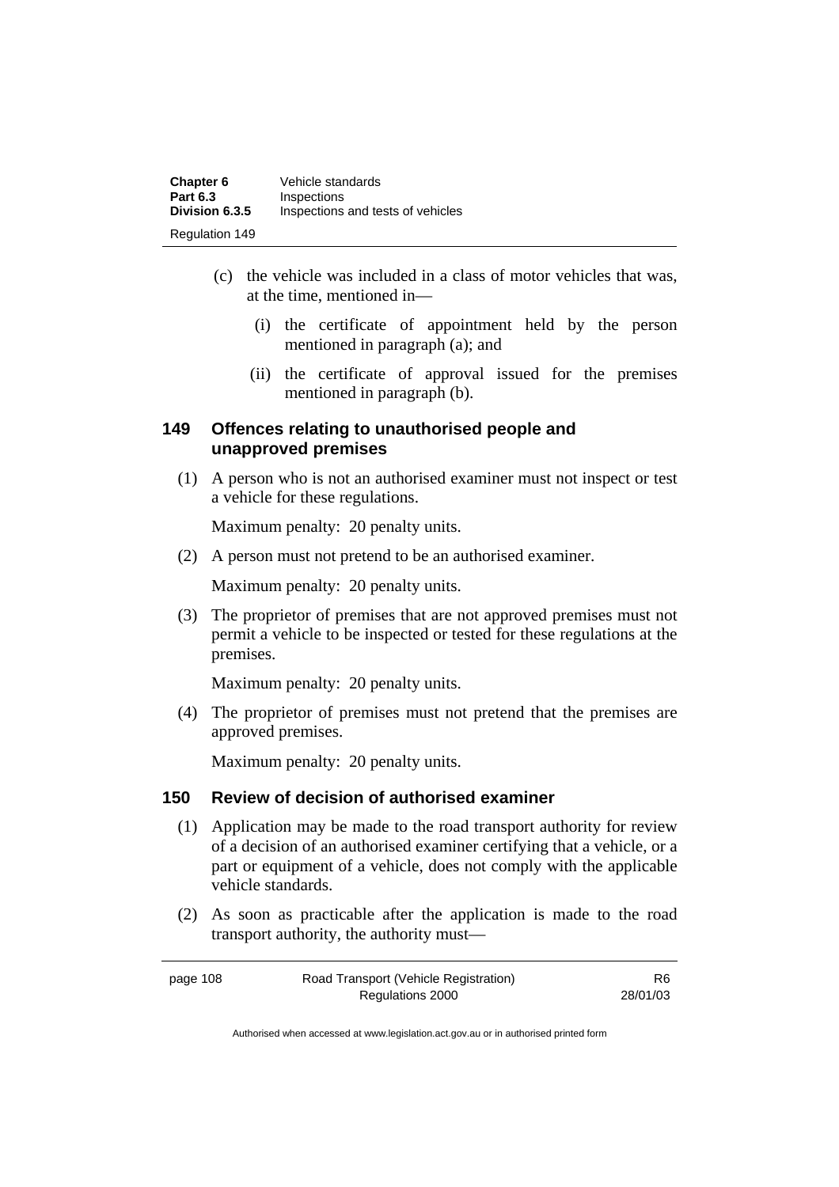(c) the vehicle was included in a class of motor vehicles that was, at the time, mentioned in—

(i) the certificate of appointment held by the person mentioned in paragraph (a); and

(ii) the certificate of approval issued for the premises mentioned in paragraph (b).

## 149 Offences relating to unauthorised people and unapproved premises

(1) A person who is not an authorised examiner must not inspect or test a vehicle for these regulations.

Maximum penalty: 20 penalty units.

(2) A person must not pretend to be an authorised examiner.

Maximum penalty: 20 penalty units.

(3) The proprietor of premises that are not approved premises must not permit a vehicle to be inspected or tested for these regulations at the premises.

Maximum penalty: 20 penalty units.

(4) The proprietor of premises must not pretend that the premises are approved premises.

Maximum penalty: 20 penalty units.

## 150 Review of decision of authorised examiner

(1) Application may be made to the road transport authority for review of a decision of an authorised examiner certifying that a vehicle, or a part or equipment of a vehicle, does not comply with the applicable vehicle standards.

(2) As soon as practicable after the application is made to the road transport authority, the authority must—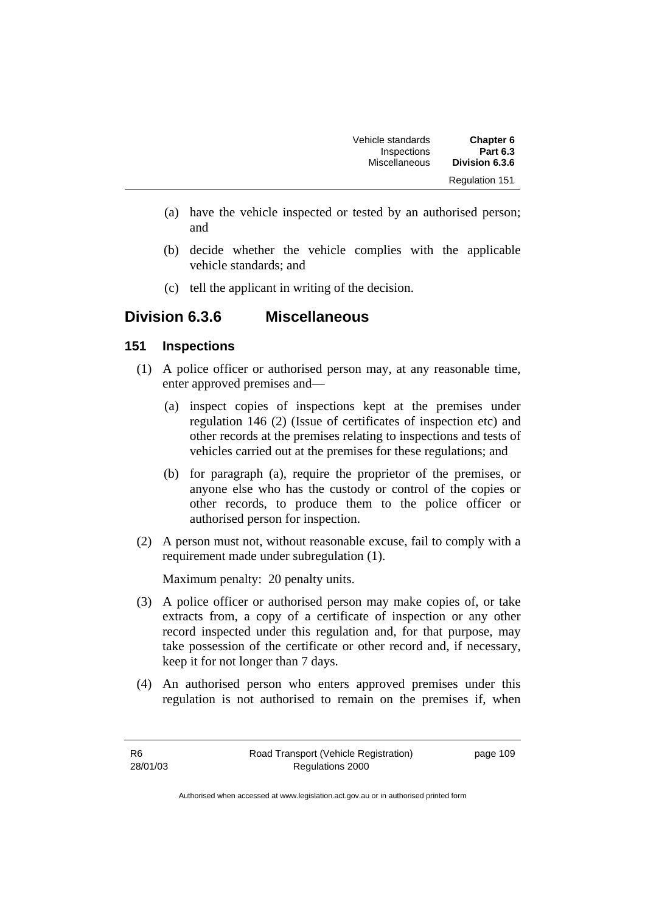(a) have the vehicle inspected or tested by an authorised person; and

(b) decide whether the vehicle complies with the applicable vehicle standards; and

(c) tell the applicant in writing of the decision.

## Division 6.3.6 Miscellaneous

### 151 Inspections

(1) A police officer or authorised person may, at any reasonable time, enter approved premises and—

(a) inspect copies of inspections kept at the premises under regulation 146 (2) (Issue of certificates of inspection etc) and other records at the premises relating to inspections and tests of vehicles carried out at the premises for these regulations; and

(b) for paragraph (a), require the proprietor of the premises, or anyone else who has the custody or control of the copies or other records, to produce them to the police officer or authorised person for inspection.

(2) A person must not, without reasonable excuse, fail to comply with a requirement made under subregulation (1).

Maximum penalty: 20 penalty units.

(3) A police officer or authorised person may make copies of, or take extracts from, a copy of a certificate of inspection or any other record inspected under this regulation and, for that purpose, may take possession of the certificate or other record and, if necessary, keep it for not longer than 7 days.

(4) An authorised person who enters approved premises under this regulation is not authorised to remain on the premises if, when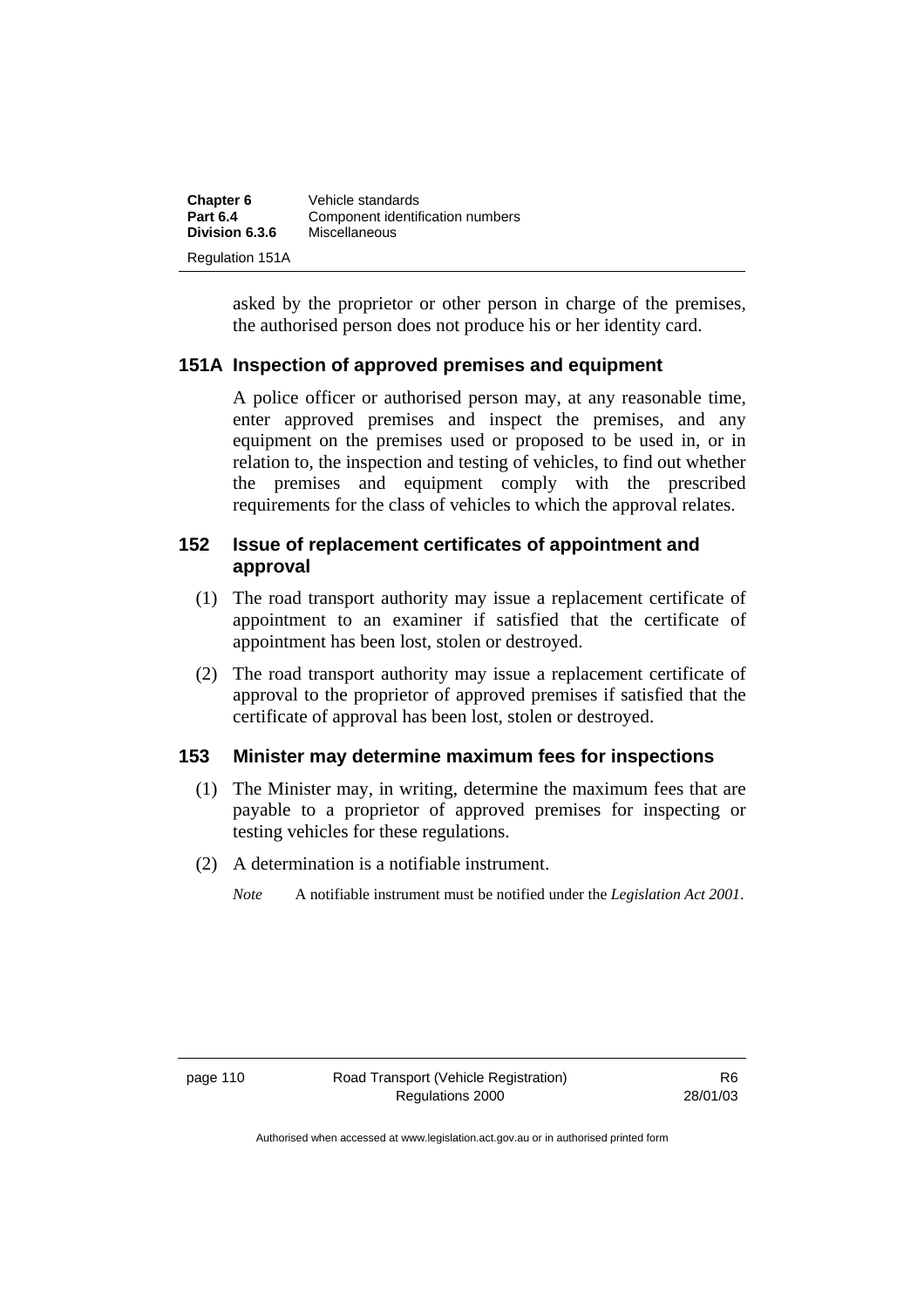asked by the proprietor or other person in charge of the premises, the authorised person does not produce his or her identity card.

## 151A Inspection of approved premises and equipment

A police officer or authorised person may, at any reasonable time, enter approved premises and inspect the premises, and any equipment on the premises used or proposed to be used in, or in relation to, the inspection and testing of vehicles, to find out whether the premises and equipment comply with the prescribed requirements for the class of vehicles to which the approval relates.

## 152 Issue of replacement certificates of appointment and approval

(1) The road transport authority may issue a replacement certificate of appointment to an examiner if satisfied that the certificate of appointment has been lost, stolen or destroyed.

(2) The road transport authority may issue a replacement certificate of approval to the proprietor of approved premises if satisfied that the certificate of approval has been lost, stolen or destroyed.

## 153 Minister may determine maximum fees for inspections

(1) The Minister may, in writing, determine the maximum fees that are payable to a proprietor of approved premises for inspecting or testing vehicles for these regulations.

(2) A determination is a notifiable instrument.

*Note* A notifiable instrument must be notified under the *Legislation Act 2001*.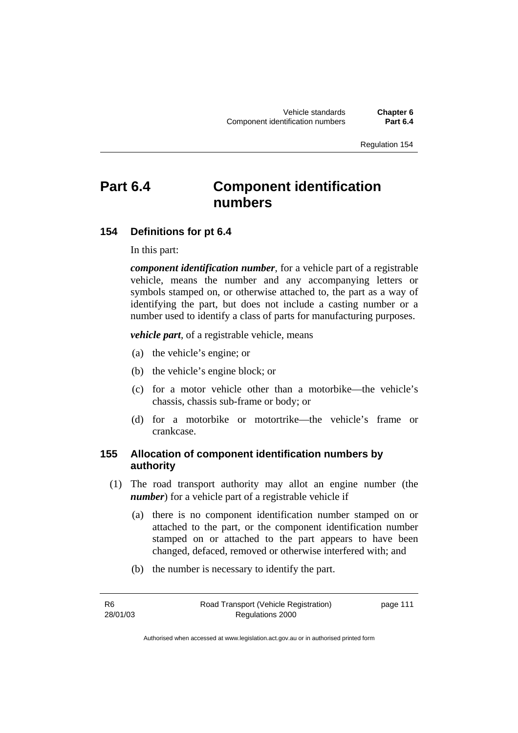# Part 6.4 Component identification numbers

## 154 Definitions for pt 6.4

In this part:

***component identification number***, for a vehicle part of a registrable vehicle, means the number and any accompanying letters or symbols stamped on, or otherwise attached to, the part as a way of identifying the part, but does not include a casting number or a number used to identify a class of parts for manufacturing purposes.

***vehicle part***, of a registrable vehicle, means

(a) the vehicle's engine; or

(b) the vehicle's engine block; or

(c) for a motor vehicle other than a motorbike—the vehicle's chassis, chassis sub-frame or body; or

(d) for a motorbike or motortrike—the vehicle's frame or crankcase.

## 155 Allocation of component identification numbers by authority

(1) The road transport authority may allot an engine number (the ***number***) for a vehicle part of a registrable vehicle if

(a) there is no component identification number stamped on or attached to the part, or the component identification number stamped on or attached to the part appears to have been changed, defaced, removed or otherwise interfered with; and

(b) the number is necessary to identify the part.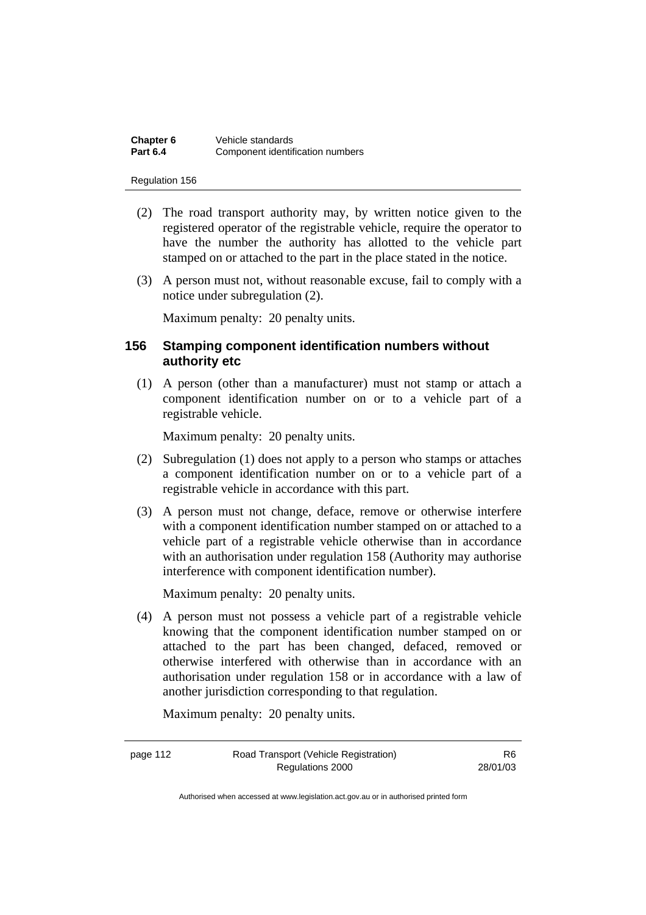(2) The road transport authority may, by written notice given to the registered operator of the registrable vehicle, require the operator to have the number the authority has allotted to the vehicle part stamped on or attached to the part in the place stated in the notice.

(3) A person must not, without reasonable excuse, fail to comply with a notice under subregulation (2).

Maximum penalty: 20 penalty units.

### 156 Stamping component identification numbers without authority etc

(1) A person (other than a manufacturer) must not stamp or attach a component identification number on or to a vehicle part of a registrable vehicle.

Maximum penalty: 20 penalty units.

(2) Subregulation (1) does not apply to a person who stamps or attaches a component identification number on or to a vehicle part of a registrable vehicle in accordance with this part.

(3) A person must not change, deface, remove or otherwise interfere with a component identification number stamped on or attached to a vehicle part of a registrable vehicle otherwise than in accordance with an authorisation under regulation 158 (Authority may authorise interference with component identification number).

Maximum penalty: 20 penalty units.

(4) A person must not possess a vehicle part of a registrable vehicle knowing that the component identification number stamped on or attached to the part has been changed, defaced, removed or otherwise interfered with otherwise than in accordance with an authorisation under regulation 158 or in accordance with a law of another jurisdiction corresponding to that regulation.

Maximum penalty: 20 penalty units.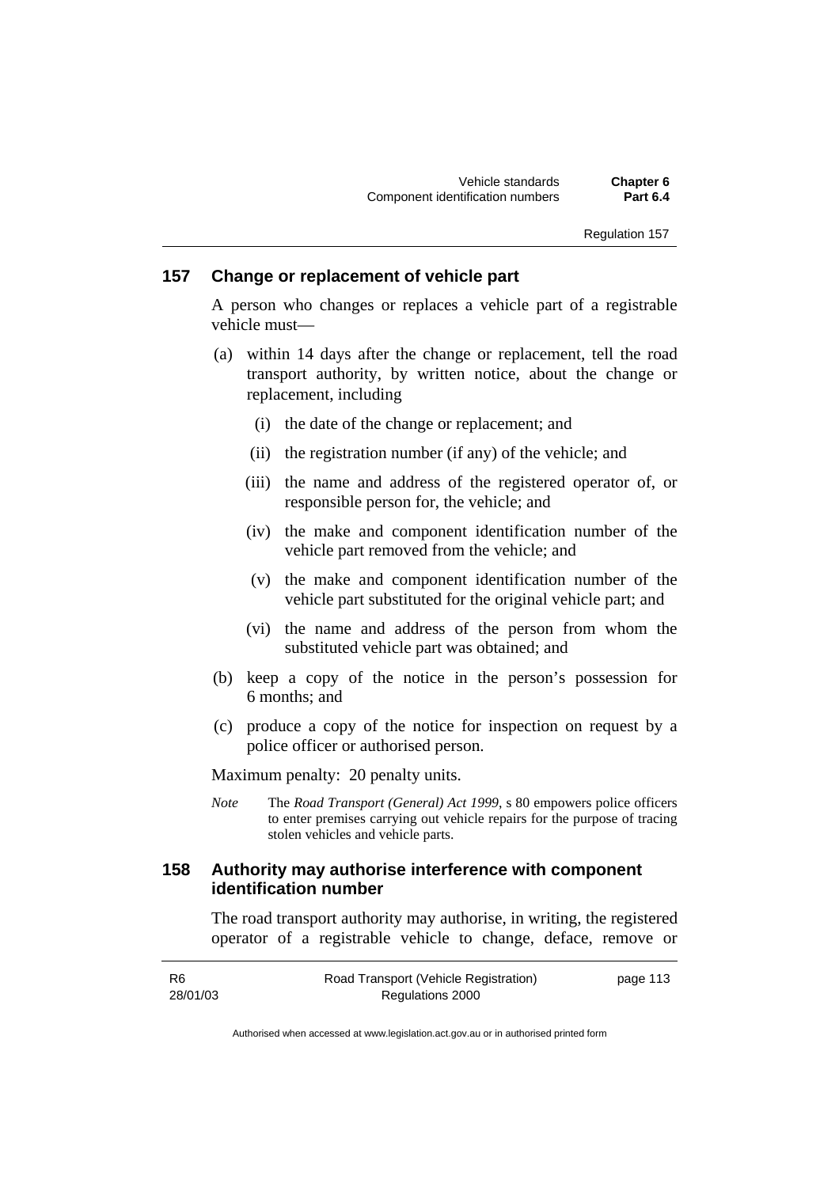## 157 Change or replacement of vehicle part

A person who changes or replaces a vehicle part of a registrable vehicle must—

(a) within 14 days after the change or replacement, tell the road transport authority, by written notice, about the change or replacement, including

   (i) the date of the change or replacement; and

   (ii) the registration number (if any) of the vehicle; and

   (iii) the name and address of the registered operator of, or responsible person for, the vehicle; and

   (iv) the make and component identification number of the vehicle part removed from the vehicle; and

   (v) the make and component identification number of the vehicle part substituted for the original vehicle part; and

   (vi) the name and address of the person from whom the substituted vehicle part was obtained; and

(b) keep a copy of the notice in the person's possession for 6 months; and

(c) produce a copy of the notice for inspection on request by a police officer or authorised person.

Maximum penalty: 20 penalty units.

*Note* The *Road Transport (General) Act 1999*, s 80 empowers police officers to enter premises carrying out vehicle repairs for the purpose of tracing stolen vehicles and vehicle parts.

## 158 Authority may authorise interference with component identification number

The road transport authority may authorise, in writing, the registered operator of a registrable vehicle to change, deface, remove or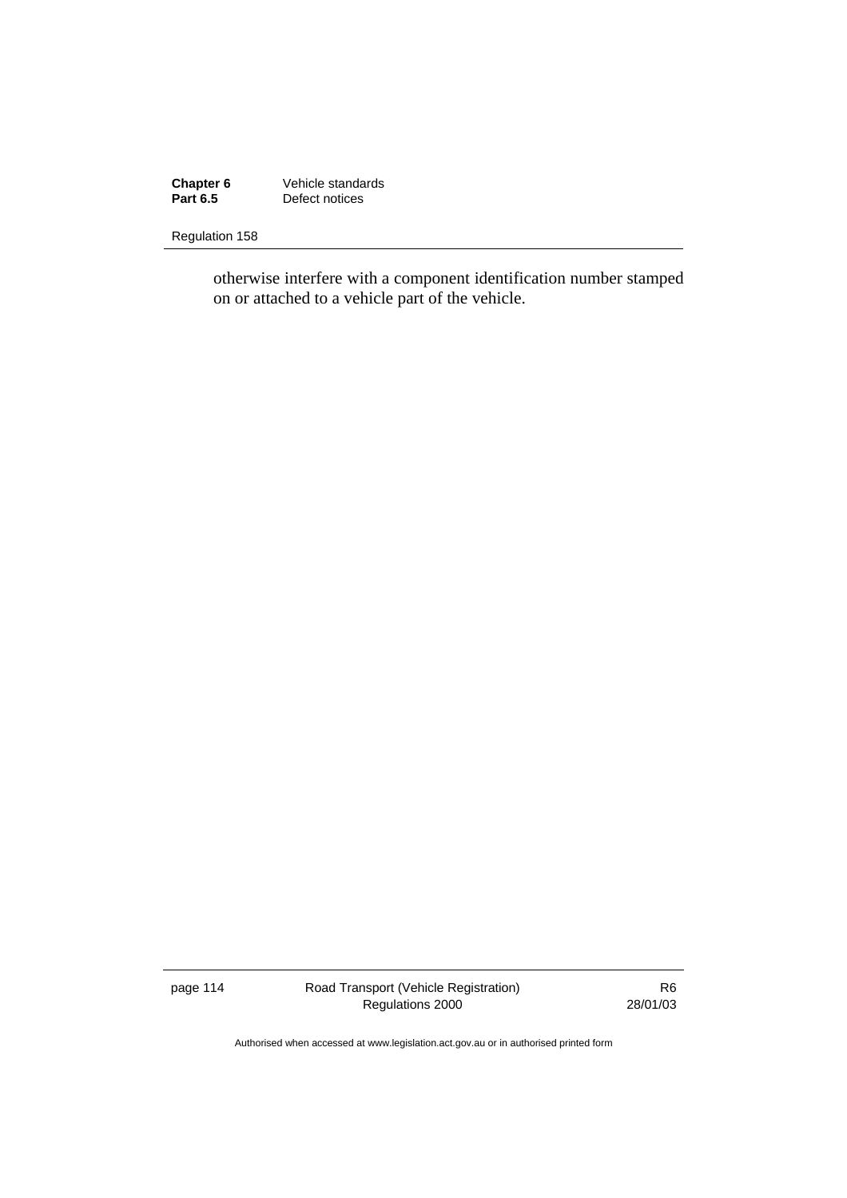otherwise interfere with a component identification number stamped on or attached to a vehicle part of the vehicle.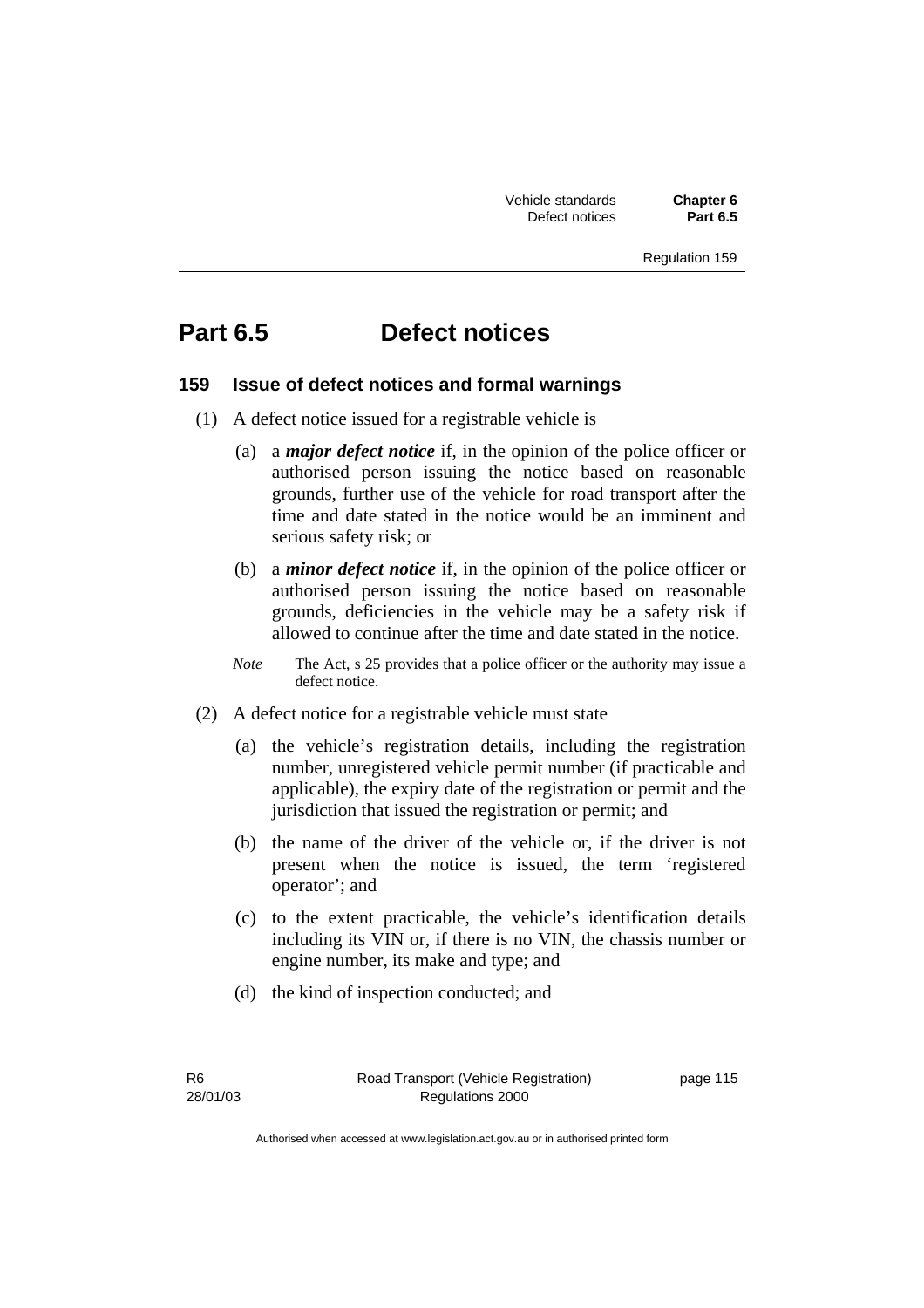# Part 6.5 Defect notices

## 159 Issue of defect notices and formal warnings

(1) A defect notice issued for a registrable vehicle is

(a) a ***major defect notice*** if, in the opinion of the police officer or authorised person issuing the notice based on reasonable grounds, further use of the vehicle for road transport after the time and date stated in the notice would be an imminent and serious safety risk; or

(b) a ***minor defect notice*** if, in the opinion of the police officer or authorised person issuing the notice based on reasonable grounds, deficiencies in the vehicle may be a safety risk if allowed to continue after the time and date stated in the notice.

*Note* The Act, s 25 provides that a police officer or the authority may issue a defect notice.

(2) A defect notice for a registrable vehicle must state

(a) the vehicle's registration details, including the registration number, unregistered vehicle permit number (if practicable and applicable), the expiry date of the registration or permit and the jurisdiction that issued the registration or permit; and

(b) the name of the driver of the vehicle or, if the driver is not present when the notice is issued, the term 'registered operator'; and

(c) to the extent practicable, the vehicle's identification details including its VIN or, if there is no VIN, the chassis number or engine number, its make and type; and

(d) the kind of inspection conducted; and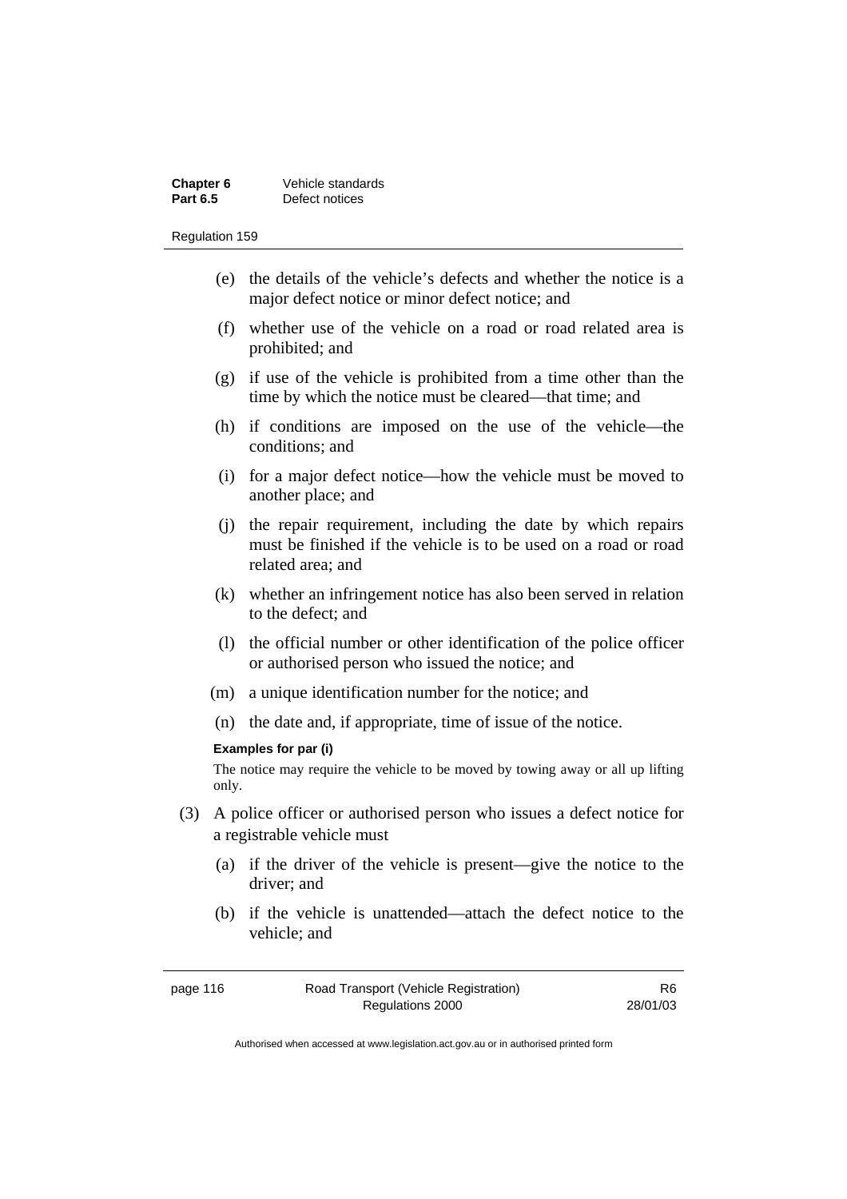(e) the details of the vehicle's defects and whether the notice is a major defect notice or minor defect notice; and

(f) whether use of the vehicle on a road or road related area is prohibited; and

(g) if use of the vehicle is prohibited from a time other than the time by which the notice must be cleared—that time; and

(h) if conditions are imposed on the use of the vehicle—the conditions; and

(i) for a major defect notice—how the vehicle must be moved to another place; and

(j) the repair requirement, including the date by which repairs must be finished if the vehicle is to be used on a road or road related area; and

(k) whether an infringement notice has also been served in relation to the defect; and

(l) the official number or other identification of the police officer or authorised person who issued the notice; and

(m) a unique identification number for the notice; and

(n) the date and, if appropriate, time of issue of the notice.

**Examples for par (i)**

The notice may require the vehicle to be moved by towing away or all up lifting only.

(3) A police officer or authorised person who issues a defect notice for a registrable vehicle must

(a) if the driver of the vehicle is present—give the notice to the driver; and

(b) if the vehicle is unattended—attach the defect notice to the vehicle; and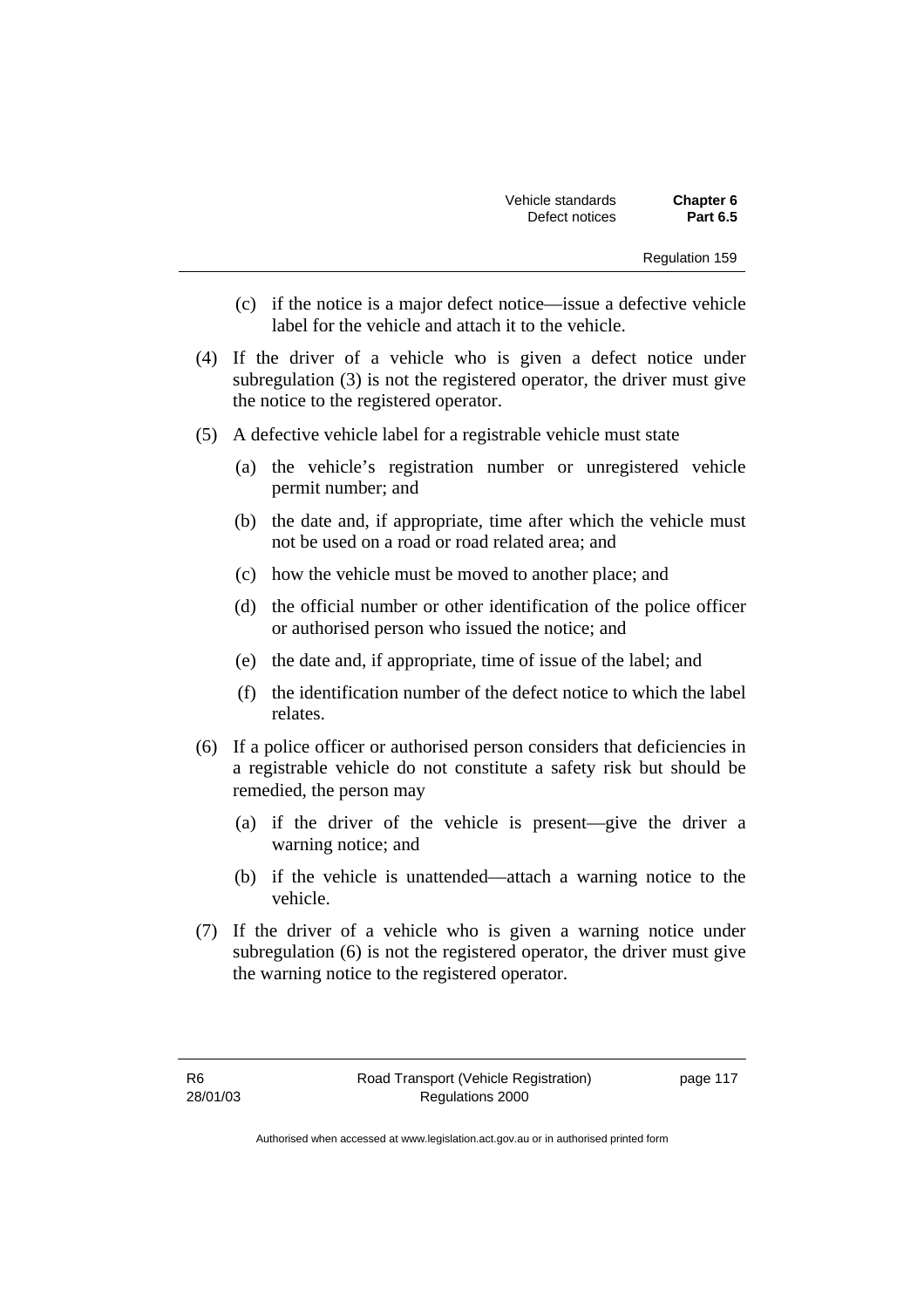(c) if the notice is a major defect notice—issue a defective vehicle label for the vehicle and attach it to the vehicle.

(4) If the driver of a vehicle who is given a defect notice under subregulation (3) is not the registered operator, the driver must give the notice to the registered operator.

(5) A defective vehicle label for a registrable vehicle must state

(a) the vehicle's registration number or unregistered vehicle permit number; and

(b) the date and, if appropriate, time after which the vehicle must not be used on a road or road related area; and

(c) how the vehicle must be moved to another place; and

(d) the official number or other identification of the police officer or authorised person who issued the notice; and

(e) the date and, if appropriate, time of issue of the label; and

(f) the identification number of the defect notice to which the label relates.

(6) If a police officer or authorised person considers that deficiencies in a registrable vehicle do not constitute a safety risk but should be remedied, the person may

(a) if the driver of the vehicle is present—give the driver a warning notice; and

(b) if the vehicle is unattended—attach a warning notice to the vehicle.

(7) If the driver of a vehicle who is given a warning notice under subregulation (6) is not the registered operator, the driver must give the warning notice to the registered operator.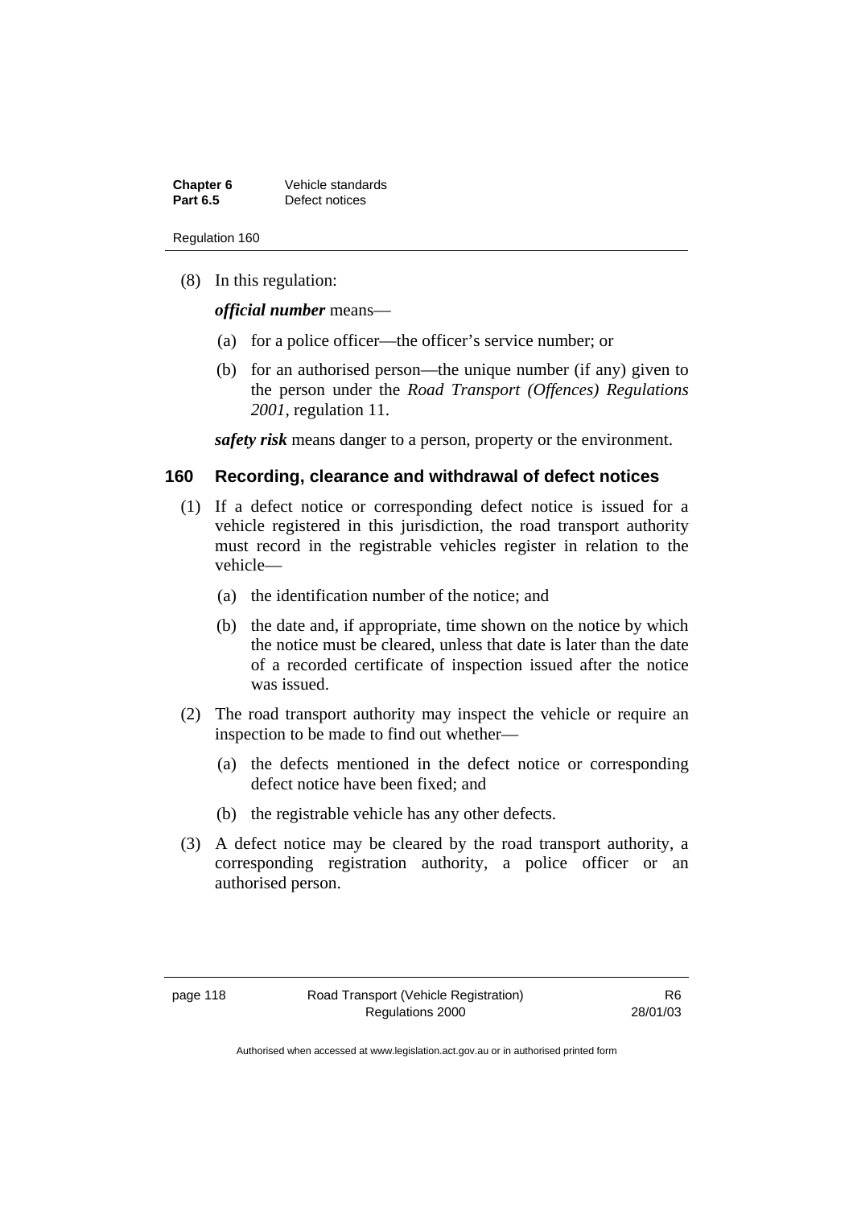(8) In this regulation:

***official number*** means—

(a) for a police officer—the officer's service number; or

(b) for an authorised person—the unique number (if any) given to the person under the *Road Transport (Offences) Regulations 2001*, regulation 11.

***safety risk*** means danger to a person, property or the environment.

## 160 Recording, clearance and withdrawal of defect notices

(1) If a defect notice or corresponding defect notice is issued for a vehicle registered in this jurisdiction, the road transport authority must record in the registrable vehicles register in relation to the vehicle—

(a) the identification number of the notice; and

(b) the date and, if appropriate, time shown on the notice by which the notice must be cleared, unless that date is later than the date of a recorded certificate of inspection issued after the notice was issued.

(2) The road transport authority may inspect the vehicle or require an inspection to be made to find out whether—

(a) the defects mentioned in the defect notice or corresponding defect notice have been fixed; and

(b) the registrable vehicle has any other defects.

(3) A defect notice may be cleared by the road transport authority, a corresponding registration authority, a police officer or an authorised person.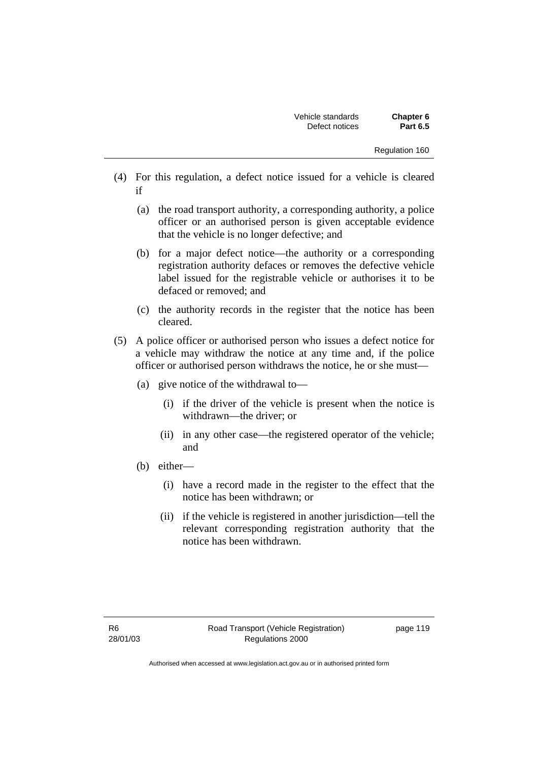(4) For this regulation, a defect notice issued for a vehicle is cleared if

(a) the road transport authority, a corresponding authority, a police officer or an authorised person is given acceptable evidence that the vehicle is no longer defective; and

(b) for a major defect notice—the authority or a corresponding registration authority defaces or removes the defective vehicle label issued for the registrable vehicle or authorises it to be defaced or removed; and

(c) the authority records in the register that the notice has been cleared.

(5) A police officer or authorised person who issues a defect notice for a vehicle may withdraw the notice at any time and, if the police officer or authorised person withdraws the notice, he or she must—

(a) give notice of the withdrawal to—

(i) if the driver of the vehicle is present when the notice is withdrawn—the driver; or

(ii) in any other case—the registered operator of the vehicle; and

(b) either—

(i) have a record made in the register to the effect that the notice has been withdrawn; or

(ii) if the vehicle is registered in another jurisdiction—tell the relevant corresponding registration authority that the notice has been withdrawn.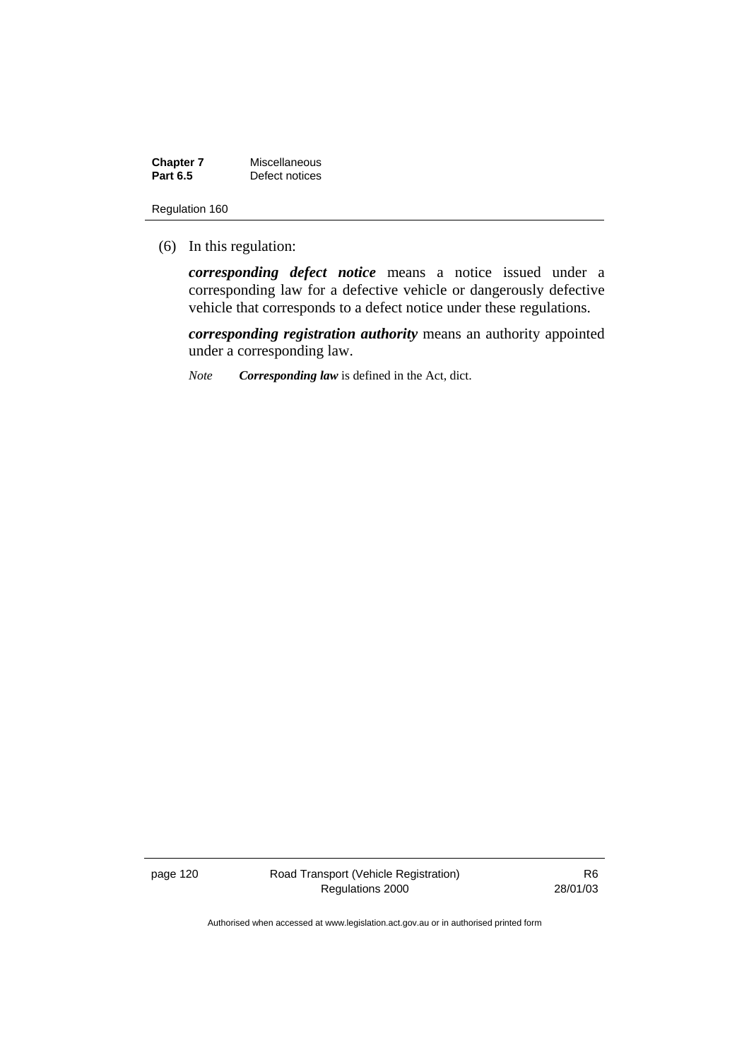(6) In this regulation:

***corresponding defect notice*** means a notice issued under a corresponding law for a defective vehicle or dangerously defective vehicle that corresponds to a defect notice under these regulations.

***corresponding registration authority*** means an authority appointed under a corresponding law.

*Note* ***Corresponding law*** is defined in the Act, dict.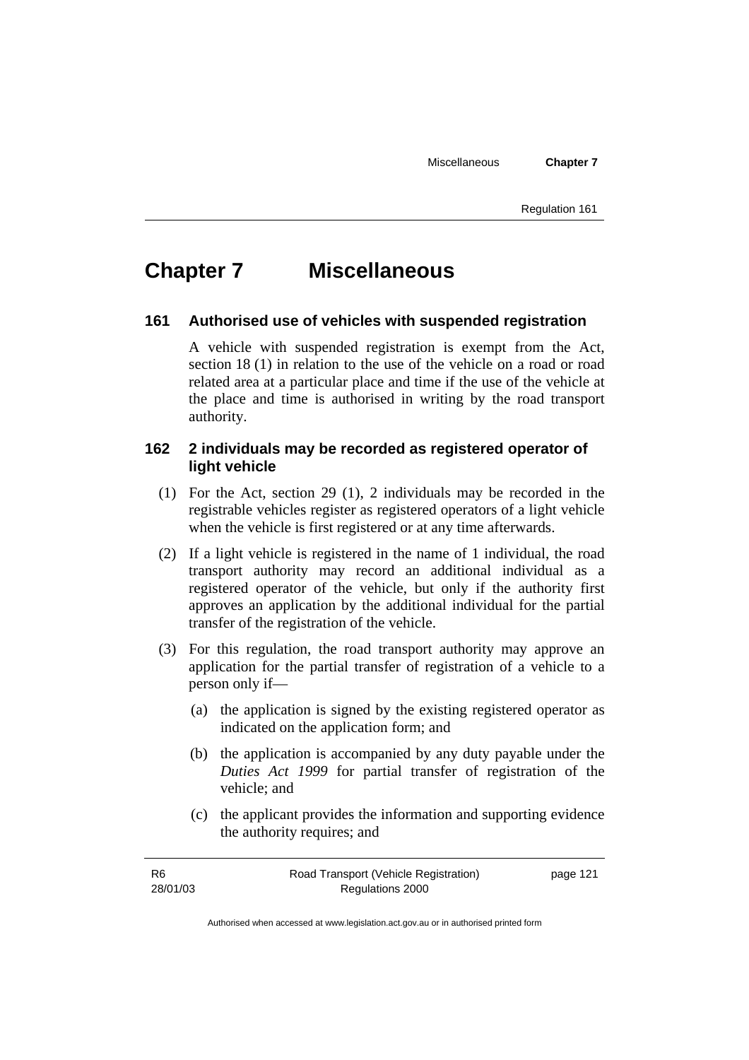# Chapter 7 Miscellaneous

### 161 Authorised use of vehicles with suspended registration

A vehicle with suspended registration is exempt from the Act, section 18 (1) in relation to the use of the vehicle on a road or road related area at a particular place and time if the use of the vehicle at the place and time is authorised in writing by the road transport authority.

### 162 2 individuals may be recorded as registered operator of light vehicle

(1) For the Act, section 29 (1), 2 individuals may be recorded in the registrable vehicles register as registered operators of a light vehicle when the vehicle is first registered or at any time afterwards.

(2) If a light vehicle is registered in the name of 1 individual, the road transport authority may record an additional individual as a registered operator of the vehicle, but only if the authority first approves an application by the additional individual for the partial transfer of the registration of the vehicle.

(3) For this regulation, the road transport authority may approve an application for the partial transfer of registration of a vehicle to a person only if—

(a) the application is signed by the existing registered operator as indicated on the application form; and

(b) the application is accompanied by any duty payable under the *Duties Act 1999* for partial transfer of registration of the vehicle; and

(c) the applicant provides the information and supporting evidence the authority requires; and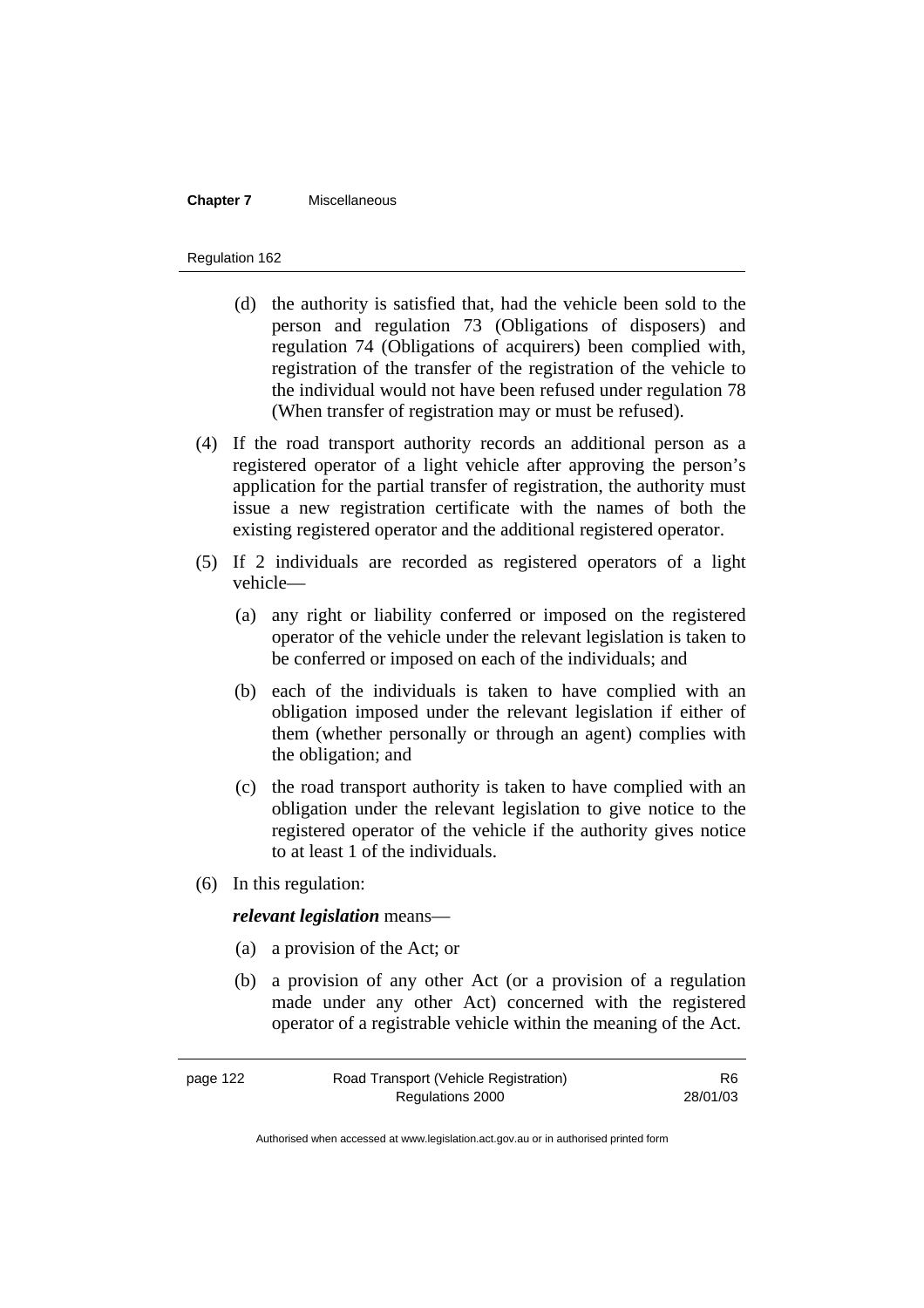(d) the authority is satisfied that, had the vehicle been sold to the person and regulation 73 (Obligations of disposers) and regulation 74 (Obligations of acquirers) been complied with, registration of the transfer of the registration of the vehicle to the individual would not have been refused under regulation 78 (When transfer of registration may or must be refused).

(4) If the road transport authority records an additional person as a registered operator of a light vehicle after approving the person's application for the partial transfer of registration, the authority must issue a new registration certificate with the names of both the existing registered operator and the additional registered operator.

(5) If 2 individuals are recorded as registered operators of a light vehicle—

(a) any right or liability conferred or imposed on the registered operator of the vehicle under the relevant legislation is taken to be conferred or imposed on each of the individuals; and

(b) each of the individuals is taken to have complied with an obligation imposed under the relevant legislation if either of them (whether personally or through an agent) complies with the obligation; and

(c) the road transport authority is taken to have complied with an obligation under the relevant legislation to give notice to the registered operator of the vehicle if the authority gives notice to at least 1 of the individuals.

(6) In this regulation:

***relevant legislation*** means—

(a) a provision of the Act; or

(b) a provision of any other Act (or a provision of a regulation made under any other Act) concerned with the registered operator of a registrable vehicle within the meaning of the Act.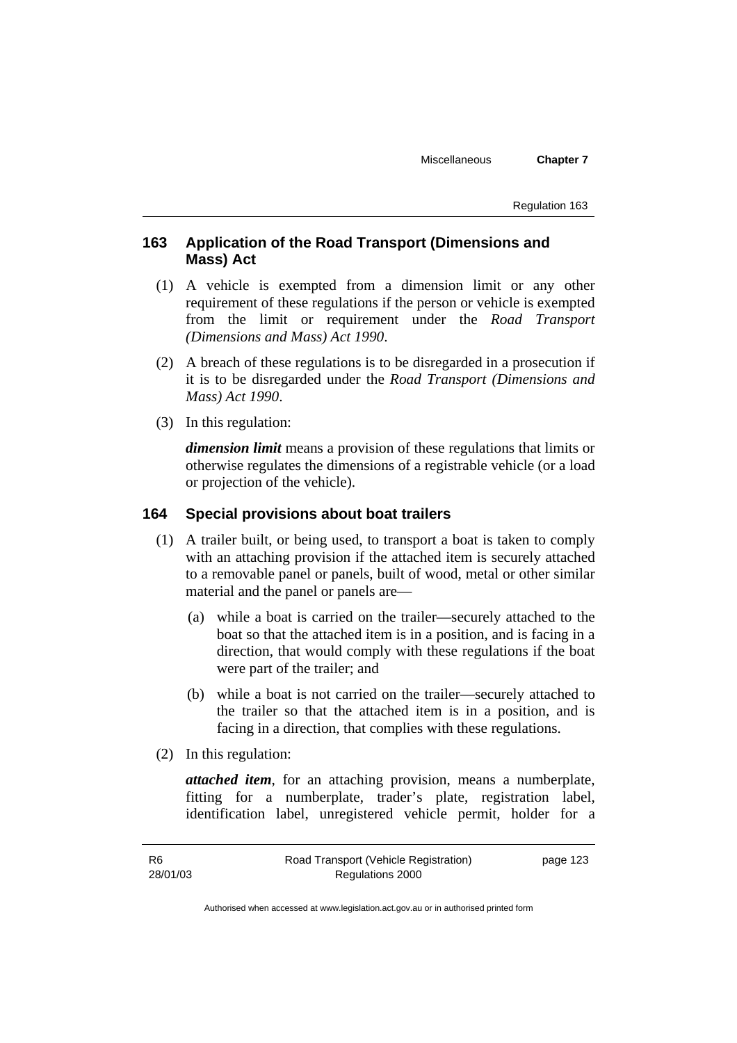## 163 Application of the Road Transport (Dimensions and Mass) Act

(1) A vehicle is exempted from a dimension limit or any other requirement of these regulations if the person or vehicle is exempted from the limit or requirement under the *Road Transport (Dimensions and Mass) Act 1990*.

(2) A breach of these regulations is to be disregarded in a prosecution if it is to be disregarded under the *Road Transport (Dimensions and Mass) Act 1990*.

(3) In this regulation:

***dimension limit*** means a provision of these regulations that limits or otherwise regulates the dimensions of a registrable vehicle (or a load or projection of the vehicle).

## 164 Special provisions about boat trailers

(1) A trailer built, or being used, to transport a boat is taken to comply with an attaching provision if the attached item is securely attached to a removable panel or panels, built of wood, metal or other similar material and the panel or panels are—

(a) while a boat is carried on the trailer—securely attached to the boat so that the attached item is in a position, and is facing in a direction, that would comply with these regulations if the boat were part of the trailer; and

(b) while a boat is not carried on the trailer—securely attached to the trailer so that the attached item is in a position, and is facing in a direction, that complies with these regulations.

(2) In this regulation:

***attached item***, for an attaching provision, means a numberplate, fitting for a numberplate, trader's plate, registration label, identification label, unregistered vehicle permit, holder for a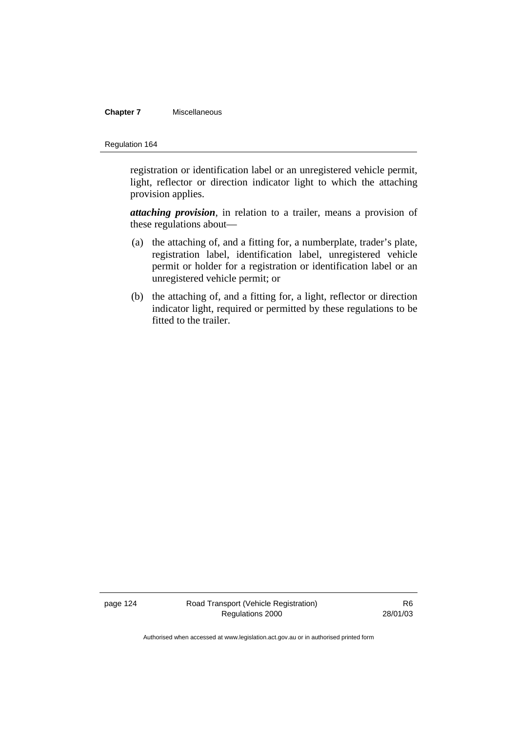registration or identification label or an unregistered vehicle permit, light, reflector or direction indicator light to which the attaching provision applies.

***attaching provision***, in relation to a trailer, means a provision of these regulations about—

(a) the attaching of, and a fitting for, a numberplate, trader's plate, registration label, identification label, unregistered vehicle permit or holder for a registration or identification label or an unregistered vehicle permit; or

(b) the attaching of, and a fitting for, a light, reflector or direction indicator light, required or permitted by these regulations to be fitted to the trailer.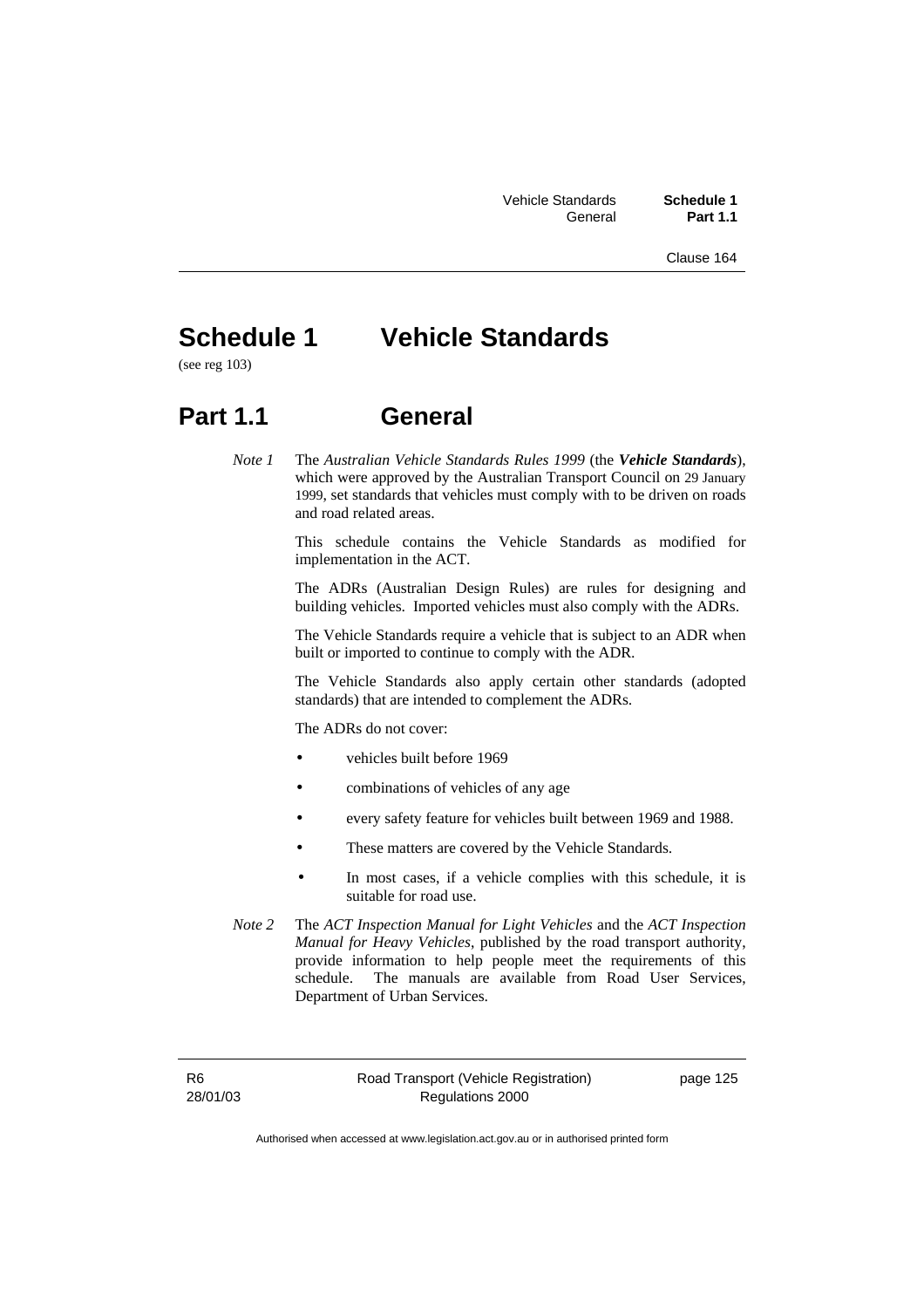# Schedule 1 Vehicle Standards

(see reg 103)

## Part 1.1 General

*Note 1* The *Australian Vehicle Standards Rules 1999* (the ***Vehicle Standards***), which were approved by the Australian Transport Council on 29 January 1999, set standards that vehicles must comply with to be driven on roads and road related areas.

This schedule contains the Vehicle Standards as modified for implementation in the ACT.

The ADRs (Australian Design Rules) are rules for designing and building vehicles. Imported vehicles must also comply with the ADRs.

The Vehicle Standards require a vehicle that is subject to an ADR when built or imported to continue to comply with the ADR.

The Vehicle Standards also apply certain other standards (adopted standards) that are intended to complement the ADRs.

The ADRs do not cover:

- vehicles built before 1969
- combinations of vehicles of any age
- every safety feature for vehicles built between 1969 and 1988.
- These matters are covered by the Vehicle Standards.
- In most cases, if a vehicle complies with this schedule, it is suitable for road use.

*Note 2* The *ACT Inspection Manual for Light Vehicles* and the *ACT Inspection Manual for Heavy Vehicles*, published by the road transport authority, provide information to help people meet the requirements of this schedule. The manuals are available from Road User Services, Department of Urban Services.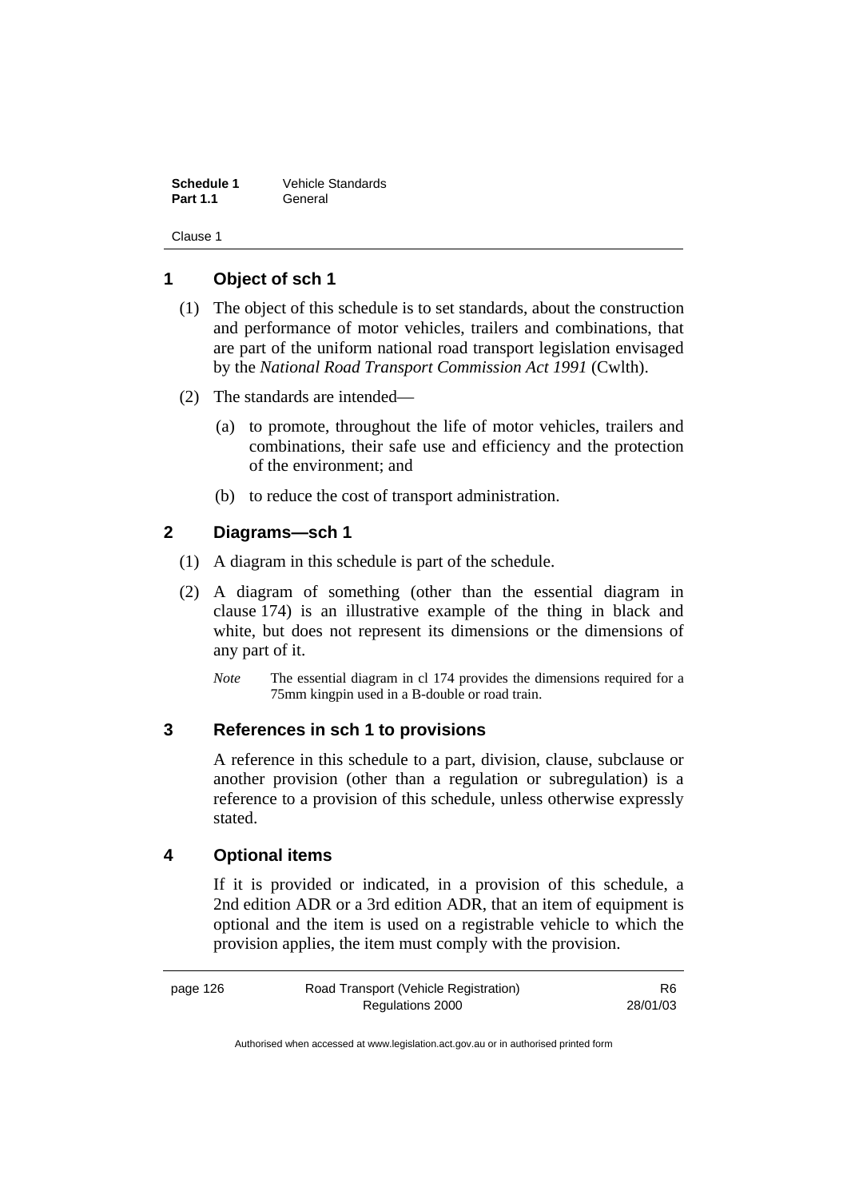## 1 Object of sch 1

(1) The object of this schedule is to set standards, about the construction and performance of motor vehicles, trailers and combinations, that are part of the uniform national road transport legislation envisaged by the *National Road Transport Commission Act 1991* (Cwlth).

(2) The standards are intended—

(a) to promote, throughout the life of motor vehicles, trailers and combinations, their safe use and efficiency and the protection of the environment; and

(b) to reduce the cost of transport administration.

## 2 Diagrams—sch 1

(1) A diagram in this schedule is part of the schedule.

(2) A diagram of something (other than the essential diagram in clause 174) is an illustrative example of the thing in black and white, but does not represent its dimensions or the dimensions of any part of it.

*Note* The essential diagram in cl 174 provides the dimensions required for a 75mm kingpin used in a B-double or road train.

## 3 References in sch 1 to provisions

A reference in this schedule to a part, division, clause, subclause or another provision (other than a regulation or subregulation) is a reference to a provision of this schedule, unless otherwise expressly stated.

## 4 Optional items

If it is provided or indicated, in a provision of this schedule, a 2nd edition ADR or a 3rd edition ADR, that an item of equipment is optional and the item is used on a registrable vehicle to which the provision applies, the item must comply with the provision.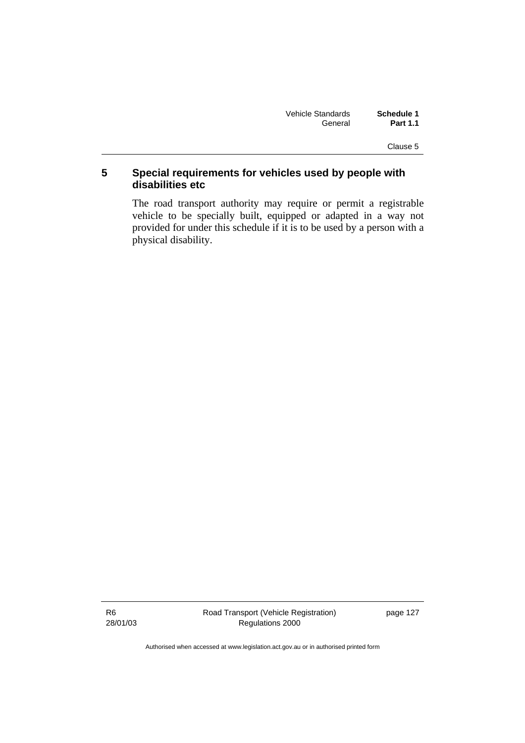## 5 Special requirements for vehicles used by people with disabilities etc

The road transport authority may require or permit a registrable vehicle to be specially built, equipped or adapted in a way not provided for under this schedule if it is to be used by a person with a physical disability.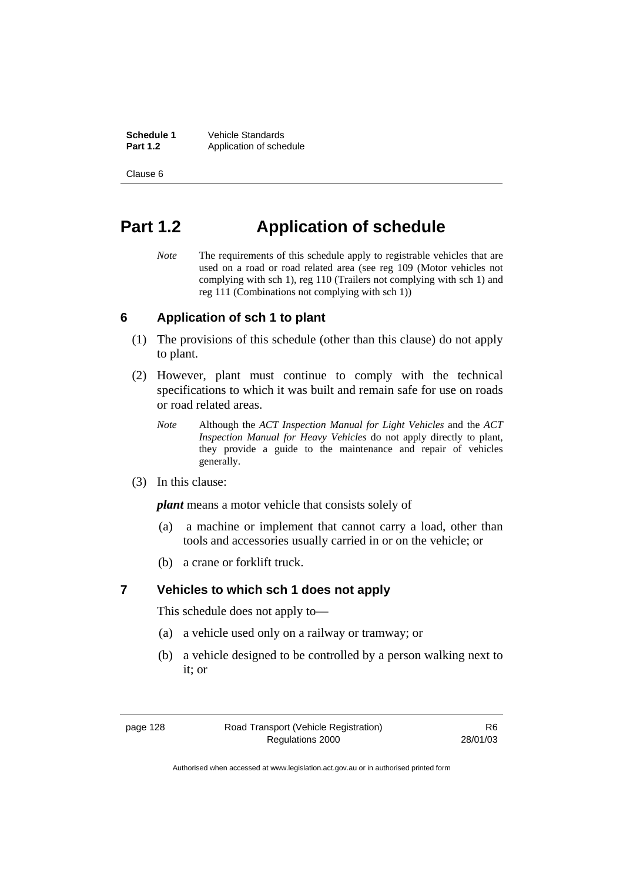# Part 1.2 Application of schedule

*Note* The requirements of this schedule apply to registrable vehicles that are used on a road or road related area (see reg 109 (Motor vehicles not complying with sch 1), reg 110 (Trailers not complying with sch 1) and reg 111 (Combinations not complying with sch 1))

## 6 Application of sch 1 to plant

(1) The provisions of this schedule (other than this clause) do not apply to plant.

(2) However, plant must continue to comply with the technical specifications to which it was built and remain safe for use on roads or road related areas.

*Note* Although the *ACT Inspection Manual for Light Vehicles* and the *ACT Inspection Manual for Heavy Vehicles* do not apply directly to plant, they provide a guide to the maintenance and repair of vehicles generally.

(3) In this clause:

***plant*** means a motor vehicle that consists solely of

(a) a machine or implement that cannot carry a load, other than tools and accessories usually carried in or on the vehicle; or

(b) a crane or forklift truck.

## 7 Vehicles to which sch 1 does not apply

This schedule does not apply to—

(a) a vehicle used only on a railway or tramway; or

(b) a vehicle designed to be controlled by a person walking next to it; or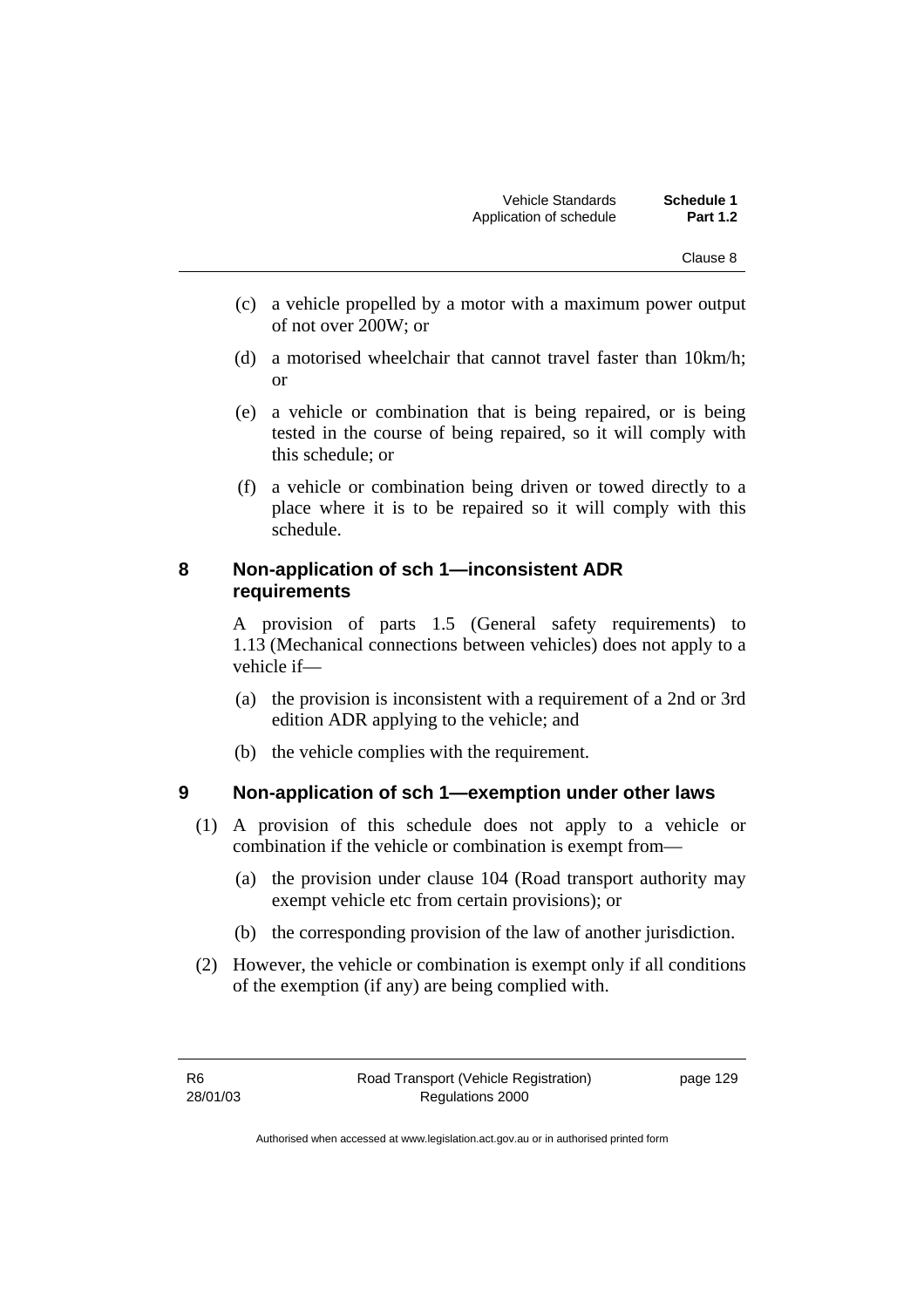(c) a vehicle propelled by a motor with a maximum power output of not over 200W; or

(d) a motorised wheelchair that cannot travel faster than 10km/h; or

(e) a vehicle or combination that is being repaired, or is being tested in the course of being repaired, so it will comply with this schedule; or

(f) a vehicle or combination being driven or towed directly to a place where it is to be repaired so it will comply with this schedule.

## 8 Non-application of sch 1—inconsistent ADR requirements

A provision of parts 1.5 (General safety requirements) to 1.13 (Mechanical connections between vehicles) does not apply to a vehicle if—

(a) the provision is inconsistent with a requirement of a 2nd or 3rd edition ADR applying to the vehicle; and

(b) the vehicle complies with the requirement.

## 9 Non-application of sch 1—exemption under other laws

(1) A provision of this schedule does not apply to a vehicle or combination if the vehicle or combination is exempt from—

(a) the provision under clause 104 (Road transport authority may exempt vehicle etc from certain provisions); or

(b) the corresponding provision of the law of another jurisdiction.

(2) However, the vehicle or combination is exempt only if all conditions of the exemption (if any) are being complied with.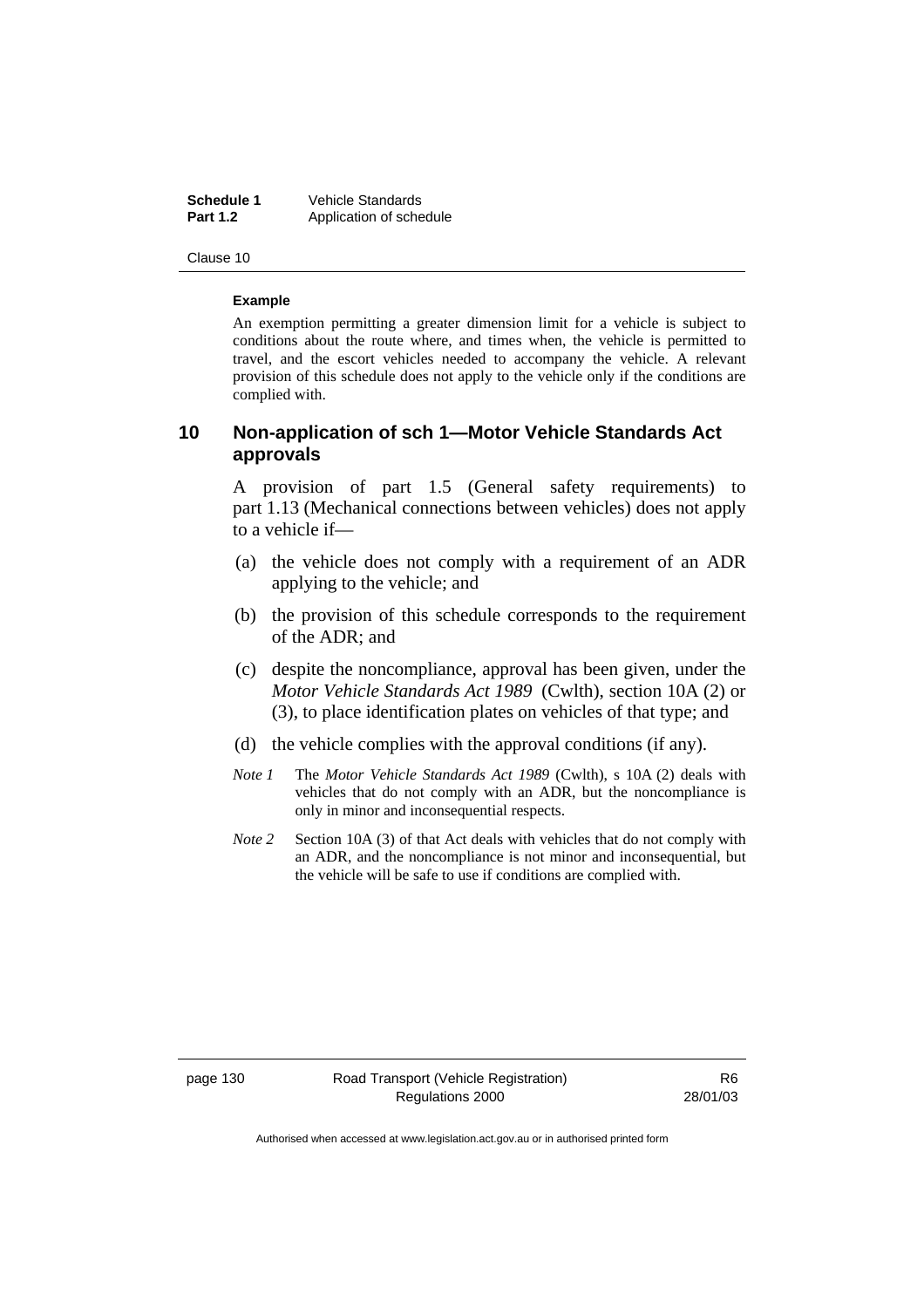**Example**

An exemption permitting a greater dimension limit for a vehicle is subject to conditions about the route where, and times when, the vehicle is permitted to travel, and the escort vehicles needed to accompany the vehicle. A relevant provision of this schedule does not apply to the vehicle only if the conditions are complied with.

## 10 Non-application of sch 1—Motor Vehicle Standards Act approvals

A provision of part 1.5 (General safety requirements) to part 1.13 (Mechanical connections between vehicles) does not apply to a vehicle if—

(a) the vehicle does not comply with a requirement of an ADR applying to the vehicle; and

(b) the provision of this schedule corresponds to the requirement of the ADR; and

(c) despite the noncompliance, approval has been given, under the *Motor Vehicle Standards Act 1989* (Cwlth), section 10A (2) or (3), to place identification plates on vehicles of that type; and

(d) the vehicle complies with the approval conditions (if any).

*Note 1* The *Motor Vehicle Standards Act 1989* (Cwlth), s 10A (2) deals with vehicles that do not comply with an ADR, but the noncompliance is only in minor and inconsequential respects.

*Note 2* Section 10A (3) of that Act deals with vehicles that do not comply with an ADR, and the noncompliance is not minor and inconsequential, but the vehicle will be safe to use if conditions are complied with.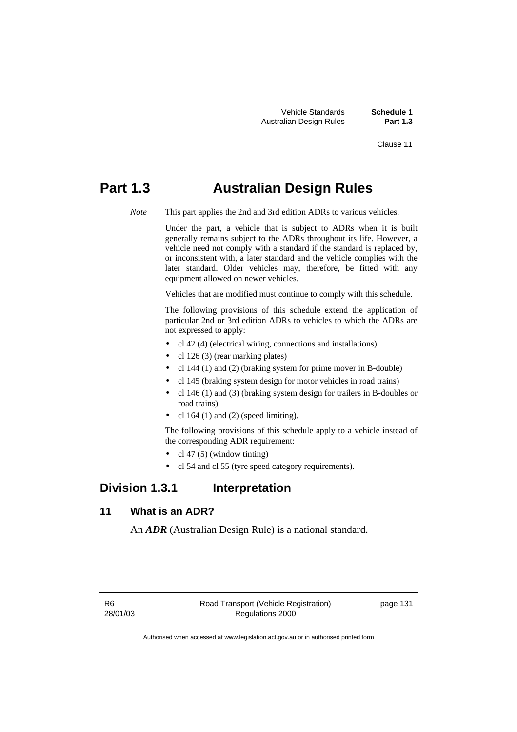# Part 1.3 Australian Design Rules

*Note* This part applies the 2nd and 3rd edition ADRs to various vehicles.

Under the part, a vehicle that is subject to ADRs when it is built generally remains subject to the ADRs throughout its life. However, a vehicle need not comply with a standard if the standard is replaced by, or inconsistent with, a later standard and the vehicle complies with the later standard. Older vehicles may, therefore, be fitted with any equipment allowed on newer vehicles.

Vehicles that are modified must continue to comply with this schedule.

The following provisions of this schedule extend the application of particular 2nd or 3rd edition ADRs to vehicles to which the ADRs are not expressed to apply:

- cl 42 (4) (electrical wiring, connections and installations)
- cl 126 (3) (rear marking plates)
- cl 144 (1) and (2) (braking system for prime mover in B-double)
- cl 145 (braking system design for motor vehicles in road trains)
- cl 146 (1) and (3) (braking system design for trailers in B-doubles or road trains)
- cl 164 (1) and (2) (speed limiting).

The following provisions of this schedule apply to a vehicle instead of the corresponding ADR requirement:

- cl 47 (5) (window tinting)
- cl 54 and cl 55 (tyre speed category requirements).

## Division 1.3.1 Interpretation

### 11 What is an ADR?

An ***ADR*** (Australian Design Rule) is a national standard.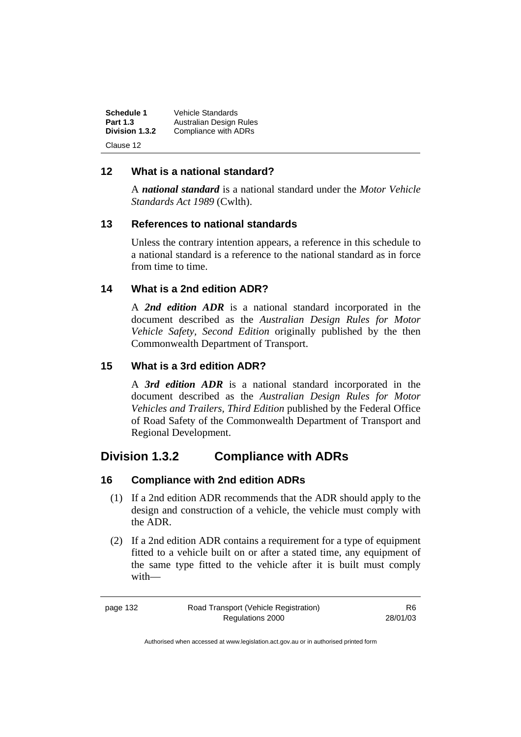## 12 What is a national standard?

A ***national standard*** is a national standard under the *Motor Vehicle Standards Act 1989* (Cwlth).

## 13 References to national standards

Unless the contrary intention appears, a reference in this schedule to a national standard is a reference to the national standard as in force from time to time.

## 14 What is a 2nd edition ADR?

A ***2nd edition ADR*** is a national standard incorporated in the document described as the *Australian Design Rules for Motor Vehicle Safety, Second Edition* originally published by the then Commonwealth Department of Transport.

## 15 What is a 3rd edition ADR?

A ***3rd edition ADR*** is a national standard incorporated in the document described as the *Australian Design Rules for Motor Vehicles and Trailers, Third Edition* published by the Federal Office of Road Safety of the Commonwealth Department of Transport and Regional Development.

# Division 1.3.2 Compliance with ADRs

## 16 Compliance with 2nd edition ADRs

(1) If a 2nd edition ADR recommends that the ADR should apply to the design and construction of a vehicle, the vehicle must comply with the ADR.

(2) If a 2nd edition ADR contains a requirement for a type of equipment fitted to a vehicle built on or after a stated time, any equipment of the same type fitted to the vehicle after it is built must comply with—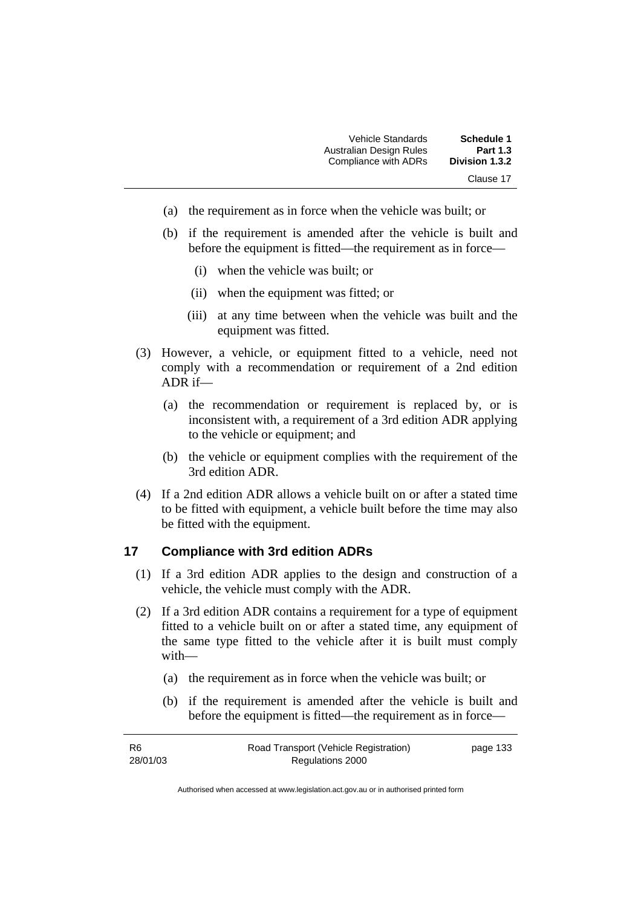(a) the requirement as in force when the vehicle was built; or

(b) if the requirement is amended after the vehicle is built and before the equipment is fitted—the requirement as in force—

(i) when the vehicle was built; or

(ii) when the equipment was fitted; or

(iii) at any time between when the vehicle was built and the equipment was fitted.

(3) However, a vehicle, or equipment fitted to a vehicle, need not comply with a recommendation or requirement of a 2nd edition ADR if—

(a) the recommendation or requirement is replaced by, or is inconsistent with, a requirement of a 3rd edition ADR applying to the vehicle or equipment; and

(b) the vehicle or equipment complies with the requirement of the 3rd edition ADR.

(4) If a 2nd edition ADR allows a vehicle built on or after a stated time to be fitted with equipment, a vehicle built before the time may also be fitted with the equipment.

## 17 Compliance with 3rd edition ADRs

(1) If a 3rd edition ADR applies to the design and construction of a vehicle, the vehicle must comply with the ADR.

(2) If a 3rd edition ADR contains a requirement for a type of equipment fitted to a vehicle built on or after a stated time, any equipment of the same type fitted to the vehicle after it is built must comply with—

(a) the requirement as in force when the vehicle was built; or

(b) if the requirement is amended after the vehicle is built and before the equipment is fitted—the requirement as in force—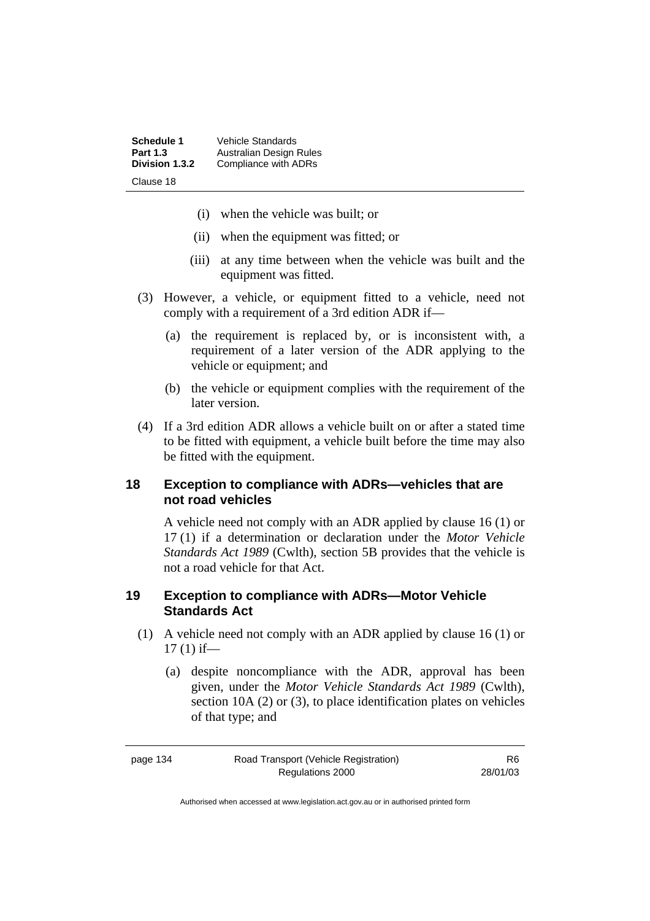(i) when the vehicle was built; or

(ii) when the equipment was fitted; or

(iii) at any time between when the vehicle was built and the equipment was fitted.

(3) However, a vehicle, or equipment fitted to a vehicle, need not comply with a requirement of a 3rd edition ADR if—

(a) the requirement is replaced by, or is inconsistent with, a requirement of a later version of the ADR applying to the vehicle or equipment; and

(b) the vehicle or equipment complies with the requirement of the later version.

(4) If a 3rd edition ADR allows a vehicle built on or after a stated time to be fitted with equipment, a vehicle built before the time may also be fitted with the equipment.

## 18 Exception to compliance with ADRs—vehicles that are not road vehicles

A vehicle need not comply with an ADR applied by clause 16 (1) or 17 (1) if a determination or declaration under the *Motor Vehicle Standards Act 1989* (Cwlth), section 5B provides that the vehicle is not a road vehicle for that Act.

## 19 Exception to compliance with ADRs—Motor Vehicle Standards Act

(1) A vehicle need not comply with an ADR applied by clause 16 (1) or 17 (1) if—

(a) despite noncompliance with the ADR, approval has been given, under the *Motor Vehicle Standards Act 1989* (Cwlth), section 10A (2) or (3), to place identification plates on vehicles of that type; and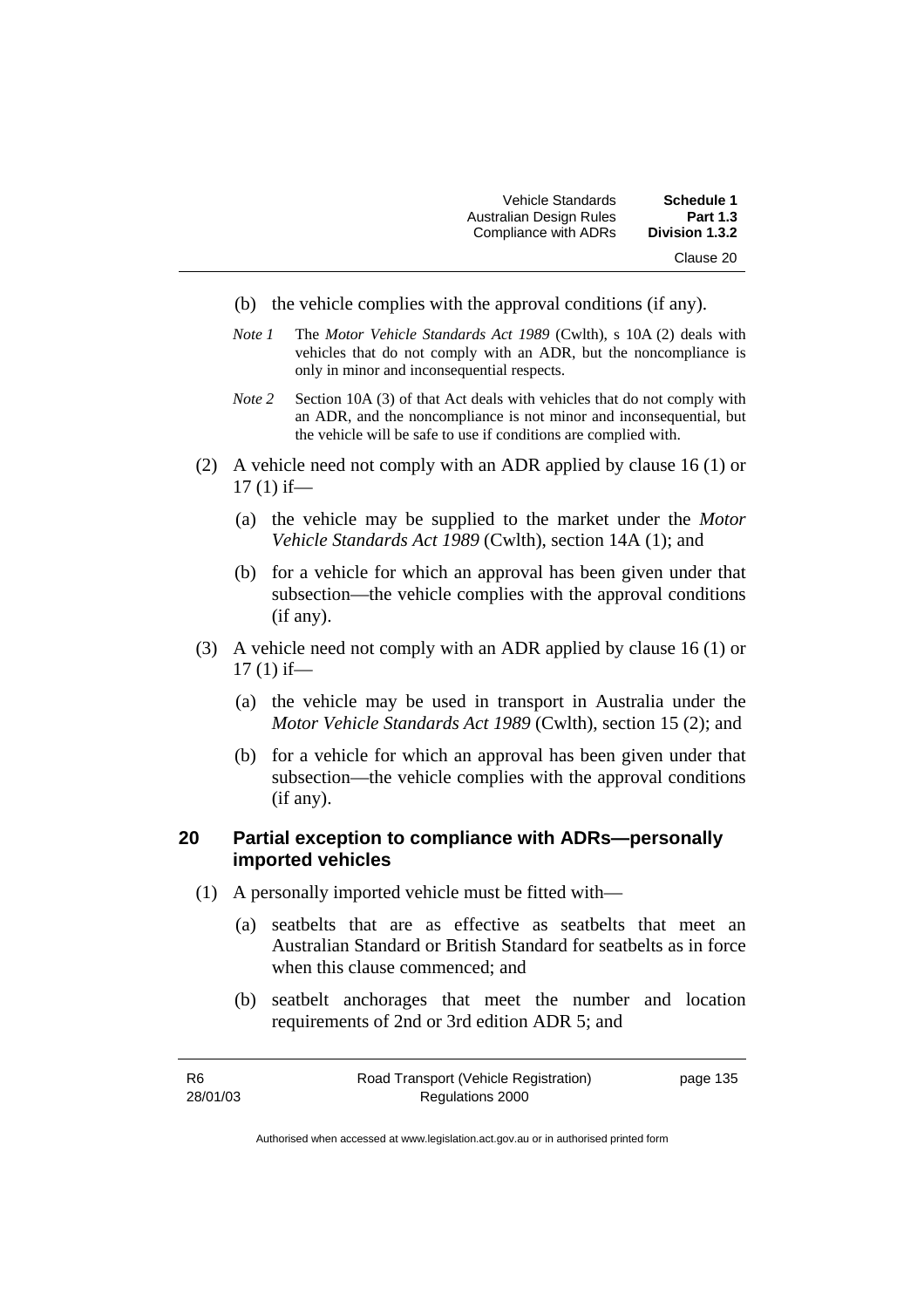(b) the vehicle complies with the approval conditions (if any).

*Note 1* The *Motor Vehicle Standards Act 1989* (Cwlth), s 10A (2) deals with vehicles that do not comply with an ADR, but the noncompliance is only in minor and inconsequential respects.

*Note 2* Section 10A (3) of that Act deals with vehicles that do not comply with an ADR, and the noncompliance is not minor and inconsequential, but the vehicle will be safe to use if conditions are complied with.

(2) A vehicle need not comply with an ADR applied by clause 16 (1) or 17 (1) if—

(a) the vehicle may be supplied to the market under the *Motor Vehicle Standards Act 1989* (Cwlth), section 14A (1); and

(b) for a vehicle for which an approval has been given under that subsection—the vehicle complies with the approval conditions (if any).

(3) A vehicle need not comply with an ADR applied by clause 16 (1) or 17 (1) if—

(a) the vehicle may be used in transport in Australia under the *Motor Vehicle Standards Act 1989* (Cwlth), section 15 (2); and

(b) for a vehicle for which an approval has been given under that subsection—the vehicle complies with the approval conditions (if any).

## 20 Partial exception to compliance with ADRs—personally imported vehicles

(1) A personally imported vehicle must be fitted with—

(a) seatbelts that are as effective as seatbelts that meet an Australian Standard or British Standard for seatbelts as in force when this clause commenced; and

(b) seatbelt anchorages that meet the number and location requirements of 2nd or 3rd edition ADR 5; and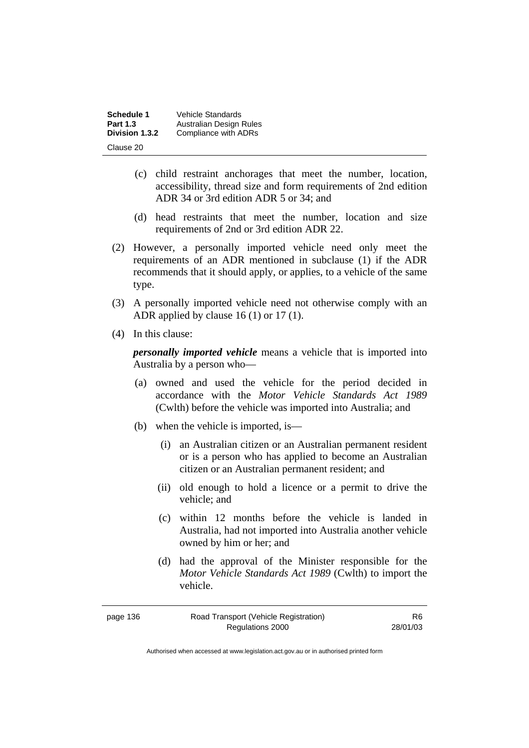(c) child restraint anchorages that meet the number, location, accessibility, thread size and form requirements of 2nd edition ADR 34 or 3rd edition ADR 5 or 34; and

(d) head restraints that meet the number, location and size requirements of 2nd or 3rd edition ADR 22.

(2) However, a personally imported vehicle need only meet the requirements of an ADR mentioned in subclause (1) if the ADR recommends that it should apply, or applies, to a vehicle of the same type.

(3) A personally imported vehicle need not otherwise comply with an ADR applied by clause 16 (1) or 17 (1).

(4) In this clause:

***personally imported vehicle*** means a vehicle that is imported into Australia by a person who—

(a) owned and used the vehicle for the period decided in accordance with the *Motor Vehicle Standards Act 1989* (Cwlth) before the vehicle was imported into Australia; and

(b) when the vehicle is imported, is—

(i) an Australian citizen or an Australian permanent resident or is a person who has applied to become an Australian citizen or an Australian permanent resident; and

(ii) old enough to hold a licence or a permit to drive the vehicle; and

(c) within 12 months before the vehicle is landed in Australia, had not imported into Australia another vehicle owned by him or her; and

(d) had the approval of the Minister responsible for the *Motor Vehicle Standards Act 1989* (Cwlth) to import the vehicle.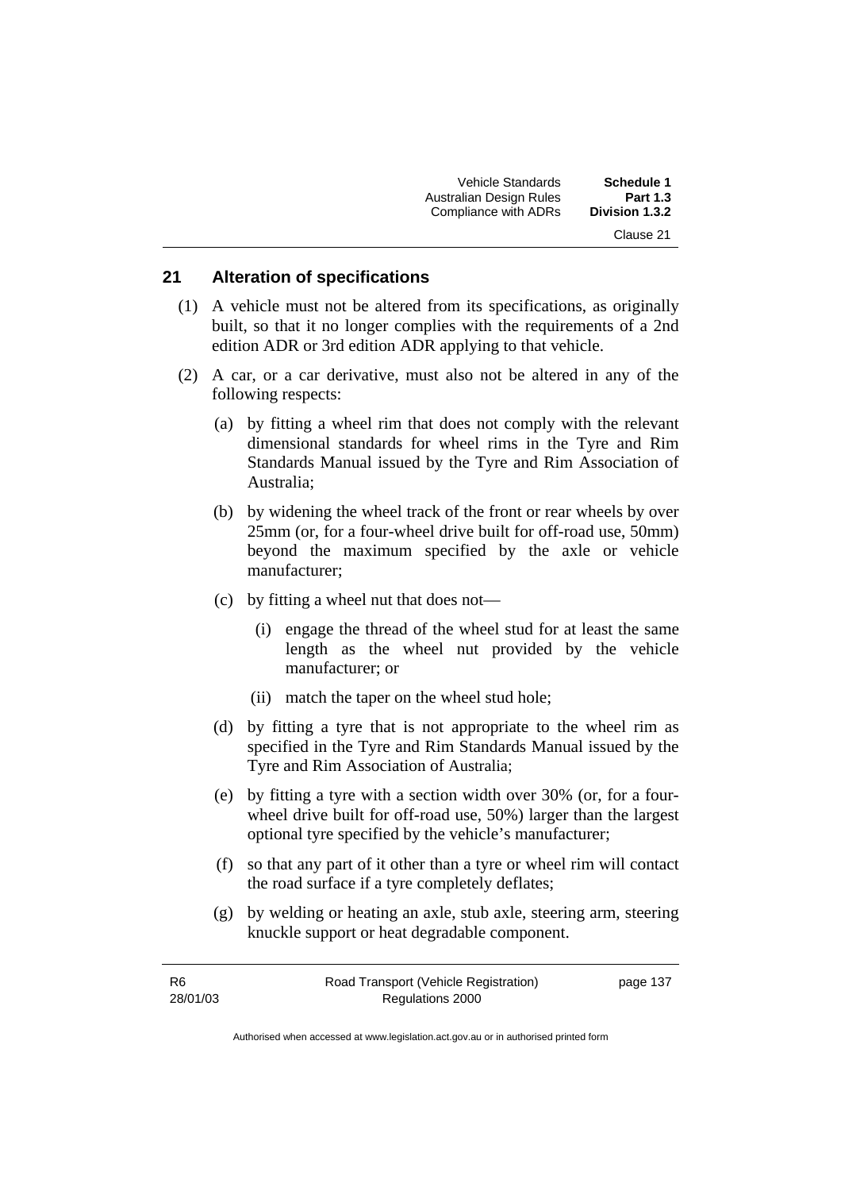## 21 Alteration of specifications

(1) A vehicle must not be altered from its specifications, as originally built, so that it no longer complies with the requirements of a 2nd edition ADR or 3rd edition ADR applying to that vehicle.

(2) A car, or a car derivative, must also not be altered in any of the following respects:

- (a) by fitting a wheel rim that does not comply with the relevant dimensional standards for wheel rims in the Tyre and Rim Standards Manual issued by the Tyre and Rim Association of Australia;
- (b) by widening the wheel track of the front or rear wheels by over 25mm (or, for a four-wheel drive built for off-road use, 50mm) beyond the maximum specified by the axle or vehicle manufacturer;
- (c) by fitting a wheel nut that does not—
  - (i) engage the thread of the wheel stud for at least the same length as the wheel nut provided by the vehicle manufacturer; or
  - (ii) match the taper on the wheel stud hole;
- (d) by fitting a tyre that is not appropriate to the wheel rim as specified in the Tyre and Rim Standards Manual issued by the Tyre and Rim Association of Australia;
- (e) by fitting a tyre with a section width over 30% (or, for a four-wheel drive built for off-road use, 50%) larger than the largest optional tyre specified by the vehicle's manufacturer;
- (f) so that any part of it other than a tyre or wheel rim will contact the road surface if a tyre completely deflates;
- (g) by welding or heating an axle, stub axle, steering arm, steering knuckle support or heat degradable component.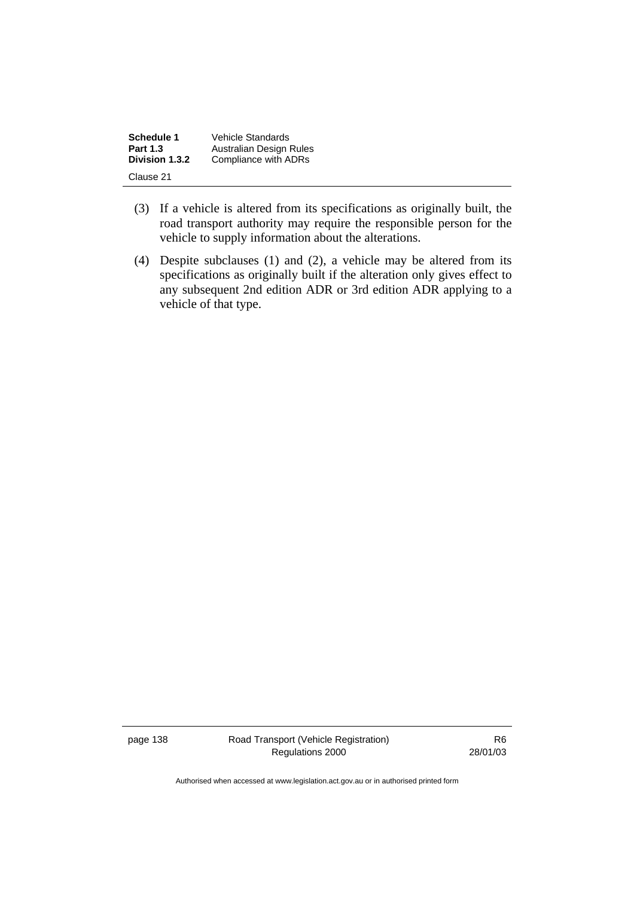(3) If a vehicle is altered from its specifications as originally built, the road transport authority may require the responsible person for the vehicle to supply information about the alterations.

(4) Despite subclauses (1) and (2), a vehicle may be altered from its specifications as originally built if the alteration only gives effect to any subsequent 2nd edition ADR or 3rd edition ADR applying to a vehicle of that type.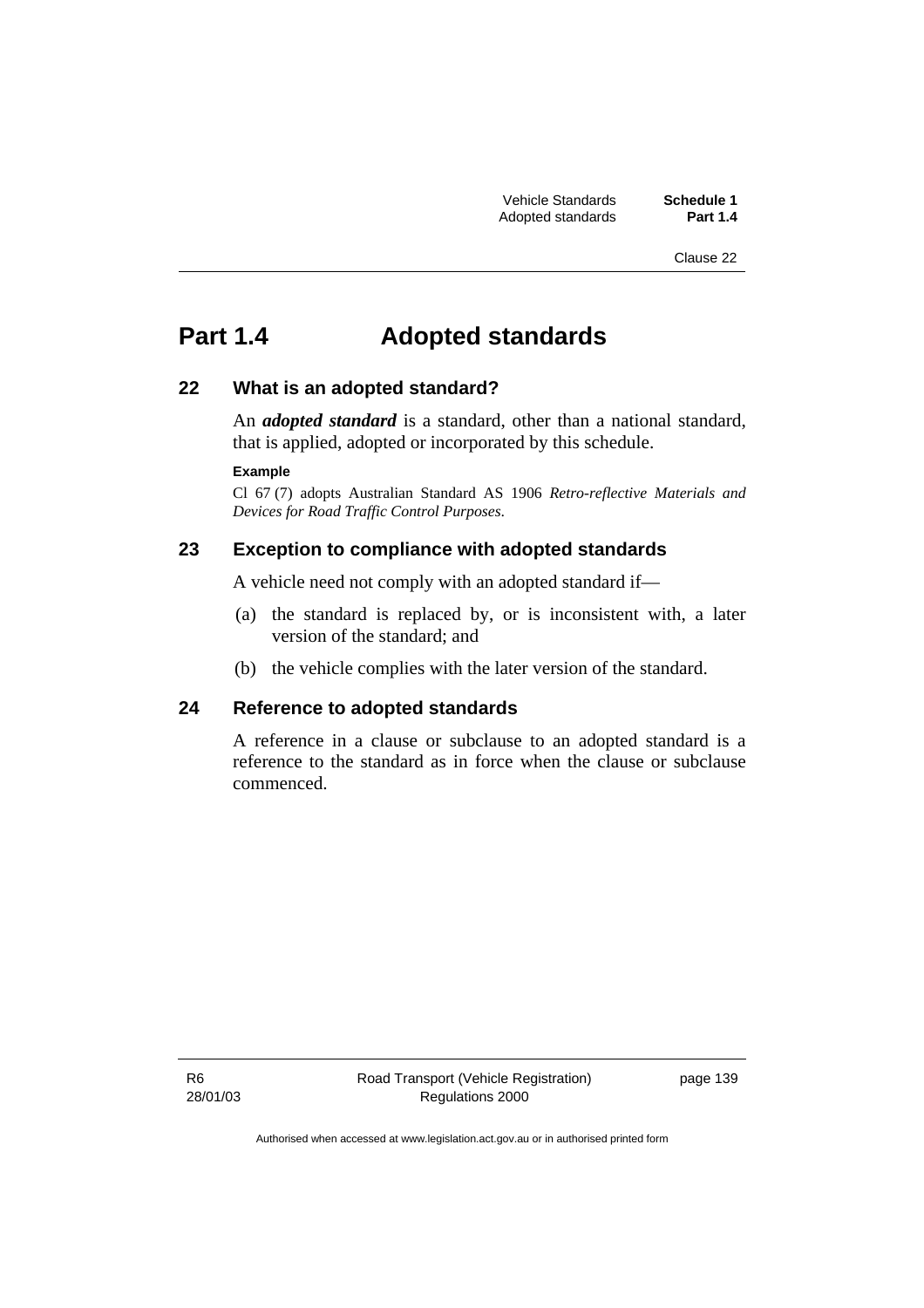# Part 1.4 Adopted standards

## 22 What is an adopted standard?

An ***adopted standard*** is a standard, other than a national standard, that is applied, adopted or incorporated by this schedule.

**Example**

Cl 67 (7) adopts Australian Standard AS 1906 *Retro-reflective Materials and Devices for Road Traffic Control Purposes*.

## 23 Exception to compliance with adopted standards

A vehicle need not comply with an adopted standard if—

(a) the standard is replaced by, or is inconsistent with, a later version of the standard; and

(b) the vehicle complies with the later version of the standard.

## 24 Reference to adopted standards

A reference in a clause or subclause to an adopted standard is a reference to the standard as in force when the clause or subclause commenced.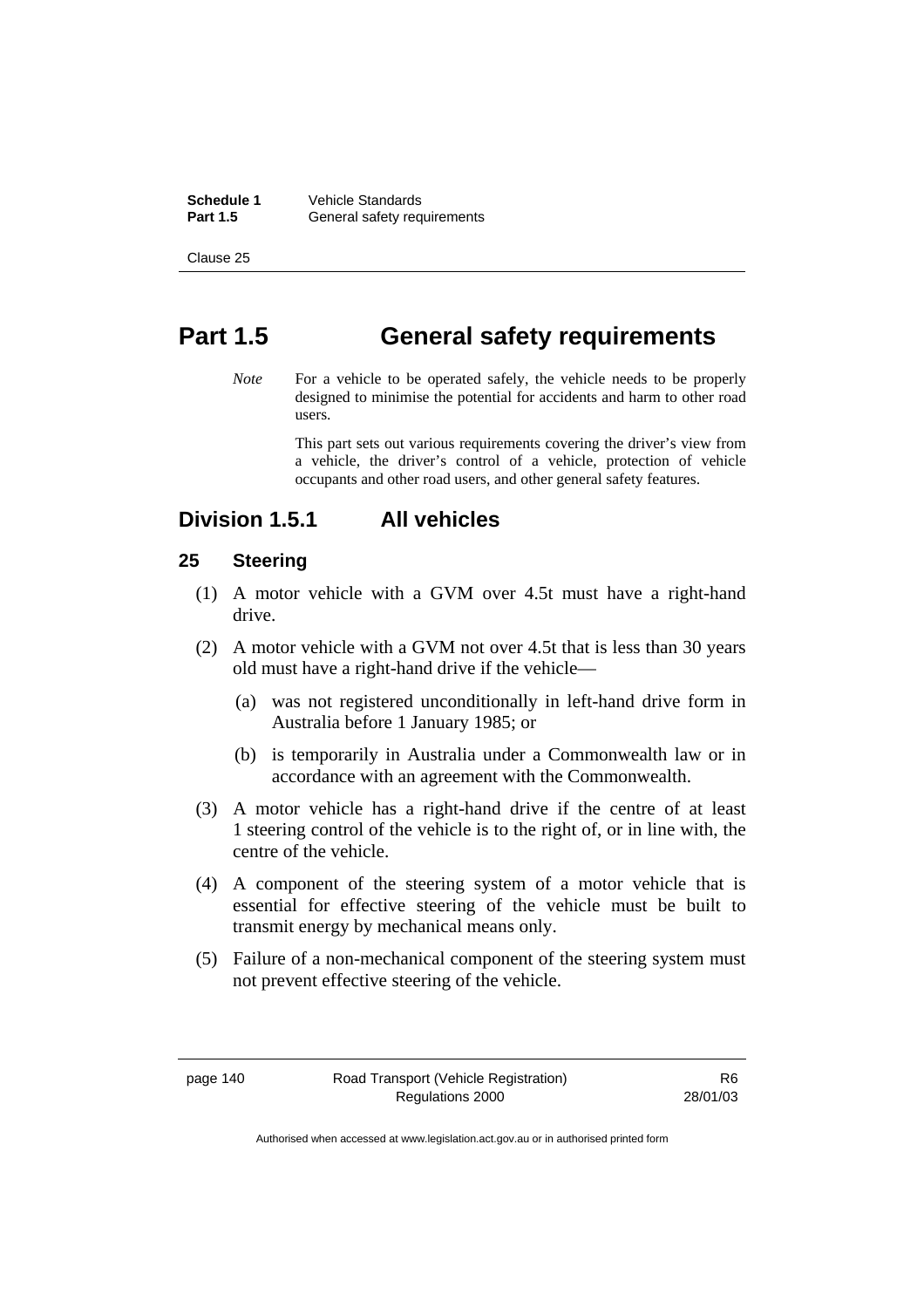# Part 1.5 General safety requirements

*Note* For a vehicle to be operated safely, the vehicle needs to be properly designed to minimise the potential for accidents and harm to other road users.

This part sets out various requirements covering the driver's view from a vehicle, the driver's control of a vehicle, protection of vehicle occupants and other road users, and other general safety features.

## Division 1.5.1 All vehicles

### 25 Steering

(1) A motor vehicle with a GVM over 4.5t must have a right-hand drive.

(2) A motor vehicle with a GVM not over 4.5t that is less than 30 years old must have a right-hand drive if the vehicle—

(a) was not registered unconditionally in left-hand drive form in Australia before 1 January 1985; or

(b) is temporarily in Australia under a Commonwealth law or in accordance with an agreement with the Commonwealth.

(3) A motor vehicle has a right-hand drive if the centre of at least 1 steering control of the vehicle is to the right of, or in line with, the centre of the vehicle.

(4) A component of the steering system of a motor vehicle that is essential for effective steering of the vehicle must be built to transmit energy by mechanical means only.

(5) Failure of a non-mechanical component of the steering system must not prevent effective steering of the vehicle.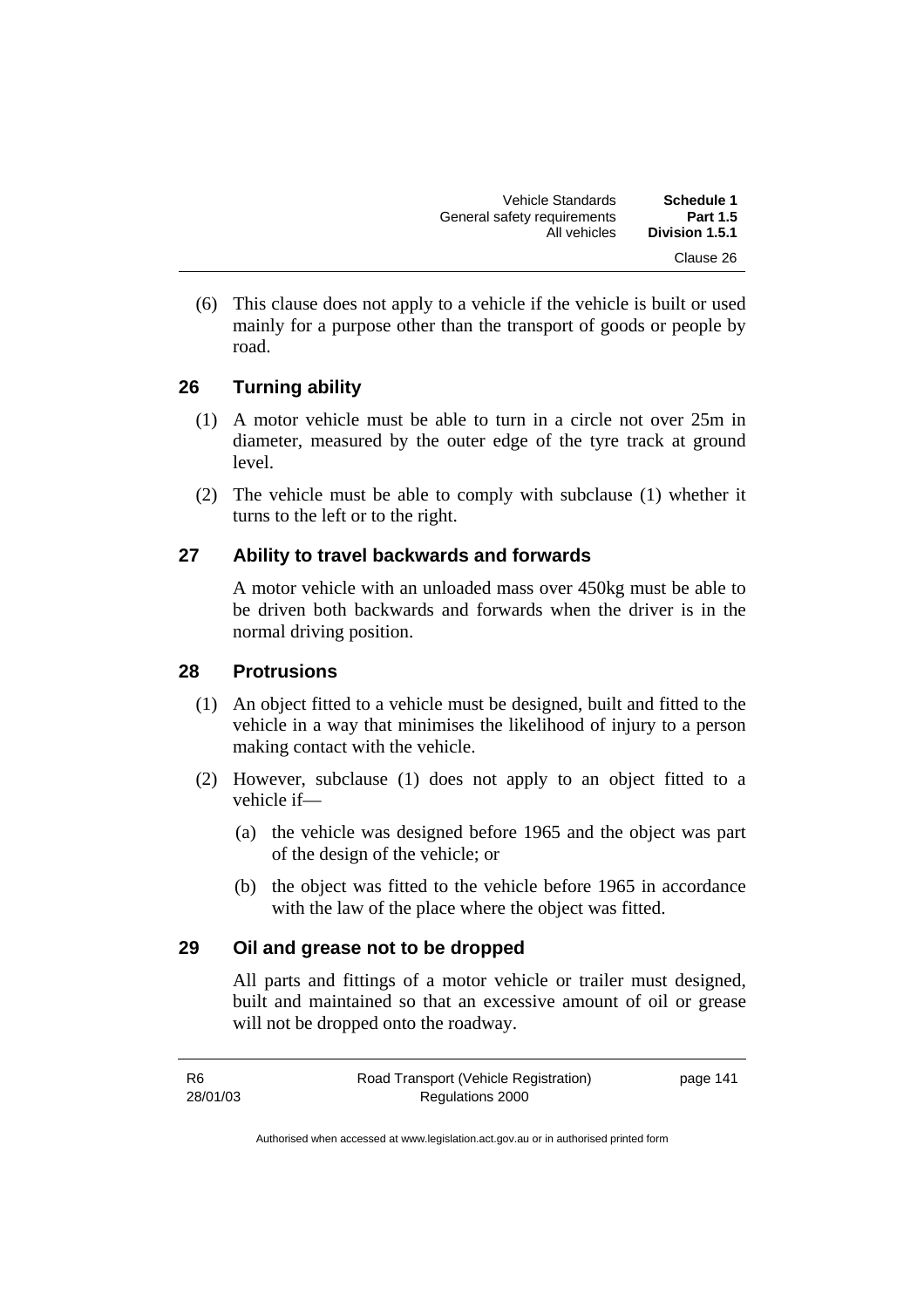(6) This clause does not apply to a vehicle if the vehicle is built or used mainly for a purpose other than the transport of goods or people by road.

## 26 Turning ability

(1) A motor vehicle must be able to turn in a circle not over 25m in diameter, measured by the outer edge of the tyre track at ground level.

(2) The vehicle must be able to comply with subclause (1) whether it turns to the left or to the right.

## 27 Ability to travel backwards and forwards

A motor vehicle with an unloaded mass over 450kg must be able to be driven both backwards and forwards when the driver is in the normal driving position.

## 28 Protrusions

(1) An object fitted to a vehicle must be designed, built and fitted to the vehicle in a way that minimises the likelihood of injury to a person making contact with the vehicle.

(2) However, subclause (1) does not apply to an object fitted to a vehicle if—

(a) the vehicle was designed before 1965 and the object was part of the design of the vehicle; or

(b) the object was fitted to the vehicle before 1965 in accordance with the law of the place where the object was fitted.

## 29 Oil and grease not to be dropped

All parts and fittings of a motor vehicle or trailer must designed, built and maintained so that an excessive amount of oil or grease will not be dropped onto the roadway.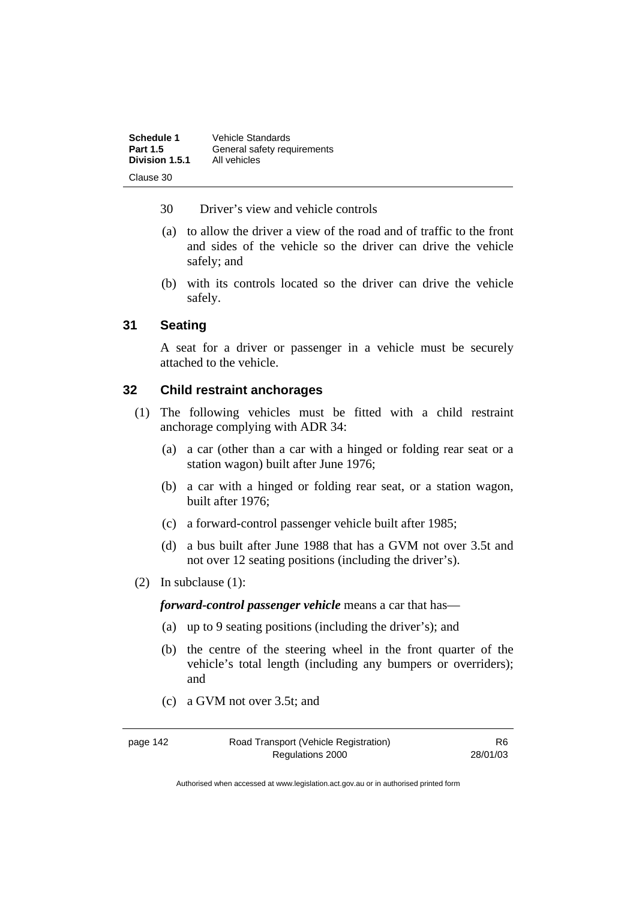30 Driver's view and vehicle controls

(a) to allow the driver a view of the road and of traffic to the front and sides of the vehicle so the driver can drive the vehicle safely; and

(b) with its controls located so the driver can drive the vehicle safely.

## 31 Seating

A seat for a driver or passenger in a vehicle must be securely attached to the vehicle.

## 32 Child restraint anchorages

(1) The following vehicles must be fitted with a child restraint anchorage complying with ADR 34:

(a) a car (other than a car with a hinged or folding rear seat or a station wagon) built after June 1976;

(b) a car with a hinged or folding rear seat, or a station wagon, built after 1976;

(c) a forward-control passenger vehicle built after 1985;

(d) a bus built after June 1988 that has a GVM not over 3.5t and not over 12 seating positions (including the driver's).

(2) In subclause (1):

***forward-control passenger vehicle*** means a car that has—

(a) up to 9 seating positions (including the driver's); and

(b) the centre of the steering wheel in the front quarter of the vehicle's total length (including any bumpers or overriders); and

(c) a GVM not over 3.5t; and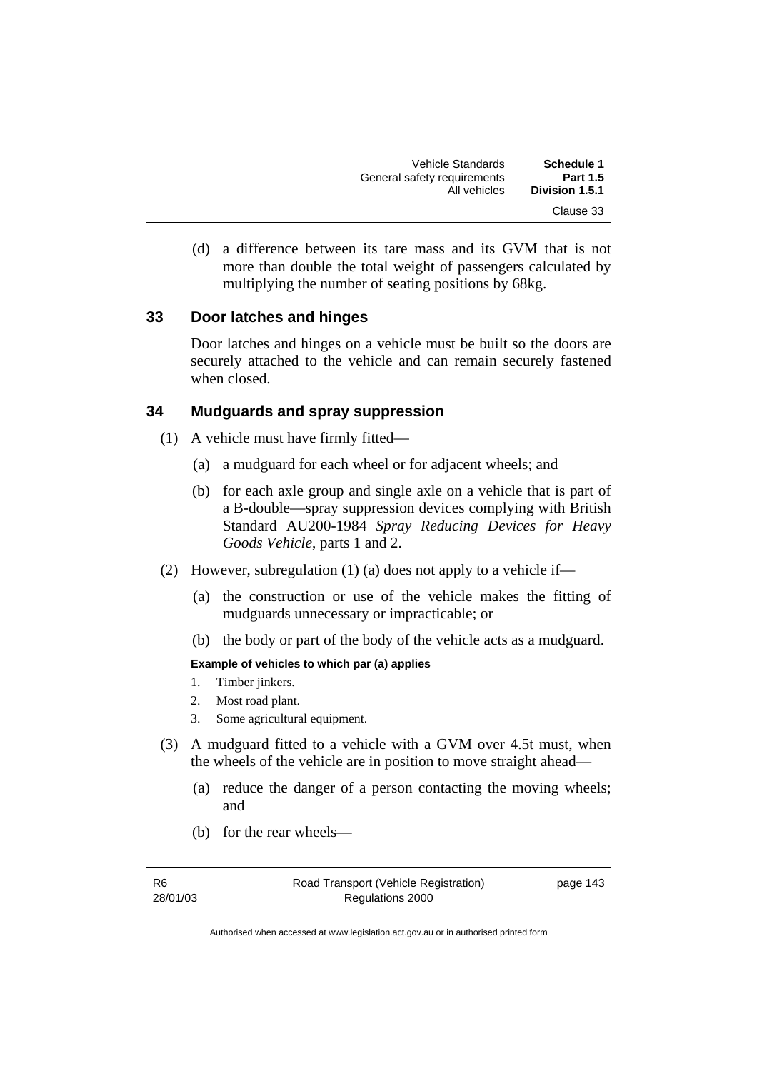(d) a difference between its tare mass and its GVM that is not more than double the total weight of passengers calculated by multiplying the number of seating positions by 68kg.

## 33 Door latches and hinges

Door latches and hinges on a vehicle must be built so the doors are securely attached to the vehicle and can remain securely fastened when closed.

## 34 Mudguards and spray suppression

(1) A vehicle must have firmly fitted—

(a) a mudguard for each wheel or for adjacent wheels; and

(b) for each axle group and single axle on a vehicle that is part of a B-double—spray suppression devices complying with British Standard AU200-1984 *Spray Reducing Devices for Heavy Goods Vehicle*, parts 1 and 2.

(2) However, subregulation (1) (a) does not apply to a vehicle if—

(a) the construction or use of the vehicle makes the fitting of mudguards unnecessary or impracticable; or

(b) the body or part of the body of the vehicle acts as a mudguard.

**Example of vehicles to which par (a) applies**

1. Timber jinkers.
2. Most road plant.
3. Some agricultural equipment.

(3) A mudguard fitted to a vehicle with a GVM over 4.5t must, when the wheels of the vehicle are in position to move straight ahead—

(a) reduce the danger of a person contacting the moving wheels; and

(b) for the rear wheels—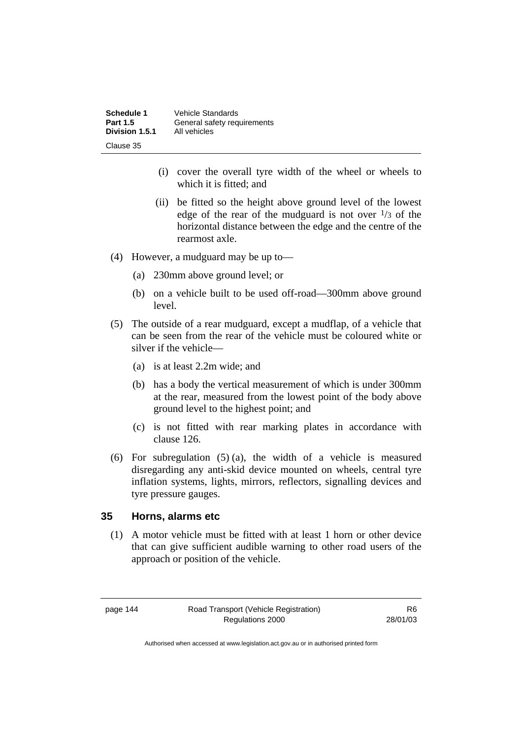(i) cover the overall tyre width of the wheel or wheels to which it is fitted; and

(ii) be fitted so the height above ground level of the lowest edge of the rear of the mudguard is not over $^1/_3$ of the horizontal distance between the edge and the centre of the rearmost axle.

(4) However, a mudguard may be up to—

(a) 230mm above ground level; or

(b) on a vehicle built to be used off-road—300mm above ground level.

(5) The outside of a rear mudguard, except a mudflap, of a vehicle that can be seen from the rear of the vehicle must be coloured white or silver if the vehicle—

(a) is at least 2.2m wide; and

(b) has a body the vertical measurement of which is under 300mm at the rear, measured from the lowest point of the body above ground level to the highest point; and

(c) is not fitted with rear marking plates in accordance with clause 126.

(6) For subregulation (5) (a), the width of a vehicle is measured disregarding any anti-skid device mounted on wheels, central tyre inflation systems, lights, mirrors, reflectors, signalling devices and tyre pressure gauges.

## 35 Horns, alarms etc

(1) A motor vehicle must be fitted with at least 1 horn or other device that can give sufficient audible warning to other road users of the approach or position of the vehicle.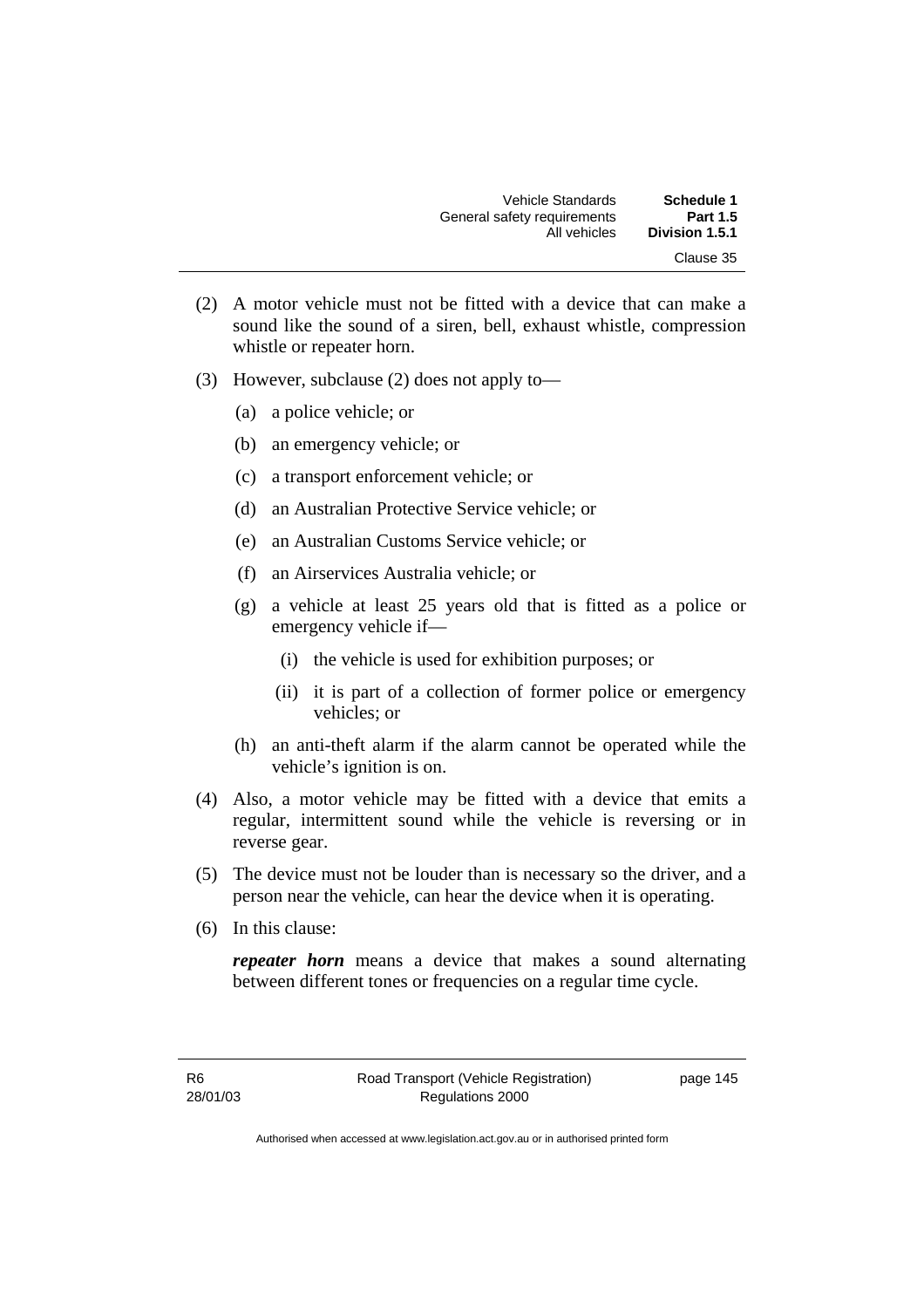(2) A motor vehicle must not be fitted with a device that can make a sound like the sound of a siren, bell, exhaust whistle, compression whistle or repeater horn.

(3) However, subclause (2) does not apply to—

  (a) a police vehicle; or

  (b) an emergency vehicle; or

  (c) a transport enforcement vehicle; or

  (d) an Australian Protective Service vehicle; or

  (e) an Australian Customs Service vehicle; or

  (f) an Airservices Australia vehicle; or

  (g) a vehicle at least 25 years old that is fitted as a police or emergency vehicle if—

    (i) the vehicle is used for exhibition purposes; or

    (ii) it is part of a collection of former police or emergency vehicles; or

  (h) an anti-theft alarm if the alarm cannot be operated while the vehicle's ignition is on.

(4) Also, a motor vehicle may be fitted with a device that emits a regular, intermittent sound while the vehicle is reversing or in reverse gear.

(5) The device must not be louder than is necessary so the driver, and a person near the vehicle, can hear the device when it is operating.

(6) In this clause:

***repeater horn*** means a device that makes a sound alternating between different tones or frequencies on a regular time cycle.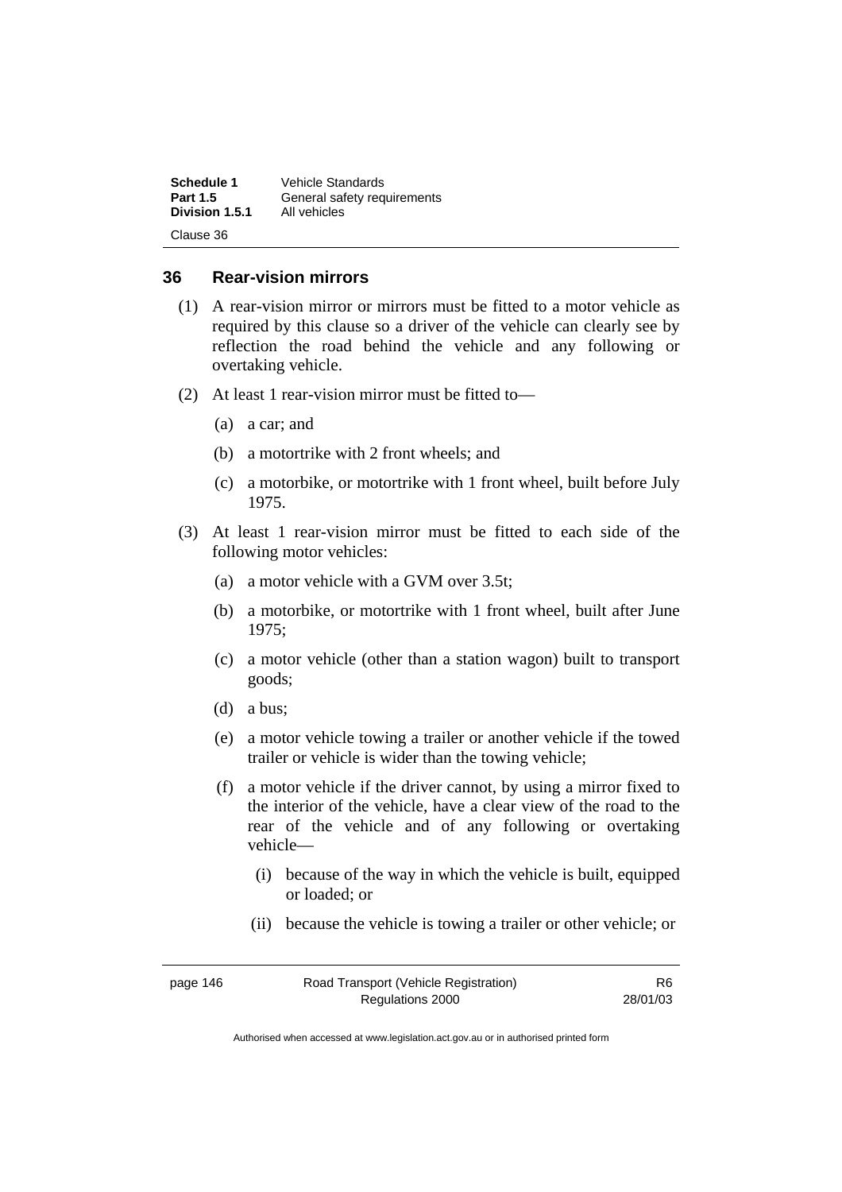## 36 Rear-vision mirrors

(1) A rear-vision mirror or mirrors must be fitted to a motor vehicle as required by this clause so a driver of the vehicle can clearly see by reflection the road behind the vehicle and any following or overtaking vehicle.

(2) At least 1 rear-vision mirror must be fitted to—

- (a) a car; and
- (b) a motortrike with 2 front wheels; and
- (c) a motorbike, or motortrike with 1 front wheel, built before July 1975.

(3) At least 1 rear-vision mirror must be fitted to each side of the following motor vehicles:

- (a) a motor vehicle with a GVM over 3.5t;
- (b) a motorbike, or motortrike with 1 front wheel, built after June 1975;
- (c) a motor vehicle (other than a station wagon) built to transport goods;
- (d) a bus;
- (e) a motor vehicle towing a trailer or another vehicle if the towed trailer or vehicle is wider than the towing vehicle;
- (f) a motor vehicle if the driver cannot, by using a mirror fixed to the interior of the vehicle, have a clear view of the road to the rear of the vehicle and of any following or overtaking vehicle—
  - (i) because of the way in which the vehicle is built, equipped or loaded; or
  - (ii) because the vehicle is towing a trailer or other vehicle; or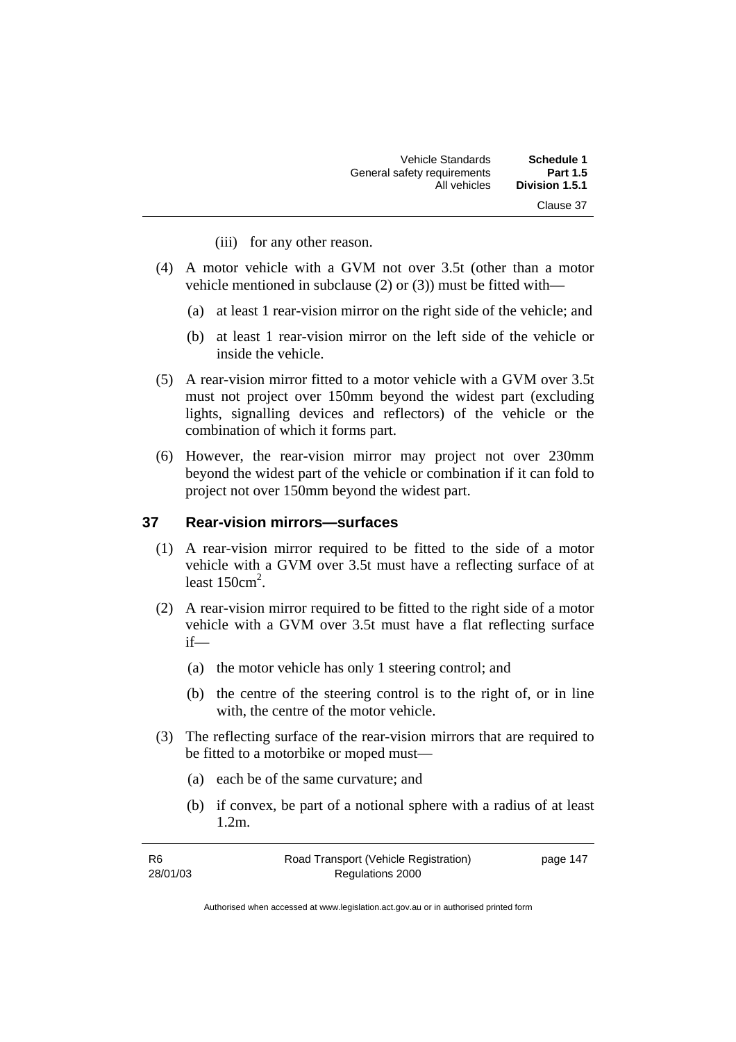(iii) for any other reason.

(4) A motor vehicle with a GVM not over 3.5t (other than a motor vehicle mentioned in subclause (2) or (3)) must be fitted with—

(a) at least 1 rear-vision mirror on the right side of the vehicle; and

(b) at least 1 rear-vision mirror on the left side of the vehicle or inside the vehicle.

(5) A rear-vision mirror fitted to a motor vehicle with a GVM over 3.5t must not project over 150mm beyond the widest part (excluding lights, signalling devices and reflectors) of the vehicle or the combination of which it forms part.

(6) However, the rear-vision mirror may project not over 230mm beyond the widest part of the vehicle or combination if it can fold to project not over 150mm beyond the widest part.

## 37 Rear-vision mirrors—surfaces

(1) A rear-vision mirror required to be fitted to the side of a motor vehicle with a GVM over 3.5t must have a reflecting surface of at least $150cm^2$.

(2) A rear-vision mirror required to be fitted to the right side of a motor vehicle with a GVM over 3.5t must have a flat reflecting surface if—

(a) the motor vehicle has only 1 steering control; and

(b) the centre of the steering control is to the right of, or in line with, the centre of the motor vehicle.

(3) The reflecting surface of the rear-vision mirrors that are required to be fitted to a motorbike or moped must—

(a) each be of the same curvature; and

(b) if convex, be part of a notional sphere with a radius of at least 1.2m.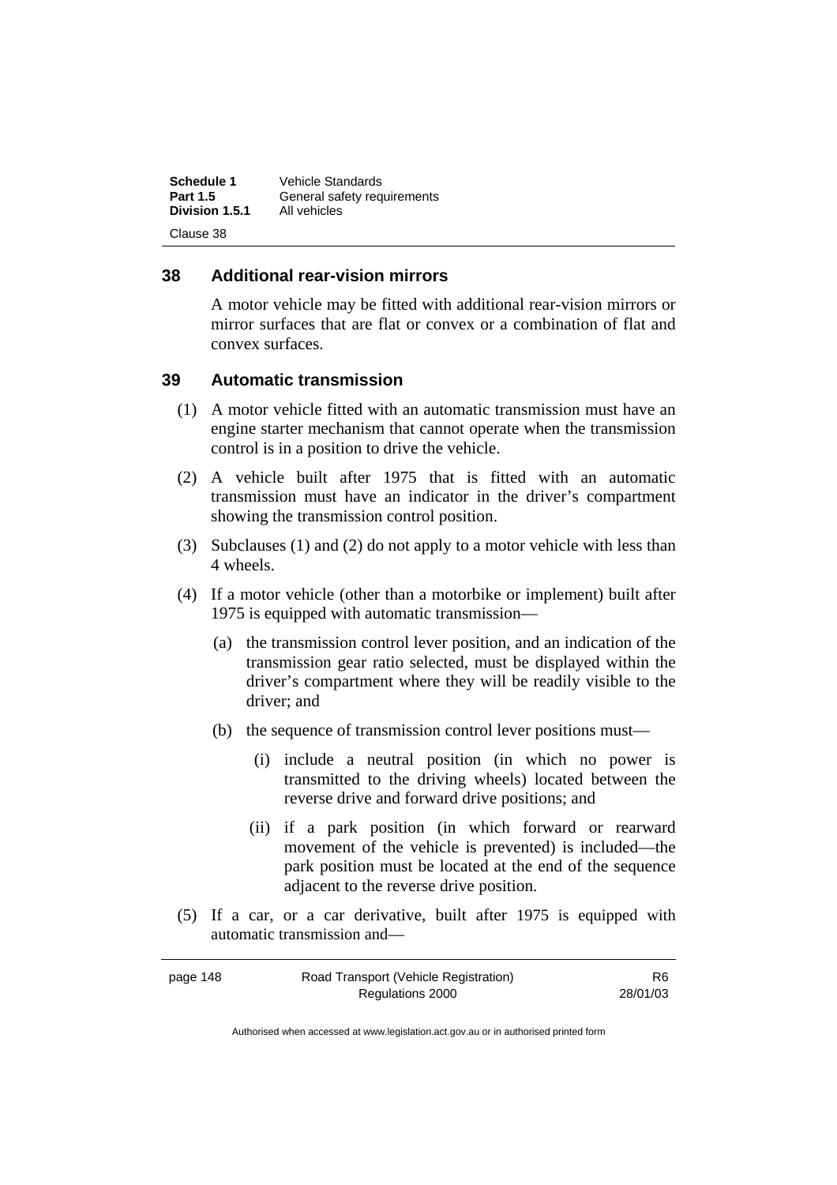## 38 Additional rear-vision mirrors

A motor vehicle may be fitted with additional rear-vision mirrors or mirror surfaces that are flat or convex or a combination of flat and convex surfaces.

## 39 Automatic transmission

(1) A motor vehicle fitted with an automatic transmission must have an engine starter mechanism that cannot operate when the transmission control is in a position to drive the vehicle.

(2) A vehicle built after 1975 that is fitted with an automatic transmission must have an indicator in the driver's compartment showing the transmission control position.

(3) Subclauses (1) and (2) do not apply to a motor vehicle with less than 4 wheels.

(4) If a motor vehicle (other than a motorbike or implement) built after 1975 is equipped with automatic transmission—

(a) the transmission control lever position, and an indication of the transmission gear ratio selected, must be displayed within the driver's compartment where they will be readily visible to the driver; and

(b) the sequence of transmission control lever positions must—

(i) include a neutral position (in which no power is transmitted to the driving wheels) located between the reverse drive and forward drive positions; and

(ii) if a park position (in which forward or rearward movement of the vehicle is prevented) is included—the park position must be located at the end of the sequence adjacent to the reverse drive position.

(5) If a car, or a car derivative, built after 1975 is equipped with automatic transmission and—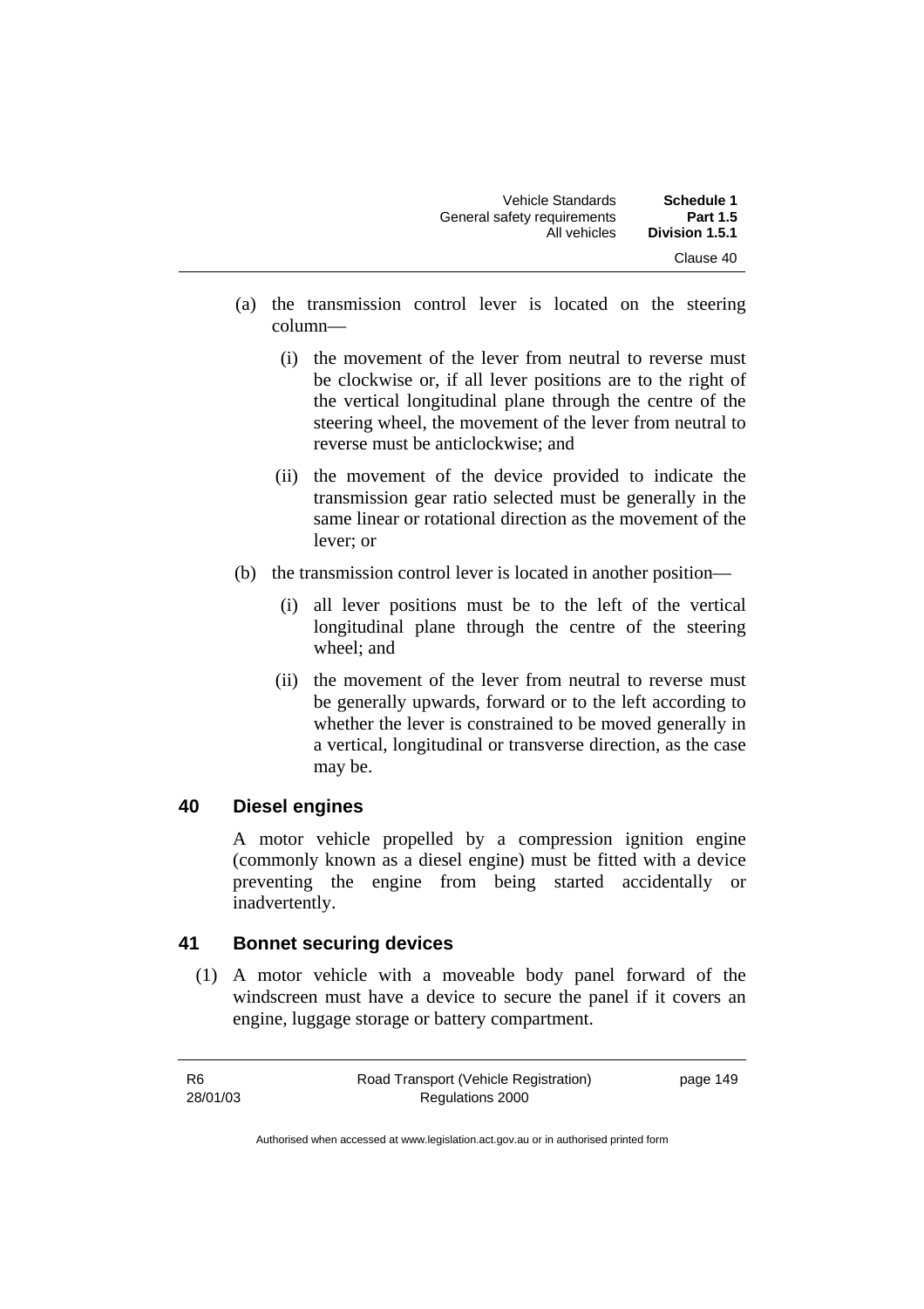(a) the transmission control lever is located on the steering column—

(i) the movement of the lever from neutral to reverse must be clockwise or, if all lever positions are to the right of the vertical longitudinal plane through the centre of the steering wheel, the movement of the lever from neutral to reverse must be anticlockwise; and

(ii) the movement of the device provided to indicate the transmission gear ratio selected must be generally in the same linear or rotational direction as the movement of the lever; or

(b) the transmission control lever is located in another position—

(i) all lever positions must be to the left of the vertical longitudinal plane through the centre of the steering wheel; and

(ii) the movement of the lever from neutral to reverse must be generally upwards, forward or to the left according to whether the lever is constrained to be moved generally in a vertical, longitudinal or transverse direction, as the case may be.

## 40 Diesel engines

A motor vehicle propelled by a compression ignition engine (commonly known as a diesel engine) must be fitted with a device preventing the engine from being started accidentally or inadvertently.

## 41 Bonnet securing devices

(1) A motor vehicle with a moveable body panel forward of the windscreen must have a device to secure the panel if it covers an engine, luggage storage or battery compartment.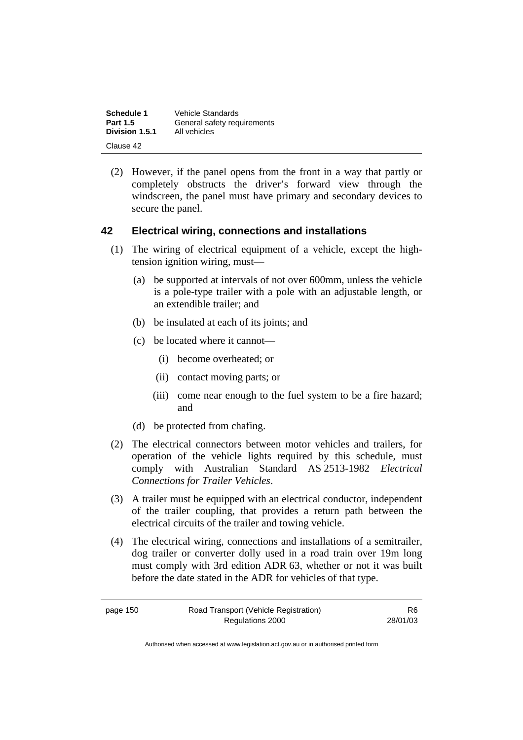(2) However, if the panel opens from the front in a way that partly or completely obstructs the driver's forward view through the windscreen, the panel must have primary and secondary devices to secure the panel.

## 42 Electrical wiring, connections and installations

(1) The wiring of electrical equipment of a vehicle, except the high-tension ignition wiring, must—

(a) be supported at intervals of not over 600mm, unless the vehicle is a pole-type trailer with a pole with an adjustable length, or an extendible trailer; and

(b) be insulated at each of its joints; and

(c) be located where it cannot—

(i) become overheated; or

(ii) contact moving parts; or

(iii) come near enough to the fuel system to be a fire hazard; and

(d) be protected from chafing.

(2) The electrical connectors between motor vehicles and trailers, for operation of the vehicle lights required by this schedule, must comply with Australian Standard AS 2513-1982 *Electrical Connections for Trailer Vehicles*.

(3) A trailer must be equipped with an electrical conductor, independent of the trailer coupling, that provides a return path between the electrical circuits of the trailer and towing vehicle.

(4) The electrical wiring, connections and installations of a semitrailer, dog trailer or converter dolly used in a road train over 19m long must comply with 3rd edition ADR 63, whether or not it was built before the date stated in the ADR for vehicles of that type.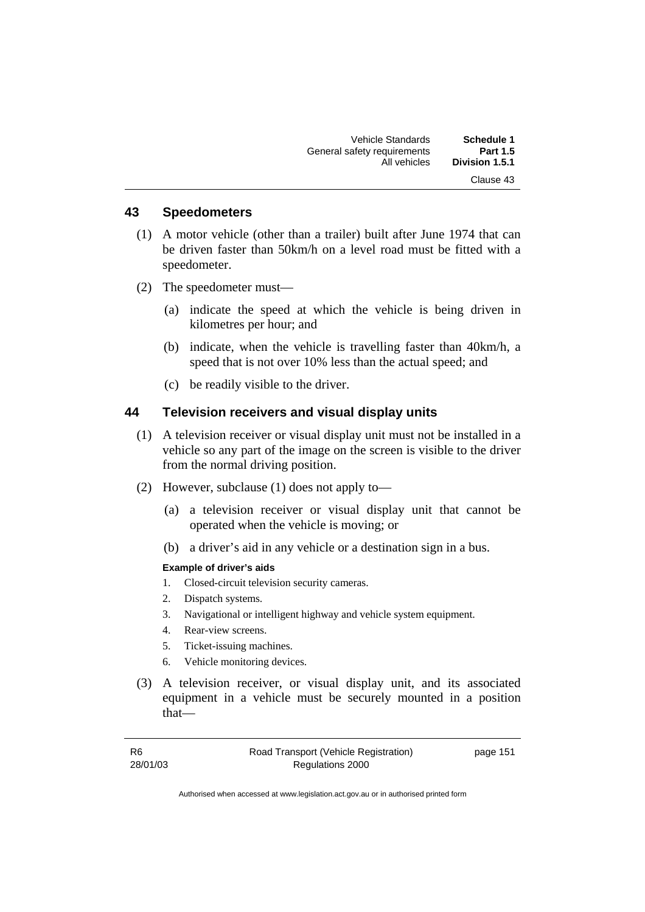## 43 Speedometers

(1) A motor vehicle (other than a trailer) built after June 1974 that can be driven faster than 50km/h on a level road must be fitted with a speedometer.

(2) The speedometer must—

(a) indicate the speed at which the vehicle is being driven in kilometres per hour; and

(b) indicate, when the vehicle is travelling faster than 40km/h, a speed that is not over 10% less than the actual speed; and

(c) be readily visible to the driver.

## 44 Television receivers and visual display units

(1) A television receiver or visual display unit must not be installed in a vehicle so any part of the image on the screen is visible to the driver from the normal driving position.

(2) However, subclause (1) does not apply to—

(a) a television receiver or visual display unit that cannot be operated when the vehicle is moving; or

(b) a driver's aid in any vehicle or a destination sign in a bus.

**Example of driver's aids**

1. Closed-circuit television security cameras.
2. Dispatch systems.
3. Navigational or intelligent highway and vehicle system equipment.
4. Rear-view screens.
5. Ticket-issuing machines.
6. Vehicle monitoring devices.

(3) A television receiver, or visual display unit, and its associated equipment in a vehicle must be securely mounted in a position that—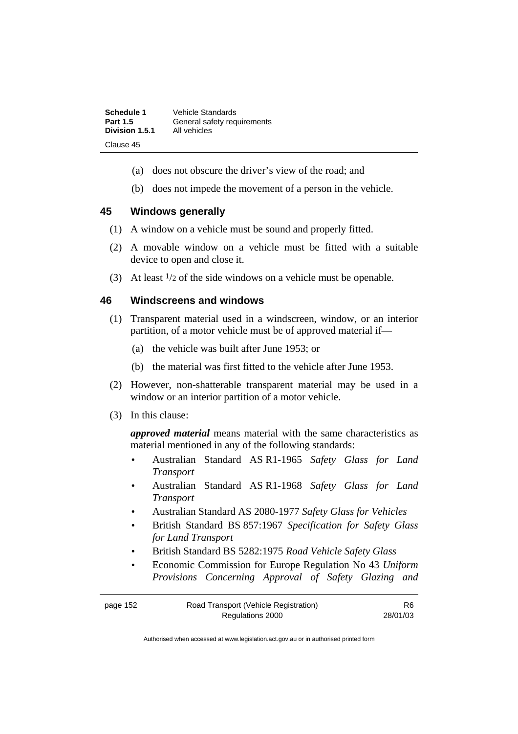(a) does not obscure the driver's view of the road; and

(b) does not impede the movement of a person in the vehicle.

## 45 Windows generally

(1) A window on a vehicle must be sound and properly fitted.

(2) A movable window on a vehicle must be fitted with a suitable device to open and close it.

(3) At least $^1/_2$ of the side windows on a vehicle must be openable.

## 46 Windscreens and windows

(1) Transparent material used in a windscreen, window, or an interior partition, of a motor vehicle must be of approved material if—

(a) the vehicle was built after June 1953; or

(b) the material was first fitted to the vehicle after June 1953.

(2) However, non-shatterable transparent material may be used in a window or an interior partition of a motor vehicle.

(3) In this clause:

***approved material*** means material with the same characteristics as material mentioned in any of the following standards:

- Australian Standard AS R1-1965 *Safety Glass for Land Transport*
- Australian Standard AS R1-1968 *Safety Glass for Land Transport*
- Australian Standard AS 2080-1977 *Safety Glass for Vehicles*
- British Standard BS 857:1967 *Specification for Safety Glass for Land Transport*
- British Standard BS 5282:1975 *Road Vehicle Safety Glass*
- Economic Commission for Europe Regulation No 43 *Uniform Provisions Concerning Approval of Safety Glazing and*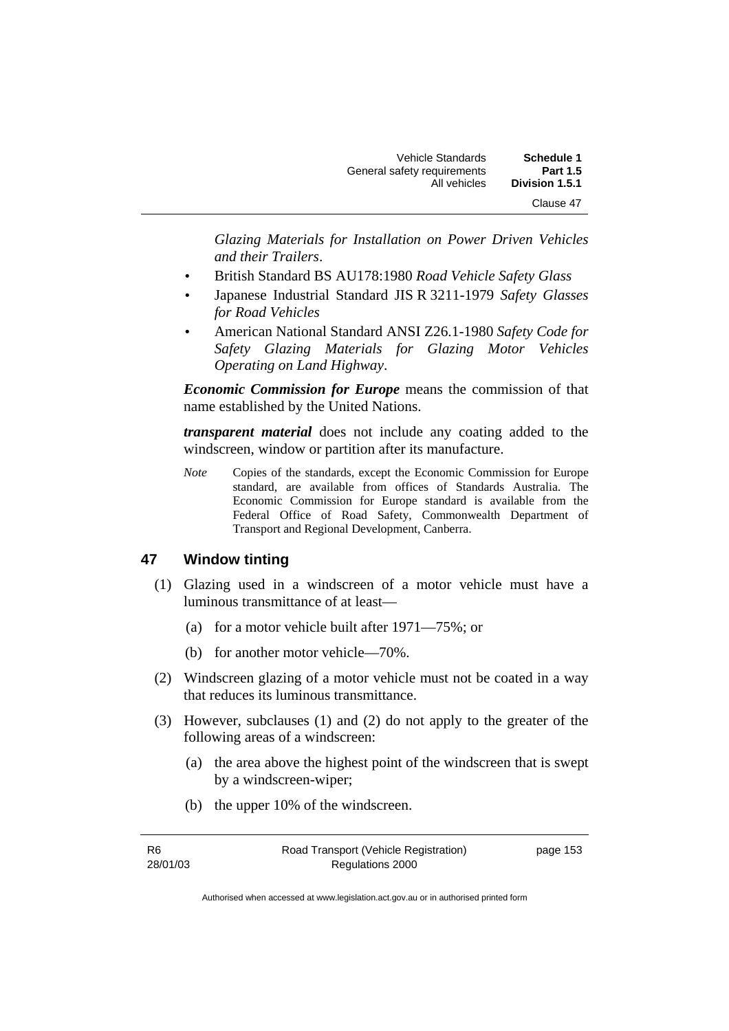*Glazing Materials for Installation on Power Driven Vehicles and their Trailers*.

- British Standard BS AU178:1980 *Road Vehicle Safety Glass*
- Japanese Industrial Standard JIS R 3211-1979 *Safety Glasses for Road Vehicles*
- American National Standard ANSI Z26.1-1980 *Safety Code for Safety Glazing Materials for Glazing Motor Vehicles Operating on Land Highway*.

***Economic Commission for Europe*** means the commission of that name established by the United Nations.

***transparent material*** does not include any coating added to the windscreen, window or partition after its manufacture.

*Note* Copies of the standards, except the Economic Commission for Europe standard, are available from offices of Standards Australia. The Economic Commission for Europe standard is available from the Federal Office of Road Safety, Commonwealth Department of Transport and Regional Development, Canberra.

## 47 Window tinting

(1) Glazing used in a windscreen of a motor vehicle must have a luminous transmittance of at least—

(a) for a motor vehicle built after 1971—75%; or

(b) for another motor vehicle—70%.

(2) Windscreen glazing of a motor vehicle must not be coated in a way that reduces its luminous transmittance.

(3) However, subclauses (1) and (2) do not apply to the greater of the following areas of a windscreen:

(a) the area above the highest point of the windscreen that is swept by a windscreen-wiper;

(b) the upper 10% of the windscreen.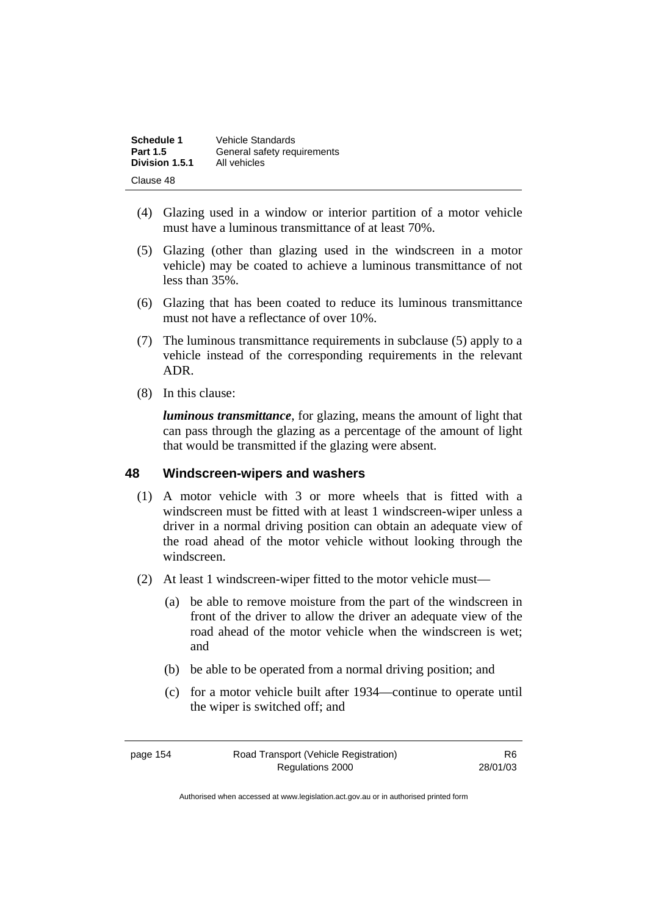(4) Glazing used in a window or interior partition of a motor vehicle must have a luminous transmittance of at least 70%.

(5) Glazing (other than glazing used in the windscreen in a motor vehicle) may be coated to achieve a luminous transmittance of not less than 35%.

(6) Glazing that has been coated to reduce its luminous transmittance must not have a reflectance of over 10%.

(7) The luminous transmittance requirements in subclause (5) apply to a vehicle instead of the corresponding requirements in the relevant ADR.

(8) In this clause:

***luminous transmittance***, for glazing, means the amount of light that can pass through the glazing as a percentage of the amount of light that would be transmitted if the glazing were absent.

## 48 Windscreen-wipers and washers

(1) A motor vehicle with 3 or more wheels that is fitted with a windscreen must be fitted with at least 1 windscreen-wiper unless a driver in a normal driving position can obtain an adequate view of the road ahead of the motor vehicle without looking through the windscreen.

(2) At least 1 windscreen-wiper fitted to the motor vehicle must—

(a) be able to remove moisture from the part of the windscreen in front of the driver to allow the driver an adequate view of the road ahead of the motor vehicle when the windscreen is wet; and

(b) be able to be operated from a normal driving position; and

(c) for a motor vehicle built after 1934—continue to operate until the wiper is switched off; and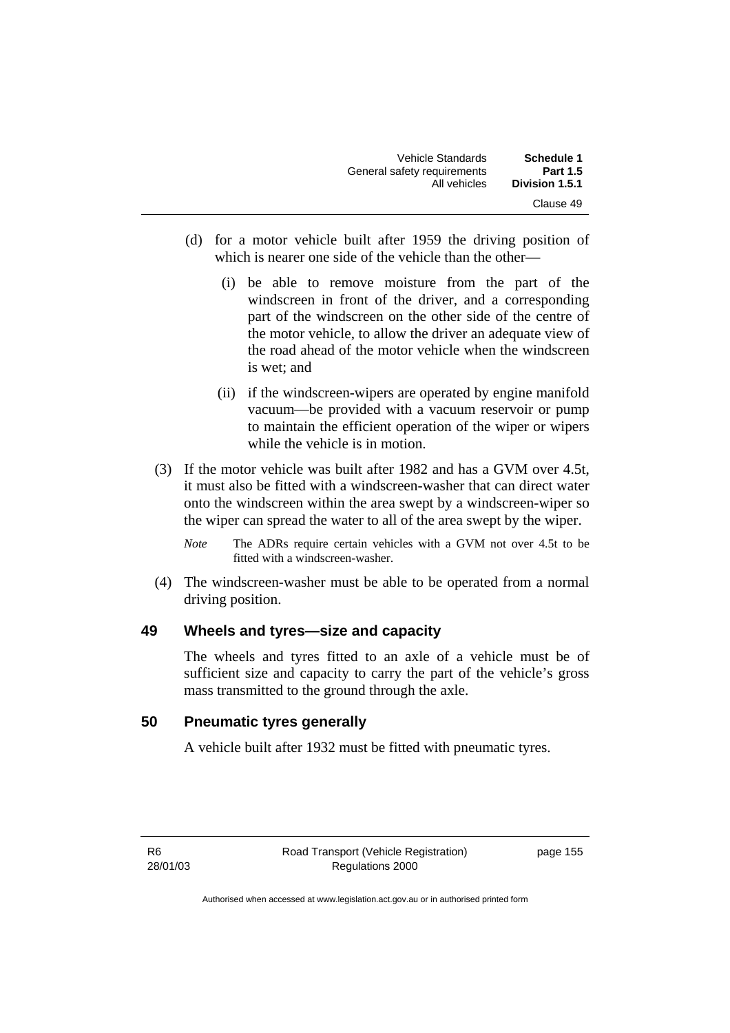(d) for a motor vehicle built after 1959 the driving position of which is nearer one side of the vehicle than the other—

   (i) be able to remove moisture from the part of the windscreen in front of the driver, and a corresponding part of the windscreen on the other side of the centre of the motor vehicle, to allow the driver an adequate view of the road ahead of the motor vehicle when the windscreen is wet; and

   (ii) if the windscreen-wipers are operated by engine manifold vacuum—be provided with a vacuum reservoir or pump to maintain the efficient operation of the wiper or wipers while the vehicle is in motion.

(3) If the motor vehicle was built after 1982 and has a GVM over 4.5t, it must also be fitted with a windscreen-washer that can direct water onto the windscreen within the area swept by a windscreen-wiper so the wiper can spread the water to all of the area swept by the wiper.

*Note* The ADRs require certain vehicles with a GVM not over 4.5t to be fitted with a windscreen-washer.

(4) The windscreen-washer must be able to be operated from a normal driving position.

## 49 Wheels and tyres—size and capacity

The wheels and tyres fitted to an axle of a vehicle must be of sufficient size and capacity to carry the part of the vehicle's gross mass transmitted to the ground through the axle.

## 50 Pneumatic tyres generally

A vehicle built after 1932 must be fitted with pneumatic tyres.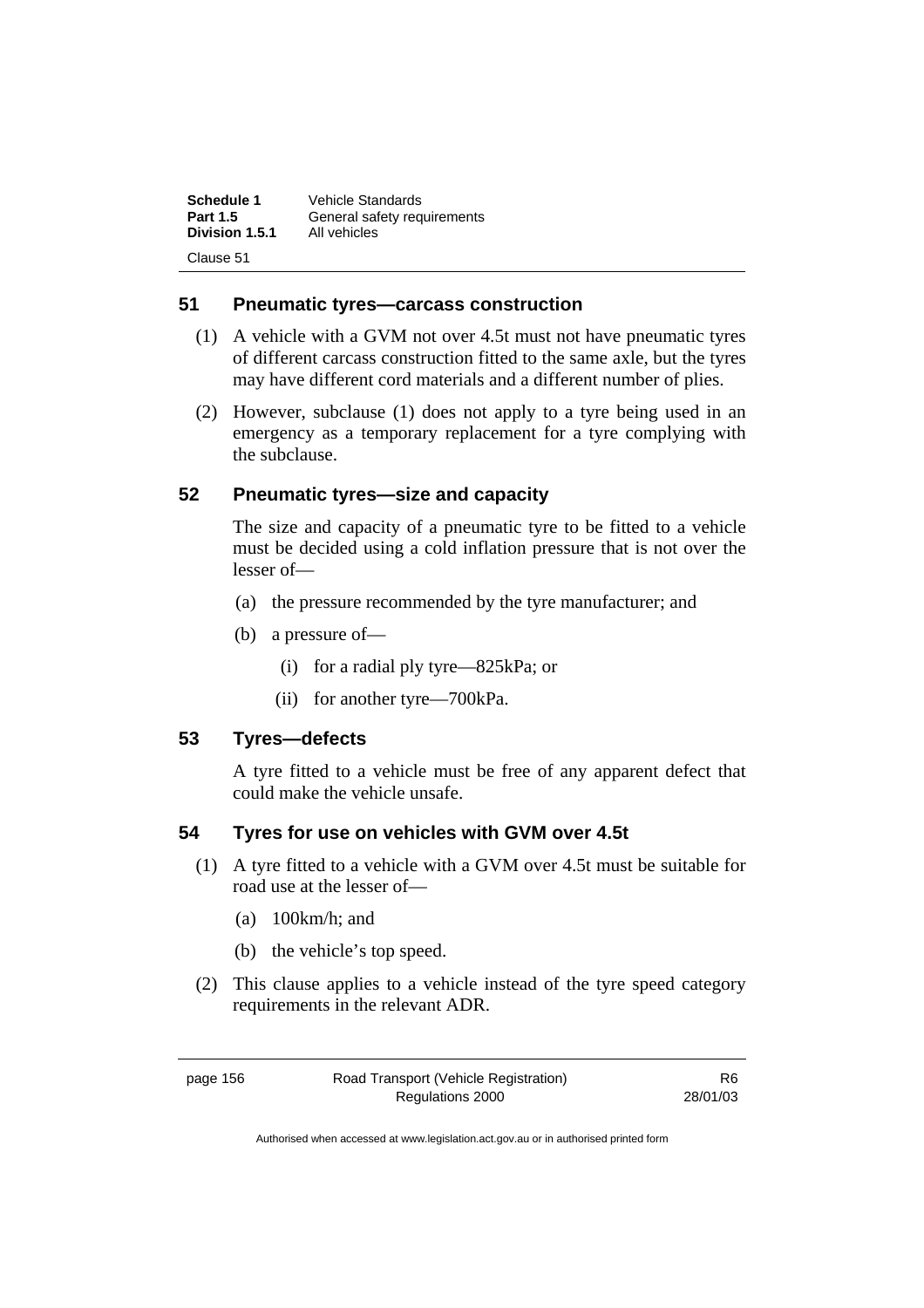## 51 Pneumatic tyres—carcass construction

(1) A vehicle with a GVM not over 4.5t must not have pneumatic tyres of different carcass construction fitted to the same axle, but the tyres may have different cord materials and a different number of plies.

(2) However, subclause (1) does not apply to a tyre being used in an emergency as a temporary replacement for a tyre complying with the subclause.

## 52 Pneumatic tyres—size and capacity

The size and capacity of a pneumatic tyre to be fitted to a vehicle must be decided using a cold inflation pressure that is not over the lesser of—

(a) the pressure recommended by the tyre manufacturer; and

(b) a pressure of—

   (i) for a radial ply tyre—825kPa; or

   (ii) for another tyre—700kPa.

## 53 Tyres—defects

A tyre fitted to a vehicle must be free of any apparent defect that could make the vehicle unsafe.

## 54 Tyres for use on vehicles with GVM over 4.5t

(1) A tyre fitted to a vehicle with a GVM over 4.5t must be suitable for road use at the lesser of—

(a) 100km/h; and

(b) the vehicle's top speed.

(2) This clause applies to a vehicle instead of the tyre speed category requirements in the relevant ADR.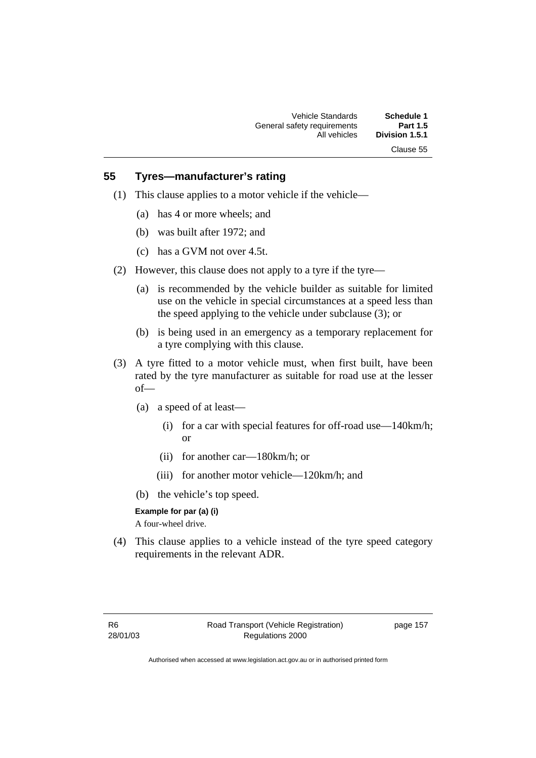## 55 Tyres—manufacturer's rating

(1) This clause applies to a motor vehicle if the vehicle—

(a) has 4 or more wheels; and

(b) was built after 1972; and

(c) has a GVM not over 4.5t.

(2) However, this clause does not apply to a tyre if the tyre—

(a) is recommended by the vehicle builder as suitable for limited use on the vehicle in special circumstances at a speed less than the speed applying to the vehicle under subclause (3); or

(b) is being used in an emergency as a temporary replacement for a tyre complying with this clause.

(3) A tyre fitted to a motor vehicle must, when first built, have been rated by the tyre manufacturer as suitable for road use at the lesser of—

(a) a speed of at least—

(i) for a car with special features for off-road use—140km/h; or

(ii) for another car—180km/h; or

(iii) for another motor vehicle—120km/h; and

(b) the vehicle's top speed.

**Example for par (a) (i)**

A four-wheel drive.

(4) This clause applies to a vehicle instead of the tyre speed category requirements in the relevant ADR.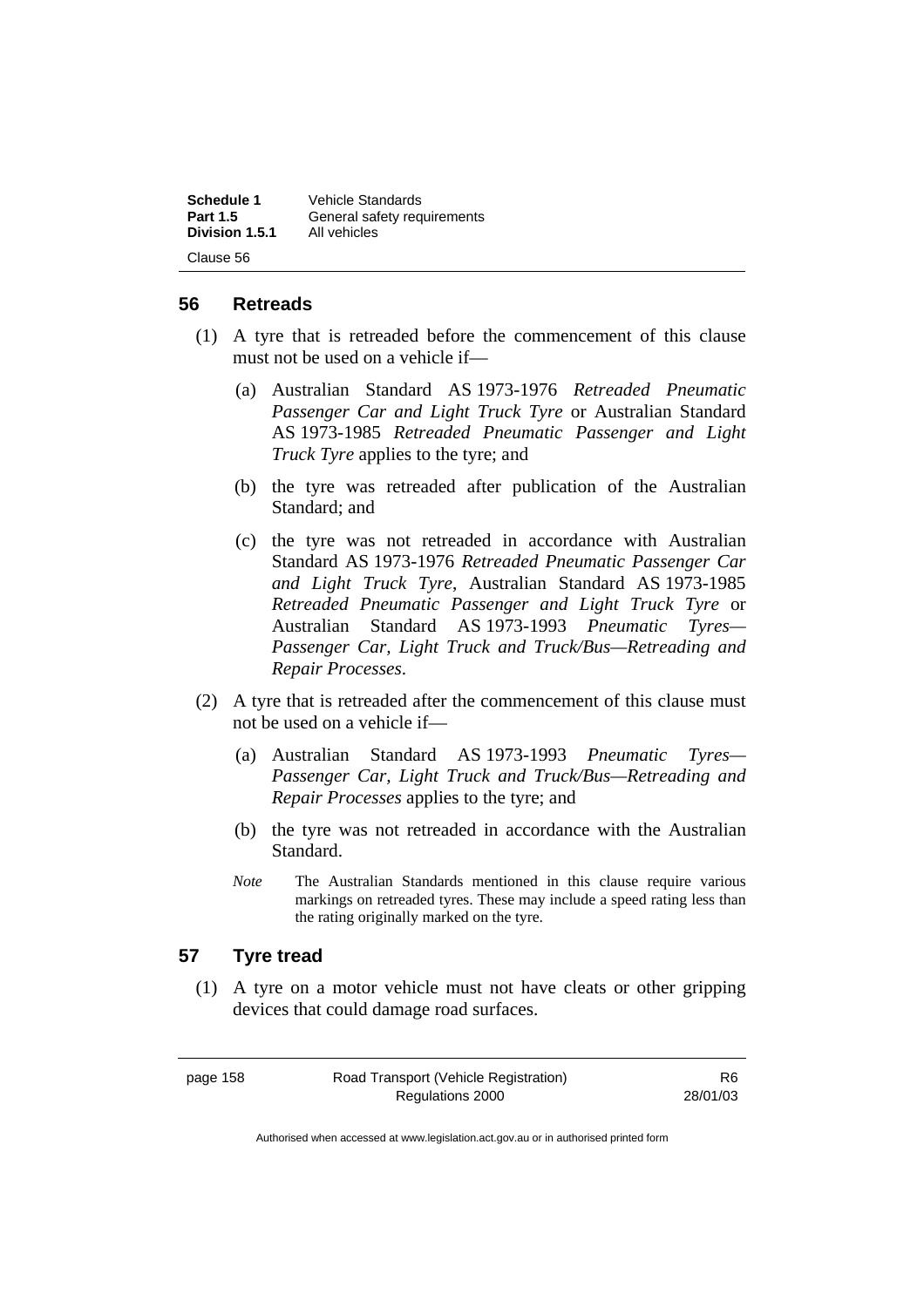## 56 Retreads

(1) A tyre that is retreaded before the commencement of this clause must not be used on a vehicle if—

(a) Australian Standard AS 1973-1976 *Retreaded Pneumatic Passenger Car and Light Truck Tyre* or Australian Standard AS 1973-1985 *Retreaded Pneumatic Passenger and Light Truck Tyre* applies to the tyre; and

(b) the tyre was retreaded after publication of the Australian Standard; and

(c) the tyre was not retreaded in accordance with Australian Standard AS 1973-1976 *Retreaded Pneumatic Passenger Car and Light Truck Tyre*, Australian Standard AS 1973-1985 *Retreaded Pneumatic Passenger and Light Truck Tyre* or Australian Standard AS 1973-1993 *Pneumatic Tyres—Passenger Car, Light Truck and Truck/Bus—Retreading and Repair Processes*.

(2) A tyre that is retreaded after the commencement of this clause must not be used on a vehicle if—

(a) Australian Standard AS 1973-1993 *Pneumatic Tyres—Passenger Car, Light Truck and Truck/Bus—Retreading and Repair Processes* applies to the tyre; and

(b) the tyre was not retreaded in accordance with the Australian Standard.

*Note* The Australian Standards mentioned in this clause require various markings on retreaded tyres. These may include a speed rating less than the rating originally marked on the tyre.

## 57 Tyre tread

(1) A tyre on a motor vehicle must not have cleats or other gripping devices that could damage road surfaces.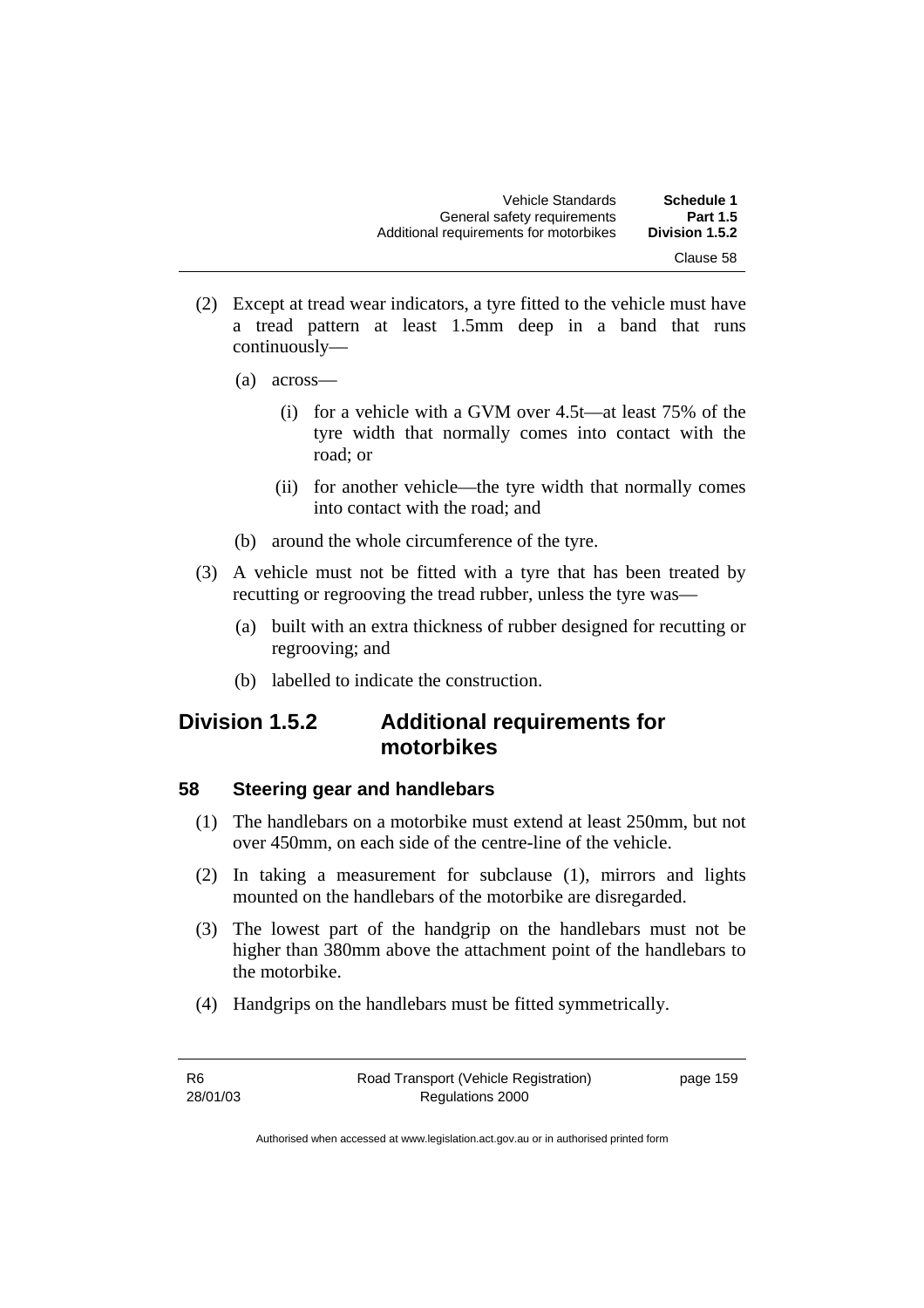(2) Except at tread wear indicators, a tyre fitted to the vehicle must have a tread pattern at least 1.5mm deep in a band that runs continuously—

  (a) across—

    (i) for a vehicle with a GVM over 4.5t—at least 75% of the tyre width that normally comes into contact with the road; or

    (ii) for another vehicle—the tyre width that normally comes into contact with the road; and

  (b) around the whole circumference of the tyre.

(3) A vehicle must not be fitted with a tyre that has been treated by recutting or regrooving the tread rubber, unless the tyre was—

  (a) built with an extra thickness of rubber designed for recutting or regrooving; and

  (b) labelled to indicate the construction.

## Division 1.5.2 Additional requirements for motorbikes

### 58 Steering gear and handlebars

(1) The handlebars on a motorbike must extend at least 250mm, but not over 450mm, on each side of the centre-line of the vehicle.

(2) In taking a measurement for subclause (1), mirrors and lights mounted on the handlebars of the motorbike are disregarded.

(3) The lowest part of the handgrip on the handlebars must not be higher than 380mm above the attachment point of the handlebars to the motorbike.

(4) Handgrips on the handlebars must be fitted symmetrically.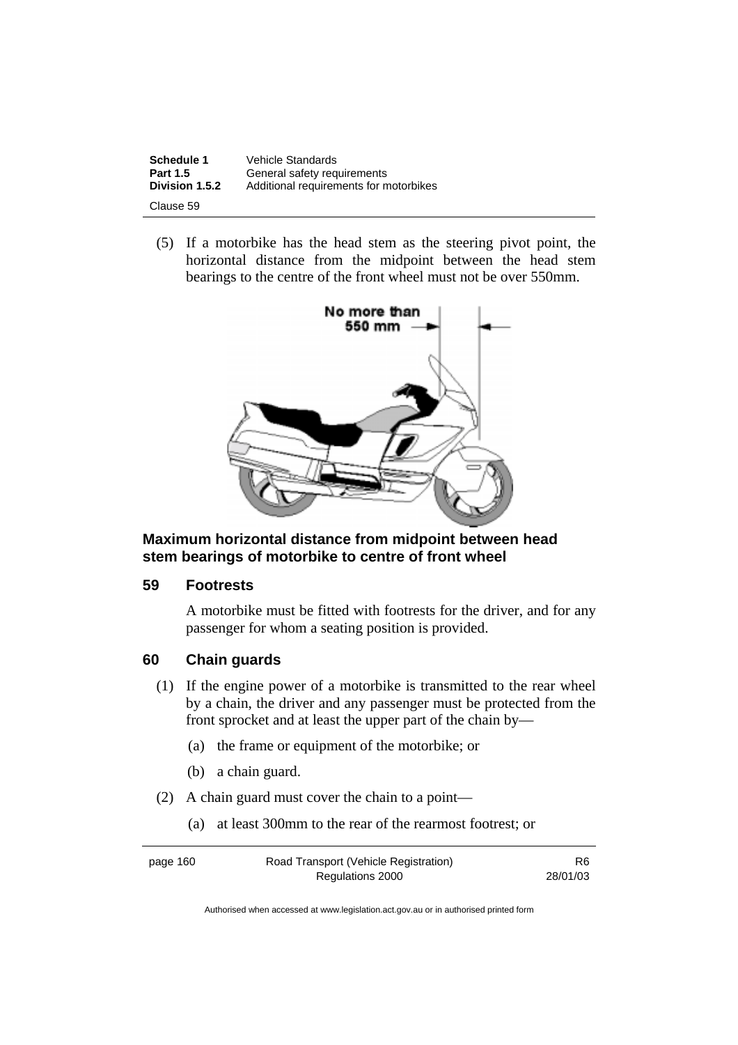(5) If a motorbike has the head stem as the steering pivot point, the horizontal distance from the midpoint between the head stem bearings to the centre of the front wheel must not be over 550mm.

**Maximum horizontal distance from midpoint between head stem bearings of motorbike to centre of front wheel**

### 59 Footrests

A motorbike must be fitted with footrests for the driver, and for any passenger for whom a seating position is provided.

### 60 Chain guards

(1) If the engine power of a motorbike is transmitted to the rear wheel by a chain, the driver and any passenger must be protected from the front sprocket and at least the upper part of the chain by—

(a) the frame or equipment of the motorbike; or

(b) a chain guard.

(2) A chain guard must cover the chain to a point—

(a) at least 300mm to the rear of the rearmost footrest; or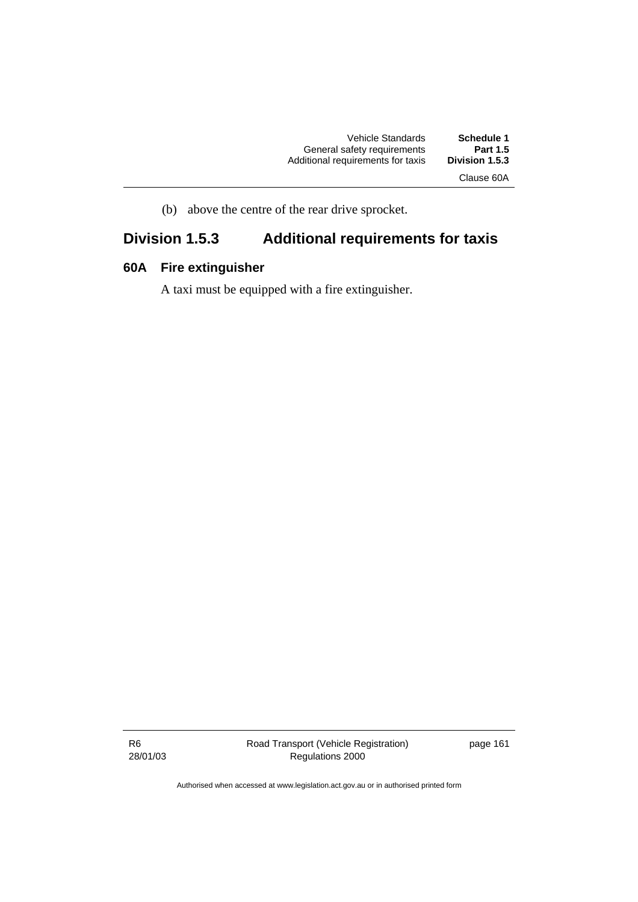(b) above the centre of the rear drive sprocket.

## Division 1.5.3 Additional requirements for taxis

### 60A Fire extinguisher

A taxi must be equipped with a fire extinguisher.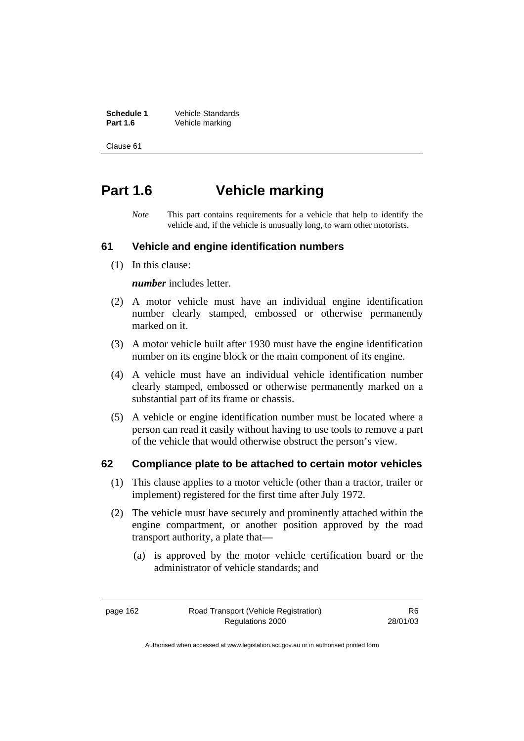# Part 1.6 Vehicle marking

*Note* This part contains requirements for a vehicle that help to identify the vehicle and, if the vehicle is unusually long, to warn other motorists.

## 61 Vehicle and engine identification numbers

(1) In this clause:

***number*** includes letter.

(2) A motor vehicle must have an individual engine identification number clearly stamped, embossed or otherwise permanently marked on it.

(3) A motor vehicle built after 1930 must have the engine identification number on its engine block or the main component of its engine.

(4) A vehicle must have an individual vehicle identification number clearly stamped, embossed or otherwise permanently marked on a substantial part of its frame or chassis.

(5) A vehicle or engine identification number must be located where a person can read it easily without having to use tools to remove a part of the vehicle that would otherwise obstruct the person's view.

## 62 Compliance plate to be attached to certain motor vehicles

(1) This clause applies to a motor vehicle (other than a tractor, trailer or implement) registered for the first time after July 1972.

(2) The vehicle must have securely and prominently attached within the engine compartment, or another position approved by the road transport authority, a plate that—

(a) is approved by the motor vehicle certification board or the administrator of vehicle standards; and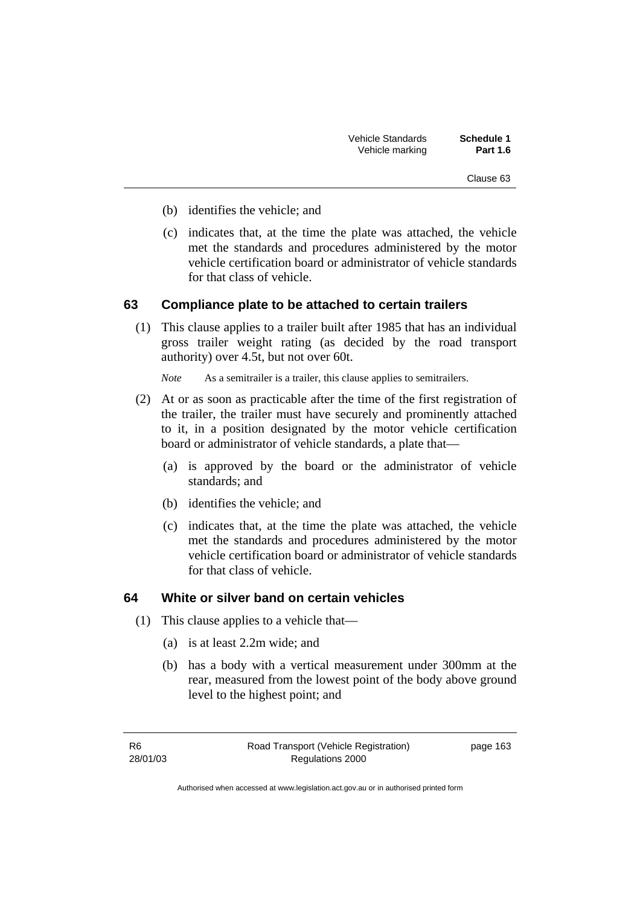(b) identifies the vehicle; and

(c) indicates that, at the time the plate was attached, the vehicle met the standards and procedures administered by the motor vehicle certification board or administrator of vehicle standards for that class of vehicle.

## 63 Compliance plate to be attached to certain trailers

(1) This clause applies to a trailer built after 1985 that has an individual gross trailer weight rating (as decided by the road transport authority) over 4.5t, but not over 60t.

*Note* As a semitrailer is a trailer, this clause applies to semitrailers.

(2) At or as soon as practicable after the time of the first registration of the trailer, the trailer must have securely and prominently attached to it, in a position designated by the motor vehicle certification board or administrator of vehicle standards, a plate that—

(a) is approved by the board or the administrator of vehicle standards; and

(b) identifies the vehicle; and

(c) indicates that, at the time the plate was attached, the vehicle met the standards and procedures administered by the motor vehicle certification board or administrator of vehicle standards for that class of vehicle.

## 64 White or silver band on certain vehicles

(1) This clause applies to a vehicle that—

(a) is at least 2.2m wide; and

(b) has a body with a vertical measurement under 300mm at the rear, measured from the lowest point of the body above ground level to the highest point; and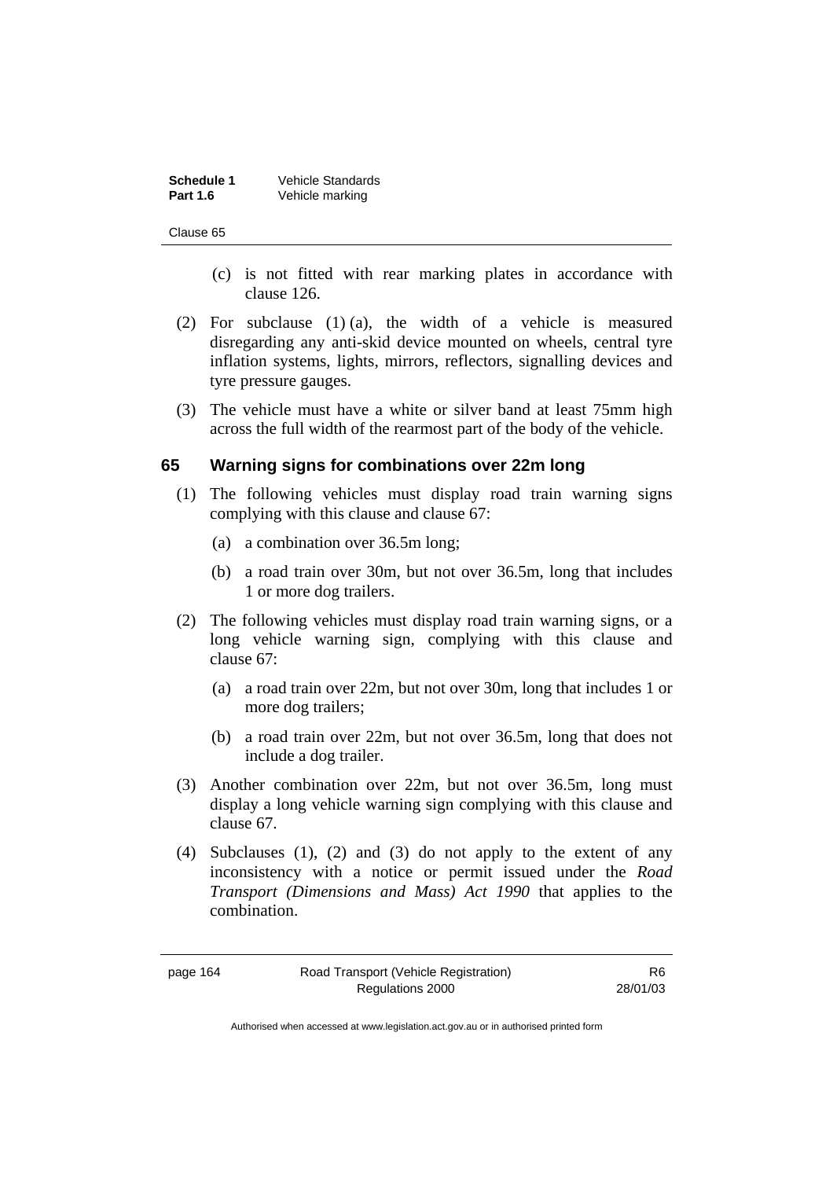(c) is not fitted with rear marking plates in accordance with clause 126.

(2) For subclause (1) (a), the width of a vehicle is measured disregarding any anti-skid device mounted on wheels, central tyre inflation systems, lights, mirrors, reflectors, signalling devices and tyre pressure gauges.

(3) The vehicle must have a white or silver band at least 75mm high across the full width of the rearmost part of the body of the vehicle.

## 65 Warning signs for combinations over 22m long

(1) The following vehicles must display road train warning signs complying with this clause and clause 67:

(a) a combination over 36.5m long;

(b) a road train over 30m, but not over 36.5m, long that includes 1 or more dog trailers.

(2) The following vehicles must display road train warning signs, or a long vehicle warning sign, complying with this clause and clause 67:

(a) a road train over 22m, but not over 30m, long that includes 1 or more dog trailers;

(b) a road train over 22m, but not over 36.5m, long that does not include a dog trailer.

(3) Another combination over 22m, but not over 36.5m, long must display a long vehicle warning sign complying with this clause and clause 67.

(4) Subclauses (1), (2) and (3) do not apply to the extent of any inconsistency with a notice or permit issued under the *Road Transport (Dimensions and Mass) Act 1990* that applies to the combination.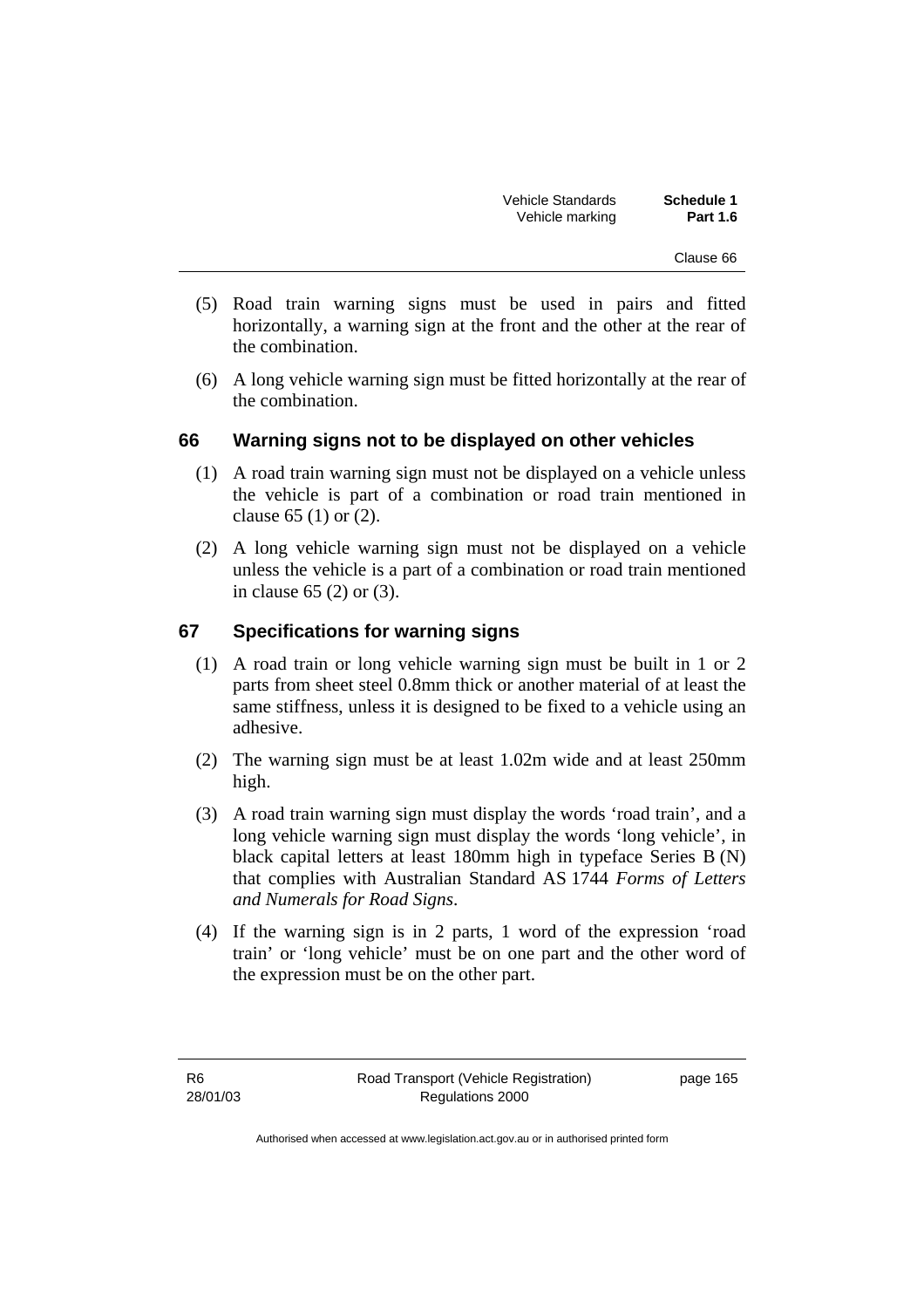(5) Road train warning signs must be used in pairs and fitted horizontally, a warning sign at the front and the other at the rear of the combination.

(6) A long vehicle warning sign must be fitted horizontally at the rear of the combination.

## 66 Warning signs not to be displayed on other vehicles

(1) A road train warning sign must not be displayed on a vehicle unless the vehicle is part of a combination or road train mentioned in clause 65 (1) or (2).

(2) A long vehicle warning sign must not be displayed on a vehicle unless the vehicle is a part of a combination or road train mentioned in clause 65 (2) or (3).

## 67 Specifications for warning signs

(1) A road train or long vehicle warning sign must be built in 1 or 2 parts from sheet steel 0.8mm thick or another material of at least the same stiffness, unless it is designed to be fixed to a vehicle using an adhesive.

(2) The warning sign must be at least 1.02m wide and at least 250mm high.

(3) A road train warning sign must display the words 'road train', and a long vehicle warning sign must display the words 'long vehicle', in black capital letters at least 180mm high in typeface Series B (N) that complies with Australian Standard AS 1744 *Forms of Letters and Numerals for Road Signs*.

(4) If the warning sign is in 2 parts, 1 word of the expression 'road train' or 'long vehicle' must be on one part and the other word of the expression must be on the other part.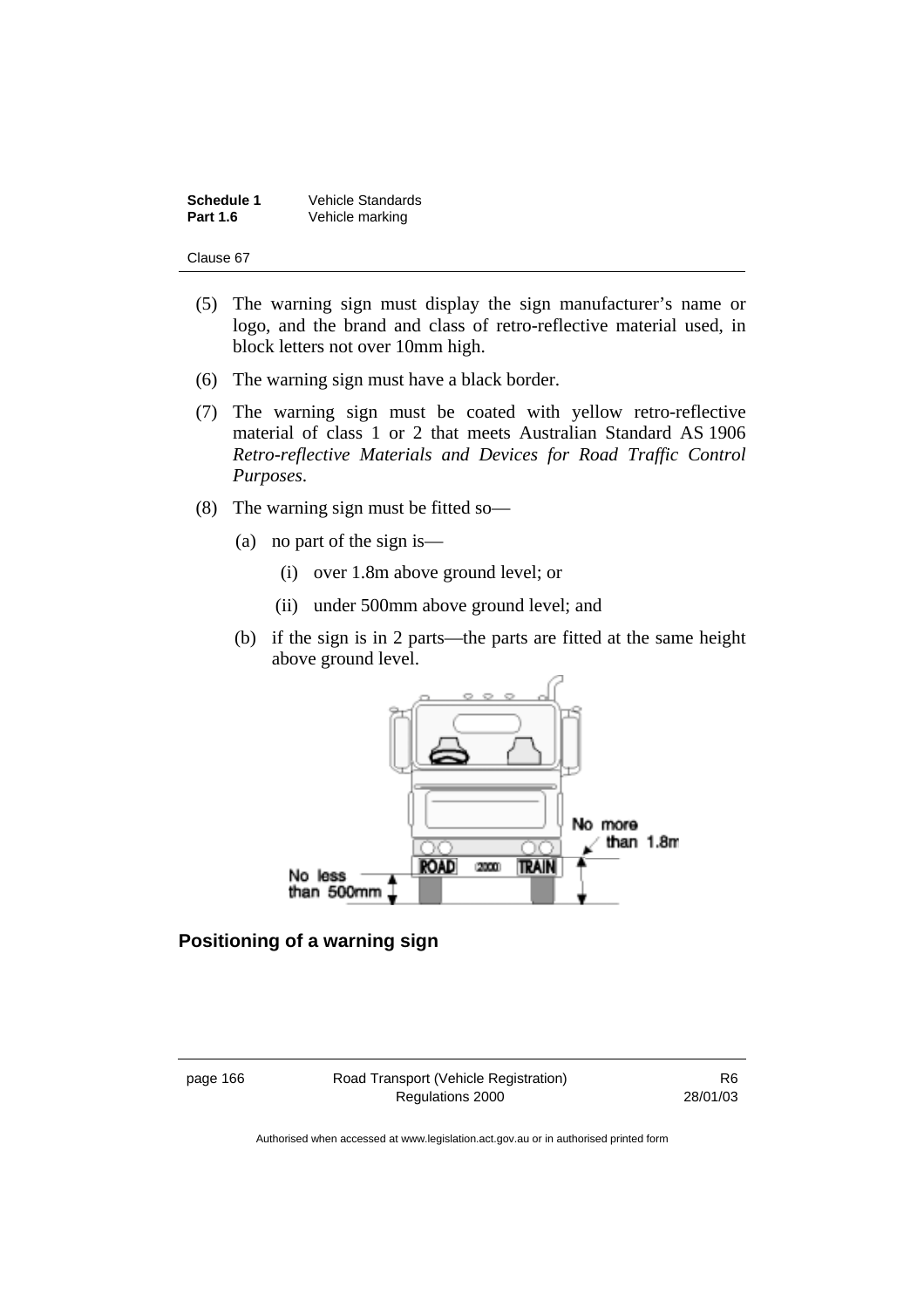(5) The warning sign must display the sign manufacturer's name or logo, and the brand and class of retro-reflective material used, in block letters not over 10mm high.

(6) The warning sign must have a black border.

(7) The warning sign must be coated with yellow retro-reflective material of class 1 or 2 that meets Australian Standard AS 1906 *Retro-reflective Materials and Devices for Road Traffic Control Purposes*.

(8) The warning sign must be fitted so—

   (a) no part of the sign is—

      (i) over 1.8m above ground level; or

      (ii) under 500mm above ground level; and

   (b) if the sign is in 2 parts—the parts are fitted at the same height above ground level.

**Positioning of a warning sign**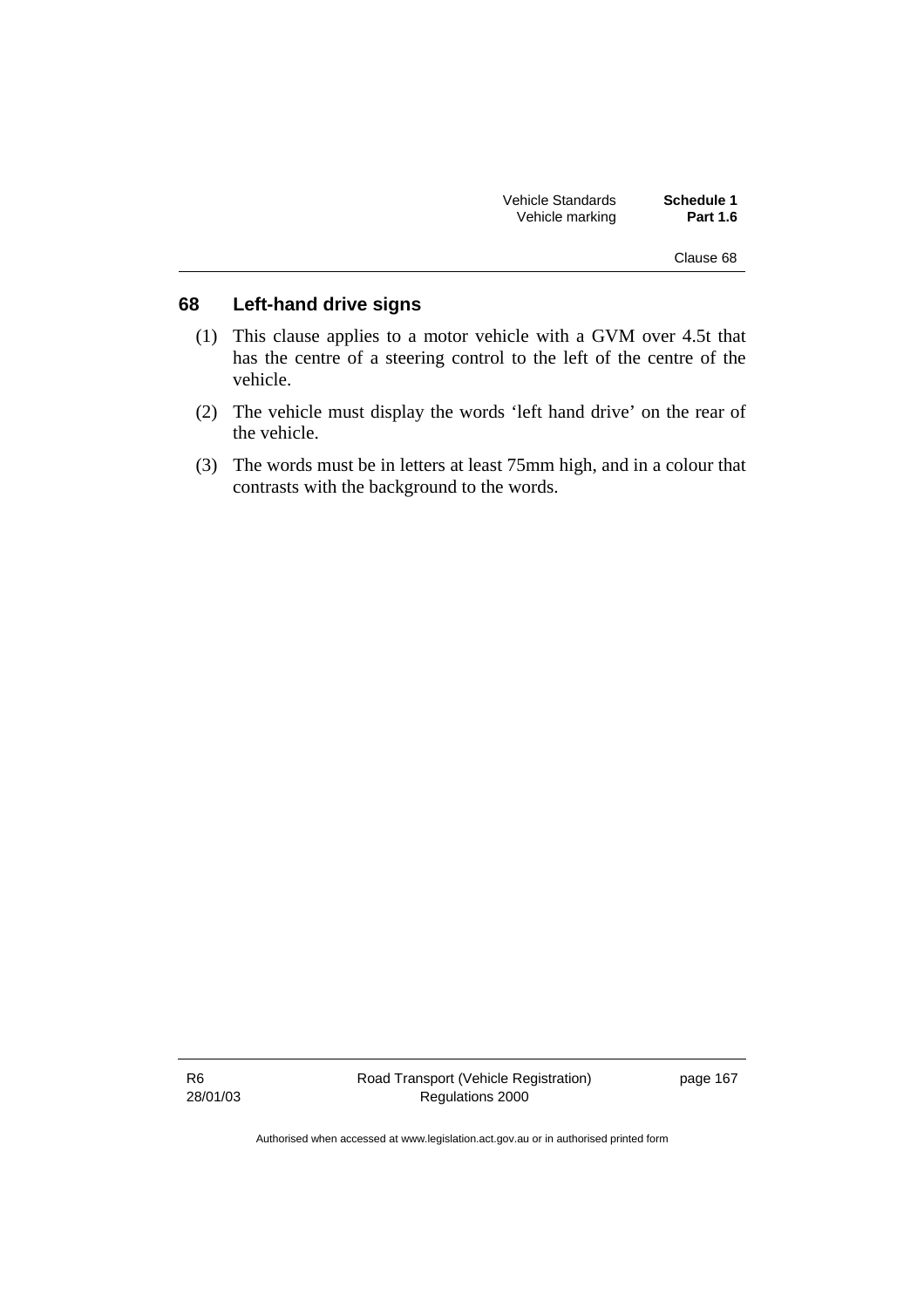## 68 Left-hand drive signs

(1) This clause applies to a motor vehicle with a GVM over 4.5t that has the centre of a steering control to the left of the centre of the vehicle.

(2) The vehicle must display the words 'left hand drive' on the rear of the vehicle.

(3) The words must be in letters at least 75mm high, and in a colour that contrasts with the background to the words.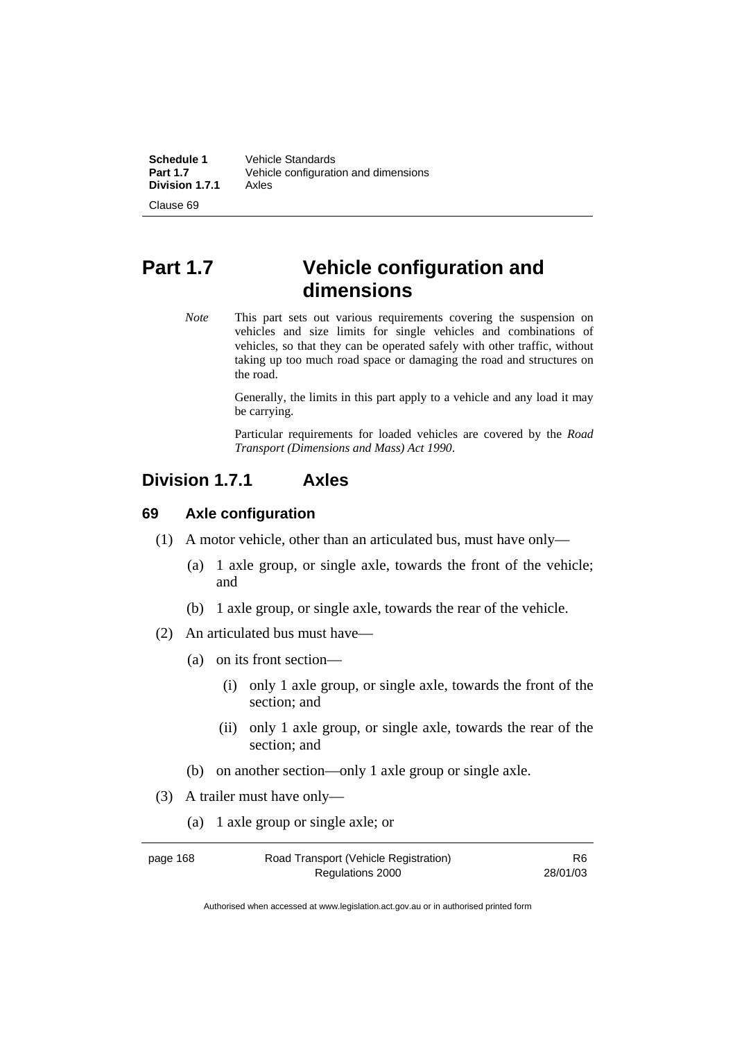# Part 1.7 Vehicle configuration and dimensions

*Note* This part sets out various requirements covering the suspension on vehicles and size limits for single vehicles and combinations of vehicles, so that they can be operated safely with other traffic, without taking up too much road space or damaging the road and structures on the road.

Generally, the limits in this part apply to a vehicle and any load it may be carrying.

Particular requirements for loaded vehicles are covered by the *Road Transport (Dimensions and Mass) Act 1990*.

## Division 1.7.1 Axles

### 69 Axle configuration

(1) A motor vehicle, other than an articulated bus, must have only—

(a) 1 axle group, or single axle, towards the front of the vehicle; and

(b) 1 axle group, or single axle, towards the rear of the vehicle.

(2) An articulated bus must have—

(a) on its front section—

(i) only 1 axle group, or single axle, towards the front of the section; and

(ii) only 1 axle group, or single axle, towards the rear of the section; and

(b) on another section—only 1 axle group or single axle.

(3) A trailer must have only—

(a) 1 axle group or single axle; or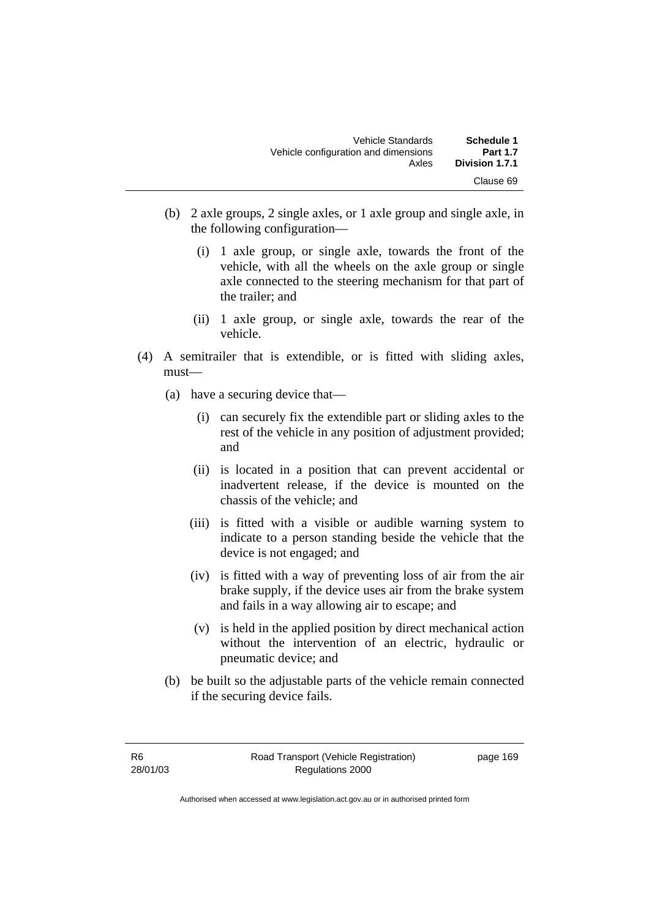(b) 2 axle groups, 2 single axles, or 1 axle group and single axle, in the following configuration—

  (i) 1 axle group, or single axle, towards the front of the vehicle, with all the wheels on the axle group or single axle connected to the steering mechanism for that part of the trailer; and

  (ii) 1 axle group, or single axle, towards the rear of the vehicle.

(4) A semitrailer that is extendible, or is fitted with sliding axles, must—

  (a) have a securing device that—

    (i) can securely fix the extendible part or sliding axles to the rest of the vehicle in any position of adjustment provided; and

    (ii) is located in a position that can prevent accidental or inadvertent release, if the device is mounted on the chassis of the vehicle; and

    (iii) is fitted with a visible or audible warning system to indicate to a person standing beside the vehicle that the device is not engaged; and

    (iv) is fitted with a way of preventing loss of air from the air brake supply, if the device uses air from the brake system and fails in a way allowing air to escape; and

    (v) is held in the applied position by direct mechanical action without the intervention of an electric, hydraulic or pneumatic device; and

  (b) be built so the adjustable parts of the vehicle remain connected if the securing device fails.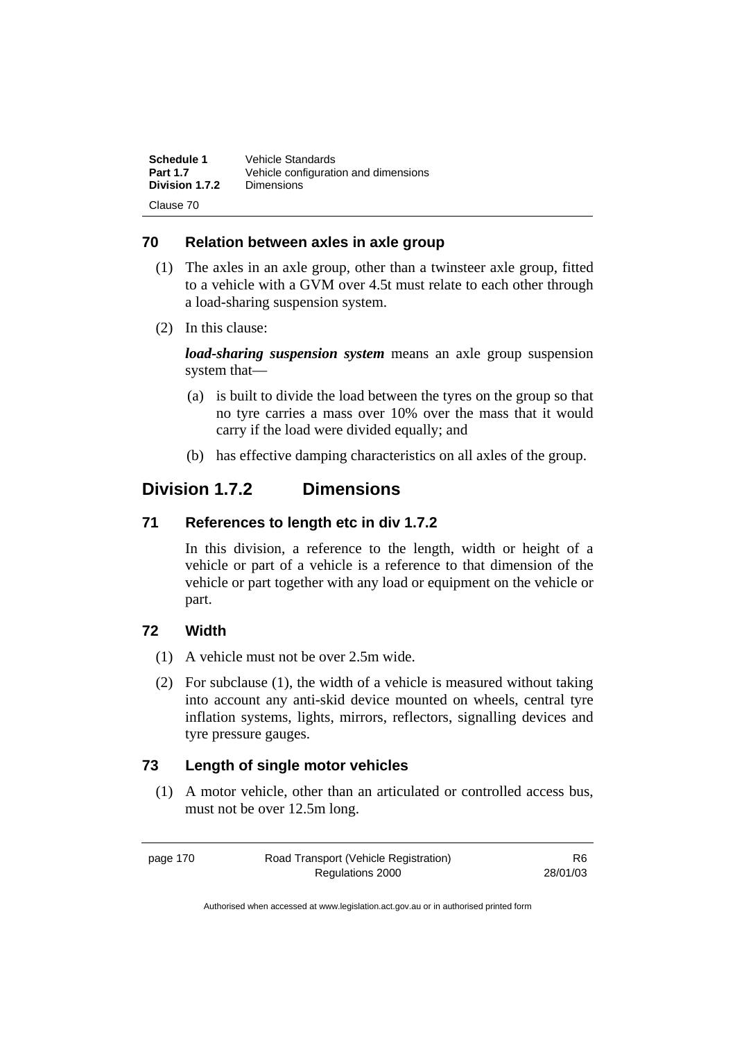### 70 Relation between axles in axle group

(1) The axles in an axle group, other than a twinsteer axle group, fitted to a vehicle with a GVM over 4.5t must relate to each other through a load-sharing suspension system.

(2) In this clause:

***load-sharing suspension system*** means an axle group suspension system that—

(a) is built to divide the load between the tyres on the group so that no tyre carries a mass over 10% over the mass that it would carry if the load were divided equally; and

(b) has effective damping characteristics on all axles of the group.

## Division 1.7.2 Dimensions

### 71 References to length etc in div 1.7.2

In this division, a reference to the length, width or height of a vehicle or part of a vehicle is a reference to that dimension of the vehicle or part together with any load or equipment on the vehicle or part.

### 72 Width

(1) A vehicle must not be over 2.5m wide.

(2) For subclause (1), the width of a vehicle is measured without taking into account any anti-skid device mounted on wheels, central tyre inflation systems, lights, mirrors, reflectors, signalling devices and tyre pressure gauges.

### 73 Length of single motor vehicles

(1) A motor vehicle, other than an articulated or controlled access bus, must not be over 12.5m long.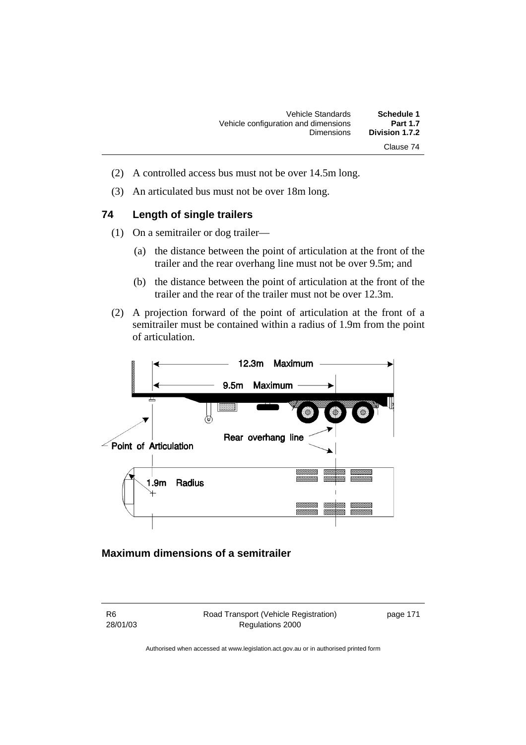(2) A controlled access bus must not be over 14.5m long.

(3) An articulated bus must not be over 18m long.

## 74 Length of single trailers

(1) On a semitrailer or dog trailer—

(a) the distance between the point of articulation at the front of the trailer and the rear overhang line must not be over 9.5m; and

(b) the distance between the point of articulation at the front of the trailer and the rear of the trailer must not be over 12.3m.

(2) A projection forward of the point of articulation at the front of a semitrailer must be contained within a radius of 1.9m from the point of articulation.

12.3m Maximum

9.5m Maximum

Rear overhang line

Point of Articulation

1.9m Radius

### Maximum dimensions of a semitrailer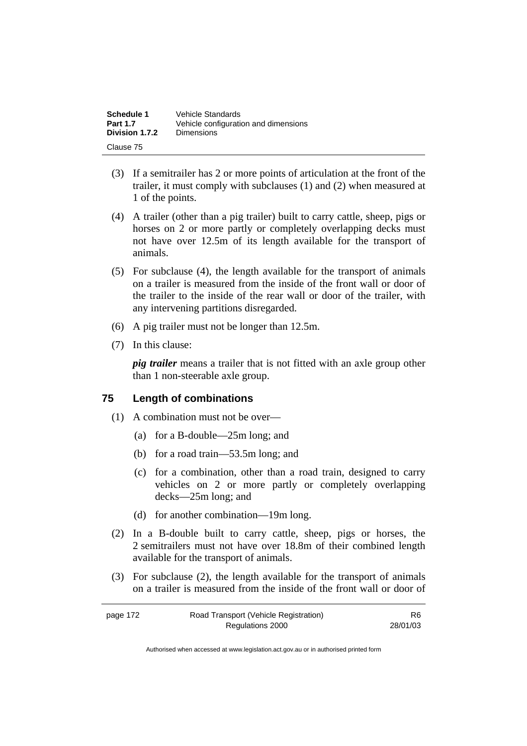(3) If a semitrailer has 2 or more points of articulation at the front of the trailer, it must comply with subclauses (1) and (2) when measured at 1 of the points.

(4) A trailer (other than a pig trailer) built to carry cattle, sheep, pigs or horses on 2 or more partly or completely overlapping decks must not have over 12.5m of its length available for the transport of animals.

(5) For subclause (4), the length available for the transport of animals on a trailer is measured from the inside of the front wall or door of the trailer to the inside of the rear wall or door of the trailer, with any intervening partitions disregarded.

(6) A pig trailer must not be longer than 12.5m.

(7) In this clause:

***pig trailer*** means a trailer that is not fitted with an axle group other than 1 non-steerable axle group.

## 75 Length of combinations

(1) A combination must not be over—

(a) for a B-double—25m long; and

(b) for a road train—53.5m long; and

(c) for a combination, other than a road train, designed to carry vehicles on 2 or more partly or completely overlapping decks—25m long; and

(d) for another combination—19m long.

(2) In a B-double built to carry cattle, sheep, pigs or horses, the 2 semitrailers must not have over 18.8m of their combined length available for the transport of animals.

(3) For subclause (2), the length available for the transport of animals on a trailer is measured from the inside of the front wall or door of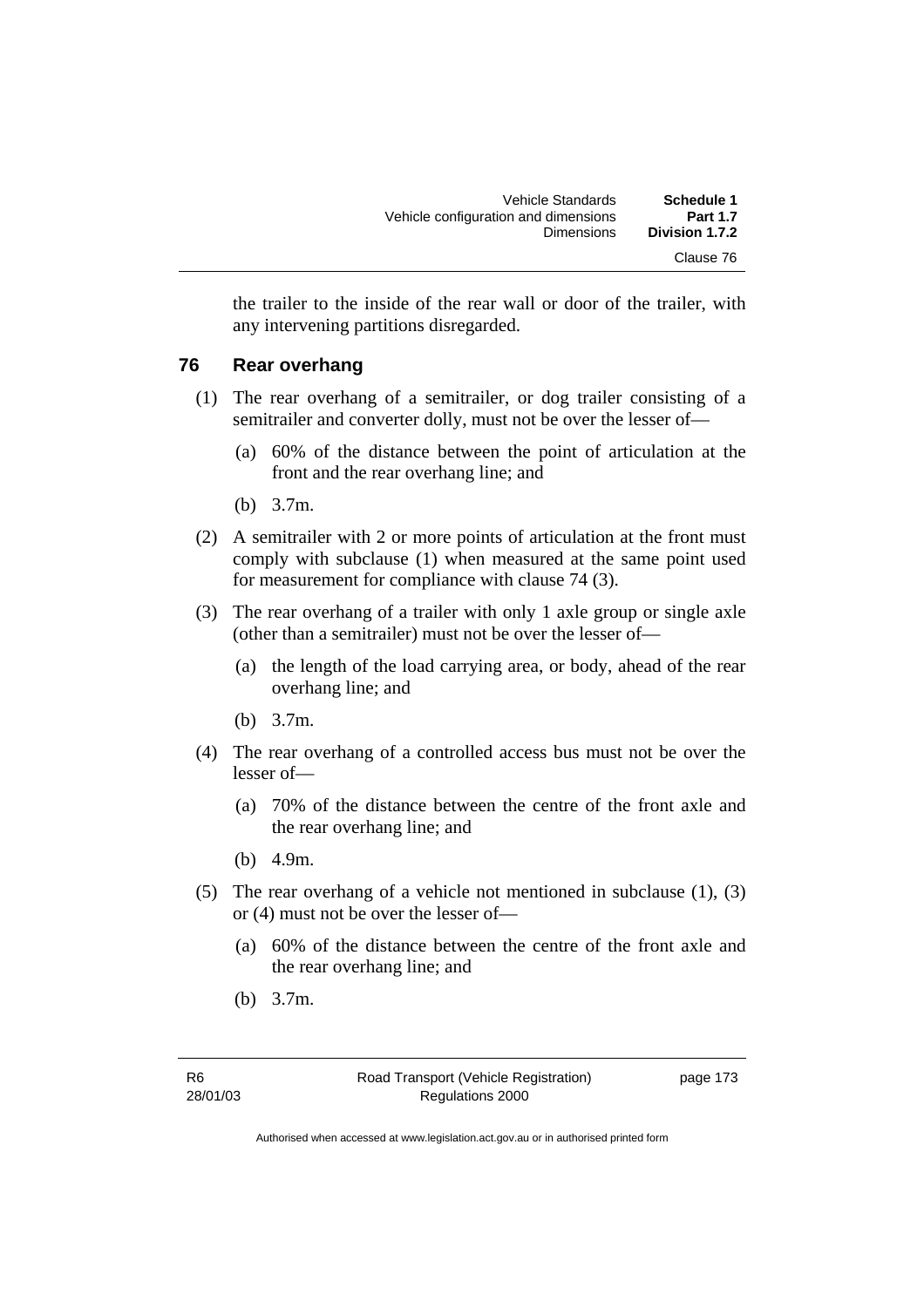the trailer to the inside of the rear wall or door of the trailer, with any intervening partitions disregarded.

## 76 Rear overhang

(1) The rear overhang of a semitrailer, or dog trailer consisting of a semitrailer and converter dolly, must not be over the lesser of—

(a) 60% of the distance between the point of articulation at the front and the rear overhang line; and

(b) 3.7m.

(2) A semitrailer with 2 or more points of articulation at the front must comply with subclause (1) when measured at the same point used for measurement for compliance with clause 74 (3).

(3) The rear overhang of a trailer with only 1 axle group or single axle (other than a semitrailer) must not be over the lesser of—

(a) the length of the load carrying area, or body, ahead of the rear overhang line; and

(b) 3.7m.

(4) The rear overhang of a controlled access bus must not be over the lesser of—

(a) 70% of the distance between the centre of the front axle and the rear overhang line; and

(b) 4.9m.

(5) The rear overhang of a vehicle not mentioned in subclause (1), (3) or (4) must not be over the lesser of—

(a) 60% of the distance between the centre of the front axle and the rear overhang line; and

(b) 3.7m.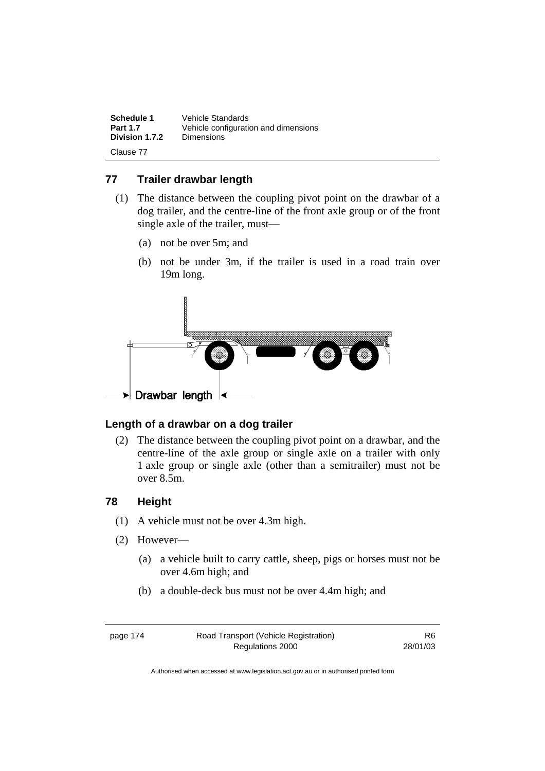## 77 Trailer drawbar length

(1) The distance between the coupling pivot point on the drawbar of a dog trailer, and the centre-line of the front axle group or of the front single axle of the trailer, must—

(a) not be over 5m; and

(b) not be under 3m, if the trailer is used in a road train over 19m long.

Drawbar length

### Length of a drawbar on a dog trailer

(2) The distance between the coupling pivot point on a drawbar, and the centre-line of the axle group or single axle on a trailer with only 1 axle group or single axle (other than a semitrailer) must not be over 8.5m.

## 78 Height

(1) A vehicle must not be over 4.3m high.

(2) However—

(a) a vehicle built to carry cattle, sheep, pigs or horses must not be over 4.6m high; and

(b) a double-deck bus must not be over 4.4m high; and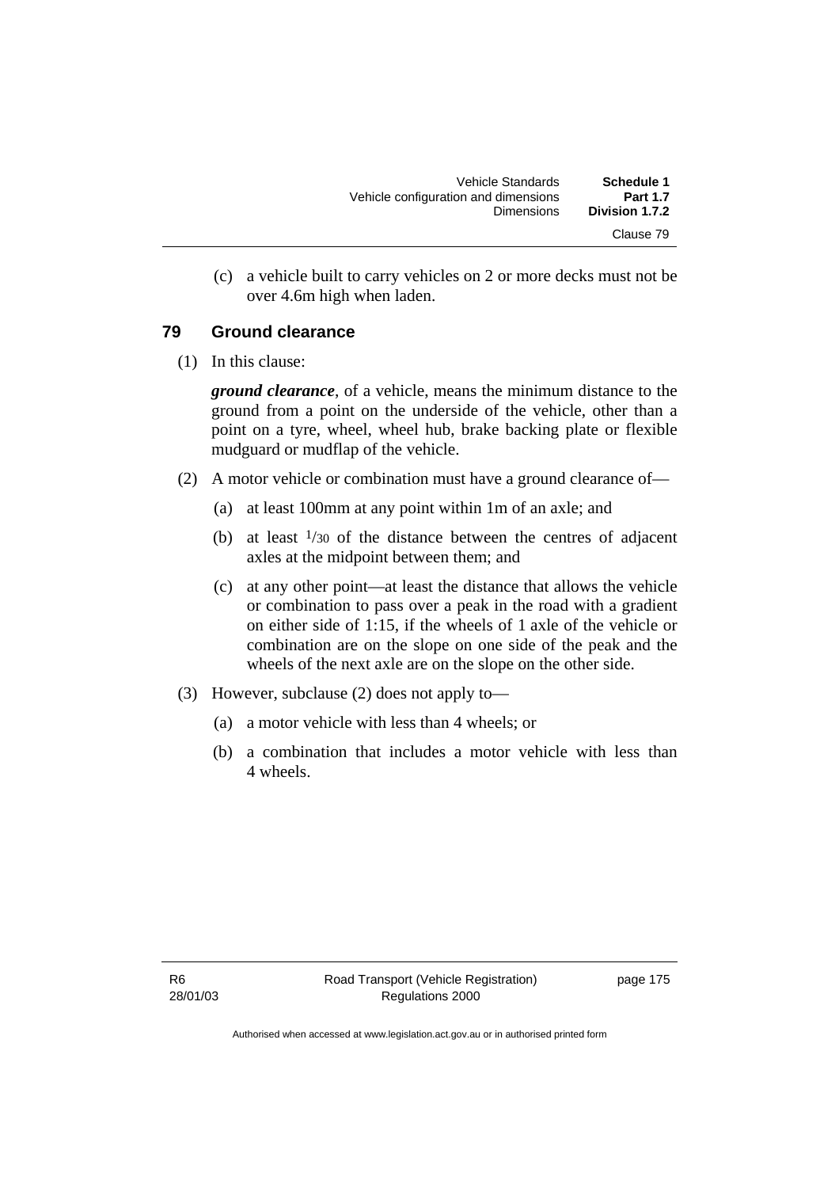(c) a vehicle built to carry vehicles on 2 or more decks must not be over 4.6m high when laden.

## 79 Ground clearance

(1) In this clause:

***ground clearance***, of a vehicle, means the minimum distance to the ground from a point on the underside of the vehicle, other than a point on a tyre, wheel, wheel hub, brake backing plate or flexible mudguard or mudflap of the vehicle.

(2) A motor vehicle or combination must have a ground clearance of—

(a) at least 100mm at any point within 1m of an axle; and

(b) at least $1/30$ of the distance between the centres of adjacent axles at the midpoint between them; and

(c) at any other point—at least the distance that allows the vehicle or combination to pass over a peak in the road with a gradient on either side of 1:15, if the wheels of 1 axle of the vehicle or combination are on the slope on one side of the peak and the wheels of the next axle are on the slope on the other side.

(3) However, subclause (2) does not apply to—

(a) a motor vehicle with less than 4 wheels; or

(b) a combination that includes a motor vehicle with less than 4 wheels.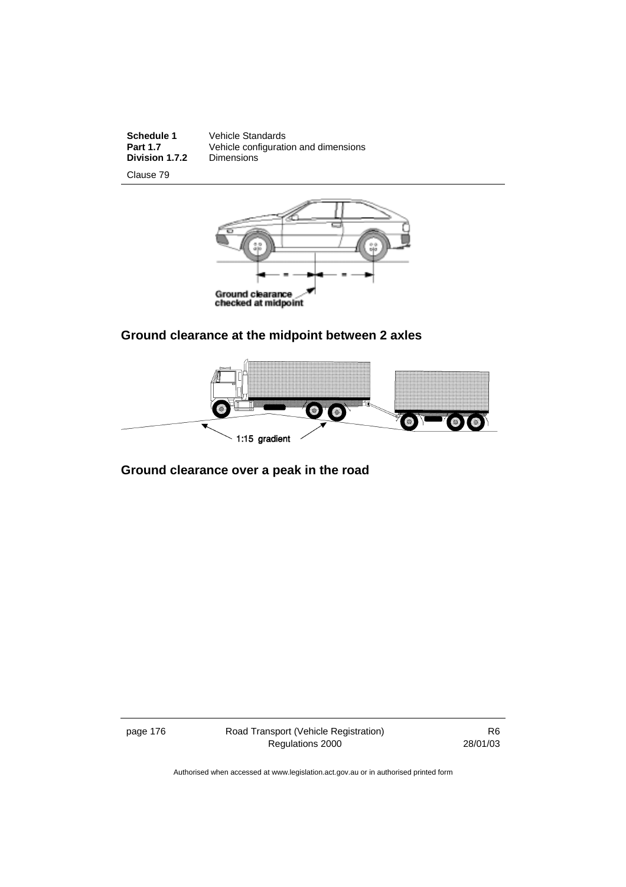Ground clearance checked at midpoint

**Ground clearance at the midpoint between 2 axles**

1:15 gradient

**Ground clearance over a peak in the road**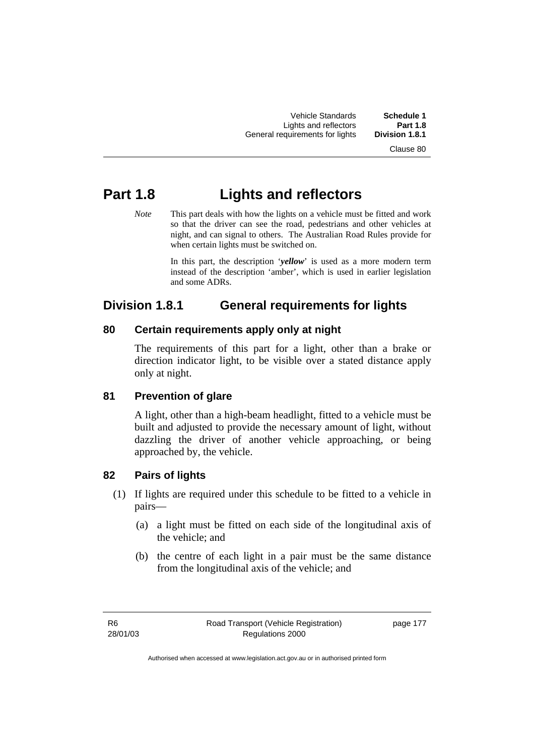# Part 1.8 Lights and reflectors

*Note* This part deals with how the lights on a vehicle must be fitted and work so that the driver can see the road, pedestrians and other vehicles at night, and can signal to others. The Australian Road Rules provide for when certain lights must be switched on.

In this part, the description '***yellow***' is used as a more modern term instead of the description 'amber', which is used in earlier legislation and some ADRs.

## Division 1.8.1 General requirements for lights

### 80 Certain requirements apply only at night

The requirements of this part for a light, other than a brake or direction indicator light, to be visible over a stated distance apply only at night.

### 81 Prevention of glare

A light, other than a high-beam headlight, fitted to a vehicle must be built and adjusted to provide the necessary amount of light, without dazzling the driver of another vehicle approaching, or being approached by, the vehicle.

### 82 Pairs of lights

(1) If lights are required under this schedule to be fitted to a vehicle in pairs—

(a) a light must be fitted on each side of the longitudinal axis of the vehicle; and

(b) the centre of each light in a pair must be the same distance from the longitudinal axis of the vehicle; and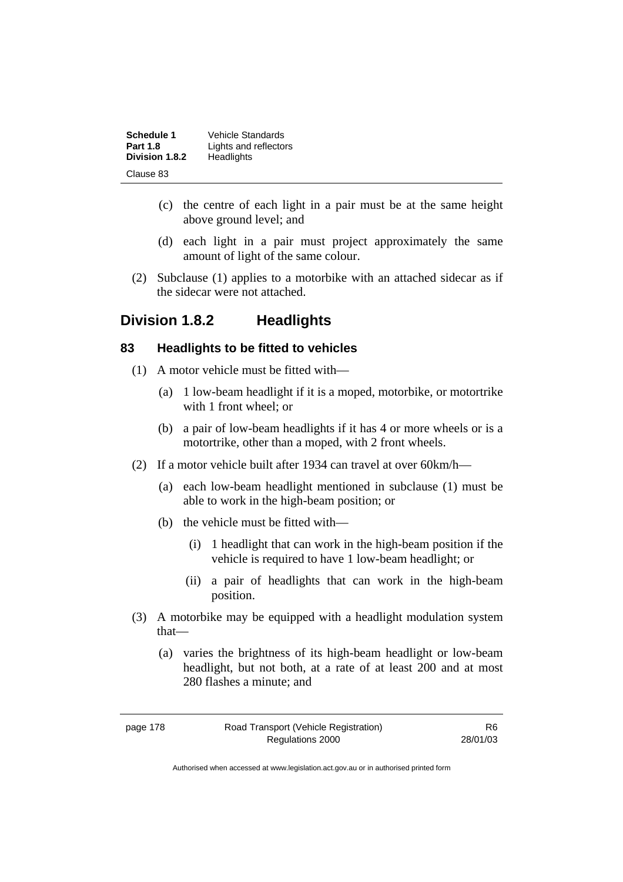(c) the centre of each light in a pair must be at the same height above ground level; and

(d) each light in a pair must project approximately the same amount of light of the same colour.

(2) Subclause (1) applies to a motorbike with an attached sidecar as if the sidecar were not attached.

## Division 1.8.2 Headlights

### 83 Headlights to be fitted to vehicles

(1) A motor vehicle must be fitted with—

(a) 1 low-beam headlight if it is a moped, motorbike, or motortrike with 1 front wheel; or

(b) a pair of low-beam headlights if it has 4 or more wheels or is a motortrike, other than a moped, with 2 front wheels.

(2) If a motor vehicle built after 1934 can travel at over 60km/h—

(a) each low-beam headlight mentioned in subclause (1) must be able to work in the high-beam position; or

(b) the vehicle must be fitted with—

(i) 1 headlight that can work in the high-beam position if the vehicle is required to have 1 low-beam headlight; or

(ii) a pair of headlights that can work in the high-beam position.

(3) A motorbike may be equipped with a headlight modulation system that—

(a) varies the brightness of its high-beam headlight or low-beam headlight, but not both, at a rate of at least 200 and at most 280 flashes a minute; and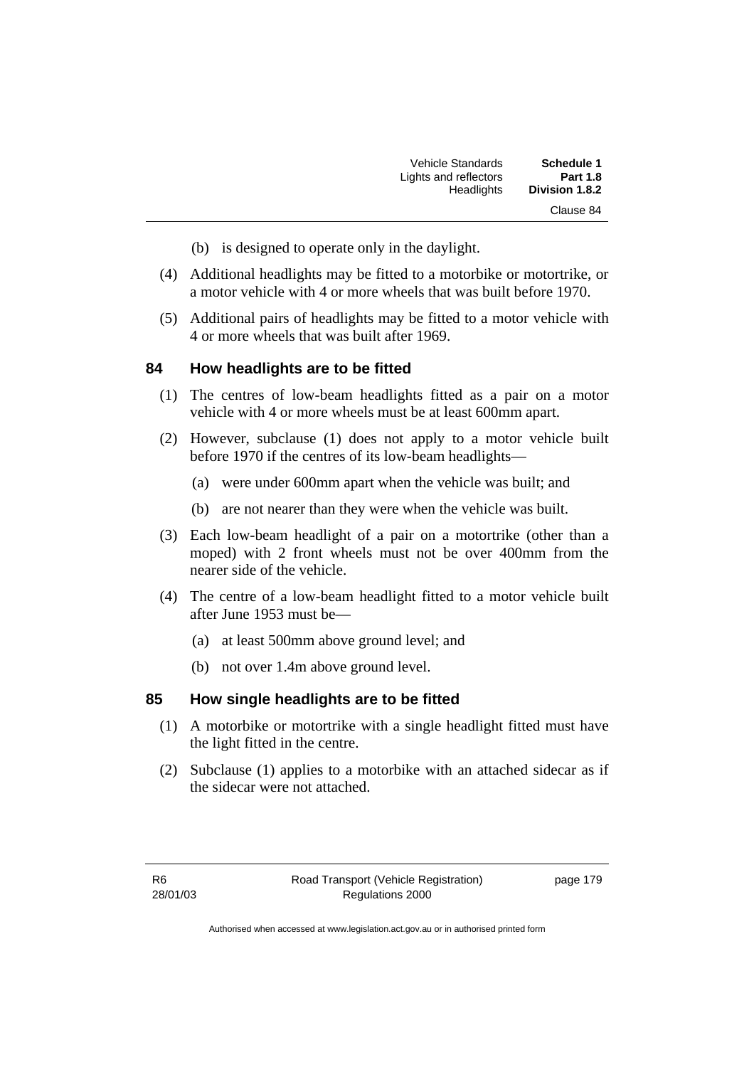(b) is designed to operate only in the daylight.

(4) Additional headlights may be fitted to a motorbike or motortrike, or a motor vehicle with 4 or more wheels that was built before 1970.

(5) Additional pairs of headlights may be fitted to a motor vehicle with 4 or more wheels that was built after 1969.

## 84 How headlights are to be fitted

(1) The centres of low-beam headlights fitted as a pair on a motor vehicle with 4 or more wheels must be at least 600mm apart.

(2) However, subclause (1) does not apply to a motor vehicle built before 1970 if the centres of its low-beam headlights—

(a) were under 600mm apart when the vehicle was built; and

(b) are not nearer than they were when the vehicle was built.

(3) Each low-beam headlight of a pair on a motortrike (other than a moped) with 2 front wheels must not be over 400mm from the nearer side of the vehicle.

(4) The centre of a low-beam headlight fitted to a motor vehicle built after June 1953 must be—

(a) at least 500mm above ground level; and

(b) not over 1.4m above ground level.

## 85 How single headlights are to be fitted

(1) A motorbike or motortrike with a single headlight fitted must have the light fitted in the centre.

(2) Subclause (1) applies to a motorbike with an attached sidecar as if the sidecar were not attached.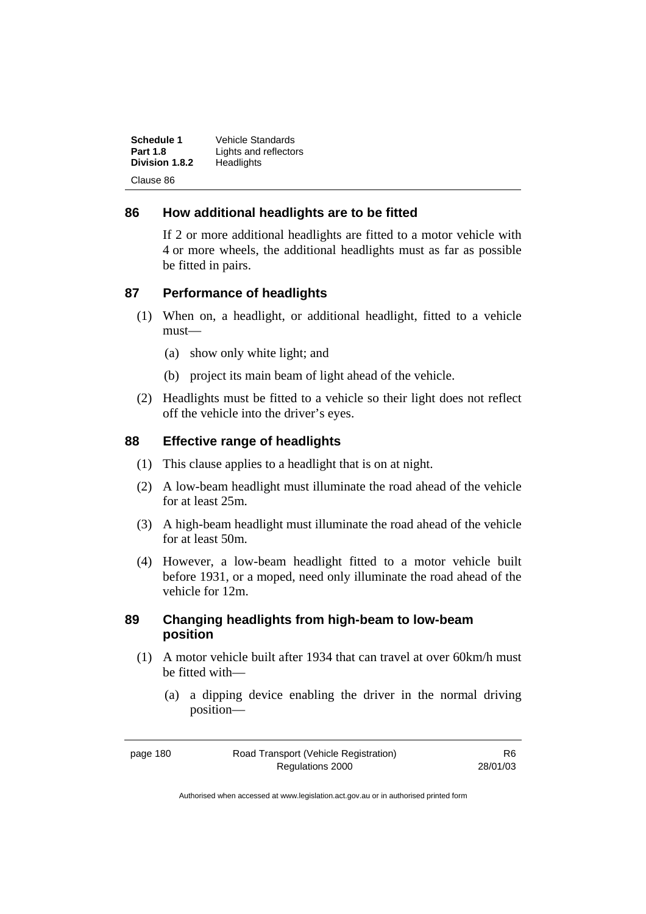## 86 How additional headlights are to be fitted

If 2 or more additional headlights are fitted to a motor vehicle with 4 or more wheels, the additional headlights must as far as possible be fitted in pairs.

## 87 Performance of headlights

(1) When on, a headlight, or additional headlight, fitted to a vehicle must—

(a) show only white light; and

(b) project its main beam of light ahead of the vehicle.

(2) Headlights must be fitted to a vehicle so their light does not reflect off the vehicle into the driver's eyes.

## 88 Effective range of headlights

(1) This clause applies to a headlight that is on at night.

(2) A low-beam headlight must illuminate the road ahead of the vehicle for at least 25m.

(3) A high-beam headlight must illuminate the road ahead of the vehicle for at least 50m.

(4) However, a low-beam headlight fitted to a motor vehicle built before 1931, or a moped, need only illuminate the road ahead of the vehicle for 12m.

## 89 Changing headlights from high-beam to low-beam position

(1) A motor vehicle built after 1934 that can travel at over 60km/h must be fitted with—

(a) a dipping device enabling the driver in the normal driving position—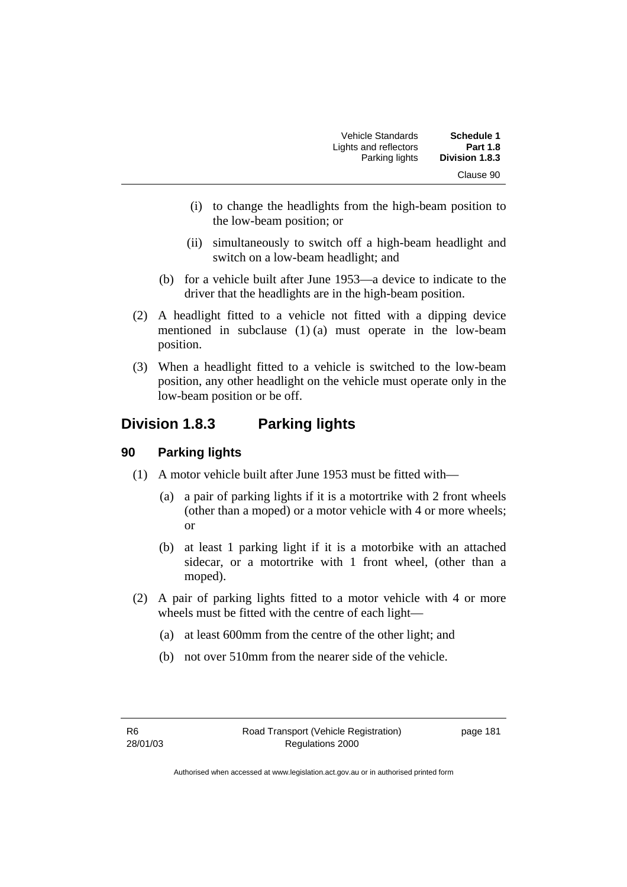(i) to change the headlights from the high-beam position to the low-beam position; or

(ii) simultaneously to switch off a high-beam headlight and switch on a low-beam headlight; and

(b) for a vehicle built after June 1953—a device to indicate to the driver that the headlights are in the high-beam position.

(2) A headlight fitted to a vehicle not fitted with a dipping device mentioned in subclause (1) (a) must operate in the low-beam position.

(3) When a headlight fitted to a vehicle is switched to the low-beam position, any other headlight on the vehicle must operate only in the low-beam position or be off.

## Division 1.8.3 Parking lights

### 90 Parking lights

(1) A motor vehicle built after June 1953 must be fitted with—

(a) a pair of parking lights if it is a motortrike with 2 front wheels (other than a moped) or a motor vehicle with 4 or more wheels; or

(b) at least 1 parking light if it is a motorbike with an attached sidecar, or a motortrike with 1 front wheel, (other than a moped).

(2) A pair of parking lights fitted to a motor vehicle with 4 or more wheels must be fitted with the centre of each light—

(a) at least 600mm from the centre of the other light; and

(b) not over 510mm from the nearer side of the vehicle.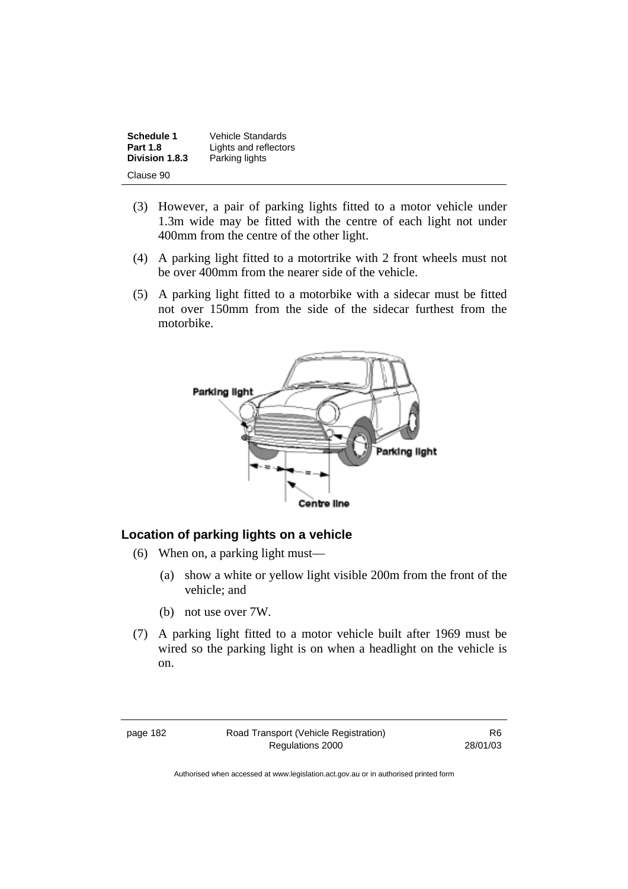(3) However, a pair of parking lights fitted to a motor vehicle under 1.3m wide may be fitted with the centre of each light not under 400mm from the centre of the other light.

(4) A parking light fitted to a motortrike with 2 front wheels must not be over 400mm from the nearer side of the vehicle.

(5) A parking light fitted to a motorbike with a sidecar must be fitted not over 150mm from the side of the sidecar furthest from the motorbike.

### Location of parking lights on a vehicle

(6) When on, a parking light must—

(a) show a white or yellow light visible 200m from the front of the vehicle; and

(b) not use over 7W.

(7) A parking light fitted to a motor vehicle built after 1969 must be wired so the parking light is on when a headlight on the vehicle is on.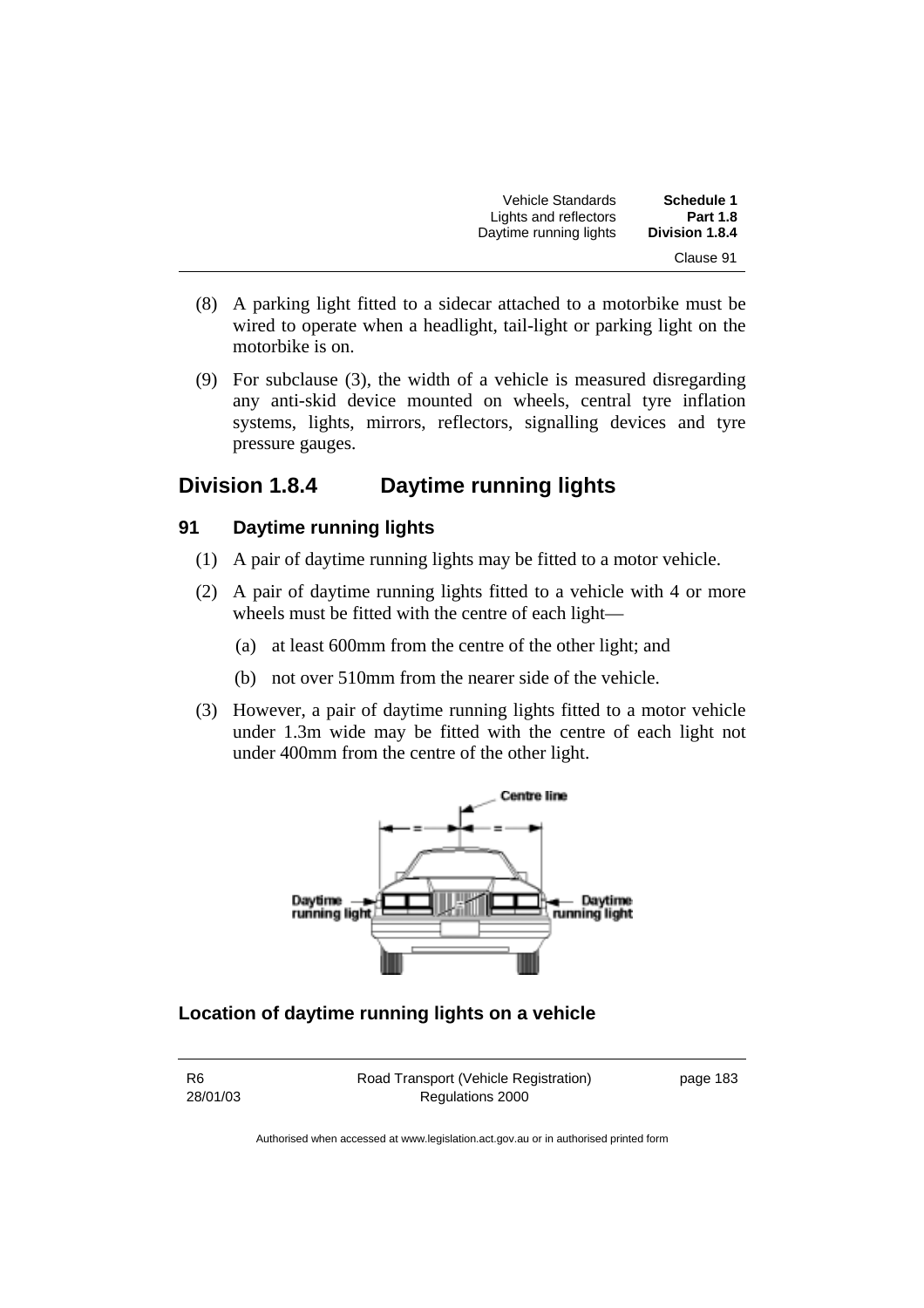(8) A parking light fitted to a sidecar attached to a motorbike must be wired to operate when a headlight, tail-light or parking light on the motorbike is on.

(9) For subclause (3), the width of a vehicle is measured disregarding any anti-skid device mounted on wheels, central tyre inflation systems, lights, mirrors, reflectors, signalling devices and tyre pressure gauges.

## Division 1.8.4 Daytime running lights

### 91 Daytime running lights

(1) A pair of daytime running lights may be fitted to a motor vehicle.

(2) A pair of daytime running lights fitted to a vehicle with 4 or more wheels must be fitted with the centre of each light—

(a) at least 600mm from the centre of the other light; and

(b) not over 510mm from the nearer side of the vehicle.

(3) However, a pair of daytime running lights fitted to a motor vehicle under 1.3m wide may be fitted with the centre of each light not under 400mm from the centre of the other light.

**Location of daytime running lights on a vehicle**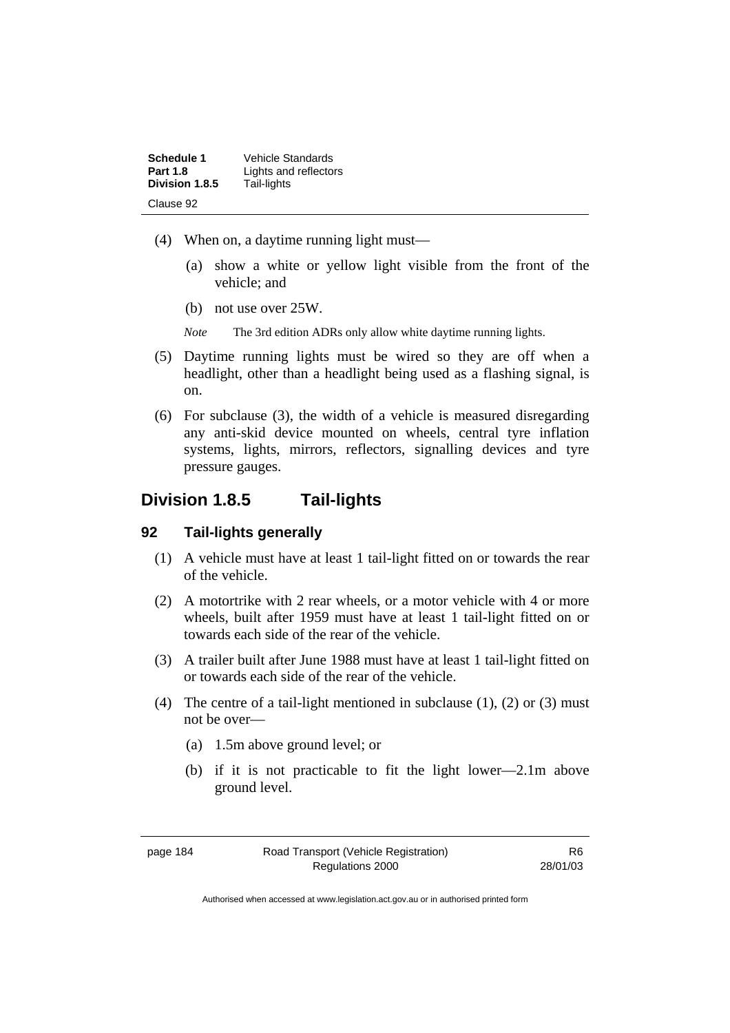(4) When on, a daytime running light must—

(a) show a white or yellow light visible from the front of the vehicle; and

(b) not use over 25W.

*Note* The 3rd edition ADRs only allow white daytime running lights.

(5) Daytime running lights must be wired so they are off when a headlight, other than a headlight being used as a flashing signal, is on.

(6) For subclause (3), the width of a vehicle is measured disregarding any anti-skid device mounted on wheels, central tyre inflation systems, lights, mirrors, reflectors, signalling devices and tyre pressure gauges.

## Division 1.8.5 Tail-lights

### 92 Tail-lights generally

(1) A vehicle must have at least 1 tail-light fitted on or towards the rear of the vehicle.

(2) A motortrike with 2 rear wheels, or a motor vehicle with 4 or more wheels, built after 1959 must have at least 1 tail-light fitted on or towards each side of the rear of the vehicle.

(3) A trailer built after June 1988 must have at least 1 tail-light fitted on or towards each side of the rear of the vehicle.

(4) The centre of a tail-light mentioned in subclause (1), (2) or (3) must not be over—

(a) 1.5m above ground level; or

(b) if it is not practicable to fit the light lower—2.1m above ground level.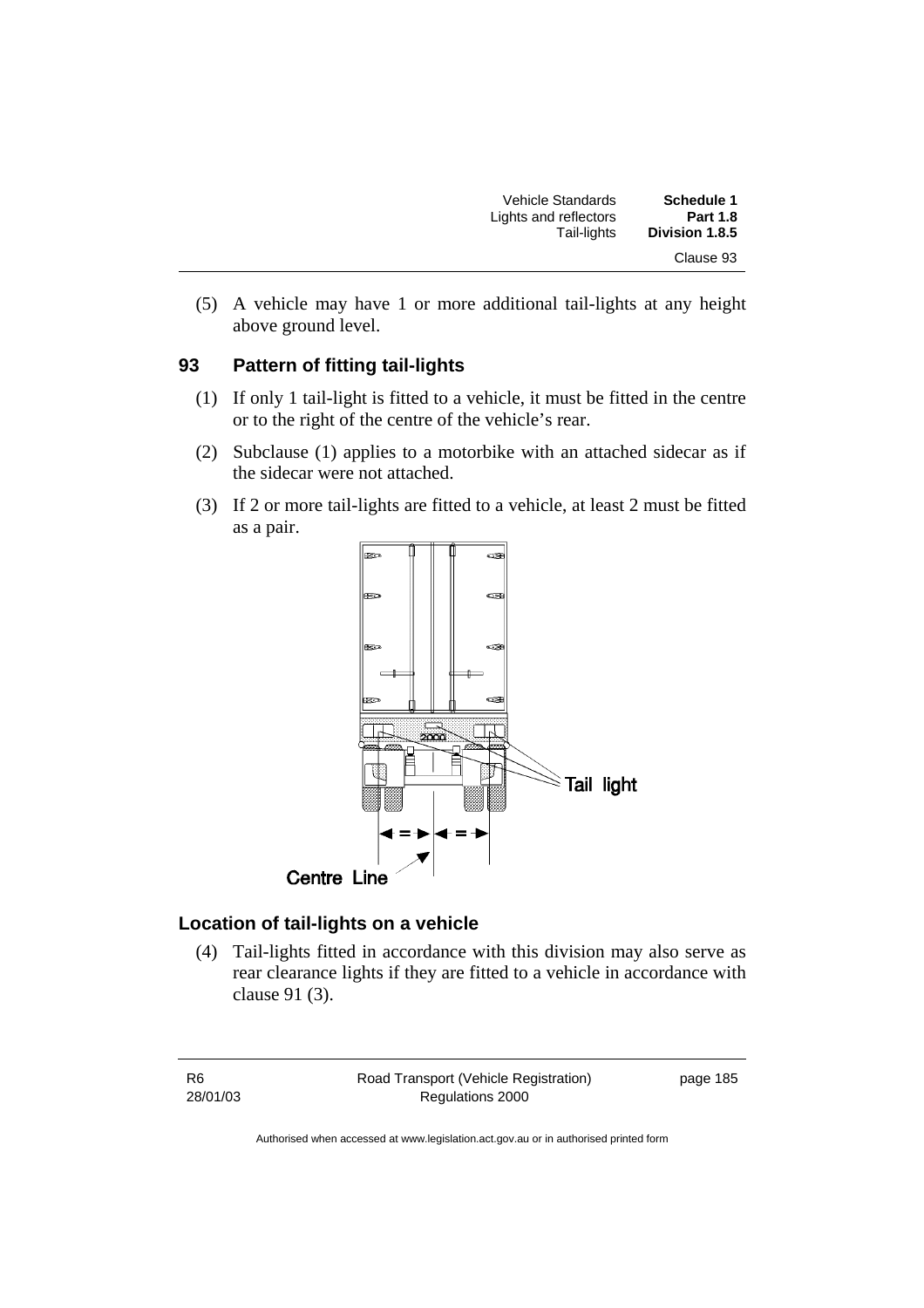(5) A vehicle may have 1 or more additional tail-lights at any height above ground level.

## 93 Pattern of fitting tail-lights

(1) If only 1 tail-light is fitted to a vehicle, it must be fitted in the centre or to the right of the centre of the vehicle's rear.

(2) Subclause (1) applies to a motorbike with an attached sidecar as if the sidecar were not attached.

(3) If 2 or more tail-lights are fitted to a vehicle, at least 2 must be fitted as a pair.

### Location of tail-lights on a vehicle

(4) Tail-lights fitted in accordance with this division may also serve as rear clearance lights if they are fitted to a vehicle in accordance with clause 91 (3).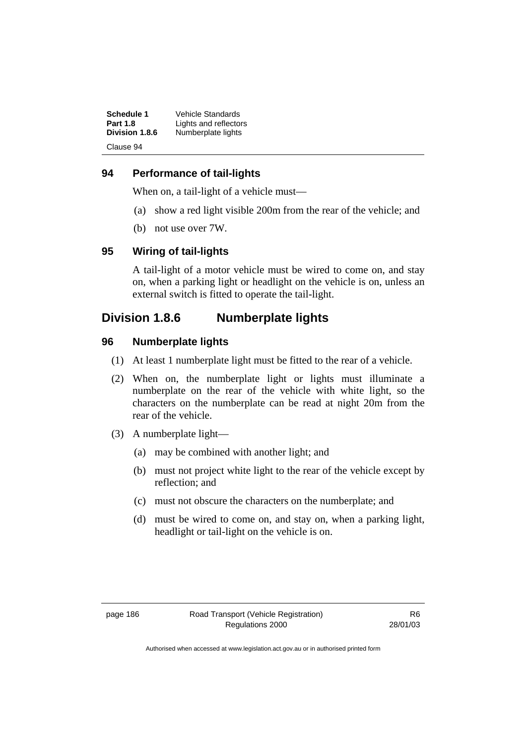## 94 Performance of tail-lights

When on, a tail-light of a vehicle must—

(a) show a red light visible 200m from the rear of the vehicle; and

(b) not use over 7W.

## 95 Wiring of tail-lights

A tail-light of a motor vehicle must be wired to come on, and stay on, when a parking light or headlight on the vehicle is on, unless an external switch is fitted to operate the tail-light.

# Division 1.8.6 Numberplate lights

## 96 Numberplate lights

(1) At least 1 numberplate light must be fitted to the rear of a vehicle.

(2) When on, the numberplate light or lights must illuminate a numberplate on the rear of the vehicle with white light, so the characters on the numberplate can be read at night 20m from the rear of the vehicle.

(3) A numberplate light—

(a) may be combined with another light; and

(b) must not project white light to the rear of the vehicle except by reflection; and

(c) must not obscure the characters on the numberplate; and

(d) must be wired to come on, and stay on, when a parking light, headlight or tail-light on the vehicle is on.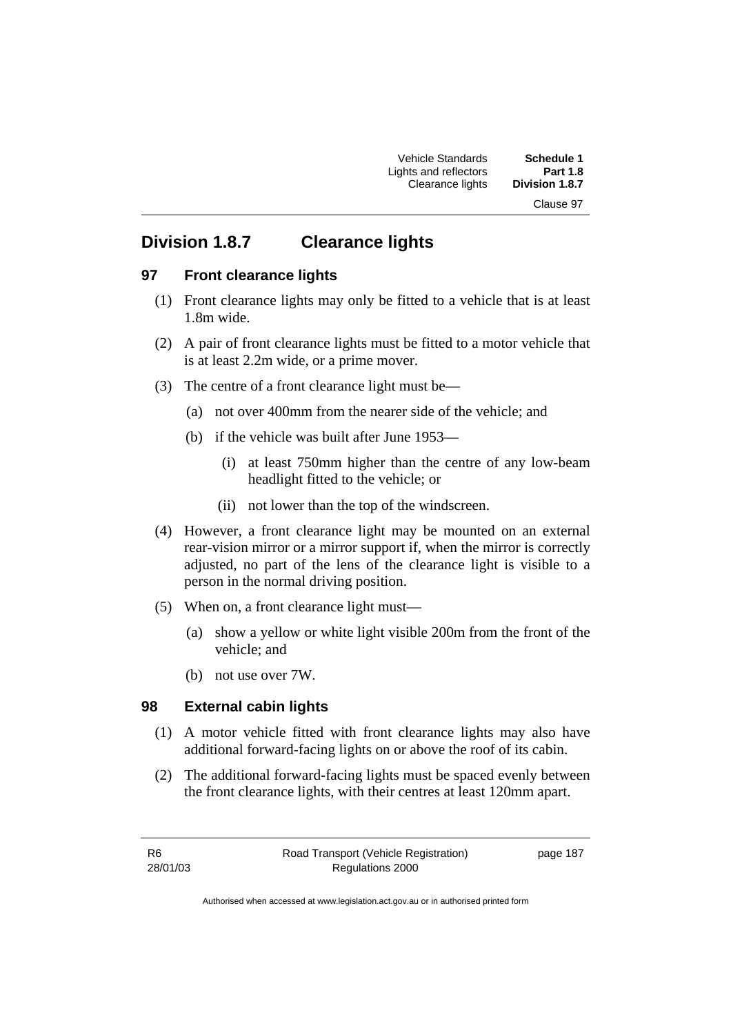## Division 1.8.7 Clearance lights

### 97 Front clearance lights

(1) Front clearance lights may only be fitted to a vehicle that is at least 1.8m wide.

(2) A pair of front clearance lights must be fitted to a motor vehicle that is at least 2.2m wide, or a prime mover.

(3) The centre of a front clearance light must be—

(a) not over 400mm from the nearer side of the vehicle; and

(b) if the vehicle was built after June 1953—

(i) at least 750mm higher than the centre of any low-beam headlight fitted to the vehicle; or

(ii) not lower than the top of the windscreen.

(4) However, a front clearance light may be mounted on an external rear-vision mirror or a mirror support if, when the mirror is correctly adjusted, no part of the lens of the clearance light is visible to a person in the normal driving position.

(5) When on, a front clearance light must—

(a) show a yellow or white light visible 200m from the front of the vehicle; and

(b) not use over 7W.

### 98 External cabin lights

(1) A motor vehicle fitted with front clearance lights may also have additional forward-facing lights on or above the roof of its cabin.

(2) The additional forward-facing lights must be spaced evenly between the front clearance lights, with their centres at least 120mm apart.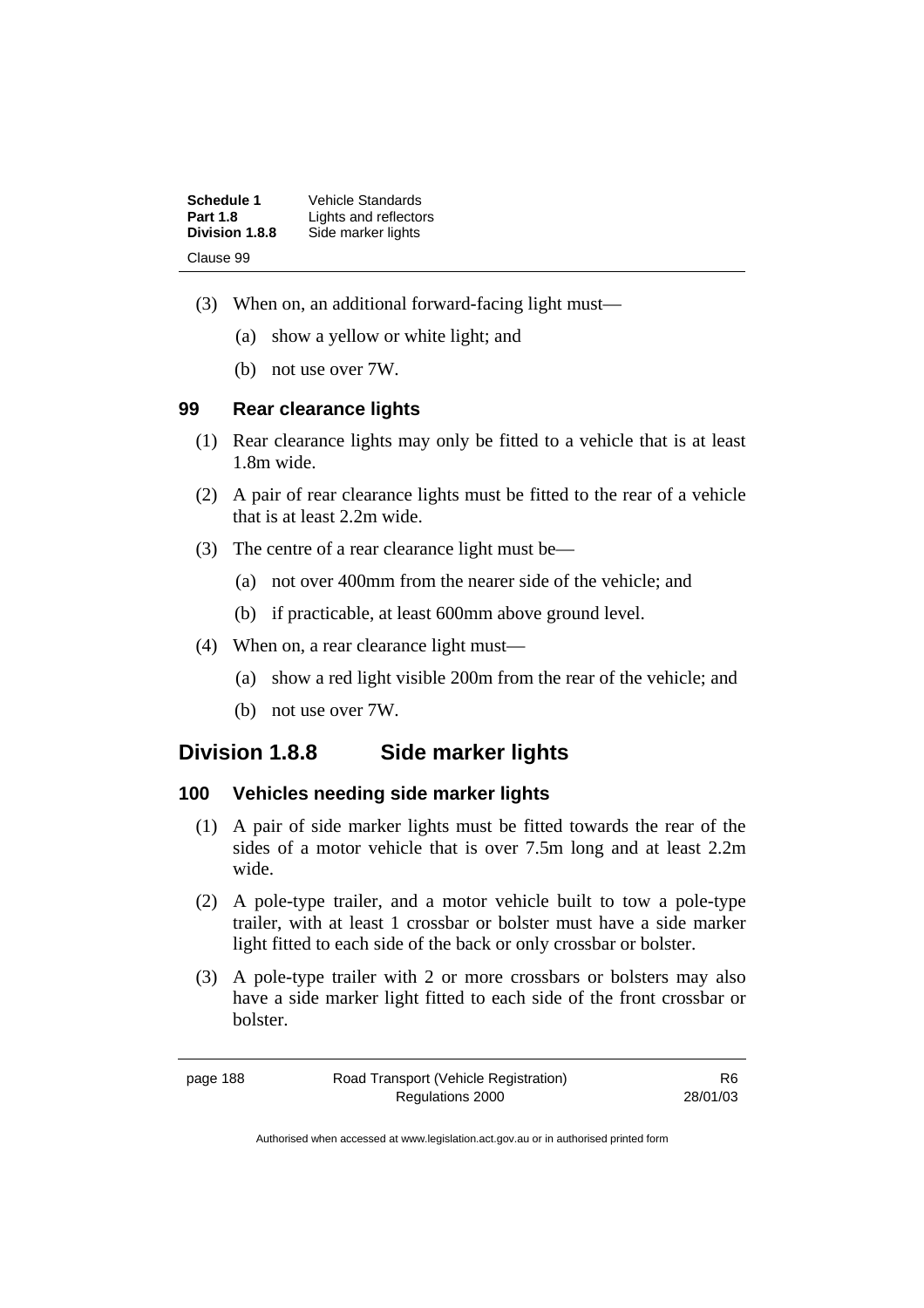(3) When on, an additional forward-facing light must—

   (a) show a yellow or white light; and

   (b) not use over 7W.

### 99 Rear clearance lights

(1) Rear clearance lights may only be fitted to a vehicle that is at least 1.8m wide.

(2) A pair of rear clearance lights must be fitted to the rear of a vehicle that is at least 2.2m wide.

(3) The centre of a rear clearance light must be—

   (a) not over 400mm from the nearer side of the vehicle; and

   (b) if practicable, at least 600mm above ground level.

(4) When on, a rear clearance light must—

   (a) show a red light visible 200m from the rear of the vehicle; and

   (b) not use over 7W.

## Division 1.8.8 Side marker lights

### 100 Vehicles needing side marker lights

(1) A pair of side marker lights must be fitted towards the rear of the sides of a motor vehicle that is over 7.5m long and at least 2.2m wide.

(2) A pole-type trailer, and a motor vehicle built to tow a pole-type trailer, with at least 1 crossbar or bolster must have a side marker light fitted to each side of the back or only crossbar or bolster.

(3) A pole-type trailer with 2 or more crossbars or bolsters may also have a side marker light fitted to each side of the front crossbar or bolster.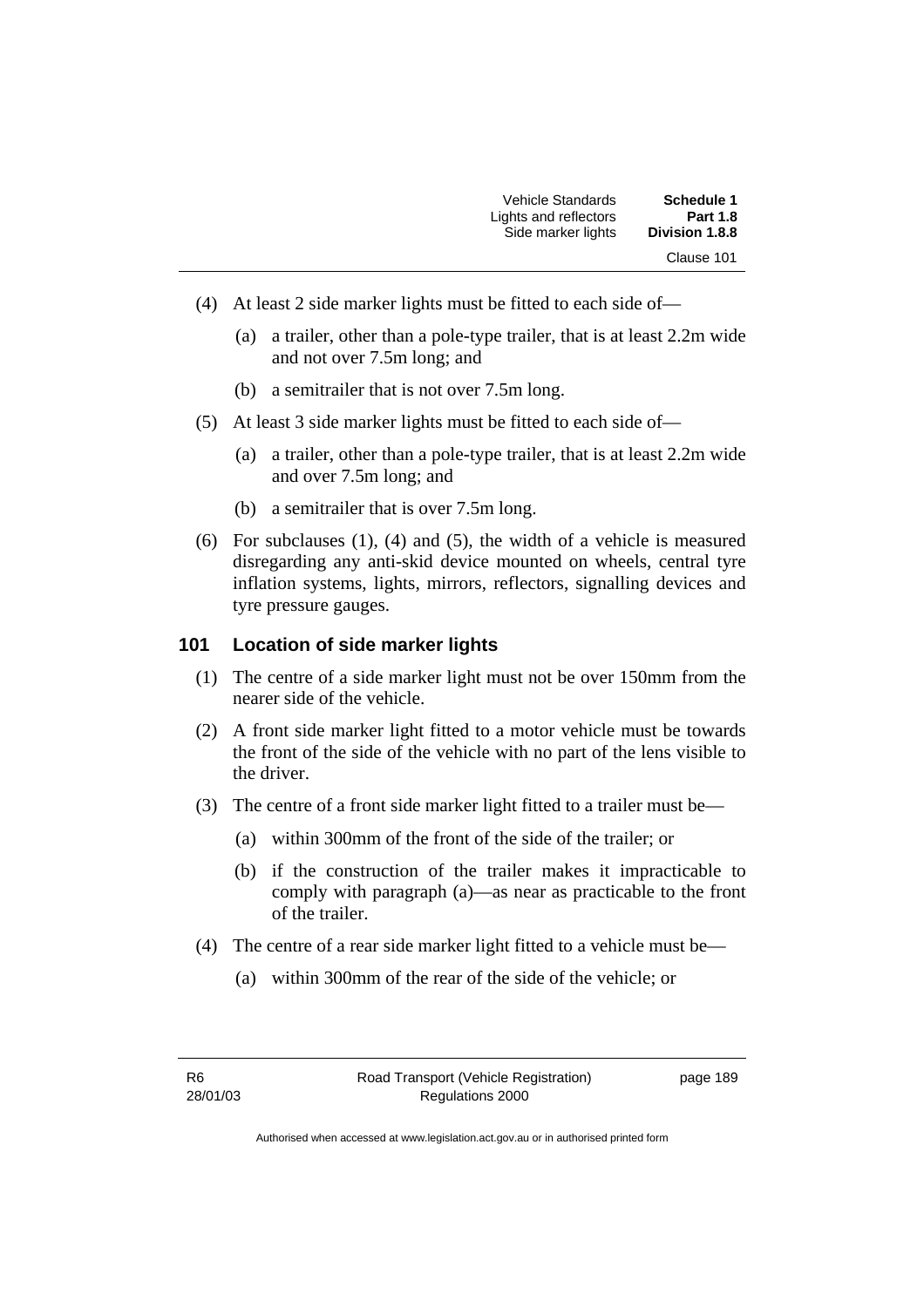(4) At least 2 side marker lights must be fitted to each side of—

(a) a trailer, other than a pole-type trailer, that is at least 2.2m wide and not over 7.5m long; and

(b) a semitrailer that is not over 7.5m long.

(5) At least 3 side marker lights must be fitted to each side of—

(a) a trailer, other than a pole-type trailer, that is at least 2.2m wide and over 7.5m long; and

(b) a semitrailer that is over 7.5m long.

(6) For subclauses (1), (4) and (5), the width of a vehicle is measured disregarding any anti-skid device mounted on wheels, central tyre inflation systems, lights, mirrors, reflectors, signalling devices and tyre pressure gauges.

### 101 Location of side marker lights

(1) The centre of a side marker light must not be over 150mm from the nearer side of the vehicle.

(2) A front side marker light fitted to a motor vehicle must be towards the front of the side of the vehicle with no part of the lens visible to the driver.

(3) The centre of a front side marker light fitted to a trailer must be—

(a) within 300mm of the front of the side of the trailer; or

(b) if the construction of the trailer makes it impracticable to comply with paragraph (a)—as near as practicable to the front of the trailer.

(4) The centre of a rear side marker light fitted to a vehicle must be—

(a) within 300mm of the rear of the side of the vehicle; or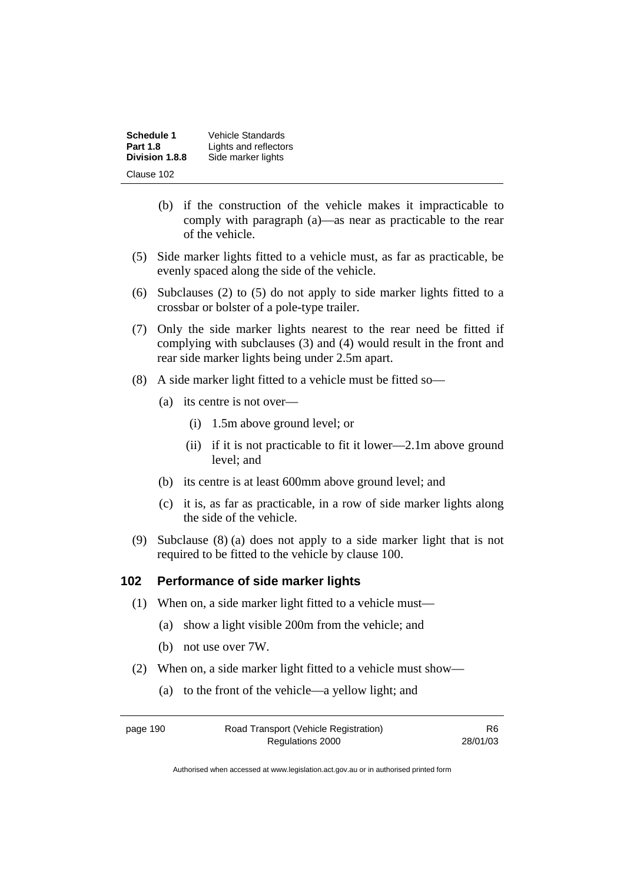(b) if the construction of the vehicle makes it impracticable to comply with paragraph (a)—as near as practicable to the rear of the vehicle.

(5) Side marker lights fitted to a vehicle must, as far as practicable, be evenly spaced along the side of the vehicle.

(6) Subclauses (2) to (5) do not apply to side marker lights fitted to a crossbar or bolster of a pole-type trailer.

(7) Only the side marker lights nearest to the rear need be fitted if complying with subclauses (3) and (4) would result in the front and rear side marker lights being under 2.5m apart.

(8) A side marker light fitted to a vehicle must be fitted so—

(a) its centre is not over—

(i) 1.5m above ground level; or

(ii) if it is not practicable to fit it lower—2.1m above ground level; and

(b) its centre is at least 600mm above ground level; and

(c) it is, as far as practicable, in a row of side marker lights along the side of the vehicle.

(9) Subclause (8) (a) does not apply to a side marker light that is not required to be fitted to the vehicle by clause 100.

## 102 Performance of side marker lights

(1) When on, a side marker light fitted to a vehicle must—

(a) show a light visible 200m from the vehicle; and

(b) not use over 7W.

(2) When on, a side marker light fitted to a vehicle must show—

(a) to the front of the vehicle—a yellow light; and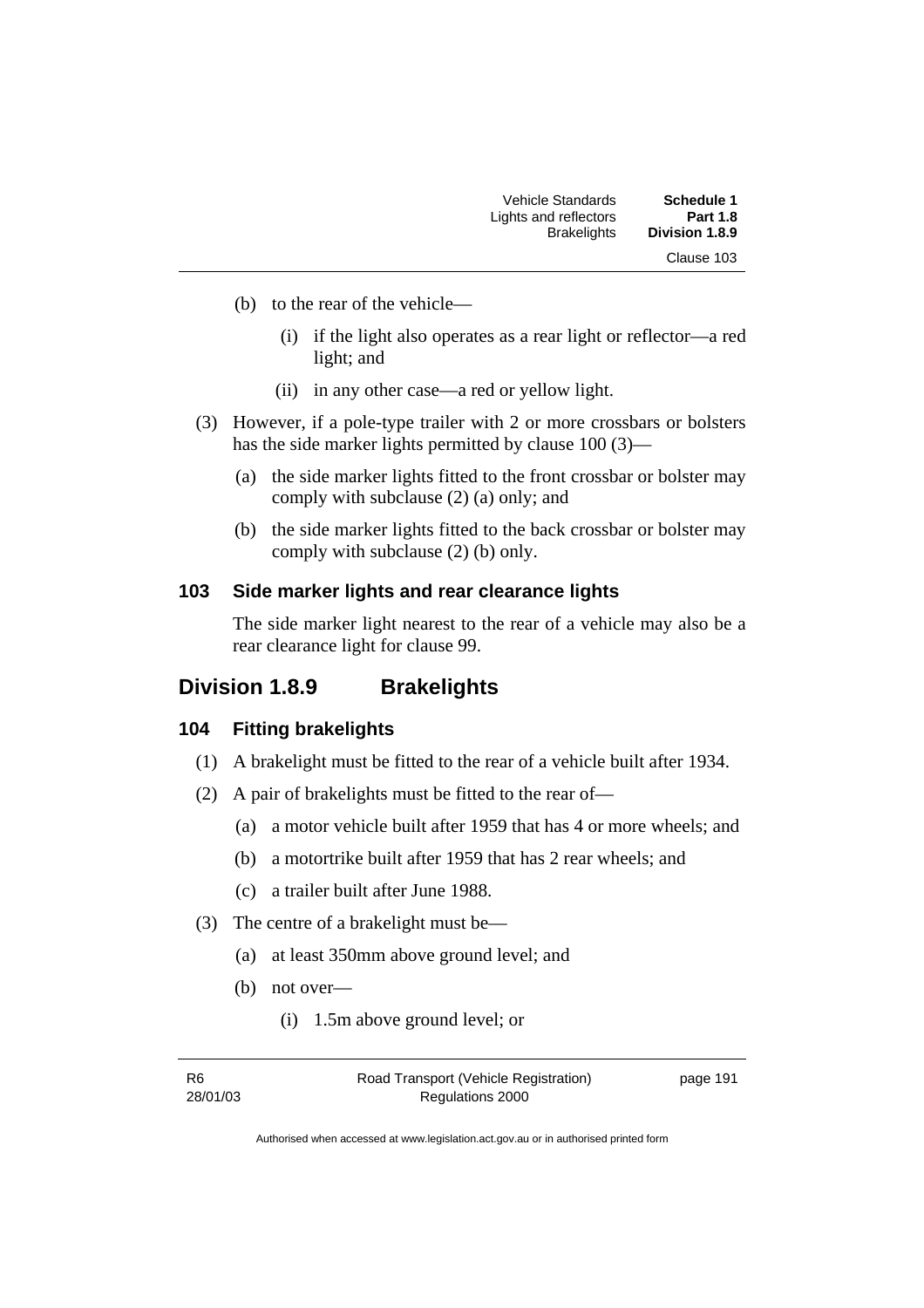(b) to the rear of the vehicle—

   (i) if the light also operates as a rear light or reflector—a red light; and

   (ii) in any other case—a red or yellow light.

(3) However, if a pole-type trailer with 2 or more crossbars or bolsters has the side marker lights permitted by clause 100 (3)—

   (a) the side marker lights fitted to the front crossbar or bolster may comply with subclause (2) (a) only; and

   (b) the side marker lights fitted to the back crossbar or bolster may comply with subclause (2) (b) only.

### 103 Side marker lights and rear clearance lights

The side marker light nearest to the rear of a vehicle may also be a rear clearance light for clause 99.

## Division 1.8.9 Brakelights

### 104 Fitting brakelights

(1) A brakelight must be fitted to the rear of a vehicle built after 1934.

(2) A pair of brakelights must be fitted to the rear of—

   (a) a motor vehicle built after 1959 that has 4 or more wheels; and

   (b) a motortrike built after 1959 that has 2 rear wheels; and

   (c) a trailer built after June 1988.

(3) The centre of a brakelight must be—

   (a) at least 350mm above ground level; and

   (b) not over—

      (i) 1.5m above ground level; or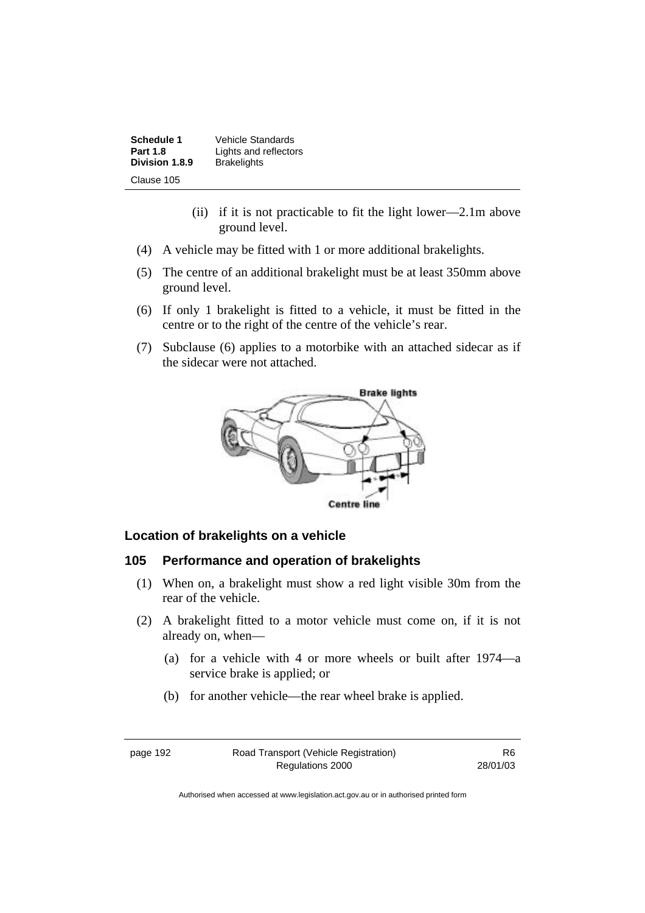(ii) if it is not practicable to fit the light lower—2.1m above ground level.

(4) A vehicle may be fitted with 1 or more additional brakelights.

(5) The centre of an additional brakelight must be at least 350mm above ground level.

(6) If only 1 brakelight is fitted to a vehicle, it must be fitted in the centre or to the right of the centre of the vehicle's rear.

(7) Subclause (6) applies to a motorbike with an attached sidecar as if the sidecar were not attached.

**Location of brakelights on a vehicle**

### 105 Performance and operation of brakelights

(1) When on, a brakelight must show a red light visible 30m from the rear of the vehicle.

(2) A brakelight fitted to a motor vehicle must come on, if it is not already on, when—

(a) for a vehicle with 4 or more wheels or built after 1974—a service brake is applied; or

(b) for another vehicle—the rear wheel brake is applied.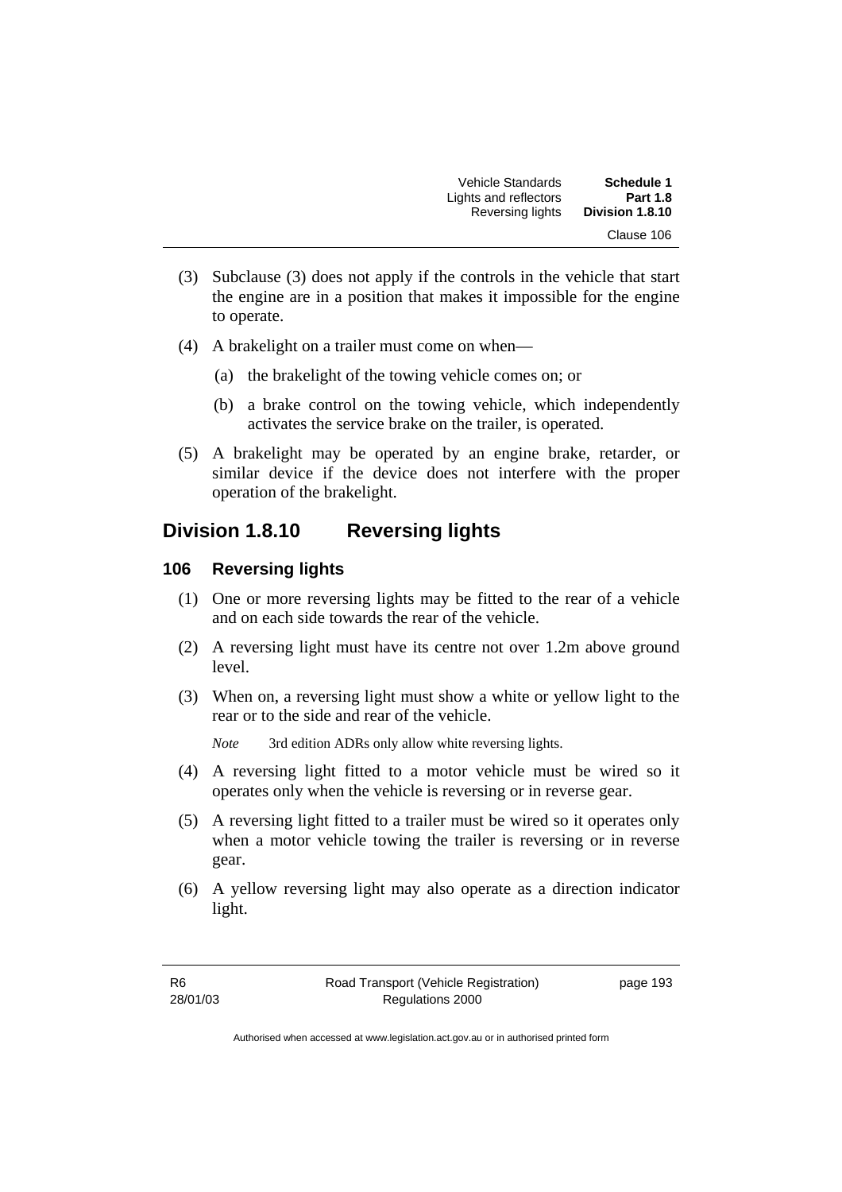(3) Subclause (3) does not apply if the controls in the vehicle that start the engine are in a position that makes it impossible for the engine to operate.

(4) A brakelight on a trailer must come on when—

   (a) the brakelight of the towing vehicle comes on; or

   (b) a brake control on the towing vehicle, which independently activates the service brake on the trailer, is operated.

(5) A brakelight may be operated by an engine brake, retarder, or similar device if the device does not interfere with the proper operation of the brakelight.

## Division 1.8.10 Reversing lights

### 106 Reversing lights

(1) One or more reversing lights may be fitted to the rear of a vehicle and on each side towards the rear of the vehicle.

(2) A reversing light must have its centre not over 1.2m above ground level.

(3) When on, a reversing light must show a white or yellow light to the rear or to the side and rear of the vehicle.

*Note* 3rd edition ADRs only allow white reversing lights.

(4) A reversing light fitted to a motor vehicle must be wired so it operates only when the vehicle is reversing or in reverse gear.

(5) A reversing light fitted to a trailer must be wired so it operates only when a motor vehicle towing the trailer is reversing or in reverse gear.

(6) A yellow reversing light may also operate as a direction indicator light.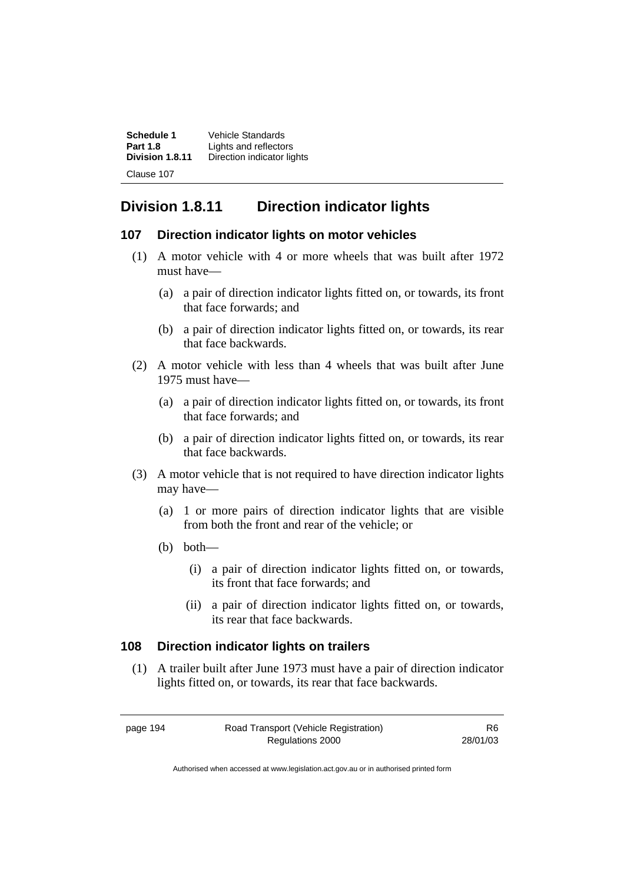## Division 1.8.11 Direction indicator lights

### 107 Direction indicator lights on motor vehicles

(1) A motor vehicle with 4 or more wheels that was built after 1972 must have—

(a) a pair of direction indicator lights fitted on, or towards, its front that face forwards; and

(b) a pair of direction indicator lights fitted on, or towards, its rear that face backwards.

(2) A motor vehicle with less than 4 wheels that was built after June 1975 must have—

(a) a pair of direction indicator lights fitted on, or towards, its front that face forwards; and

(b) a pair of direction indicator lights fitted on, or towards, its rear that face backwards.

(3) A motor vehicle that is not required to have direction indicator lights may have—

(a) 1 or more pairs of direction indicator lights that are visible from both the front and rear of the vehicle; or

(b) both—

(i) a pair of direction indicator lights fitted on, or towards, its front that face forwards; and

(ii) a pair of direction indicator lights fitted on, or towards, its rear that face backwards.

### 108 Direction indicator lights on trailers

(1) A trailer built after June 1973 must have a pair of direction indicator lights fitted on, or towards, its rear that face backwards.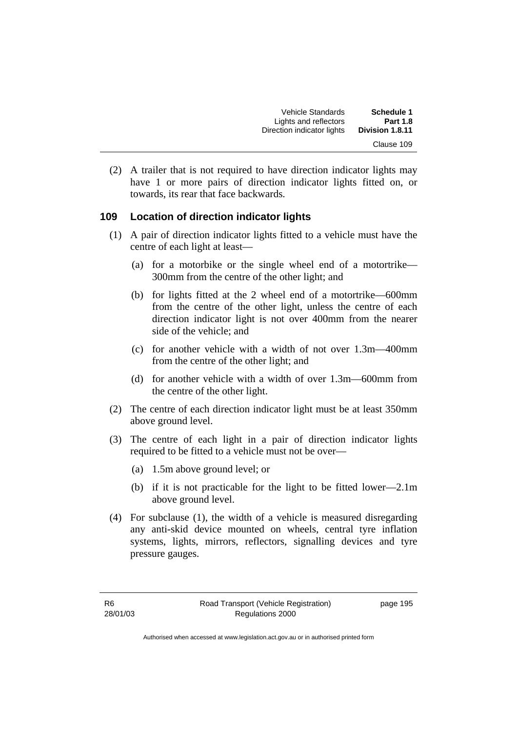(2) A trailer that is not required to have direction indicator lights may have 1 or more pairs of direction indicator lights fitted on, or towards, its rear that face backwards.

### 109 Location of direction indicator lights

(1) A pair of direction indicator lights fitted to a vehicle must have the centre of each light at least—

(a) for a motorbike or the single wheel end of a motortrike—300mm from the centre of the other light; and

(b) for lights fitted at the 2 wheel end of a motortrike—600mm from the centre of the other light, unless the centre of each direction indicator light is not over 400mm from the nearer side of the vehicle; and

(c) for another vehicle with a width of not over 1.3m—400mm from the centre of the other light; and

(d) for another vehicle with a width of over 1.3m—600mm from the centre of the other light.

(2) The centre of each direction indicator light must be at least 350mm above ground level.

(3) The centre of each light in a pair of direction indicator lights required to be fitted to a vehicle must not be over—

(a) 1.5m above ground level; or

(b) if it is not practicable for the light to be fitted lower—2.1m above ground level.

(4) For subclause (1), the width of a vehicle is measured disregarding any anti-skid device mounted on wheels, central tyre inflation systems, lights, mirrors, reflectors, signalling devices and tyre pressure gauges.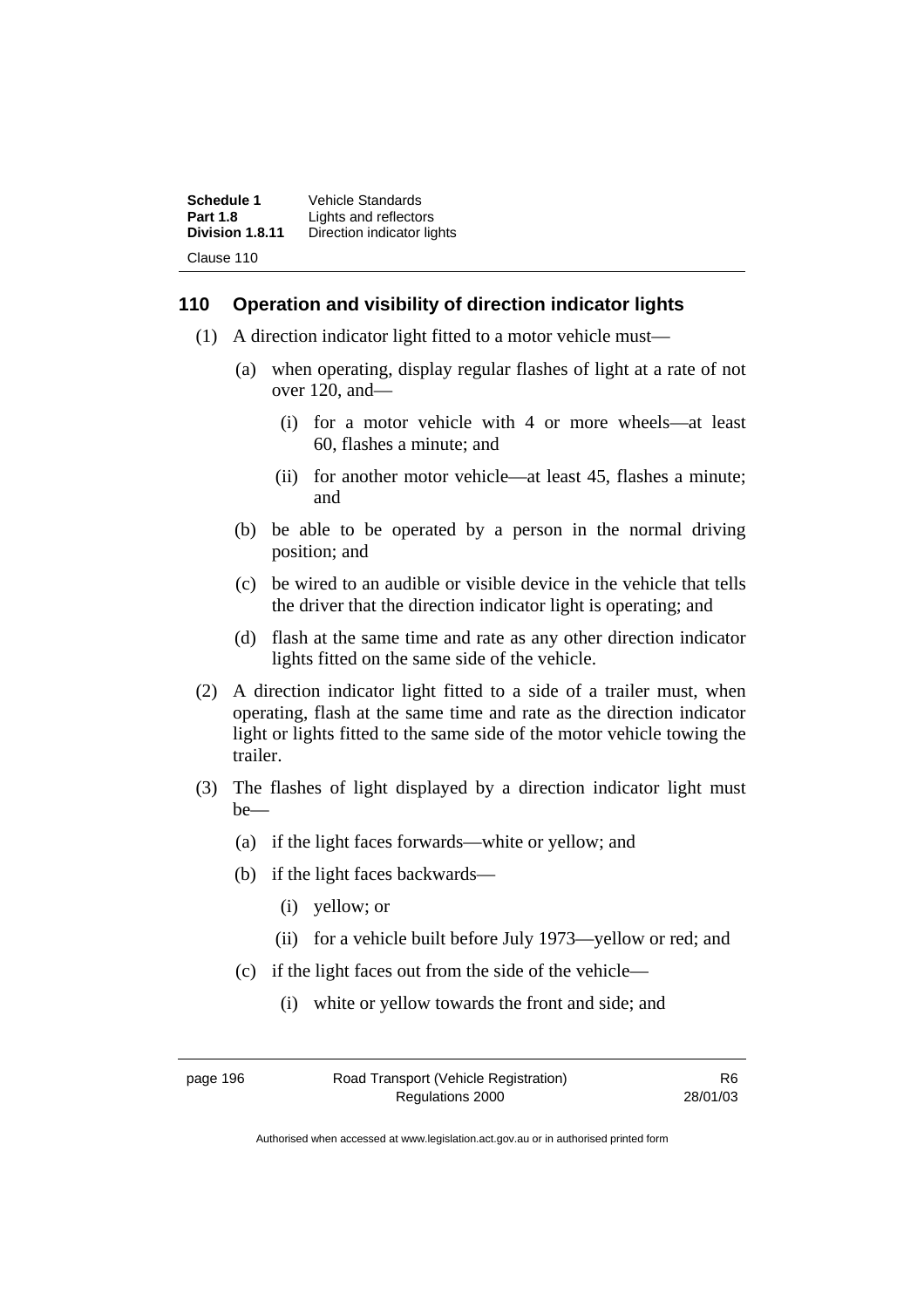## 110 Operation and visibility of direction indicator lights

(1) A direction indicator light fitted to a motor vehicle must—

(a) when operating, display regular flashes of light at a rate of not over 120, and—

(i) for a motor vehicle with 4 or more wheels—at least 60, flashes a minute; and

(ii) for another motor vehicle—at least 45, flashes a minute; and

(b) be able to be operated by a person in the normal driving position; and

(c) be wired to an audible or visible device in the vehicle that tells the driver that the direction indicator light is operating; and

(d) flash at the same time and rate as any other direction indicator lights fitted on the same side of the vehicle.

(2) A direction indicator light fitted to a side of a trailer must, when operating, flash at the same time and rate as the direction indicator light or lights fitted to the same side of the motor vehicle towing the trailer.

(3) The flashes of light displayed by a direction indicator light must be—

(a) if the light faces forwards—white or yellow; and

(b) if the light faces backwards—

(i) yellow; or

(ii) for a vehicle built before July 1973—yellow or red; and

(c) if the light faces out from the side of the vehicle—

(i) white or yellow towards the front and side; and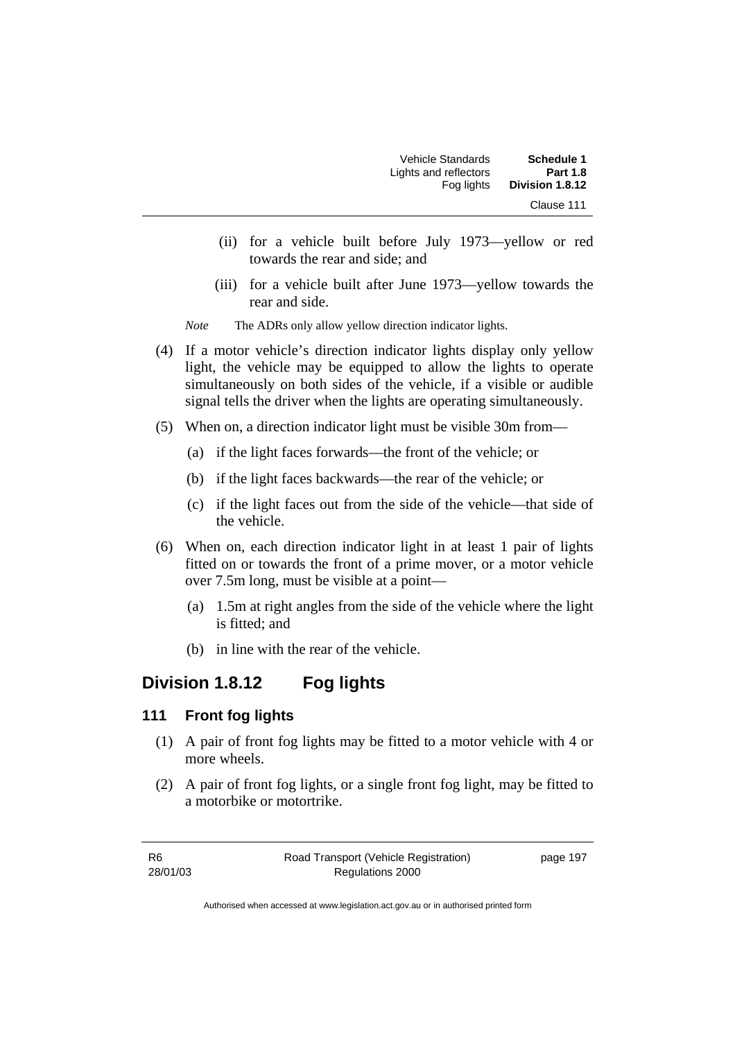(ii) for a vehicle built before July 1973—yellow or red towards the rear and side; and

(iii) for a vehicle built after June 1973—yellow towards the rear and side.

*Note* The ADRs only allow yellow direction indicator lights.

(4) If a motor vehicle's direction indicator lights display only yellow light, the vehicle may be equipped to allow the lights to operate simultaneously on both sides of the vehicle, if a visible or audible signal tells the driver when the lights are operating simultaneously.

(5) When on, a direction indicator light must be visible 30m from—

(a) if the light faces forwards—the front of the vehicle; or

(b) if the light faces backwards—the rear of the vehicle; or

(c) if the light faces out from the side of the vehicle—that side of the vehicle.

(6) When on, each direction indicator light in at least 1 pair of lights fitted on or towards the front of a prime mover, or a motor vehicle over 7.5m long, must be visible at a point—

(a) 1.5m at right angles from the side of the vehicle where the light is fitted; and

(b) in line with the rear of the vehicle.

## Division 1.8.12 Fog lights

### 111 Front fog lights

(1) A pair of front fog lights may be fitted to a motor vehicle with 4 or more wheels.

(2) A pair of front fog lights, or a single front fog light, may be fitted to a motorbike or motortrike.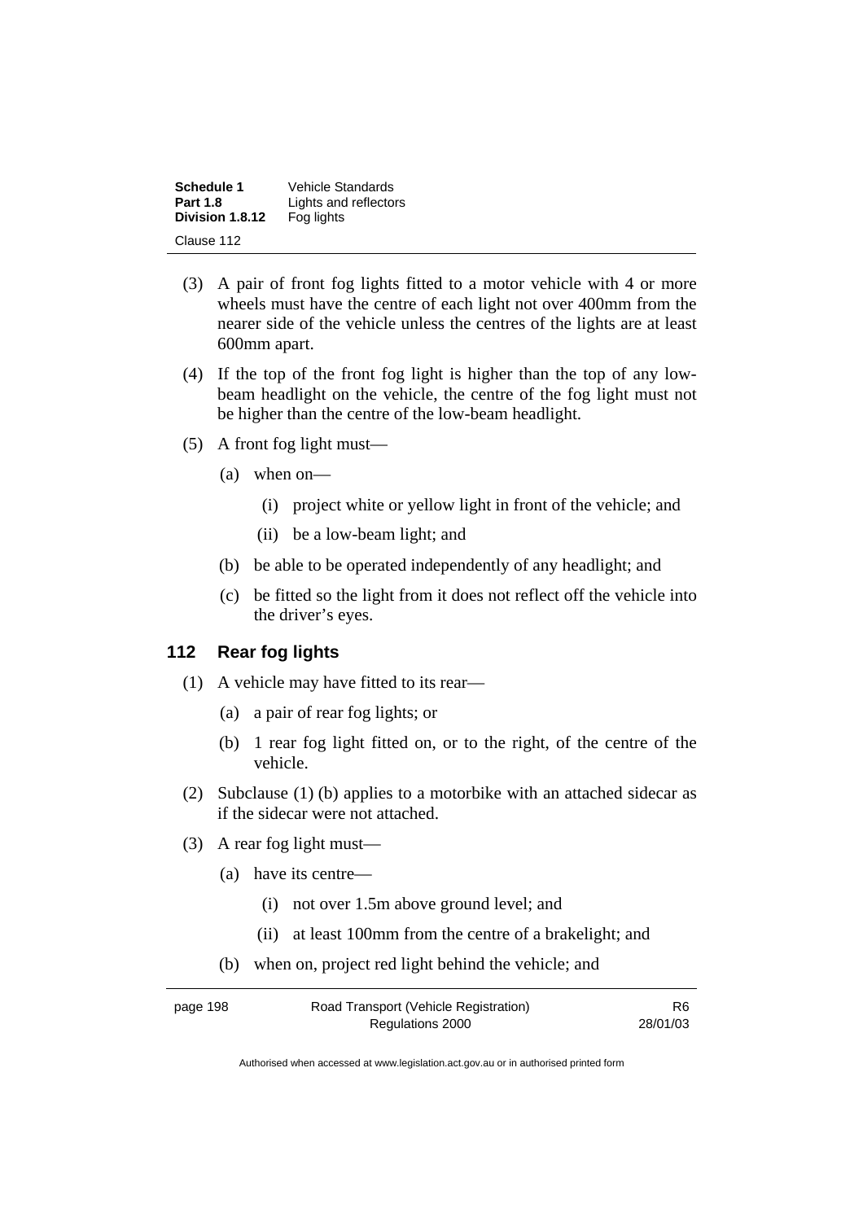(3) A pair of front fog lights fitted to a motor vehicle with 4 or more wheels must have the centre of each light not over 400mm from the nearer side of the vehicle unless the centres of the lights are at least 600mm apart.

(4) If the top of the front fog light is higher than the top of any low-beam headlight on the vehicle, the centre of the fog light must not be higher than the centre of the low-beam headlight.

(5) A front fog light must—

(a) when on—

(i) project white or yellow light in front of the vehicle; and

(ii) be a low-beam light; and

(b) be able to be operated independently of any headlight; and

(c) be fitted so the light from it does not reflect off the vehicle into the driver's eyes.

## 112 Rear fog lights

(1) A vehicle may have fitted to its rear—

(a) a pair of rear fog lights; or

(b) 1 rear fog light fitted on, or to the right, of the centre of the vehicle.

(2) Subclause (1) (b) applies to a motorbike with an attached sidecar as if the sidecar were not attached.

(3) A rear fog light must—

(a) have its centre—

(i) not over 1.5m above ground level; and

(ii) at least 100mm from the centre of a brakelight; and

(b) when on, project red light behind the vehicle; and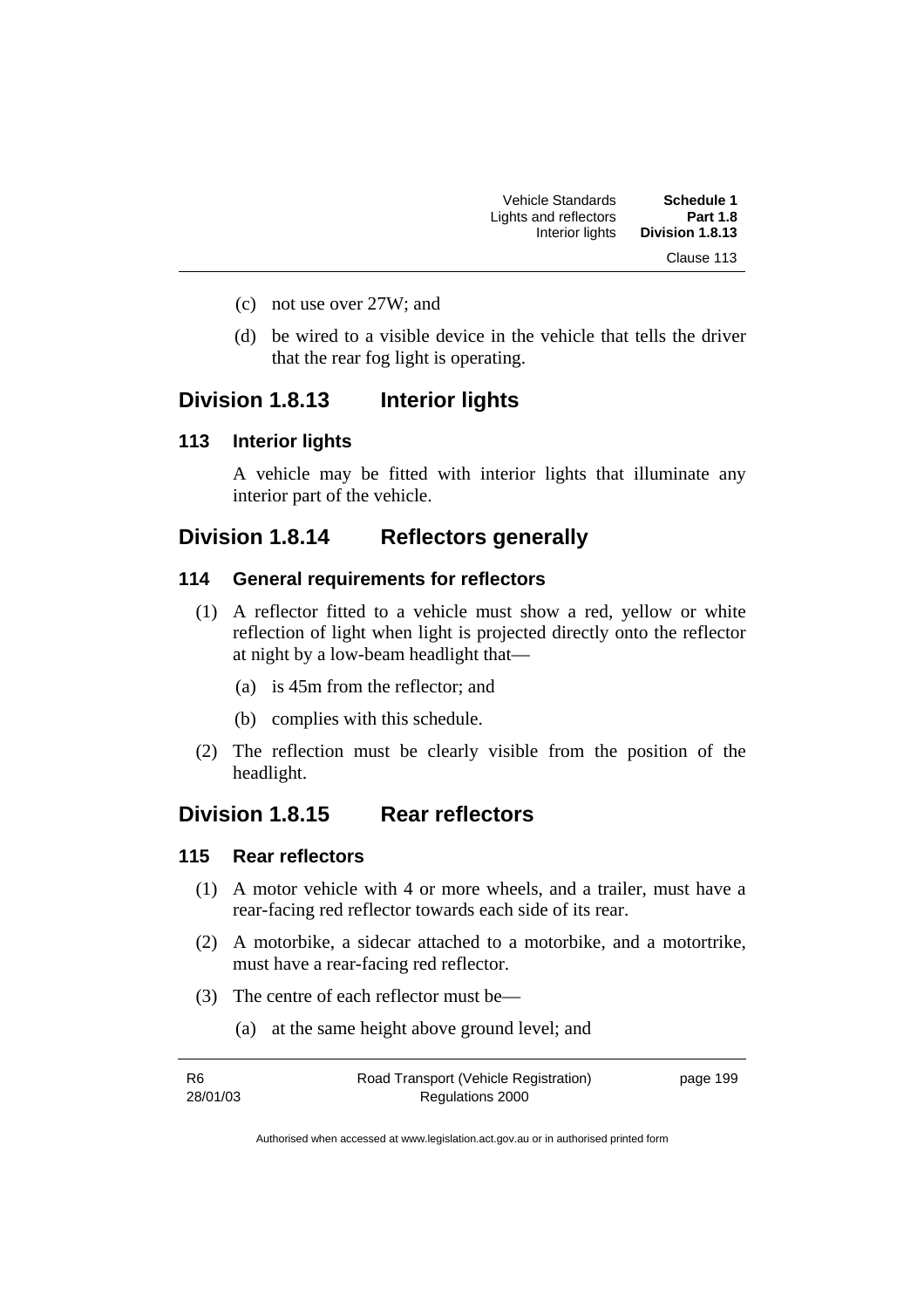(c) not use over 27W; and

(d) be wired to a visible device in the vehicle that tells the driver that the rear fog light is operating.

## Division 1.8.13 Interior lights

### 113 Interior lights

A vehicle may be fitted with interior lights that illuminate any interior part of the vehicle.

## Division 1.8.14 Reflectors generally

### 114 General requirements for reflectors

(1) A reflector fitted to a vehicle must show a red, yellow or white reflection of light when light is projected directly onto the reflector at night by a low-beam headlight that—

(a) is 45m from the reflector; and

(b) complies with this schedule.

(2) The reflection must be clearly visible from the position of the headlight.

## Division 1.8.15 Rear reflectors

### 115 Rear reflectors

(1) A motor vehicle with 4 or more wheels, and a trailer, must have a rear-facing red reflector towards each side of its rear.

(2) A motorbike, a sidecar attached to a motorbike, and a motortrike, must have a rear-facing red reflector.

(3) The centre of each reflector must be—

(a) at the same height above ground level; and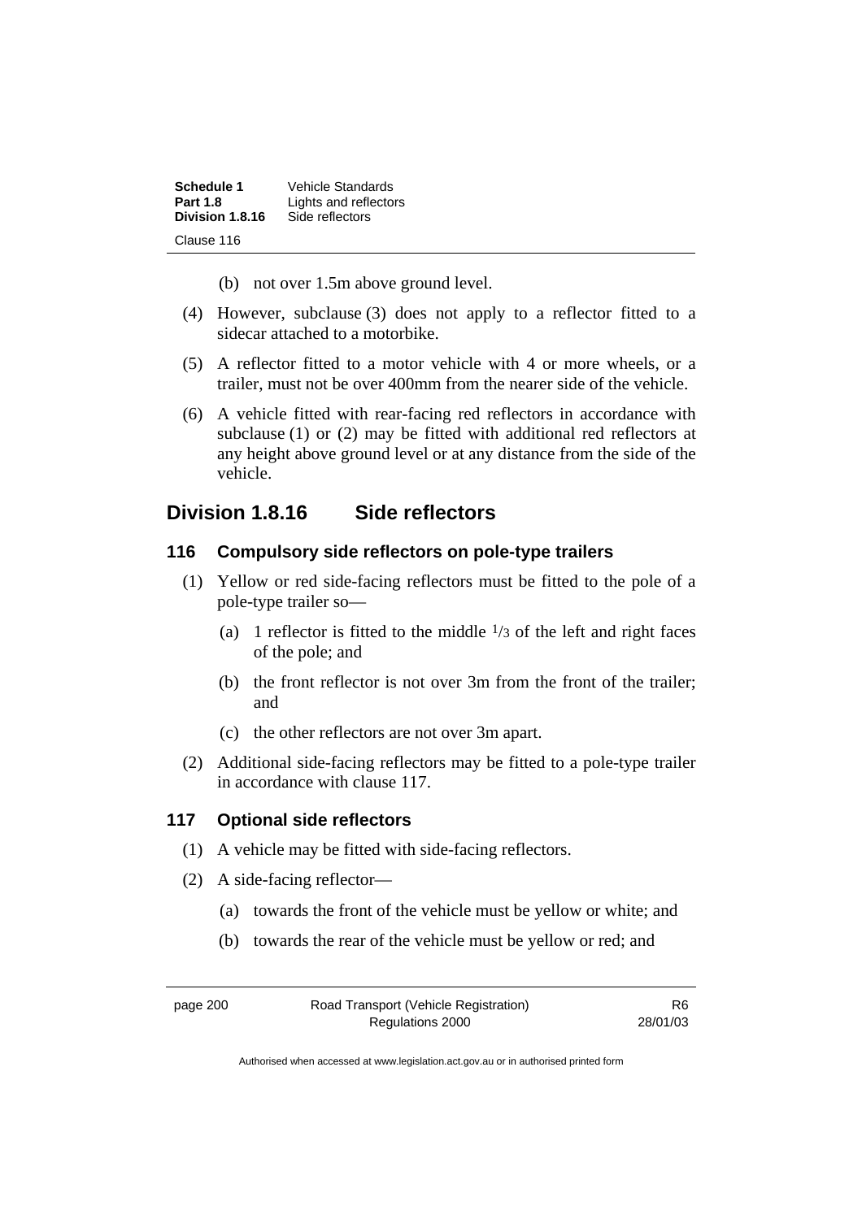(b) not over 1.5m above ground level.

(4) However, subclause (3) does not apply to a reflector fitted to a sidecar attached to a motorbike.

(5) A reflector fitted to a motor vehicle with 4 or more wheels, or a trailer, must not be over 400mm from the nearer side of the vehicle.

(6) A vehicle fitted with rear-facing red reflectors in accordance with subclause (1) or (2) may be fitted with additional red reflectors at any height above ground level or at any distance from the side of the vehicle.

## Division 1.8.16 Side reflectors

### 116 Compulsory side reflectors on pole-type trailers

(1) Yellow or red side-facing reflectors must be fitted to the pole of a pole-type trailer so—

(a) 1 reflector is fitted to the middle $1/3$ of the left and right faces of the pole; and

(b) the front reflector is not over 3m from the front of the trailer; and

(c) the other reflectors are not over 3m apart.

(2) Additional side-facing reflectors may be fitted to a pole-type trailer in accordance with clause 117.

### 117 Optional side reflectors

(1) A vehicle may be fitted with side-facing reflectors.

(2) A side-facing reflector—

(a) towards the front of the vehicle must be yellow or white; and

(b) towards the rear of the vehicle must be yellow or red; and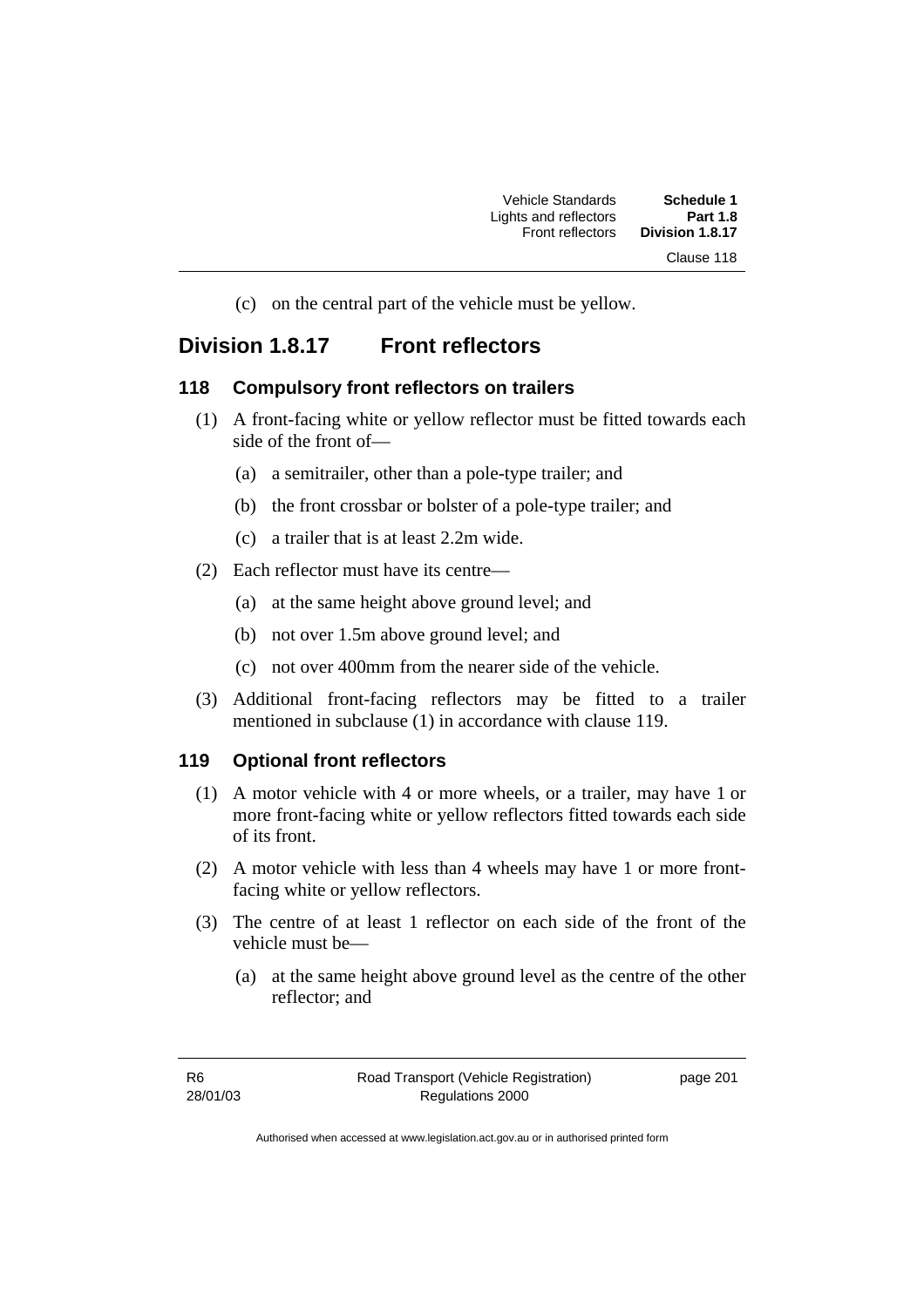(c) on the central part of the vehicle must be yellow.

## Division 1.8.17 Front reflectors

### 118 Compulsory front reflectors on trailers

(1) A front-facing white or yellow reflector must be fitted towards each side of the front of—

(a) a semitrailer, other than a pole-type trailer; and

(b) the front crossbar or bolster of a pole-type trailer; and

(c) a trailer that is at least 2.2m wide.

(2) Each reflector must have its centre—

(a) at the same height above ground level; and

(b) not over 1.5m above ground level; and

(c) not over 400mm from the nearer side of the vehicle.

(3) Additional front-facing reflectors may be fitted to a trailer mentioned in subclause (1) in accordance with clause 119.

### 119 Optional front reflectors

(1) A motor vehicle with 4 or more wheels, or a trailer, may have 1 or more front-facing white or yellow reflectors fitted towards each side of its front.

(2) A motor vehicle with less than 4 wheels may have 1 or more front-facing white or yellow reflectors.

(3) The centre of at least 1 reflector on each side of the front of the vehicle must be—

(a) at the same height above ground level as the centre of the other reflector; and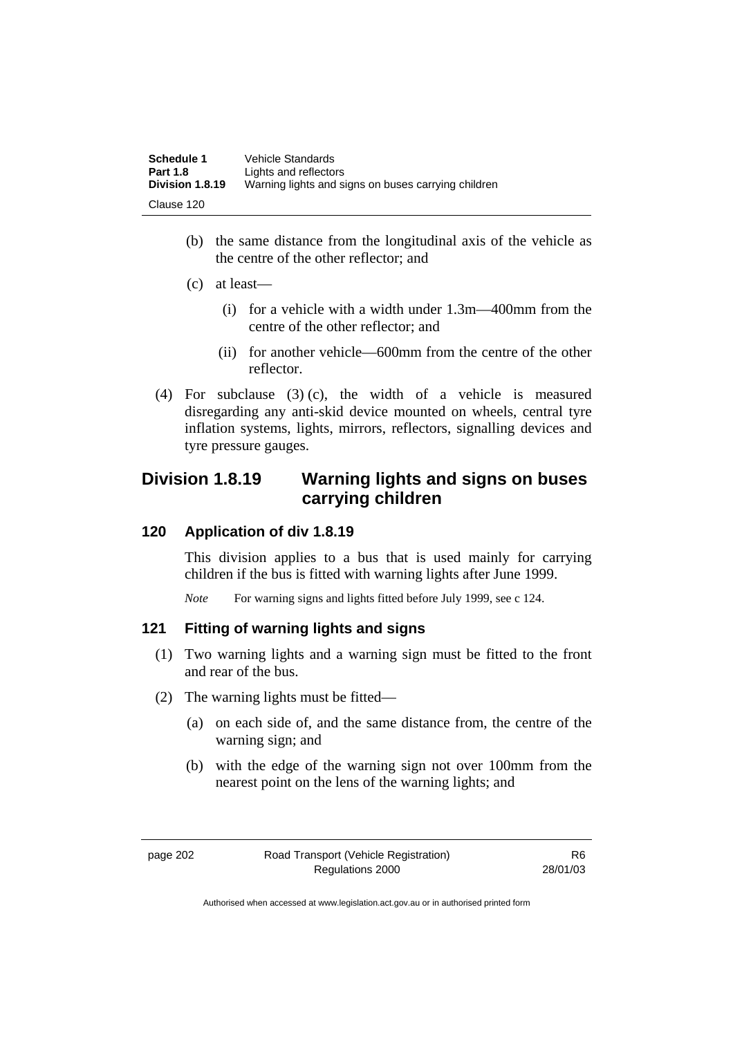(b) the same distance from the longitudinal axis of the vehicle as the centre of the other reflector; and

(c) at least—

(i) for a vehicle with a width under 1.3m—400mm from the centre of the other reflector; and

(ii) for another vehicle—600mm from the centre of the other reflector.

(4) For subclause (3) (c), the width of a vehicle is measured disregarding any anti-skid device mounted on wheels, central tyre inflation systems, lights, mirrors, reflectors, signalling devices and tyre pressure gauges.

## Division 1.8.19 Warning lights and signs on buses carrying children

### 120 Application of div 1.8.19

This division applies to a bus that is used mainly for carrying children if the bus is fitted with warning lights after June 1999.

*Note* For warning signs and lights fitted before July 1999, see c 124.

### 121 Fitting of warning lights and signs

(1) Two warning lights and a warning sign must be fitted to the front and rear of the bus.

(2) The warning lights must be fitted—

(a) on each side of, and the same distance from, the centre of the warning sign; and

(b) with the edge of the warning sign not over 100mm from the nearest point on the lens of the warning lights; and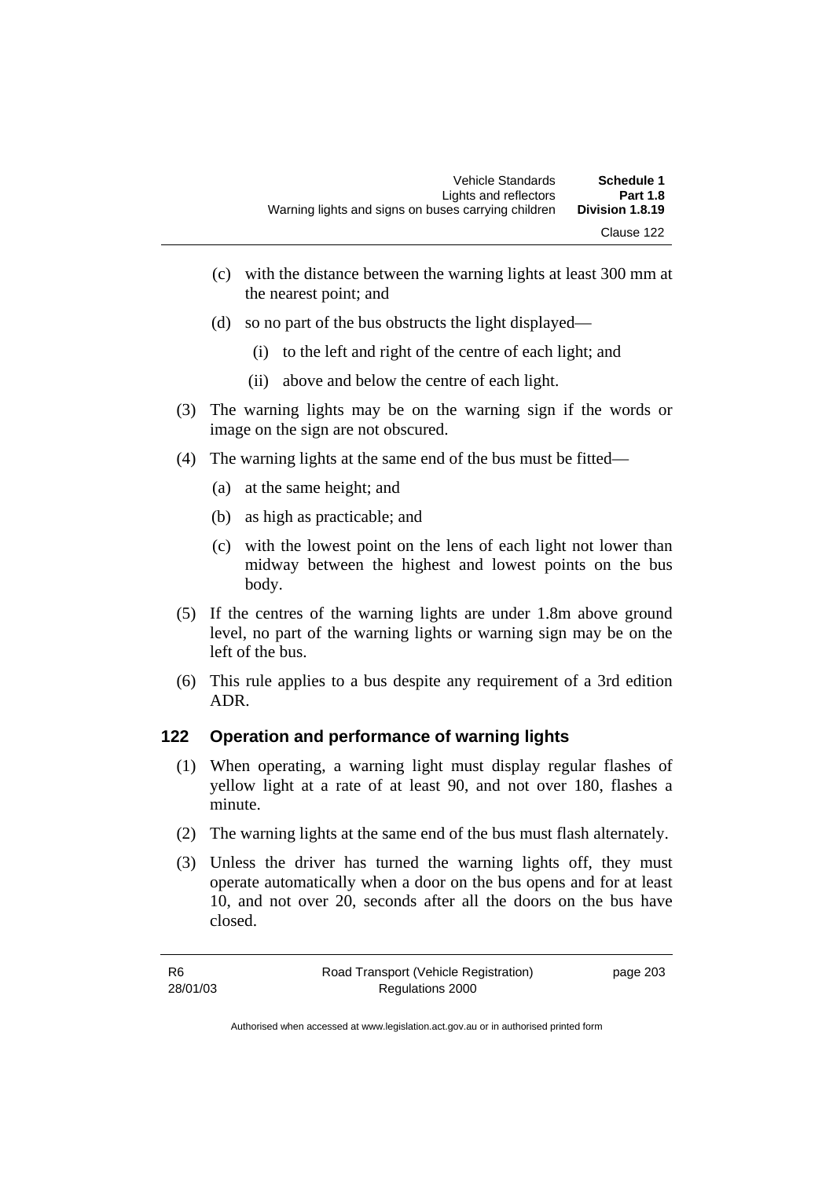(c) with the distance between the warning lights at least 300 mm at the nearest point; and

(d) so no part of the bus obstructs the light displayed—

(i) to the left and right of the centre of each light; and

(ii) above and below the centre of each light.

(3) The warning lights may be on the warning sign if the words or image on the sign are not obscured.

(4) The warning lights at the same end of the bus must be fitted—

(a) at the same height; and

(b) as high as practicable; and

(c) with the lowest point on the lens of each light not lower than midway between the highest and lowest points on the bus body.

(5) If the centres of the warning lights are under 1.8m above ground level, no part of the warning lights or warning sign may be on the left of the bus.

(6) This rule applies to a bus despite any requirement of a 3rd edition ADR.

### 122 Operation and performance of warning lights

(1) When operating, a warning light must display regular flashes of yellow light at a rate of at least 90, and not over 180, flashes a minute.

(2) The warning lights at the same end of the bus must flash alternately.

(3) Unless the driver has turned the warning lights off, they must operate automatically when a door on the bus opens and for at least 10, and not over 20, seconds after all the doors on the bus have closed.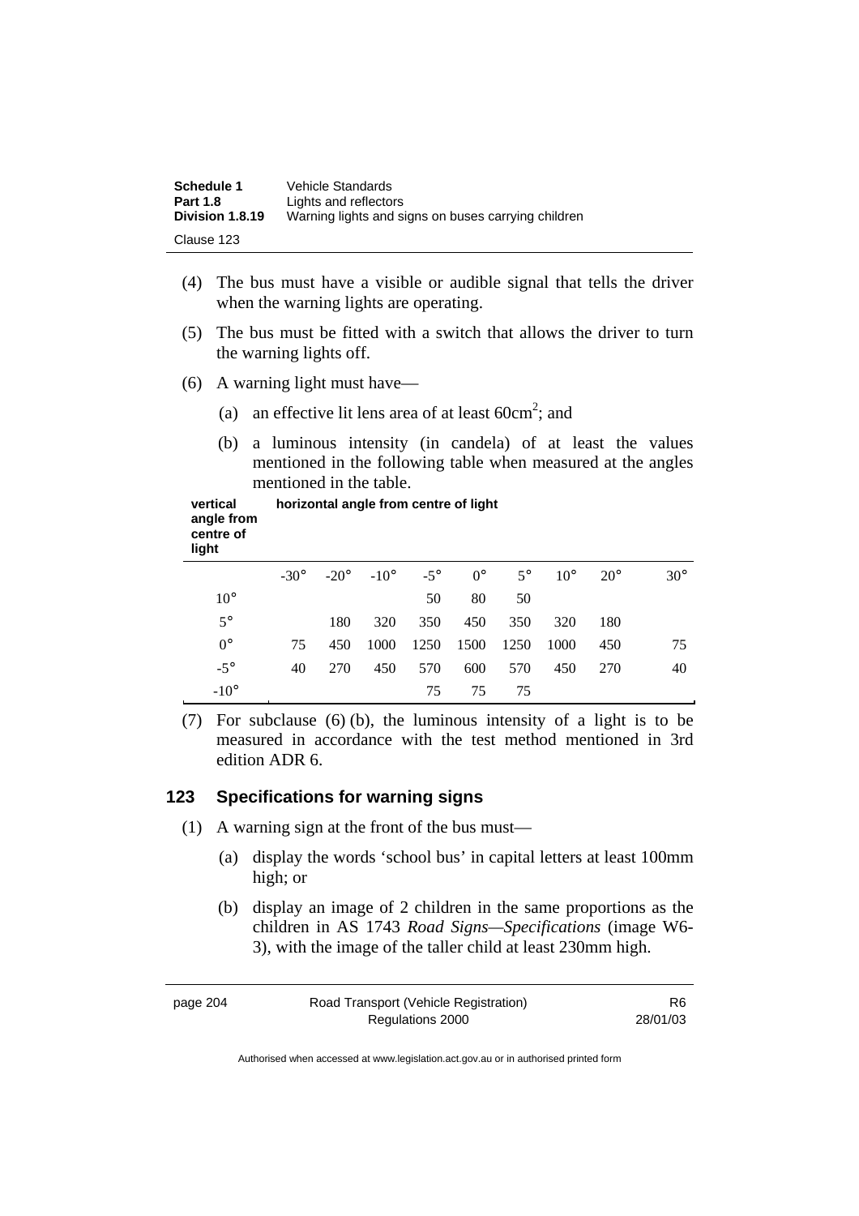(4) The bus must have a visible or audible signal that tells the driver when the warning lights are operating.

(5) The bus must be fitted with a switch that allows the driver to turn the warning lights off.

(6) A warning light must have—

(a) an effective lit lens area of at least $60cm^2$; and

(b) a luminous intensity (in candela) of at least the values mentioned in the following table when measured at the angles mentioned in the table.

| **vertical angle from centre of light** | **horizontal angle from centre of light** | | | | | | | | |
|---|---|---|---|---|---|---|---|---|---|
| | -30° | -20° | -10° | -5° | 0° | 5° | 10° | 20° | 30° |
| 10° | | | | 50 | 80 | 50 | | | |
| 5° | | 180 | 320 | 350 | 450 | 350 | 320 | 180 | |
| 0° | 75 | 450 | 1000 | 1250 | 1500 | 1250 | 1000 | 450 | 75 |
| -5° | 40 | 270 | 450 | 570 | 600 | 570 | 450 | 270 | 40 |
| -10° | | | | 75 | 75 | 75 | | | |

(7) For subclause (6) (b), the luminous intensity of a light is to be measured in accordance with the test method mentioned in 3rd edition ADR 6.

## 123 Specifications for warning signs

(1) A warning sign at the front of the bus must—

(a) display the words 'school bus' in capital letters at least 100mm high; or

(b) display an image of 2 children in the same proportions as the children in AS 1743 *Road Signs—Specifications* (image W6-3), with the image of the taller child at least 230mm high.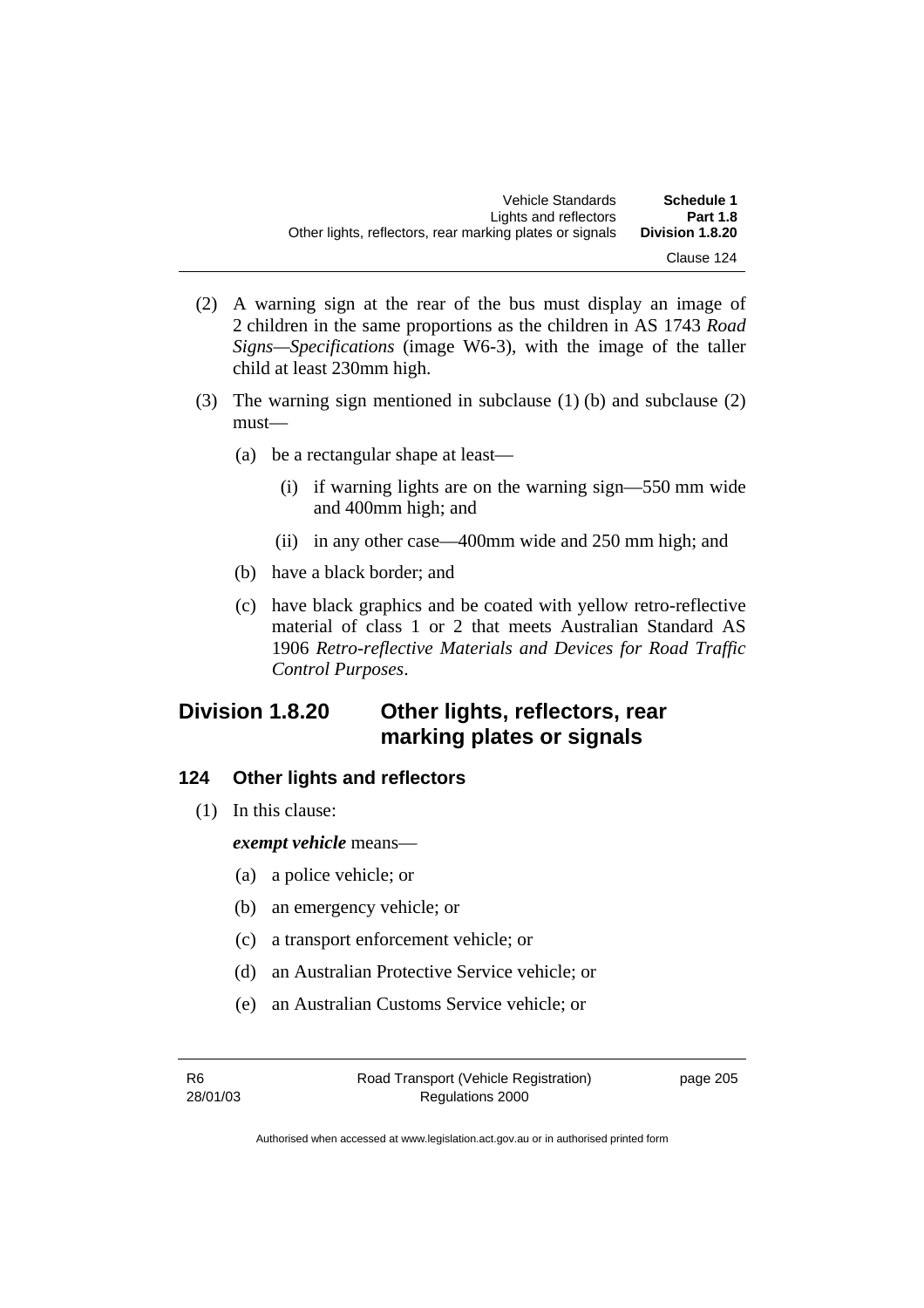(2) A warning sign at the rear of the bus must display an image of 2 children in the same proportions as the children in AS 1743 *Road Signs—Specifications* (image W6-3), with the image of the taller child at least 230mm high.

(3) The warning sign mentioned in subclause (1) (b) and subclause (2) must—

(a) be a rectangular shape at least—

(i) if warning lights are on the warning sign—550 mm wide and 400mm high; and

(ii) in any other case—400mm wide and 250 mm high; and

(b) have a black border; and

(c) have black graphics and be coated with yellow retro-reflective material of class 1 or 2 that meets Australian Standard AS 1906 *Retro-reflective Materials and Devices for Road Traffic Control Purposes*.

## Division 1.8.20 Other lights, reflectors, rear marking plates or signals

### 124 Other lights and reflectors

(1) In this clause:

***exempt vehicle*** means—

(a) a police vehicle; or

(b) an emergency vehicle; or

(c) a transport enforcement vehicle; or

(d) an Australian Protective Service vehicle; or

(e) an Australian Customs Service vehicle; or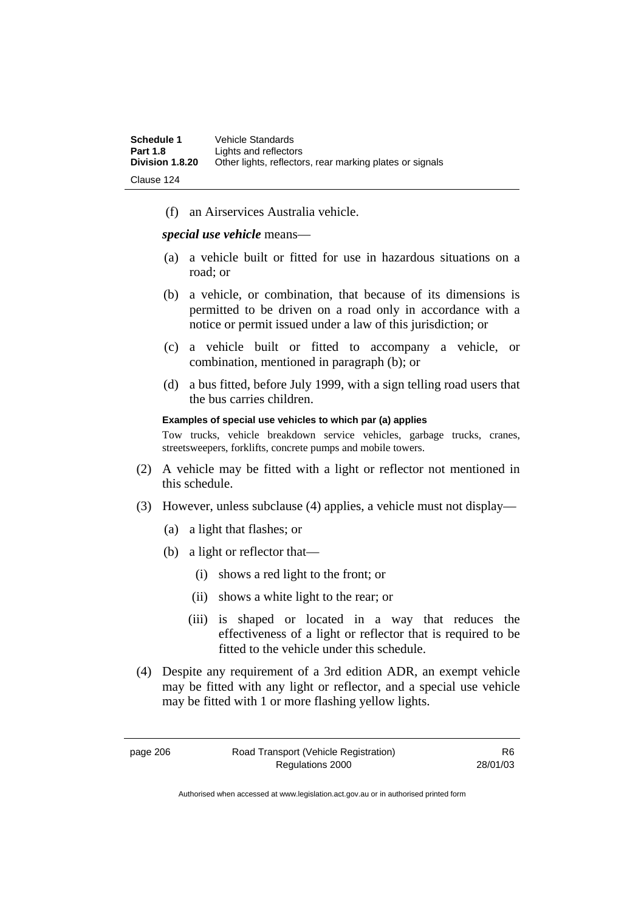(f) an Airservices Australia vehicle.

***special use vehicle*** means—

(a) a vehicle built or fitted for use in hazardous situations on a road; or

(b) a vehicle, or combination, that because of its dimensions is permitted to be driven on a road only in accordance with a notice or permit issued under a law of this jurisdiction; or

(c) a vehicle built or fitted to accompany a vehicle, or combination, mentioned in paragraph (b); or

(d) a bus fitted, before July 1999, with a sign telling road users that the bus carries children.

**Examples of special use vehicles to which par (a) applies**

Tow trucks, vehicle breakdown service vehicles, garbage trucks, cranes, streetsweepers, forklifts, concrete pumps and mobile towers.

(2) A vehicle may be fitted with a light or reflector not mentioned in this schedule.

(3) However, unless subclause (4) applies, a vehicle must not display—

(a) a light that flashes; or

(b) a light or reflector that—

(i) shows a red light to the front; or

(ii) shows a white light to the rear; or

(iii) is shaped or located in a way that reduces the effectiveness of a light or reflector that is required to be fitted to the vehicle under this schedule.

(4) Despite any requirement of a 3rd edition ADR, an exempt vehicle may be fitted with any light or reflector, and a special use vehicle may be fitted with 1 or more flashing yellow lights.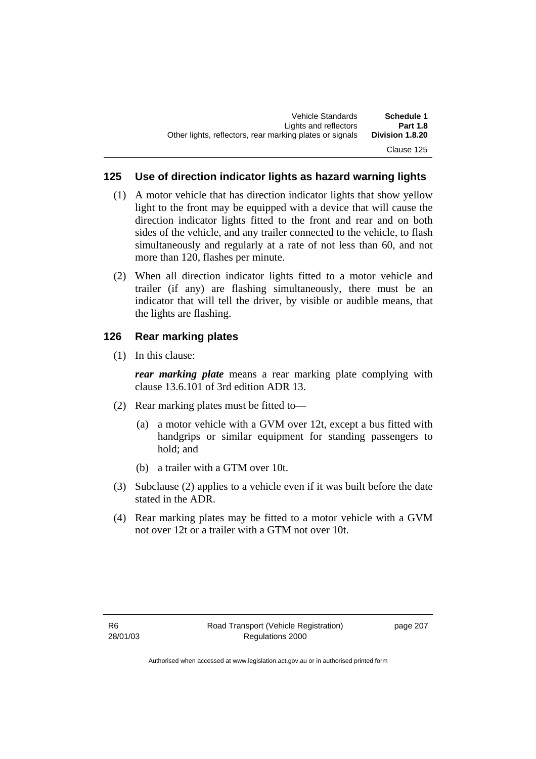## 125 Use of direction indicator lights as hazard warning lights

(1) A motor vehicle that has direction indicator lights that show yellow light to the front may be equipped with a device that will cause the direction indicator lights fitted to the front and rear and on both sides of the vehicle, and any trailer connected to the vehicle, to flash simultaneously and regularly at a rate of not less than 60, and not more than 120, flashes per minute.

(2) When all direction indicator lights fitted to a motor vehicle and trailer (if any) are flashing simultaneously, there must be an indicator that will tell the driver, by visible or audible means, that the lights are flashing.

## 126 Rear marking plates

(1) In this clause:

***rear marking plate*** means a rear marking plate complying with clause 13.6.101 of 3rd edition ADR 13.

(2) Rear marking plates must be fitted to—

(a) a motor vehicle with a GVM over 12t, except a bus fitted with handgrips or similar equipment for standing passengers to hold; and

(b) a trailer with a GTM over 10t.

(3) Subclause (2) applies to a vehicle even if it was built before the date stated in the ADR.

(4) Rear marking plates may be fitted to a motor vehicle with a GVM not over 12t or a trailer with a GTM not over 10t.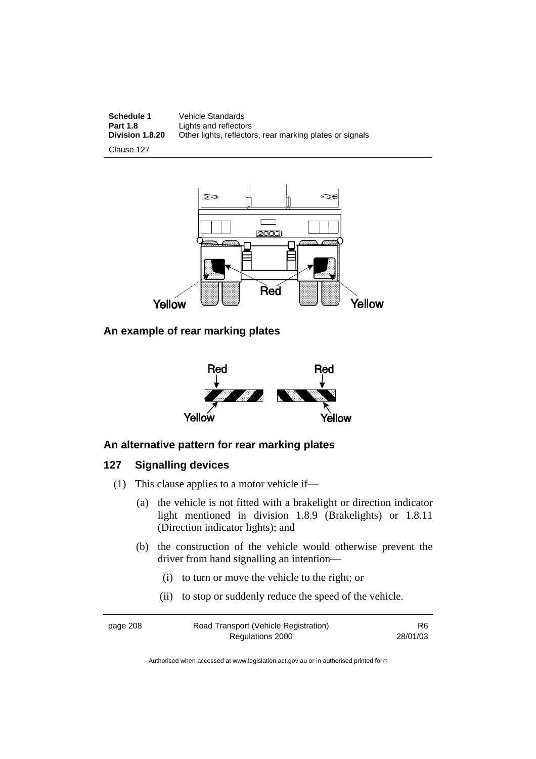## An example of rear marking plates

## An alternative pattern for rear marking plates

### 127 Signalling devices

(1) This clause applies to a motor vehicle if—

(a) the vehicle is not fitted with a brakelight or direction indicator light mentioned in division 1.8.9 (Brakelights) or 1.8.11 (Direction indicator lights); and

(b) the construction of the vehicle would otherwise prevent the driver from hand signalling an intention—

(i) to turn or move the vehicle to the right; or

(ii) to stop or suddenly reduce the speed of the vehicle.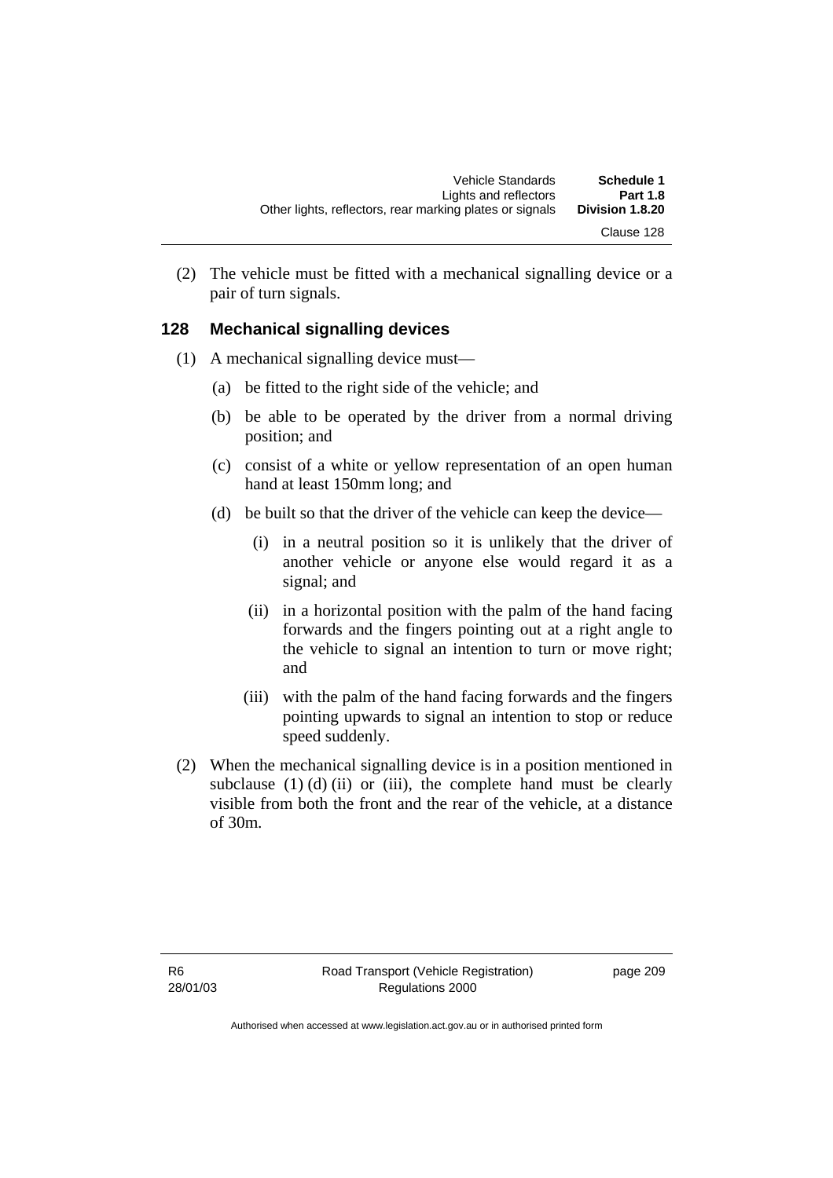(2) The vehicle must be fitted with a mechanical signalling device or a pair of turn signals.

### 128 Mechanical signalling devices

(1) A mechanical signalling device must—

(a) be fitted to the right side of the vehicle; and

(b) be able to be operated by the driver from a normal driving position; and

(c) consist of a white or yellow representation of an open human hand at least 150mm long; and

(d) be built so that the driver of the vehicle can keep the device—

(i) in a neutral position so it is unlikely that the driver of another vehicle or anyone else would regard it as a signal; and

(ii) in a horizontal position with the palm of the hand facing forwards and the fingers pointing out at a right angle to the vehicle to signal an intention to turn or move right; and

(iii) with the palm of the hand facing forwards and the fingers pointing upwards to signal an intention to stop or reduce speed suddenly.

(2) When the mechanical signalling device is in a position mentioned in subclause (1) (d) (ii) or (iii), the complete hand must be clearly visible from both the front and the rear of the vehicle, at a distance of 30m.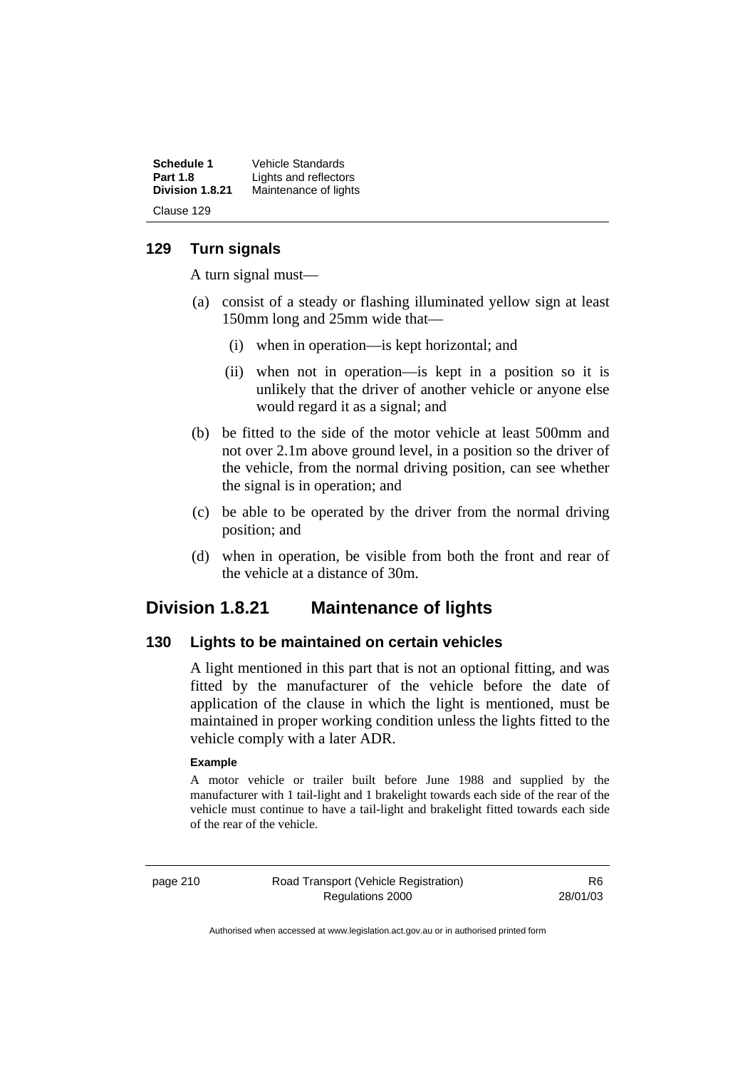### 129 Turn signals

A turn signal must—

(a) consist of a steady or flashing illuminated yellow sign at least 150mm long and 25mm wide that—

  (i) when in operation—is kept horizontal; and

  (ii) when not in operation—is kept in a position so it is unlikely that the driver of another vehicle or anyone else would regard it as a signal; and

(b) be fitted to the side of the motor vehicle at least 500mm and not over 2.1m above ground level, in a position so the driver of the vehicle, from the normal driving position, can see whether the signal is in operation; and

(c) be able to be operated by the driver from the normal driving position; and

(d) when in operation, be visible from both the front and rear of the vehicle at a distance of 30m.

## Division 1.8.21 Maintenance of lights

### 130 Lights to be maintained on certain vehicles

A light mentioned in this part that is not an optional fitting, and was fitted by the manufacturer of the vehicle before the date of application of the clause in which the light is mentioned, must be maintained in proper working condition unless the lights fitted to the vehicle comply with a later ADR.

**Example**

A motor vehicle or trailer built before June 1988 and supplied by the manufacturer with 1 tail-light and 1 brakelight towards each side of the rear of the vehicle must continue to have a tail-light and brakelight fitted towards each side of the rear of the vehicle.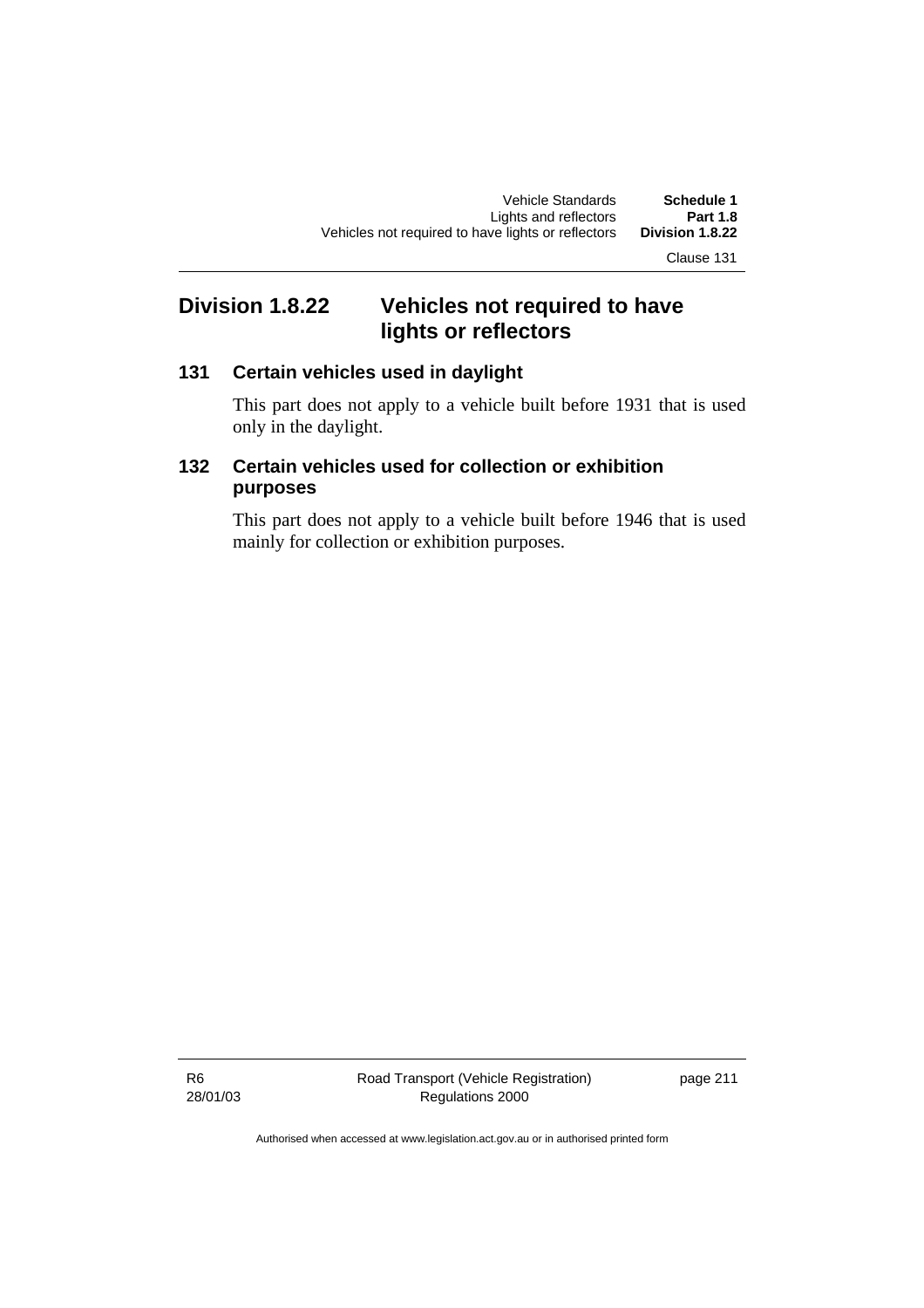## Division 1.8.22 Vehicles not required to have lights or reflectors

### 131 Certain vehicles used in daylight

This part does not apply to a vehicle built before 1931 that is used only in the daylight.

### 132 Certain vehicles used for collection or exhibition purposes

This part does not apply to a vehicle built before 1946 that is used mainly for collection or exhibition purposes.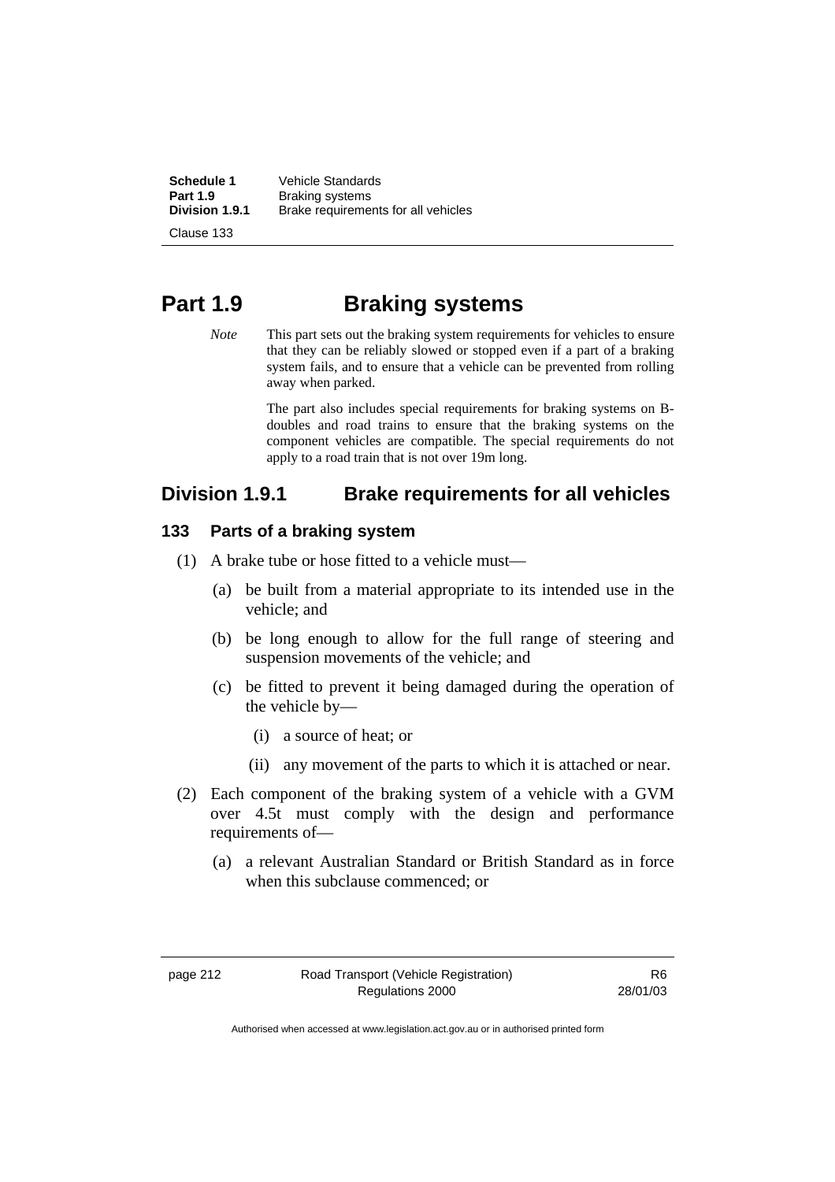# Part 1.9 Braking systems

*Note* This part sets out the braking system requirements for vehicles to ensure that they can be reliably slowed or stopped even if a part of a braking system fails, and to ensure that a vehicle can be prevented from rolling away when parked.

The part also includes special requirements for braking systems on B-doubles and road trains to ensure that the braking systems on the component vehicles are compatible. The special requirements do not apply to a road train that is not over 19m long.

## Division 1.9.1 Brake requirements for all vehicles

### 133 Parts of a braking system

(1) A brake tube or hose fitted to a vehicle must—

(a) be built from a material appropriate to its intended use in the vehicle; and

(b) be long enough to allow for the full range of steering and suspension movements of the vehicle; and

(c) be fitted to prevent it being damaged during the operation of the vehicle by—

(i) a source of heat; or

(ii) any movement of the parts to which it is attached or near.

(2) Each component of the braking system of a vehicle with a GVM over 4.5t must comply with the design and performance requirements of—

(a) a relevant Australian Standard or British Standard as in force when this subclause commenced; or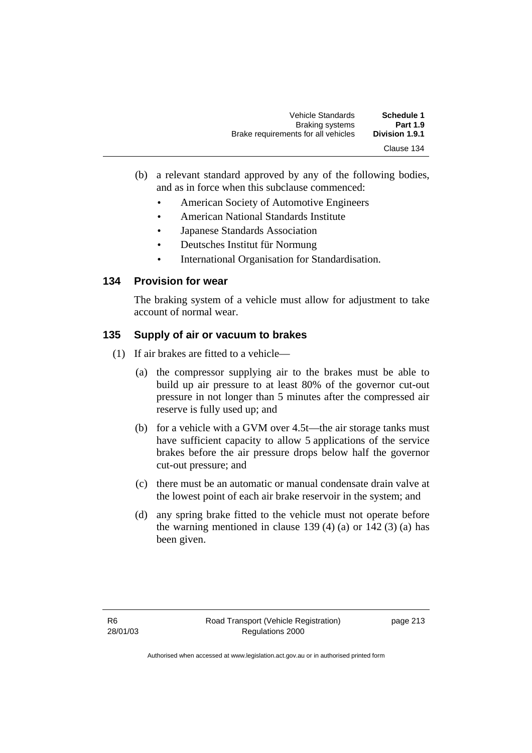(b) a relevant standard approved by any of the following bodies, and as in force when this subclause commenced:

- American Society of Automotive Engineers
- American National Standards Institute
- Japanese Standards Association
- Deutsches Institut für Normung
- International Organisation for Standardisation.

### 134 Provision for wear

The braking system of a vehicle must allow for adjustment to take account of normal wear.

### 135 Supply of air or vacuum to brakes

(1) If air brakes are fitted to a vehicle—

(a) the compressor supplying air to the brakes must be able to build up air pressure to at least 80% of the governor cut-out pressure in not longer than 5 minutes after the compressed air reserve is fully used up; and

(b) for a vehicle with a GVM over 4.5t—the air storage tanks must have sufficient capacity to allow 5 applications of the service brakes before the air pressure drops below half the governor cut-out pressure; and

(c) there must be an automatic or manual condensate drain valve at the lowest point of each air brake reservoir in the system; and

(d) any spring brake fitted to the vehicle must not operate before the warning mentioned in clause 139 (4) (a) or 142 (3) (a) has been given.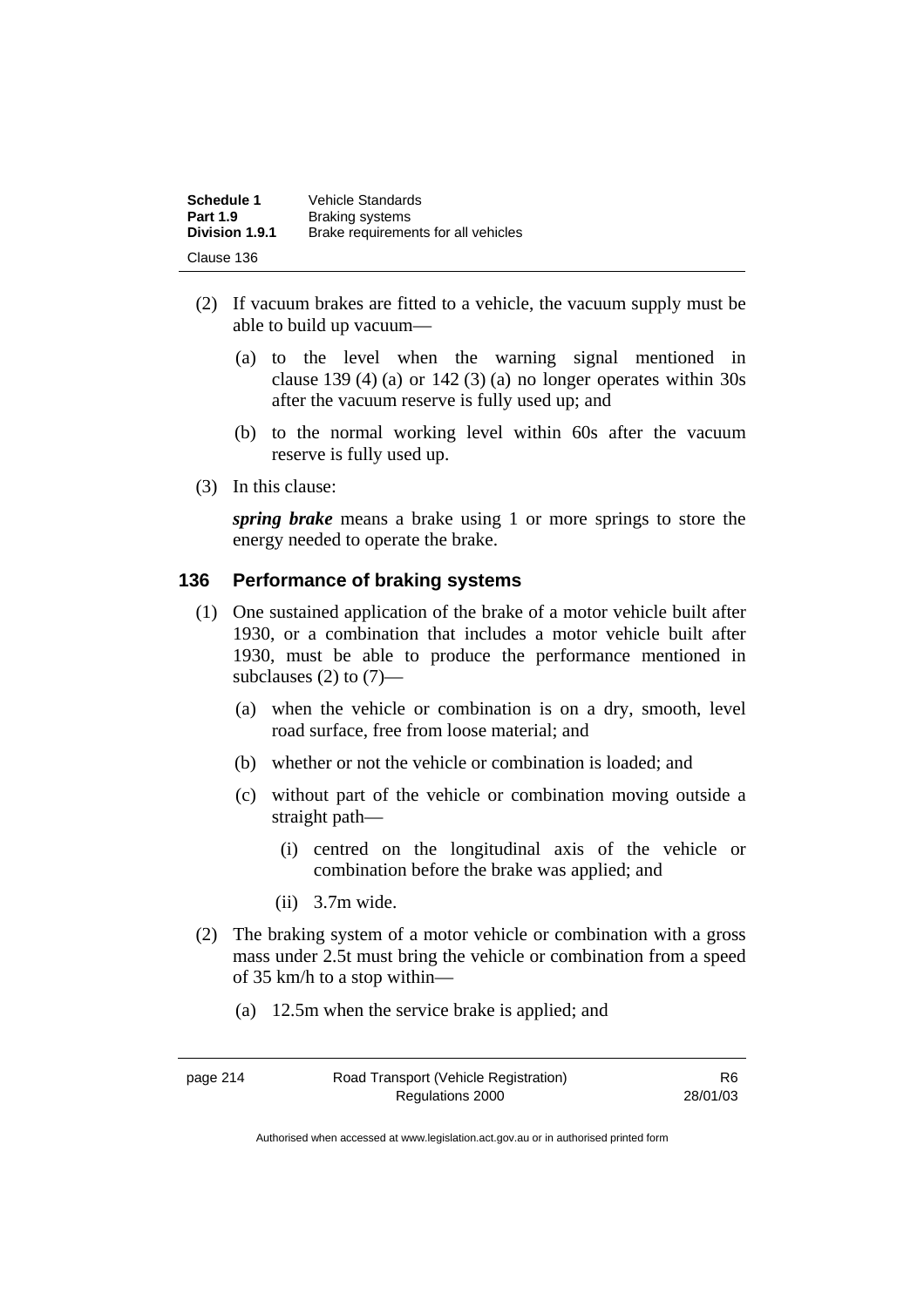(2) If vacuum brakes are fitted to a vehicle, the vacuum supply must be able to build up vacuum—

(a) to the level when the warning signal mentioned in clause 139 (4) (a) or 142 (3) (a) no longer operates within 30s after the vacuum reserve is fully used up; and

(b) to the normal working level within 60s after the vacuum reserve is fully used up.

(3) In this clause:

***spring brake*** means a brake using 1 or more springs to store the energy needed to operate the brake.

## 136 Performance of braking systems

(1) One sustained application of the brake of a motor vehicle built after 1930, or a combination that includes a motor vehicle built after 1930, must be able to produce the performance mentioned in subclauses (2) to (7)—

(a) when the vehicle or combination is on a dry, smooth, level road surface, free from loose material; and

(b) whether or not the vehicle or combination is loaded; and

(c) without part of the vehicle or combination moving outside a straight path—

(i) centred on the longitudinal axis of the vehicle or combination before the brake was applied; and

(ii) 3.7m wide.

(2) The braking system of a motor vehicle or combination with a gross mass under 2.5t must bring the vehicle or combination from a speed of 35 km/h to a stop within—

(a) 12.5m when the service brake is applied; and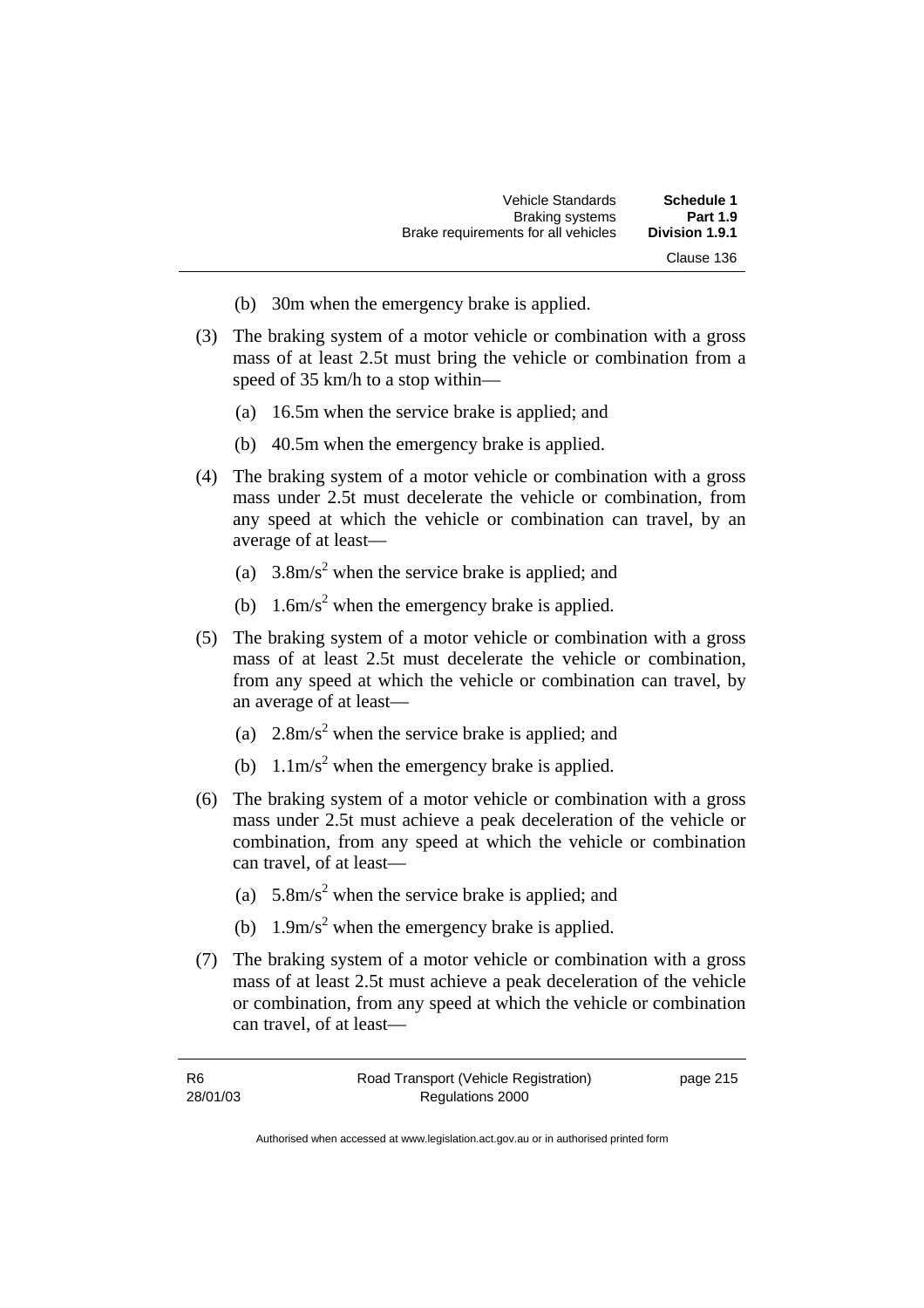(b) 30m when the emergency brake is applied.

(3) The braking system of a motor vehicle or combination with a gross mass of at least 2.5t must bring the vehicle or combination from a speed of 35 km/h to a stop within—

(a) 16.5m when the service brake is applied; and

(b) 40.5m when the emergency brake is applied.

(4) The braking system of a motor vehicle or combination with a gross mass under 2.5t must decelerate the vehicle or combination, from any speed at which the vehicle or combination can travel, by an average of at least—

(a) $3.8m/s^2$ when the service brake is applied; and

(b) $1.6m/s^2$ when the emergency brake is applied.

(5) The braking system of a motor vehicle or combination with a gross mass of at least 2.5t must decelerate the vehicle or combination, from any speed at which the vehicle or combination can travel, by an average of at least—

(a) $2.8m/s^2$ when the service brake is applied; and

(b) $1.1m/s^2$ when the emergency brake is applied.

(6) The braking system of a motor vehicle or combination with a gross mass under 2.5t must achieve a peak deceleration of the vehicle or combination, from any speed at which the vehicle or combination can travel, of at least—

(a) $5.8m/s^2$ when the service brake is applied; and

(b) $1.9m/s^2$ when the emergency brake is applied.

(7) The braking system of a motor vehicle or combination with a gross mass of at least 2.5t must achieve a peak deceleration of the vehicle or combination, from any speed at which the vehicle or combination can travel, of at least—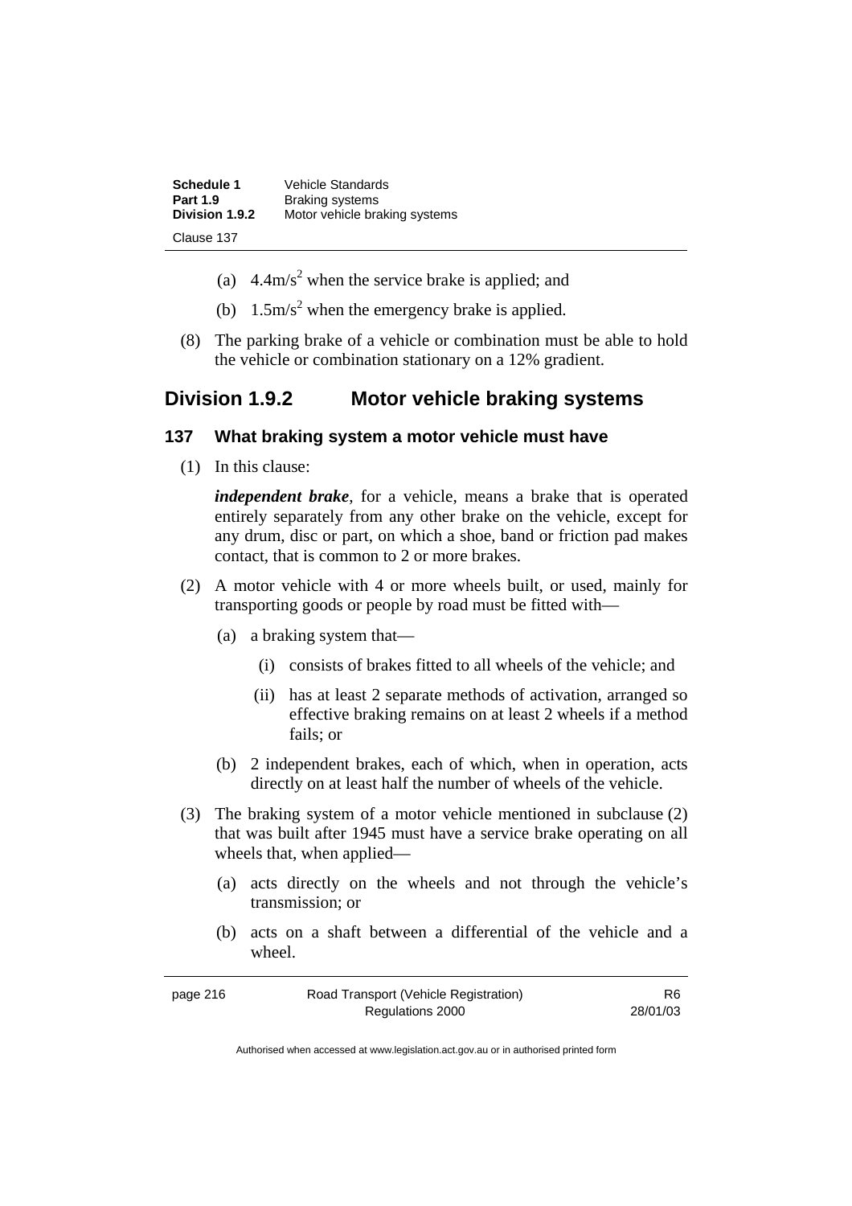(a) $4.4m/s^2$ when the service brake is applied; and

(b) $1.5m/s^2$ when the emergency brake is applied.

(8) The parking brake of a vehicle or combination must be able to hold the vehicle or combination stationary on a 12% gradient.

## Division 1.9.2 Motor vehicle braking systems

### 137 What braking system a motor vehicle must have

(1) In this clause:

***independent brake***, for a vehicle, means a brake that is operated entirely separately from any other brake on the vehicle, except for any drum, disc or part, on which a shoe, band or friction pad makes contact, that is common to 2 or more brakes.

(2) A motor vehicle with 4 or more wheels built, or used, mainly for transporting goods or people by road must be fitted with—

(a) a braking system that—

(i) consists of brakes fitted to all wheels of the vehicle; and

(ii) has at least 2 separate methods of activation, arranged so effective braking remains on at least 2 wheels if a method fails; or

(b) 2 independent brakes, each of which, when in operation, acts directly on at least half the number of wheels of the vehicle.

(3) The braking system of a motor vehicle mentioned in subclause (2) that was built after 1945 must have a service brake operating on all wheels that, when applied—

(a) acts directly on the wheels and not through the vehicle's transmission; or

(b) acts on a shaft between a differential of the vehicle and a wheel.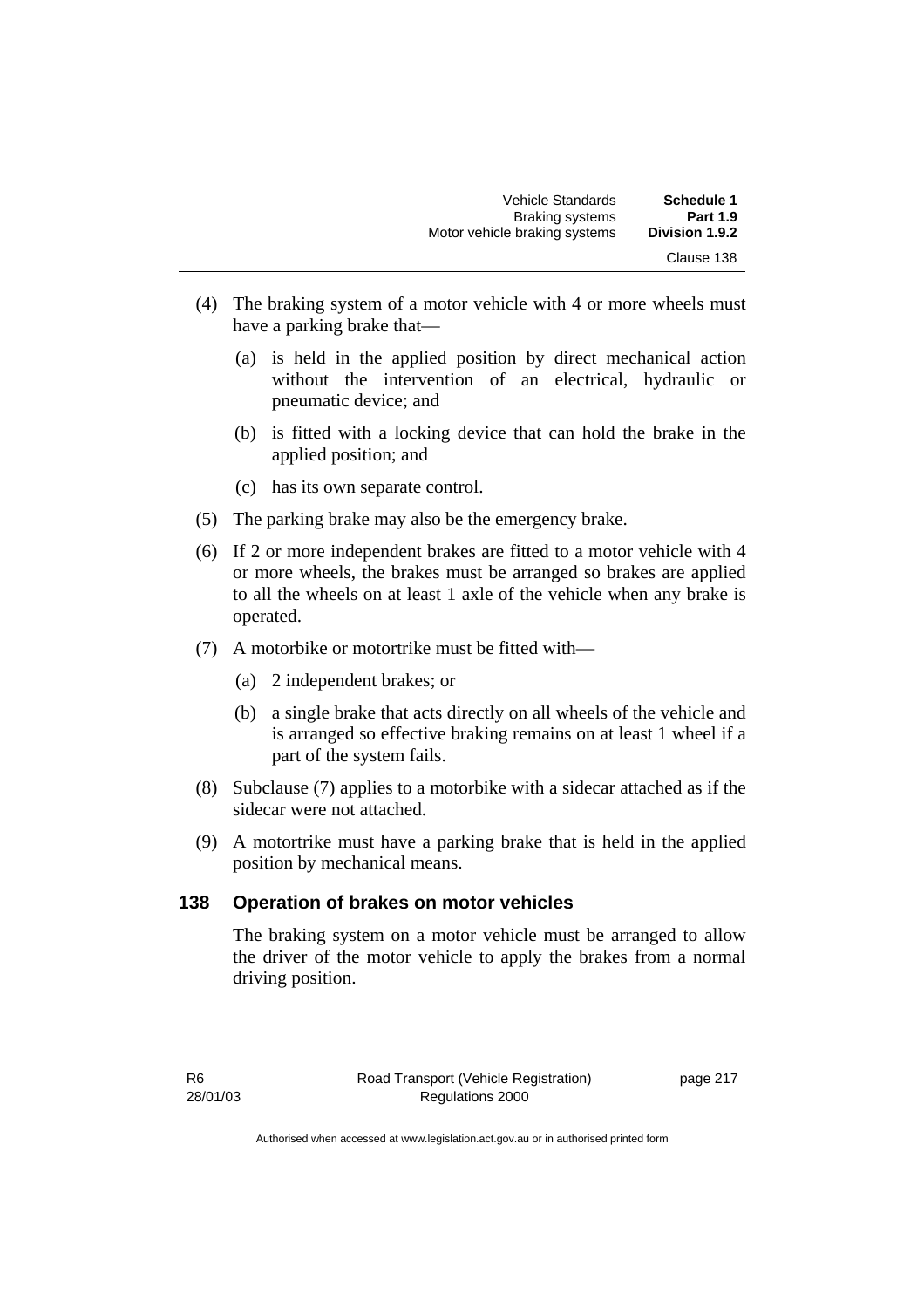(4) The braking system of a motor vehicle with 4 or more wheels must have a parking brake that—

(a) is held in the applied position by direct mechanical action without the intervention of an electrical, hydraulic or pneumatic device; and

(b) is fitted with a locking device that can hold the brake in the applied position; and

(c) has its own separate control.

(5) The parking brake may also be the emergency brake.

(6) If 2 or more independent brakes are fitted to a motor vehicle with 4 or more wheels, the brakes must be arranged so brakes are applied to all the wheels on at least 1 axle of the vehicle when any brake is operated.

(7) A motorbike or motortrike must be fitted with—

(a) 2 independent brakes; or

(b) a single brake that acts directly on all wheels of the vehicle and is arranged so effective braking remains on at least 1 wheel if a part of the system fails.

(8) Subclause (7) applies to a motorbike with a sidecar attached as if the sidecar were not attached.

(9) A motortrike must have a parking brake that is held in the applied position by mechanical means.

## 138 Operation of brakes on motor vehicles

The braking system on a motor vehicle must be arranged to allow the driver of the motor vehicle to apply the brakes from a normal driving position.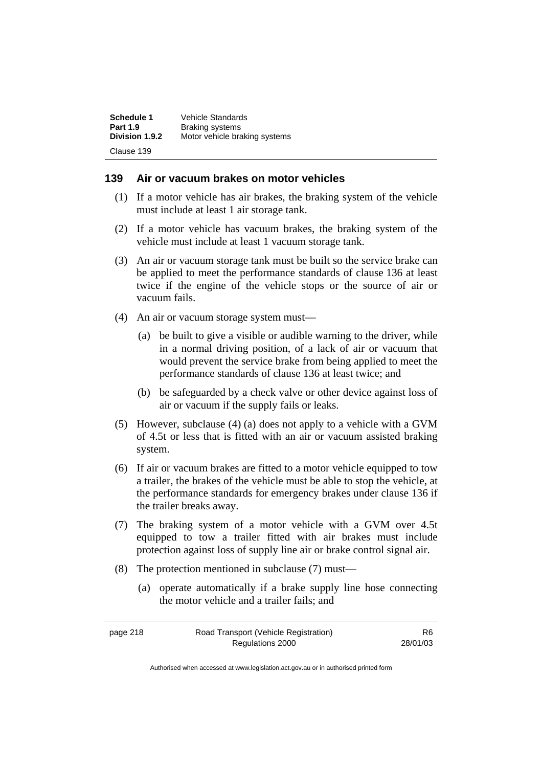## 139 Air or vacuum brakes on motor vehicles

(1) If a motor vehicle has air brakes, the braking system of the vehicle must include at least 1 air storage tank.

(2) If a motor vehicle has vacuum brakes, the braking system of the vehicle must include at least 1 vacuum storage tank.

(3) An air or vacuum storage tank must be built so the service brake can be applied to meet the performance standards of clause 136 at least twice if the engine of the vehicle stops or the source of air or vacuum fails.

(4) An air or vacuum storage system must—

(a) be built to give a visible or audible warning to the driver, while in a normal driving position, of a lack of air or vacuum that would prevent the service brake from being applied to meet the performance standards of clause 136 at least twice; and

(b) be safeguarded by a check valve or other device against loss of air or vacuum if the supply fails or leaks.

(5) However, subclause (4) (a) does not apply to a vehicle with a GVM of 4.5t or less that is fitted with an air or vacuum assisted braking system.

(6) If air or vacuum brakes are fitted to a motor vehicle equipped to tow a trailer, the brakes of the vehicle must be able to stop the vehicle, at the performance standards for emergency brakes under clause 136 if the trailer breaks away.

(7) The braking system of a motor vehicle with a GVM over 4.5t equipped to tow a trailer fitted with air brakes must include protection against loss of supply line air or brake control signal air.

(8) The protection mentioned in subclause (7) must—

(a) operate automatically if a brake supply line hose connecting the motor vehicle and a trailer fails; and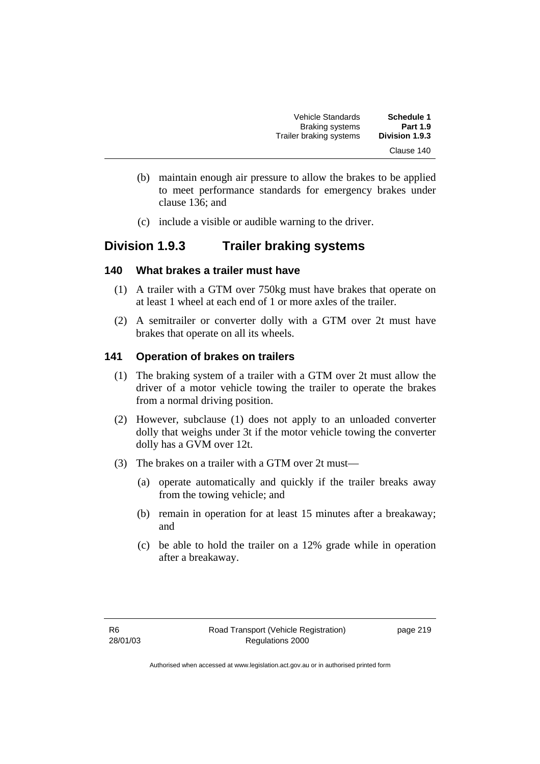(b) maintain enough air pressure to allow the brakes to be applied to meet performance standards for emergency brakes under clause 136; and

(c) include a visible or audible warning to the driver.

## Division 1.9.3 Trailer braking systems

### 140 What brakes a trailer must have

(1) A trailer with a GTM over 750kg must have brakes that operate on at least 1 wheel at each end of 1 or more axles of the trailer.

(2) A semitrailer or converter dolly with a GTM over 2t must have brakes that operate on all its wheels.

### 141 Operation of brakes on trailers

(1) The braking system of a trailer with a GTM over 2t must allow the driver of a motor vehicle towing the trailer to operate the brakes from a normal driving position.

(2) However, subclause (1) does not apply to an unloaded converter dolly that weighs under 3t if the motor vehicle towing the converter dolly has a GVM over 12t.

(3) The brakes on a trailer with a GTM over 2t must—

(a) operate automatically and quickly if the trailer breaks away from the towing vehicle; and

(b) remain in operation for at least 15 minutes after a breakaway; and

(c) be able to hold the trailer on a 12% grade while in operation after a breakaway.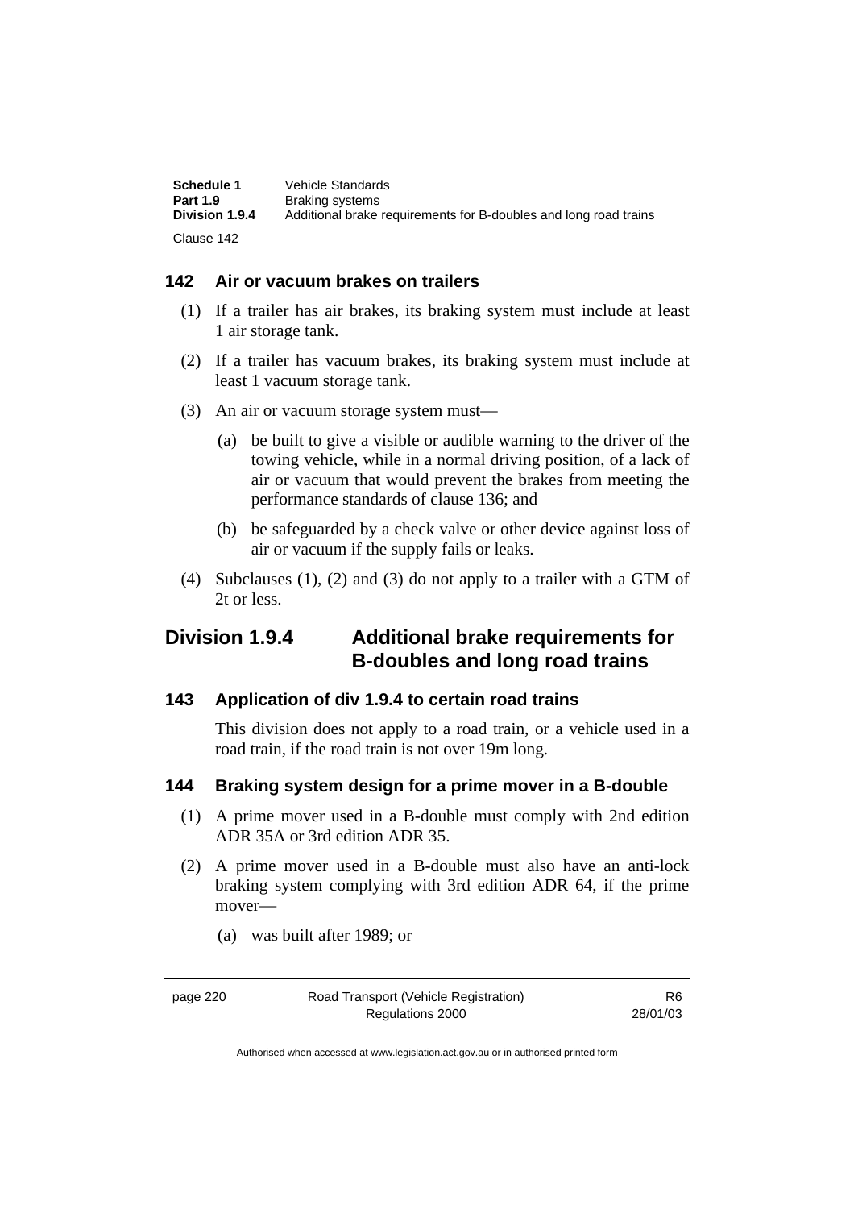### 142 Air or vacuum brakes on trailers

(1) If a trailer has air brakes, its braking system must include at least 1 air storage tank.

(2) If a trailer has vacuum brakes, its braking system must include at least 1 vacuum storage tank.

(3) An air or vacuum storage system must—

(a) be built to give a visible or audible warning to the driver of the towing vehicle, while in a normal driving position, of a lack of air or vacuum that would prevent the brakes from meeting the performance standards of clause 136; and

(b) be safeguarded by a check valve or other device against loss of air or vacuum if the supply fails or leaks.

(4) Subclauses (1), (2) and (3) do not apply to a trailer with a GTM of 2t or less.

## Division 1.9.4 Additional brake requirements for B-doubles and long road trains

### 143 Application of div 1.9.4 to certain road trains

This division does not apply to a road train, or a vehicle used in a road train, if the road train is not over 19m long.

### 144 Braking system design for a prime mover in a B-double

(1) A prime mover used in a B-double must comply with 2nd edition ADR 35A or 3rd edition ADR 35.

(2) A prime mover used in a B-double must also have an anti-lock braking system complying with 3rd edition ADR 64, if the prime mover—

(a) was built after 1989; or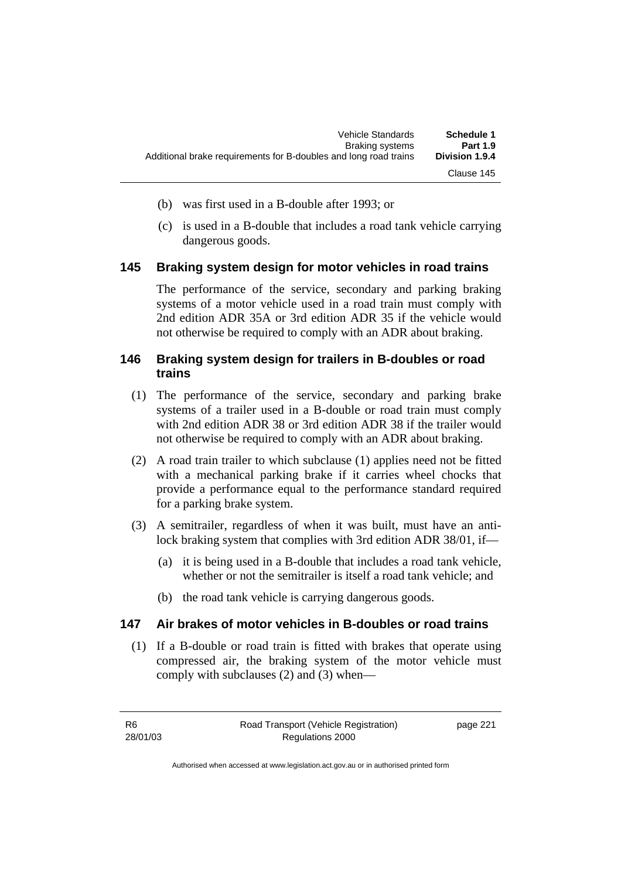(b) was first used in a B-double after 1993; or

(c) is used in a B-double that includes a road tank vehicle carrying dangerous goods.

## 145 Braking system design for motor vehicles in road trains

The performance of the service, secondary and parking braking systems of a motor vehicle used in a road train must comply with 2nd edition ADR 35A or 3rd edition ADR 35 if the vehicle would not otherwise be required to comply with an ADR about braking.

## 146 Braking system design for trailers in B-doubles or road trains

(1) The performance of the service, secondary and parking brake systems of a trailer used in a B-double or road train must comply with 2nd edition ADR 38 or 3rd edition ADR 38 if the trailer would not otherwise be required to comply with an ADR about braking.

(2) A road train trailer to which subclause (1) applies need not be fitted with a mechanical parking brake if it carries wheel chocks that provide a performance equal to the performance standard required for a parking brake system.

(3) A semitrailer, regardless of when it was built, must have an anti-lock braking system that complies with 3rd edition ADR 38/01, if—

(a) it is being used in a B-double that includes a road tank vehicle, whether or not the semitrailer is itself a road tank vehicle; and

(b) the road tank vehicle is carrying dangerous goods.

## 147 Air brakes of motor vehicles in B-doubles or road trains

(1) If a B-double or road train is fitted with brakes that operate using compressed air, the braking system of the motor vehicle must comply with subclauses (2) and (3) when—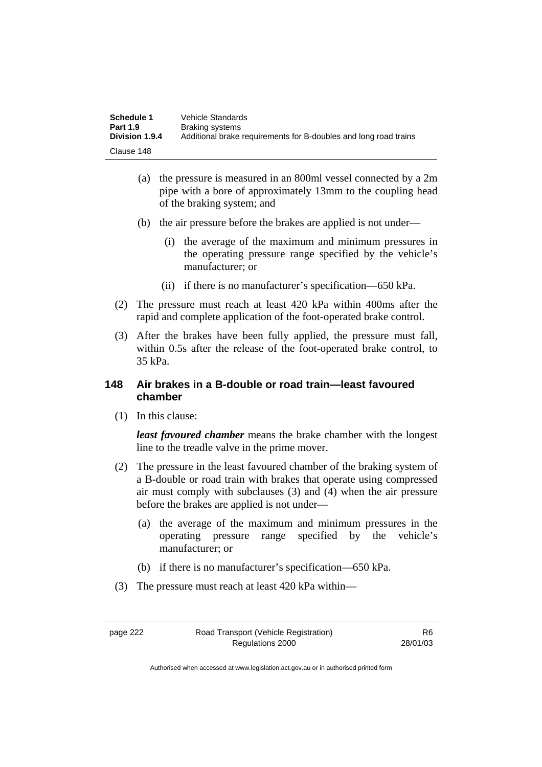(a) the pressure is measured in an 800ml vessel connected by a 2m pipe with a bore of approximately 13mm to the coupling head of the braking system; and

(b) the air pressure before the brakes are applied is not under—

  (i) the average of the maximum and minimum pressures in the operating pressure range specified by the vehicle's manufacturer; or

  (ii) if there is no manufacturer's specification—650 kPa.

(2) The pressure must reach at least 420 kPa within 400ms after the rapid and complete application of the foot-operated brake control.

(3) After the brakes have been fully applied, the pressure must fall, within 0.5s after the release of the foot-operated brake control, to 35 kPa.

### 148 Air brakes in a B-double or road train—least favoured chamber

(1) In this clause:

***least favoured chamber*** means the brake chamber with the longest line to the treadle valve in the prime mover.

(2) The pressure in the least favoured chamber of the braking system of a B-double or road train with brakes that operate using compressed air must comply with subclauses (3) and (4) when the air pressure before the brakes are applied is not under—

(a) the average of the maximum and minimum pressures in the operating pressure range specified by the vehicle's manufacturer; or

(b) if there is no manufacturer's specification—650 kPa.

(3) The pressure must reach at least 420 kPa within—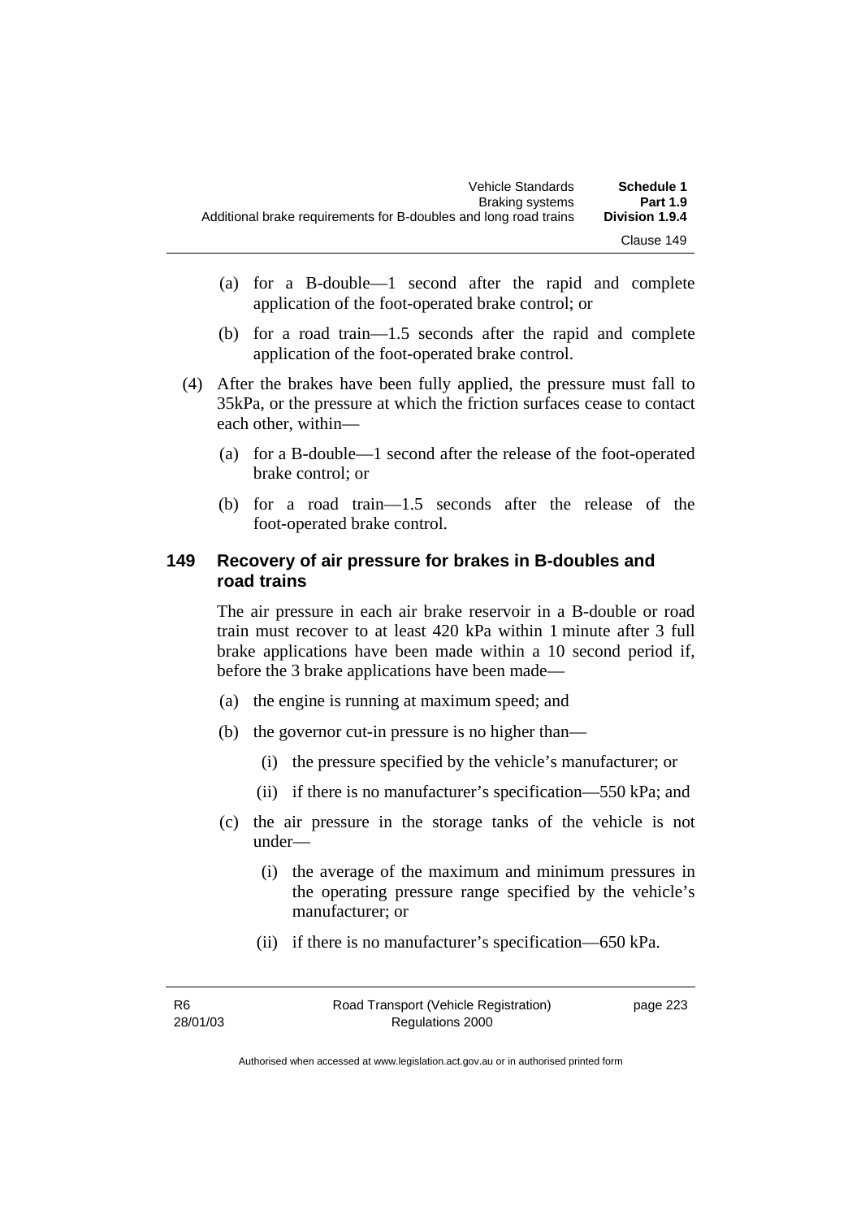(a) for a B-double—1 second after the rapid and complete application of the foot-operated brake control; or

(b) for a road train—1.5 seconds after the rapid and complete application of the foot-operated brake control.

(4) After the brakes have been fully applied, the pressure must fall to 35kPa, or the pressure at which the friction surfaces cease to contact each other, within—

(a) for a B-double—1 second after the release of the foot-operated brake control; or

(b) for a road train—1.5 seconds after the release of the foot-operated brake control.

### 149 Recovery of air pressure for brakes in B-doubles and road trains

The air pressure in each air brake reservoir in a B-double or road train must recover to at least 420 kPa within 1 minute after 3 full brake applications have been made within a 10 second period if, before the 3 brake applications have been made—

(a) the engine is running at maximum speed; and

(b) the governor cut-in pressure is no higher than—

(i) the pressure specified by the vehicle's manufacturer; or

(ii) if there is no manufacturer's specification—550 kPa; and

(c) the air pressure in the storage tanks of the vehicle is not under—

(i) the average of the maximum and minimum pressures in the operating pressure range specified by the vehicle's manufacturer; or

(ii) if there is no manufacturer's specification—650 kPa.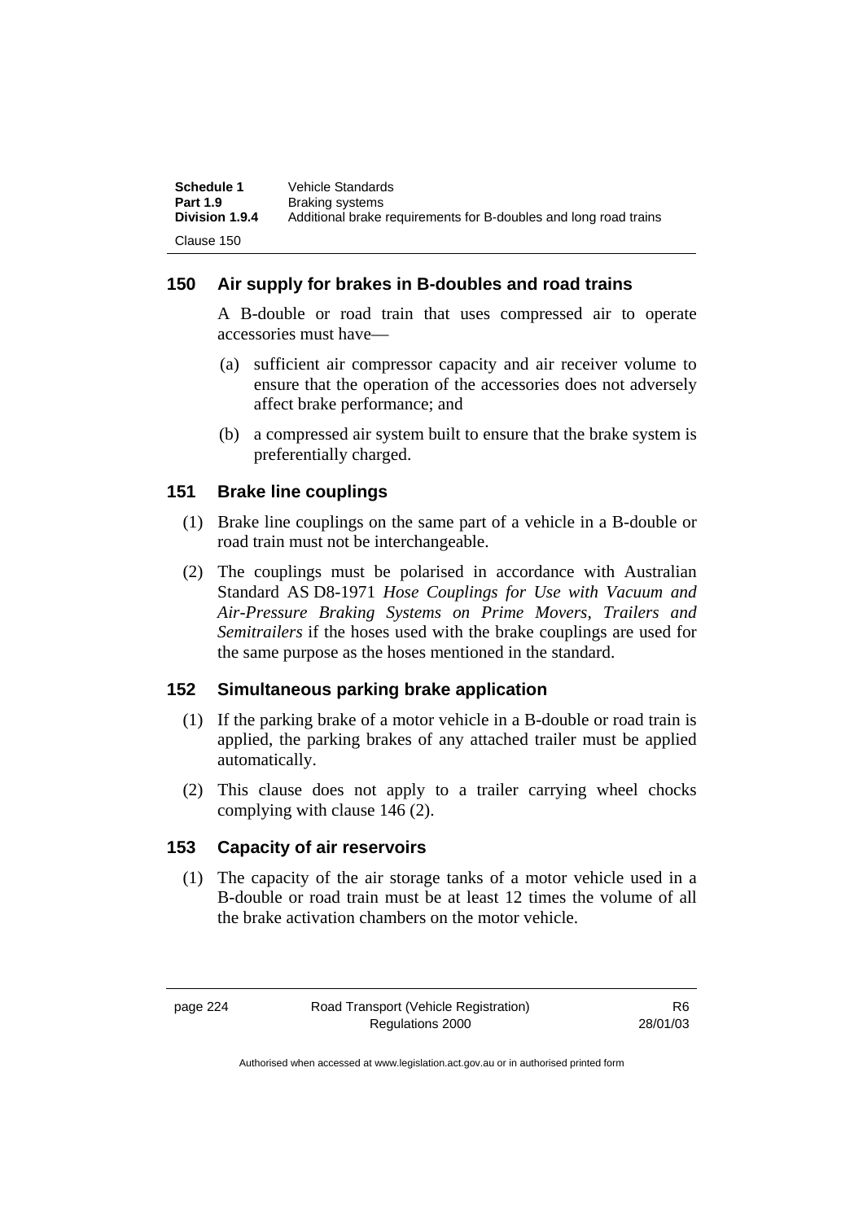## 150 Air supply for brakes in B-doubles and road trains

A B-double or road train that uses compressed air to operate accessories must have—

(a) sufficient air compressor capacity and air receiver volume to ensure that the operation of the accessories does not adversely affect brake performance; and

(b) a compressed air system built to ensure that the brake system is preferentially charged.

## 151 Brake line couplings

(1) Brake line couplings on the same part of a vehicle in a B-double or road train must not be interchangeable.

(2) The couplings must be polarised in accordance with Australian Standard AS D8-1971 *Hose Couplings for Use with Vacuum and Air-Pressure Braking Systems on Prime Movers, Trailers and Semitrailers* if the hoses used with the brake couplings are used for the same purpose as the hoses mentioned in the standard.

## 152 Simultaneous parking brake application

(1) If the parking brake of a motor vehicle in a B-double or road train is applied, the parking brakes of any attached trailer must be applied automatically.

(2) This clause does not apply to a trailer carrying wheel chocks complying with clause 146 (2).

## 153 Capacity of air reservoirs

(1) The capacity of the air storage tanks of a motor vehicle used in a B-double or road train must be at least 12 times the volume of all the brake activation chambers on the motor vehicle.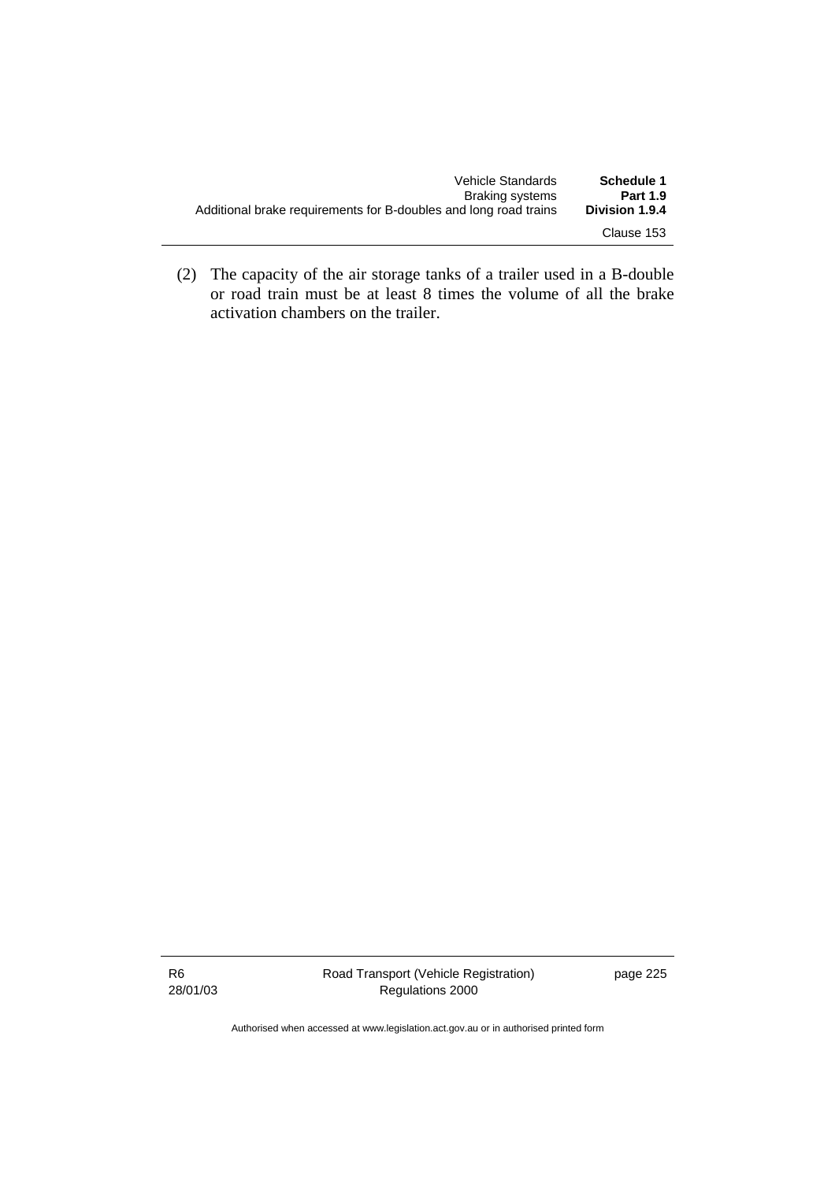(2) The capacity of the air storage tanks of a trailer used in a B-double or road train must be at least 8 times the volume of all the brake activation chambers on the trailer.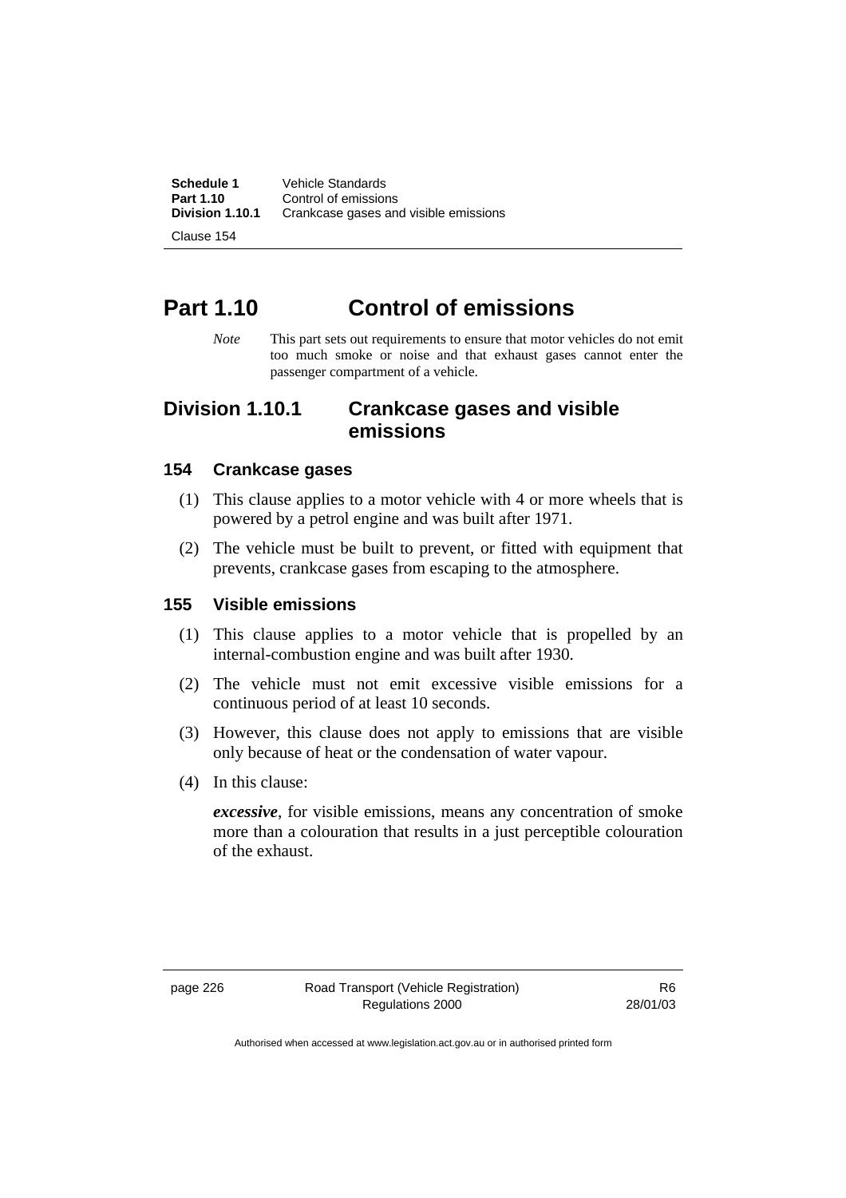# Part 1.10 Control of emissions

*Note* This part sets out requirements to ensure that motor vehicles do not emit too much smoke or noise and that exhaust gases cannot enter the passenger compartment of a vehicle.

## Division 1.10.1 Crankcase gases and visible emissions

### 154 Crankcase gases

(1) This clause applies to a motor vehicle with 4 or more wheels that is powered by a petrol engine and was built after 1971.

(2) The vehicle must be built to prevent, or fitted with equipment that prevents, crankcase gases from escaping to the atmosphere.

### 155 Visible emissions

(1) This clause applies to a motor vehicle that is propelled by an internal-combustion engine and was built after 1930.

(2) The vehicle must not emit excessive visible emissions for a continuous period of at least 10 seconds.

(3) However, this clause does not apply to emissions that are visible only because of heat or the condensation of water vapour.

(4) In this clause:

***excessive***, for visible emissions, means any concentration of smoke more than a colouration that results in a just perceptible colouration of the exhaust.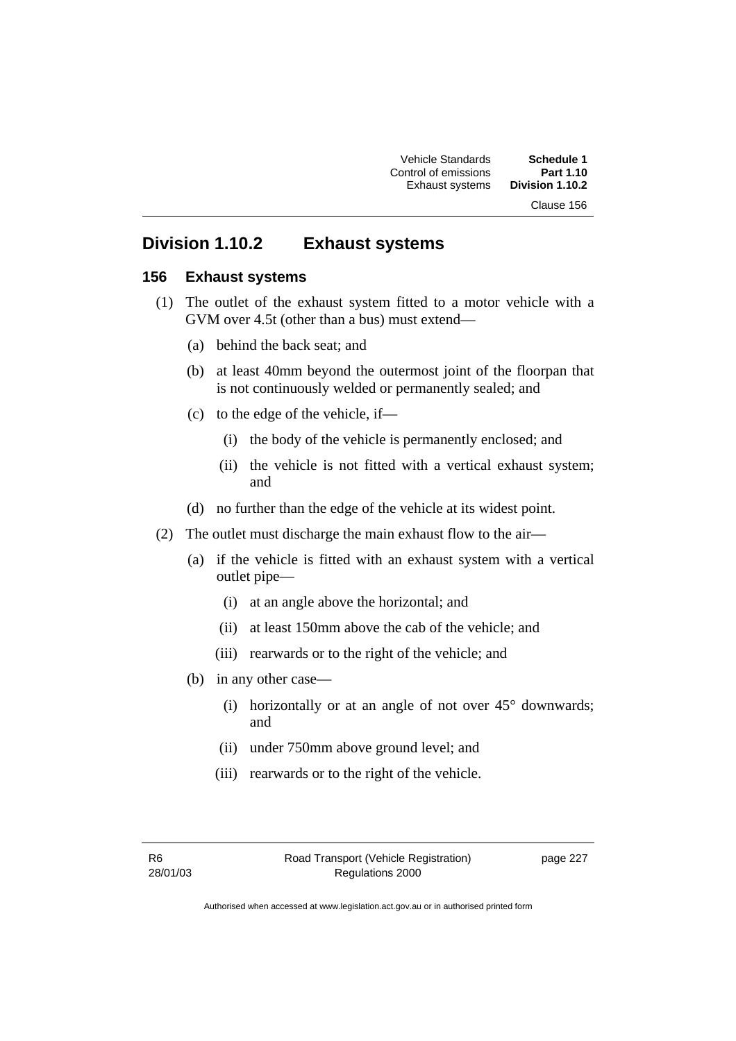## Division 1.10.2 Exhaust systems

### 156 Exhaust systems

(1) The outlet of the exhaust system fitted to a motor vehicle with a GVM over 4.5t (other than a bus) must extend—

(a) behind the back seat; and

(b) at least 40mm beyond the outermost joint of the floorpan that is not continuously welded or permanently sealed; and

(c) to the edge of the vehicle, if—

(i) the body of the vehicle is permanently enclosed; and

(ii) the vehicle is not fitted with a vertical exhaust system; and

(d) no further than the edge of the vehicle at its widest point.

(2) The outlet must discharge the main exhaust flow to the air—

(a) if the vehicle is fitted with an exhaust system with a vertical outlet pipe—

(i) at an angle above the horizontal; and

(ii) at least 150mm above the cab of the vehicle; and

(iii) rearwards or to the right of the vehicle; and

(b) in any other case—

(i) horizontally or at an angle of not over 45° downwards; and

(ii) under 750mm above ground level; and

(iii) rearwards or to the right of the vehicle.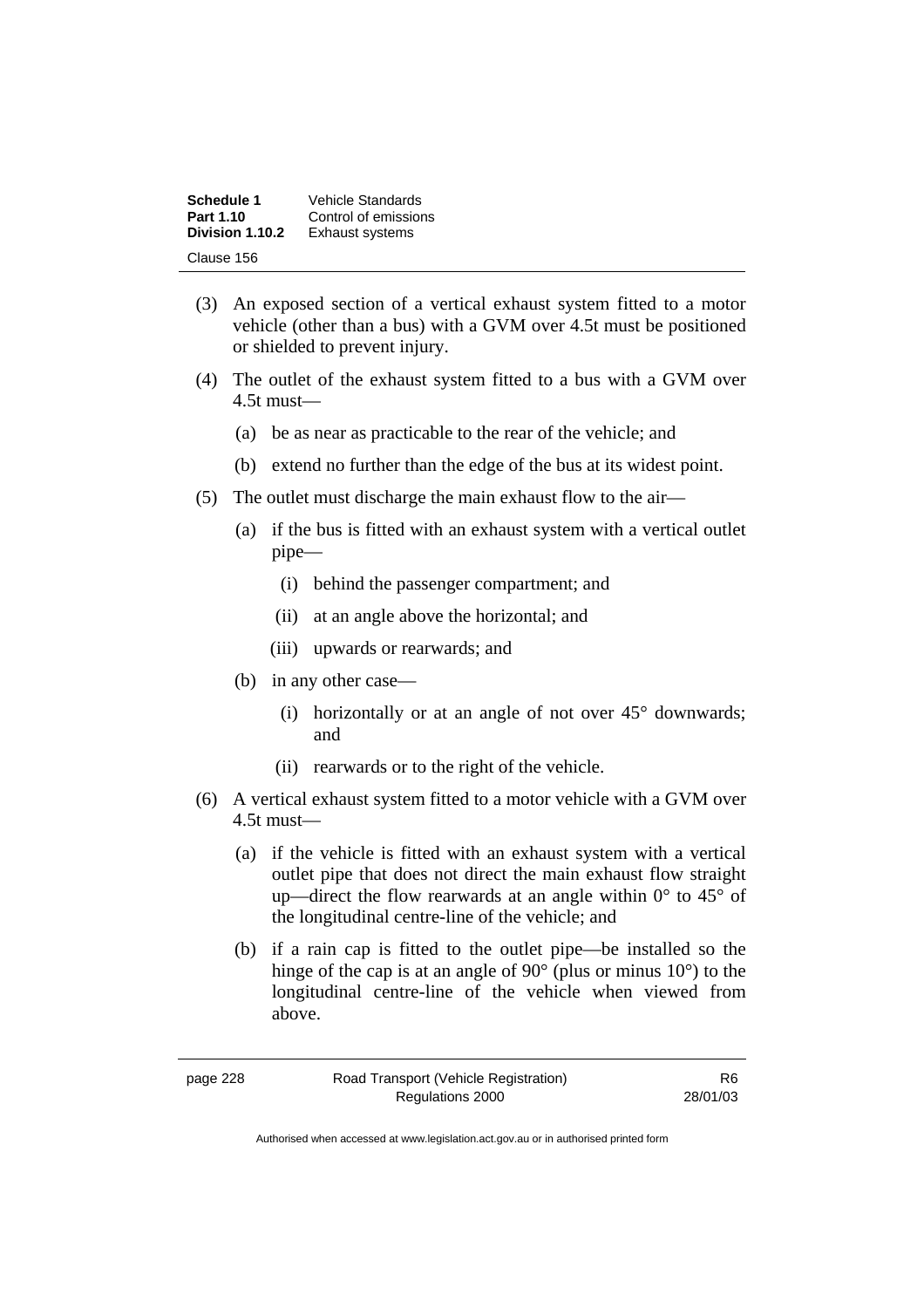(3) An exposed section of a vertical exhaust system fitted to a motor vehicle (other than a bus) with a GVM over 4.5t must be positioned or shielded to prevent injury.

(4) The outlet of the exhaust system fitted to a bus with a GVM over 4.5t must—

  (a) be as near as practicable to the rear of the vehicle; and

  (b) extend no further than the edge of the bus at its widest point.

(5) The outlet must discharge the main exhaust flow to the air—

  (a) if the bus is fitted with an exhaust system with a vertical outlet pipe—

    (i) behind the passenger compartment; and

    (ii) at an angle above the horizontal; and

    (iii) upwards or rearwards; and

  (b) in any other case—

    (i) horizontally or at an angle of not over 45° downwards; and

    (ii) rearwards or to the right of the vehicle.

(6) A vertical exhaust system fitted to a motor vehicle with a GVM over 4.5t must—

  (a) if the vehicle is fitted with an exhaust system with a vertical outlet pipe that does not direct the main exhaust flow straight up—direct the flow rearwards at an angle within 0° to 45° of the longitudinal centre-line of the vehicle; and

  (b) if a rain cap is fitted to the outlet pipe—be installed so the hinge of the cap is at an angle of 90° (plus or minus 10°) to the longitudinal centre-line of the vehicle when viewed from above.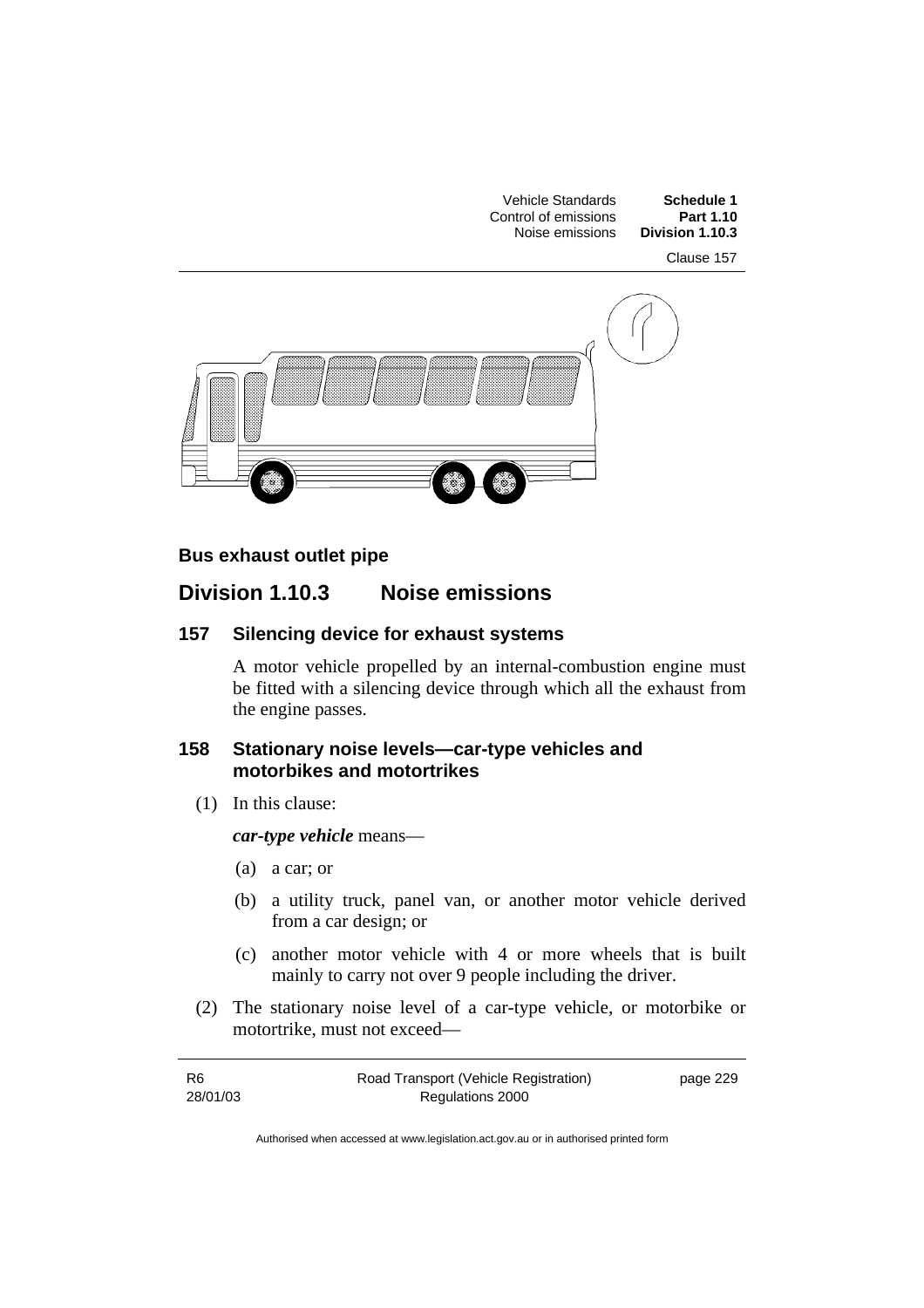**Bus exhaust outlet pipe**

## Division 1.10.3 Noise emissions

### 157 Silencing device for exhaust systems

A motor vehicle propelled by an internal-combustion engine must be fitted with a silencing device through which all the exhaust from the engine passes.

### 158 Stationary noise levels—car-type vehicles and motorbikes and motortrikes

(1) In this clause:

***car-type vehicle*** means—

(a) a car; or

(b) a utility truck, panel van, or another motor vehicle derived from a car design; or

(c) another motor vehicle with 4 or more wheels that is built mainly to carry not over 9 people including the driver.

(2) The stationary noise level of a car-type vehicle, or motorbike or motortrike, must not exceed—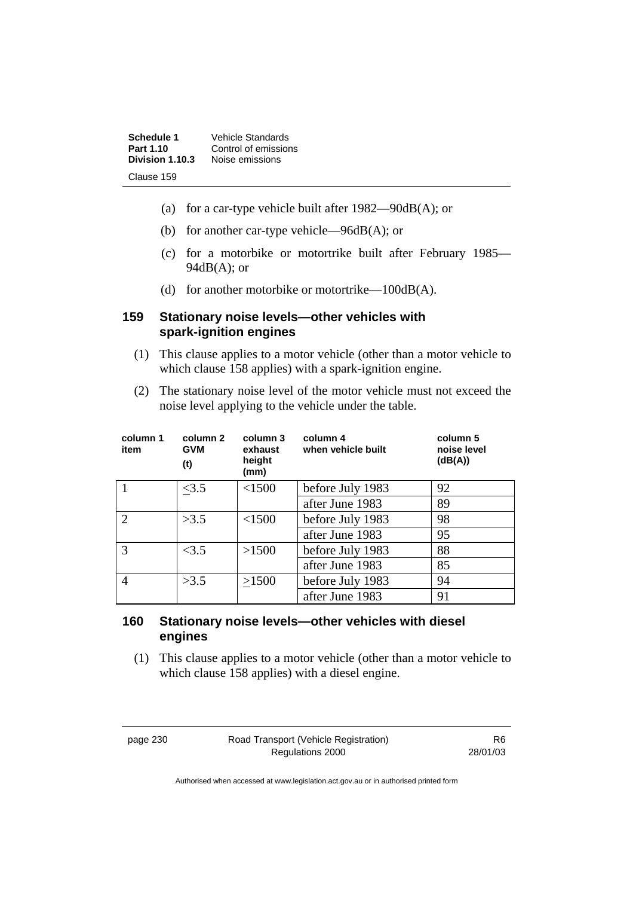(a) for a car-type vehicle built after 1982—90dB(A); or

(b) for another car-type vehicle—96dB(A); or

(c) for a motorbike or motortrike built after February 1985—94dB(A); or

(d) for another motorbike or motortrike—100dB(A).

### 159 Stationary noise levels—other vehicles with spark-ignition engines

(1) This clause applies to a motor vehicle (other than a motor vehicle to which clause 158 applies) with a spark-ignition engine.

(2) The stationary noise level of the motor vehicle must not exceed the noise level applying to the vehicle under the table.

| column 1 item | column 2 GVM (t) | column 3 exhaust height (mm) | column 4 when vehicle built | column 5 noise level (dB(A)) |
|---|---|---|---|---|
| 1 | ≤3.5 | <1500 | before July 1983 | 92 |
| | | | after June 1983 | 89 |
| 2 | >3.5 | <1500 | before July 1983 | 98 |
| | | | after June 1983 | 95 |
| 3 | <3.5 | >1500 | before July 1983 | 88 |
| | | | after June 1983 | 85 |
| 4 | >3.5 | ≥1500 | before July 1983 | 94 |
| | | | after June 1983 | 91 |

### 160 Stationary noise levels—other vehicles with diesel engines

(1) This clause applies to a motor vehicle (other than a motor vehicle to which clause 158 applies) with a diesel engine.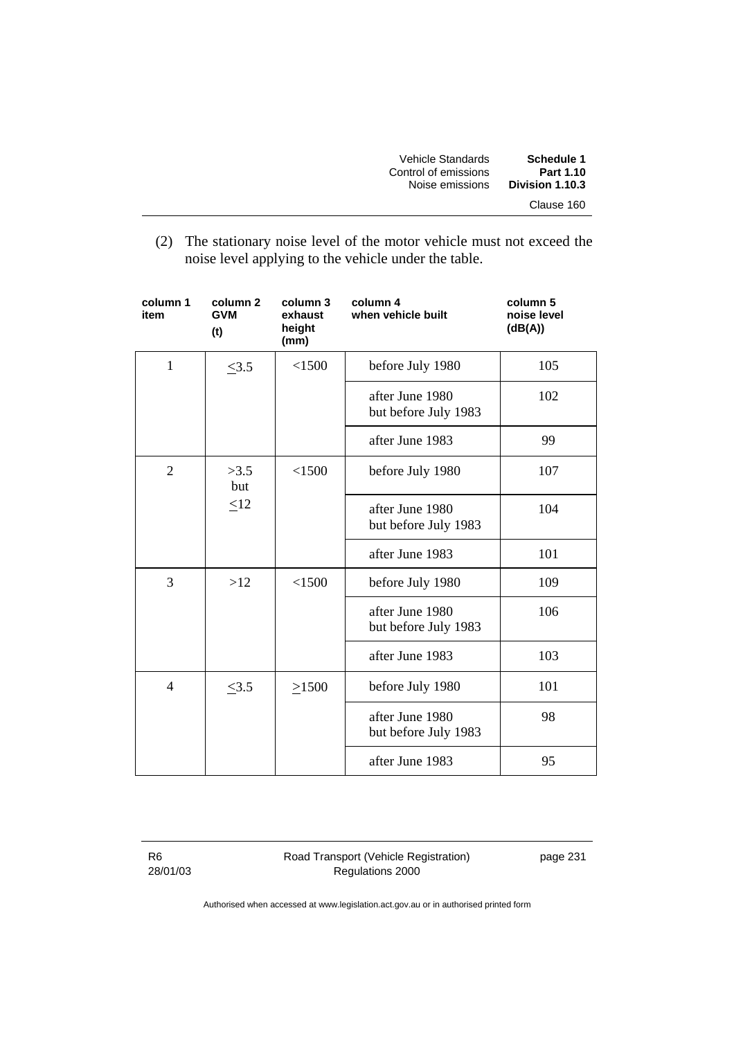(2) The stationary noise level of the motor vehicle must not exceed the noise level applying to the vehicle under the table.

| column 1 item | column 2 GVM (t) | column 3 exhaust height (mm) | column 4 when vehicle built | column 5 noise level (dB(A)) |
|---|---|---|---|---|
| 1 | ≤3.5 | <1500 | before July 1980 | 105 |
| | | | after June 1980 but before July 1983 | 102 |
| | | | after June 1983 | 99 |
| 2 | >3.5 but ≤12 | <1500 | before July 1980 | 107 |
| | | | after June 1980 but before July 1983 | 104 |
| | | | after June 1983 | 101 |
| 3 | >12 | <1500 | before July 1980 | 109 |
| | | | after June 1980 but before July 1983 | 106 |
| | | | after June 1983 | 103 |
| 4 | ≤3.5 | ≥1500 | before July 1980 | 101 |
| | | | after June 1980 but before July 1983 | 98 |
| | | | after June 1983 | 95 |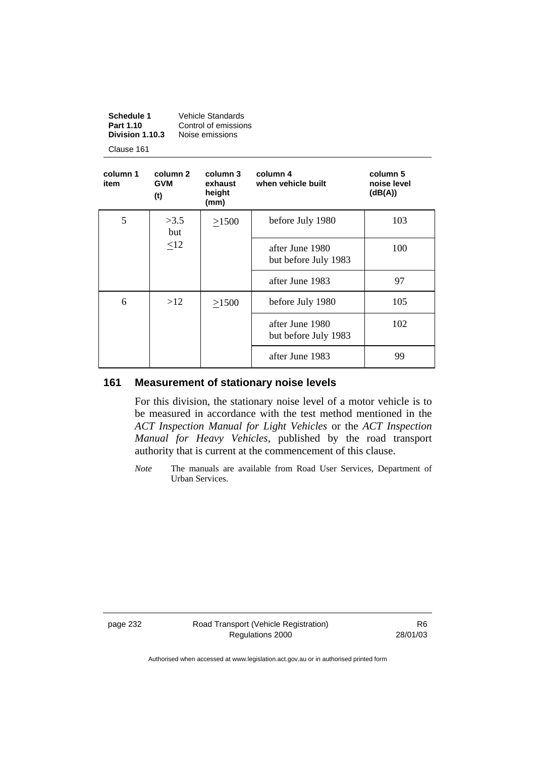| column 1 item | column 2 GVM (t) | column 3 exhaust height (mm) | column 4 when vehicle built | column 5 noise level (dB(A)) |
|---|---|---|---|---|
| 5 | >3.5 but ≤12 | ≥1500 | before July 1980 | 103 |
| | | | after June 1980 but before July 1983 | 100 |
| | | | after June 1983 | 97 |
| 6 | >12 | ≥1500 | before July 1980 | 105 |
| | | | after June 1980 but before July 1983 | 102 |
| | | | after June 1983 | 99 |

## 161 Measurement of stationary noise levels

For this division, the stationary noise level of a motor vehicle is to be measured in accordance with the test method mentioned in the *ACT Inspection Manual for Light Vehicles* or the *ACT Inspection Manual for Heavy Vehicles*, published by the road transport authority that is current at the commencement of this clause.

*Note* The manuals are available from Road User Services, Department of Urban Services.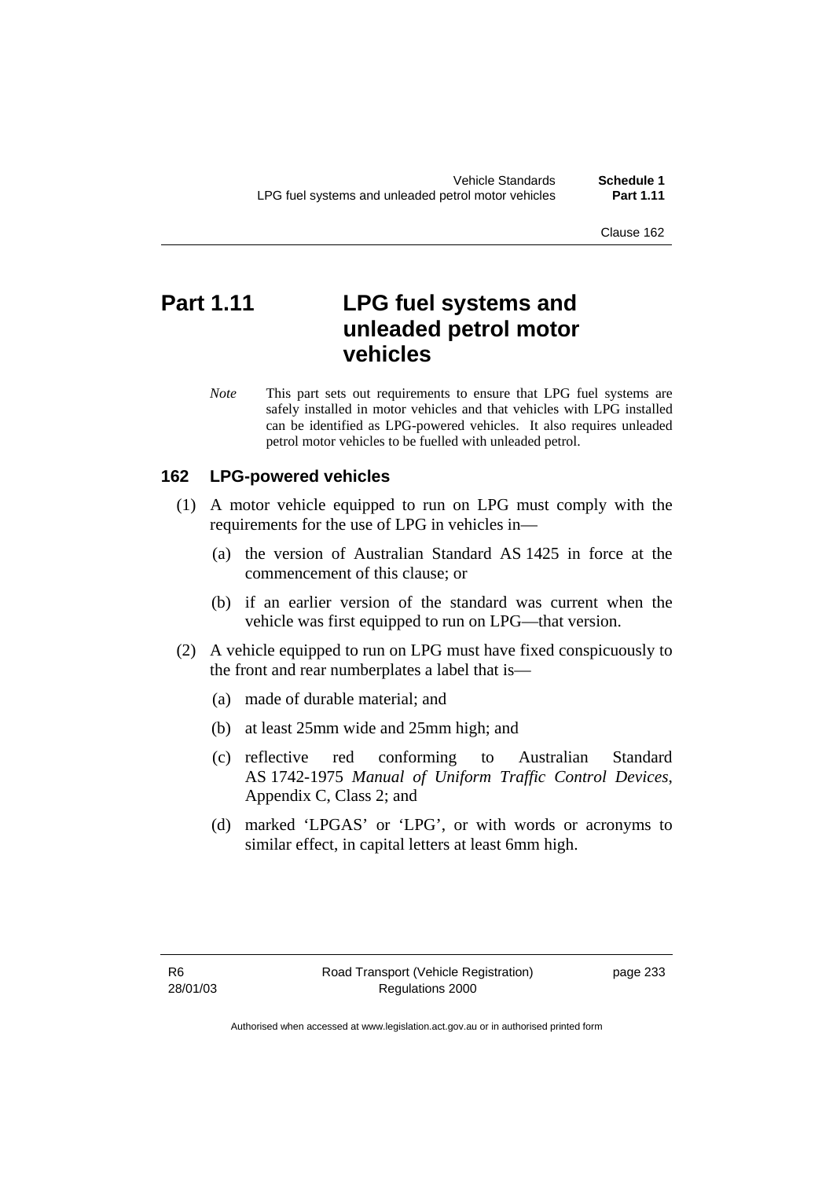# Part 1.11 LPG fuel systems and unleaded petrol motor vehicles

*Note* This part sets out requirements to ensure that LPG fuel systems are safely installed in motor vehicles and that vehicles with LPG installed can be identified as LPG-powered vehicles. It also requires unleaded petrol motor vehicles to be fuelled with unleaded petrol.

## 162 LPG-powered vehicles

(1) A motor vehicle equipped to run on LPG must comply with the requirements for the use of LPG in vehicles in—

(a) the version of Australian Standard AS 1425 in force at the commencement of this clause; or

(b) if an earlier version of the standard was current when the vehicle was first equipped to run on LPG—that version.

(2) A vehicle equipped to run on LPG must have fixed conspicuously to the front and rear numberplates a label that is—

(a) made of durable material; and

(b) at least 25mm wide and 25mm high; and

(c) reflective red conforming to Australian Standard AS 1742-1975 *Manual of Uniform Traffic Control Devices*, Appendix C, Class 2; and

(d) marked 'LPGAS' or 'LPG', or with words or acronyms to similar effect, in capital letters at least 6mm high.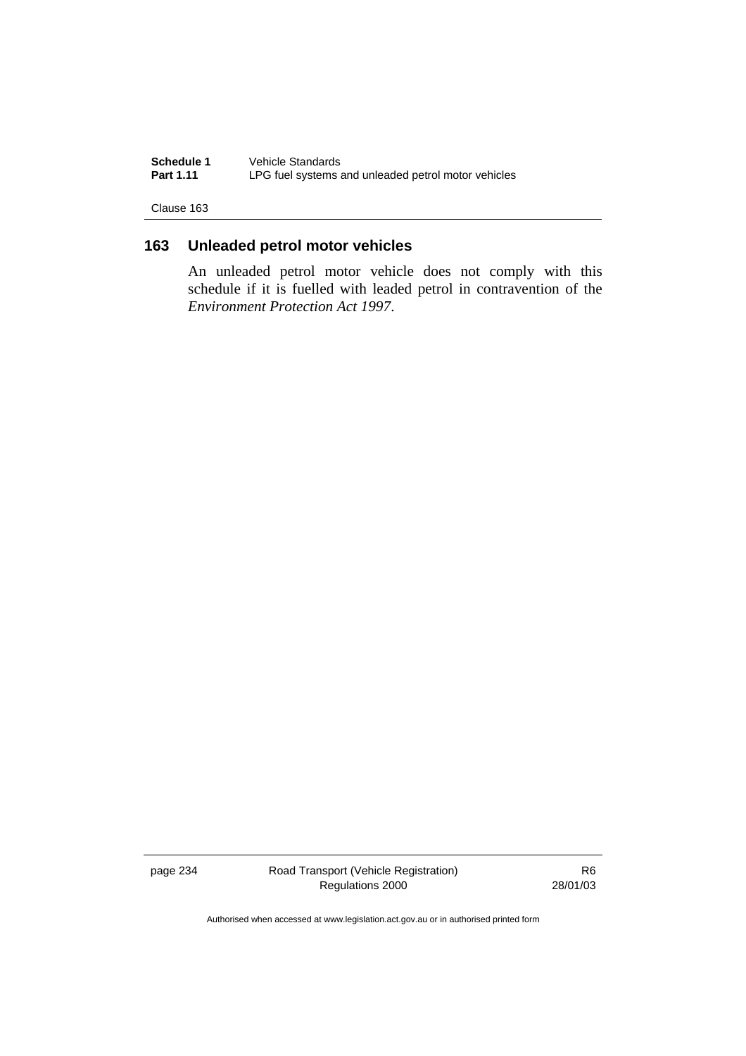## 163 Unleaded petrol motor vehicles

An unleaded petrol motor vehicle does not comply with this schedule if it is fuelled with leaded petrol in contravention of the *Environment Protection Act 1997*.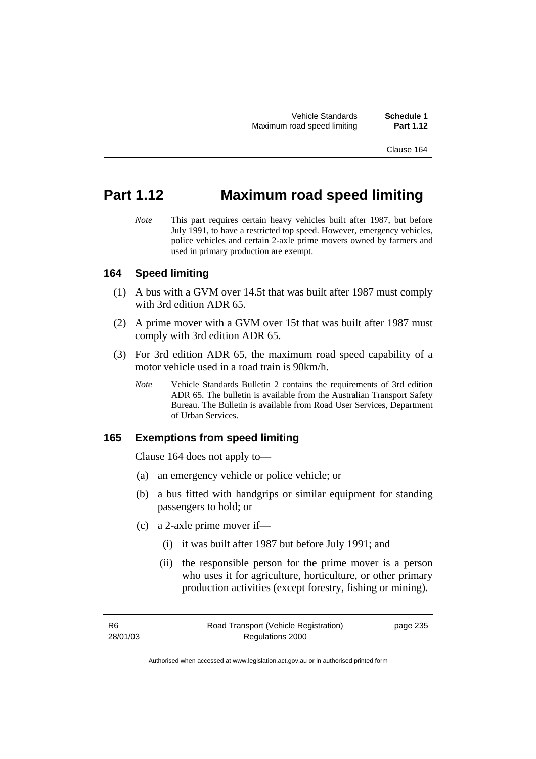# Part 1.12 Maximum road speed limiting

*Note* This part requires certain heavy vehicles built after 1987, but before July 1991, to have a restricted top speed. However, emergency vehicles, police vehicles and certain 2-axle prime movers owned by farmers and used in primary production are exempt.

### 164 Speed limiting

(1) A bus with a GVM over 14.5t that was built after 1987 must comply with 3rd edition ADR 65.

(2) A prime mover with a GVM over 15t that was built after 1987 must comply with 3rd edition ADR 65.

(3) For 3rd edition ADR 65, the maximum road speed capability of a motor vehicle used in a road train is 90km/h.

*Note* Vehicle Standards Bulletin 2 contains the requirements of 3rd edition ADR 65. The bulletin is available from the Australian Transport Safety Bureau. The Bulletin is available from Road User Services, Department of Urban Services.

### 165 Exemptions from speed limiting

Clause 164 does not apply to—

(a) an emergency vehicle or police vehicle; or

(b) a bus fitted with handgrips or similar equipment for standing passengers to hold; or

(c) a 2-axle prime mover if—

(i) it was built after 1987 but before July 1991; and

(ii) the responsible person for the prime mover is a person who uses it for agriculture, horticulture, or other primary production activities (except forestry, fishing or mining).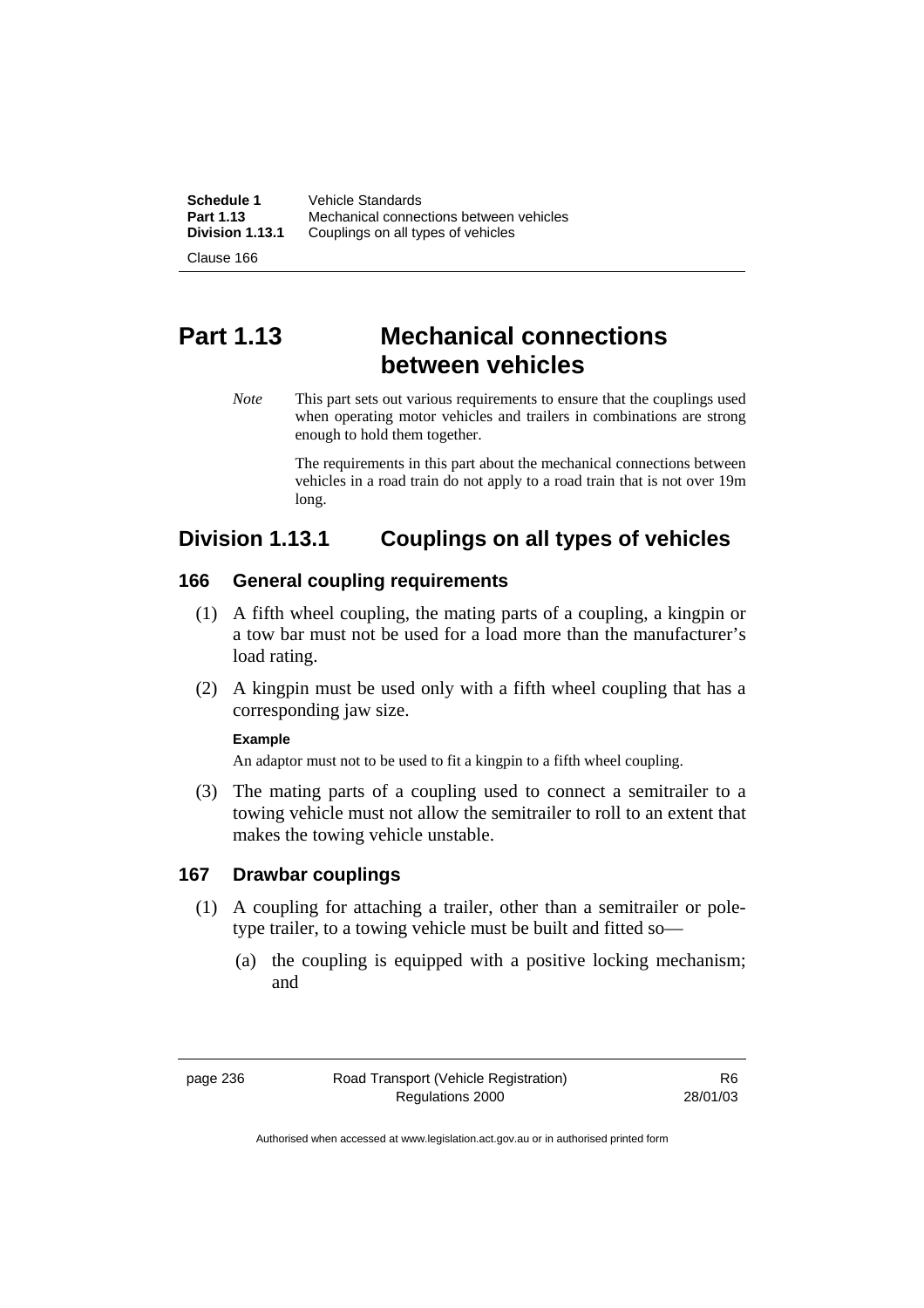# Part 1.13 Mechanical connections between vehicles

*Note* This part sets out various requirements to ensure that the couplings used when operating motor vehicles and trailers in combinations are strong enough to hold them together.

The requirements in this part about the mechanical connections between vehicles in a road train do not apply to a road train that is not over 19m long.

## Division 1.13.1 Couplings on all types of vehicles

### 166 General coupling requirements

(1) A fifth wheel coupling, the mating parts of a coupling, a kingpin or a tow bar must not be used for a load more than the manufacturer's load rating.

(2) A kingpin must be used only with a fifth wheel coupling that has a corresponding jaw size.

**Example**

An adaptor must not to be used to fit a kingpin to a fifth wheel coupling.

(3) The mating parts of a coupling used to connect a semitrailer to a towing vehicle must not allow the semitrailer to roll to an extent that makes the towing vehicle unstable.

### 167 Drawbar couplings

(1) A coupling for attaching a trailer, other than a semitrailer or pole-type trailer, to a towing vehicle must be built and fitted so—

(a) the coupling is equipped with a positive locking mechanism; and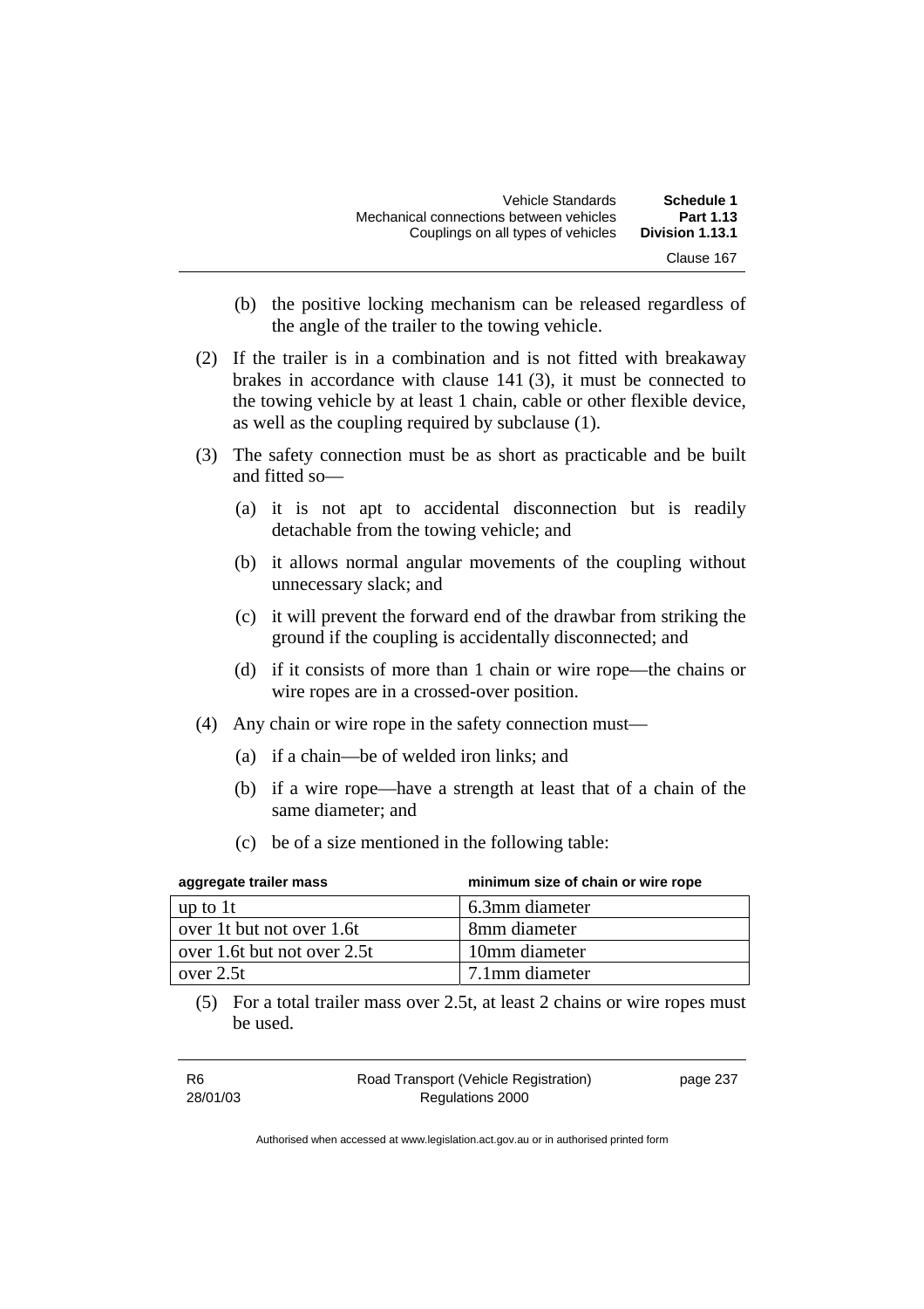(b) the positive locking mechanism can be released regardless of the angle of the trailer to the towing vehicle.

(2) If the trailer is in a combination and is not fitted with breakaway brakes in accordance with clause 141 (3), it must be connected to the towing vehicle by at least 1 chain, cable or other flexible device, as well as the coupling required by subclause (1).

(3) The safety connection must be as short as practicable and be built and fitted so—

(a) it is not apt to accidental disconnection but is readily detachable from the towing vehicle; and

(b) it allows normal angular movements of the coupling without unnecessary slack; and

(c) it will prevent the forward end of the drawbar from striking the ground if the coupling is accidentally disconnected; and

(d) if it consists of more than 1 chain or wire rope—the chains or wire ropes are in a crossed-over position.

(4) Any chain or wire rope in the safety connection must—

(a) if a chain—be of welded iron links; and

(b) if a wire rope—have a strength at least that of a chain of the same diameter; and

(c) be of a size mentioned in the following table:

| aggregate trailer mass | minimum size of chain or wire rope |
|---|---|
| up to 1t | 6.3mm diameter |
| over 1t but not over 1.6t | 8mm diameter |
| over 1.6t but not over 2.5t | 10mm diameter |
| over 2.5t | 7.1mm diameter |

(5) For a total trailer mass over 2.5t, at least 2 chains or wire ropes must be used.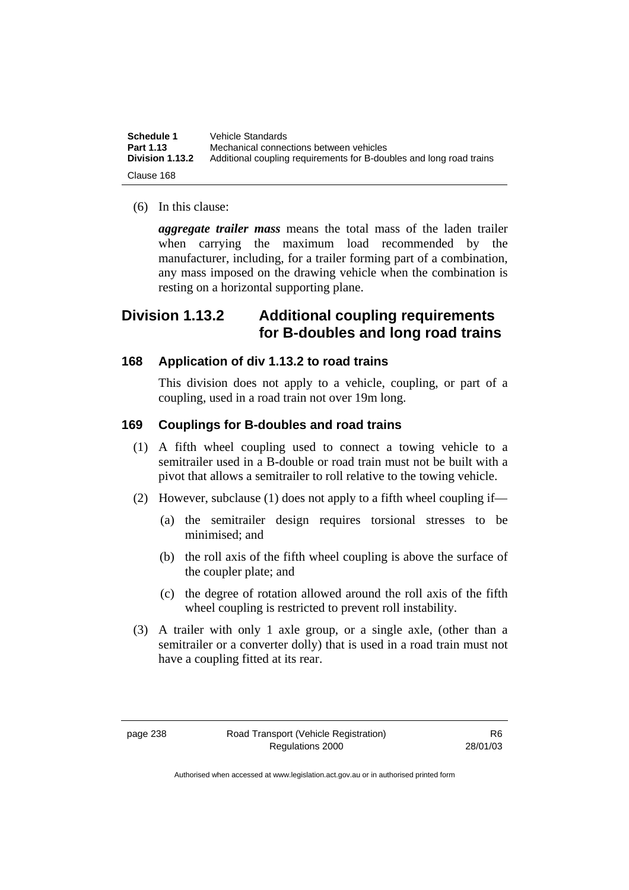(6) In this clause:

***aggregate trailer mass*** means the total mass of the laden trailer when carrying the maximum load recommended by the manufacturer, including, for a trailer forming part of a combination, any mass imposed on the drawing vehicle when the combination is resting on a horizontal supporting plane.

## Division 1.13.2 Additional coupling requirements for B-doubles and long road trains

### 168 Application of div 1.13.2 to road trains

This division does not apply to a vehicle, coupling, or part of a coupling, used in a road train not over 19m long.

### 169 Couplings for B-doubles and road trains

(1) A fifth wheel coupling used to connect a towing vehicle to a semitrailer used in a B-double or road train must not be built with a pivot that allows a semitrailer to roll relative to the towing vehicle.

(2) However, subclause (1) does not apply to a fifth wheel coupling if—

(a) the semitrailer design requires torsional stresses to be minimised; and

(b) the roll axis of the fifth wheel coupling is above the surface of the coupler plate; and

(c) the degree of rotation allowed around the roll axis of the fifth wheel coupling is restricted to prevent roll instability.

(3) A trailer with only 1 axle group, or a single axle, (other than a semitrailer or a converter dolly) that is used in a road train must not have a coupling fitted at its rear.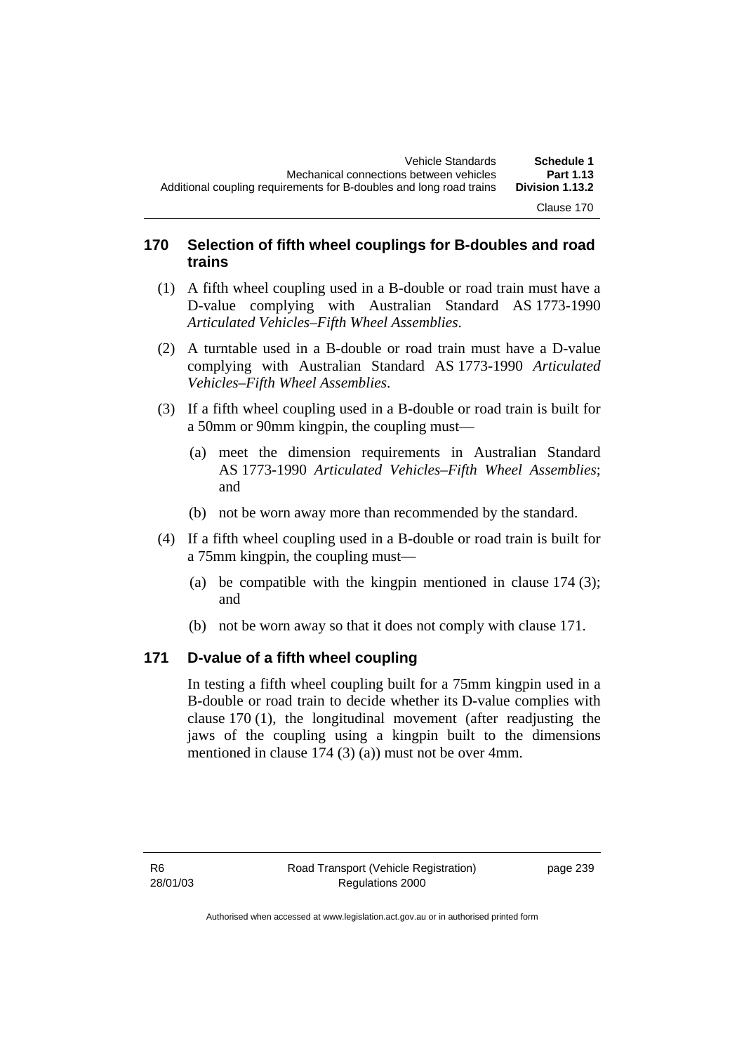## 170 Selection of fifth wheel couplings for B-doubles and road trains

(1) A fifth wheel coupling used in a B-double or road train must have a D-value complying with Australian Standard AS 1773-1990 *Articulated Vehicles–Fifth Wheel Assemblies*.

(2) A turntable used in a B-double or road train must have a D-value complying with Australian Standard AS 1773-1990 *Articulated Vehicles–Fifth Wheel Assemblies*.

(3) If a fifth wheel coupling used in a B-double or road train is built for a 50mm or 90mm kingpin, the coupling must—

(a) meet the dimension requirements in Australian Standard AS 1773-1990 *Articulated Vehicles–Fifth Wheel Assemblies*; and

(b) not be worn away more than recommended by the standard.

(4) If a fifth wheel coupling used in a B-double or road train is built for a 75mm kingpin, the coupling must—

(a) be compatible with the kingpin mentioned in clause 174 (3); and

(b) not be worn away so that it does not comply with clause 171.

## 171 D-value of a fifth wheel coupling

In testing a fifth wheel coupling built for a 75mm kingpin used in a B-double or road train to decide whether its D-value complies with clause 170 (1), the longitudinal movement (after readjusting the jaws of the coupling using a kingpin built to the dimensions mentioned in clause 174 (3) (a)) must not be over 4mm.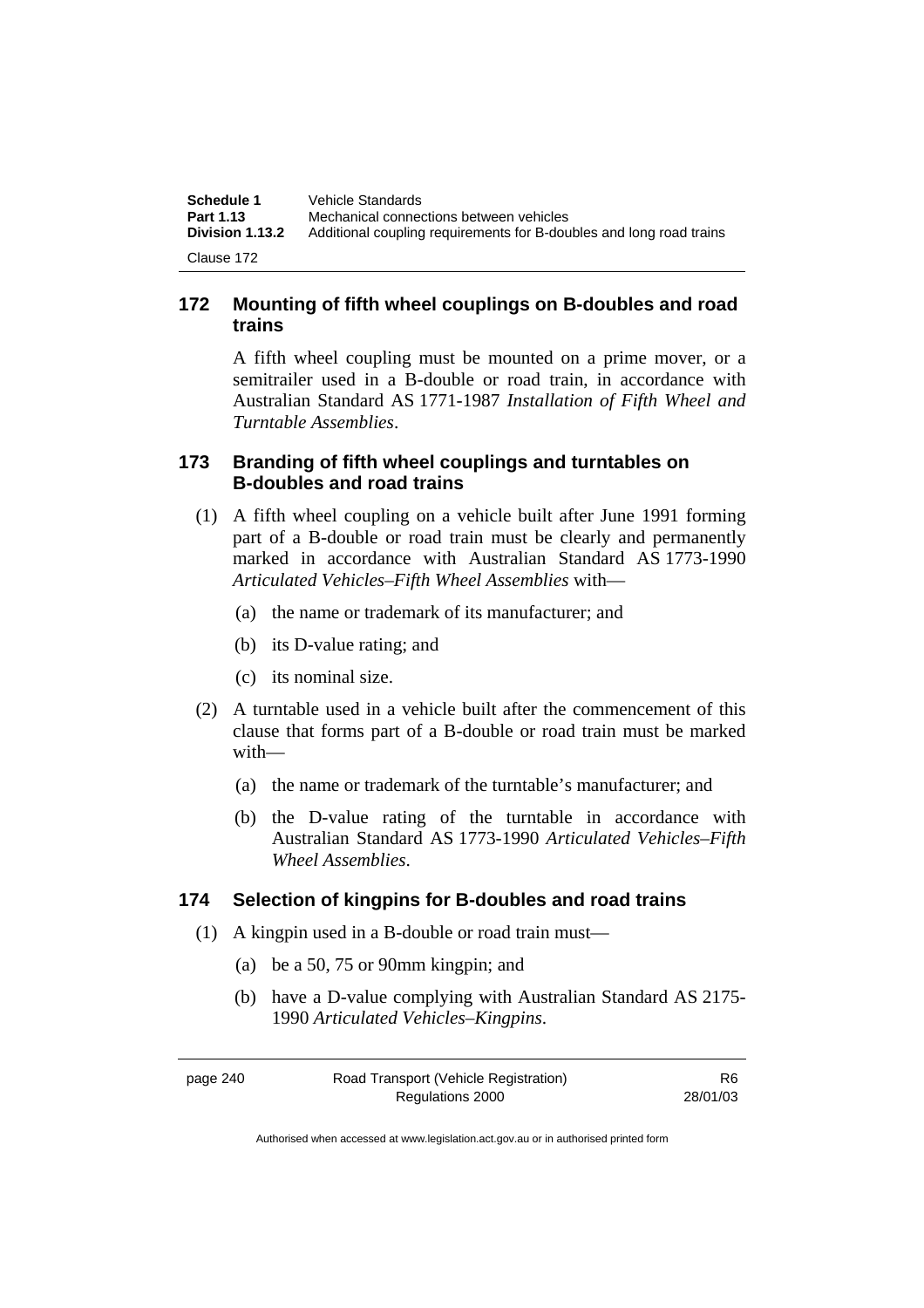## 172 Mounting of fifth wheel couplings on B-doubles and road trains

A fifth wheel coupling must be mounted on a prime mover, or a semitrailer used in a B-double or road train, in accordance with Australian Standard AS 1771-1987 *Installation of Fifth Wheel and Turntable Assemblies*.

## 173 Branding of fifth wheel couplings and turntables on B-doubles and road trains

(1) A fifth wheel coupling on a vehicle built after June 1991 forming part of a B-double or road train must be clearly and permanently marked in accordance with Australian Standard AS 1773-1990 *Articulated Vehicles–Fifth Wheel Assemblies* with—

(a) the name or trademark of its manufacturer; and

(b) its D-value rating; and

(c) its nominal size.

(2) A turntable used in a vehicle built after the commencement of this clause that forms part of a B-double or road train must be marked with—

(a) the name or trademark of the turntable's manufacturer; and

(b) the D-value rating of the turntable in accordance with Australian Standard AS 1773-1990 *Articulated Vehicles–Fifth Wheel Assemblies*.

## 174 Selection of kingpins for B-doubles and road trains

(1) A kingpin used in a B-double or road train must—

(a) be a 50, 75 or 90mm kingpin; and

(b) have a D-value complying with Australian Standard AS 2175-1990 *Articulated Vehicles–Kingpins*.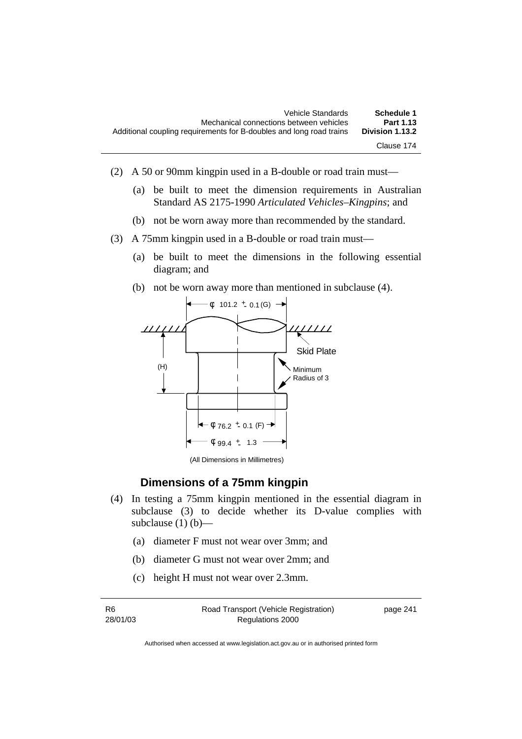(2) A 50 or 90mm kingpin used in a B-double or road train must—

(a) be built to meet the dimension requirements in Australian Standard AS 2175-1990 *Articulated Vehicles–Kingpins*; and

(b) not be worn away more than recommended by the standard.

(3) A 75mm kingpin used in a B-double or road train must—

(a) be built to meet the dimensions in the following essential diagram; and

(b) not be worn away more than mentioned in subclause (4).

φ 101.2 ± 0.1 (G)

Skid Plate

(H)

Minimum Radius of 3

φ 76.2 ± 0.1 (F)

φ 99.4 ± 1.3

(All Dimensions in Millimetres)

## Dimensions of a 75mm kingpin

(4) In testing a 75mm kingpin mentioned in the essential diagram in subclause (3) to decide whether its D-value complies with subclause (1) (b)—

(a) diameter F must not wear over 3mm; and

(b) diameter G must not wear over 2mm; and

(c) height H must not wear over 2.3mm.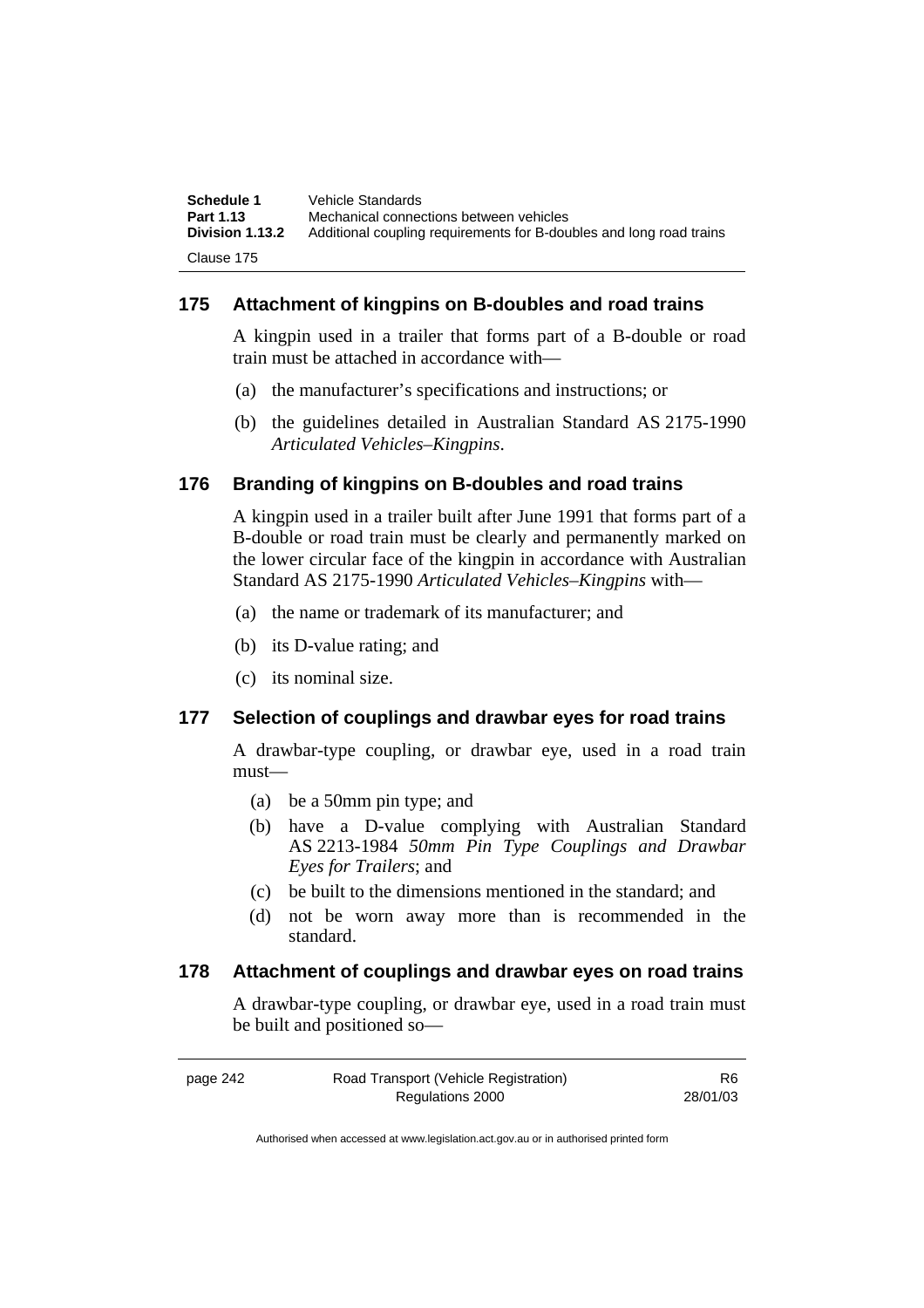## 175 Attachment of kingpins on B-doubles and road trains

A kingpin used in a trailer that forms part of a B-double or road train must be attached in accordance with—

(a) the manufacturer's specifications and instructions; or

(b) the guidelines detailed in Australian Standard AS 2175-1990 *Articulated Vehicles–Kingpins*.

## 176 Branding of kingpins on B-doubles and road trains

A kingpin used in a trailer built after June 1991 that forms part of a B-double or road train must be clearly and permanently marked on the lower circular face of the kingpin in accordance with Australian Standard AS 2175-1990 *Articulated Vehicles–Kingpins* with—

(a) the name or trademark of its manufacturer; and

(b) its D-value rating; and

(c) its nominal size.

## 177 Selection of couplings and drawbar eyes for road trains

A drawbar-type coupling, or drawbar eye, used in a road train must—

(a) be a 50mm pin type; and

(b) have a D-value complying with Australian Standard AS 2213-1984 *50mm Pin Type Couplings and Drawbar Eyes for Trailers*; and

(c) be built to the dimensions mentioned in the standard; and

(d) not be worn away more than is recommended in the standard.

## 178 Attachment of couplings and drawbar eyes on road trains

A drawbar-type coupling, or drawbar eye, used in a road train must be built and positioned so—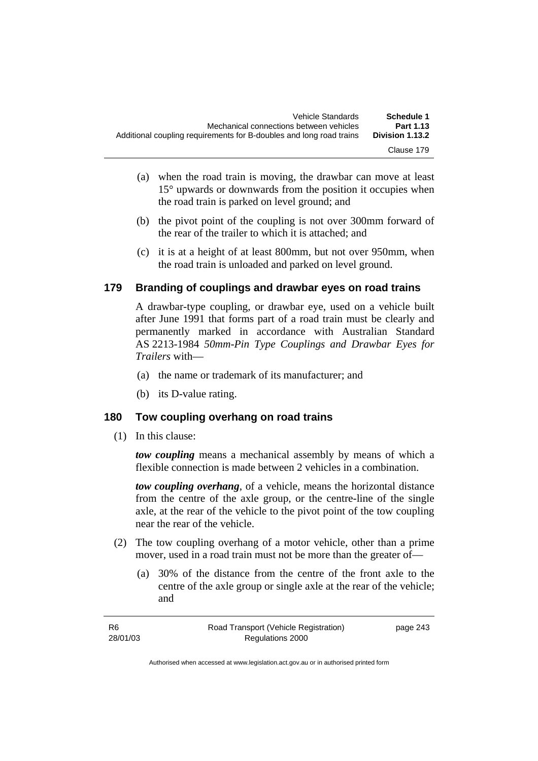(a) when the road train is moving, the drawbar can move at least 15° upwards or downwards from the position it occupies when the road train is parked on level ground; and

(b) the pivot point of the coupling is not over 300mm forward of the rear of the trailer to which it is attached; and

(c) it is at a height of at least 800mm, but not over 950mm, when the road train is unloaded and parked on level ground.

## 179 Branding of couplings and drawbar eyes on road trains

A drawbar-type coupling, or drawbar eye, used on a vehicle built after June 1991 that forms part of a road train must be clearly and permanently marked in accordance with Australian Standard AS 2213-1984 *50mm-Pin Type Couplings and Drawbar Eyes for Trailers* with—

(a) the name or trademark of its manufacturer; and

(b) its D-value rating.

## 180 Tow coupling overhang on road trains

(1) In this clause:

***tow coupling*** means a mechanical assembly by means of which a flexible connection is made between 2 vehicles in a combination.

***tow coupling overhang***, of a vehicle, means the horizontal distance from the centre of the axle group, or the centre-line of the single axle, at the rear of the vehicle to the pivot point of the tow coupling near the rear of the vehicle.

(2) The tow coupling overhang of a motor vehicle, other than a prime mover, used in a road train must not be more than the greater of—

(a) 30% of the distance from the centre of the front axle to the centre of the axle group or single axle at the rear of the vehicle; and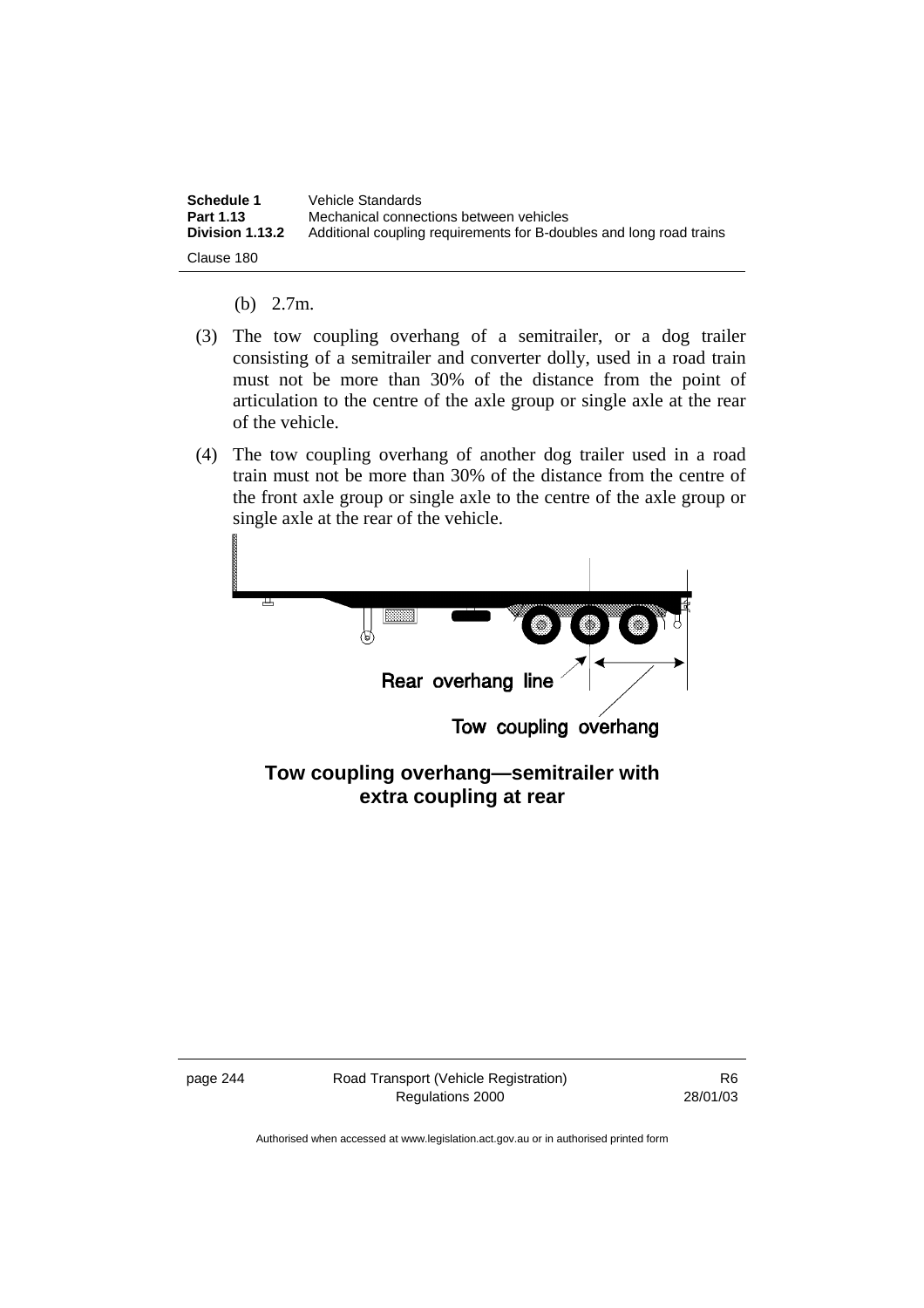(b) 2.7m.

(3) The tow coupling overhang of a semitrailer, or a dog trailer consisting of a semitrailer and converter dolly, used in a road train must not be more than 30% of the distance from the point of articulation to the centre of the axle group or single axle at the rear of the vehicle.

(4) The tow coupling overhang of another dog trailer used in a road train must not be more than 30% of the distance from the centre of the front axle group or single axle to the centre of the axle group or single axle at the rear of the vehicle.

Rear overhang line

Tow coupling overhang

**Tow coupling overhang—semitrailer with extra coupling at rear**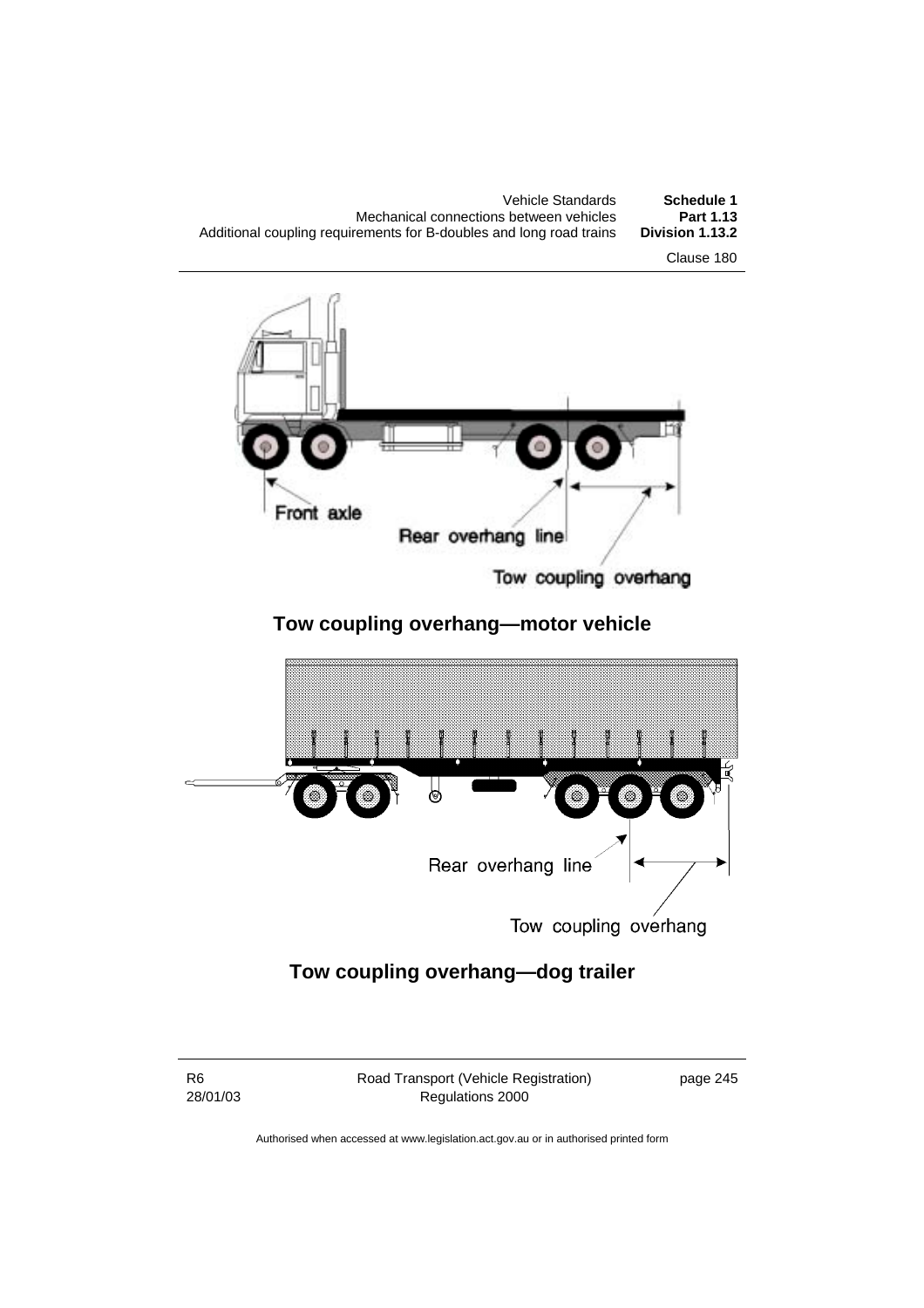Front axle

Rear overhang line

Tow coupling overhang

**Tow coupling overhang—motor vehicle**

Rear overhang line

Tow coupling overhang

**Tow coupling overhang—dog trailer**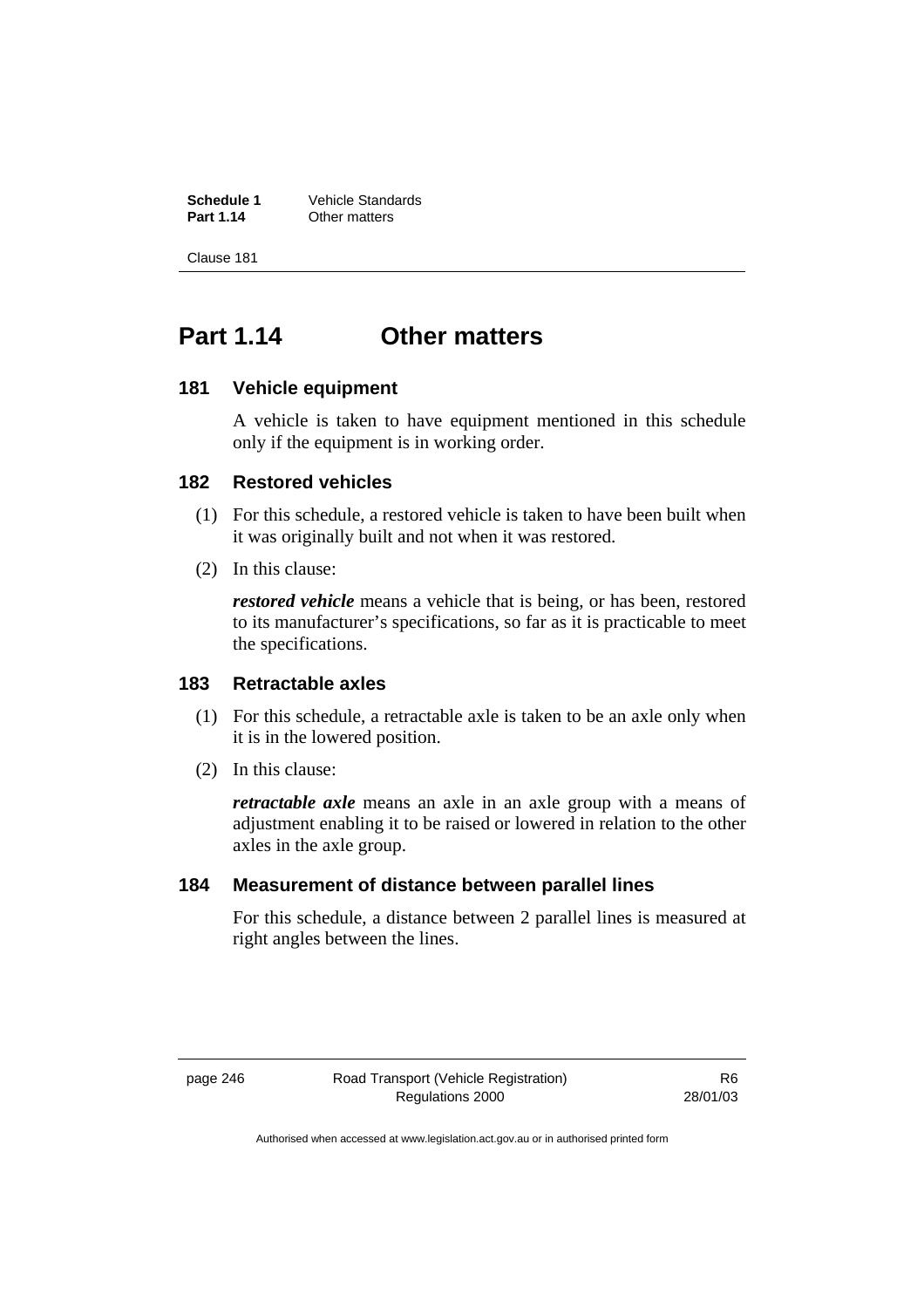# Part 1.14 Other matters

### 181 Vehicle equipment

A vehicle is taken to have equipment mentioned in this schedule only if the equipment is in working order.

### 182 Restored vehicles

(1) For this schedule, a restored vehicle is taken to have been built when it was originally built and not when it was restored.

(2) In this clause:

***restored vehicle*** means a vehicle that is being, or has been, restored to its manufacturer's specifications, so far as it is practicable to meet the specifications.

### 183 Retractable axles

(1) For this schedule, a retractable axle is taken to be an axle only when it is in the lowered position.

(2) In this clause:

***retractable axle*** means an axle in an axle group with a means of adjustment enabling it to be raised or lowered in relation to the other axles in the axle group.

### 184 Measurement of distance between parallel lines

For this schedule, a distance between 2 parallel lines is measured at right angles between the lines.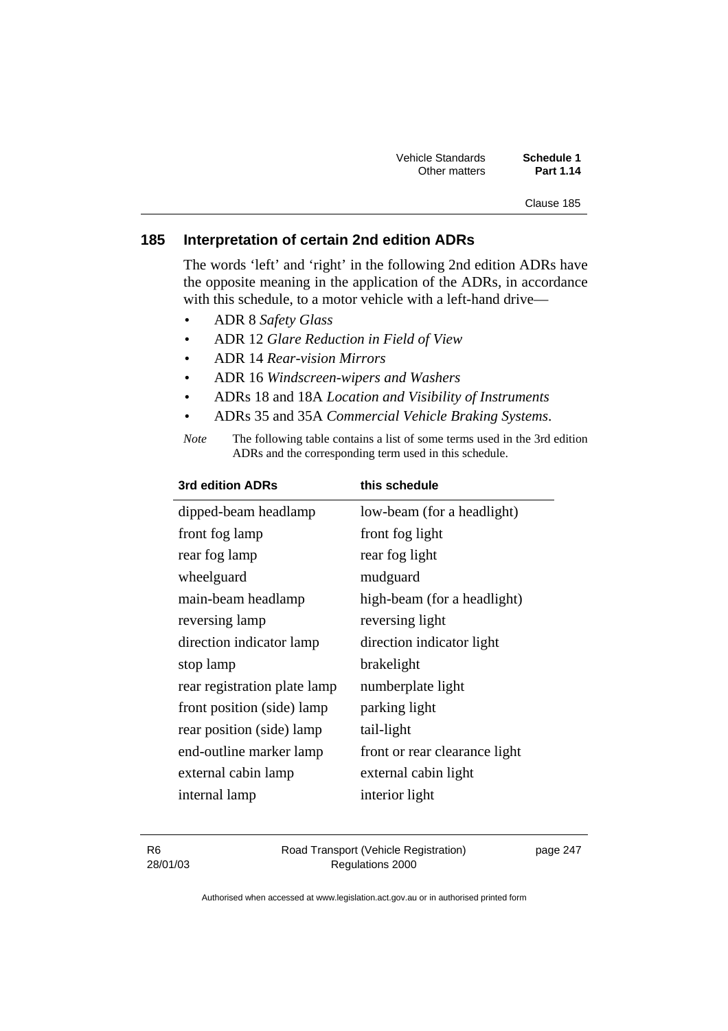## 185 Interpretation of certain 2nd edition ADRs

The words 'left' and 'right' in the following 2nd edition ADRs have the opposite meaning in the application of the ADRs, in accordance with this schedule, to a motor vehicle with a left-hand drive—

- ADR 8 *Safety Glass*
- ADR 12 *Glare Reduction in Field of View*
- ADR 14 *Rear-vision Mirrors*
- ADR 16 *Windscreen-wipers and Washers*
- ADRs 18 and 18A *Location and Visibility of Instruments*
- ADRs 35 and 35A *Commercial Vehicle Braking Systems*.

*Note* The following table contains a list of some terms used in the 3rd edition ADRs and the corresponding term used in this schedule.

| 3rd edition ADRs | this schedule |
|---|---|
| dipped-beam headlamp | low-beam (for a headlight) |
| front fog lamp | front fog light |
| rear fog lamp | rear fog light |
| wheelguard | mudguard |
| main-beam headlamp | high-beam (for a headlight) |
| reversing lamp | reversing light |
| direction indicator lamp | direction indicator light |
| stop lamp | brakelight |
| rear registration plate lamp | numberplate light |
| front position (side) lamp | parking light |
| rear position (side) lamp | tail-light |
| end-outline marker lamp | front or rear clearance light |
| external cabin lamp | external cabin light |
| internal lamp | interior light |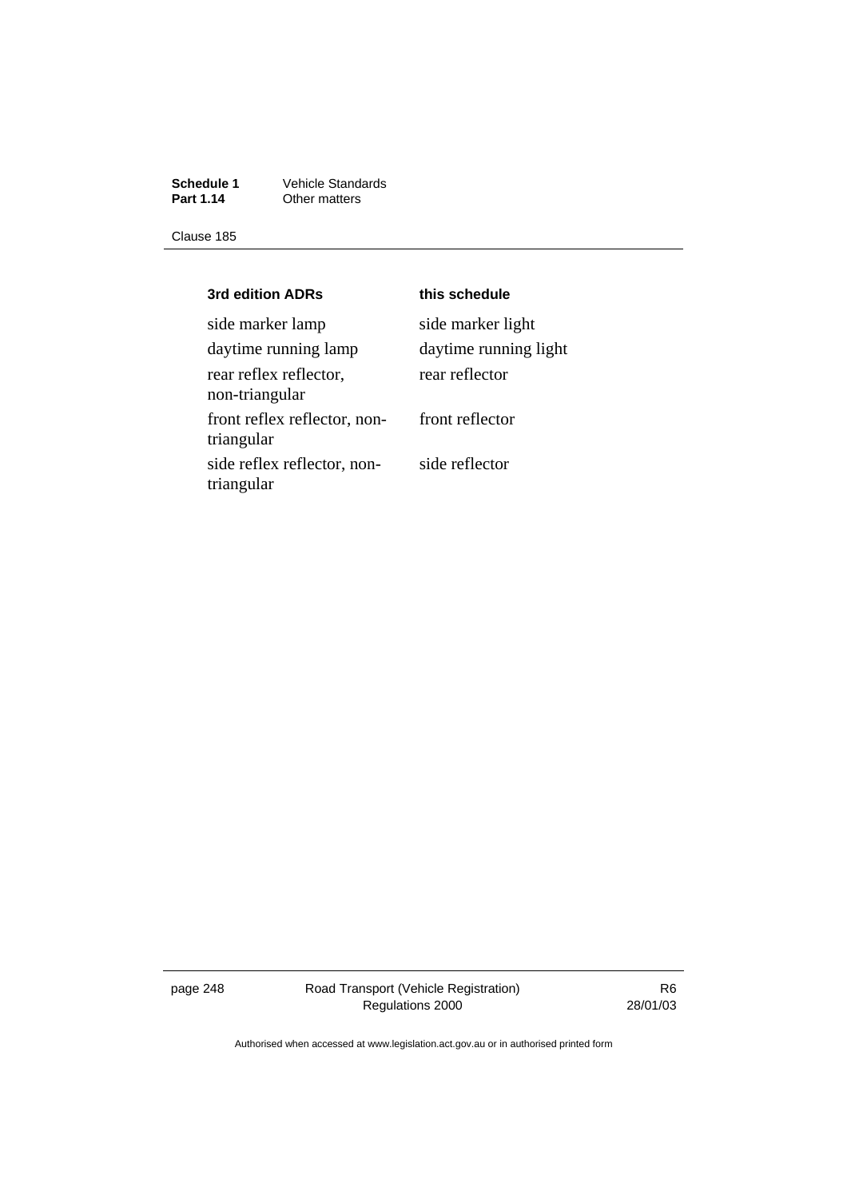| 3rd edition ADRs | this schedule |
|---|---|
| side marker lamp | side marker light |
| daytime running lamp | daytime running light |
| rear reflex reflector, non-triangular | rear reflector |
| front reflex reflector, non-triangular | front reflector |
| side reflex reflector, non-triangular | side reflector |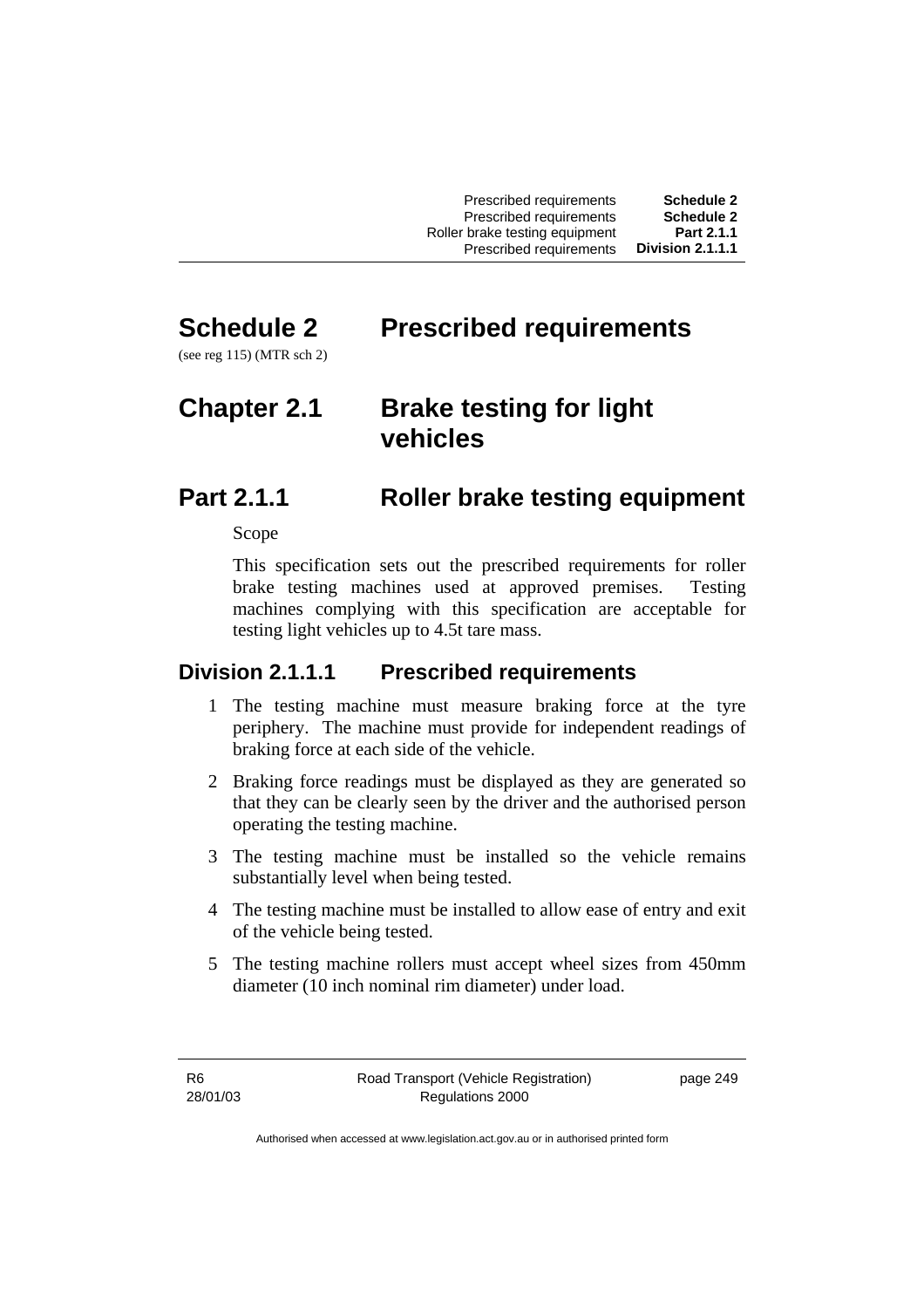# Schedule 2 Prescribed requirements

(see reg 115) (MTR sch 2)

# Chapter 2.1 Brake testing for light vehicles

## Part 2.1.1 Roller brake testing equipment

Scope

This specification sets out the prescribed requirements for roller brake testing machines used at approved premises. Testing machines complying with this specification are acceptable for testing light vehicles up to 4.5t tare mass.

### Division 2.1.1.1 Prescribed requirements

1 The testing machine must measure braking force at the tyre periphery. The machine must provide for independent readings of braking force at each side of the vehicle.

2 Braking force readings must be displayed as they are generated so that they can be clearly seen by the driver and the authorised person operating the testing machine.

3 The testing machine must be installed so the vehicle remains substantially level when being tested.

4 The testing machine must be installed to allow ease of entry and exit of the vehicle being tested.

5 The testing machine rollers must accept wheel sizes from 450mm diameter (10 inch nominal rim diameter) under load.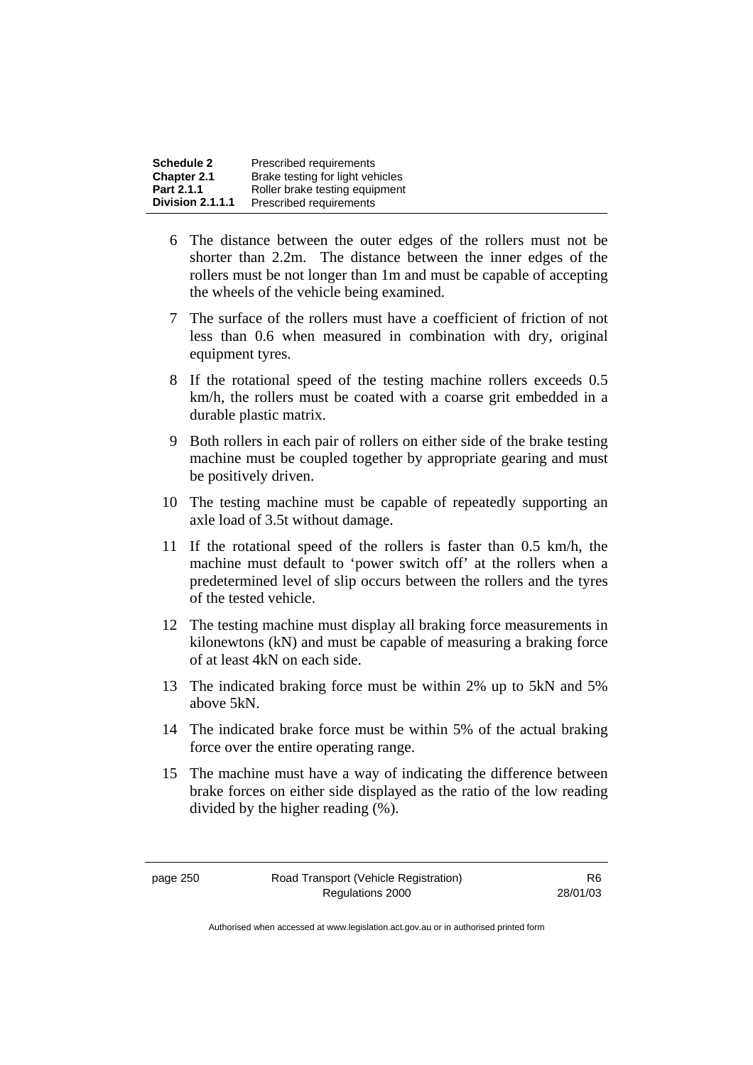6 The distance between the outer edges of the rollers must not be shorter than 2.2m. The distance between the inner edges of the rollers must be not longer than 1m and must be capable of accepting the wheels of the vehicle being examined.

7 The surface of the rollers must have a coefficient of friction of not less than 0.6 when measured in combination with dry, original equipment tyres.

8 If the rotational speed of the testing machine rollers exceeds 0.5 km/h, the rollers must be coated with a coarse grit embedded in a durable plastic matrix.

9 Both rollers in each pair of rollers on either side of the brake testing machine must be coupled together by appropriate gearing and must be positively driven.

10 The testing machine must be capable of repeatedly supporting an axle load of 3.5t without damage.

11 If the rotational speed of the rollers is faster than 0.5 km/h, the machine must default to 'power switch off' at the rollers when a predetermined level of slip occurs between the rollers and the tyres of the tested vehicle.

12 The testing machine must display all braking force measurements in kilonewtons (kN) and must be capable of measuring a braking force of at least 4kN on each side.

13 The indicated braking force must be within 2% up to 5kN and 5% above 5kN.

14 The indicated brake force must be within 5% of the actual braking force over the entire operating range.

15 The machine must have a way of indicating the difference between brake forces on either side displayed as the ratio of the low reading divided by the higher reading (%).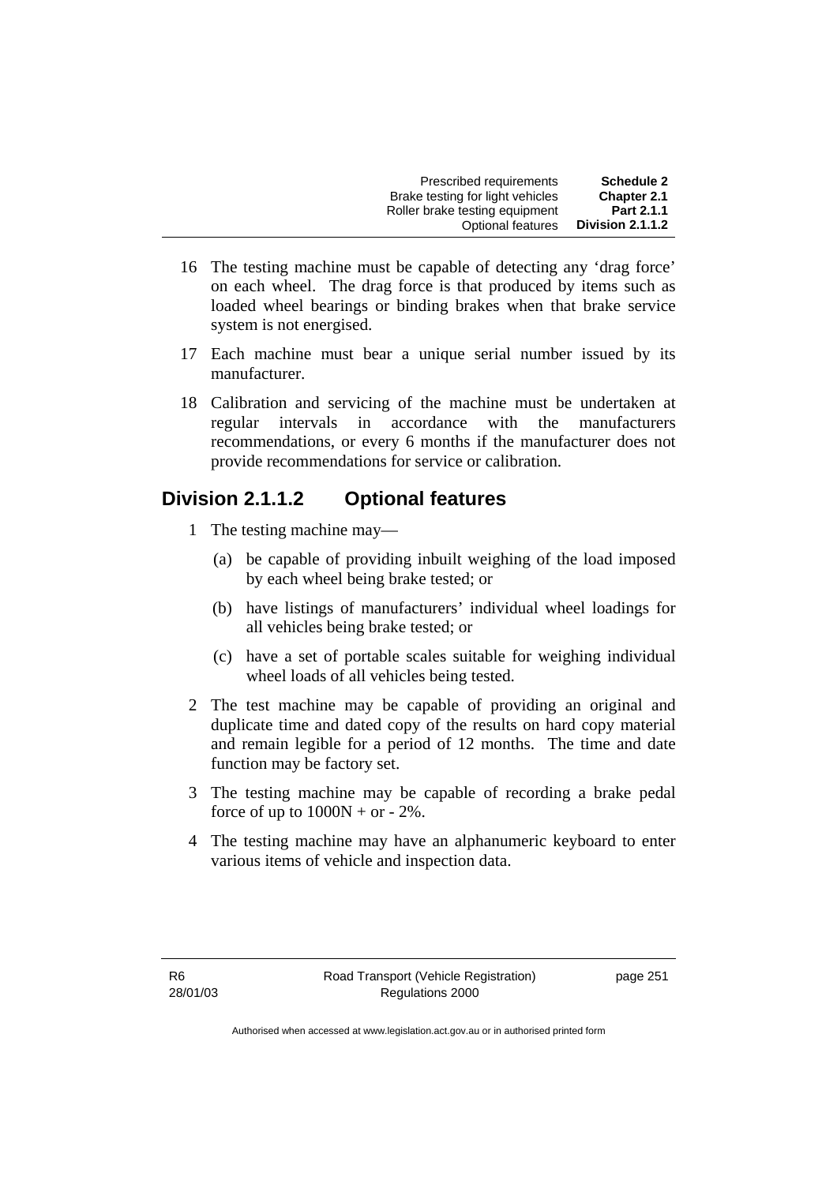16 The testing machine must be capable of detecting any 'drag force' on each wheel. The drag force is that produced by items such as loaded wheel bearings or binding brakes when that brake service system is not energised.

17 Each machine must bear a unique serial number issued by its manufacturer.

18 Calibration and servicing of the machine must be undertaken at regular intervals in accordance with the manufacturers recommendations, or every 6 months if the manufacturer does not provide recommendations for service or calibration.

## Division 2.1.1.2 Optional features

1 The testing machine may—

(a) be capable of providing inbuilt weighing of the load imposed by each wheel being brake tested; or

(b) have listings of manufacturers' individual wheel loadings for all vehicles being brake tested; or

(c) have a set of portable scales suitable for weighing individual wheel loads of all vehicles being tested.

2 The test machine may be capable of providing an original and duplicate time and dated copy of the results on hard copy material and remain legible for a period of 12 months. The time and date function may be factory set.

3 The testing machine may be capable of recording a brake pedal force of up to 1000N + or - 2%.

4 The testing machine may have an alphanumeric keyboard to enter various items of vehicle and inspection data.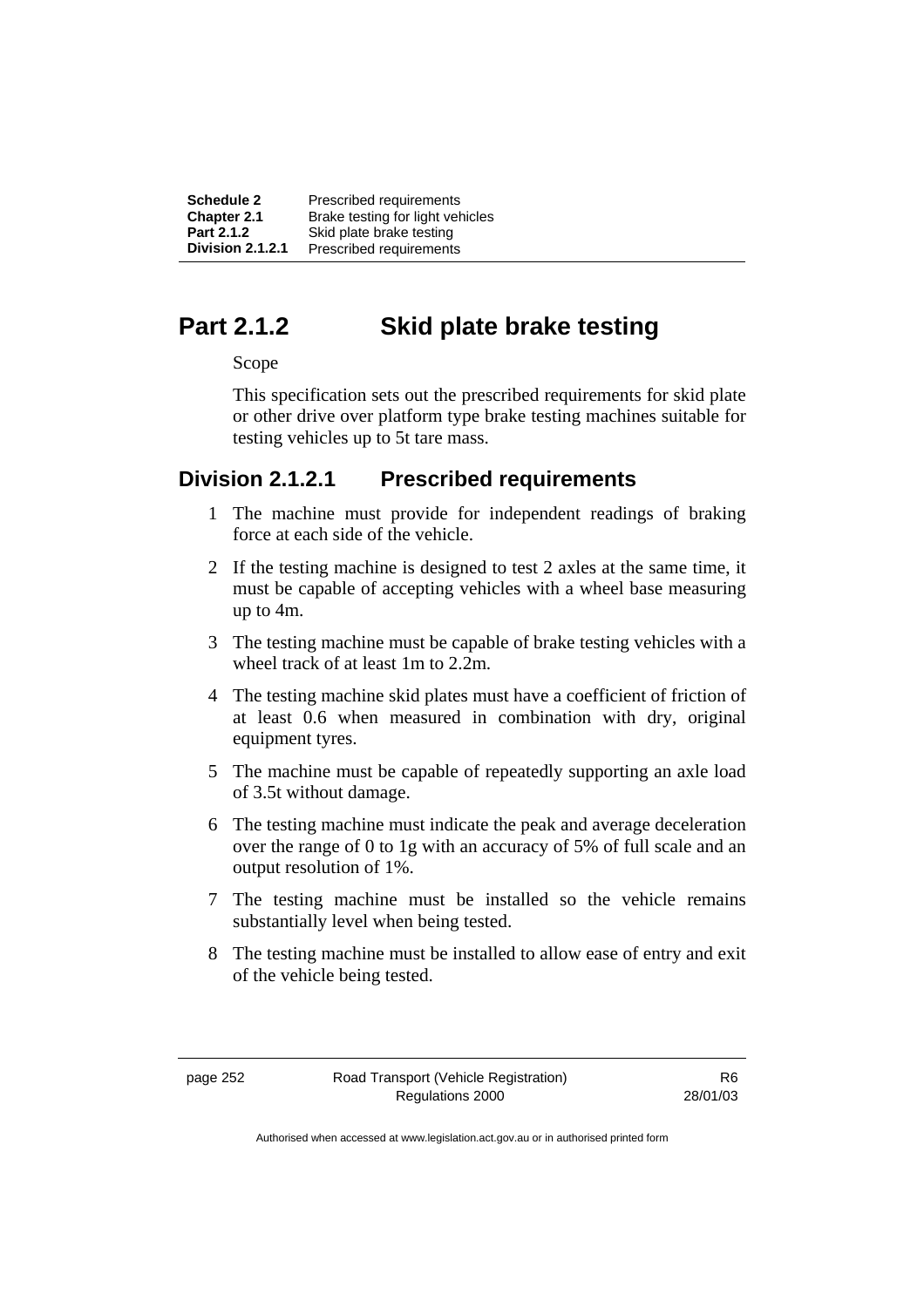# Part 2.1.2 Skid plate brake testing

Scope

This specification sets out the prescribed requirements for skid plate or other drive over platform type brake testing machines suitable for testing vehicles up to 5t tare mass.

## Division 2.1.2.1 Prescribed requirements

1 The machine must provide for independent readings of braking force at each side of the vehicle.

2 If the testing machine is designed to test 2 axles at the same time, it must be capable of accepting vehicles with a wheel base measuring up to 4m.

3 The testing machine must be capable of brake testing vehicles with a wheel track of at least 1m to 2.2m.

4 The testing machine skid plates must have a coefficient of friction of at least 0.6 when measured in combination with dry, original equipment tyres.

5 The machine must be capable of repeatedly supporting an axle load of 3.5t without damage.

6 The testing machine must indicate the peak and average deceleration over the range of 0 to 1g with an accuracy of 5% of full scale and an output resolution of 1%.

7 The testing machine must be installed so the vehicle remains substantially level when being tested.

8 The testing machine must be installed to allow ease of entry and exit of the vehicle being tested.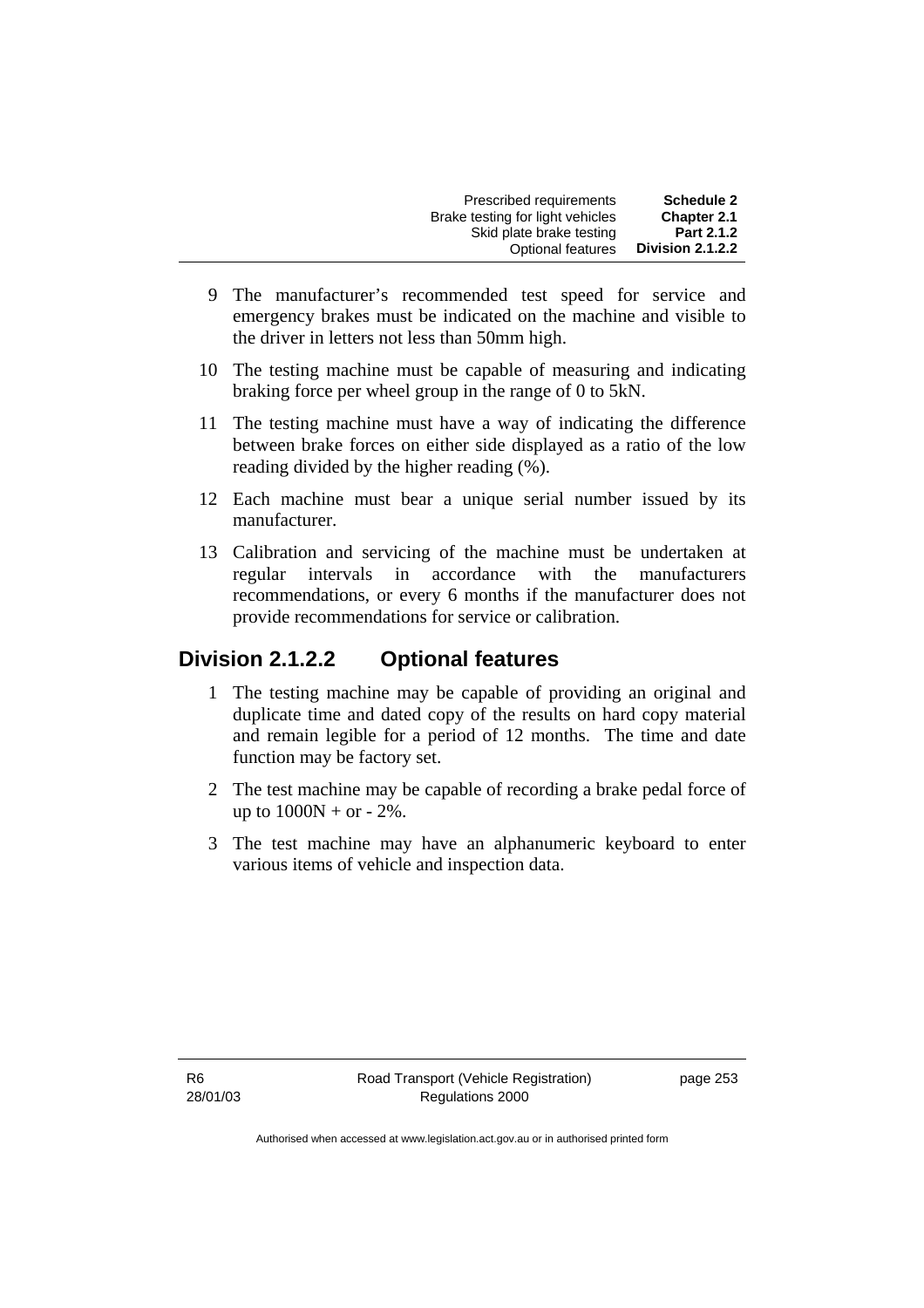9 The manufacturer's recommended test speed for service and emergency brakes must be indicated on the machine and visible to the driver in letters not less than 50mm high.

10 The testing machine must be capable of measuring and indicating braking force per wheel group in the range of 0 to 5kN.

11 The testing machine must have a way of indicating the difference between brake forces on either side displayed as a ratio of the low reading divided by the higher reading (%).

12 Each machine must bear a unique serial number issued by its manufacturer.

13 Calibration and servicing of the machine must be undertaken at regular intervals in accordance with the manufacturers recommendations, or every 6 months if the manufacturer does not provide recommendations for service or calibration.

## Division 2.1.2.2 Optional features

1 The testing machine may be capable of providing an original and duplicate time and dated copy of the results on hard copy material and remain legible for a period of 12 months. The time and date function may be factory set.

2 The test machine may be capable of recording a brake pedal force of up to 1000N + or - 2%.

3 The test machine may have an alphanumeric keyboard to enter various items of vehicle and inspection data.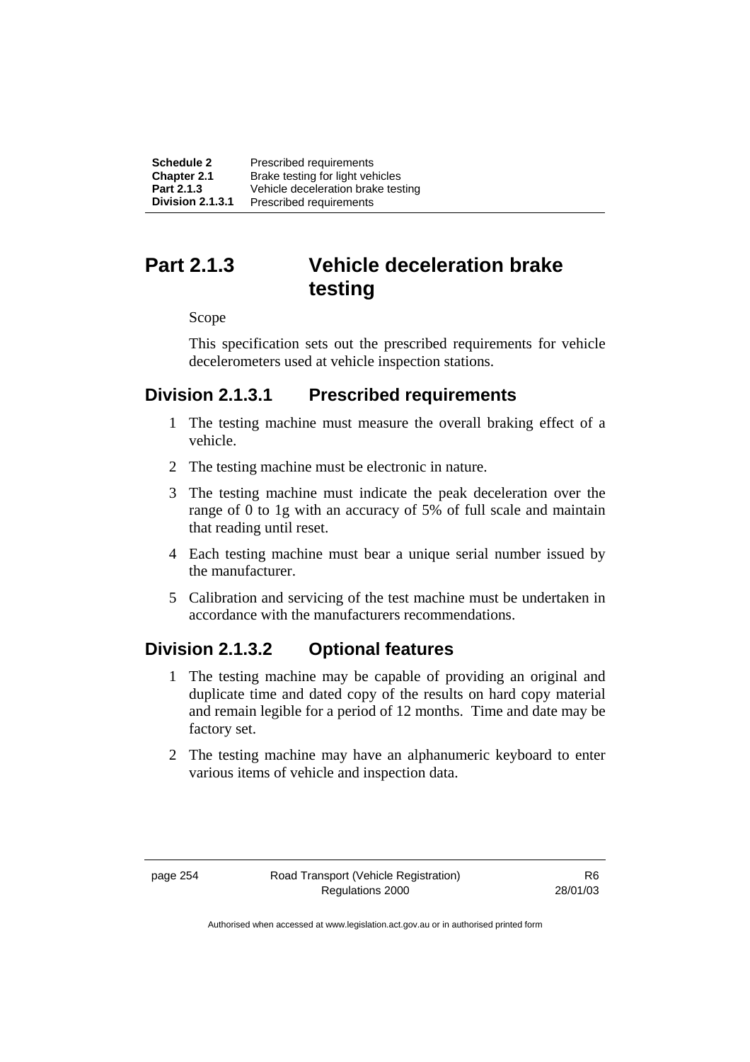# Part 2.1.3 Vehicle deceleration brake testing

Scope

This specification sets out the prescribed requirements for vehicle decelerometers used at vehicle inspection stations.

## Division 2.1.3.1 Prescribed requirements

1 The testing machine must measure the overall braking effect of a vehicle.

2 The testing machine must be electronic in nature.

3 The testing machine must indicate the peak deceleration over the range of 0 to 1g with an accuracy of 5% of full scale and maintain that reading until reset.

4 Each testing machine must bear a unique serial number issued by the manufacturer.

5 Calibration and servicing of the test machine must be undertaken in accordance with the manufacturers recommendations.

## Division 2.1.3.2 Optional features

1 The testing machine may be capable of providing an original and duplicate time and dated copy of the results on hard copy material and remain legible for a period of 12 months. Time and date may be factory set.

2 The testing machine may have an alphanumeric keyboard to enter various items of vehicle and inspection data.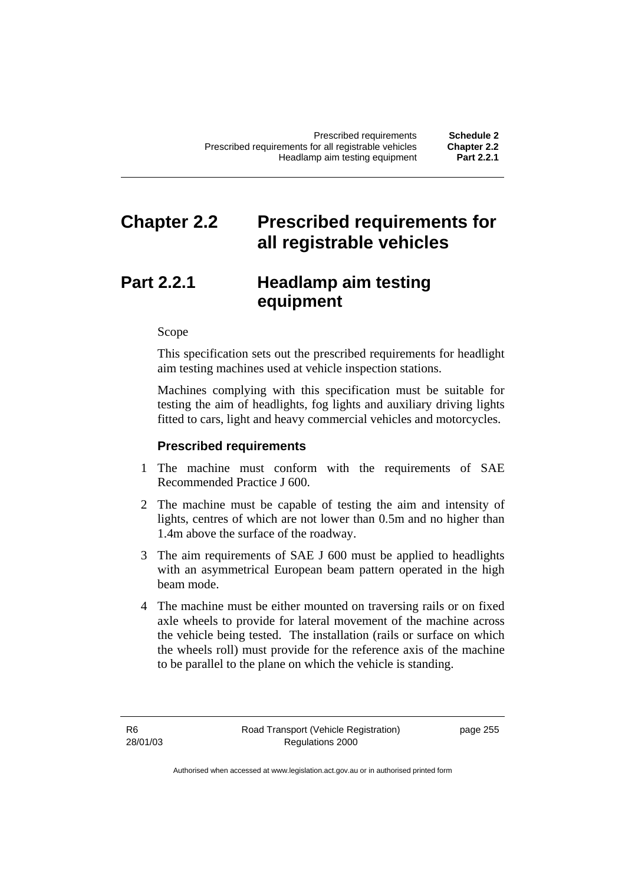# Chapter 2.2 Prescribed requirements for all registrable vehicles

## Part 2.2.1 Headlamp aim testing equipment

Scope

This specification sets out the prescribed requirements for headlight aim testing machines used at vehicle inspection stations.

Machines complying with this specification must be suitable for testing the aim of headlights, fog lights and auxiliary driving lights fitted to cars, light and heavy commercial vehicles and motorcycles.

**Prescribed requirements**

1 The machine must conform with the requirements of SAE Recommended Practice J 600.

2 The machine must be capable of testing the aim and intensity of lights, centres of which are not lower than 0.5m and no higher than 1.4m above the surface of the roadway.

3 The aim requirements of SAE J 600 must be applied to headlights with an asymmetrical European beam pattern operated in the high beam mode.

4 The machine must be either mounted on traversing rails or on fixed axle wheels to provide for lateral movement of the machine across the vehicle being tested. The installation (rails or surface on which the wheels roll) must provide for the reference axis of the machine to be parallel to the plane on which the vehicle is standing.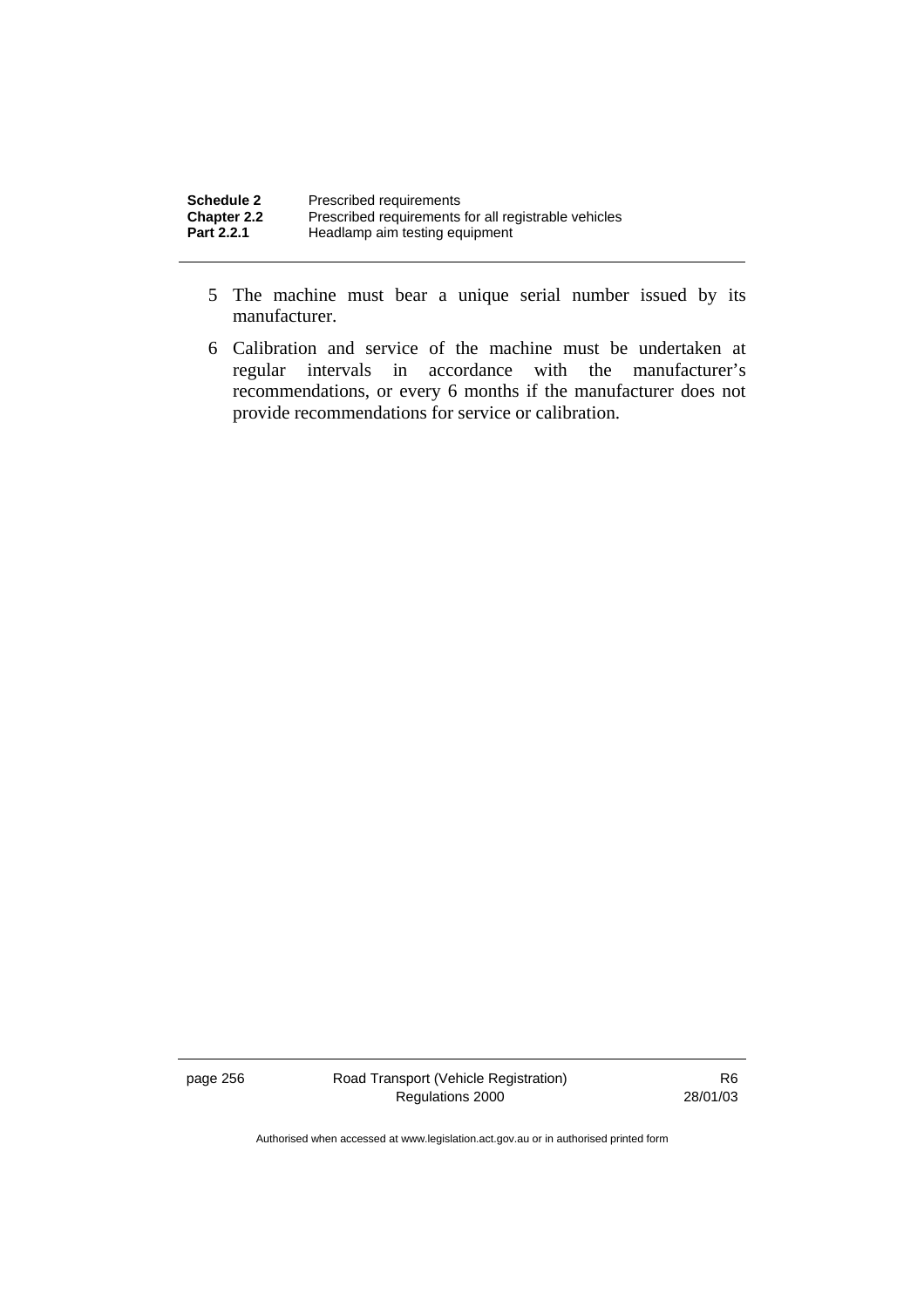5 The machine must bear a unique serial number issued by its manufacturer.

6 Calibration and service of the machine must be undertaken at regular intervals in accordance with the manufacturer's recommendations, or every 6 months if the manufacturer does not provide recommendations for service or calibration.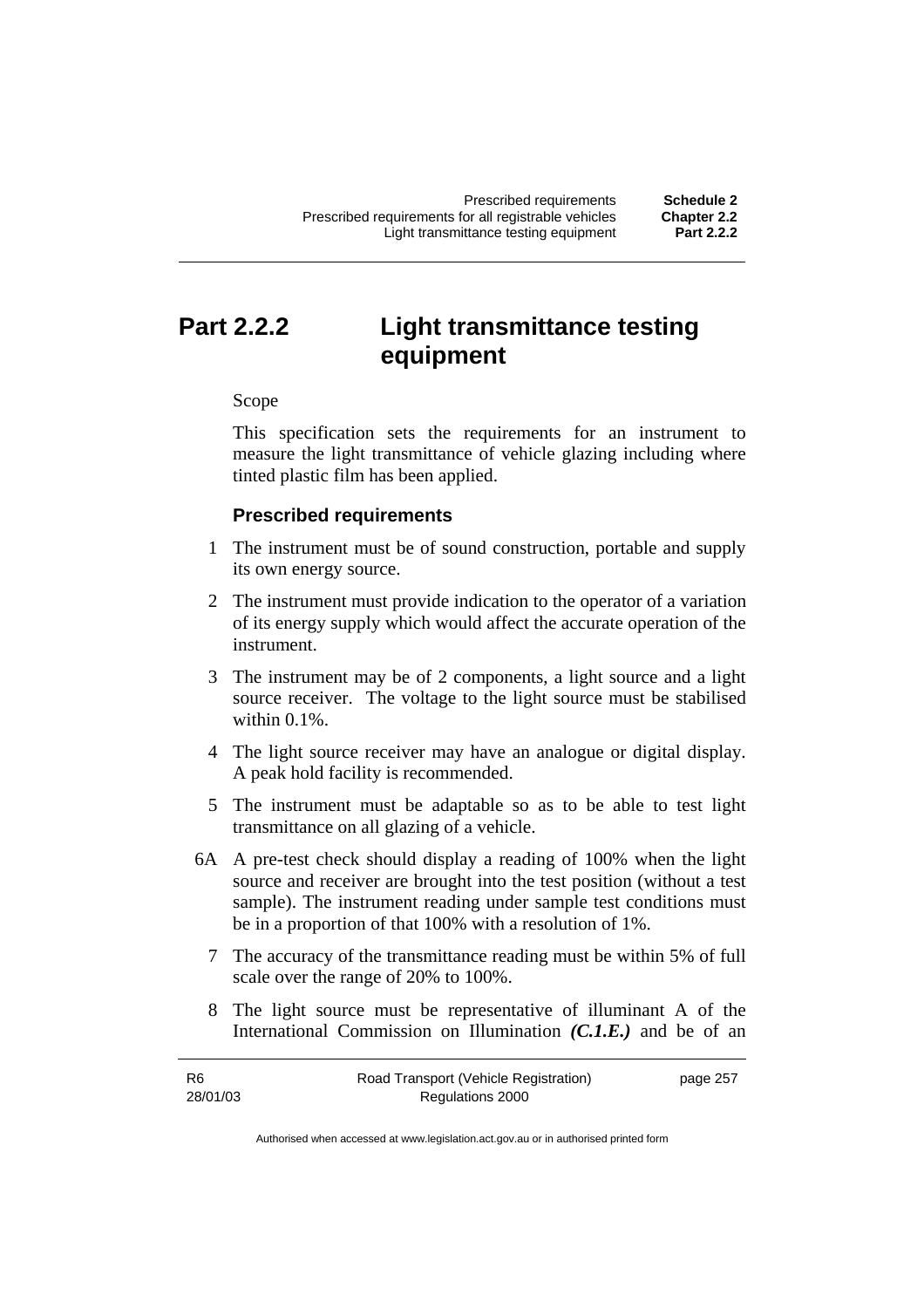# Part 2.2.2 Light transmittance testing equipment

Scope

This specification sets the requirements for an instrument to measure the light transmittance of vehicle glazing including where tinted plastic film has been applied.

### Prescribed requirements

1 The instrument must be of sound construction, portable and supply its own energy source.

2 The instrument must provide indication to the operator of a variation of its energy supply which would affect the accurate operation of the instrument.

3 The instrument may be of 2 components, a light source and a light source receiver. The voltage to the light source must be stabilised within 0.1%.

4 The light source receiver may have an analogue or digital display. A peak hold facility is recommended.

5 The instrument must be adaptable so as to be able to test light transmittance on all glazing of a vehicle.

6A A pre-test check should display a reading of 100% when the light source and receiver are brought into the test position (without a test sample). The instrument reading under sample test conditions must be in a proportion of that 100% with a resolution of 1%.

7 The accuracy of the transmittance reading must be within 5% of full scale over the range of 20% to 100%.

8 The light source must be representative of illuminant A of the International Commission on Illumination ***(C.1.E.)*** and be of an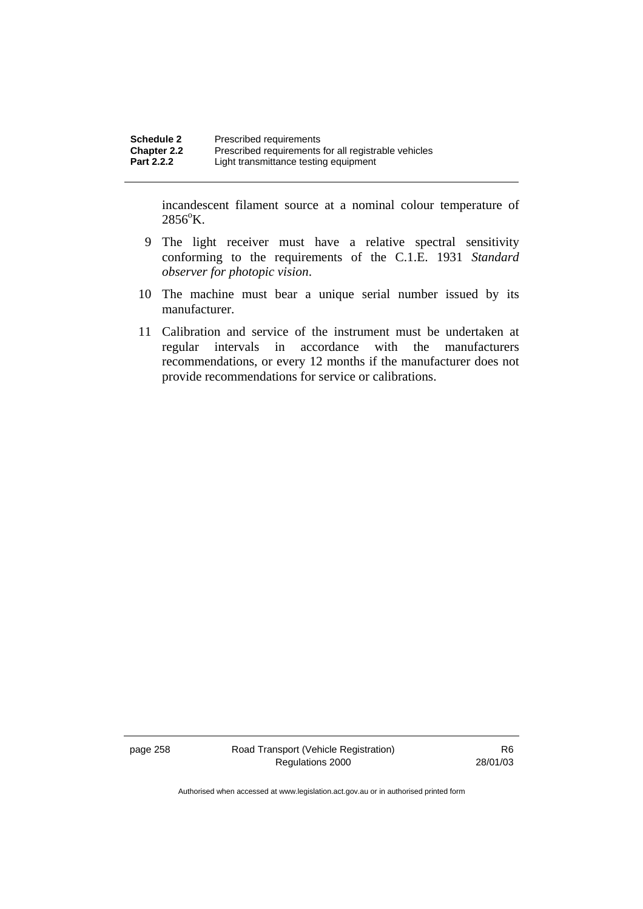incandescent filament source at a nominal colour temperature of 2856°K.

9 The light receiver must have a relative spectral sensitivity conforming to the requirements of the C.1.E. 1931 *Standard observer for photopic vision*.

10 The machine must bear a unique serial number issued by its manufacturer.

11 Calibration and service of the instrument must be undertaken at regular intervals in accordance with the manufacturers recommendations, or every 12 months if the manufacturer does not provide recommendations for service or calibrations.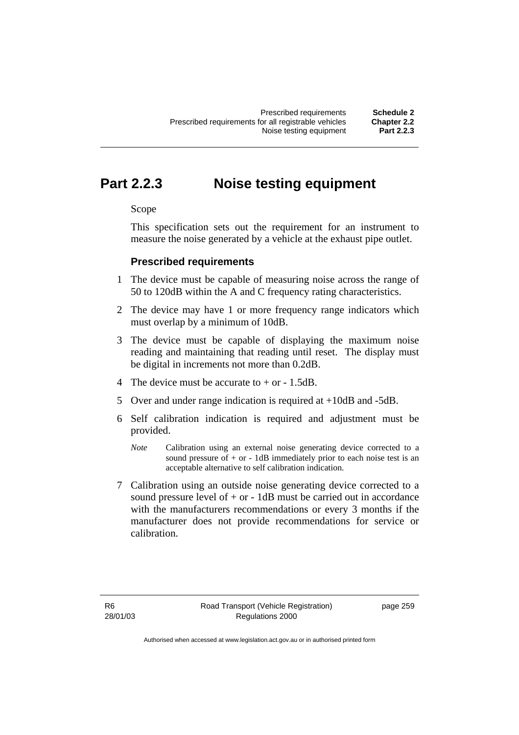# Part 2.2.3 Noise testing equipment

Scope

This specification sets out the requirement for an instrument to measure the noise generated by a vehicle at the exhaust pipe outlet.

### Prescribed requirements

1 The device must be capable of measuring noise across the range of 50 to 120dB within the A and C frequency rating characteristics.

2 The device may have 1 or more frequency range indicators which must overlap by a minimum of 10dB.

3 The device must be capable of displaying the maximum noise reading and maintaining that reading until reset. The display must be digital in increments not more than 0.2dB.

4 The device must be accurate to + or - 1.5dB.

5 Over and under range indication is required at +10dB and -5dB.

6 Self calibration indication is required and adjustment must be provided.

*Note* Calibration using an external noise generating device corrected to a sound pressure of + or - 1dB immediately prior to each noise test is an acceptable alternative to self calibration indication.

7 Calibration using an outside noise generating device corrected to a sound pressure level of + or - 1dB must be carried out in accordance with the manufacturers recommendations or every 3 months if the manufacturer does not provide recommendations for service or calibration.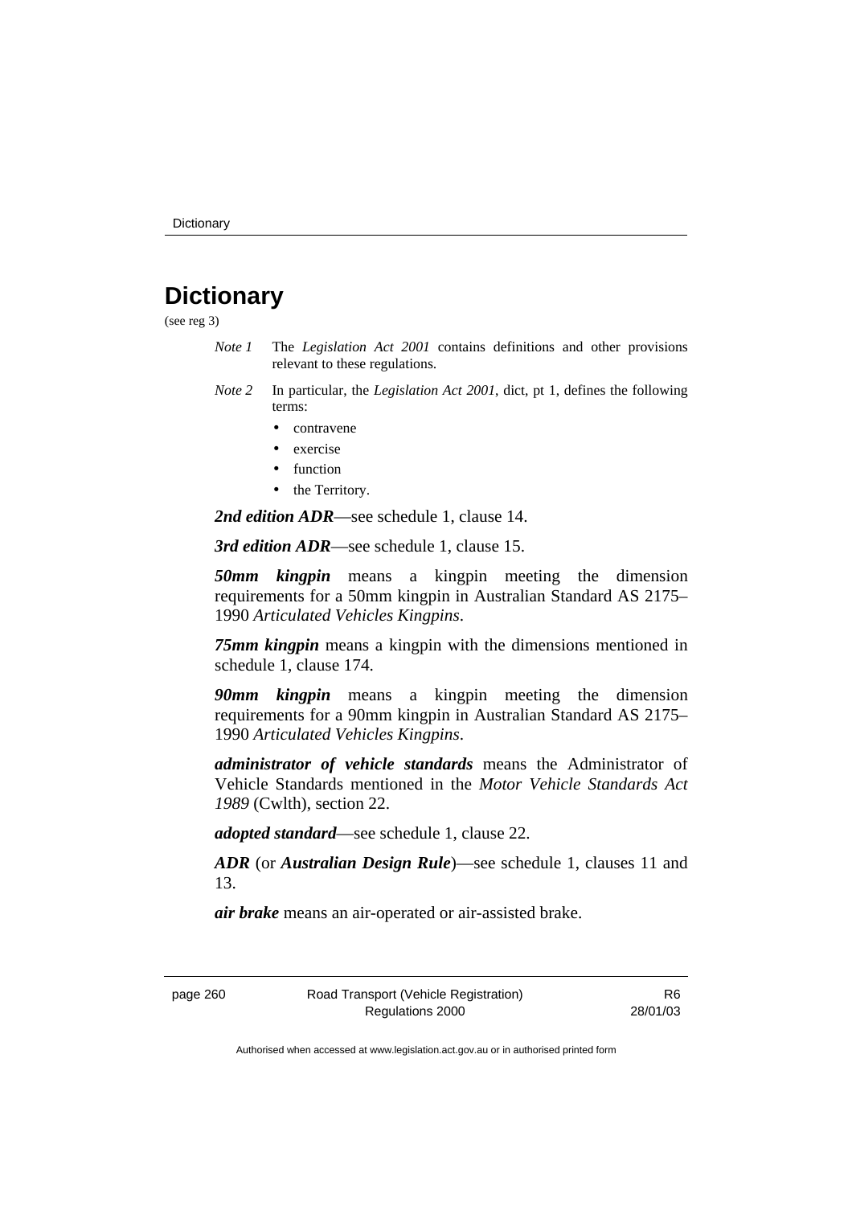# Dictionary

(see reg 3)

*Note 1* The *Legislation Act 2001* contains definitions and other provisions relevant to these regulations.

*Note 2* In particular, the *Legislation Act 2001*, dict, pt 1, defines the following terms:

- contravene
- exercise
- function
- the Territory.

***2nd edition ADR***—see schedule 1, clause 14.

***3rd edition ADR***—see schedule 1, clause 15.

***50mm kingpin*** means a kingpin meeting the dimension requirements for a 50mm kingpin in Australian Standard AS 2175–1990 *Articulated Vehicles Kingpins*.

***75mm kingpin*** means a kingpin with the dimensions mentioned in schedule 1, clause 174.

***90mm kingpin*** means a kingpin meeting the dimension requirements for a 90mm kingpin in Australian Standard AS 2175–1990 *Articulated Vehicles Kingpins*.

***administrator of vehicle standards*** means the Administrator of Vehicle Standards mentioned in the *Motor Vehicle Standards Act 1989* (Cwlth), section 22.

***adopted standard***—see schedule 1, clause 22.

***ADR*** (or ***Australian Design Rule***)—see schedule 1, clauses 11 and 13.

***air brake*** means an air-operated or air-assisted brake.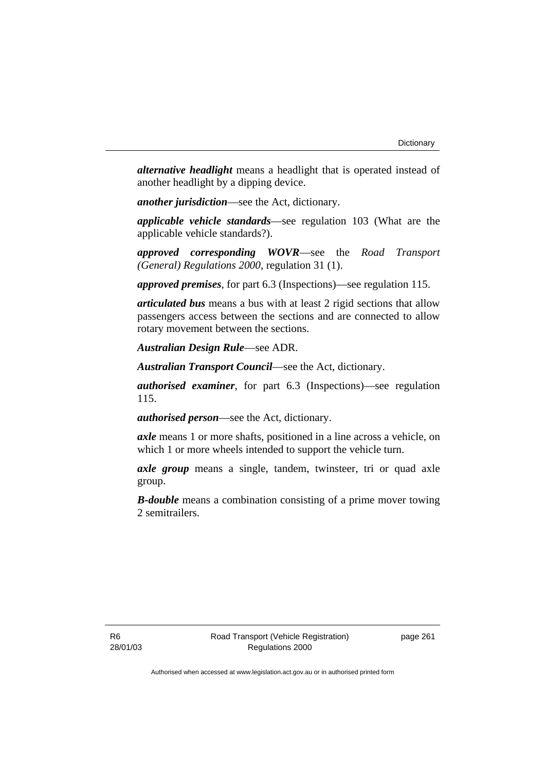***alternative headlight*** means a headlight that is operated instead of another headlight by a dipping device.

***another jurisdiction***—see the Act, dictionary.

***applicable vehicle standards***—see regulation 103 (What are the applicable vehicle standards?).

***approved corresponding WOVR***—see the *Road Transport (General) Regulations 2000*, regulation 31 (1).

***approved premises***, for part 6.3 (Inspections)—see regulation 115.

***articulated bus*** means a bus with at least 2 rigid sections that allow passengers access between the sections and are connected to allow rotary movement between the sections.

***Australian Design Rule***—see ADR.

***Australian Transport Council***—see the Act, dictionary.

***authorised examiner***, for part 6.3 (Inspections)—see regulation 115.

***authorised person***—see the Act, dictionary.

***axle*** means 1 or more shafts, positioned in a line across a vehicle, on which 1 or more wheels intended to support the vehicle turn.

***axle group*** means a single, tandem, twinsteer, tri or quad axle group.

***B-double*** means a combination consisting of a prime mover towing 2 semitrailers.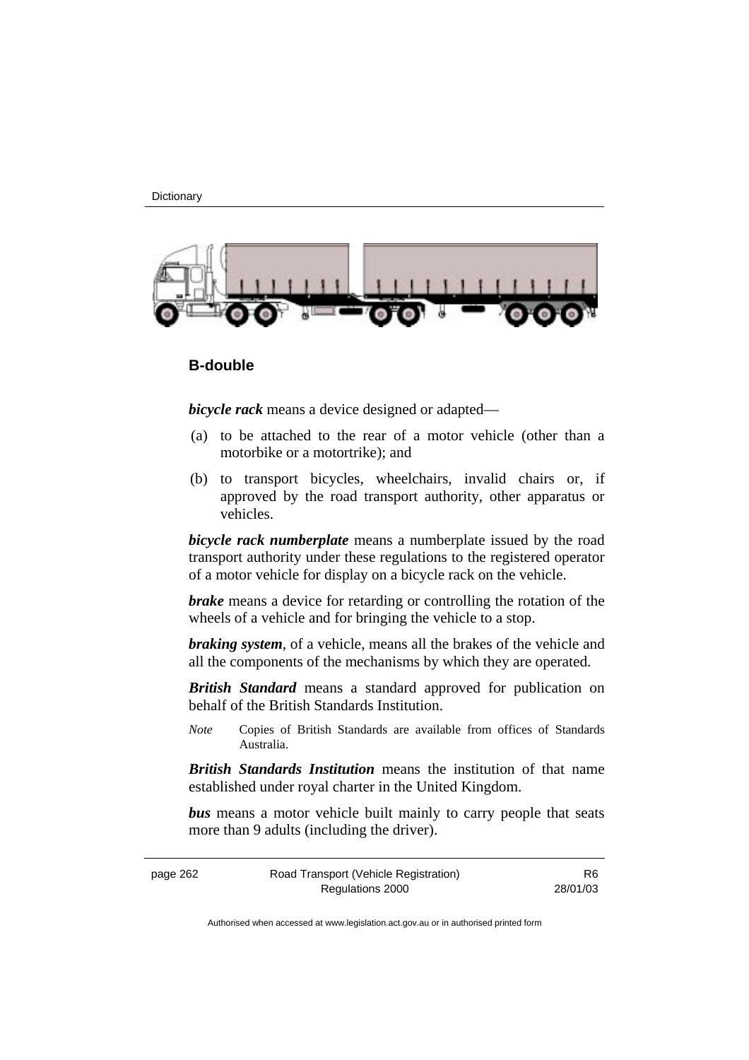**B-double**

***bicycle rack*** means a device designed or adapted—

(a) to be attached to the rear of a motor vehicle (other than a motorbike or a motortrike); and

(b) to transport bicycles, wheelchairs, invalid chairs or, if approved by the road transport authority, other apparatus or vehicles.

***bicycle rack numberplate*** means a numberplate issued by the road transport authority under these regulations to the registered operator of a motor vehicle for display on a bicycle rack on the vehicle.

***brake*** means a device for retarding or controlling the rotation of the wheels of a vehicle and for bringing the vehicle to a stop.

***braking system***, of a vehicle, means all the brakes of the vehicle and all the components of the mechanisms by which they are operated.

***British Standard*** means a standard approved for publication on behalf of the British Standards Institution.

*Note* Copies of British Standards are available from offices of Standards Australia.

***British Standards Institution*** means the institution of that name established under royal charter in the United Kingdom.

***bus*** means a motor vehicle built mainly to carry people that seats more than 9 adults (including the driver).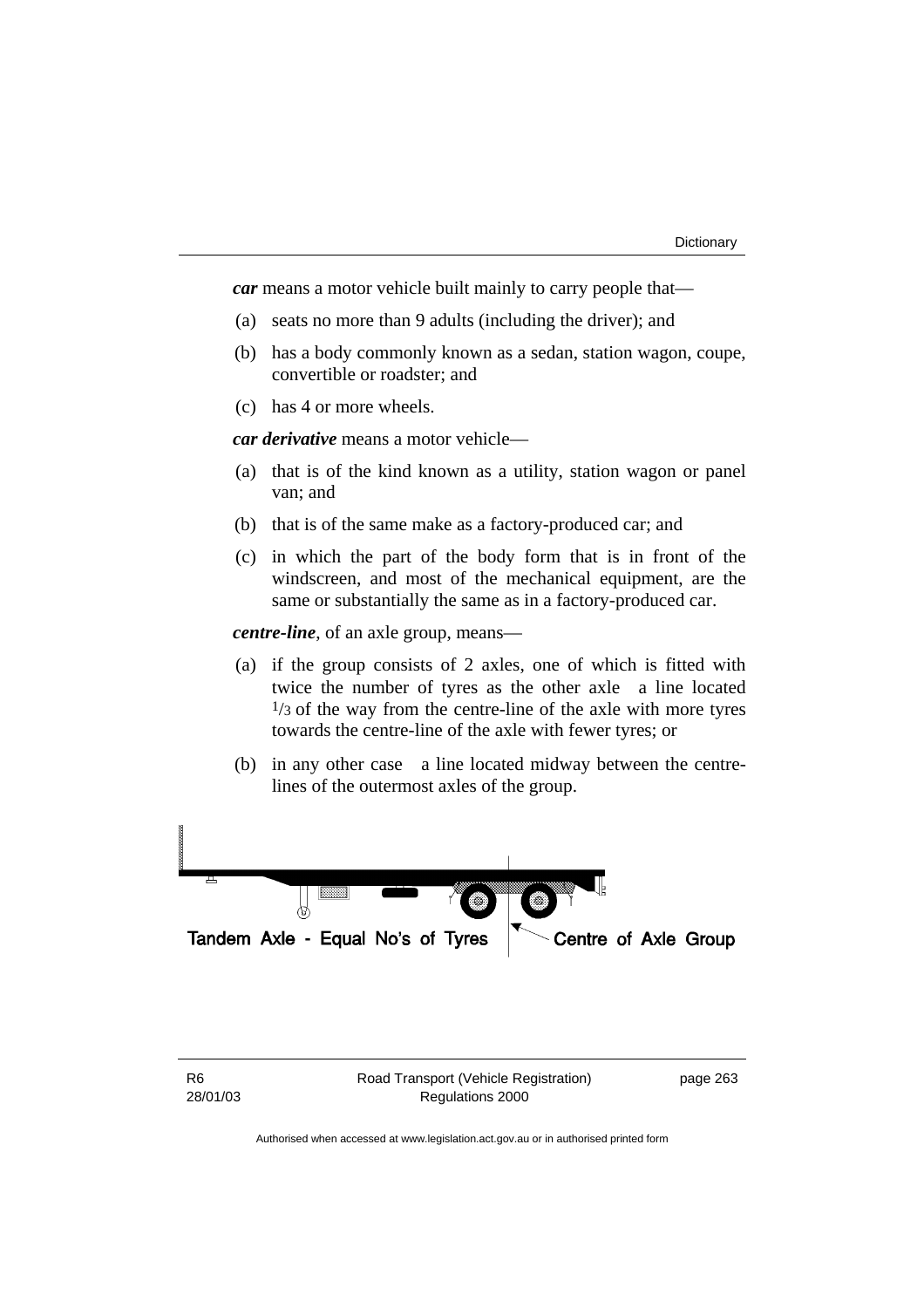***car*** means a motor vehicle built mainly to carry people that—

(a) seats no more than 9 adults (including the driver); and

(b) has a body commonly known as a sedan, station wagon, coupe, convertible or roadster; and

(c) has 4 or more wheels.

***car derivative*** means a motor vehicle—

(a) that is of the kind known as a utility, station wagon or panel van; and

(b) that is of the same make as a factory-produced car; and

(c) in which the part of the body form that is in front of the windscreen, and most of the mechanical equipment, are the same or substantially the same as in a factory-produced car.

***centre-line***, of an axle group, means—

(a) if the group consists of 2 axles, one of which is fitted with twice the number of tyres as the other axle a line located $^1/_3$ of the way from the centre-line of the axle with more tyres towards the centre-line of the axle with fewer tyres; or

(b) in any other case a line located midway between the centre-lines of the outermost axles of the group.

Tandem Axle - Equal No's of Tyres

Centre of Axle Group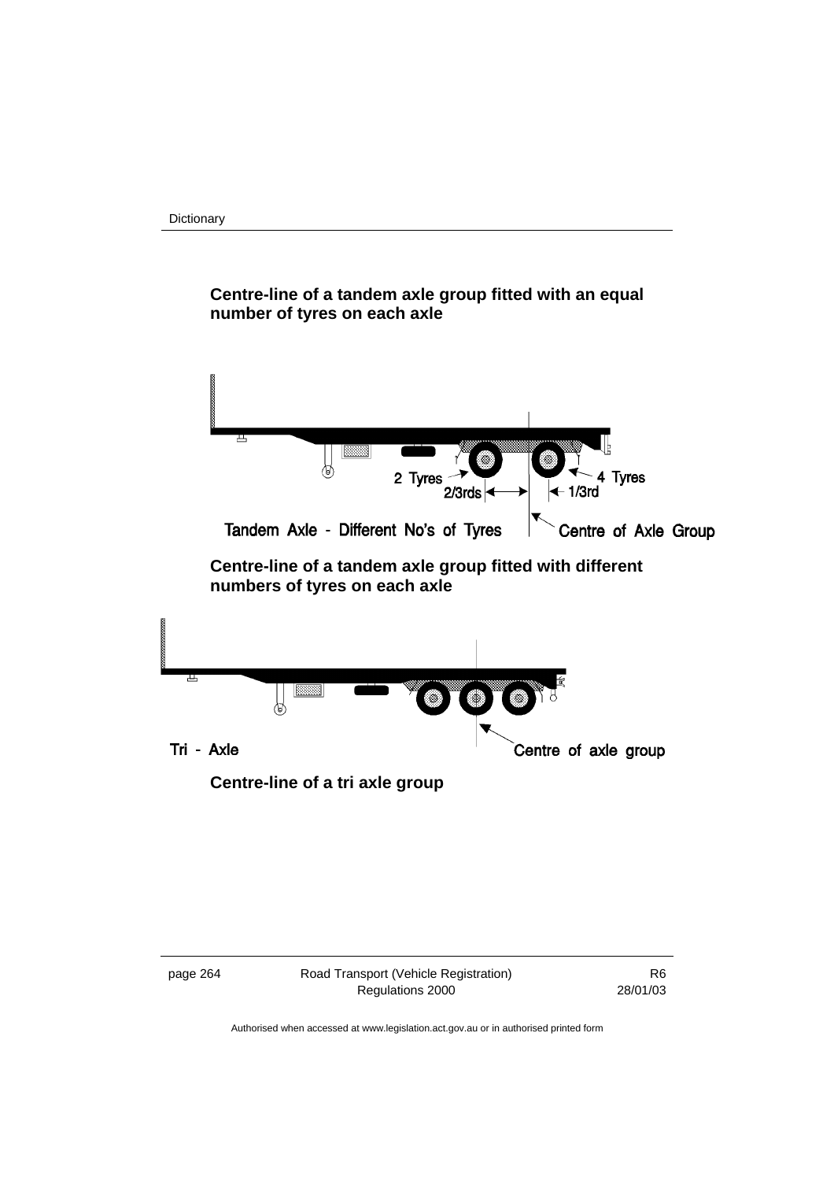**Centre-line of a tandem axle group fitted with an equal number of tyres on each axle**

Tandem Axle - Different No's of Tyres

2 Tyres

4 Tyres

2/3rds

1/3rd

Centre of Axle Group

**Centre-line of a tandem axle group fitted with different numbers of tyres on each axle**

Tri - Axle

Centre of axle group

**Centre-line of a tri axle group**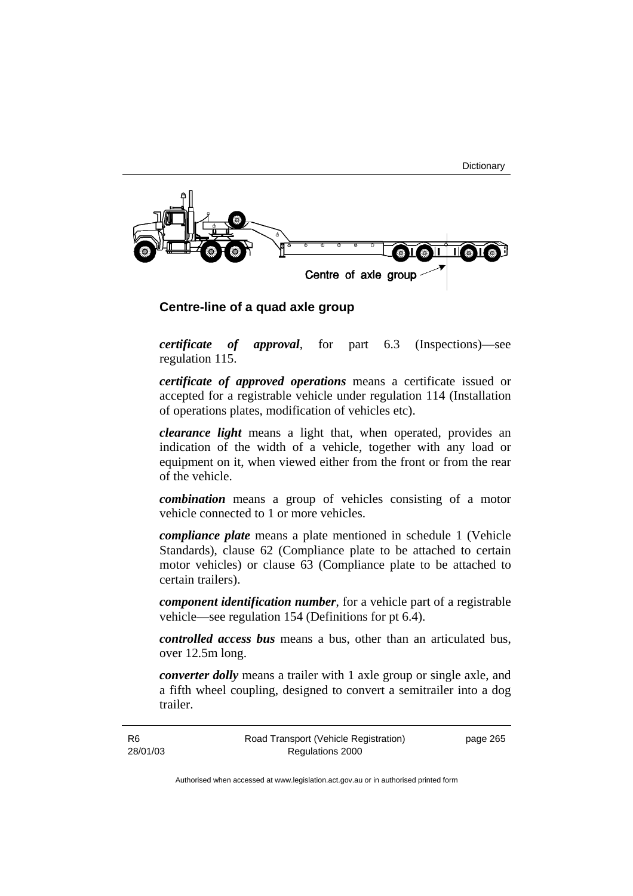Centre of axle group

**Centre-line of a quad axle group**

***certificate of approval***, for part 6.3 (Inspections)—see regulation 115.

***certificate of approved operations*** means a certificate issued or accepted for a registrable vehicle under regulation 114 (Installation of operations plates, modification of vehicles etc).

***clearance light*** means a light that, when operated, provides an indication of the width of a vehicle, together with any load or equipment on it, when viewed either from the front or from the rear of the vehicle.

***combination*** means a group of vehicles consisting of a motor vehicle connected to 1 or more vehicles.

***compliance plate*** means a plate mentioned in schedule 1 (Vehicle Standards), clause 62 (Compliance plate to be attached to certain motor vehicles) or clause 63 (Compliance plate to be attached to certain trailers).

***component identification number***, for a vehicle part of a registrable vehicle—see regulation 154 (Definitions for pt 6.4).

***controlled access bus*** means a bus, other than an articulated bus, over 12.5m long.

***converter dolly*** means a trailer with 1 axle group or single axle, and a fifth wheel coupling, designed to convert a semitrailer into a dog trailer.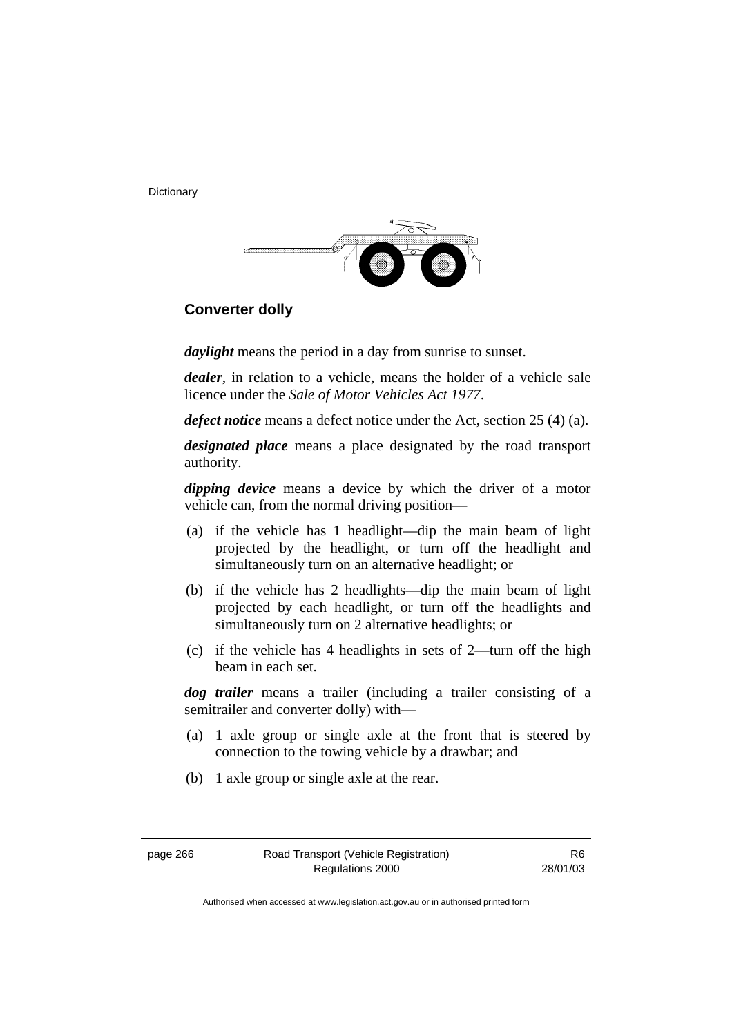**Converter dolly**

***daylight*** means the period in a day from sunrise to sunset.

***dealer***, in relation to a vehicle, means the holder of a vehicle sale licence under the *Sale of Motor Vehicles Act 1977*.

***defect notice*** means a defect notice under the Act, section 25 (4) (a).

***designated place*** means a place designated by the road transport authority.

***dipping device*** means a device by which the driver of a motor vehicle can, from the normal driving position—

(a) if the vehicle has 1 headlight—dip the main beam of light projected by the headlight, or turn off the headlight and simultaneously turn on an alternative headlight; or

(b) if the vehicle has 2 headlights—dip the main beam of light projected by each headlight, or turn off the headlights and simultaneously turn on 2 alternative headlights; or

(c) if the vehicle has 4 headlights in sets of 2—turn off the high beam in each set.

***dog trailer*** means a trailer (including a trailer consisting of a semitrailer and converter dolly) with—

(a) 1 axle group or single axle at the front that is steered by connection to the towing vehicle by a drawbar; and

(b) 1 axle group or single axle at the rear.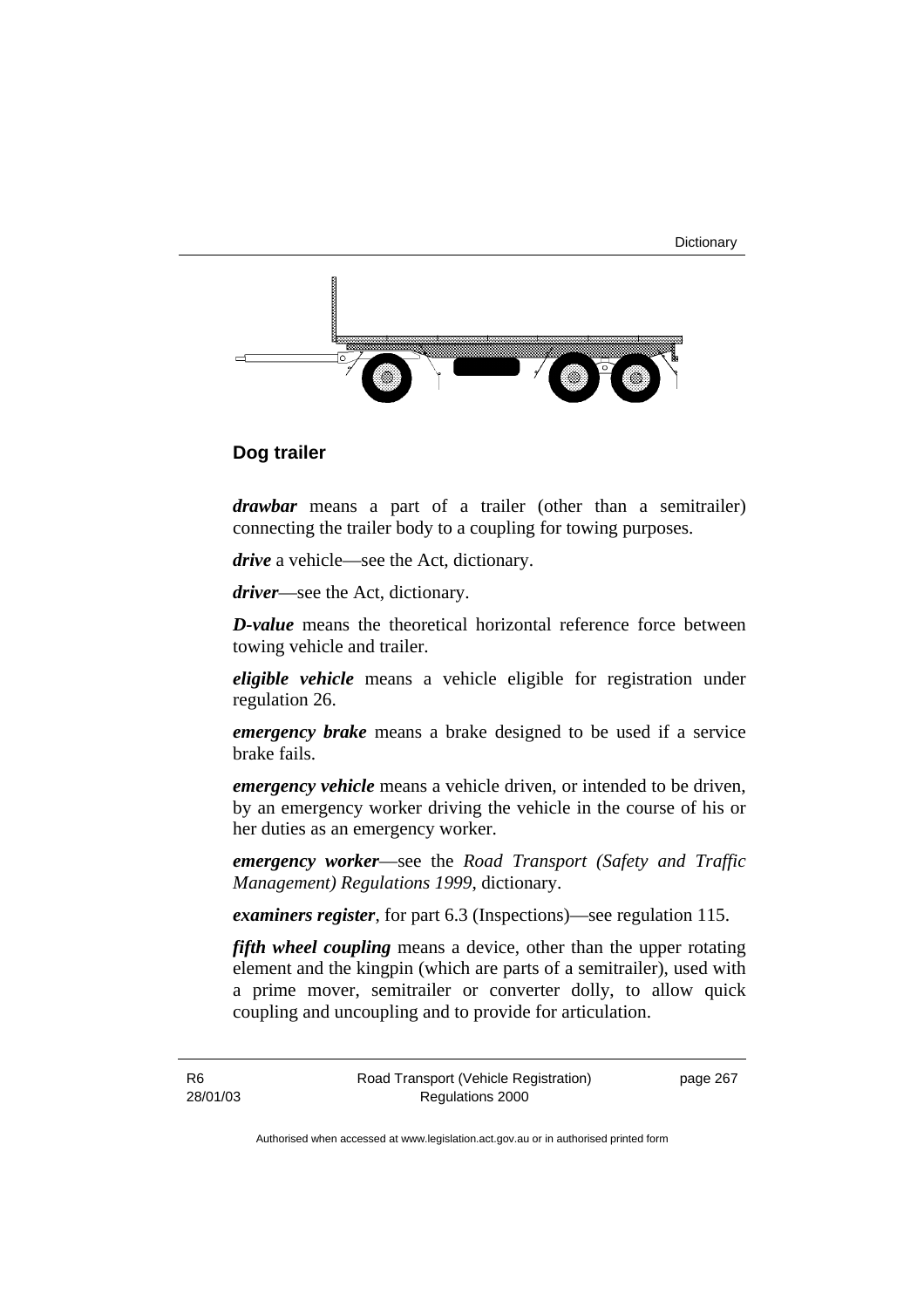**Dog trailer**

***drawbar*** means a part of a trailer (other than a semitrailer) connecting the trailer body to a coupling for towing purposes.

***drive*** a vehicle—see the Act, dictionary.

***driver***—see the Act, dictionary.

***D-value*** means the theoretical horizontal reference force between towing vehicle and trailer.

***eligible vehicle*** means a vehicle eligible for registration under regulation 26.

***emergency brake*** means a brake designed to be used if a service brake fails.

***emergency vehicle*** means a vehicle driven, or intended to be driven, by an emergency worker driving the vehicle in the course of his or her duties as an emergency worker.

***emergency worker***—see the *Road Transport (Safety and Traffic Management) Regulations 1999*, dictionary.

***examiners register***, for part 6.3 (Inspections)—see regulation 115.

***fifth wheel coupling*** means a device, other than the upper rotating element and the kingpin (which are parts of a semitrailer), used with a prime mover, semitrailer or converter dolly, to allow quick coupling and uncoupling and to provide for articulation.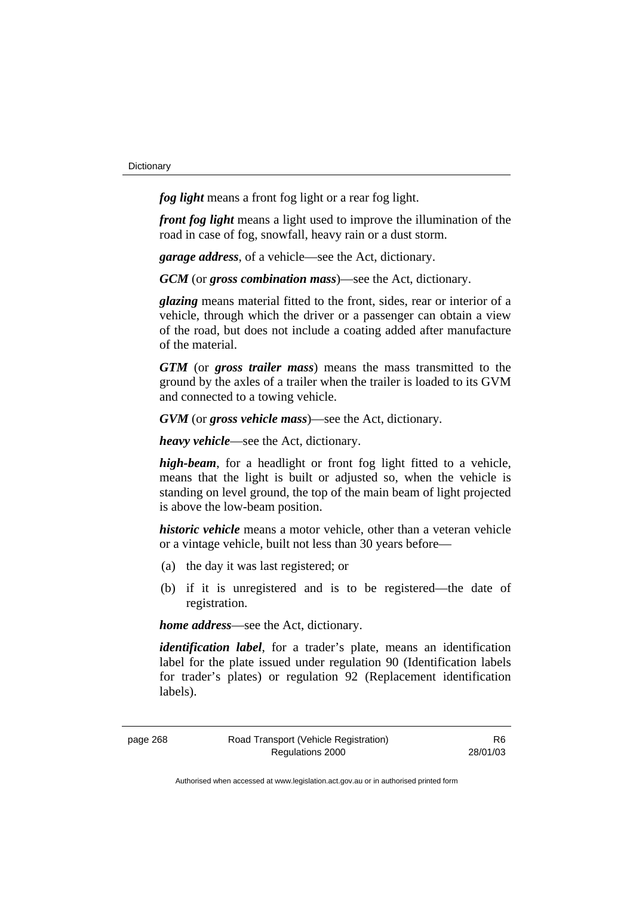***fog light*** means a front fog light or a rear fog light.

***front fog light*** means a light used to improve the illumination of the road in case of fog, snowfall, heavy rain or a dust storm.

***garage address***, of a vehicle—see the Act, dictionary.

***GCM*** (or ***gross combination mass***)—see the Act, dictionary.

***glazing*** means material fitted to the front, sides, rear or interior of a vehicle, through which the driver or a passenger can obtain a view of the road, but does not include a coating added after manufacture of the material.

***GTM*** (or ***gross trailer mass***) means the mass transmitted to the ground by the axles of a trailer when the trailer is loaded to its GVM and connected to a towing vehicle.

***GVM*** (or ***gross vehicle mass***)—see the Act, dictionary.

***heavy vehicle***—see the Act, dictionary.

***high-beam***, for a headlight or front fog light fitted to a vehicle, means that the light is built or adjusted so, when the vehicle is standing on level ground, the top of the main beam of light projected is above the low-beam position.

***historic vehicle*** means a motor vehicle, other than a veteran vehicle or a vintage vehicle, built not less than 30 years before—

(a) the day it was last registered; or

(b) if it is unregistered and is to be registered—the date of registration.

***home address***—see the Act, dictionary.

***identification label***, for a trader's plate, means an identification label for the plate issued under regulation 90 (Identification labels for trader's plates) or regulation 92 (Replacement identification labels).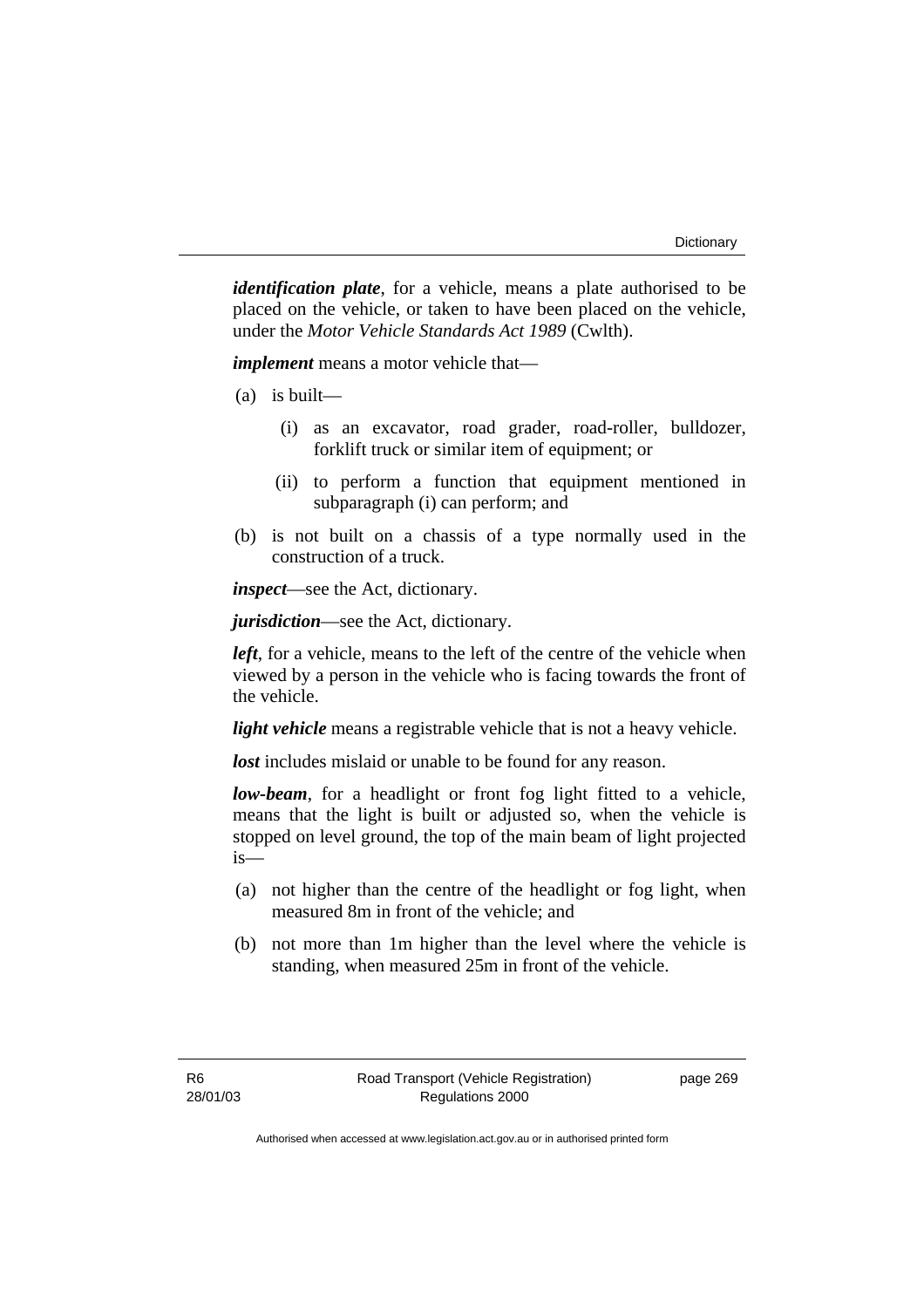***identification plate***, for a vehicle, means a plate authorised to be placed on the vehicle, or taken to have been placed on the vehicle, under the *Motor Vehicle Standards Act 1989* (Cwlth).

***implement*** means a motor vehicle that—

(a) is built—

  (i) as an excavator, road grader, road-roller, bulldozer, forklift truck or similar item of equipment; or

  (ii) to perform a function that equipment mentioned in subparagraph (i) can perform; and

(b) is not built on a chassis of a type normally used in the construction of a truck.

***inspect***—see the Act, dictionary.

***jurisdiction***—see the Act, dictionary.

***left***, for a vehicle, means to the left of the centre of the vehicle when viewed by a person in the vehicle who is facing towards the front of the vehicle.

***light vehicle*** means a registrable vehicle that is not a heavy vehicle.

***lost*** includes mislaid or unable to be found for any reason.

***low-beam***, for a headlight or front fog light fitted to a vehicle, means that the light is built or adjusted so, when the vehicle is stopped on level ground, the top of the main beam of light projected is—

(a) not higher than the centre of the headlight or fog light, when measured 8m in front of the vehicle; and

(b) not more than 1m higher than the level where the vehicle is standing, when measured 25m in front of the vehicle.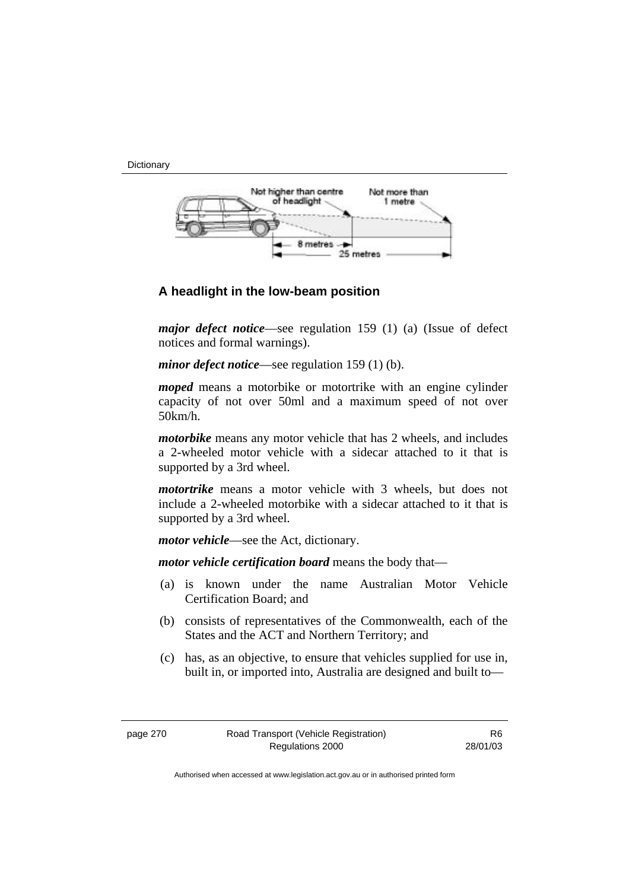Not higher than centre of headlight

Not more than 1 metre

8 metres

25 metres

**A headlight in the low-beam position**

***major defect notice***—see regulation 159 (1) (a) (Issue of defect notices and formal warnings).

***minor defect notice***—see regulation 159 (1) (b).

***moped*** means a motorbike or motortrike with an engine cylinder capacity of not over 50ml and a maximum speed of not over 50km/h.

***motorbike*** means any motor vehicle that has 2 wheels, and includes a 2-wheeled motor vehicle with a sidecar attached to it that is supported by a 3rd wheel.

***motortrike*** means a motor vehicle with 3 wheels, but does not include a 2-wheeled motorbike with a sidecar attached to it that is supported by a 3rd wheel.

***motor vehicle***—see the Act, dictionary.

***motor vehicle certification board*** means the body that—

(a) is known under the name Australian Motor Vehicle Certification Board; and

(b) consists of representatives of the Commonwealth, each of the States and the ACT and Northern Territory; and

(c) has, as an objective, to ensure that vehicles supplied for use in, built in, or imported into, Australia are designed and built to—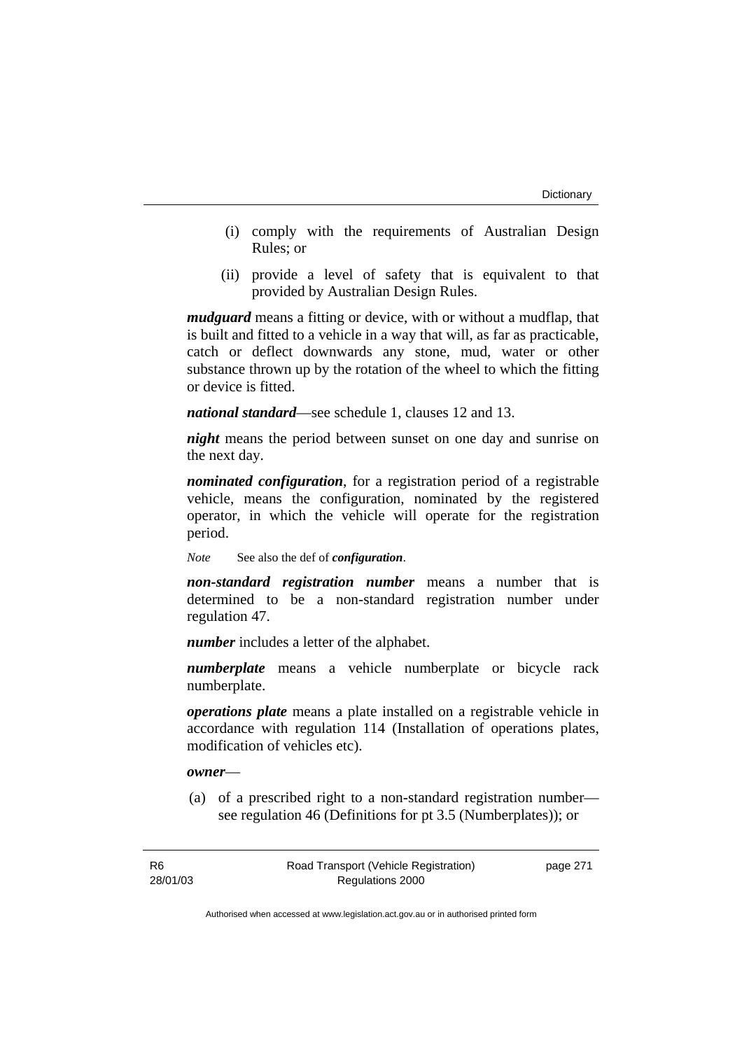(i) comply with the requirements of Australian Design Rules; or

(ii) provide a level of safety that is equivalent to that provided by Australian Design Rules.

***mudguard*** means a fitting or device, with or without a mudflap, that is built and fitted to a vehicle in a way that will, as far as practicable, catch or deflect downwards any stone, mud, water or other substance thrown up by the rotation of the wheel to which the fitting or device is fitted.

***national standard***—see schedule 1, clauses 12 and 13.

***night*** means the period between sunset on one day and sunrise on the next day.

***nominated configuration***, for a registration period of a registrable vehicle, means the configuration, nominated by the registered operator, in which the vehicle will operate for the registration period.

*Note* See also the def of ***configuration***.

***non-standard registration number*** means a number that is determined to be a non-standard registration number under regulation 47.

***number*** includes a letter of the alphabet.

***numberplate*** means a vehicle numberplate or bicycle rack numberplate.

***operations plate*** means a plate installed on a registrable vehicle in accordance with regulation 114 (Installation of operations plates, modification of vehicles etc).

***owner***—

(a) of a prescribed right to a non-standard registration number—see regulation 46 (Definitions for pt 3.5 (Numberplates)); or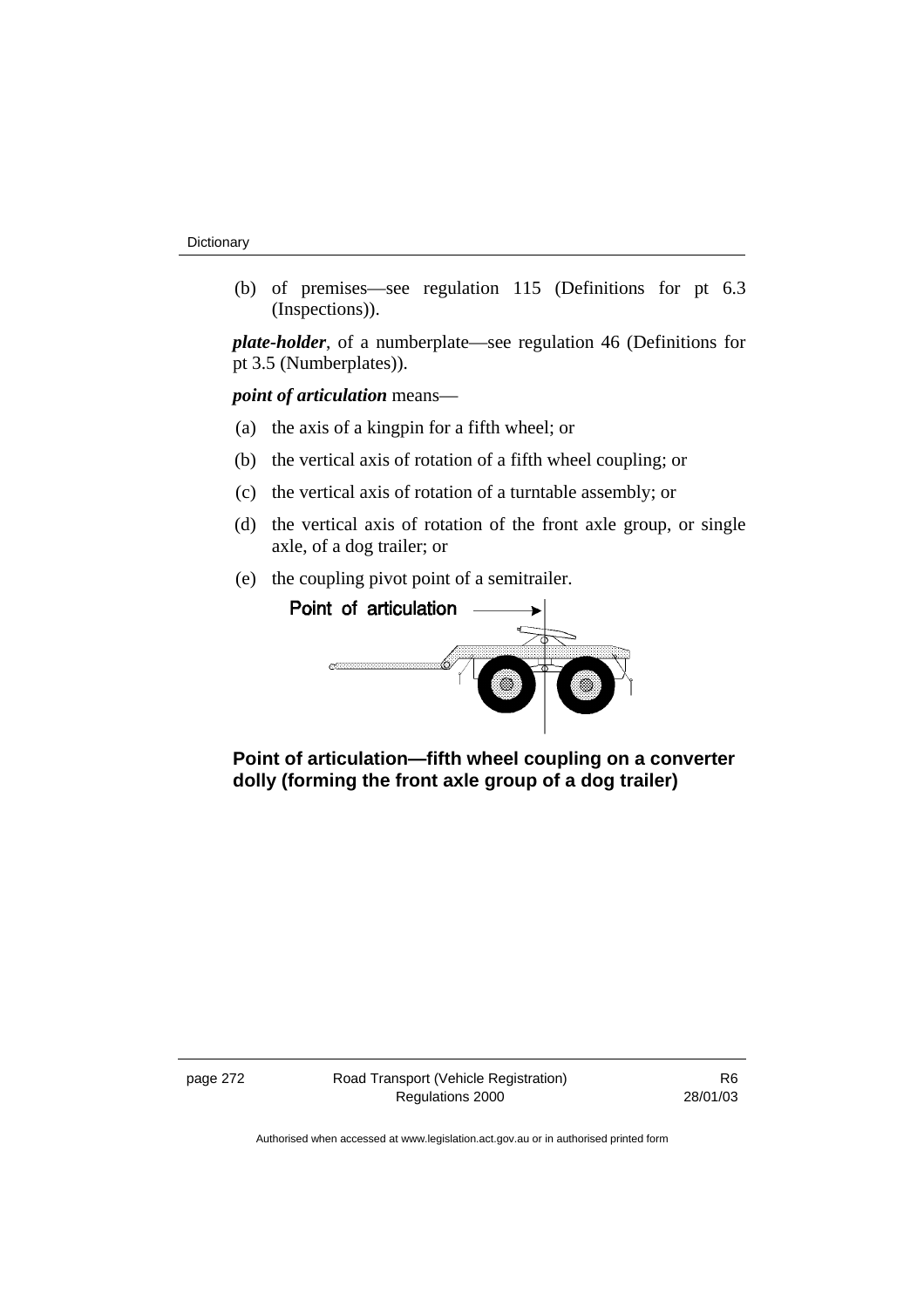(b) of premises—see regulation 115 (Definitions for pt 6.3 (Inspections)).

***plate-holder***, of a numberplate—see regulation 46 (Definitions for pt 3.5 (Numberplates)).

***point of articulation*** means—

(a) the axis of a kingpin for a fifth wheel; or

(b) the vertical axis of rotation of a fifth wheel coupling; or

(c) the vertical axis of rotation of a turntable assembly; or

(d) the vertical axis of rotation of the front axle group, or single axle, of a dog trailer; or

(e) the coupling pivot point of a semitrailer.

**Point of articulation—fifth wheel coupling on a converter dolly (forming the front axle group of a dog trailer)**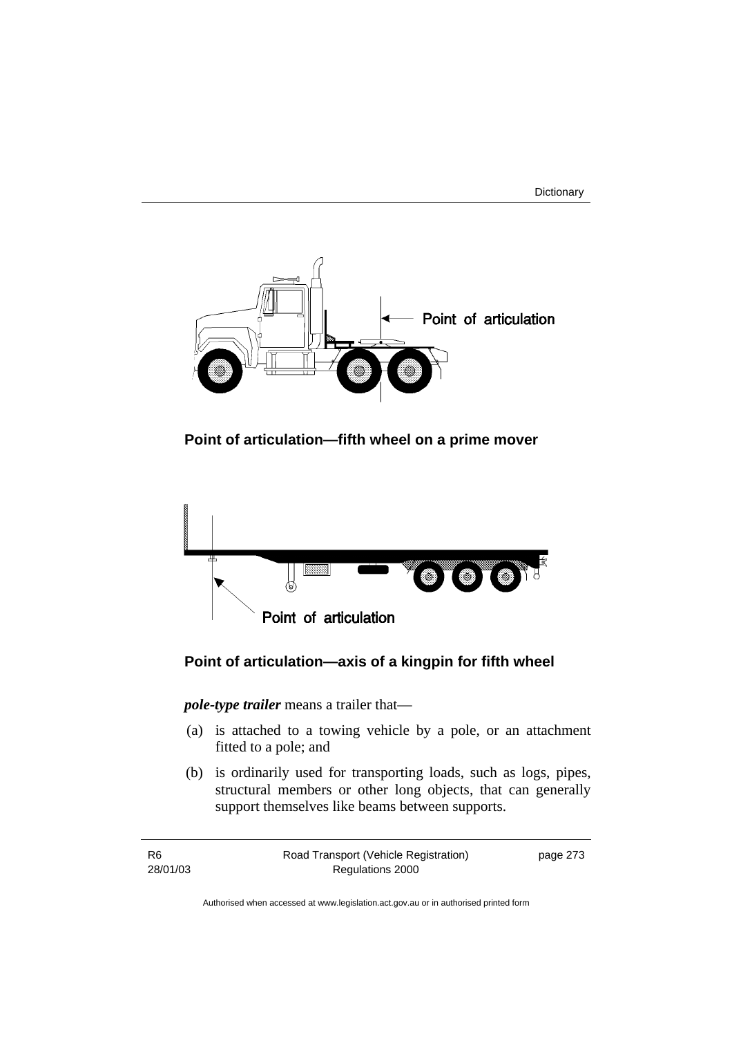**Point of articulation—fifth wheel on a prime mover**

**Point of articulation—axis of a kingpin for fifth wheel**

***pole-type trailer*** means a trailer that—

(a) is attached to a towing vehicle by a pole, or an attachment fitted to a pole; and

(b) is ordinarily used for transporting loads, such as logs, pipes, structural members or other long objects, that can generally support themselves like beams between supports.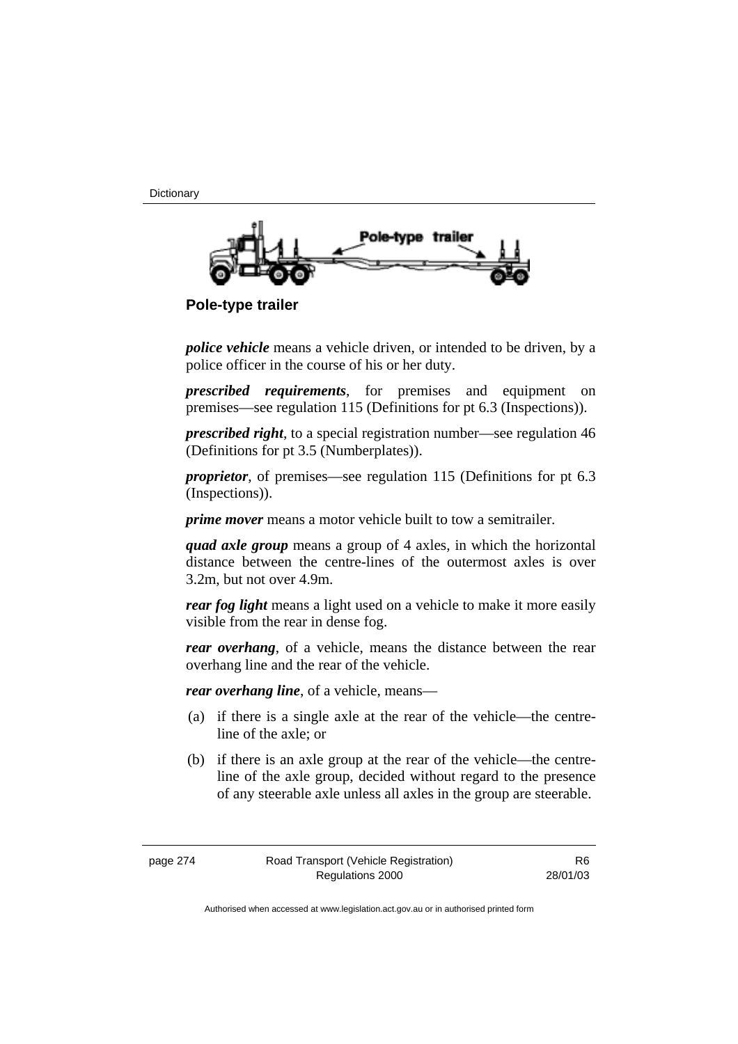**Pole-type trailer**

***police vehicle*** means a vehicle driven, or intended to be driven, by a police officer in the course of his or her duty.

***prescribed requirements***, for premises and equipment on premises—see regulation 115 (Definitions for pt 6.3 (Inspections)).

***prescribed right***, to a special registration number—see regulation 46 (Definitions for pt 3.5 (Numberplates)).

***proprietor***, of premises—see regulation 115 (Definitions for pt 6.3 (Inspections)).

***prime mover*** means a motor vehicle built to tow a semitrailer.

***quad axle group*** means a group of 4 axles, in which the horizontal distance between the centre-lines of the outermost axles is over 3.2m, but not over 4.9m.

***rear fog light*** means a light used on a vehicle to make it more easily visible from the rear in dense fog.

***rear overhang***, of a vehicle, means the distance between the rear overhang line and the rear of the vehicle.

***rear overhang line***, of a vehicle, means—

(a) if there is a single axle at the rear of the vehicle—the centre-line of the axle; or

(b) if there is an axle group at the rear of the vehicle—the centre-line of the axle group, decided without regard to the presence of any steerable axle unless all axles in the group are steerable.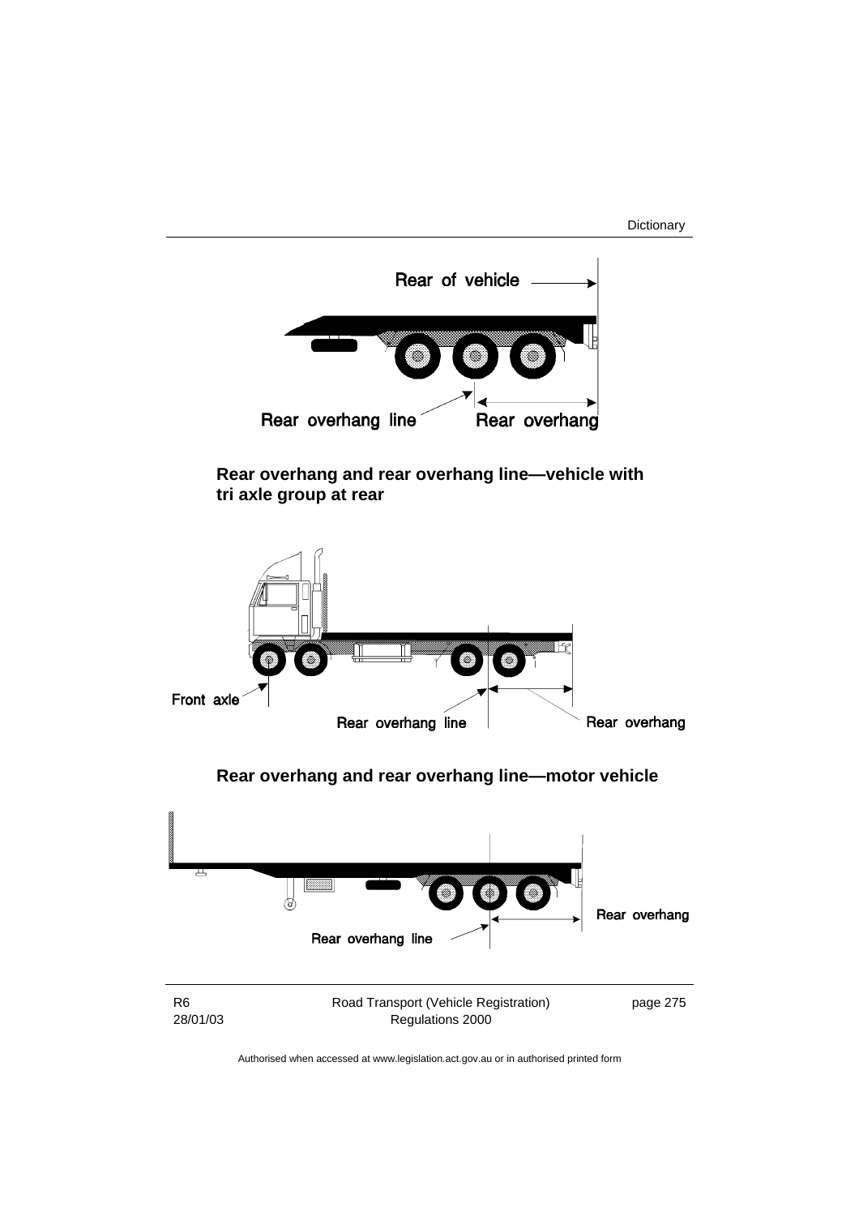**Rear overhang and rear overhang line—vehicle with tri axle group at rear**

**Rear overhang and rear overhang line—motor vehicle**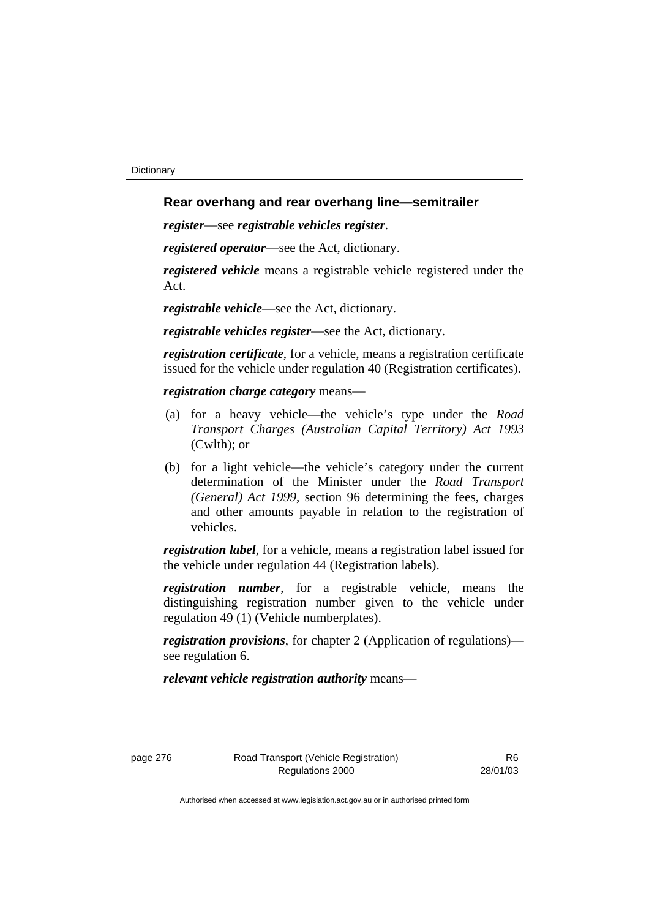**Rear overhang and rear overhang line—semitrailer**

***register***—see ***registrable vehicles register***.

***registered operator***—see the Act, dictionary.

***registered vehicle*** means a registrable vehicle registered under the Act.

***registrable vehicle***—see the Act, dictionary.

***registrable vehicles register***—see the Act, dictionary.

***registration certificate***, for a vehicle, means a registration certificate issued for the vehicle under regulation 40 (Registration certificates).

***registration charge category*** means—

(a) for a heavy vehicle—the vehicle's type under the *Road Transport Charges (Australian Capital Territory) Act 1993* (Cwlth); or

(b) for a light vehicle—the vehicle's category under the current determination of the Minister under the *Road Transport (General) Act 1999*, section 96 determining the fees, charges and other amounts payable in relation to the registration of vehicles.

***registration label***, for a vehicle, means a registration label issued for the vehicle under regulation 44 (Registration labels).

***registration number***, for a registrable vehicle, means the distinguishing registration number given to the vehicle under regulation 49 (1) (Vehicle numberplates).

***registration provisions***, for chapter 2 (Application of regulations)—see regulation 6.

***relevant vehicle registration authority*** means—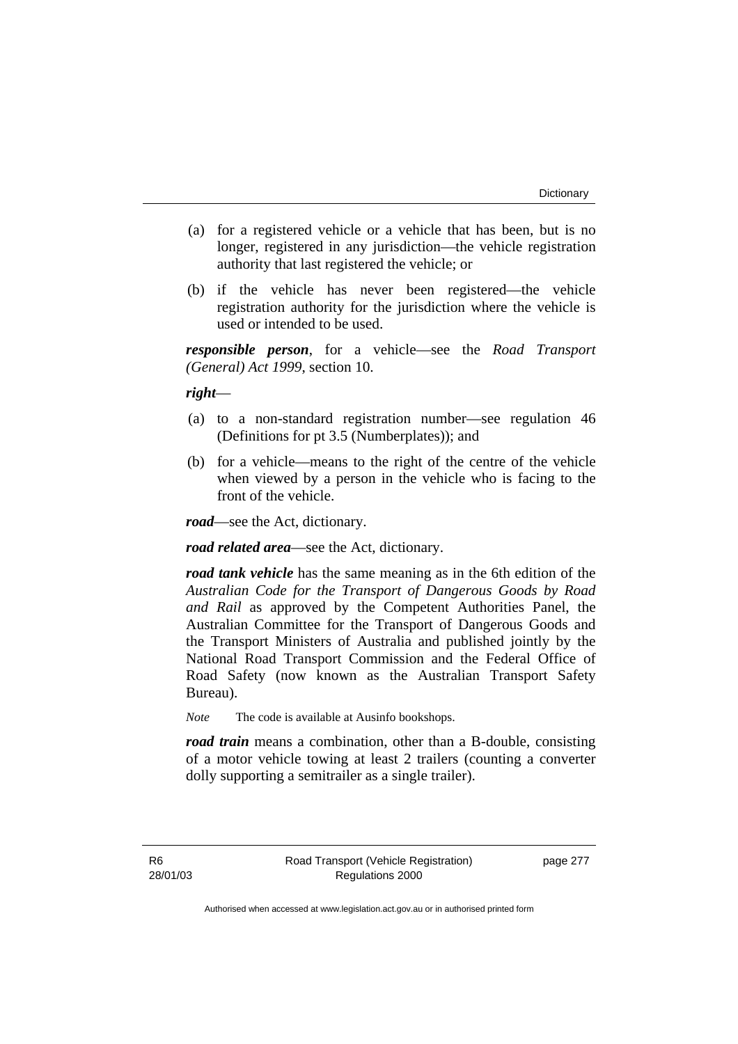(a) for a registered vehicle or a vehicle that has been, but is no longer, registered in any jurisdiction—the vehicle registration authority that last registered the vehicle; or

(b) if the vehicle has never been registered—the vehicle registration authority for the jurisdiction where the vehicle is used or intended to be used.

***responsible person***, for a vehicle—see the *Road Transport (General) Act 1999*, section 10.

***right***—

(a) to a non-standard registration number—see regulation 46 (Definitions for pt 3.5 (Numberplates)); and

(b) for a vehicle—means to the right of the centre of the vehicle when viewed by a person in the vehicle who is facing to the front of the vehicle.

***road***—see the Act, dictionary.

***road related area***—see the Act, dictionary.

***road tank vehicle*** has the same meaning as in the 6th edition of the *Australian Code for the Transport of Dangerous Goods by Road and Rail* as approved by the Competent Authorities Panel, the Australian Committee for the Transport of Dangerous Goods and the Transport Ministers of Australia and published jointly by the National Road Transport Commission and the Federal Office of Road Safety (now known as the Australian Transport Safety Bureau).

*Note* The code is available at Ausinfo bookshops.

***road train*** means a combination, other than a B-double, consisting of a motor vehicle towing at least 2 trailers (counting a converter dolly supporting a semitrailer as a single trailer).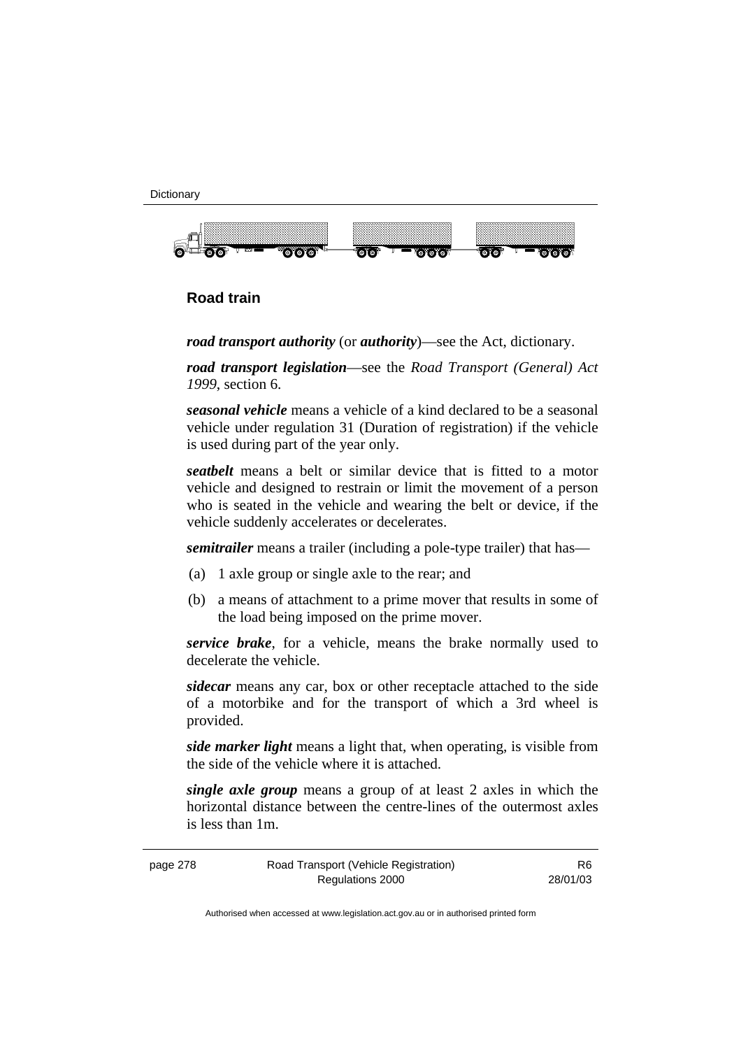**Road train**

***road transport authority*** (or ***authority***)—see the Act, dictionary.

***road transport legislation***—see the *Road Transport (General) Act 1999*, section 6.

***seasonal vehicle*** means a vehicle of a kind declared to be a seasonal vehicle under regulation 31 (Duration of registration) if the vehicle is used during part of the year only.

***seatbelt*** means a belt or similar device that is fitted to a motor vehicle and designed to restrain or limit the movement of a person who is seated in the vehicle and wearing the belt or device, if the vehicle suddenly accelerates or decelerates.

***semitrailer*** means a trailer (including a pole-type trailer) that has—

(a) 1 axle group or single axle to the rear; and

(b) a means of attachment to a prime mover that results in some of the load being imposed on the prime mover.

***service brake***, for a vehicle, means the brake normally used to decelerate the vehicle.

***sidecar*** means any car, box or other receptacle attached to the side of a motorbike and for the transport of which a 3rd wheel is provided.

***side marker light*** means a light that, when operating, is visible from the side of the vehicle where it is attached.

***single axle group*** means a group of at least 2 axles in which the horizontal distance between the centre-lines of the outermost axles is less than 1m.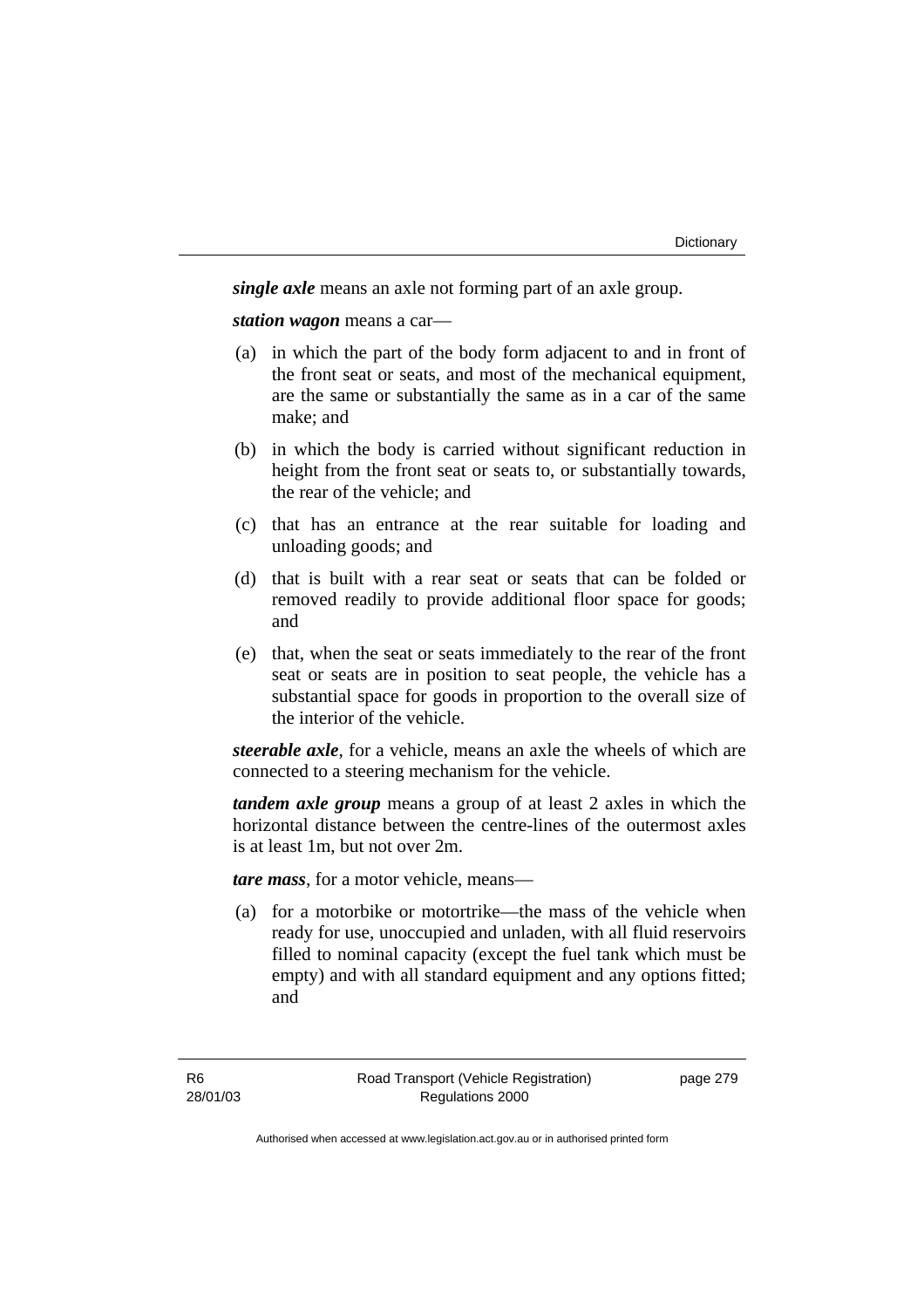***single axle*** means an axle not forming part of an axle group.

***station wagon*** means a car—

(a) in which the part of the body form adjacent to and in front of the front seat or seats, and most of the mechanical equipment, are the same or substantially the same as in a car of the same make; and

(b) in which the body is carried without significant reduction in height from the front seat or seats to, or substantially towards, the rear of the vehicle; and

(c) that has an entrance at the rear suitable for loading and unloading goods; and

(d) that is built with a rear seat or seats that can be folded or removed readily to provide additional floor space for goods; and

(e) that, when the seat or seats immediately to the rear of the front seat or seats are in position to seat people, the vehicle has a substantial space for goods in proportion to the overall size of the interior of the vehicle.

***steerable axle***, for a vehicle, means an axle the wheels of which are connected to a steering mechanism for the vehicle.

***tandem axle group*** means a group of at least 2 axles in which the horizontal distance between the centre-lines of the outermost axles is at least 1m, but not over 2m.

***tare mass***, for a motor vehicle, means—

(a) for a motorbike or motortrike—the mass of the vehicle when ready for use, unoccupied and unladen, with all fluid reservoirs filled to nominal capacity (except the fuel tank which must be empty) and with all standard equipment and any options fitted; and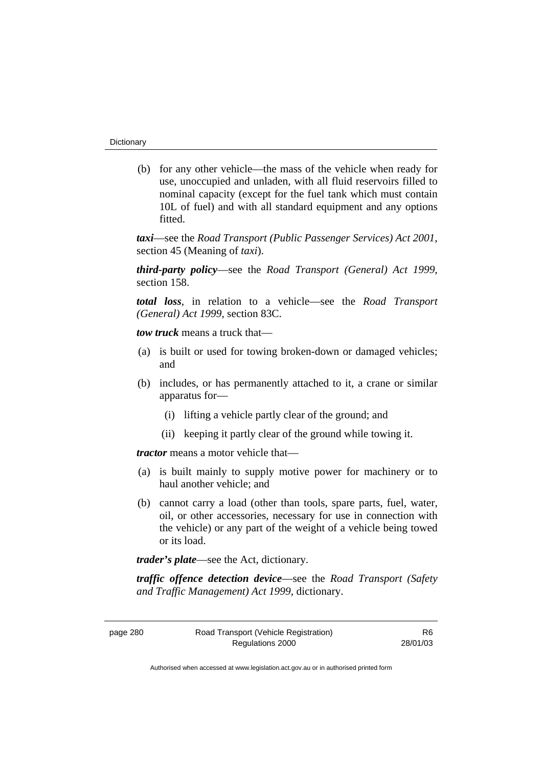(b) for any other vehicle—the mass of the vehicle when ready for use, unoccupied and unladen, with all fluid reservoirs filled to nominal capacity (except for the fuel tank which must contain 10L of fuel) and with all standard equipment and any options fitted.

***taxi***—see the *Road Transport (Public Passenger Services) Act 2001*, section 45 (Meaning of *taxi*).

***third-party policy***—see the *Road Transport (General) Act 1999*, section 158.

***total loss***, in relation to a vehicle—see the *Road Transport (General) Act 1999*, section 83C.

***tow truck*** means a truck that—

(a) is built or used for towing broken-down or damaged vehicles; and

(b) includes, or has permanently attached to it, a crane or similar apparatus for—

 (i) lifting a vehicle partly clear of the ground; and

 (ii) keeping it partly clear of the ground while towing it.

***tractor*** means a motor vehicle that—

(a) is built mainly to supply motive power for machinery or to haul another vehicle; and

(b) cannot carry a load (other than tools, spare parts, fuel, water, oil, or other accessories, necessary for use in connection with the vehicle) or any part of the weight of a vehicle being towed or its load.

***trader's plate***—see the Act, dictionary.

***traffic offence detection device***—see the *Road Transport (Safety and Traffic Management) Act 1999*, dictionary.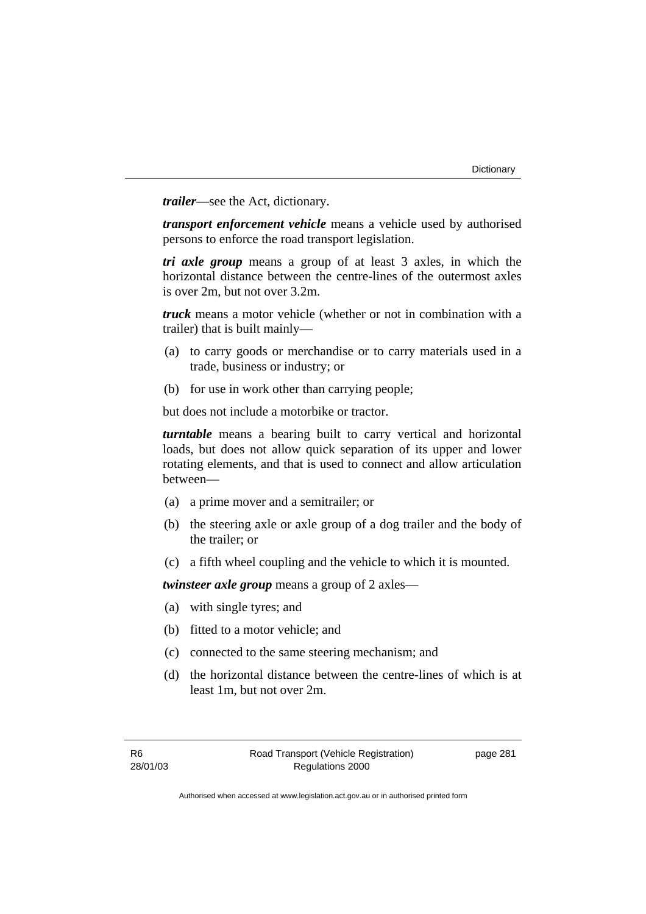***trailer***—see the Act, dictionary.

***transport enforcement vehicle*** means a vehicle used by authorised persons to enforce the road transport legislation.

***tri axle group*** means a group of at least 3 axles, in which the horizontal distance between the centre-lines of the outermost axles is over 2m, but not over 3.2m.

***truck*** means a motor vehicle (whether or not in combination with a trailer) that is built mainly—

(a) to carry goods or merchandise or to carry materials used in a trade, business or industry; or

(b) for use in work other than carrying people;

but does not include a motorbike or tractor.

***turntable*** means a bearing built to carry vertical and horizontal loads, but does not allow quick separation of its upper and lower rotating elements, and that is used to connect and allow articulation between—

(a) a prime mover and a semitrailer; or

(b) the steering axle or axle group of a dog trailer and the body of the trailer; or

(c) a fifth wheel coupling and the vehicle to which it is mounted.

***twinsteer axle group*** means a group of 2 axles—

(a) with single tyres; and

(b) fitted to a motor vehicle; and

(c) connected to the same steering mechanism; and

(d) the horizontal distance between the centre-lines of which is at least 1m, but not over 2m.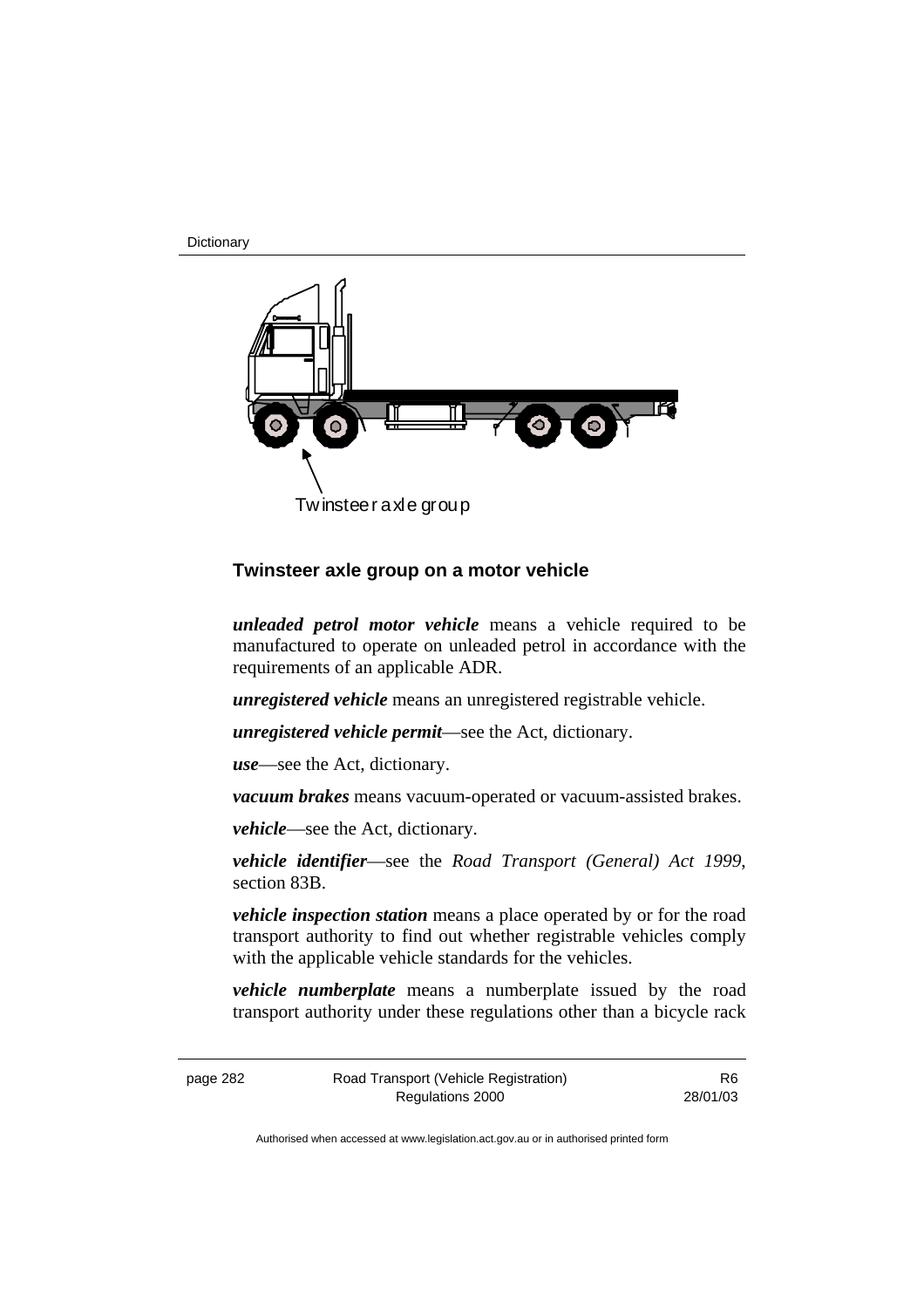Twinsteer axle group

**Twinsteer axle group on a motor vehicle**

***unleaded petrol motor vehicle*** means a vehicle required to be manufactured to operate on unleaded petrol in accordance with the requirements of an applicable ADR.

***unregistered vehicle*** means an unregistered registrable vehicle.

***unregistered vehicle permit***—see the Act, dictionary.

***use***—see the Act, dictionary.

***vacuum brakes*** means vacuum-operated or vacuum-assisted brakes.

***vehicle***—see the Act, dictionary.

***vehicle identifier***—see the *Road Transport (General) Act 1999*, section 83B.

***vehicle inspection station*** means a place operated by or for the road transport authority to find out whether registrable vehicles comply with the applicable vehicle standards for the vehicles.

***vehicle numberplate*** means a numberplate issued by the road transport authority under these regulations other than a bicycle rack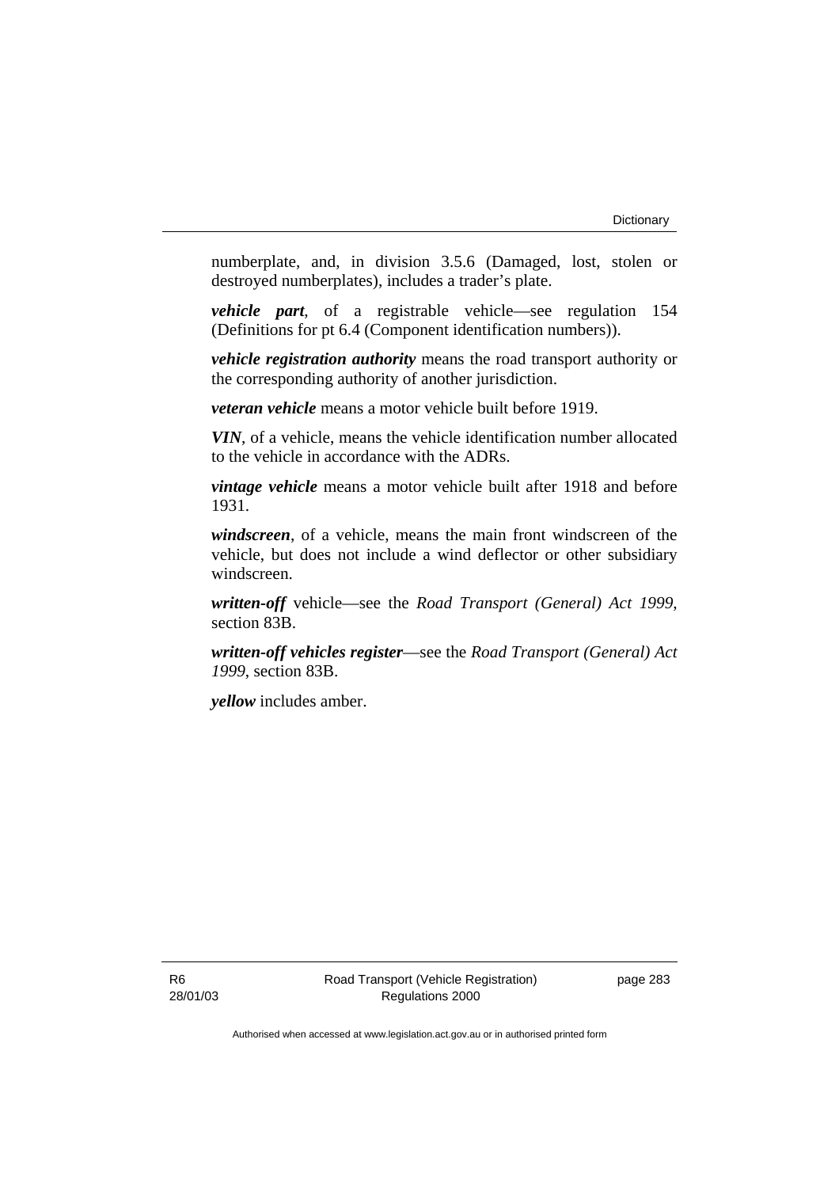numberplate, and, in division 3.5.6 (Damaged, lost, stolen or destroyed numberplates), includes a trader's plate.

***vehicle part***, of a registrable vehicle—see regulation 154 (Definitions for pt 6.4 (Component identification numbers)).

***vehicle registration authority*** means the road transport authority or the corresponding authority of another jurisdiction.

***veteran vehicle*** means a motor vehicle built before 1919.

***VIN***, of a vehicle, means the vehicle identification number allocated to the vehicle in accordance with the ADRs.

***vintage vehicle*** means a motor vehicle built after 1918 and before 1931.

***windscreen***, of a vehicle, means the main front windscreen of the vehicle, but does not include a wind deflector or other subsidiary windscreen.

***written-off*** vehicle—see the *Road Transport (General) Act 1999*, section 83B.

***written-off vehicles register***—see the *Road Transport (General) Act 1999*, section 83B.

***yellow*** includes amber.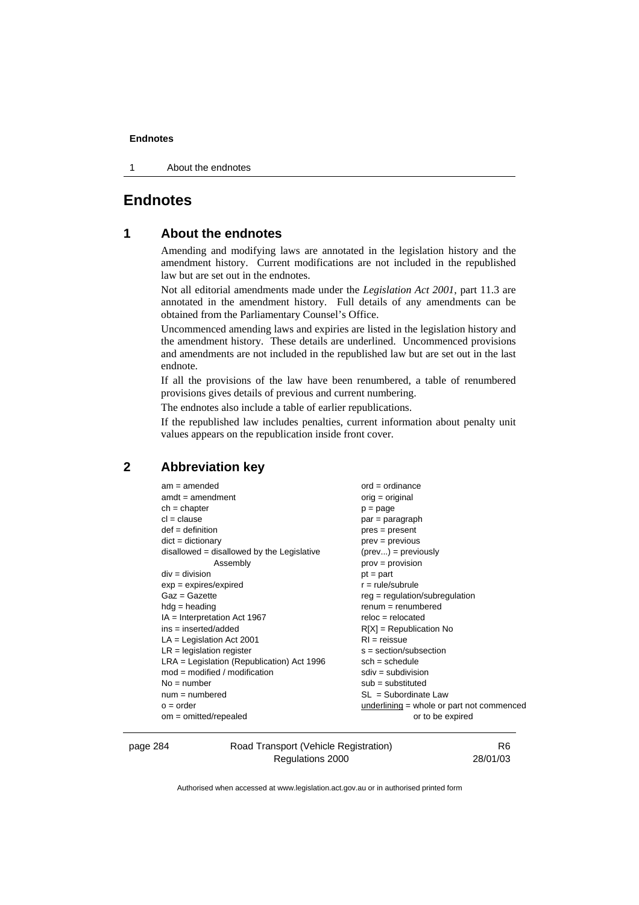# Endnotes

## 1 About the endnotes

Amending and modifying laws are annotated in the legislation history and the amendment history. Current modifications are not included in the republished law but are set out in the endnotes.

Not all editorial amendments made under the *Legislation Act 2001*, part 11.3 are annotated in the amendment history. Full details of any amendments can be obtained from the Parliamentary Counsel's Office.

Uncommenced amending laws and expiries are listed in the legislation history and the amendment history. These details are underlined. Uncommenced provisions and amendments are not included in the republished law but are set out in the last endnote.

If all the provisions of the law have been renumbered, a table of renumbered provisions gives details of previous and current numbering.

The endnotes also include a table of earlier republications.

If the republished law includes penalties, current information about penalty unit values appears on the republication inside front cover.

## 2 Abbreviation key

am = amended
amdt = amendment
ch = chapter
cl = clause
def = definition
dict = dictionary
disallowed = disallowed by the Legislative Assembly
div = division
exp = expires/expired
Gaz = Gazette
hdg = heading
IA = Interpretation Act 1967
ins = inserted/added
LA = Legislation Act 2001
LR = legislation register
LRA = Legislation (Republication) Act 1996
mod = modified / modification
No = number
num = numbered
o = order
om = omitted/repealed
ord = ordinance
orig = original
p = page
par = paragraph
pres = present
prev = previous
(prev...) = previously
prov = provision
pt = part
r = rule/subrule
reg = regulation/subregulation
renum = renumbered
reloc = relocated
R[X] = Republication No
RI = reissue
s = section/subsection
sch = schedule
sdiv = subdivision
sub = substituted
SL = Subordinate Law
underlining = whole or part not commenced or to be expired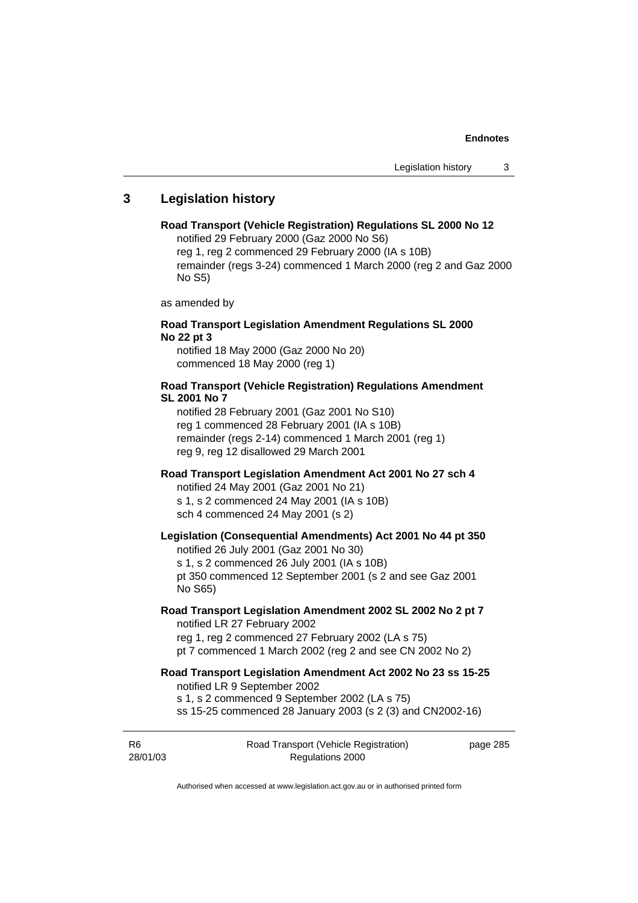## 3 Legislation history

**Road Transport (Vehicle Registration) Regulations SL 2000 No 12**
notified 29 February 2000 (Gaz 2000 No S6)
reg 1, reg 2 commenced 29 February 2000 (IA s 10B)
remainder (regs 3-24) commenced 1 March 2000 (reg 2 and Gaz 2000 No S5)

as amended by

**Road Transport Legislation Amendment Regulations SL 2000 No 22 pt 3**
notified 18 May 2000 (Gaz 2000 No 20)
commenced 18 May 2000 (reg 1)

**Road Transport (Vehicle Registration) Regulations Amendment SL 2001 No 7**
notified 28 February 2001 (Gaz 2001 No S10)
reg 1 commenced 28 February 2001 (IA s 10B)
remainder (regs 2-14) commenced 1 March 2001 (reg 1)
reg 9, reg 12 disallowed 29 March 2001

**Road Transport Legislation Amendment Act 2001 No 27 sch 4**
notified 24 May 2001 (Gaz 2001 No 21)
s 1, s 2 commenced 24 May 2001 (IA s 10B)
sch 4 commenced 24 May 2001 (s 2)

**Legislation (Consequential Amendments) Act 2001 No 44 pt 350**
notified 26 July 2001 (Gaz 2001 No 30)
s 1, s 2 commenced 26 July 2001 (IA s 10B)
pt 350 commenced 12 September 2001 (s 2 and see Gaz 2001 No S65)

**Road Transport Legislation Amendment 2002 SL 2002 No 2 pt 7**
notified LR 27 February 2002
reg 1, reg 2 commenced 27 February 2002 (LA s 75)
pt 7 commenced 1 March 2002 (reg 2 and see CN 2002 No 2)

**Road Transport Legislation Amendment Act 2002 No 23 ss 15-25**
notified LR 9 September 2002
s 1, s 2 commenced 9 September 2002 (LA s 75)
ss 15-25 commenced 28 January 2003 (s 2 (3) and CN2002-16)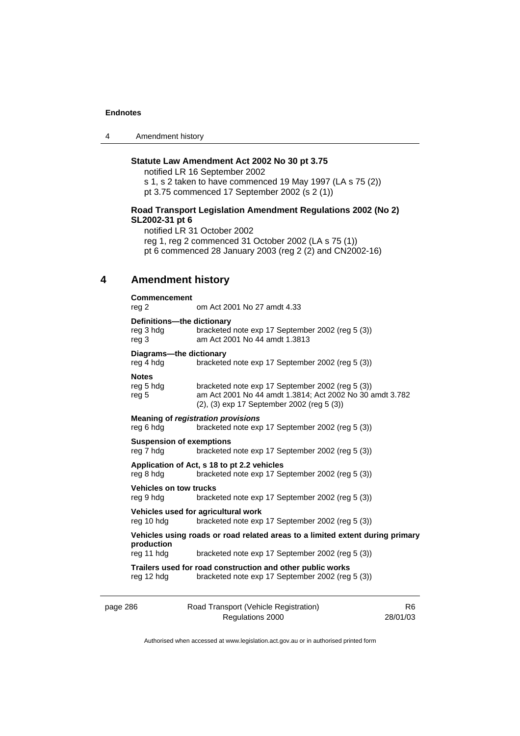**Statute Law Amendment Act 2002 No 30 pt 3.75**

notified LR 16 September 2002
s 1, s 2 taken to have commenced 19 May 1997 (LA s 75 (2))
pt 3.75 commenced 17 September 2002 (s 2 (1))

**Road Transport Legislation Amendment Regulations 2002 (No 2) SL2002-31 pt 6**

notified LR 31 October 2002
reg 1, reg 2 commenced 31 October 2002 (LA s 75 (1))
pt 6 commenced 28 January 2003 (reg 2 (2) and CN2002-16)

## 4 Amendment history

**Commencement**
reg 2 om Act 2001 No 27 amdt 4.33

**Definitions—the dictionary**
reg 3 hdg bracketed note exp 17 September 2002 (reg 5 (3))
reg 3 am Act 2001 No 44 amdt 1.3813

**Diagrams—the dictionary**
reg 4 hdg bracketed note exp 17 September 2002 (reg 5 (3))

**Notes**
reg 5 hdg bracketed note exp 17 September 2002 (reg 5 (3))
reg 5 am Act 2001 No 44 amdt 1.3814; Act 2002 No 30 amdt 3.782
(2), (3) exp 17 September 2002 (reg 5 (3))

**Meaning of *registration provisions***
reg 6 hdg bracketed note exp 17 September 2002 (reg 5 (3))

**Suspension of exemptions**
reg 7 hdg bracketed note exp 17 September 2002 (reg 5 (3))

**Application of Act, s 18 to pt 2.2 vehicles**
reg 8 hdg bracketed note exp 17 September 2002 (reg 5 (3))

**Vehicles on tow trucks**
reg 9 hdg bracketed note exp 17 September 2002 (reg 5 (3))

**Vehicles used for agricultural work**
reg 10 hdg bracketed note exp 17 September 2002 (reg 5 (3))

**Vehicles using roads or road related areas to a limited extent during primary production**
reg 11 hdg bracketed note exp 17 September 2002 (reg 5 (3))

**Trailers used for road construction and other public works**
reg 12 hdg bracketed note exp 17 September 2002 (reg 5 (3))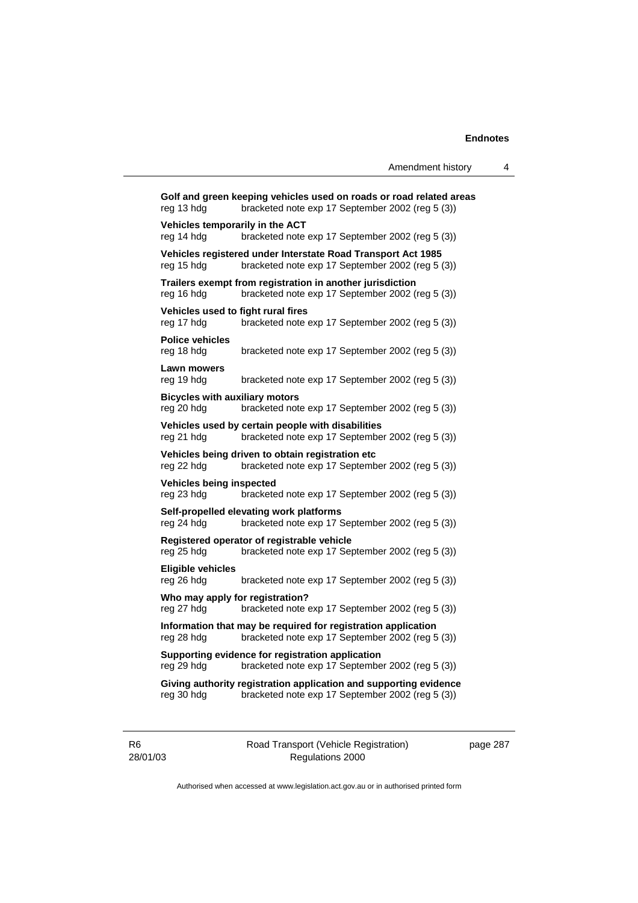**Golf and green keeping vehicles used on roads or road related areas**
reg 13 hdg bracketed note exp 17 September 2002 (reg 5 (3))

**Vehicles temporarily in the ACT**
reg 14 hdg bracketed note exp 17 September 2002 (reg 5 (3))

**Vehicles registered under Interstate Road Transport Act 1985**
reg 15 hdg bracketed note exp 17 September 2002 (reg 5 (3))

**Trailers exempt from registration in another jurisdiction**
reg 16 hdg bracketed note exp 17 September 2002 (reg 5 (3))

**Vehicles used to fight rural fires**
reg 17 hdg bracketed note exp 17 September 2002 (reg 5 (3))

**Police vehicles**
reg 18 hdg bracketed note exp 17 September 2002 (reg 5 (3))

**Lawn mowers**
reg 19 hdg bracketed note exp 17 September 2002 (reg 5 (3))

**Bicycles with auxiliary motors**
reg 20 hdg bracketed note exp 17 September 2002 (reg 5 (3))

**Vehicles used by certain people with disabilities**
reg 21 hdg bracketed note exp 17 September 2002 (reg 5 (3))

**Vehicles being driven to obtain registration etc**
reg 22 hdg bracketed note exp 17 September 2002 (reg 5 (3))

**Vehicles being inspected**
reg 23 hdg bracketed note exp 17 September 2002 (reg 5 (3))

**Self-propelled elevating work platforms**
reg 24 hdg bracketed note exp 17 September 2002 (reg 5 (3))

**Registered operator of registrable vehicle**
reg 25 hdg bracketed note exp 17 September 2002 (reg 5 (3))

**Eligible vehicles**
reg 26 hdg bracketed note exp 17 September 2002 (reg 5 (3))

**Who may apply for registration?**
reg 27 hdg bracketed note exp 17 September 2002 (reg 5 (3))

**Information that may be required for registration application**
reg 28 hdg bracketed note exp 17 September 2002 (reg 5 (3))

**Supporting evidence for registration application**
reg 29 hdg bracketed note exp 17 September 2002 (reg 5 (3))

**Giving authority registration application and supporting evidence**
reg 30 hdg bracketed note exp 17 September 2002 (reg 5 (3))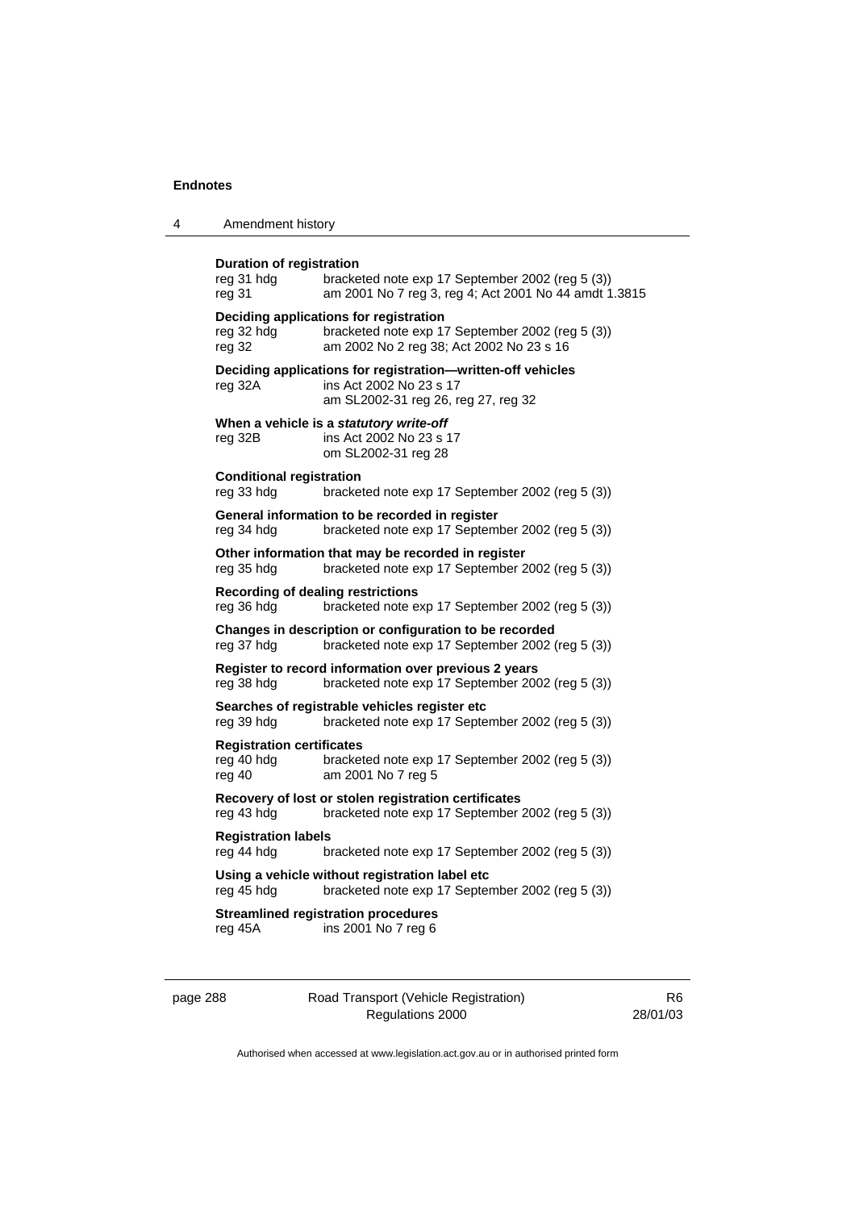**Duration of registration**

reg 31 hdg bracketed note exp 17 September 2002 (reg 5 (3))
reg 31 am 2001 No 7 reg 3, reg 4; Act 2001 No 44 amdt 1.3815

**Deciding applications for registration**

reg 32 hdg bracketed note exp 17 September 2002 (reg 5 (3))
reg 32 am 2002 No 2 reg 38; Act 2002 No 23 s 16

**Deciding applications for registration—written-off vehicles**

reg 32A ins Act 2002 No 23 s 17
am SL2002-31 reg 26, reg 27, reg 32

**When a vehicle is a *statutory write-off***

reg 32B ins Act 2002 No 23 s 17
om SL2002-31 reg 28

**Conditional registration**

reg 33 hdg bracketed note exp 17 September 2002 (reg 5 (3))

**General information to be recorded in register**

reg 34 hdg bracketed note exp 17 September 2002 (reg 5 (3))

**Other information that may be recorded in register**

reg 35 hdg bracketed note exp 17 September 2002 (reg 5 (3))

**Recording of dealing restrictions**

reg 36 hdg bracketed note exp 17 September 2002 (reg 5 (3))

**Changes in description or configuration to be recorded**

reg 37 hdg bracketed note exp 17 September 2002 (reg 5 (3))

**Register to record information over previous 2 years**

reg 38 hdg bracketed note exp 17 September 2002 (reg 5 (3))

**Searches of registrable vehicles register etc**

reg 39 hdg bracketed note exp 17 September 2002 (reg 5 (3))

**Registration certificates**

reg 40 hdg bracketed note exp 17 September 2002 (reg 5 (3))
reg 40 am 2001 No 7 reg 5

**Recovery of lost or stolen registration certificates**

reg 43 hdg bracketed note exp 17 September 2002 (reg 5 (3))

**Registration labels**

reg 44 hdg bracketed note exp 17 September 2002 (reg 5 (3))

**Using a vehicle without registration label etc**

reg 45 hdg bracketed note exp 17 September 2002 (reg 5 (3))

**Streamlined registration procedures**

reg 45A ins 2001 No 7 reg 6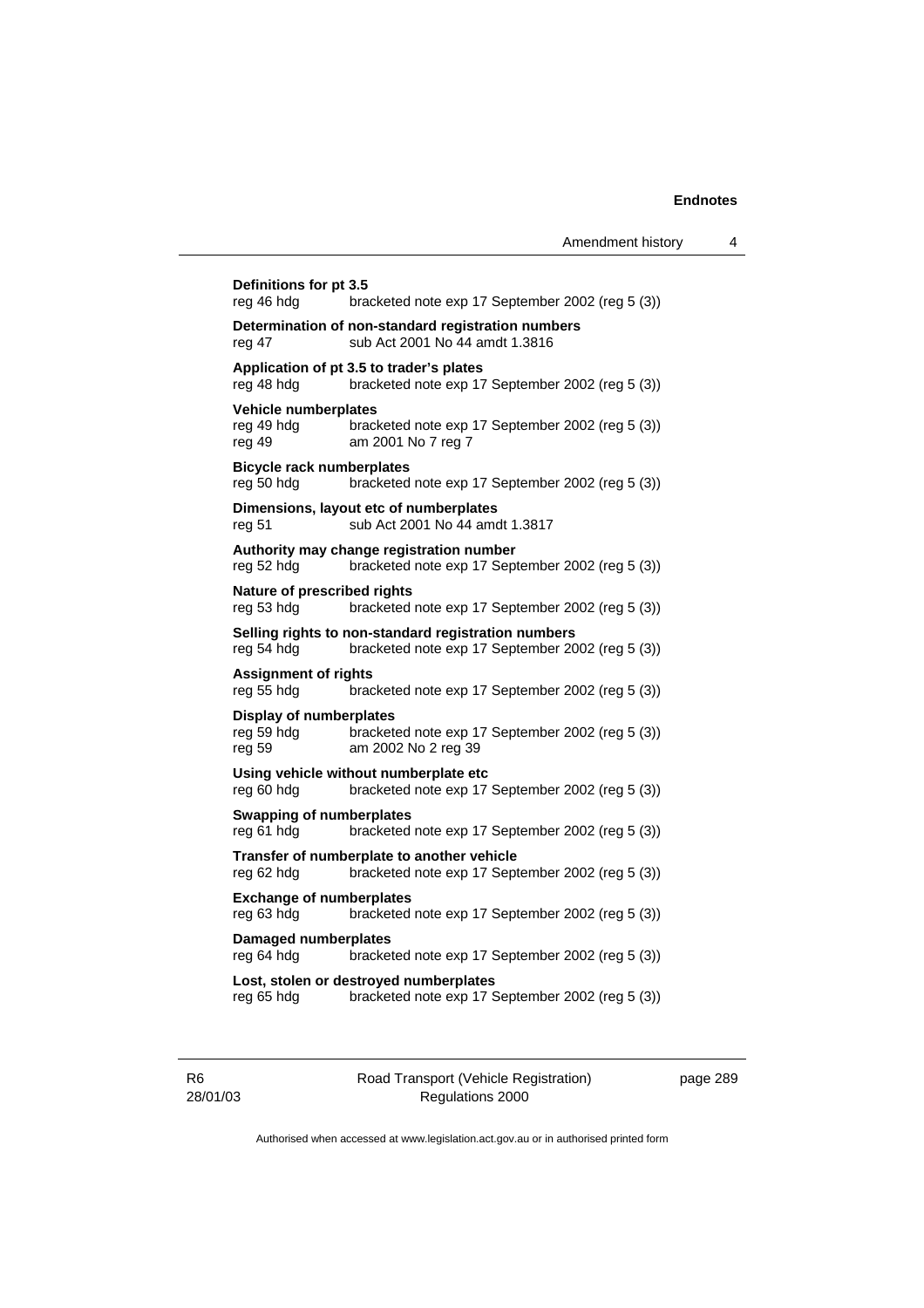**Definitions for pt 3.5**
reg 46 hdg bracketed note exp 17 September 2002 (reg 5 (3))

**Determination of non-standard registration numbers**
reg 47 sub Act 2001 No 44 amdt 1.3816

**Application of pt 3.5 to trader's plates**
reg 48 hdg bracketed note exp 17 September 2002 (reg 5 (3))

**Vehicle numberplates**
reg 49 hdg bracketed note exp 17 September 2002 (reg 5 (3))
reg 49 am 2001 No 7 reg 7

**Bicycle rack numberplates**
reg 50 hdg bracketed note exp 17 September 2002 (reg 5 (3))

**Dimensions, layout etc of numberplates**
reg 51 sub Act 2001 No 44 amdt 1.3817

**Authority may change registration number**
reg 52 hdg bracketed note exp 17 September 2002 (reg 5 (3))

**Nature of prescribed rights**
reg 53 hdg bracketed note exp 17 September 2002 (reg 5 (3))

**Selling rights to non-standard registration numbers**
reg 54 hdg bracketed note exp 17 September 2002 (reg 5 (3))

**Assignment of rights**
reg 55 hdg bracketed note exp 17 September 2002 (reg 5 (3))

**Display of numberplates**
reg 59 hdg bracketed note exp 17 September 2002 (reg 5 (3))
reg 59 am 2002 No 2 reg 39

**Using vehicle without numberplate etc**
reg 60 hdg bracketed note exp 17 September 2002 (reg 5 (3))

**Swapping of numberplates**
reg 61 hdg bracketed note exp 17 September 2002 (reg 5 (3))

**Transfer of numberplate to another vehicle**
reg 62 hdg bracketed note exp 17 September 2002 (reg 5 (3))

**Exchange of numberplates**
reg 63 hdg bracketed note exp 17 September 2002 (reg 5 (3))

**Damaged numberplates**
reg 64 hdg bracketed note exp 17 September 2002 (reg 5 (3))

**Lost, stolen or destroyed numberplates**
reg 65 hdg bracketed note exp 17 September 2002 (reg 5 (3))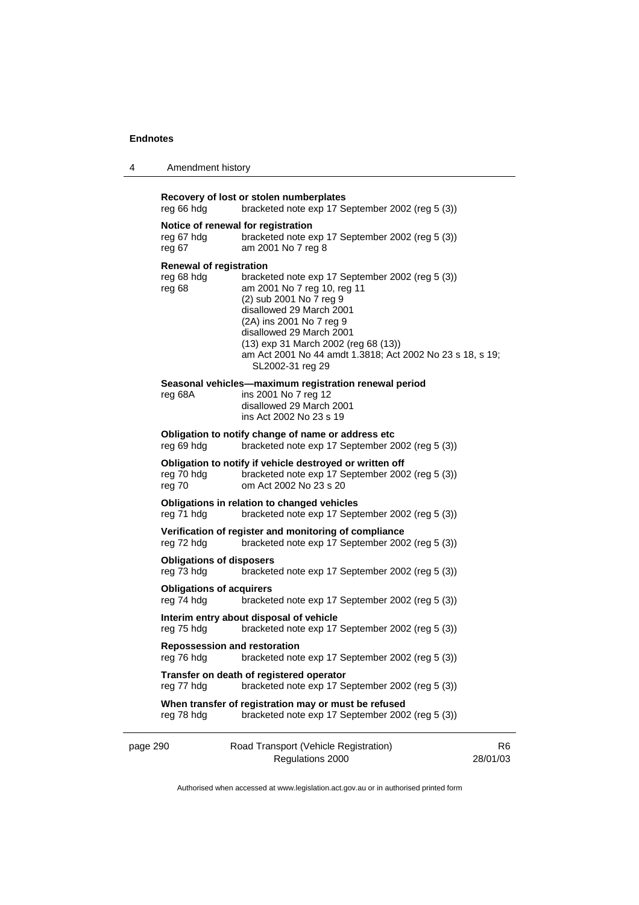**Recovery of lost or stolen numberplates**

reg 66 hdg bracketed note exp 17 September 2002 (reg 5 (3))

**Notice of renewal for registration**

reg 67 hdg bracketed note exp 17 September 2002 (reg 5 (3))
reg 67 am 2001 No 7 reg 8

**Renewal of registration**

reg 68 hdg bracketed note exp 17 September 2002 (reg 5 (3))
reg 68 am 2001 No 7 reg 10, reg 11
(2) sub 2001 No 7 reg 9
disallowed 29 March 2001
(2A) ins 2001 No 7 reg 9
disallowed 29 March 2001
(13) exp 31 March 2002 (reg 68 (13))
am Act 2001 No 44 amdt 1.3818; Act 2002 No 23 s 18, s 19; SL2002-31 reg 29

**Seasonal vehicles—maximum registration renewal period**

reg 68A ins 2001 No 7 reg 12
disallowed 29 March 2001
ins Act 2002 No 23 s 19

**Obligation to notify change of name or address etc**

reg 69 hdg bracketed note exp 17 September 2002 (reg 5 (3))

**Obligation to notify if vehicle destroyed or written off**

reg 70 hdg bracketed note exp 17 September 2002 (reg 5 (3))
reg 70 om Act 2002 No 23 s 20

**Obligations in relation to changed vehicles**

reg 71 hdg bracketed note exp 17 September 2002 (reg 5 (3))

**Verification of register and monitoring of compliance**

reg 72 hdg bracketed note exp 17 September 2002 (reg 5 (3))

**Obligations of disposers**

reg 73 hdg bracketed note exp 17 September 2002 (reg 5 (3))

**Obligations of acquirers**

reg 74 hdg bracketed note exp 17 September 2002 (reg 5 (3))

**Interim entry about disposal of vehicle**

reg 75 hdg bracketed note exp 17 September 2002 (reg 5 (3))

**Repossession and restoration**

reg 76 hdg bracketed note exp 17 September 2002 (reg 5 (3))

**Transfer on death of registered operator**

reg 77 hdg bracketed note exp 17 September 2002 (reg 5 (3))

**When transfer of registration may or must be refused**

reg 78 hdg bracketed note exp 17 September 2002 (reg 5 (3))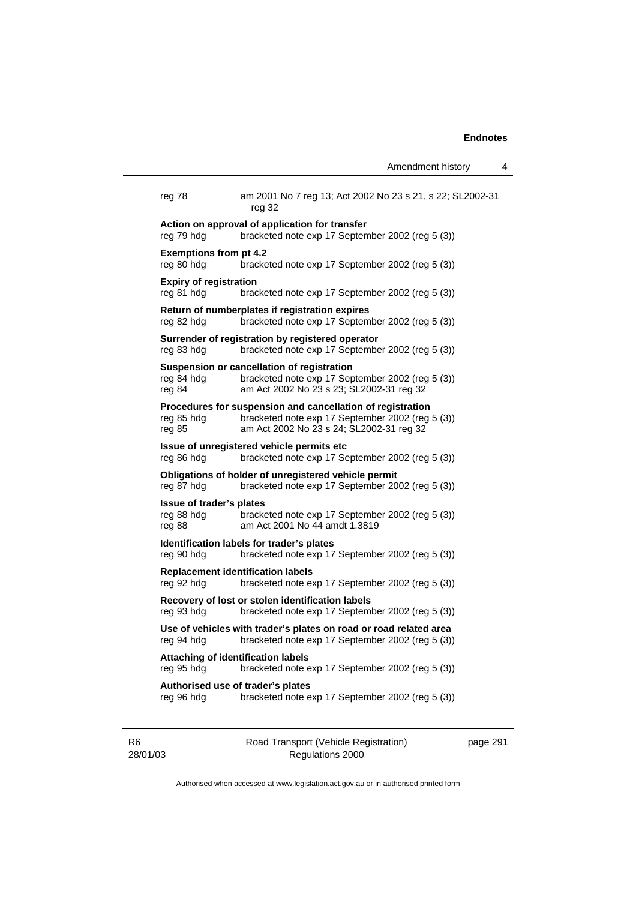| | |
|---|---|
| reg 78 | am 2001 No 7 reg 13; Act 2002 No 23 s 21, s 22; SL2002-31 reg 32 |

**Action on approval of application for transfer**

| | |
|---|---|
| reg 79 hdg | bracketed note exp 17 September 2002 (reg 5 (3)) |

**Exemptions from pt 4.2**

| | |
|---|---|
| reg 80 hdg | bracketed note exp 17 September 2002 (reg 5 (3)) |

**Expiry of registration**

| | |
|---|---|
| reg 81 hdg | bracketed note exp 17 September 2002 (reg 5 (3)) |

**Return of numberplates if registration expires**

| | |
|---|---|
| reg 82 hdg | bracketed note exp 17 September 2002 (reg 5 (3)) |

**Surrender of registration by registered operator**

| | |
|---|---|
| reg 83 hdg | bracketed note exp 17 September 2002 (reg 5 (3)) |

**Suspension or cancellation of registration**

| | |
|---|---|
| reg 84 hdg | bracketed note exp 17 September 2002 (reg 5 (3)) |
| reg 84 | am Act 2002 No 23 s 23; SL2002-31 reg 32 |

**Procedures for suspension and cancellation of registration**

| | |
|---|---|
| reg 85 hdg | bracketed note exp 17 September 2002 (reg 5 (3)) |
| reg 85 | am Act 2002 No 23 s 24; SL2002-31 reg 32 |

**Issue of unregistered vehicle permits etc**

| | |
|---|---|
| reg 86 hdg | bracketed note exp 17 September 2002 (reg 5 (3)) |

**Obligations of holder of unregistered vehicle permit**

| | |
|---|---|
| reg 87 hdg | bracketed note exp 17 September 2002 (reg 5 (3)) |

**Issue of trader's plates**

| | |
|---|---|
| reg 88 hdg | bracketed note exp 17 September 2002 (reg 5 (3)) |
| reg 88 | am Act 2001 No 44 amdt 1.3819 |

**Identification labels for trader's plates**

| | |
|---|---|
| reg 90 hdg | bracketed note exp 17 September 2002 (reg 5 (3)) |

**Replacement identification labels**

| | |
|---|---|
| reg 92 hdg | bracketed note exp 17 September 2002 (reg 5 (3)) |

**Recovery of lost or stolen identification labels**

| | |
|---|---|
| reg 93 hdg | bracketed note exp 17 September 2002 (reg 5 (3)) |

**Use of vehicles with trader's plates on road or road related area**

| | |
|---|---|
| reg 94 hdg | bracketed note exp 17 September 2002 (reg 5 (3)) |

**Attaching of identification labels**

| | |
|---|---|
| reg 95 hdg | bracketed note exp 17 September 2002 (reg 5 (3)) |

**Authorised use of trader's plates**

| | |
|---|---|
| reg 96 hdg | bracketed note exp 17 September 2002 (reg 5 (3)) |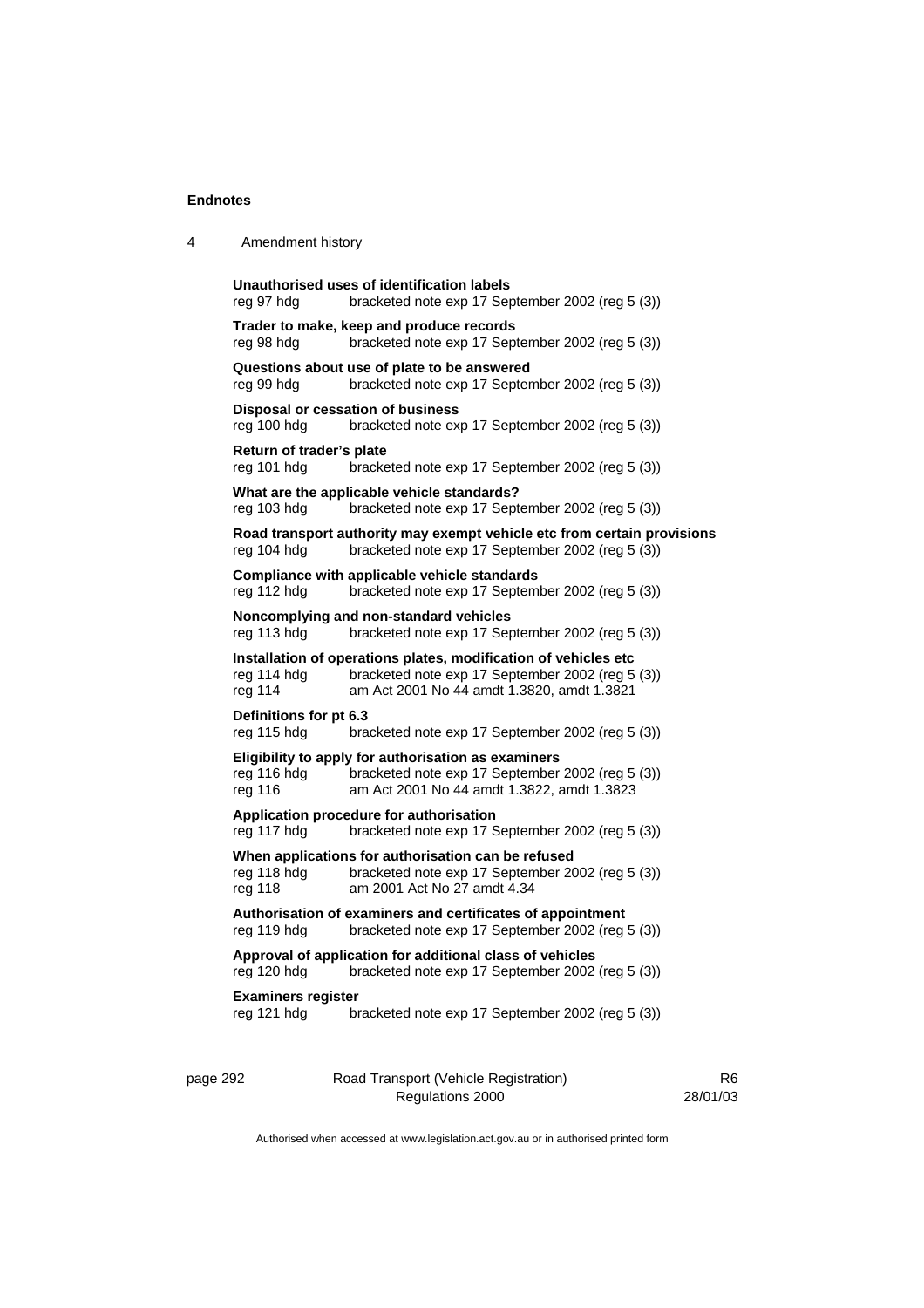**Unauthorised uses of identification labels**
reg 97 hdg bracketed note exp 17 September 2002 (reg 5 (3))

**Trader to make, keep and produce records**
reg 98 hdg bracketed note exp 17 September 2002 (reg 5 (3))

**Questions about use of plate to be answered**
reg 99 hdg bracketed note exp 17 September 2002 (reg 5 (3))

**Disposal or cessation of business**
reg 100 hdg bracketed note exp 17 September 2002 (reg 5 (3))

**Return of trader's plate**
reg 101 hdg bracketed note exp 17 September 2002 (reg 5 (3))

**What are the applicable vehicle standards?**
reg 103 hdg bracketed note exp 17 September 2002 (reg 5 (3))

**Road transport authority may exempt vehicle etc from certain provisions**
reg 104 hdg bracketed note exp 17 September 2002 (reg 5 (3))

**Compliance with applicable vehicle standards**
reg 112 hdg bracketed note exp 17 September 2002 (reg 5 (3))

**Noncomplying and non-standard vehicles**
reg 113 hdg bracketed note exp 17 September 2002 (reg 5 (3))

**Installation of operations plates, modification of vehicles etc**
reg 114 hdg bracketed note exp 17 September 2002 (reg 5 (3))
reg 114 am Act 2001 No 44 amdt 1.3820, amdt 1.3821

**Definitions for pt 6.3**
reg 115 hdg bracketed note exp 17 September 2002 (reg 5 (3))

**Eligibility to apply for authorisation as examiners**
reg 116 hdg bracketed note exp 17 September 2002 (reg 5 (3))
reg 116 am Act 2001 No 44 amdt 1.3822, amdt 1.3823

**Application procedure for authorisation**
reg 117 hdg bracketed note exp 17 September 2002 (reg 5 (3))

**When applications for authorisation can be refused**
reg 118 hdg bracketed note exp 17 September 2002 (reg 5 (3))
reg 118 am 2001 Act No 27 amdt 4.34

**Authorisation of examiners and certificates of appointment**
reg 119 hdg bracketed note exp 17 September 2002 (reg 5 (3))

**Approval of application for additional class of vehicles**
reg 120 hdg bracketed note exp 17 September 2002 (reg 5 (3))

**Examiners register**
reg 121 hdg bracketed note exp 17 September 2002 (reg 5 (3))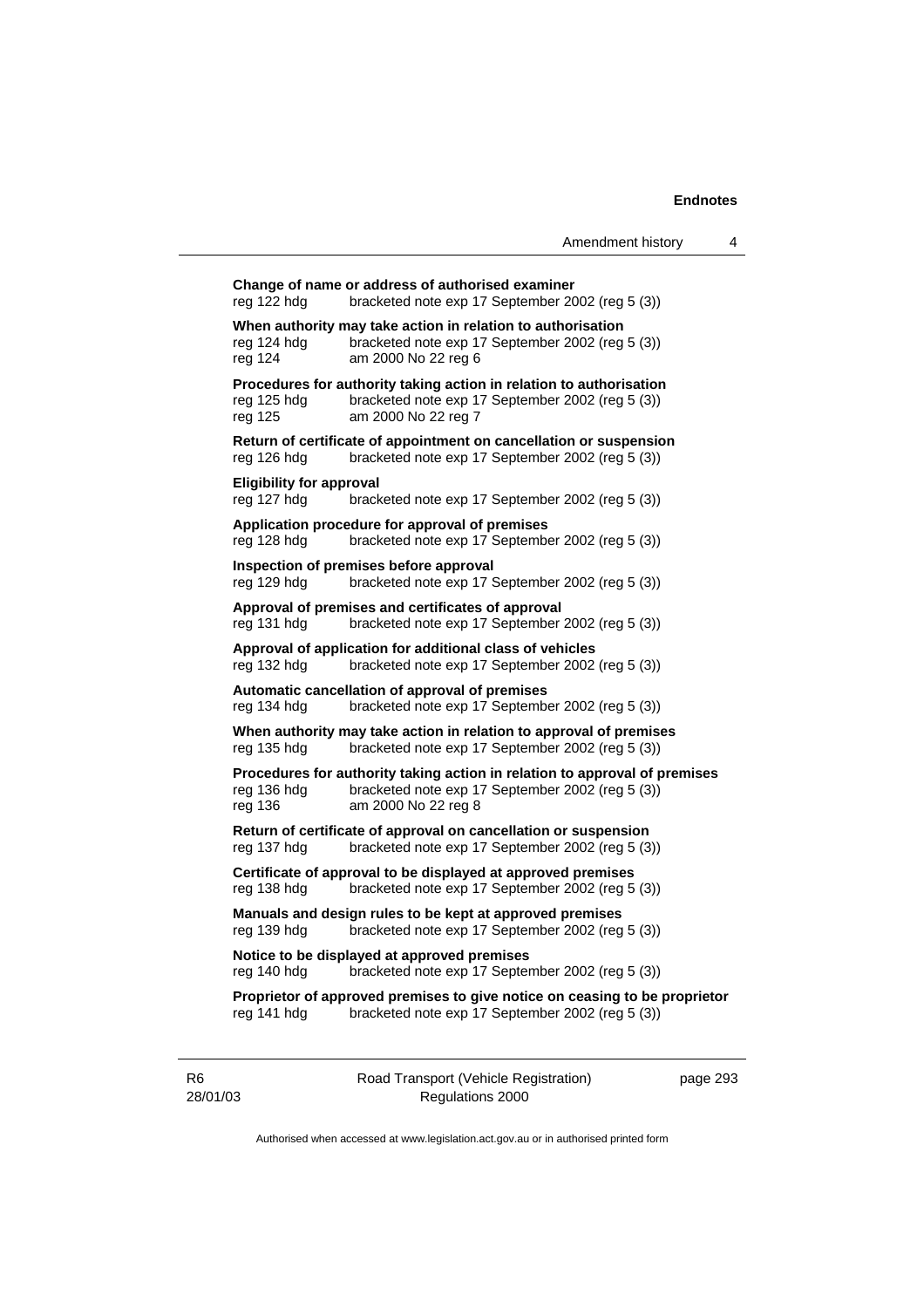**Change of name or address of authorised examiner**
reg 122 hdg bracketed note exp 17 September 2002 (reg 5 (3))

**When authority may take action in relation to authorisation**
reg 124 hdg bracketed note exp 17 September 2002 (reg 5 (3))
reg 124 am 2000 No 22 reg 6

**Procedures for authority taking action in relation to authorisation**
reg 125 hdg bracketed note exp 17 September 2002 (reg 5 (3))
reg 125 am 2000 No 22 reg 7

**Return of certificate of appointment on cancellation or suspension**
reg 126 hdg bracketed note exp 17 September 2002 (reg 5 (3))

**Eligibility for approval**
reg 127 hdg bracketed note exp 17 September 2002 (reg 5 (3))

**Application procedure for approval of premises**
reg 128 hdg bracketed note exp 17 September 2002 (reg 5 (3))

**Inspection of premises before approval**
reg 129 hdg bracketed note exp 17 September 2002 (reg 5 (3))

**Approval of premises and certificates of approval**
reg 131 hdg bracketed note exp 17 September 2002 (reg 5 (3))

**Approval of application for additional class of vehicles**
reg 132 hdg bracketed note exp 17 September 2002 (reg 5 (3))

**Automatic cancellation of approval of premises**
reg 134 hdg bracketed note exp 17 September 2002 (reg 5 (3))

**When authority may take action in relation to approval of premises**
reg 135 hdg bracketed note exp 17 September 2002 (reg 5 (3))

**Procedures for authority taking action in relation to approval of premises**
reg 136 hdg bracketed note exp 17 September 2002 (reg 5 (3))
reg 136 am 2000 No 22 reg 8

**Return of certificate of approval on cancellation or suspension**
reg 137 hdg bracketed note exp 17 September 2002 (reg 5 (3))

**Certificate of approval to be displayed at approved premises**
reg 138 hdg bracketed note exp 17 September 2002 (reg 5 (3))

**Manuals and design rules to be kept at approved premises**
reg 139 hdg bracketed note exp 17 September 2002 (reg 5 (3))

**Notice to be displayed at approved premises**
reg 140 hdg bracketed note exp 17 September 2002 (reg 5 (3))

**Proprietor of approved premises to give notice on ceasing to be proprietor**
reg 141 hdg bracketed note exp 17 September 2002 (reg 5 (3))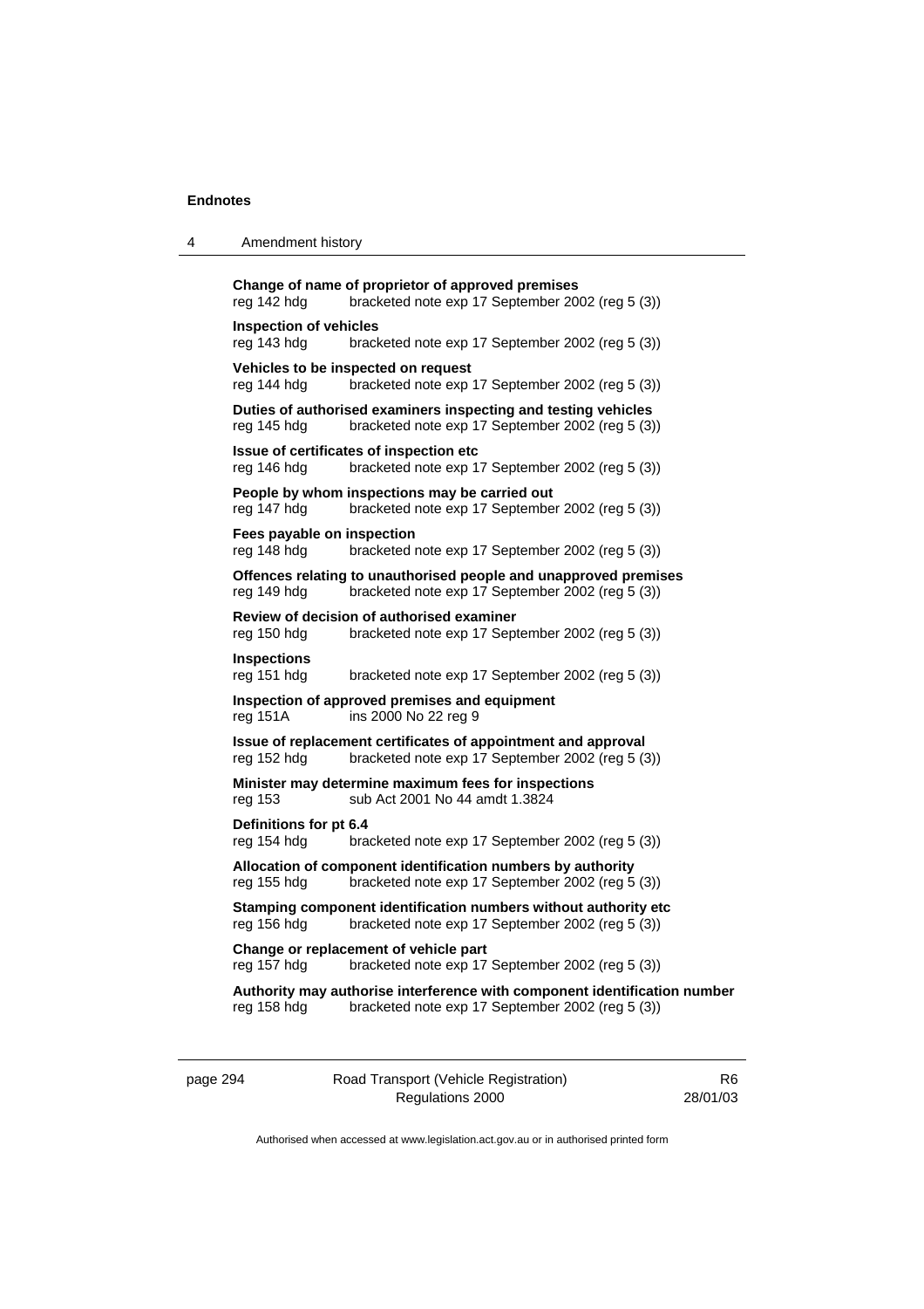**Change of name of proprietor of approved premises**
reg 142 hdg bracketed note exp 17 September 2002 (reg 5 (3))

**Inspection of vehicles**
reg 143 hdg bracketed note exp 17 September 2002 (reg 5 (3))

**Vehicles to be inspected on request**
reg 144 hdg bracketed note exp 17 September 2002 (reg 5 (3))

**Duties of authorised examiners inspecting and testing vehicles**
reg 145 hdg bracketed note exp 17 September 2002 (reg 5 (3))

**Issue of certificates of inspection etc**
reg 146 hdg bracketed note exp 17 September 2002 (reg 5 (3))

**People by whom inspections may be carried out**
reg 147 hdg bracketed note exp 17 September 2002 (reg 5 (3))

**Fees payable on inspection**
reg 148 hdg bracketed note exp 17 September 2002 (reg 5 (3))

**Offences relating to unauthorised people and unapproved premises**
reg 149 hdg bracketed note exp 17 September 2002 (reg 5 (3))

**Review of decision of authorised examiner**
reg 150 hdg bracketed note exp 17 September 2002 (reg 5 (3))

**Inspections**
reg 151 hdg bracketed note exp 17 September 2002 (reg 5 (3))

**Inspection of approved premises and equipment**
reg 151A ins 2000 No 22 reg 9

**Issue of replacement certificates of appointment and approval**
reg 152 hdg bracketed note exp 17 September 2002 (reg 5 (3))

**Minister may determine maximum fees for inspections**
reg 153 sub Act 2001 No 44 amdt 1.3824

**Definitions for pt 6.4**
reg 154 hdg bracketed note exp 17 September 2002 (reg 5 (3))

**Allocation of component identification numbers by authority**
reg 155 hdg bracketed note exp 17 September 2002 (reg 5 (3))

**Stamping component identification numbers without authority etc**
reg 156 hdg bracketed note exp 17 September 2002 (reg 5 (3))

**Change or replacement of vehicle part**
reg 157 hdg bracketed note exp 17 September 2002 (reg 5 (3))

**Authority may authorise interference with component identification number**
reg 158 hdg bracketed note exp 17 September 2002 (reg 5 (3))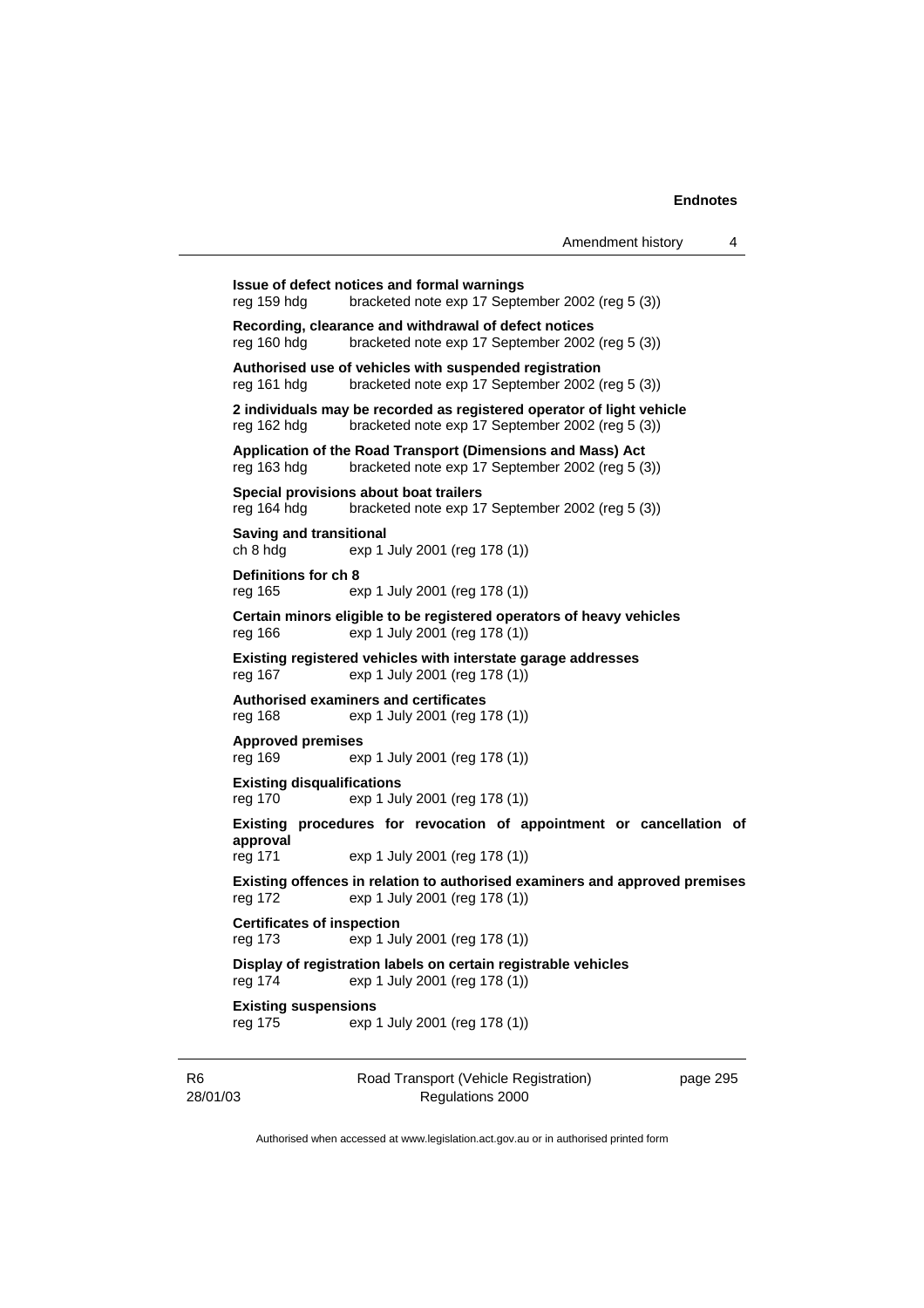**Issue of defect notices and formal warnings**
reg 159 hdg bracketed note exp 17 September 2002 (reg 5 (3))

**Recording, clearance and withdrawal of defect notices**
reg 160 hdg bracketed note exp 17 September 2002 (reg 5 (3))

**Authorised use of vehicles with suspended registration**
reg 161 hdg bracketed note exp 17 September 2002 (reg 5 (3))

**2 individuals may be recorded as registered operator of light vehicle**
reg 162 hdg bracketed note exp 17 September 2002 (reg 5 (3))

**Application of the Road Transport (Dimensions and Mass) Act**
reg 163 hdg bracketed note exp 17 September 2002 (reg 5 (3))

**Special provisions about boat trailers**
reg 164 hdg bracketed note exp 17 September 2002 (reg 5 (3))

**Saving and transitional**
ch 8 hdg exp 1 July 2001 (reg 178 (1))

**Definitions for ch 8**
reg 165 exp 1 July 2001 (reg 178 (1))

**Certain minors eligible to be registered operators of heavy vehicles**
reg 166 exp 1 July 2001 (reg 178 (1))

**Existing registered vehicles with interstate garage addresses**
reg 167 exp 1 July 2001 (reg 178 (1))

**Authorised examiners and certificates**
reg 168 exp 1 July 2001 (reg 178 (1))

**Approved premises**
reg 169 exp 1 July 2001 (reg 178 (1))

**Existing disqualifications**
reg 170 exp 1 July 2001 (reg 178 (1))

**Existing procedures for revocation of appointment or cancellation of approval**
reg 171 exp 1 July 2001 (reg 178 (1))

**Existing offences in relation to authorised examiners and approved premises**
reg 172 exp 1 July 2001 (reg 178 (1))

**Certificates of inspection**
reg 173 exp 1 July 2001 (reg 178 (1))

**Display of registration labels on certain registrable vehicles**
reg 174 exp 1 July 2001 (reg 178 (1))

**Existing suspensions**
reg 175 exp 1 July 2001 (reg 178 (1))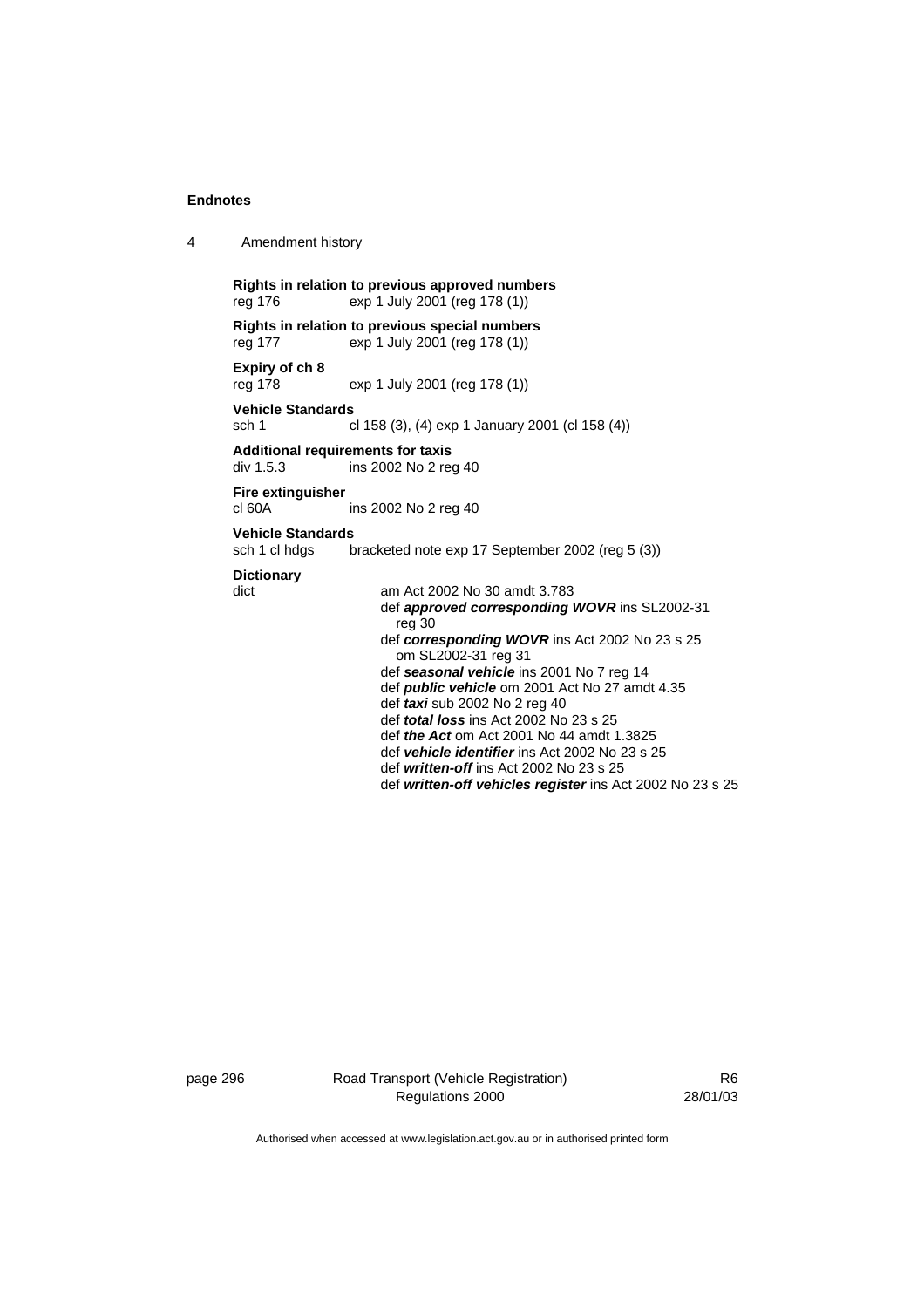**Rights in relation to previous approved numbers**
reg 176 exp 1 July 2001 (reg 178 (1))

**Rights in relation to previous special numbers**
reg 177 exp 1 July 2001 (reg 178 (1))

**Expiry of ch 8**
reg 178 exp 1 July 2001 (reg 178 (1))

**Vehicle Standards**
sch 1 cl 158 (3), (4) exp 1 January 2001 (cl 158 (4))

**Additional requirements for taxis**
div 1.5.3 ins 2002 No 2 reg 40

**Fire extinguisher**
cl 60A ins 2002 No 2 reg 40

**Vehicle Standards**
sch 1 cl hdgs bracketed note exp 17 September 2002 (reg 5 (3))

**Dictionary**
dict am Act 2002 No 30 amdt 3.783
def ***approved corresponding WOVR*** ins SL2002-31 reg 30
def ***corresponding WOVR*** ins Act 2002 No 23 s 25 om SL2002-31 reg 31
def ***seasonal vehicle*** ins 2001 No 7 reg 14
def ***public vehicle*** om 2001 Act No 27 amdt 4.35
def ***taxi*** sub 2002 No 2 reg 40
def ***total loss*** ins Act 2002 No 23 s 25
def ***the Act*** om Act 2001 No 44 amdt 1.3825
def ***vehicle identifier*** ins Act 2002 No 23 s 25
def ***written-off*** ins Act 2002 No 23 s 25
def ***written-off vehicles register*** ins Act 2002 No 23 s 25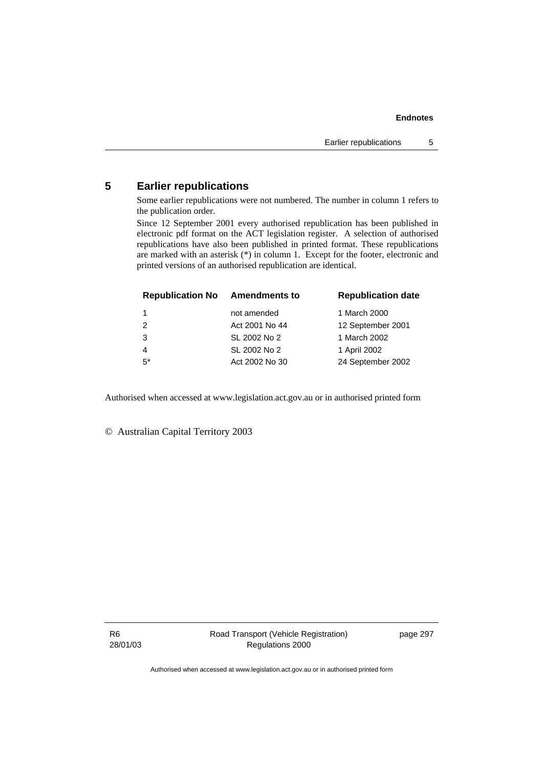## 5 Earlier republications

Some earlier republications were not numbered. The number in column 1 refers to the publication order.

Since 12 September 2001 every authorised republication has been published in electronic pdf format on the ACT legislation register. A selection of authorised republications have also been published in printed format. These republications are marked with an asterisk (*) in column 1. Except for the footer, electronic and printed versions of an authorised republication are identical.

| Republication No | Amendments to | Republication date |
|---|---|---|
| 1 | not amended | 1 March 2000 |
| 2 | Act 2001 No 44 | 12 September 2001 |
| 3 | SL 2002 No 2 | 1 March 2002 |
| 4 | SL 2002 No 2 | 1 April 2002 |
| 5* | Act 2002 No 30 | 24 September 2002 |

Authorised when accessed at www.legislation.act.gov.au or in authorised printed form

© Australian Capital Territory 2003